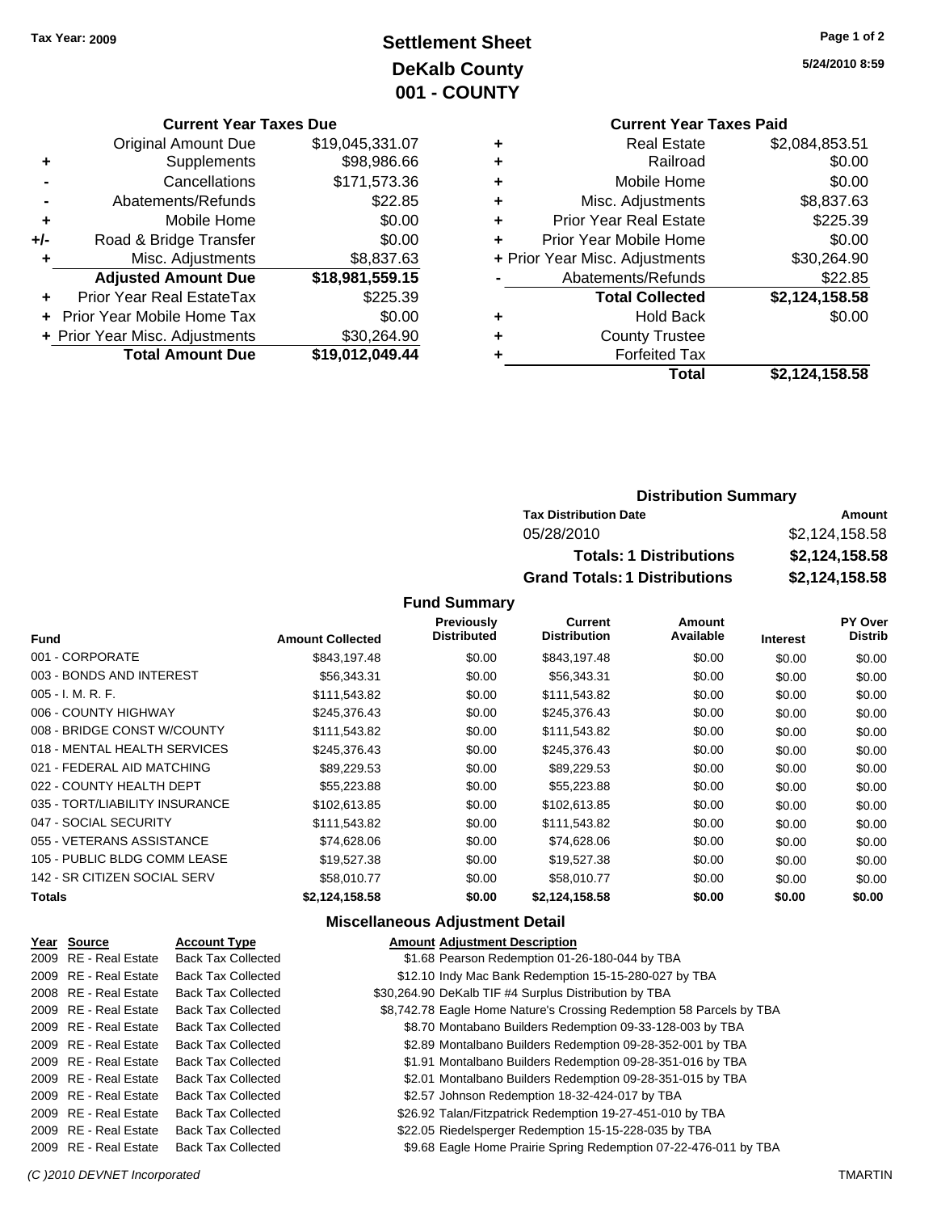Tax Year: 2009

# Settlement Sheet
## DeKalb County
## 001 - COUNTY

5/24/2010 8:59

### Current Year Taxes Due

| | | |
|---|---|---|
| | Original Amount Due | $19,045,331.07 |
| + | Supplements | $98,986.66 |
| - | Cancellations | $171,573.36 |
| - | Abatements/Refunds | $22.85 |
| + | Mobile Home | $0.00 |
| +/- | Road & Bridge Transfer | $0.00 |
| + | Misc. Adjustments | $8,837.63 |
| | **Adjusted Amount Due** | **$18,981,559.15** |
| + | Prior Year Real EstateTax | $225.39 |
| + | Prior Year Mobile Home Tax | $0.00 |
| + | Prior Year Misc. Adjustments | $30,264.90 |
| | **Total Amount Due** | **$19,012,049.44** |

### Current Year Taxes Paid

| | | |
|---|---|---|
| + | Real Estate | $2,084,853.51 |
| + | Railroad | $0.00 |
| + | Mobile Home | $0.00 |
| + | Misc. Adjustments | $8,837.63 |
| + | Prior Year Real Estate | $225.39 |
| + | Prior Year Mobile Home | $0.00 |
| + | Prior Year Misc. Adjustments | $30,264.90 |
| - | Abatements/Refunds | $22.85 |
| | **Total Collected** | **$2,124,158.58** |
| + | Hold Back | $0.00 |
| + | County Trustee | |
| + | Forfeited Tax | |
| | **Total** | **$2,124,158.58** |

### Distribution Summary

| Tax Distribution Date | Amount |
|---|---|
| 05/28/2010 | $2,124,158.58 |
| **Totals: 1 Distributions** | **$2,124,158.58** |
| **Grand Totals: 1 Distributions** | **$2,124,158.58** |

### Fund Summary

| Fund | Amount Collected | Previously Distributed | Current Distribution | Amount Available | Interest | PY Over Distrib |
|---|---|---|---|---|---|---|
| 001 - CORPORATE | $843,197.48 | $0.00 | $843,197.48 | $0.00 | $0.00 | $0.00 |
| 003 - BONDS AND INTEREST | $56,343.31 | $0.00 | $56,343.31 | $0.00 | $0.00 | $0.00 |
| 005 - I. M. R. F. | $111,543.82 | $0.00 | $111,543.82 | $0.00 | $0.00 | $0.00 |
| 006 - COUNTY HIGHWAY | $245,376.43 | $0.00 | $245,376.43 | $0.00 | $0.00 | $0.00 |
| 008 - BRIDGE CONST W/COUNTY | $111,543.82 | $0.00 | $111,543.82 | $0.00 | $0.00 | $0.00 |
| 018 - MENTAL HEALTH SERVICES | $245,376.43 | $0.00 | $245,376.43 | $0.00 | $0.00 | $0.00 |
| 021 - FEDERAL AID MATCHING | $89,229.53 | $0.00 | $89,229.53 | $0.00 | $0.00 | $0.00 |
| 022 - COUNTY HEALTH DEPT | $55,223.88 | $0.00 | $55,223.88 | $0.00 | $0.00 | $0.00 |
| 035 - TORT/LIABILITY INSURANCE | $102,613.85 | $0.00 | $102,613.85 | $0.00 | $0.00 | $0.00 |
| 047 - SOCIAL SECURITY | $111,543.82 | $0.00 | $111,543.82 | $0.00 | $0.00 | $0.00 |
| 055 - VETERANS ASSISTANCE | $74,628.06 | $0.00 | $74,628.06 | $0.00 | $0.00 | $0.00 |
| 105 - PUBLIC BLDG COMM LEASE | $19,527.38 | $0.00 | $19,527.38 | $0.00 | $0.00 | $0.00 |
| 142 - SR CITIZEN SOCIAL SERV | $58,010.77 | $0.00 | $58,010.77 | $0.00 | $0.00 | $0.00 |
| **Totals** | **$2,124,158.58** | **$0.00** | **$2,124,158.58** | **$0.00** | **$0.00** | **$0.00** |

### Miscellaneous Adjustment Detail

| Year | Source | Account Type | Amount | Adjustment Description |
|---|---|---|---|---|
| 2009 | RE - Real Estate | Back Tax Collected | $1.68 | Pearson Redemption 01-26-180-044 by TBA |
| 2009 | RE - Real Estate | Back Tax Collected | $12.10 | Indy Mac Bank Redemption 15-15-280-027 by TBA |
| 2008 | RE - Real Estate | Back Tax Collected | $30,264.90 | DeKalb TIF #4 Surplus Distribution by TBA |
| 2009 | RE - Real Estate | Back Tax Collected | $8,742.78 | Eagle Home Nature's Crossing Redemption 58 Parcels by TBA |
| 2009 | RE - Real Estate | Back Tax Collected | $8.70 | Montabano Builders Redemption 09-33-128-003 by TBA |
| 2009 | RE - Real Estate | Back Tax Collected | $2.89 | Montalbano Builders Redemption 09-28-352-001 by TBA |
| 2009 | RE - Real Estate | Back Tax Collected | $1.91 | Montalbano Builders Redemption 09-28-351-016 by TBA |
| 2009 | RE - Real Estate | Back Tax Collected | $2.01 | Montalbano Builders Redemption 09-28-351-015 by TBA |
| 2009 | RE - Real Estate | Back Tax Collected | $2.57 | Johnson Redemption 18-32-424-017 by TBA |
| 2009 | RE - Real Estate | Back Tax Collected | $26.92 | Talan/Fitzpatrick Redemption 19-27-451-010 by TBA |
| 2009 | RE - Real Estate | Back Tax Collected | $22.05 | Riedelsperger Redemption 15-15-228-035 by TBA |
| 2009 | RE - Real Estate | Back Tax Collected | $9.68 | Eagle Home Prairie Spring Redemption 07-22-476-011 by TBA |

(C )2010 DEVNET Incorporated TMARTIN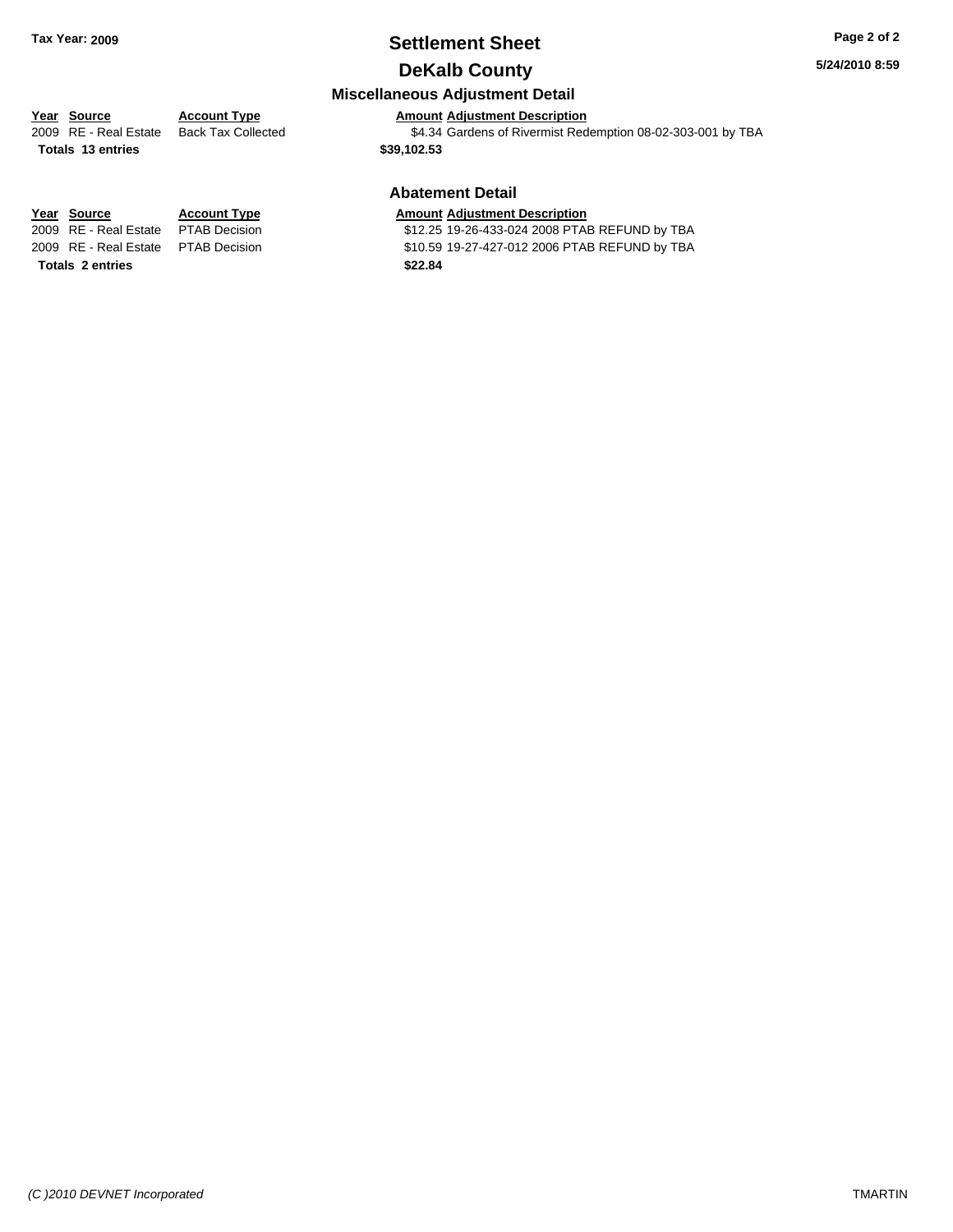# Settlement Sheet

## DeKalb County

### Miscellaneous Adjustment Detail

| Year | Source | Account Type | Amount | Adjustment Description |
|---|---|---|---|---|
| 2009 | RE - Real Estate | Back Tax Collected | $4.34 | Gardens of Rivermist Redemption 08-02-303-001 by TBA |
| **Totals 13 entries** | | | **$39,102.53** | |

### Abatement Detail

| Year | Source | Account Type | Amount | Adjustment Description |
|---|---|---|---|---|
| 2009 | RE - Real Estate | PTAB Decision | $12.25 | 19-26-433-024 2008 PTAB REFUND by TBA |
| 2009 | RE - Real Estate | PTAB Decision | $10.59 | 19-27-427-012 2006 PTAB REFUND by TBA |
| **Totals 2 entries** | | | **$22.84** | |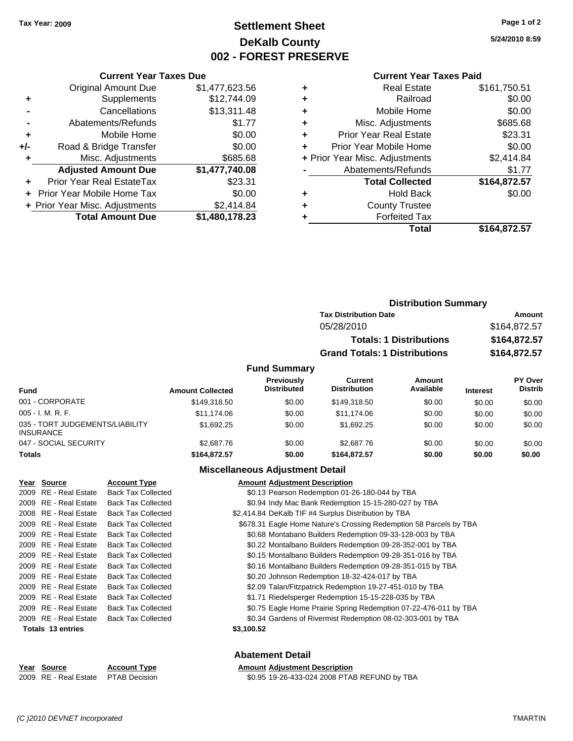Tax Year: 2009

# Settlement Sheet
## DeKalb County
## 002 - FOREST PRESERVE

5/24/2010 8:59

### Current Year Taxes Due

| | | |
|---|---|---|
| | Original Amount Due | $1,477,623.56 |
| + | Supplements | $12,744.09 |
| - | Cancellations | $13,311.48 |
| - | Abatements/Refunds | $1.77 |
| + | Mobile Home | $0.00 |
| +/- | Road & Bridge Transfer | $0.00 |
| + | Misc. Adjustments | $685.68 |
| | **Adjusted Amount Due** | **$1,477,740.08** |
| + | Prior Year Real EstateTax | $23.31 |
| + | Prior Year Mobile Home Tax | $0.00 |
| + | Prior Year Misc. Adjustments | $2,414.84 |
| | **Total Amount Due** | **$1,480,178.23** |

### Current Year Taxes Paid

| | | |
|---|---|---|
| + | Real Estate | $161,750.51 |
| + | Railroad | $0.00 |
| + | Mobile Home | $0.00 |
| + | Misc. Adjustments | $685.68 |
| + | Prior Year Real Estate | $23.31 |
| + | Prior Year Mobile Home | $0.00 |
| + | Prior Year Misc. Adjustments | $2,414.84 |
| - | Abatements/Refunds | $1.77 |
| | **Total Collected** | **$164,872.57** |
| + | Hold Back | $0.00 |
| + | County Trustee | |
| + | Forfeited Tax | |
| | **Total** | **$164,872.57** |

### Distribution Summary

| Tax Distribution Date | Amount |
|---|---|
| 05/28/2010 | $164,872.57 |
| **Totals: 1 Distributions** | **$164,872.57** |
| **Grand Totals: 1 Distributions** | **$164,872.57** |

### Fund Summary

| Fund | Amount Collected | Previously Distributed | Current Distribution | Amount Available | Interest | PY Over Distrib |
|---|---|---|---|---|---|---|
| 001 - CORPORATE | $149,318.50 | $0.00 | $149,318.50 | $0.00 | $0.00 | $0.00 |
| 005 - I. M. R. F. | $11,174.06 | $0.00 | $11,174.06 | $0.00 | $0.00 | $0.00 |
| 035 - TORT JUDGEMENTS/LIABILITY INSURANCE | $1,692.25 | $0.00 | $1,692.25 | $0.00 | $0.00 | $0.00 |
| 047 - SOCIAL SECURITY | $2,687.76 | $0.00 | $2,687.76 | $0.00 | $0.00 | $0.00 |
| **Totals** | **$164,872.57** | **$0.00** | **$164,872.57** | **$0.00** | **$0.00** | **$0.00** |

### Miscellaneous Adjustment Detail

| Year | Source | Account Type | Amount | Adjustment Description |
|---|---|---|---|---|
| 2009 | RE - Real Estate | Back Tax Collected | $0.13 | Pearson Redemption 01-26-180-044 by TBA |
| 2009 | RE - Real Estate | Back Tax Collected | $0.94 | Indy Mac Bank Redemption 15-15-280-027 by TBA |
| 2008 | RE - Real Estate | Back Tax Collected | $2,414.84 | DeKalb TIF #4 Surplus Distribution by TBA |
| 2009 | RE - Real Estate | Back Tax Collected | $678.31 | Eagle Home Nature's Crossing Redemption 58 Parcels by TBA |
| 2009 | RE - Real Estate | Back Tax Collected | $0.68 | Montabano Builders Redemption 09-33-128-003 by TBA |
| 2009 | RE - Real Estate | Back Tax Collected | $0.22 | Montalbano Builders Redemption 09-28-352-001 by TBA |
| 2009 | RE - Real Estate | Back Tax Collected | $0.15 | Montalbano Builders Redemption 09-28-351-016 by TBA |
| 2009 | RE - Real Estate | Back Tax Collected | $0.16 | Montalbano Builders Redemption 09-28-351-015 by TBA |
| 2009 | RE - Real Estate | Back Tax Collected | $0.20 | Johnson Redemption 18-32-424-017 by TBA |
| 2009 | RE - Real Estate | Back Tax Collected | $2.09 | Talan/Fitzpatrick Redemption 19-27-451-010 by TBA |
| 2009 | RE - Real Estate | Back Tax Collected | $1.71 | Riedelsperger Redemption 15-15-228-035 by TBA |
| 2009 | RE - Real Estate | Back Tax Collected | $0.75 | Eagle Home Prairie Spring Redemption 07-22-476-011 by TBA |
| 2009 | RE - Real Estate | Back Tax Collected | $0.34 | Gardens of Rivermist Redemption 08-02-303-001 by TBA |
| **Totals 13 entries** | | | **$3,100.52** | |

### Abatement Detail

| Year | Source | Account Type | Amount | Adjustment Description |
|---|---|---|---|---|
| 2009 | RE - Real Estate | PTAB Decision | $0.95 | 19-26-433-024 2008 PTAB REFUND by TBA |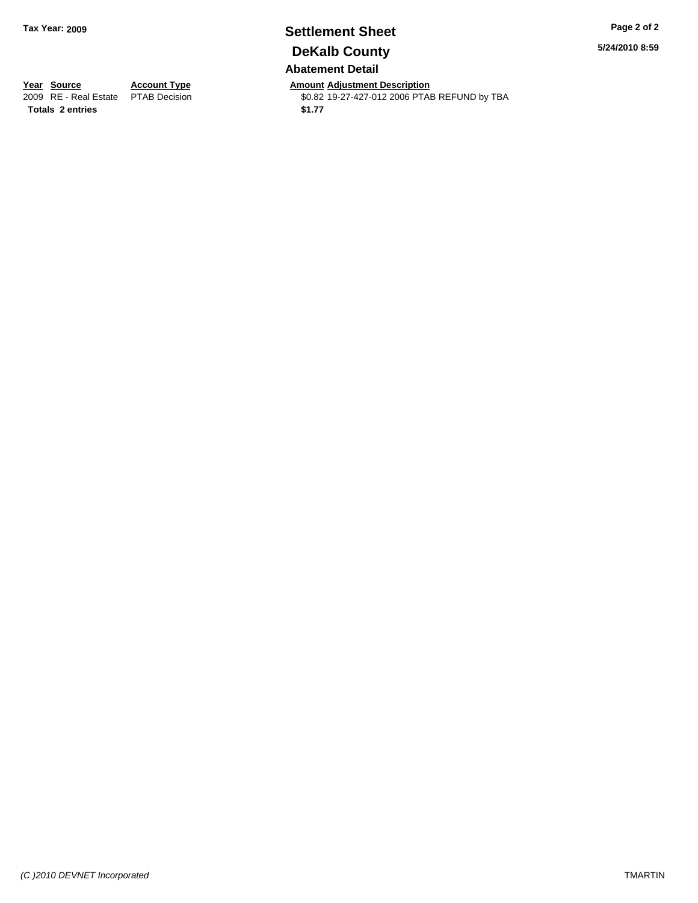**Tax Year: 2009**

# Settlement Sheet

## DeKalb County

### Abatement Detail

**5/24/2010 8:59**

| Year | Source | Account Type | Amount | Adjustment Description |
|---|---|---|---|---|
| 2009 | RE - Real Estate | PTAB Decision | $0.82 | 19-27-427-012 2006 PTAB REFUND by TBA |
| **Totals** | **2 entries** | | **$1.77** | |

*(C )2010 DEVNET Incorporated*

TMARTIN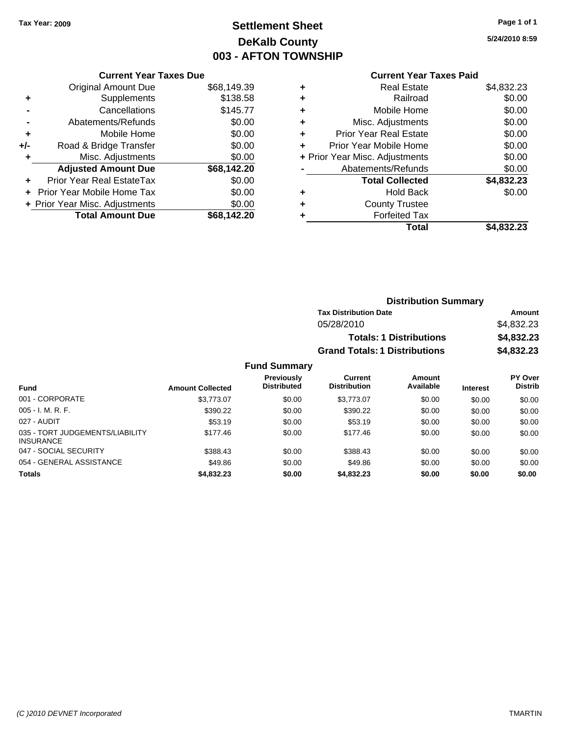Tax Year: 2009

# Settlement Sheet
## DeKalb County
## 003 - AFTON TOWNSHIP

5/24/2010 8:59

### Current Year Taxes Due

| | | |
|---|---|---|
| | Original Amount Due | $68,149.39 |
| + | Supplements | $138.58 |
| - | Cancellations | $145.77 |
| - | Abatements/Refunds | $0.00 |
| + | Mobile Home | $0.00 |
| +/- | Road & Bridge Transfer | $0.00 |
| + | Misc. Adjustments | $0.00 |
| | **Adjusted Amount Due** | **$68,142.20** |
| + | Prior Year Real EstateTax | $0.00 |
| + | Prior Year Mobile Home Tax | $0.00 |
| + | Prior Year Misc. Adjustments | $0.00 |
| | **Total Amount Due** | **$68,142.20** |

### Current Year Taxes Paid

| | | |
|---|---|---|
| + | Real Estate | $4,832.23 |
| + | Railroad | $0.00 |
| + | Mobile Home | $0.00 |
| + | Misc. Adjustments | $0.00 |
| + | Prior Year Real Estate | $0.00 |
| + | Prior Year Mobile Home | $0.00 |
| + | Prior Year Misc. Adjustments | $0.00 |
| - | Abatements/Refunds | $0.00 |
| | **Total Collected** | **$4,832.23** |
| + | Hold Back | $0.00 |
| + | County Trustee | |
| + | Forfeited Tax | |
| | **Total** | **$4,832.23** |

### Distribution Summary

| Tax Distribution Date | Amount |
|---|---|
| 05/28/2010 | $4,832.23 |
| **Totals: 1 Distributions** | **$4,832.23** |
| **Grand Totals: 1 Distributions** | **$4,832.23** |

### Fund Summary

| Fund | Amount Collected | Previously Distributed | Current Distribution | Amount Available | Interest | PY Over Distrib |
|---|---|---|---|---|---|---|
| 001 - CORPORATE | $3,773.07 | $0.00 | $3,773.07 | $0.00 | $0.00 | $0.00 |
| 005 - I. M. R. F. | $390.22 | $0.00 | $390.22 | $0.00 | $0.00 | $0.00 |
| 027 - AUDIT | $53.19 | $0.00 | $53.19 | $0.00 | $0.00 | $0.00 |
| 035 - TORT JUDGEMENTS/LIABILITY INSURANCE | $177.46 | $0.00 | $177.46 | $0.00 | $0.00 | $0.00 |
| 047 - SOCIAL SECURITY | $388.43 | $0.00 | $388.43 | $0.00 | $0.00 | $0.00 |
| 054 - GENERAL ASSISTANCE | $49.86 | $0.00 | $49.86 | $0.00 | $0.00 | $0.00 |
| **Totals** | **$4,832.23** | **$0.00** | **$4,832.23** | **$0.00** | **$0.00** | **$0.00** |

(C )2010 DEVNET Incorporated — TMARTIN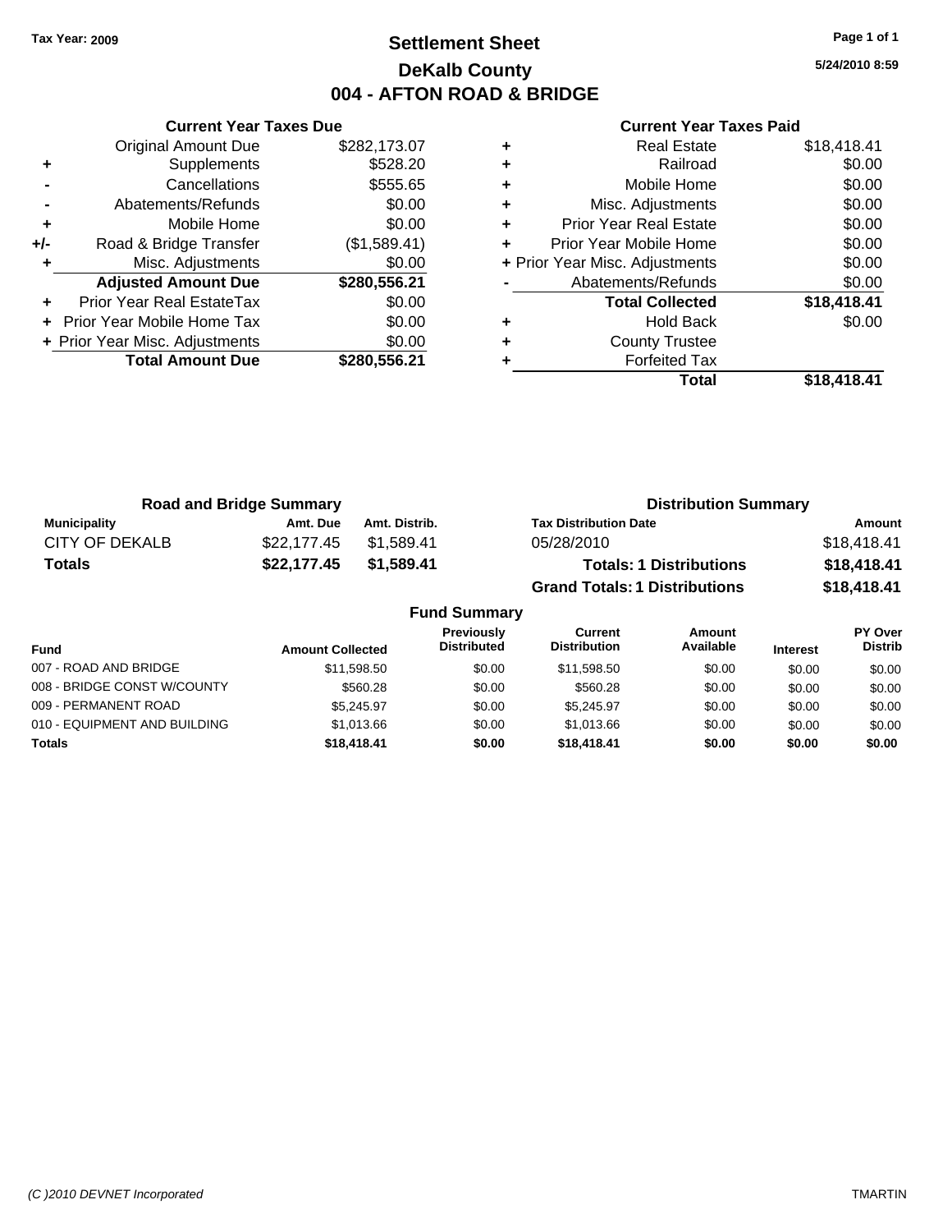Tax Year: 2009

# Settlement Sheet

## DeKalb County

## 004 - AFTON ROAD & BRIDGE

5/24/2010 8:59

### Current Year Taxes Due

| | | |
|---|---|---|
| | Original Amount Due | $282,173.07 |
| + | Supplements | $528.20 |
| - | Cancellations | $555.65 |
| - | Abatements/Refunds | $0.00 |
| + | Mobile Home | $0.00 |
| +/- | Road & Bridge Transfer | ($1,589.41) |
| + | Misc. Adjustments | $0.00 |
| | **Adjusted Amount Due** | **$280,556.21** |
| + | Prior Year Real EstateTax | $0.00 |
| + | Prior Year Mobile Home Tax | $0.00 |
| + | Prior Year Misc. Adjustments | $0.00 |
| | **Total Amount Due** | **$280,556.21** |

### Current Year Taxes Paid

| | | |
|---|---|---|
| + | Real Estate | $18,418.41 |
| + | Railroad | $0.00 |
| + | Mobile Home | $0.00 |
| + | Misc. Adjustments | $0.00 |
| + | Prior Year Real Estate | $0.00 |
| + | Prior Year Mobile Home | $0.00 |
| + | Prior Year Misc. Adjustments | $0.00 |
| - | Abatements/Refunds | $0.00 |
| | **Total Collected** | **$18,418.41** |
| + | Hold Back | $0.00 |
| + | County Trustee | |
| + | Forfeited Tax | |
| | **Total** | **$18,418.41** |

### Road and Bridge Summary

| Municipality | Amt. Due | Amt. Distrib. |
|---|---|---|
| CITY OF DEKALB | $22,177.45 | $1,589.41 |
| **Totals** | **$22,177.45** | **$1,589.41** |

### Distribution Summary

| Tax Distribution Date | Amount |
|---|---|
| 05/28/2010 | $18,418.41 |
| **Totals: 1 Distributions** | **$18,418.41** |
| **Grand Totals: 1 Distributions** | **$18,418.41** |

### Fund Summary

| Fund | Amount Collected | Previously Distributed | Current Distribution | Amount Available | Interest | PY Over Distrib |
|---|---|---|---|---|---|---|
| 007 - ROAD AND BRIDGE | $11,598.50 | $0.00 | $11,598.50 | $0.00 | $0.00 | $0.00 |
| 008 - BRIDGE CONST W/COUNTY | $560.28 | $0.00 | $560.28 | $0.00 | $0.00 | $0.00 |
| 009 - PERMANENT ROAD | $5,245.97 | $0.00 | $5,245.97 | $0.00 | $0.00 | $0.00 |
| 010 - EQUIPMENT AND BUILDING | $1,013.66 | $0.00 | $1,013.66 | $0.00 | $0.00 | $0.00 |
| **Totals** | **$18,418.41** | **$0.00** | **$18,418.41** | **$0.00** | **$0.00** | **$0.00** |

(C )2010 DEVNET Incorporated TMARTIN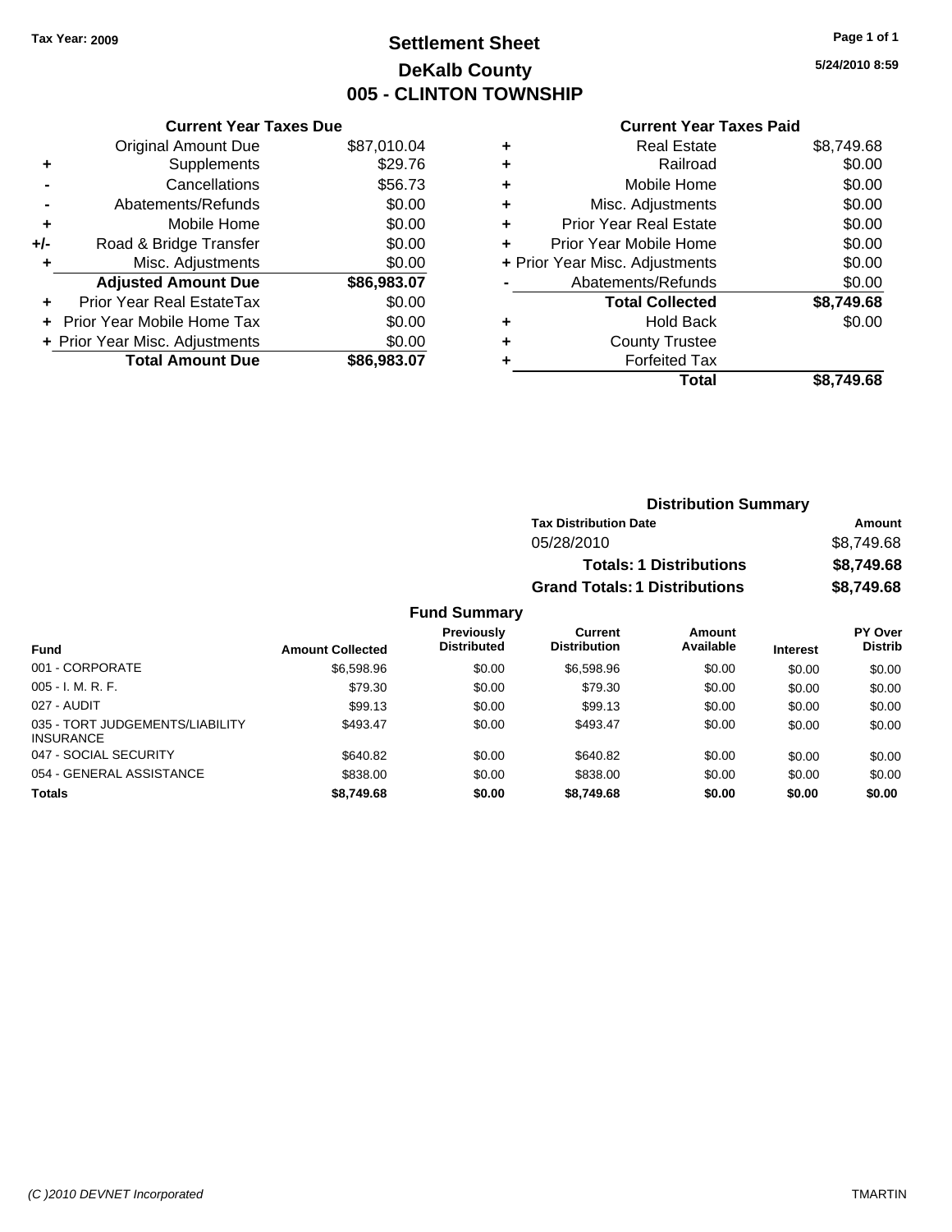**Tax Year: 2009**

# Settlement Sheet
## DeKalb County
## 005 - CLINTON TOWNSHIP

5/24/2010 8:59

### Current Year Taxes Due

| | | |
|---|---|---|
| | Original Amount Due | $87,010.04 |
| + | Supplements | $29.76 |
| - | Cancellations | $56.73 |
| - | Abatements/Refunds | $0.00 |
| + | Mobile Home | $0.00 |
| +/- | Road & Bridge Transfer | $0.00 |
| + | Misc. Adjustments | $0.00 |
| | **Adjusted Amount Due** | **$86,983.07** |
| + | Prior Year Real EstateTax | $0.00 |
| + | Prior Year Mobile Home Tax | $0.00 |
| + | Prior Year Misc. Adjustments | $0.00 |
| | **Total Amount Due** | **$86,983.07** |

### Current Year Taxes Paid

| | | |
|---|---|---|
| + | Real Estate | $8,749.68 |
| + | Railroad | $0.00 |
| + | Mobile Home | $0.00 |
| + | Misc. Adjustments | $0.00 |
| + | Prior Year Real Estate | $0.00 |
| + | Prior Year Mobile Home | $0.00 |
| + | Prior Year Misc. Adjustments | $0.00 |
| - | Abatements/Refunds | $0.00 |
| | **Total Collected** | **$8,749.68** |
| + | Hold Back | $0.00 |
| + | County Trustee | |
| + | Forfeited Tax | |
| | **Total** | **$8,749.68** |

### Distribution Summary

| Tax Distribution Date | Amount |
|---|---|
| 05/28/2010 | $8,749.68 |
| **Totals: 1 Distributions** | **$8,749.68** |
| **Grand Totals: 1 Distributions** | **$8,749.68** |

### Fund Summary

| Fund | Amount Collected | Previously Distributed | Current Distribution | Amount Available | Interest | PY Over Distrib |
|---|---|---|---|---|---|---|
| 001 - CORPORATE | $6,598.96 | $0.00 | $6,598.96 | $0.00 | $0.00 | $0.00 |
| 005 - I. M. R. F. | $79.30 | $0.00 | $79.30 | $0.00 | $0.00 | $0.00 |
| 027 - AUDIT | $99.13 | $0.00 | $99.13 | $0.00 | $0.00 | $0.00 |
| 035 - TORT JUDGEMENTS/LIABILITY INSURANCE | $493.47 | $0.00 | $493.47 | $0.00 | $0.00 | $0.00 |
| 047 - SOCIAL SECURITY | $640.82 | $0.00 | $640.82 | $0.00 | $0.00 | $0.00 |
| 054 - GENERAL ASSISTANCE | $838.00 | $0.00 | $838.00 | $0.00 | $0.00 | $0.00 |
| **Totals** | **$8,749.68** | **$0.00** | **$8,749.68** | **$0.00** | **$0.00** | **$0.00** |

(C )2010 DEVNET Incorporated TMARTIN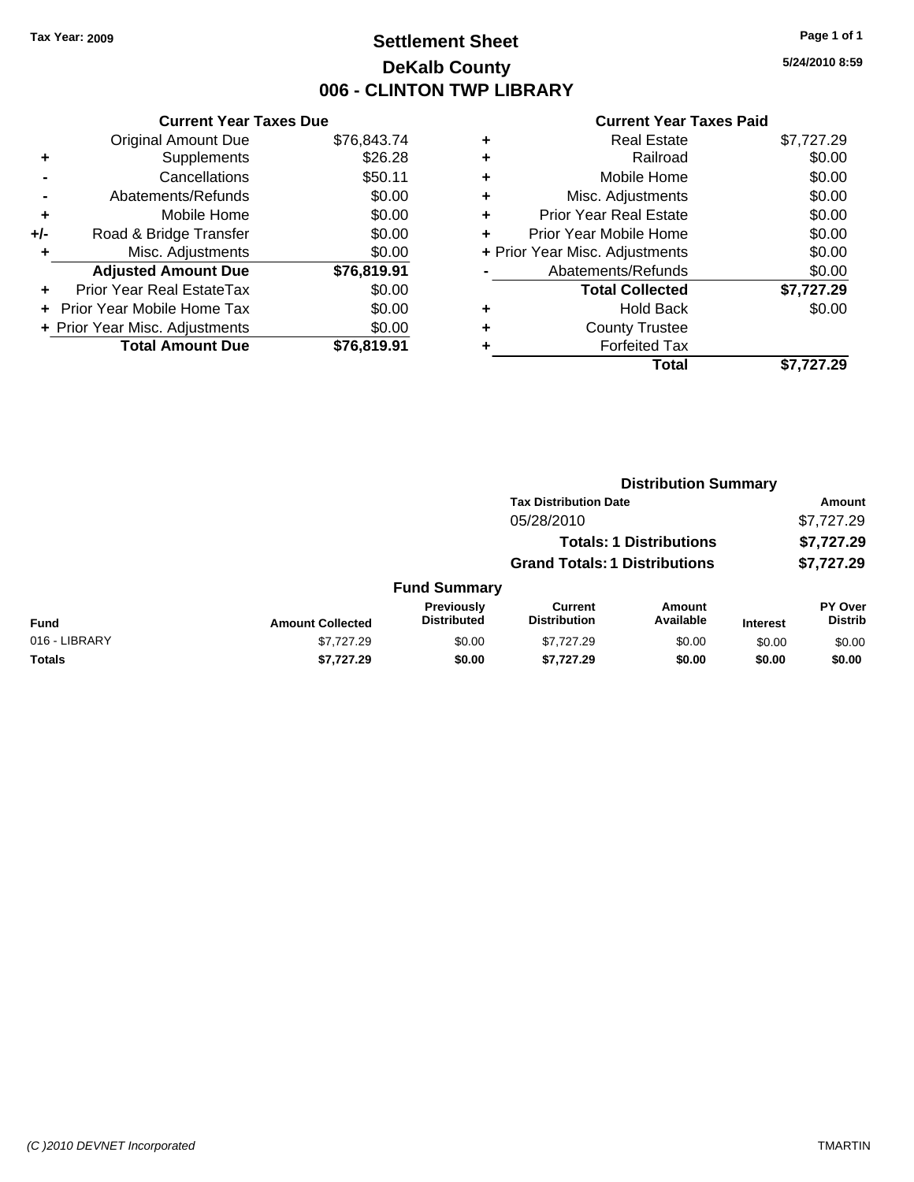**Tax Year: 2009**

# Settlement Sheet
## DeKalb County
## 006 - CLINTON TWP LIBRARY

5/24/2010 8:59

### Current Year Taxes Due

| | | |
|---|---|---|
| | Original Amount Due | $76,843.74 |
| + | Supplements | $26.28 |
| - | Cancellations | $50.11 |
| - | Abatements/Refunds | $0.00 |
| + | Mobile Home | $0.00 |
| +/- | Road & Bridge Transfer | $0.00 |
| + | Misc. Adjustments | $0.00 |
| | **Adjusted Amount Due** | **$76,819.91** |
| + | Prior Year Real EstateTax | $0.00 |
| + | Prior Year Mobile Home Tax | $0.00 |
| + | Prior Year Misc. Adjustments | $0.00 |
| | **Total Amount Due** | **$76,819.91** |

### Current Year Taxes Paid

| | | |
|---|---|---|
| + | Real Estate | $7,727.29 |
| + | Railroad | $0.00 |
| + | Mobile Home | $0.00 |
| + | Misc. Adjustments | $0.00 |
| + | Prior Year Real Estate | $0.00 |
| + | Prior Year Mobile Home | $0.00 |
| + | Prior Year Misc. Adjustments | $0.00 |
| - | Abatements/Refunds | $0.00 |
| | **Total Collected** | **$7,727.29** |
| + | Hold Back | $0.00 |
| + | County Trustee | |
| + | Forfeited Tax | |
| | **Total** | **$7,727.29** |

### Distribution Summary

| Tax Distribution Date | Amount |
|---|---|
| 05/28/2010 | $7,727.29 |
| **Totals: 1 Distributions** | **$7,727.29** |
| **Grand Totals: 1 Distributions** | **$7,727.29** |

### Fund Summary

| Fund | Amount Collected | Previously Distributed | Current Distribution | Amount Available | Interest | PY Over Distrib |
|---|---|---|---|---|---|---|
| 016 - LIBRARY | $7,727.29 | $0.00 | $7,727.29 | $0.00 | $0.00 | $0.00 |
| **Totals** | **$7,727.29** | **$0.00** | **$7,727.29** | **$0.00** | **$0.00** | **$0.00** |

(C )2010 DEVNET Incorporated — TMARTIN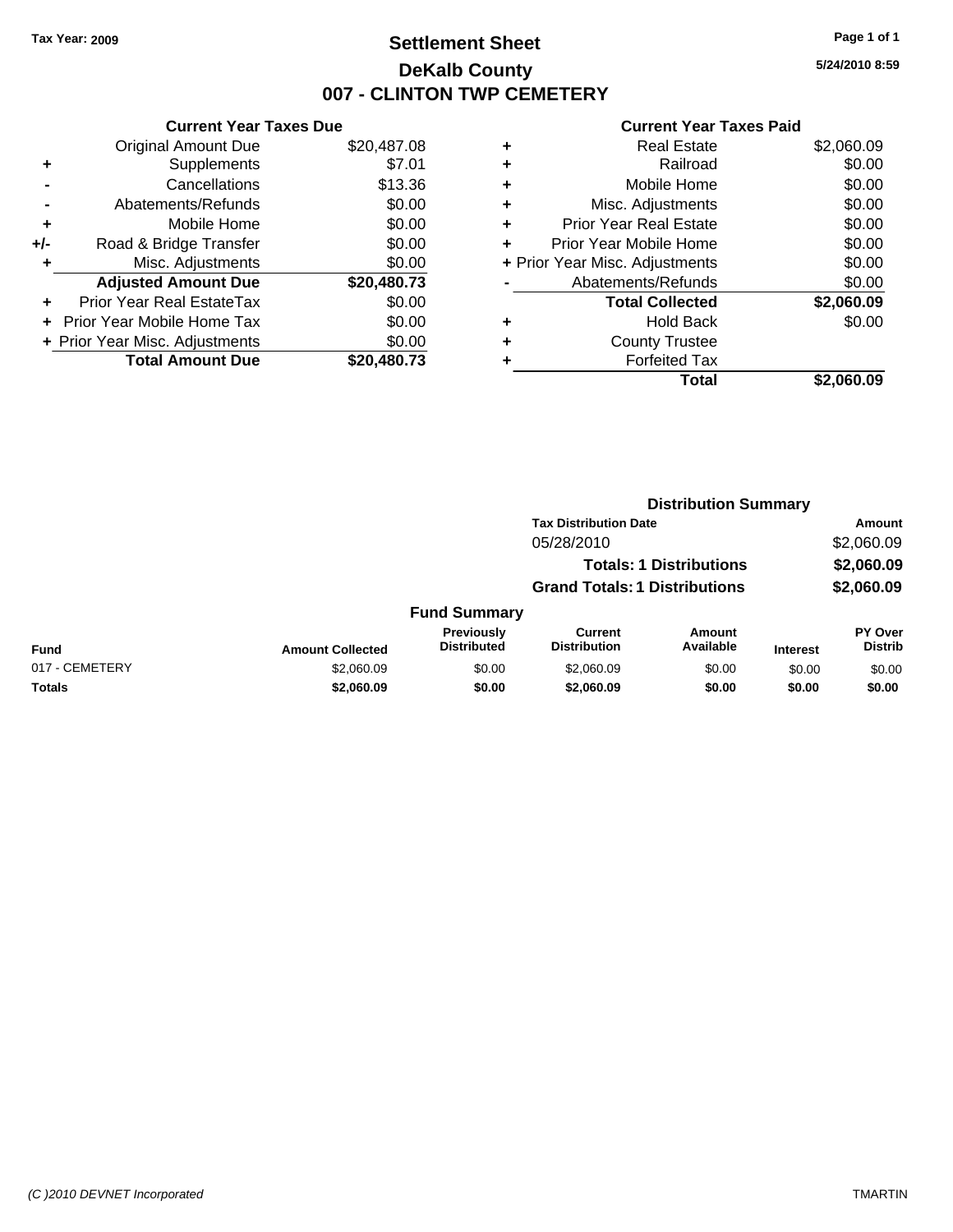Tax Year: 2009

# Settlement Sheet
## DeKalb County
## 007 - CLINTON TWP CEMETERY

5/24/2010 8:59

### Current Year Taxes Due

| | | |
|---|---|---|
| | Original Amount Due | $20,487.08 |
| + | Supplements | $7.01 |
| - | Cancellations | $13.36 |
| - | Abatements/Refunds | $0.00 |
| + | Mobile Home | $0.00 |
| +/- | Road & Bridge Transfer | $0.00 |
| + | Misc. Adjustments | $0.00 |
| | **Adjusted Amount Due** | **$20,480.73** |
| + | Prior Year Real EstateTax | $0.00 |
| + | Prior Year Mobile Home Tax | $0.00 |
| + | Prior Year Misc. Adjustments | $0.00 |
| | **Total Amount Due** | **$20,480.73** |

### Current Year Taxes Paid

| | | |
|---|---|---|
| + | Real Estate | $2,060.09 |
| + | Railroad | $0.00 |
| + | Mobile Home | $0.00 |
| + | Misc. Adjustments | $0.00 |
| + | Prior Year Real Estate | $0.00 |
| + | Prior Year Mobile Home | $0.00 |
| + | Prior Year Misc. Adjustments | $0.00 |
| - | Abatements/Refunds | $0.00 |
| | **Total Collected** | **$2,060.09** |
| + | Hold Back | $0.00 |
| + | County Trustee | |
| + | Forfeited Tax | |
| | **Total** | **$2,060.09** |

### Distribution Summary

| Tax Distribution Date | Amount |
|---|---|
| 05/28/2010 | $2,060.09 |
| **Totals: 1 Distributions** | **$2,060.09** |
| **Grand Totals: 1 Distributions** | **$2,060.09** |

### Fund Summary

| Fund | Amount Collected | Previously Distributed | Current Distribution | Amount Available | Interest | PY Over Distrib |
|---|---|---|---|---|---|---|
| 017 - CEMETERY | $2,060.09 | $0.00 | $2,060.09 | $0.00 | $0.00 | $0.00 |
| **Totals** | **$2,060.09** | **$0.00** | **$2,060.09** | **$0.00** | **$0.00** | **$0.00** |

(C )2010 DEVNET Incorporated TMARTIN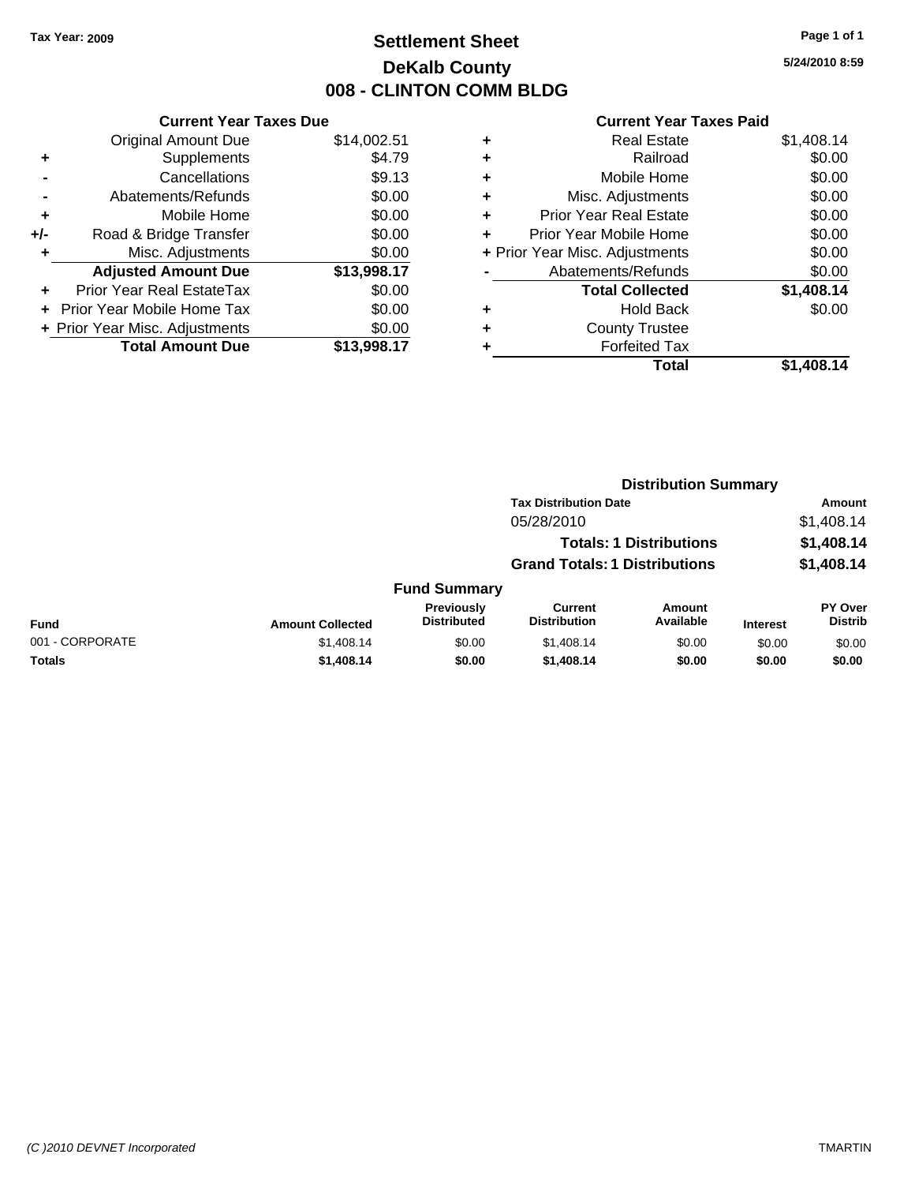Tax Year: 2009

# Settlement Sheet
## DeKalb County
## 008 - CLINTON COMM BLDG

5/24/2010 8:59

### Current Year Taxes Due

| | | |
|---|---|---|
| | Original Amount Due | $14,002.51 |
| + | Supplements | $4.79 |
| - | Cancellations | $9.13 |
| - | Abatements/Refunds | $0.00 |
| + | Mobile Home | $0.00 |
| +/- | Road & Bridge Transfer | $0.00 |
| + | Misc. Adjustments | $0.00 |
| | **Adjusted Amount Due** | **$13,998.17** |
| + | Prior Year Real EstateTax | $0.00 |
| + | Prior Year Mobile Home Tax | $0.00 |
| + | Prior Year Misc. Adjustments | $0.00 |
| | **Total Amount Due** | **$13,998.17** |

### Current Year Taxes Paid

| | | |
|---|---|---|
| + | Real Estate | $1,408.14 |
| + | Railroad | $0.00 |
| + | Mobile Home | $0.00 |
| + | Misc. Adjustments | $0.00 |
| + | Prior Year Real Estate | $0.00 |
| + | Prior Year Mobile Home | $0.00 |
| + | Prior Year Misc. Adjustments | $0.00 |
| - | Abatements/Refunds | $0.00 |
| | **Total Collected** | **$1,408.14** |
| + | Hold Back | $0.00 |
| + | County Trustee | |
| + | Forfeited Tax | |
| | **Total** | **$1,408.14** |

### Distribution Summary

| Tax Distribution Date | Amount |
|---|---|
| 05/28/2010 | $1,408.14 |
| **Totals: 1 Distributions** | **$1,408.14** |
| **Grand Totals: 1 Distributions** | **$1,408.14** |

### Fund Summary

| Fund | Amount Collected | Previously Distributed | Current Distribution | Amount Available | Interest | PY Over Distrib |
|---|---|---|---|---|---|---|
| 001 - CORPORATE | $1,408.14 | $0.00 | $1,408.14 | $0.00 | $0.00 | $0.00 |
| **Totals** | **$1,408.14** | **$0.00** | **$1,408.14** | **$0.00** | **$0.00** | **$0.00** |

(C )2010 DEVNET Incorporated — TMARTIN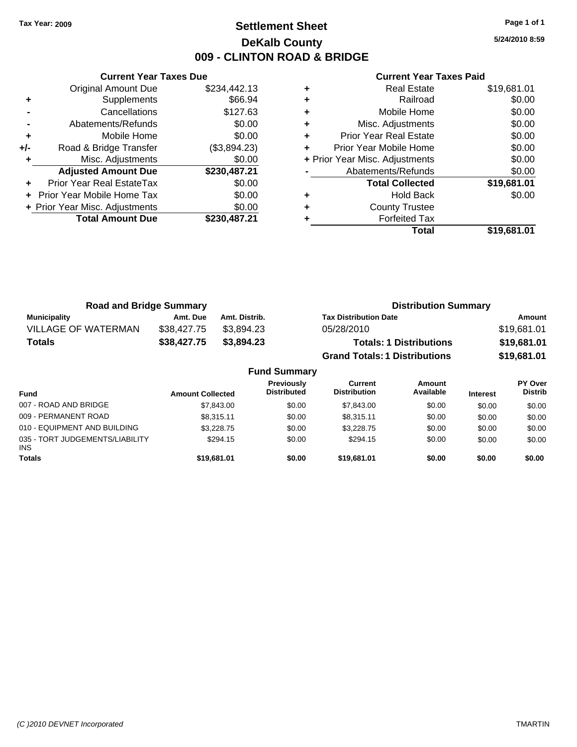**Tax Year: 2009**

# Settlement Sheet
## DeKalb County
## 009 - CLINTON ROAD & BRIDGE

5/24/2010 8:59

### Current Year Taxes Due

| | | |
|---|---|---|
| | Original Amount Due | $234,442.13 |
| + | Supplements | $66.94 |
| - | Cancellations | $127.63 |
| - | Abatements/Refunds | $0.00 |
| + | Mobile Home | $0.00 |
| +/- | Road & Bridge Transfer | ($3,894.23) |
| + | Misc. Adjustments | $0.00 |
| | **Adjusted Amount Due** | **$230,487.21** |
| + | Prior Year Real EstateTax | $0.00 |
| + | Prior Year Mobile Home Tax | $0.00 |
| + | Prior Year Misc. Adjustments | $0.00 |
| | **Total Amount Due** | **$230,487.21** |

### Current Year Taxes Paid

| | | |
|---|---|---|
| + | Real Estate | $19,681.01 |
| + | Railroad | $0.00 |
| + | Mobile Home | $0.00 |
| + | Misc. Adjustments | $0.00 |
| + | Prior Year Real Estate | $0.00 |
| + | Prior Year Mobile Home | $0.00 |
| + | Prior Year Misc. Adjustments | $0.00 |
| - | Abatements/Refunds | $0.00 |
| | **Total Collected** | **$19,681.01** |
| + | Hold Back | $0.00 |
| + | County Trustee | |
| + | Forfeited Tax | |
| | **Total** | **$19,681.01** |

### Road and Bridge Summary

| Municipality | Amt. Due | Amt. Distrib. |
|---|---|---|
| VILLAGE OF WATERMAN | $38,427.75 | $3,894.23 |
| **Totals** | **$38,427.75** | **$3,894.23** |

### Distribution Summary

| Tax Distribution Date | Amount |
|---|---|
| 05/28/2010 | $19,681.01 |
| **Totals: 1 Distributions** | **$19,681.01** |
| **Grand Totals: 1 Distributions** | **$19,681.01** |

### Fund Summary

| Fund | Amount Collected | Previously Distributed | Current Distribution | Amount Available | Interest | PY Over Distrib |
|---|---|---|---|---|---|---|
| 007 - ROAD AND BRIDGE | $7,843.00 | $0.00 | $7,843.00 | $0.00 | $0.00 | $0.00 |
| 009 - PERMANENT ROAD | $8,315.11 | $0.00 | $8,315.11 | $0.00 | $0.00 | $0.00 |
| 010 - EQUIPMENT AND BUILDING | $3,228.75 | $0.00 | $3,228.75 | $0.00 | $0.00 | $0.00 |
| 035 - TORT JUDGEMENTS/LIABILITY INS | $294.15 | $0.00 | $294.15 | $0.00 | $0.00 | $0.00 |
| **Totals** | **$19,681.01** | **$0.00** | **$19,681.01** | **$0.00** | **$0.00** | **$0.00** |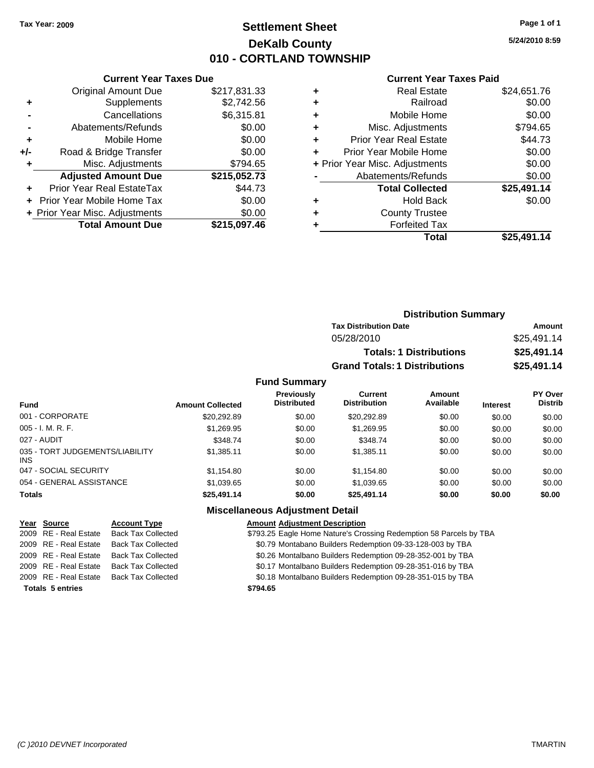Tax Year: 2009

# Settlement Sheet
## DeKalb County
## 010 - CORTLAND TOWNSHIP

5/24/2010 8:59

### Current Year Taxes Due

| | | |
|---|---|---|
| | Original Amount Due | $217,831.33 |
| + | Supplements | $2,742.56 |
| - | Cancellations | $6,315.81 |
| - | Abatements/Refunds | $0.00 |
| + | Mobile Home | $0.00 |
| +/- | Road & Bridge Transfer | $0.00 |
| + | Misc. Adjustments | $794.65 |
| | **Adjusted Amount Due** | **$215,052.73** |
| + | Prior Year Real EstateTax | $44.73 |
| + | Prior Year Mobile Home Tax | $0.00 |
| + | Prior Year Misc. Adjustments | $0.00 |
| | **Total Amount Due** | **$215,097.46** |

### Current Year Taxes Paid

| | | |
|---|---|---|
| + | Real Estate | $24,651.76 |
| + | Railroad | $0.00 |
| + | Mobile Home | $0.00 |
| + | Misc. Adjustments | $794.65 |
| + | Prior Year Real Estate | $44.73 |
| + | Prior Year Mobile Home | $0.00 |
| + | Prior Year Misc. Adjustments | $0.00 |
| - | Abatements/Refunds | $0.00 |
| | **Total Collected** | **$25,491.14** |
| + | Hold Back | $0.00 |
| + | County Trustee | |
| + | Forfeited Tax | |
| | **Total** | **$25,491.14** |

### Distribution Summary

| Tax Distribution Date | Amount |
|---|---|
| 05/28/2010 | $25,491.14 |
| **Totals: 1 Distributions** | **$25,491.14** |
| **Grand Totals: 1 Distributions** | **$25,491.14** |

### Fund Summary

| Fund | Amount Collected | Previously Distributed | Current Distribution | Amount Available | Interest | PY Over Distrib |
|---|---|---|---|---|---|---|
| 001 - CORPORATE | $20,292.89 | $0.00 | $20,292.89 | $0.00 | $0.00 | $0.00 |
| 005 - I. M. R. F. | $1,269.95 | $0.00 | $1,269.95 | $0.00 | $0.00 | $0.00 |
| 027 - AUDIT | $348.74 | $0.00 | $348.74 | $0.00 | $0.00 | $0.00 |
| 035 - TORT JUDGEMENTS/LIABILITY INS | $1,385.11 | $0.00 | $1,385.11 | $0.00 | $0.00 | $0.00 |
| 047 - SOCIAL SECURITY | $1,154.80 | $0.00 | $1,154.80 | $0.00 | $0.00 | $0.00 |
| 054 - GENERAL ASSISTANCE | $1,039.65 | $0.00 | $1,039.65 | $0.00 | $0.00 | $0.00 |
| **Totals** | **$25,491.14** | **$0.00** | **$25,491.14** | **$0.00** | **$0.00** | **$0.00** |

### Miscellaneous Adjustment Detail

| Year | Source | Account Type | Amount | Adjustment Description |
|---|---|---|---|---|
| 2009 | RE - Real Estate | Back Tax Collected | $793.25 | Eagle Home Nature's Crossing Redemption 58 Parcels by TBA |
| 2009 | RE - Real Estate | Back Tax Collected | $0.79 | Montabano Builders Redemption 09-33-128-003 by TBA |
| 2009 | RE - Real Estate | Back Tax Collected | $0.26 | Montalbano Builders Redemption 09-28-352-001 by TBA |
| 2009 | RE - Real Estate | Back Tax Collected | $0.17 | Montalbano Builders Redemption 09-28-351-016 by TBA |
| 2009 | RE - Real Estate | Back Tax Collected | $0.18 | Montalbano Builders Redemption 09-28-351-015 by TBA |
| **Totals 5 entries** | | | **$794.65** | |

(C )2010 DEVNET Incorporated TMARTIN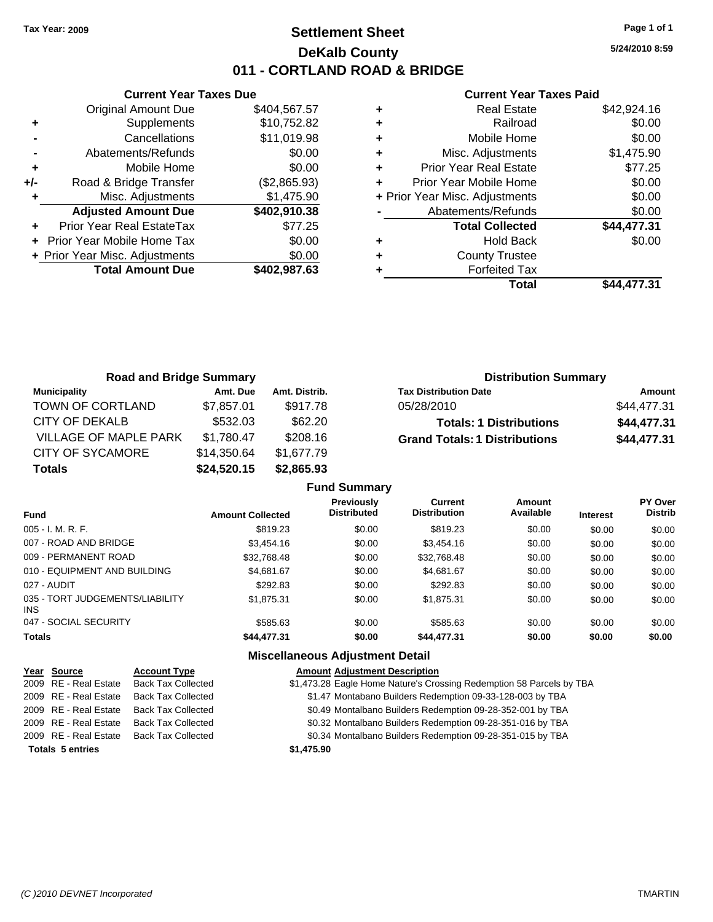**Tax Year: 2009**

# Settlement Sheet
## DeKalb County
## 011 - CORTLAND ROAD & BRIDGE

5/24/2010 8:59

### Current Year Taxes Due

| | | |
|---|---|---|
| | Original Amount Due | $404,567.57 |
| + | Supplements | $10,752.82 |
| - | Cancellations | $11,019.98 |
| - | Abatements/Refunds | $0.00 |
| + | Mobile Home | $0.00 |
| +/- | Road & Bridge Transfer | ($2,865.93) |
| + | Misc. Adjustments | $1,475.90 |
| | **Adjusted Amount Due** | **$402,910.38** |
| + | Prior Year Real EstateTax | $77.25 |
| + | Prior Year Mobile Home Tax | $0.00 |
| + | Prior Year Misc. Adjustments | $0.00 |
| | **Total Amount Due** | **$402,987.63** |

### Current Year Taxes Paid

| | | |
|---|---|---|
| + | Real Estate | $42,924.16 |
| + | Railroad | $0.00 |
| + | Mobile Home | $0.00 |
| + | Misc. Adjustments | $1,475.90 |
| + | Prior Year Real Estate | $77.25 |
| + | Prior Year Mobile Home | $0.00 |
| + | Prior Year Misc. Adjustments | $0.00 |
| - | Abatements/Refunds | $0.00 |
| | **Total Collected** | **$44,477.31** |
| + | Hold Back | $0.00 |
| + | County Trustee | |
| + | Forfeited Tax | |
| | **Total** | **$44,477.31** |

### Road and Bridge Summary

| Municipality | Amt. Due | Amt. Distrib. |
|---|---|---|
| TOWN OF CORTLAND | $7,857.01 | $917.78 |
| CITY OF DEKALB | $532.03 | $62.20 |
| VILLAGE OF MAPLE PARK | $1,780.47 | $208.16 |
| CITY OF SYCAMORE | $14,350.64 | $1,677.79 |
| **Totals** | **$24,520.15** | **$2,865.93** |

### Distribution Summary

| Tax Distribution Date | Amount |
|---|---|
| 05/28/2010 | $44,477.31 |
| **Totals: 1 Distributions** | **$44,477.31** |
| **Grand Totals: 1 Distributions** | **$44,477.31** |

### Fund Summary

| Fund | Amount Collected | Previously Distributed | Current Distribution | Amount Available | Interest | PY Over Distrib |
|---|---|---|---|---|---|---|
| 005 - I. M. R. F. | $819.23 | $0.00 | $819.23 | $0.00 | $0.00 | $0.00 |
| 007 - ROAD AND BRIDGE | $3,454.16 | $0.00 | $3,454.16 | $0.00 | $0.00 | $0.00 |
| 009 - PERMANENT ROAD | $32,768.48 | $0.00 | $32,768.48 | $0.00 | $0.00 | $0.00 |
| 010 - EQUIPMENT AND BUILDING | $4,681.67 | $0.00 | $4,681.67 | $0.00 | $0.00 | $0.00 |
| 027 - AUDIT | $292.83 | $0.00 | $292.83 | $0.00 | $0.00 | $0.00 |
| 035 - TORT JUDGEMENTS/LIABILITY INS | $1,875.31 | $0.00 | $1,875.31 | $0.00 | $0.00 | $0.00 |
| 047 - SOCIAL SECURITY | $585.63 | $0.00 | $585.63 | $0.00 | $0.00 | $0.00 |
| **Totals** | **$44,477.31** | **$0.00** | **$44,477.31** | **$0.00** | **$0.00** | **$0.00** |

### Miscellaneous Adjustment Detail

| Year | Source | Account Type | Amount | Adjustment Description |
|---|---|---|---|---|
| 2009 | RE - Real Estate | Back Tax Collected | $1,473.28 | Eagle Home Nature's Crossing Redemption 58 Parcels by TBA |
| 2009 | RE - Real Estate | Back Tax Collected | $1.47 | Montabano Builders Redemption 09-33-128-003 by TBA |
| 2009 | RE - Real Estate | Back Tax Collected | $0.49 | Montalbano Builders Redemption 09-28-352-001 by TBA |
| 2009 | RE - Real Estate | Back Tax Collected | $0.32 | Montalbano Builders Redemption 09-28-351-016 by TBA |
| 2009 | RE - Real Estate | Back Tax Collected | $0.34 | Montalbano Builders Redemption 09-28-351-015 by TBA |
| **Totals** | **5 entries** | | **$1,475.90** | |

(C )2010 DEVNET Incorporated TMARTIN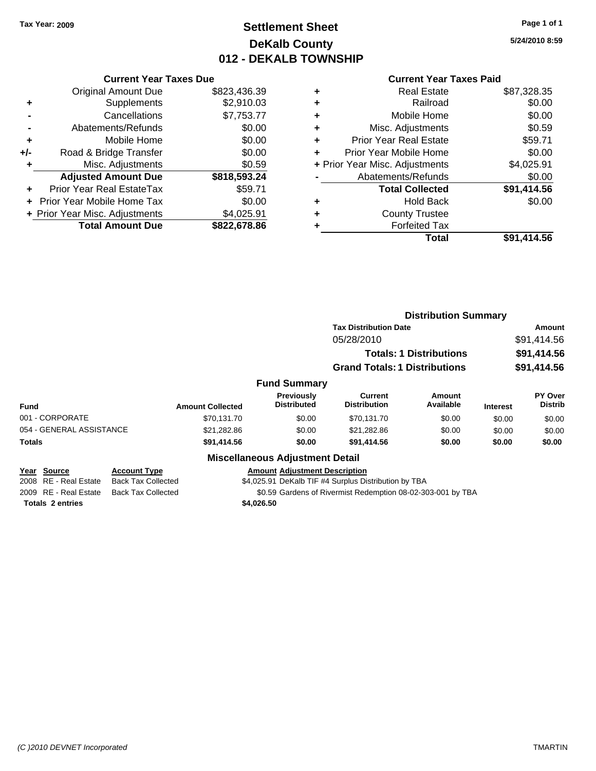Tax Year: 2009

# Settlement Sheet
## DeKalb County
## 012 - DEKALB TOWNSHIP

5/24/2010 8:59

### Current Year Taxes Due

| | | |
|---|---|---|
| | Original Amount Due | $823,436.39 |
| + | Supplements | $2,910.03 |
| - | Cancellations | $7,753.77 |
| - | Abatements/Refunds | $0.00 |
| + | Mobile Home | $0.00 |
| +/- | Road & Bridge Transfer | $0.00 |
| + | Misc. Adjustments | $0.59 |
| | **Adjusted Amount Due** | **$818,593.24** |
| + | Prior Year Real EstateTax | $59.71 |
| + | Prior Year Mobile Home Tax | $0.00 |
| + | Prior Year Misc. Adjustments | $4,025.91 |
| | **Total Amount Due** | **$822,678.86** |

### Current Year Taxes Paid

| | | |
|---|---|---|
| + | Real Estate | $87,328.35 |
| + | Railroad | $0.00 |
| + | Mobile Home | $0.00 |
| + | Misc. Adjustments | $0.59 |
| + | Prior Year Real Estate | $59.71 |
| + | Prior Year Mobile Home | $0.00 |
| + | Prior Year Misc. Adjustments | $4,025.91 |
| - | Abatements/Refunds | $0.00 |
| | **Total Collected** | **$91,414.56** |
| + | Hold Back | $0.00 |
| + | County Trustee | |
| + | Forfeited Tax | |
| | **Total** | **$91,414.56** |

### Distribution Summary

| Tax Distribution Date | Amount |
|---|---|
| 05/28/2010 | $91,414.56 |
| **Totals: 1 Distributions** | **$91,414.56** |
| **Grand Totals: 1 Distributions** | **$91,414.56** |

### Fund Summary

| Fund | Amount Collected | Previously Distributed | Current Distribution | Amount Available | Interest | PY Over Distrib |
|---|---|---|---|---|---|---|
| 001 - CORPORATE | $70,131.70 | $0.00 | $70,131.70 | $0.00 | $0.00 | $0.00 |
| 054 - GENERAL ASSISTANCE | $21,282.86 | $0.00 | $21,282.86 | $0.00 | $0.00 | $0.00 |
| **Totals** | **$91,414.56** | **$0.00** | **$91,414.56** | **$0.00** | **$0.00** | **$0.00** |

### Miscellaneous Adjustment Detail

| Year | Source | Account Type | Amount | Adjustment Description |
|---|---|---|---|---|
| 2008 | RE - Real Estate | Back Tax Collected | $4,025.91 | DeKalb TIF #4 Surplus Distribution by TBA |
| 2009 | RE - Real Estate | Back Tax Collected | $0.59 | Gardens of Rivermist Redemption 08-02-303-001 by TBA |
| **Totals** | **2 entries** | | **$4,026.50** | |

(C )2010 DEVNET Incorporated TMARTIN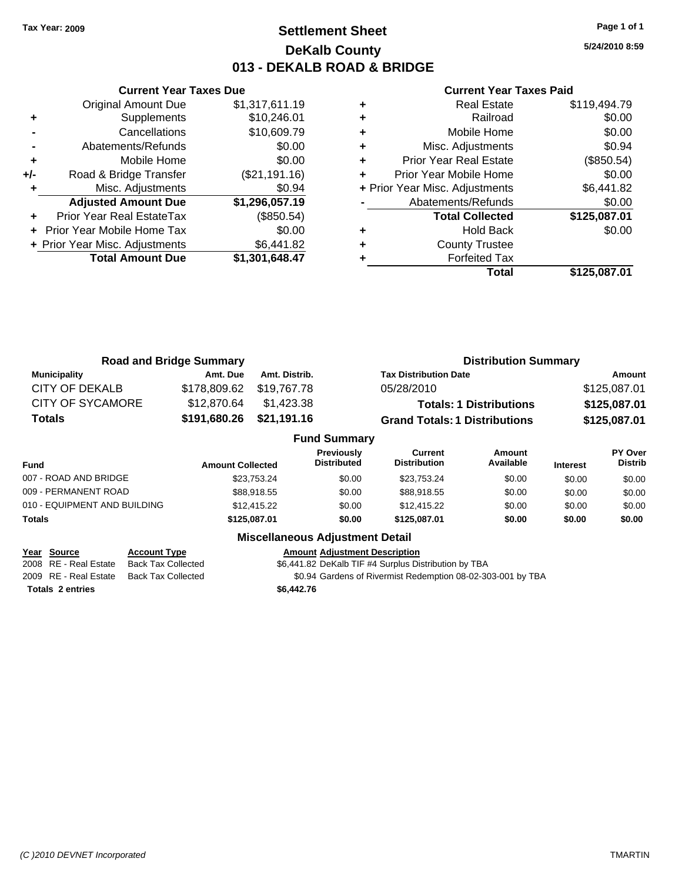Tax Year: 2009

# Settlement Sheet
## DeKalb County
## 013 - DEKALB ROAD & BRIDGE

5/24/2010 8:59

### Current Year Taxes Due

| | | |
|---|---|---|
| | Original Amount Due | $1,317,611.19 |
| + | Supplements | $10,246.01 |
| - | Cancellations | $10,609.79 |
| - | Abatements/Refunds | $0.00 |
| + | Mobile Home | $0.00 |
| +/- | Road & Bridge Transfer | ($21,191.16) |
| + | Misc. Adjustments | $0.94 |
| | **Adjusted Amount Due** | **$1,296,057.19** |
| + | Prior Year Real EstateTax | ($850.54) |
| + | Prior Year Mobile Home Tax | $0.00 |
| + | Prior Year Misc. Adjustments | $6,441.82 |
| | **Total Amount Due** | **$1,301,648.47** |

### Current Year Taxes Paid

| | | |
|---|---|---|
| + | Real Estate | $119,494.79 |
| + | Railroad | $0.00 |
| + | Mobile Home | $0.00 |
| + | Misc. Adjustments | $0.94 |
| + | Prior Year Real Estate | ($850.54) |
| + | Prior Year Mobile Home | $0.00 |
| + | Prior Year Misc. Adjustments | $6,441.82 |
| - | Abatements/Refunds | $0.00 |
| | **Total Collected** | **$125,087.01** |
| + | Hold Back | $0.00 |
| + | County Trustee | |
| + | Forfeited Tax | |
| | **Total** | **$125,087.01** |

### Road and Bridge Summary

| Municipality | Amt. Due | Amt. Distrib. |
|---|---|---|
| CITY OF DEKALB | $178,809.62 | $19,767.78 |
| CITY OF SYCAMORE | $12,870.64 | $1,423.38 |
| **Totals** | **$191,680.26** | **$21,191.16** |

### Distribution Summary

| Tax Distribution Date | Amount |
|---|---|
| 05/28/2010 | $125,087.01 |
| **Totals: 1 Distributions** | **$125,087.01** |
| **Grand Totals: 1 Distributions** | **$125,087.01** |

### Fund Summary

| Fund | Amount Collected | Previously Distributed | Current Distribution | Amount Available | Interest | PY Over Distrib |
|---|---|---|---|---|---|---|
| 007 - ROAD AND BRIDGE | $23,753.24 | $0.00 | $23,753.24 | $0.00 | $0.00 | $0.00 |
| 009 - PERMANENT ROAD | $88,918.55 | $0.00 | $88,918.55 | $0.00 | $0.00 | $0.00 |
| 010 - EQUIPMENT AND BUILDING | $12,415.22 | $0.00 | $12,415.22 | $0.00 | $0.00 | $0.00 |
| **Totals** | **$125,087.01** | **$0.00** | **$125,087.01** | **$0.00** | **$0.00** | **$0.00** |

### Miscellaneous Adjustment Detail

| Year | Source | Account Type | Amount | Adjustment Description |
|---|---|---|---|---|
| 2008 | RE - Real Estate | Back Tax Collected | $6,441.82 | DeKalb TIF #4 Surplus Distribution by TBA |
| 2009 | RE - Real Estate | Back Tax Collected | $0.94 | Gardens of Rivermist Redemption 08-02-303-001 by TBA |
| **Totals** | **2 entries** | | **$6,442.76** | |

(C )2010 DEVNET Incorporated TMARTIN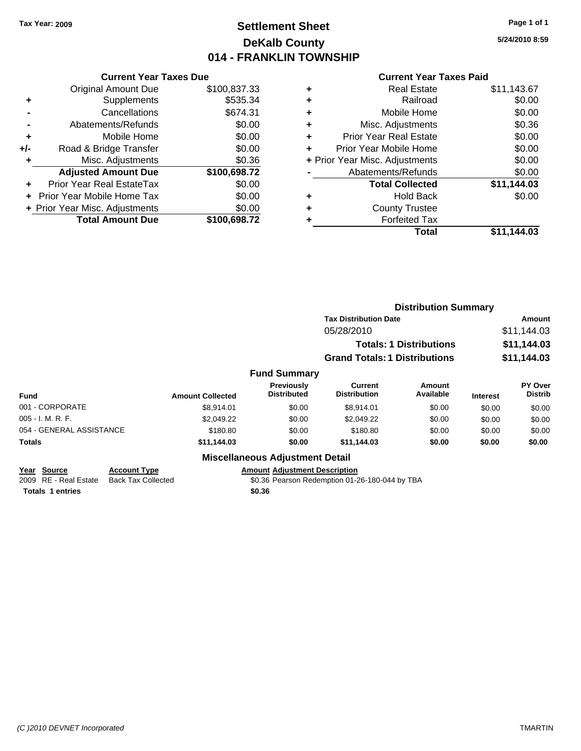Tax Year: 2009

# Settlement Sheet
## DeKalb County
## 014 - FRANKLIN TOWNSHIP

5/24/2010 8:59

### Current Year Taxes Due

| | | |
|---|---|---|
| | Original Amount Due | $100,837.33 |
| + | Supplements | $535.34 |
| - | Cancellations | $674.31 |
| - | Abatements/Refunds | $0.00 |
| + | Mobile Home | $0.00 |
| +/- | Road & Bridge Transfer | $0.00 |
| + | Misc. Adjustments | $0.36 |
| | **Adjusted Amount Due** | **$100,698.72** |
| + | Prior Year Real EstateTax | $0.00 |
| + | Prior Year Mobile Home Tax | $0.00 |
| + | Prior Year Misc. Adjustments | $0.00 |
| | **Total Amount Due** | **$100,698.72** |

### Current Year Taxes Paid

| | | |
|---|---|---|
| + | Real Estate | $11,143.67 |
| + | Railroad | $0.00 |
| + | Mobile Home | $0.00 |
| + | Misc. Adjustments | $0.36 |
| + | Prior Year Real Estate | $0.00 |
| + | Prior Year Mobile Home | $0.00 |
| + | Prior Year Misc. Adjustments | $0.00 |
| - | Abatements/Refunds | $0.00 |
| | **Total Collected** | **$11,144.03** |
| + | Hold Back | $0.00 |
| + | County Trustee | |
| + | Forfeited Tax | |
| | **Total** | **$11,144.03** |

### Distribution Summary

| Tax Distribution Date | Amount |
|---|---|
| 05/28/2010 | $11,144.03 |
| **Totals: 1 Distributions** | **$11,144.03** |
| **Grand Totals: 1 Distributions** | **$11,144.03** |

### Fund Summary

| Fund | Amount Collected | Previously Distributed | Current Distribution | Amount Available | Interest | PY Over Distrib |
|---|---|---|---|---|---|---|
| 001 - CORPORATE | $8,914.01 | $0.00 | $8,914.01 | $0.00 | $0.00 | $0.00 |
| 005 - I. M. R. F. | $2,049.22 | $0.00 | $2,049.22 | $0.00 | $0.00 | $0.00 |
| 054 - GENERAL ASSISTANCE | $180.80 | $0.00 | $180.80 | $0.00 | $0.00 | $0.00 |
| **Totals** | **$11,144.03** | **$0.00** | **$11,144.03** | **$0.00** | **$0.00** | **$0.00** |

### Miscellaneous Adjustment Detail

| Year | Source | Account Type | Amount | Adjustment Description |
|---|---|---|---|---|
| 2009 | RE - Real Estate | Back Tax Collected | $0.36 | Pearson Redemption 01-26-180-044 by TBA |
| **Totals 1 entries** | | | **$0.36** | |

(C )2010 DEVNET Incorporated — TMARTIN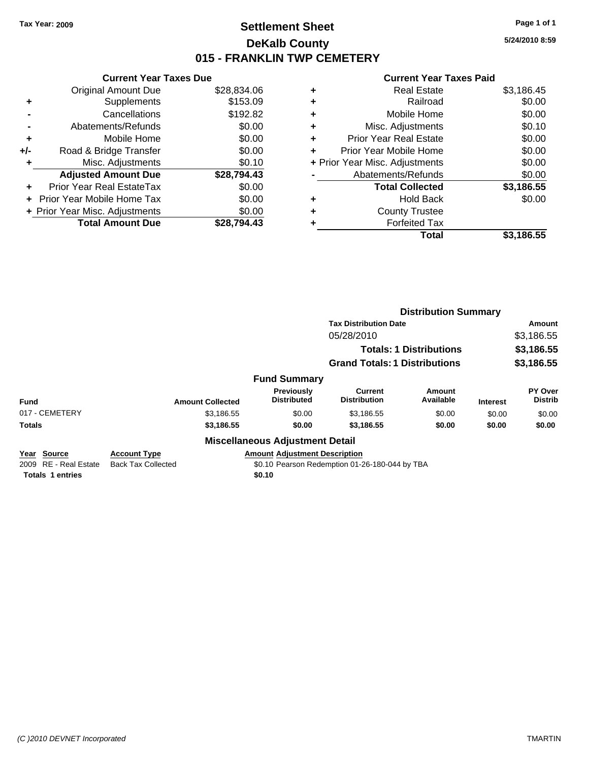Tax Year: 2009

# Settlement Sheet
## DeKalb County
## 015 - FRANKLIN TWP CEMETERY

5/24/2010 8:59

### Current Year Taxes Due

| | | |
|---|---|---|
| | Original Amount Due | $28,834.06 |
| + | Supplements | $153.09 |
| - | Cancellations | $192.82 |
| - | Abatements/Refunds | $0.00 |
| + | Mobile Home | $0.00 |
| +/- | Road & Bridge Transfer | $0.00 |
| + | Misc. Adjustments | $0.10 |
| | **Adjusted Amount Due** | **$28,794.43** |
| + | Prior Year Real EstateTax | $0.00 |
| + | Prior Year Mobile Home Tax | $0.00 |
| + | Prior Year Misc. Adjustments | $0.00 |
| | **Total Amount Due** | **$28,794.43** |

### Current Year Taxes Paid

| | | |
|---|---|---|
| + | Real Estate | $3,186.45 |
| + | Railroad | $0.00 |
| + | Mobile Home | $0.00 |
| + | Misc. Adjustments | $0.10 |
| + | Prior Year Real Estate | $0.00 |
| + | Prior Year Mobile Home | $0.00 |
| + | Prior Year Misc. Adjustments | $0.00 |
| - | Abatements/Refunds | $0.00 |
| | **Total Collected** | **$3,186.55** |
| + | Hold Back | $0.00 |
| + | County Trustee | |
| + | Forfeited Tax | |
| | **Total** | **$3,186.55** |

### Distribution Summary

| Tax Distribution Date | Amount |
|---|---|
| 05/28/2010 | $3,186.55 |
| **Totals: 1 Distributions** | **$3,186.55** |
| **Grand Totals: 1 Distributions** | **$3,186.55** |

### Fund Summary

| Fund | Amount Collected | Previously Distributed | Current Distribution | Amount Available | Interest | PY Over Distrib |
|---|---|---|---|---|---|---|
| 017 - CEMETERY | $3,186.55 | $0.00 | $3,186.55 | $0.00 | $0.00 | $0.00 |
| **Totals** | **$3,186.55** | **$0.00** | **$3,186.55** | **$0.00** | **$0.00** | **$0.00** |

### Miscellaneous Adjustment Detail

| Year | Source | Account Type | Amount | Adjustment Description |
|---|---|---|---|---|
| 2009 | RE - Real Estate | Back Tax Collected | $0.10 | Pearson Redemption 01-26-180-044 by TBA |
| **Totals 1 entries** | | | **$0.10** | |

(C )2010 DEVNET Incorporated TMARTIN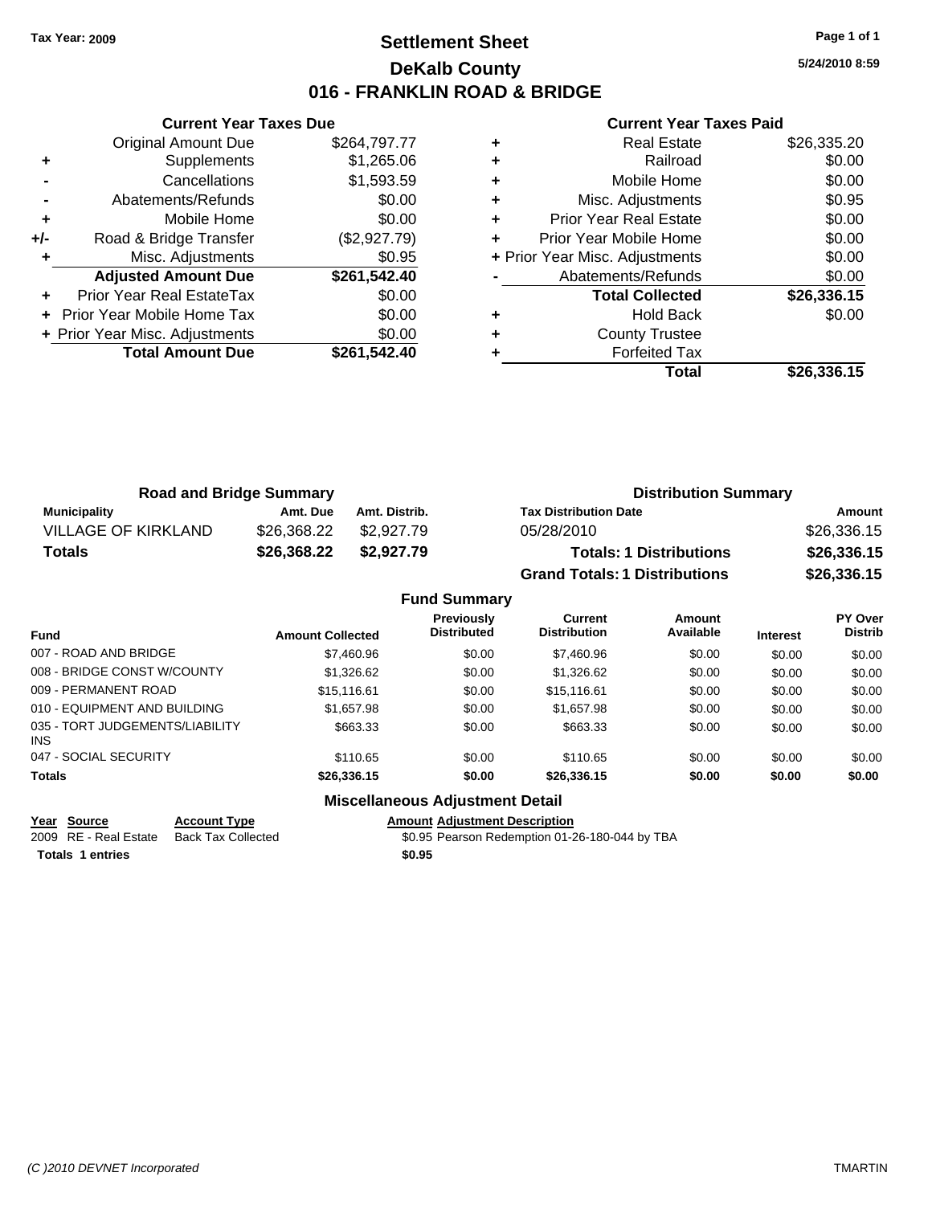Tax Year: 2009

# Settlement Sheet
## DeKalb County
## 016 - FRANKLIN ROAD & BRIDGE

5/24/2010 8:59

### Current Year Taxes Due

| | | |
|---|---|---|
| | Original Amount Due | $264,797.77 |
| + | Supplements | $1,265.06 |
| - | Cancellations | $1,593.59 |
| - | Abatements/Refunds | $0.00 |
| + | Mobile Home | $0.00 |
| +/- | Road & Bridge Transfer | ($2,927.79) |
| + | Misc. Adjustments | $0.95 |
| | **Adjusted Amount Due** | **$261,542.40** |
| + | Prior Year Real EstateTax | $0.00 |
| + | Prior Year Mobile Home Tax | $0.00 |
| + | Prior Year Misc. Adjustments | $0.00 |
| | **Total Amount Due** | **$261,542.40** |

### Current Year Taxes Paid

| | | |
|---|---|---|
| + | Real Estate | $26,335.20 |
| + | Railroad | $0.00 |
| + | Mobile Home | $0.00 |
| + | Misc. Adjustments | $0.95 |
| + | Prior Year Real Estate | $0.00 |
| + | Prior Year Mobile Home | $0.00 |
| + | Prior Year Misc. Adjustments | $0.00 |
| - | Abatements/Refunds | $0.00 |
| | **Total Collected** | **$26,336.15** |
| + | Hold Back | $0.00 |
| + | County Trustee | |
| + | Forfeited Tax | |
| | **Total** | **$26,336.15** |

### Road and Bridge Summary

| Municipality | Amt. Due | Amt. Distrib. |
|---|---|---|
| VILLAGE OF KIRKLAND | $26,368.22 | $2,927.79 |
| **Totals** | **$26,368.22** | **$2,927.79** |

### Distribution Summary

| Tax Distribution Date | Amount |
|---|---|
| 05/28/2010 | $26,336.15 |
| **Totals: 1 Distributions** | **$26,336.15** |
| **Grand Totals: 1 Distributions** | **$26,336.15** |

### Fund Summary

| Fund | Amount Collected | Previously Distributed | Current Distribution | Amount Available | Interest | PY Over Distrib |
|---|---|---|---|---|---|---|
| 007 - ROAD AND BRIDGE | $7,460.96 | $0.00 | $7,460.96 | $0.00 | $0.00 | $0.00 |
| 008 - BRIDGE CONST W/COUNTY | $1,326.62 | $0.00 | $1,326.62 | $0.00 | $0.00 | $0.00 |
| 009 - PERMANENT ROAD | $15,116.61 | $0.00 | $15,116.61 | $0.00 | $0.00 | $0.00 |
| 010 - EQUIPMENT AND BUILDING | $1,657.98 | $0.00 | $1,657.98 | $0.00 | $0.00 | $0.00 |
| 035 - TORT JUDGEMENTS/LIABILITY INS | $663.33 | $0.00 | $663.33 | $0.00 | $0.00 | $0.00 |
| 047 - SOCIAL SECURITY | $110.65 | $0.00 | $110.65 | $0.00 | $0.00 | $0.00 |
| **Totals** | **$26,336.15** | **$0.00** | **$26,336.15** | **$0.00** | **$0.00** | **$0.00** |

### Miscellaneous Adjustment Detail

| Year | Source | Account Type | Amount | Adjustment Description |
|---|---|---|---|---|
| 2009 | RE - Real Estate | Back Tax Collected | $0.95 | Pearson Redemption 01-26-180-044 by TBA |
| **Totals 1 entries** | | | **$0.95** | |

(C )2010 DEVNET Incorporated TMARTIN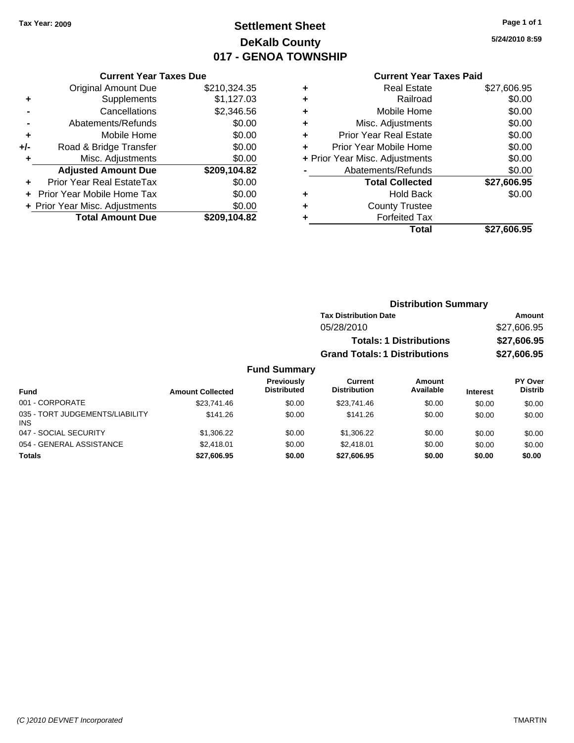Tax Year: 2009

# Settlement Sheet
## DeKalb County
## 017 - GENOA TOWNSHIP

5/24/2010 8:59

### Current Year Taxes Due

| | | |
|---|---|---|
| | Original Amount Due | $210,324.35 |
| + | Supplements | $1,127.03 |
| - | Cancellations | $2,346.56 |
| - | Abatements/Refunds | $0.00 |
| + | Mobile Home | $0.00 |
| +/- | Road & Bridge Transfer | $0.00 |
| + | Misc. Adjustments | $0.00 |
| | **Adjusted Amount Due** | **$209,104.82** |
| + | Prior Year Real EstateTax | $0.00 |
| + | Prior Year Mobile Home Tax | $0.00 |
| + | Prior Year Misc. Adjustments | $0.00 |
| | **Total Amount Due** | **$209,104.82** |

### Current Year Taxes Paid

| | | |
|---|---|---|
| + | Real Estate | $27,606.95 |
| + | Railroad | $0.00 |
| + | Mobile Home | $0.00 |
| + | Misc. Adjustments | $0.00 |
| + | Prior Year Real Estate | $0.00 |
| + | Prior Year Mobile Home | $0.00 |
| + | Prior Year Misc. Adjustments | $0.00 |
| - | Abatements/Refunds | $0.00 |
| | **Total Collected** | **$27,606.95** |
| + | Hold Back | $0.00 |
| + | County Trustee | |
| + | Forfeited Tax | |
| | **Total** | **$27,606.95** |

### Distribution Summary

| Tax Distribution Date | Amount |
|---|---|
| 05/28/2010 | $27,606.95 |
| **Totals: 1 Distributions** | **$27,606.95** |
| **Grand Totals: 1 Distributions** | **$27,606.95** |

### Fund Summary

| Fund | Amount Collected | Previously Distributed | Current Distribution | Amount Available | Interest | PY Over Distrib |
|---|---|---|---|---|---|---|
| 001 - CORPORATE | $23,741.46 | $0.00 | $23,741.46 | $0.00 | $0.00 | $0.00 |
| 035 - TORT JUDGEMENTS/LIABILITY INS | $141.26 | $0.00 | $141.26 | $0.00 | $0.00 | $0.00 |
| 047 - SOCIAL SECURITY | $1,306.22 | $0.00 | $1,306.22 | $0.00 | $0.00 | $0.00 |
| 054 - GENERAL ASSISTANCE | $2,418.01 | $0.00 | $2,418.01 | $0.00 | $0.00 | $0.00 |
| **Totals** | **$27,606.95** | **$0.00** | **$27,606.95** | **$0.00** | **$0.00** | **$0.00** |

(C )2010 DEVNET Incorporated — TMARTIN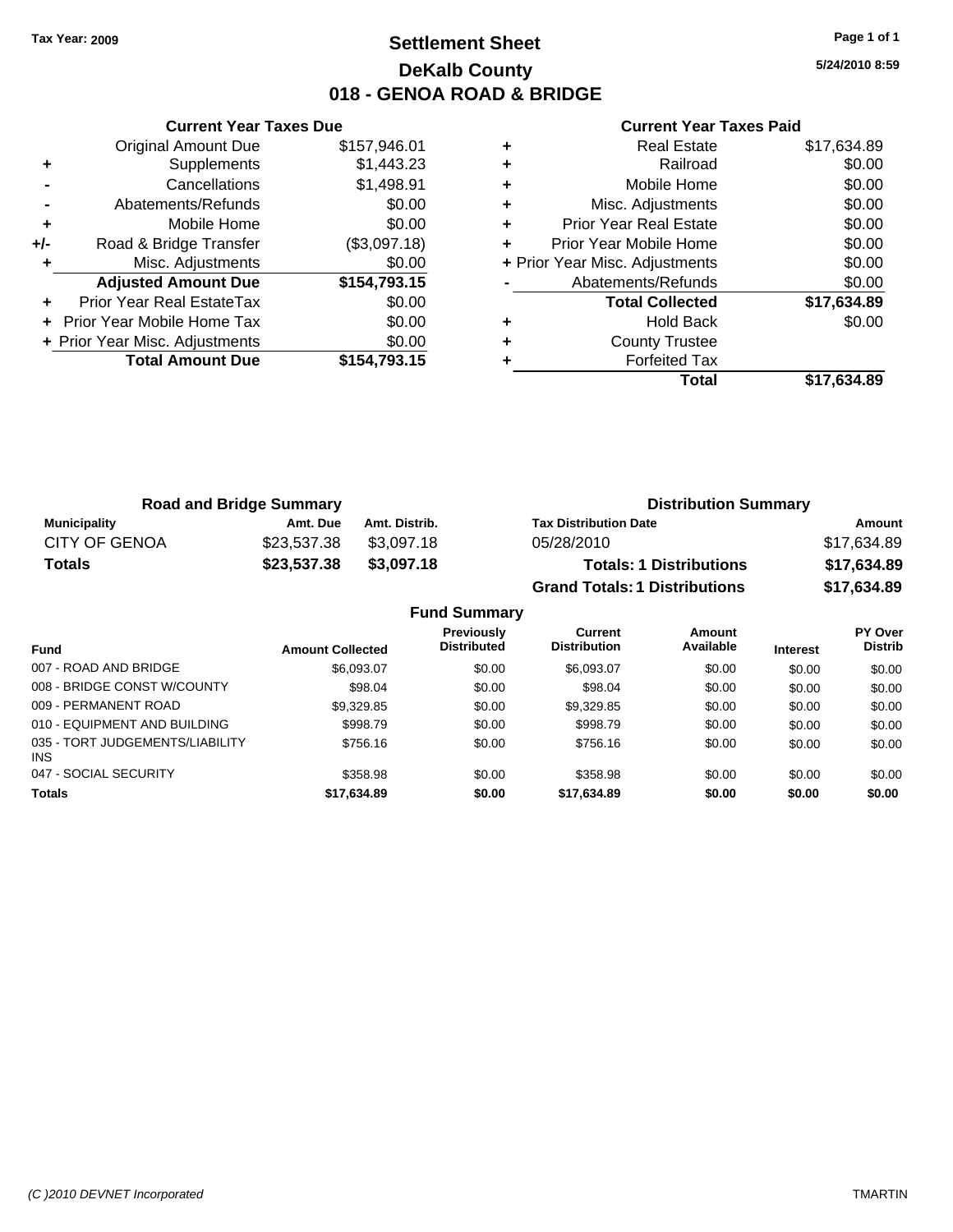**Tax Year: 2009**

# Settlement Sheet
## DeKalb County
## 018 - GENOA ROAD & BRIDGE

5/24/2010 8:59

### Current Year Taxes Due

| | | |
|---|---|---|
| | Original Amount Due | $157,946.01 |
| + | Supplements | $1,443.23 |
| - | Cancellations | $1,498.91 |
| - | Abatements/Refunds | $0.00 |
| + | Mobile Home | $0.00 |
| +/- | Road & Bridge Transfer | ($3,097.18) |
| + | Misc. Adjustments | $0.00 |
| | **Adjusted Amount Due** | **$154,793.15** |
| + | Prior Year Real EstateTax | $0.00 |
| + | Prior Year Mobile Home Tax | $0.00 |
| + | Prior Year Misc. Adjustments | $0.00 |
| | **Total Amount Due** | **$154,793.15** |

### Current Year Taxes Paid

| | | |
|---|---|---|
| + | Real Estate | $17,634.89 |
| + | Railroad | $0.00 |
| + | Mobile Home | $0.00 |
| + | Misc. Adjustments | $0.00 |
| + | Prior Year Real Estate | $0.00 |
| + | Prior Year Mobile Home | $0.00 |
| + | Prior Year Misc. Adjustments | $0.00 |
| - | Abatements/Refunds | $0.00 |
| | **Total Collected** | **$17,634.89** |
| + | Hold Back | $0.00 |
| + | County Trustee | |
| + | Forfeited Tax | |
| | **Total** | **$17,634.89** |

### Road and Bridge Summary

| Municipality | Amt. Due | Amt. Distrib. |
|---|---|---|
| CITY OF GENOA | $23,537.38 | $3,097.18 |
| **Totals** | **$23,537.38** | **$3,097.18** |

### Distribution Summary

| Tax Distribution Date | Amount |
|---|---|
| 05/28/2010 | $17,634.89 |
| **Totals: 1 Distributions** | **$17,634.89** |
| **Grand Totals: 1 Distributions** | **$17,634.89** |

### Fund Summary

| Fund | Amount Collected | Previously Distributed | Current Distribution | Amount Available | Interest | PY Over Distrib |
|---|---|---|---|---|---|---|
| 007 - ROAD AND BRIDGE | $6,093.07 | $0.00 | $6,093.07 | $0.00 | $0.00 | $0.00 |
| 008 - BRIDGE CONST W/COUNTY | $98.04 | $0.00 | $98.04 | $0.00 | $0.00 | $0.00 |
| 009 - PERMANENT ROAD | $9,329.85 | $0.00 | $9,329.85 | $0.00 | $0.00 | $0.00 |
| 010 - EQUIPMENT AND BUILDING | $998.79 | $0.00 | $998.79 | $0.00 | $0.00 | $0.00 |
| 035 - TORT JUDGEMENTS/LIABILITY INS | $756.16 | $0.00 | $756.16 | $0.00 | $0.00 | $0.00 |
| 047 - SOCIAL SECURITY | $358.98 | $0.00 | $358.98 | $0.00 | $0.00 | $0.00 |
| **Totals** | **$17,634.89** | **$0.00** | **$17,634.89** | **$0.00** | **$0.00** | **$0.00** |

(C )2010 DEVNET Incorporated TMARTIN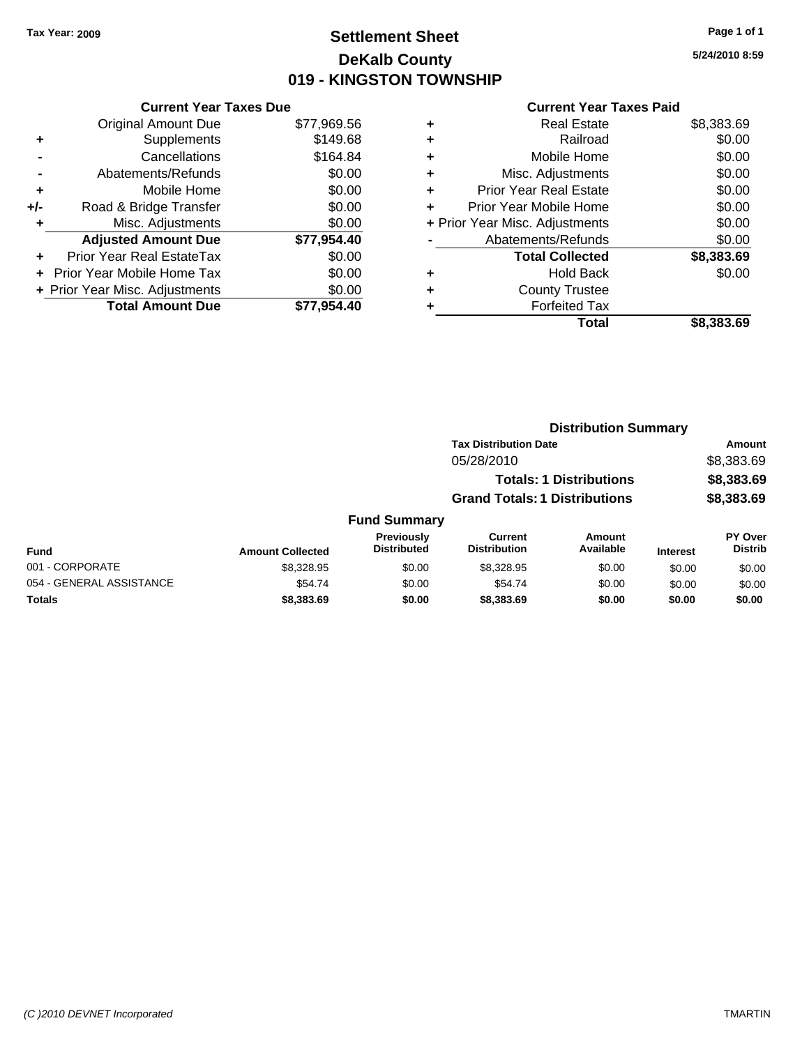**Tax Year: 2009**

# Settlement Sheet
## DeKalb County
## 019 - KINGSTON TOWNSHIP

5/24/2010 8:59

### Current Year Taxes Due

| | | |
|---|---|---|
| | Original Amount Due | $77,969.56 |
| + | Supplements | $149.68 |
| - | Cancellations | $164.84 |
| - | Abatements/Refunds | $0.00 |
| + | Mobile Home | $0.00 |
| +/- | Road & Bridge Transfer | $0.00 |
| + | Misc. Adjustments | $0.00 |
| | **Adjusted Amount Due** | **$77,954.40** |
| + | Prior Year Real EstateTax | $0.00 |
| + | Prior Year Mobile Home Tax | $0.00 |
| + | Prior Year Misc. Adjustments | $0.00 |
| | **Total Amount Due** | **$77,954.40** |

### Current Year Taxes Paid

| | | |
|---|---|---|
| + | Real Estate | $8,383.69 |
| + | Railroad | $0.00 |
| + | Mobile Home | $0.00 |
| + | Misc. Adjustments | $0.00 |
| + | Prior Year Real Estate | $0.00 |
| + | Prior Year Mobile Home | $0.00 |
| + | Prior Year Misc. Adjustments | $0.00 |
| - | Abatements/Refunds | $0.00 |
| | **Total Collected** | **$8,383.69** |
| + | Hold Back | $0.00 |
| + | County Trustee | |
| + | Forfeited Tax | |
| | **Total** | **$8,383.69** |

### Distribution Summary

| Tax Distribution Date | Amount |
|---|---|
| 05/28/2010 | $8,383.69 |
| **Totals: 1 Distributions** | **$8,383.69** |
| **Grand Totals: 1 Distributions** | **$8,383.69** |

### Fund Summary

| Fund | Amount Collected | Previously Distributed | Current Distribution | Amount Available | Interest | PY Over Distrib |
|---|---|---|---|---|---|---|
| 001 - CORPORATE | $8,328.95 | $0.00 | $8,328.95 | $0.00 | $0.00 | $0.00 |
| 054 - GENERAL ASSISTANCE | $54.74 | $0.00 | $54.74 | $0.00 | $0.00 | $0.00 |
| **Totals** | **$8,383.69** | **$0.00** | **$8,383.69** | **$0.00** | **$0.00** | **$0.00** |

(C )2010 DEVNET Incorporated TMARTIN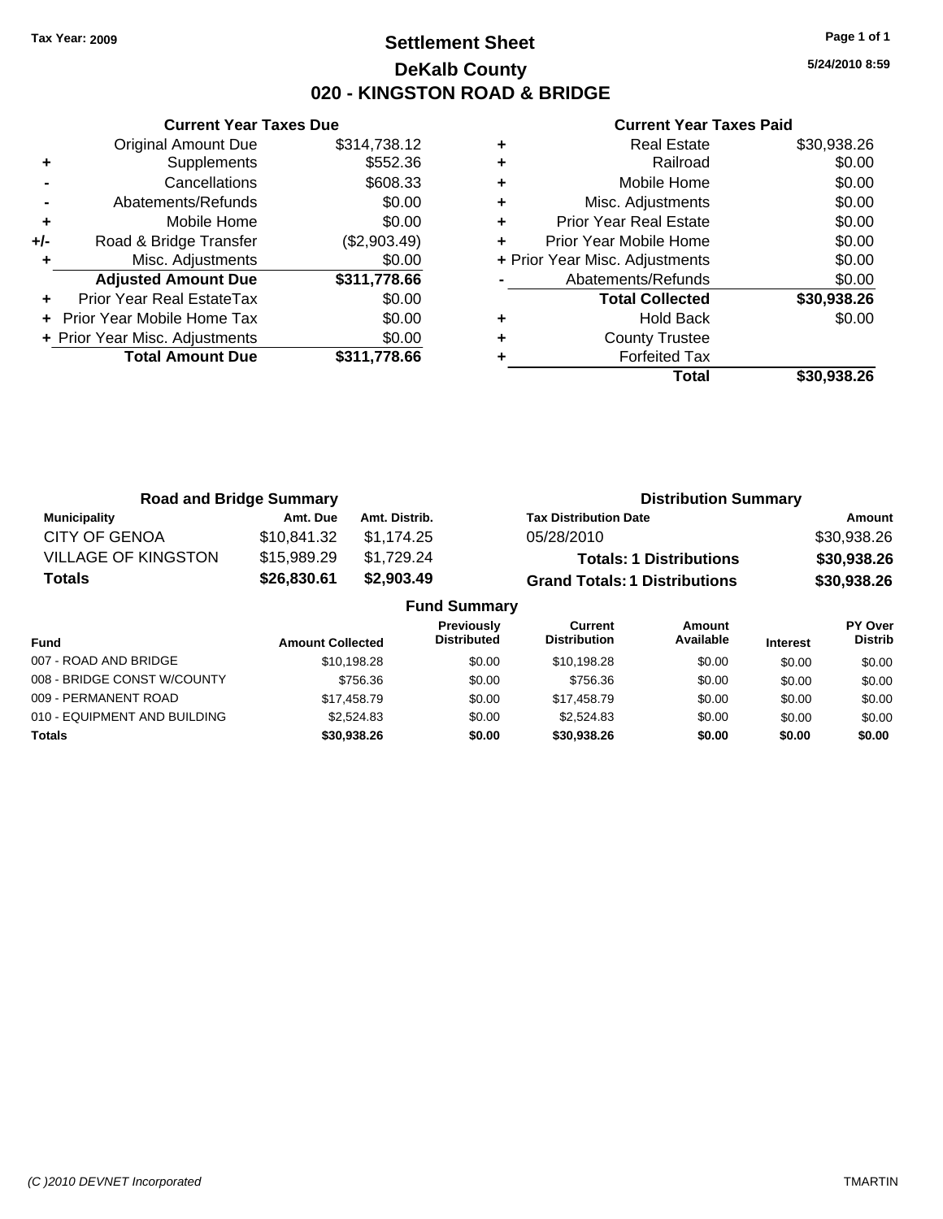Tax Year: 2009

# Settlement Sheet
## DeKalb County
## 020 - KINGSTON ROAD & BRIDGE

5/24/2010 8:59

| | Current Year Taxes Due | |
|---|---|---|
| | Original Amount Due | $314,738.12 |
| + | Supplements | $552.36 |
| - | Cancellations | $608.33 |
| - | Abatements/Refunds | $0.00 |
| + | Mobile Home | $0.00 |
| +/- | Road & Bridge Transfer | ($2,903.49) |
| + | Misc. Adjustments | $0.00 |
| | **Adjusted Amount Due** | **$311,778.66** |
| + | Prior Year Real EstateTax | $0.00 |
| + | Prior Year Mobile Home Tax | $0.00 |
| + | Prior Year Misc. Adjustments | $0.00 |
| | **Total Amount Due** | **$311,778.66** |

| | Current Year Taxes Paid | |
|---|---|---|
| + | Real Estate | $30,938.26 |
| + | Railroad | $0.00 |
| + | Mobile Home | $0.00 |
| + | Misc. Adjustments | $0.00 |
| + | Prior Year Real Estate | $0.00 |
| + | Prior Year Mobile Home | $0.00 |
| + | Prior Year Misc. Adjustments | $0.00 |
| - | Abatements/Refunds | $0.00 |
| | **Total Collected** | **$30,938.26** |
| + | Hold Back | $0.00 |
| + | County Trustee | |
| + | Forfeited Tax | |
| | **Total** | **$30,938.26** |

### Road and Bridge Summary

| Municipality | Amt. Due | Amt. Distrib. |
|---|---|---|
| CITY OF GENOA | $10,841.32 | $1,174.25 |
| VILLAGE OF KINGSTON | $15,989.29 | $1,729.24 |
| **Totals** | **$26,830.61** | **$2,903.49** |

### Distribution Summary

| Tax Distribution Date | Amount |
|---|---|
| 05/28/2010 | $30,938.26 |
| **Totals: 1 Distributions** | **$30,938.26** |
| **Grand Totals: 1 Distributions** | **$30,938.26** |

### Fund Summary

| Fund | Amount Collected | Previously Distributed | Current Distribution | Amount Available | Interest | PY Over Distrib |
|---|---|---|---|---|---|---|
| 007 - ROAD AND BRIDGE | $10,198.28 | $0.00 | $10,198.28 | $0.00 | $0.00 | $0.00 |
| 008 - BRIDGE CONST W/COUNTY | $756.36 | $0.00 | $756.36 | $0.00 | $0.00 | $0.00 |
| 009 - PERMANENT ROAD | $17,458.79 | $0.00 | $17,458.79 | $0.00 | $0.00 | $0.00 |
| 010 - EQUIPMENT AND BUILDING | $2,524.83 | $0.00 | $2,524.83 | $0.00 | $0.00 | $0.00 |
| **Totals** | **$30,938.26** | **$0.00** | **$30,938.26** | **$0.00** | **$0.00** | **$0.00** |

(C )2010 DEVNET Incorporated TMARTIN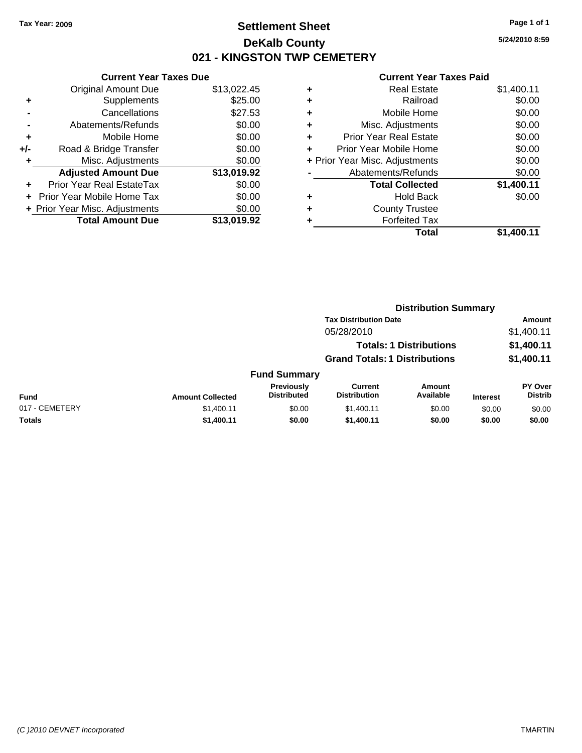Tax Year: 2009

# Settlement Sheet
## DeKalb County
## 021 - KINGSTON TWP CEMETERY

5/24/2010 8:59

### Current Year Taxes Due

| | | |
|---|---|---|
| | Original Amount Due | $13,022.45 |
| + | Supplements | $25.00 |
| - | Cancellations | $27.53 |
| - | Abatements/Refunds | $0.00 |
| + | Mobile Home | $0.00 |
| +/- | Road & Bridge Transfer | $0.00 |
| + | Misc. Adjustments | $0.00 |
| | **Adjusted Amount Due** | **$13,019.92** |
| + | Prior Year Real EstateTax | $0.00 |
| + | Prior Year Mobile Home Tax | $0.00 |
| + | Prior Year Misc. Adjustments | $0.00 |
| | **Total Amount Due** | **$13,019.92** |

### Current Year Taxes Paid

| | | |
|---|---|---|
| + | Real Estate | $1,400.11 |
| + | Railroad | $0.00 |
| + | Mobile Home | $0.00 |
| + | Misc. Adjustments | $0.00 |
| + | Prior Year Real Estate | $0.00 |
| + | Prior Year Mobile Home | $0.00 |
| + | Prior Year Misc. Adjustments | $0.00 |
| - | Abatements/Refunds | $0.00 |
| | **Total Collected** | **$1,400.11** |
| + | Hold Back | $0.00 |
| + | County Trustee | |
| + | Forfeited Tax | |
| | **Total** | **$1,400.11** |

### Distribution Summary

| Tax Distribution Date | Amount |
|---|---|
| 05/28/2010 | $1,400.11 |
| **Totals: 1 Distributions** | **$1,400.11** |
| **Grand Totals: 1 Distributions** | **$1,400.11** |

### Fund Summary

| Fund | Amount Collected | Previously Distributed | Current Distribution | Amount Available | Interest | PY Over Distrib |
|---|---|---|---|---|---|---|
| 017 - CEMETERY | $1,400.11 | $0.00 | $1,400.11 | $0.00 | $0.00 | $0.00 |
| **Totals** | **$1,400.11** | **$0.00** | **$1,400.11** | **$0.00** | **$0.00** | **$0.00** |

(C )2010 DEVNET Incorporated — TMARTIN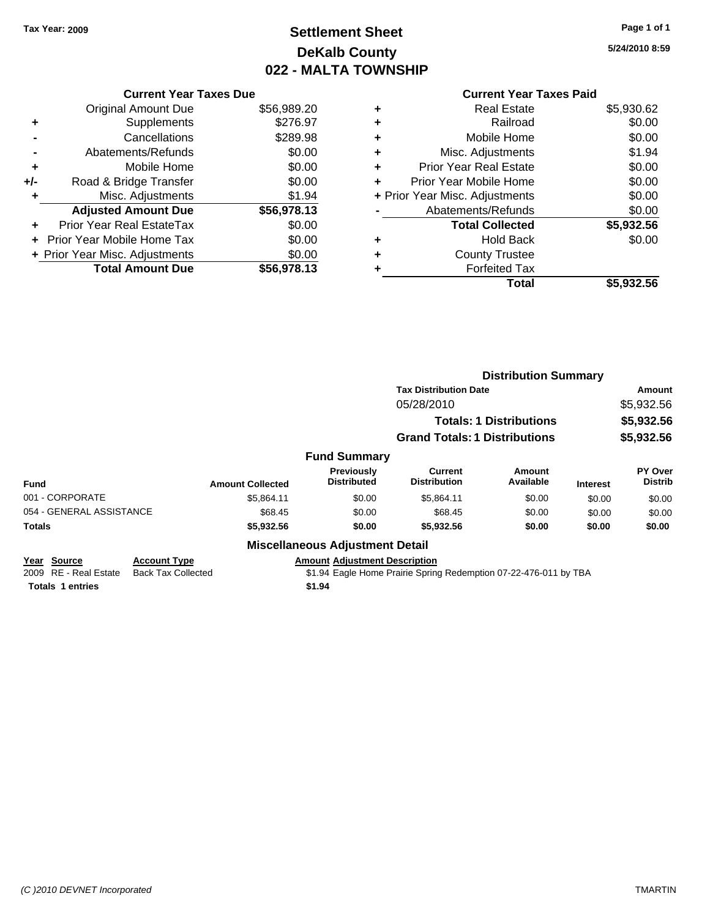Tax Year: 2009

# Settlement Sheet
## DeKalb County
## 022 - MALTA TOWNSHIP

5/24/2010 8:59

### Current Year Taxes Due

| | | |
|---|---|---|
| | Original Amount Due | $56,989.20 |
| + | Supplements | $276.97 |
| - | Cancellations | $289.98 |
| - | Abatements/Refunds | $0.00 |
| + | Mobile Home | $0.00 |
| +/- | Road & Bridge Transfer | $0.00 |
| + | Misc. Adjustments | $1.94 |
| | **Adjusted Amount Due** | **$56,978.13** |
| + | Prior Year Real EstateTax | $0.00 |
| + | Prior Year Mobile Home Tax | $0.00 |
| + | Prior Year Misc. Adjustments | $0.00 |
| | **Total Amount Due** | **$56,978.13** |

### Current Year Taxes Paid

| | | |
|---|---|---|
| + | Real Estate | $5,930.62 |
| + | Railroad | $0.00 |
| + | Mobile Home | $0.00 |
| + | Misc. Adjustments | $1.94 |
| + | Prior Year Real Estate | $0.00 |
| + | Prior Year Mobile Home | $0.00 |
| + | Prior Year Misc. Adjustments | $0.00 |
| - | Abatements/Refunds | $0.00 |
| | **Total Collected** | **$5,932.56** |
| + | Hold Back | $0.00 |
| + | County Trustee | |
| + | Forfeited Tax | |
| | **Total** | **$5,932.56** |

### Distribution Summary

| Tax Distribution Date | Amount |
|---|---|
| 05/28/2010 | $5,932.56 |
| **Totals: 1 Distributions** | **$5,932.56** |
| **Grand Totals: 1 Distributions** | **$5,932.56** |

### Fund Summary

| Fund | Amount Collected | Previously Distributed | Current Distribution | Amount Available | Interest | PY Over Distrib |
|---|---|---|---|---|---|---|
| 001 - CORPORATE | $5,864.11 | $0.00 | $5,864.11 | $0.00 | $0.00 | $0.00 |
| 054 - GENERAL ASSISTANCE | $68.45 | $0.00 | $68.45 | $0.00 | $0.00 | $0.00 |
| **Totals** | **$5,932.56** | **$0.00** | **$5,932.56** | **$0.00** | **$0.00** | **$0.00** |

### Miscellaneous Adjustment Detail

| Year | Source | Account Type | Amount | Adjustment Description |
|---|---|---|---|---|
| 2009 | RE - Real Estate | Back Tax Collected | $1.94 | Eagle Home Prairie Spring Redemption 07-22-476-011 by TBA |
| **Totals** | **1 entries** | | **$1.94** | |

(C )2010 DEVNET Incorporated TMARTIN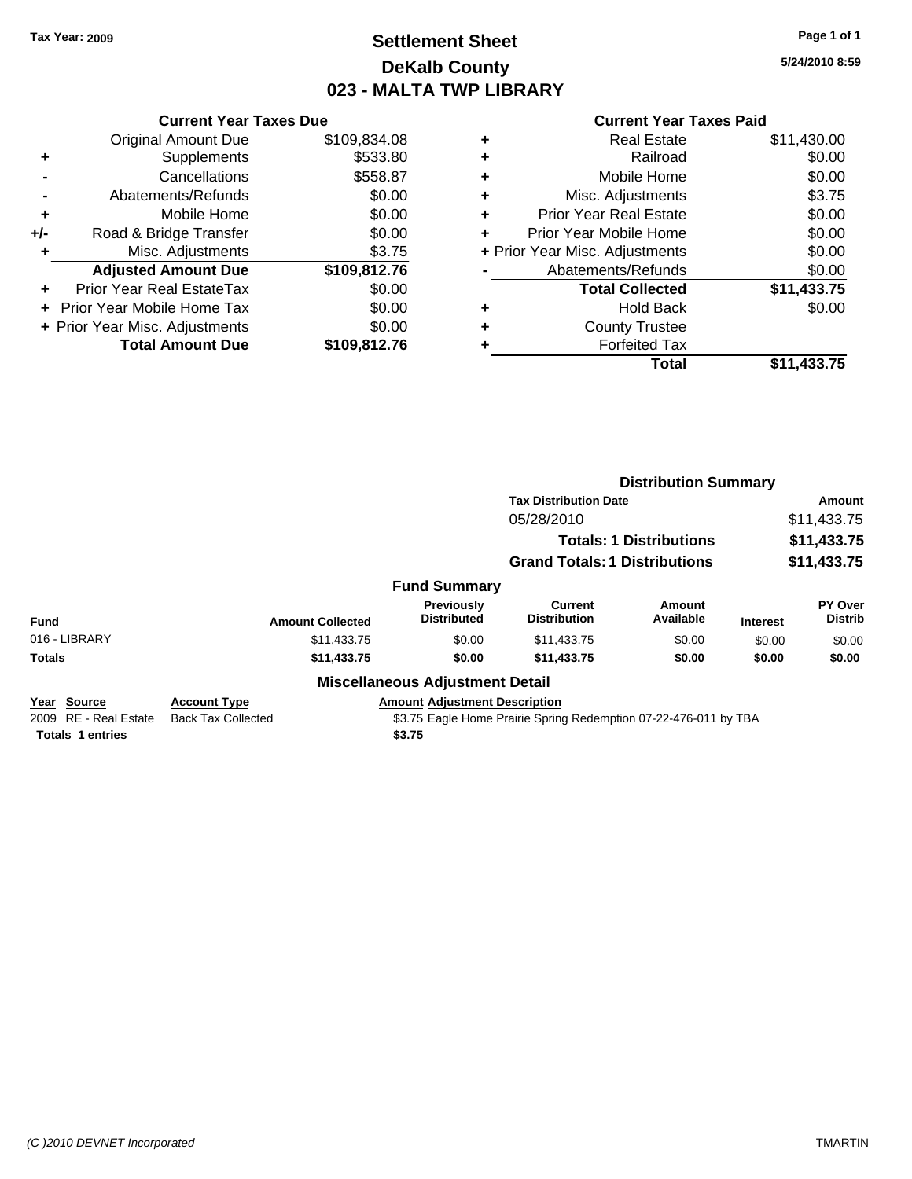Tax Year: 2009

# Settlement Sheet
## DeKalb County
## 023 - MALTA TWP LIBRARY

5/24/2010 8:59

### Current Year Taxes Due

| | | |
|---|---|---|
| | Original Amount Due | $109,834.08 |
| + | Supplements | $533.80 |
| - | Cancellations | $558.87 |
| - | Abatements/Refunds | $0.00 |
| + | Mobile Home | $0.00 |
| +/- | Road & Bridge Transfer | $0.00 |
| + | Misc. Adjustments | $3.75 |
| | **Adjusted Amount Due** | **$109,812.76** |
| + | Prior Year Real EstateTax | $0.00 |
| + | Prior Year Mobile Home Tax | $0.00 |
| + | Prior Year Misc. Adjustments | $0.00 |
| | **Total Amount Due** | **$109,812.76** |

### Current Year Taxes Paid

| | | |
|---|---|---|
| + | Real Estate | $11,430.00 |
| + | Railroad | $0.00 |
| + | Mobile Home | $0.00 |
| + | Misc. Adjustments | $3.75 |
| + | Prior Year Real Estate | $0.00 |
| + | Prior Year Mobile Home | $0.00 |
| + | Prior Year Misc. Adjustments | $0.00 |
| - | Abatements/Refunds | $0.00 |
| | **Total Collected** | **$11,433.75** |
| + | Hold Back | $0.00 |
| + | County Trustee | |
| + | Forfeited Tax | |
| | **Total** | **$11,433.75** |

### Distribution Summary

| Tax Distribution Date | Amount |
|---|---|
| 05/28/2010 | $11,433.75 |
| **Totals: 1 Distributions** | **$11,433.75** |
| **Grand Totals: 1 Distributions** | **$11,433.75** |

### Fund Summary

| Fund | Amount Collected | Previously Distributed | Current Distribution | Amount Available | Interest | PY Over Distrib |
|---|---|---|---|---|---|---|
| 016 - LIBRARY | $11,433.75 | $0.00 | $11,433.75 | $0.00 | $0.00 | $0.00 |
| **Totals** | **$11,433.75** | **$0.00** | **$11,433.75** | **$0.00** | **$0.00** | **$0.00** |

### Miscellaneous Adjustment Detail

| Year | Source | Account Type | Amount | Adjustment Description |
|---|---|---|---|---|
| 2009 | RE - Real Estate | Back Tax Collected | $3.75 | Eagle Home Prairie Spring Redemption 07-22-476-011 by TBA |
| **Totals 1 entries** | | | **$3.75** | |

(C )2010 DEVNET Incorporated — TMARTIN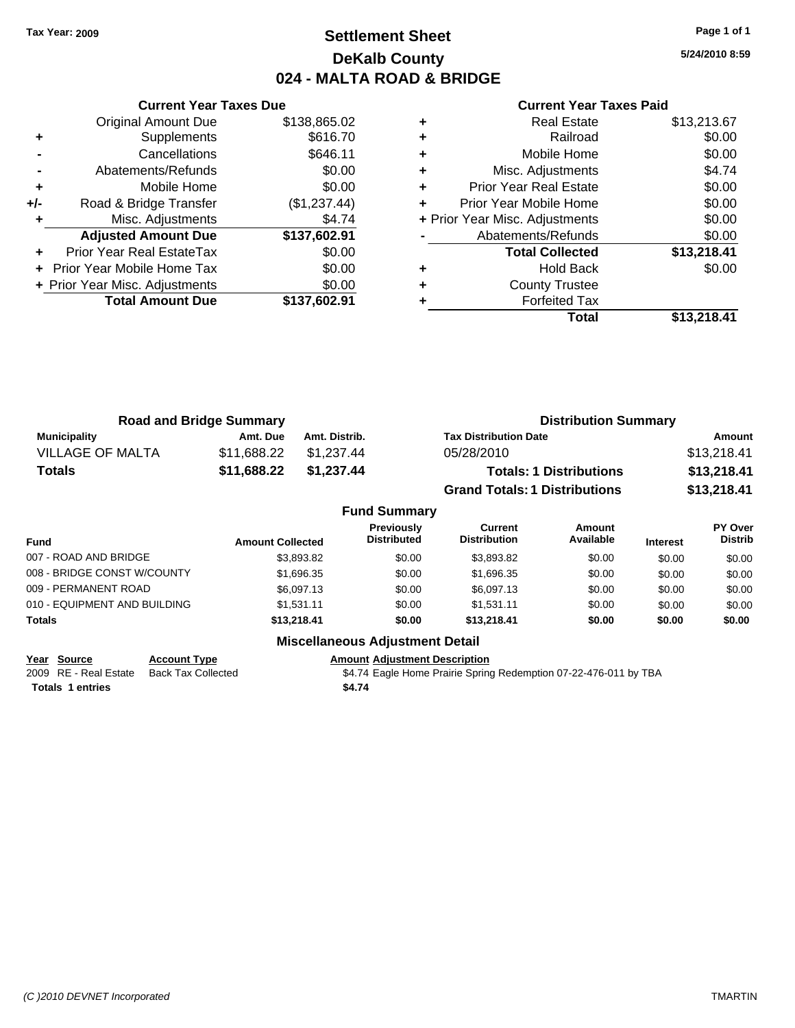**Tax Year: 2009**

# Settlement Sheet
## DeKalb County
## 024 - MALTA ROAD & BRIDGE

5/24/2010 8:59

| | Current Year Taxes Due | |
|---|---|---|
| | Original Amount Due | $138,865.02 |
| + | Supplements | $616.70 |
| - | Cancellations | $646.11 |
| - | Abatements/Refunds | $0.00 |
| + | Mobile Home | $0.00 |
| +/- | Road & Bridge Transfer | ($1,237.44) |
| + | Misc. Adjustments | $4.74 |
| | **Adjusted Amount Due** | **$137,602.91** |
| + | Prior Year Real EstateTax | $0.00 |
| + | Prior Year Mobile Home Tax | $0.00 |
| + | Prior Year Misc. Adjustments | $0.00 |
| | **Total Amount Due** | **$137,602.91** |

| | Current Year Taxes Paid | |
|---|---|---|
| + | Real Estate | $13,213.67 |
| + | Railroad | $0.00 |
| + | Mobile Home | $0.00 |
| + | Misc. Adjustments | $4.74 |
| + | Prior Year Real Estate | $0.00 |
| + | Prior Year Mobile Home | $0.00 |
| + | Prior Year Misc. Adjustments | $0.00 |
| - | Abatements/Refunds | $0.00 |
| | **Total Collected** | **$13,218.41** |
| + | Hold Back | $0.00 |
| + | County Trustee | |
| + | Forfeited Tax | |
| | **Total** | **$13,218.41** |

### Road and Bridge Summary

| Municipality | Amt. Due | Amt. Distrib. |
|---|---|---|
| VILLAGE OF MALTA | $11,688.22 | $1,237.44 |
| **Totals** | **$11,688.22** | **$1,237.44** |

### Distribution Summary

| Tax Distribution Date | Amount |
|---|---|
| 05/28/2010 | $13,218.41 |
| **Totals: 1 Distributions** | **$13,218.41** |
| **Grand Totals: 1 Distributions** | **$13,218.41** |

### Fund Summary

| Fund | Amount Collected | Previously Distributed | Current Distribution | Amount Available | Interest | PY Over Distrib |
|---|---|---|---|---|---|---|
| 007 - ROAD AND BRIDGE | $3,893.82 | $0.00 | $3,893.82 | $0.00 | $0.00 | $0.00 |
| 008 - BRIDGE CONST W/COUNTY | $1,696.35 | $0.00 | $1,696.35 | $0.00 | $0.00 | $0.00 |
| 009 - PERMANENT ROAD | $6,097.13 | $0.00 | $6,097.13 | $0.00 | $0.00 | $0.00 |
| 010 - EQUIPMENT AND BUILDING | $1,531.11 | $0.00 | $1,531.11 | $0.00 | $0.00 | $0.00 |
| **Totals** | **$13,218.41** | **$0.00** | **$13,218.41** | **$0.00** | **$0.00** | **$0.00** |

### Miscellaneous Adjustment Detail

| Year | Source | Account Type | Amount | Adjustment Description |
|---|---|---|---|---|
| 2009 | RE - Real Estate | Back Tax Collected | $4.74 | Eagle Home Prairie Spring Redemption 07-22-476-011 by TBA |
| **Totals 1 entries** | | | **$4.74** | |

(C )2010 DEVNET Incorporated TMARTIN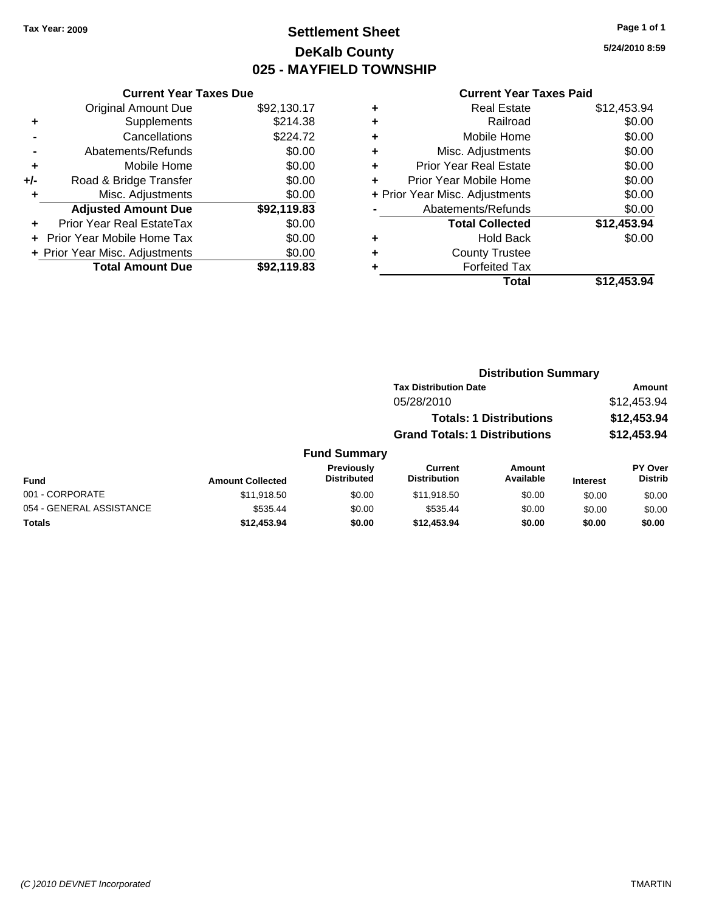Tax Year: 2009

# Settlement Sheet
## DeKalb County
## 025 - MAYFIELD TOWNSHIP

5/24/2010 8:59

### Current Year Taxes Due

| | | |
|---|---|---|
| | Original Amount Due | $92,130.17 |
| + | Supplements | $214.38 |
| - | Cancellations | $224.72 |
| - | Abatements/Refunds | $0.00 |
| + | Mobile Home | $0.00 |
| +/- | Road & Bridge Transfer | $0.00 |
| + | Misc. Adjustments | $0.00 |
| | **Adjusted Amount Due** | **$92,119.83** |
| + | Prior Year Real EstateTax | $0.00 |
| + | Prior Year Mobile Home Tax | $0.00 |
| + | Prior Year Misc. Adjustments | $0.00 |
| | **Total Amount Due** | **$92,119.83** |

### Current Year Taxes Paid

| | | |
|---|---|---|
| + | Real Estate | $12,453.94 |
| + | Railroad | $0.00 |
| + | Mobile Home | $0.00 |
| + | Misc. Adjustments | $0.00 |
| + | Prior Year Real Estate | $0.00 |
| + | Prior Year Mobile Home | $0.00 |
| + | Prior Year Misc. Adjustments | $0.00 |
| - | Abatements/Refunds | $0.00 |
| | **Total Collected** | **$12,453.94** |
| + | Hold Back | $0.00 |
| + | County Trustee | |
| + | Forfeited Tax | |
| | **Total** | **$12,453.94** |

### Distribution Summary

| Tax Distribution Date | Amount |
|---|---|
| 05/28/2010 | $12,453.94 |
| **Totals: 1 Distributions** | **$12,453.94** |
| **Grand Totals: 1 Distributions** | **$12,453.94** |

### Fund Summary

| Fund | Amount Collected | Previously Distributed | Current Distribution | Amount Available | Interest | PY Over Distrib |
|---|---|---|---|---|---|---|
| 001 - CORPORATE | $11,918.50 | $0.00 | $11,918.50 | $0.00 | $0.00 | $0.00 |
| 054 - GENERAL ASSISTANCE | $535.44 | $0.00 | $535.44 | $0.00 | $0.00 | $0.00 |
| **Totals** | **$12,453.94** | **$0.00** | **$12,453.94** | **$0.00** | **$0.00** | **$0.00** |

(C )2010 DEVNET Incorporated TMARTIN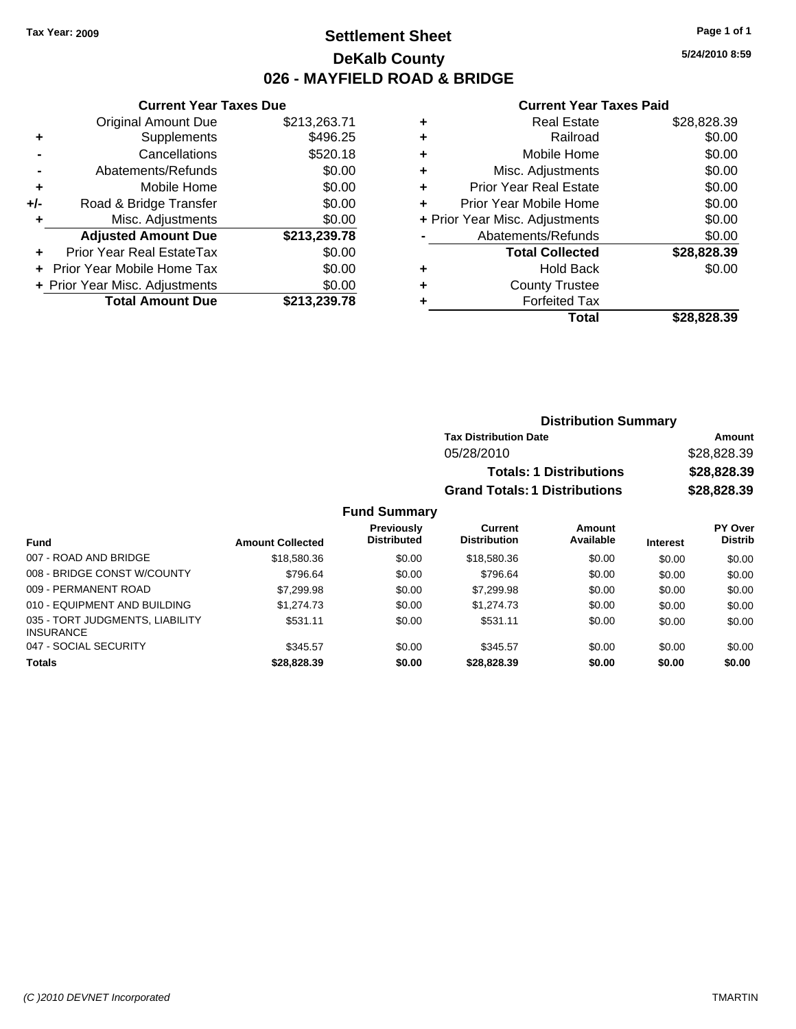Tax Year: 2009

# Settlement Sheet

## DeKalb County

## 026 - MAYFIELD ROAD & BRIDGE

5/24/2010 8:59

### Current Year Taxes Due

| | | |
|---|---|---|
| | Original Amount Due | $213,263.71 |
| + | Supplements | $496.25 |
| - | Cancellations | $520.18 |
| - | Abatements/Refunds | $0.00 |
| + | Mobile Home | $0.00 |
| +/- | Road & Bridge Transfer | $0.00 |
| + | Misc. Adjustments | $0.00 |
| | **Adjusted Amount Due** | **$213,239.78** |
| + | Prior Year Real EstateTax | $0.00 |
| + | Prior Year Mobile Home Tax | $0.00 |
| + | Prior Year Misc. Adjustments | $0.00 |
| | **Total Amount Due** | **$213,239.78** |

### Current Year Taxes Paid

| | | |
|---|---|---|
| + | Real Estate | $28,828.39 |
| + | Railroad | $0.00 |
| + | Mobile Home | $0.00 |
| + | Misc. Adjustments | $0.00 |
| + | Prior Year Real Estate | $0.00 |
| + | Prior Year Mobile Home | $0.00 |
| + | Prior Year Misc. Adjustments | $0.00 |
| - | Abatements/Refunds | $0.00 |
| | **Total Collected** | **$28,828.39** |
| + | Hold Back | $0.00 |
| + | County Trustee | |
| + | Forfeited Tax | |
| | **Total** | **$28,828.39** |

### Distribution Summary

| Tax Distribution Date | Amount |
|---|---|
| 05/28/2010 | $28,828.39 |
| **Totals: 1 Distributions** | **$28,828.39** |
| **Grand Totals: 1 Distributions** | **$28,828.39** |

### Fund Summary

| Fund | Amount Collected | Previously Distributed | Current Distribution | Amount Available | Interest | PY Over Distrib |
|---|---|---|---|---|---|---|
| 007 - ROAD AND BRIDGE | $18,580.36 | $0.00 | $18,580.36 | $0.00 | $0.00 | $0.00 |
| 008 - BRIDGE CONST W/COUNTY | $796.64 | $0.00 | $796.64 | $0.00 | $0.00 | $0.00 |
| 009 - PERMANENT ROAD | $7,299.98 | $0.00 | $7,299.98 | $0.00 | $0.00 | $0.00 |
| 010 - EQUIPMENT AND BUILDING | $1,274.73 | $0.00 | $1,274.73 | $0.00 | $0.00 | $0.00 |
| 035 - TORT JUDGMENTS, LIABILITY INSURANCE | $531.11 | $0.00 | $531.11 | $0.00 | $0.00 | $0.00 |
| 047 - SOCIAL SECURITY | $345.57 | $0.00 | $345.57 | $0.00 | $0.00 | $0.00 |
| **Totals** | **$28,828.39** | **$0.00** | **$28,828.39** | **$0.00** | **$0.00** | **$0.00** |

(C )2010 DEVNET Incorporated — TMARTIN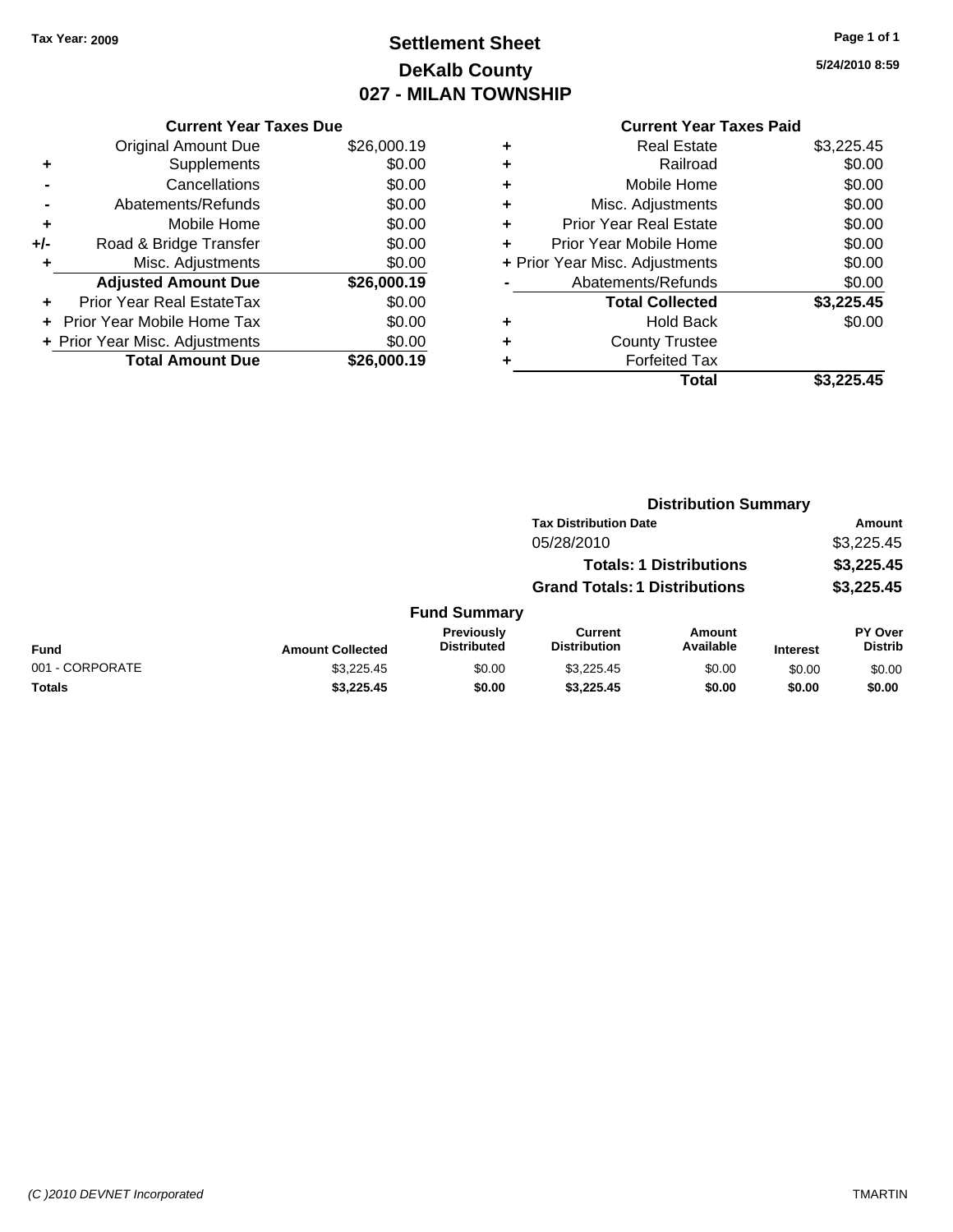Tax Year: 2009

# Settlement Sheet
## DeKalb County
## 027 - MILAN TOWNSHIP

5/24/2010 8:59

| | Current Year Taxes Due | |
|---|---|---|
| | Original Amount Due | $26,000.19 |
| + | Supplements | $0.00 |
| - | Cancellations | $0.00 |
| - | Abatements/Refunds | $0.00 |
| + | Mobile Home | $0.00 |
| +/- | Road & Bridge Transfer | $0.00 |
| + | Misc. Adjustments | $0.00 |
| | **Adjusted Amount Due** | **$26,000.19** |
| + | Prior Year Real EstateTax | $0.00 |
| + | Prior Year Mobile Home Tax | $0.00 |
| + | Prior Year Misc. Adjustments | $0.00 |
| | **Total Amount Due** | **$26,000.19** |

| | Current Year Taxes Paid | |
|---|---|---|
| + | Real Estate | $3,225.45 |
| + | Railroad | $0.00 |
| + | Mobile Home | $0.00 |
| + | Misc. Adjustments | $0.00 |
| + | Prior Year Real Estate | $0.00 |
| + | Prior Year Mobile Home | $0.00 |
| + | Prior Year Misc. Adjustments | $0.00 |
| - | Abatements/Refunds | $0.00 |
| | **Total Collected** | **$3,225.45** |
| + | Hold Back | $0.00 |
| + | County Trustee | |
| + | Forfeited Tax | |
| | **Total** | **$3,225.45** |

### Distribution Summary

| Tax Distribution Date | Amount |
|---|---|
| 05/28/2010 | $3,225.45 |
| **Totals: 1 Distributions** | **$3,225.45** |
| **Grand Totals: 1 Distributions** | **$3,225.45** |

### Fund Summary

| Fund | Amount Collected | Previously Distributed | Current Distribution | Amount Available | Interest | PY Over Distrib |
|---|---|---|---|---|---|---|
| 001 - CORPORATE | $3,225.45 | $0.00 | $3,225.45 | $0.00 | $0.00 | $0.00 |
| **Totals** | **$3,225.45** | **$0.00** | **$3,225.45** | **$0.00** | **$0.00** | **$0.00** |

(C )2010 DEVNET Incorporated TMARTIN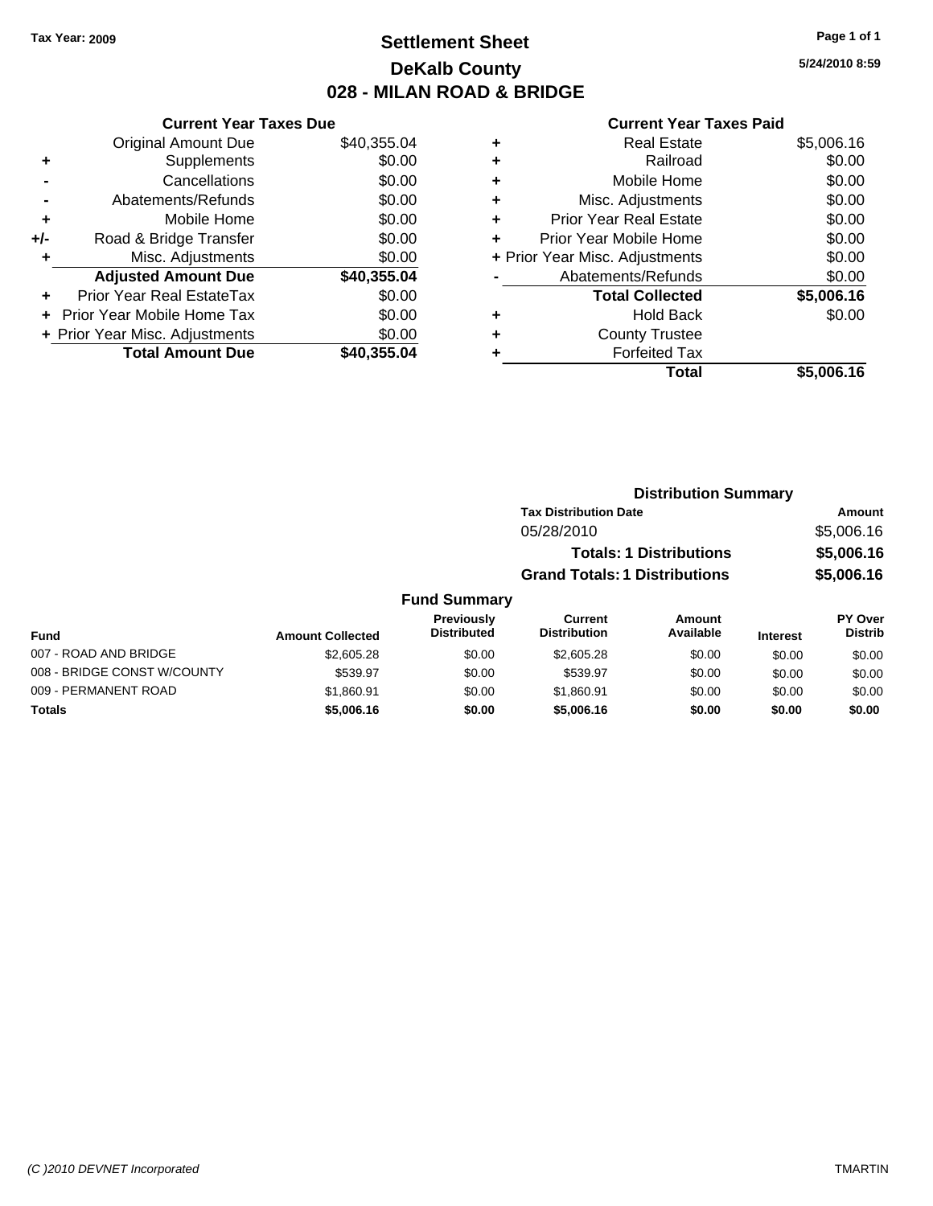Tax Year: 2009

# Settlement Sheet
## DeKalb County
## 028 - MILAN ROAD & BRIDGE

5/24/2010 8:59

### Current Year Taxes Due

| | | |
|---|---|---|
| | Original Amount Due | $40,355.04 |
| + | Supplements | $0.00 |
| - | Cancellations | $0.00 |
| - | Abatements/Refunds | $0.00 |
| + | Mobile Home | $0.00 |
| +/- | Road & Bridge Transfer | $0.00 |
| + | Misc. Adjustments | $0.00 |
| | **Adjusted Amount Due** | **$40,355.04** |
| + | Prior Year Real EstateTax | $0.00 |
| + | Prior Year Mobile Home Tax | $0.00 |
| + | Prior Year Misc. Adjustments | $0.00 |
| | **Total Amount Due** | **$40,355.04** |

### Current Year Taxes Paid

| | | |
|---|---|---|
| + | Real Estate | $5,006.16 |
| + | Railroad | $0.00 |
| + | Mobile Home | $0.00 |
| + | Misc. Adjustments | $0.00 |
| + | Prior Year Real Estate | $0.00 |
| + | Prior Year Mobile Home | $0.00 |
| + | Prior Year Misc. Adjustments | $0.00 |
| - | Abatements/Refunds | $0.00 |
| | **Total Collected** | **$5,006.16** |
| + | Hold Back | $0.00 |
| + | County Trustee | |
| + | Forfeited Tax | |
| | **Total** | **$5,006.16** |

### Distribution Summary

| Tax Distribution Date | Amount |
|---|---|
| 05/28/2010 | $5,006.16 |
| **Totals: 1 Distributions** | **$5,006.16** |
| **Grand Totals: 1 Distributions** | **$5,006.16** |

### Fund Summary

| Fund | Amount Collected | Previously Distributed | Current Distribution | Amount Available | Interest | PY Over Distrib |
|---|---|---|---|---|---|---|
| 007 - ROAD AND BRIDGE | $2,605.28 | $0.00 | $2,605.28 | $0.00 | $0.00 | $0.00 |
| 008 - BRIDGE CONST W/COUNTY | $539.97 | $0.00 | $539.97 | $0.00 | $0.00 | $0.00 |
| 009 - PERMANENT ROAD | $1,860.91 | $0.00 | $1,860.91 | $0.00 | $0.00 | $0.00 |
| **Totals** | **$5,006.16** | **$0.00** | **$5,006.16** | **$0.00** | **$0.00** | **$0.00** |

(C )2010 DEVNET Incorporated TMARTIN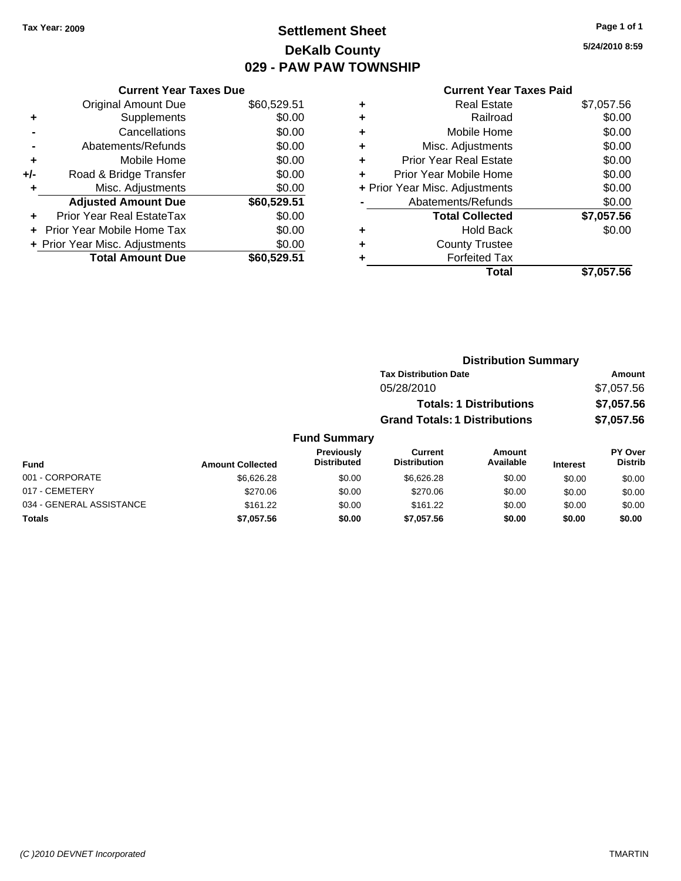**Tax Year: 2009**

# Settlement Sheet
## DeKalb County
## 029 - PAW PAW TOWNSHIP

5/24/2010 8:59

### Current Year Taxes Due

| | | |
|---|---|---|
| | Original Amount Due | $60,529.51 |
| + | Supplements | $0.00 |
| - | Cancellations | $0.00 |
| - | Abatements/Refunds | $0.00 |
| + | Mobile Home | $0.00 |
| +/- | Road & Bridge Transfer | $0.00 |
| + | Misc. Adjustments | $0.00 |
| | **Adjusted Amount Due** | **$60,529.51** |
| + | Prior Year Real EstateTax | $0.00 |
| + | Prior Year Mobile Home Tax | $0.00 |
| + | Prior Year Misc. Adjustments | $0.00 |
| | **Total Amount Due** | **$60,529.51** |

### Current Year Taxes Paid

| | | |
|---|---|---|
| + | Real Estate | $7,057.56 |
| + | Railroad | $0.00 |
| + | Mobile Home | $0.00 |
| + | Misc. Adjustments | $0.00 |
| + | Prior Year Real Estate | $0.00 |
| + | Prior Year Mobile Home | $0.00 |
| + | Prior Year Misc. Adjustments | $0.00 |
| - | Abatements/Refunds | $0.00 |
| | **Total Collected** | **$7,057.56** |
| + | Hold Back | $0.00 |
| + | County Trustee | |
| + | Forfeited Tax | |
| | **Total** | **$7,057.56** |

### Distribution Summary

| Tax Distribution Date | Amount |
|---|---|
| 05/28/2010 | $7,057.56 |
| **Totals: 1 Distributions** | **$7,057.56** |
| **Grand Totals: 1 Distributions** | **$7,057.56** |

### Fund Summary

| Fund | Amount Collected | Previously Distributed | Current Distribution | Amount Available | Interest | PY Over Distrib |
|---|---|---|---|---|---|---|
| 001 - CORPORATE | $6,626.28 | $0.00 | $6,626.28 | $0.00 | $0.00 | $0.00 |
| 017 - CEMETERY | $270.06 | $0.00 | $270.06 | $0.00 | $0.00 | $0.00 |
| 034 - GENERAL ASSISTANCE | $161.22 | $0.00 | $161.22 | $0.00 | $0.00 | $0.00 |
| **Totals** | **$7,057.56** | **$0.00** | **$7,057.56** | **$0.00** | **$0.00** | **$0.00** |

(C )2010 DEVNET Incorporated    TMARTIN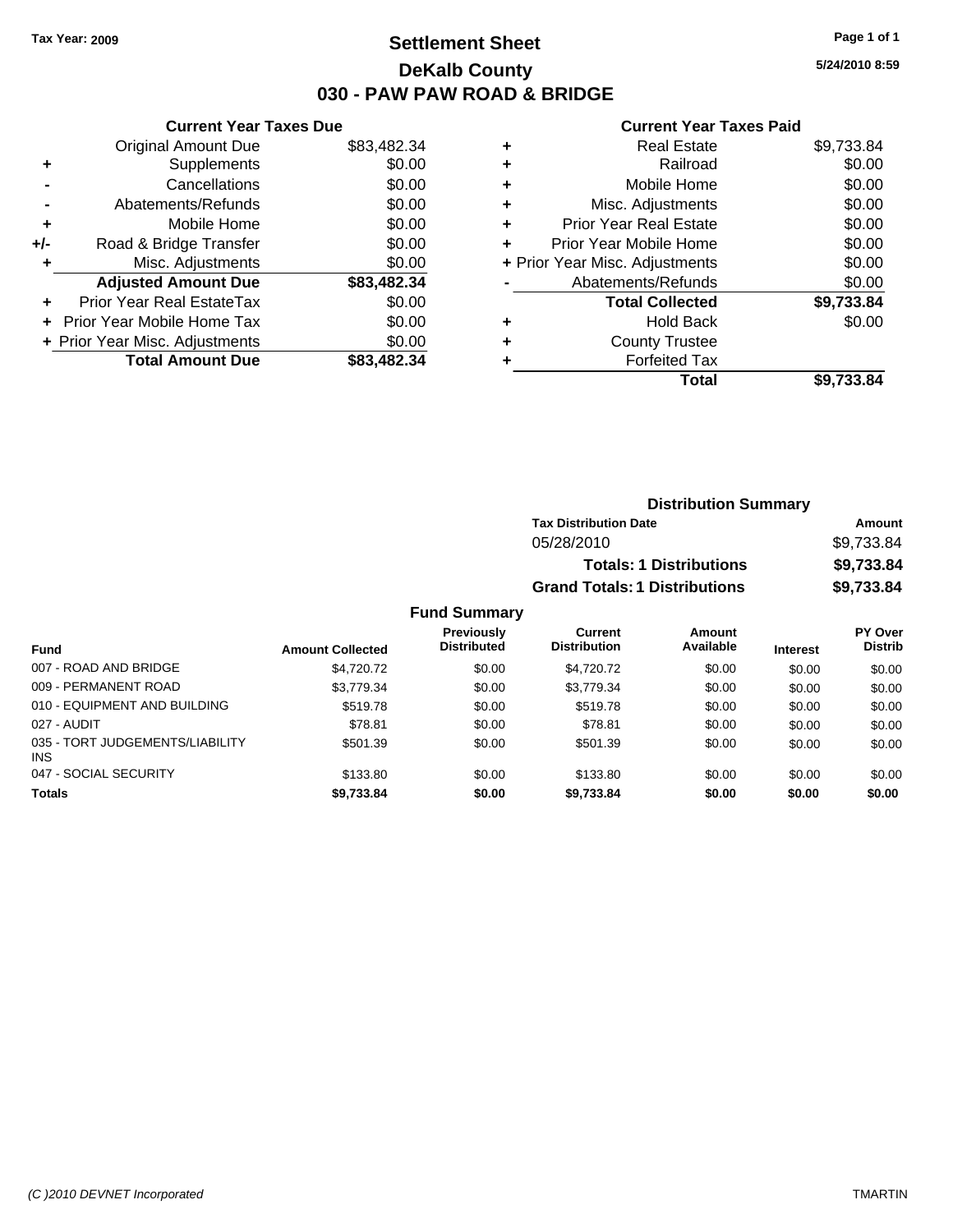Tax Year: 2009

# Settlement Sheet

## DeKalb County

## 030 - PAW PAW ROAD & BRIDGE

5/24/2010 8:59

### Current Year Taxes Due

| | | |
|---|---|---|
| | Original Amount Due | $83,482.34 |
| + | Supplements | $0.00 |
| - | Cancellations | $0.00 |
| - | Abatements/Refunds | $0.00 |
| + | Mobile Home | $0.00 |
| +/- | Road & Bridge Transfer | $0.00 |
| + | Misc. Adjustments | $0.00 |
| | **Adjusted Amount Due** | **$83,482.34** |
| + | Prior Year Real EstateTax | $0.00 |
| + | Prior Year Mobile Home Tax | $0.00 |
| + | Prior Year Misc. Adjustments | $0.00 |
| | **Total Amount Due** | **$83,482.34** |

### Current Year Taxes Paid

| | | |
|---|---|---|
| + | Real Estate | $9,733.84 |
| + | Railroad | $0.00 |
| + | Mobile Home | $0.00 |
| + | Misc. Adjustments | $0.00 |
| + | Prior Year Real Estate | $0.00 |
| + | Prior Year Mobile Home | $0.00 |
| + | Prior Year Misc. Adjustments | $0.00 |
| - | Abatements/Refunds | $0.00 |
| | **Total Collected** | **$9,733.84** |
| + | Hold Back | $0.00 |
| + | County Trustee | |
| + | Forfeited Tax | |
| | **Total** | **$9,733.84** |

### Distribution Summary

| Tax Distribution Date | Amount |
|---|---|
| 05/28/2010 | $9,733.84 |
| **Totals: 1 Distributions** | **$9,733.84** |
| **Grand Totals: 1 Distributions** | **$9,733.84** |

### Fund Summary

| Fund | Amount Collected | Previously Distributed | Current Distribution | Amount Available | Interest | PY Over Distrib |
|---|---|---|---|---|---|---|
| 007 - ROAD AND BRIDGE | $4,720.72 | $0.00 | $4,720.72 | $0.00 | $0.00 | $0.00 |
| 009 - PERMANENT ROAD | $3,779.34 | $0.00 | $3,779.34 | $0.00 | $0.00 | $0.00 |
| 010 - EQUIPMENT AND BUILDING | $519.78 | $0.00 | $519.78 | $0.00 | $0.00 | $0.00 |
| 027 - AUDIT | $78.81 | $0.00 | $78.81 | $0.00 | $0.00 | $0.00 |
| 035 - TORT JUDGEMENTS/LIABILITY INS | $501.39 | $0.00 | $501.39 | $0.00 | $0.00 | $0.00 |
| 047 - SOCIAL SECURITY | $133.80 | $0.00 | $133.80 | $0.00 | $0.00 | $0.00 |
| **Totals** | **$9,733.84** | **$0.00** | **$9,733.84** | **$0.00** | **$0.00** | **$0.00** |

(C )2010 DEVNET Incorporated TMARTIN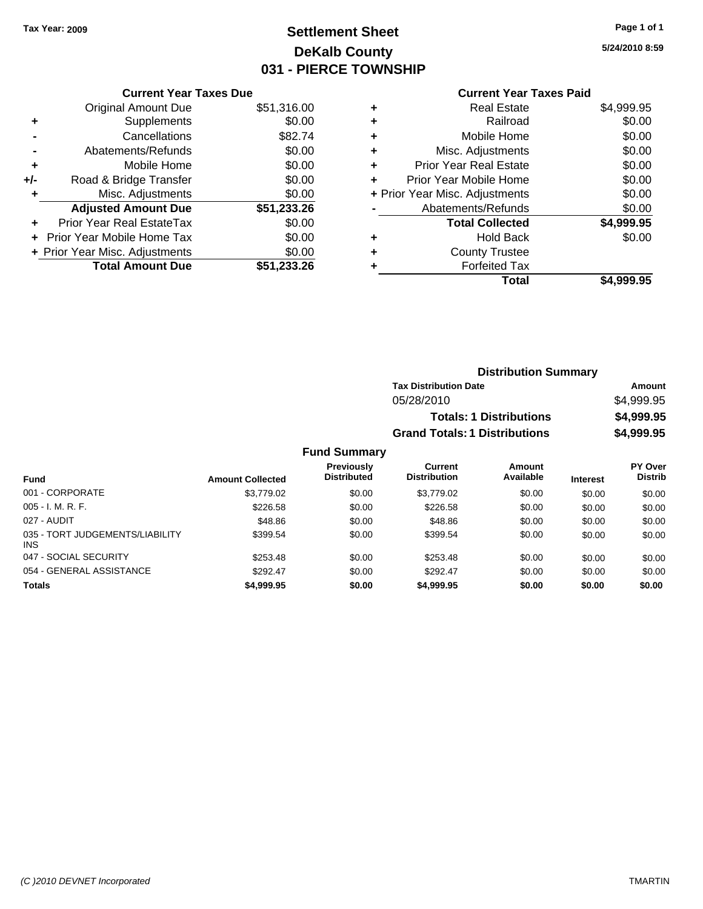Tax Year: 2009

# Settlement Sheet
## DeKalb County
## 031 - PIERCE TOWNSHIP

5/24/2010 8:59

### Current Year Taxes Due

| | | |
|---|---|---|
| | Original Amount Due | $51,316.00 |
| + | Supplements | $0.00 |
| - | Cancellations | $82.74 |
| - | Abatements/Refunds | $0.00 |
| + | Mobile Home | $0.00 |
| +/- | Road & Bridge Transfer | $0.00 |
| + | Misc. Adjustments | $0.00 |
| | **Adjusted Amount Due** | **$51,233.26** |
| + | Prior Year Real EstateTax | $0.00 |
| + | Prior Year Mobile Home Tax | $0.00 |
| + | Prior Year Misc. Adjustments | $0.00 |
| | **Total Amount Due** | **$51,233.26** |

### Current Year Taxes Paid

| | | |
|---|---|---|
| + | Real Estate | $4,999.95 |
| + | Railroad | $0.00 |
| + | Mobile Home | $0.00 |
| + | Misc. Adjustments | $0.00 |
| + | Prior Year Real Estate | $0.00 |
| + | Prior Year Mobile Home | $0.00 |
| + | Prior Year Misc. Adjustments | $0.00 |
| - | Abatements/Refunds | $0.00 |
| | **Total Collected** | **$4,999.95** |
| + | Hold Back | $0.00 |
| + | County Trustee | |
| + | Forfeited Tax | |
| | **Total** | **$4,999.95** |

### Distribution Summary

| Tax Distribution Date | Amount |
|---|---|
| 05/28/2010 | $4,999.95 |
| **Totals: 1 Distributions** | **$4,999.95** |
| **Grand Totals: 1 Distributions** | **$4,999.95** |

### Fund Summary

| Fund | Amount Collected | Previously Distributed | Current Distribution | Amount Available | Interest | PY Over Distrib |
|---|---|---|---|---|---|---|
| 001 - CORPORATE | $3,779.02 | $0.00 | $3,779.02 | $0.00 | $0.00 | $0.00 |
| 005 - I. M. R. F. | $226.58 | $0.00 | $226.58 | $0.00 | $0.00 | $0.00 |
| 027 - AUDIT | $48.86 | $0.00 | $48.86 | $0.00 | $0.00 | $0.00 |
| 035 - TORT JUDGEMENTS/LIABILITY INS | $399.54 | $0.00 | $399.54 | $0.00 | $0.00 | $0.00 |
| 047 - SOCIAL SECURITY | $253.48 | $0.00 | $253.48 | $0.00 | $0.00 | $0.00 |
| 054 - GENERAL ASSISTANCE | $292.47 | $0.00 | $292.47 | $0.00 | $0.00 | $0.00 |
| **Totals** | **$4,999.95** | **$0.00** | **$4,999.95** | **$0.00** | **$0.00** | **$0.00** |

(C )2010 DEVNET Incorporated — TMARTIN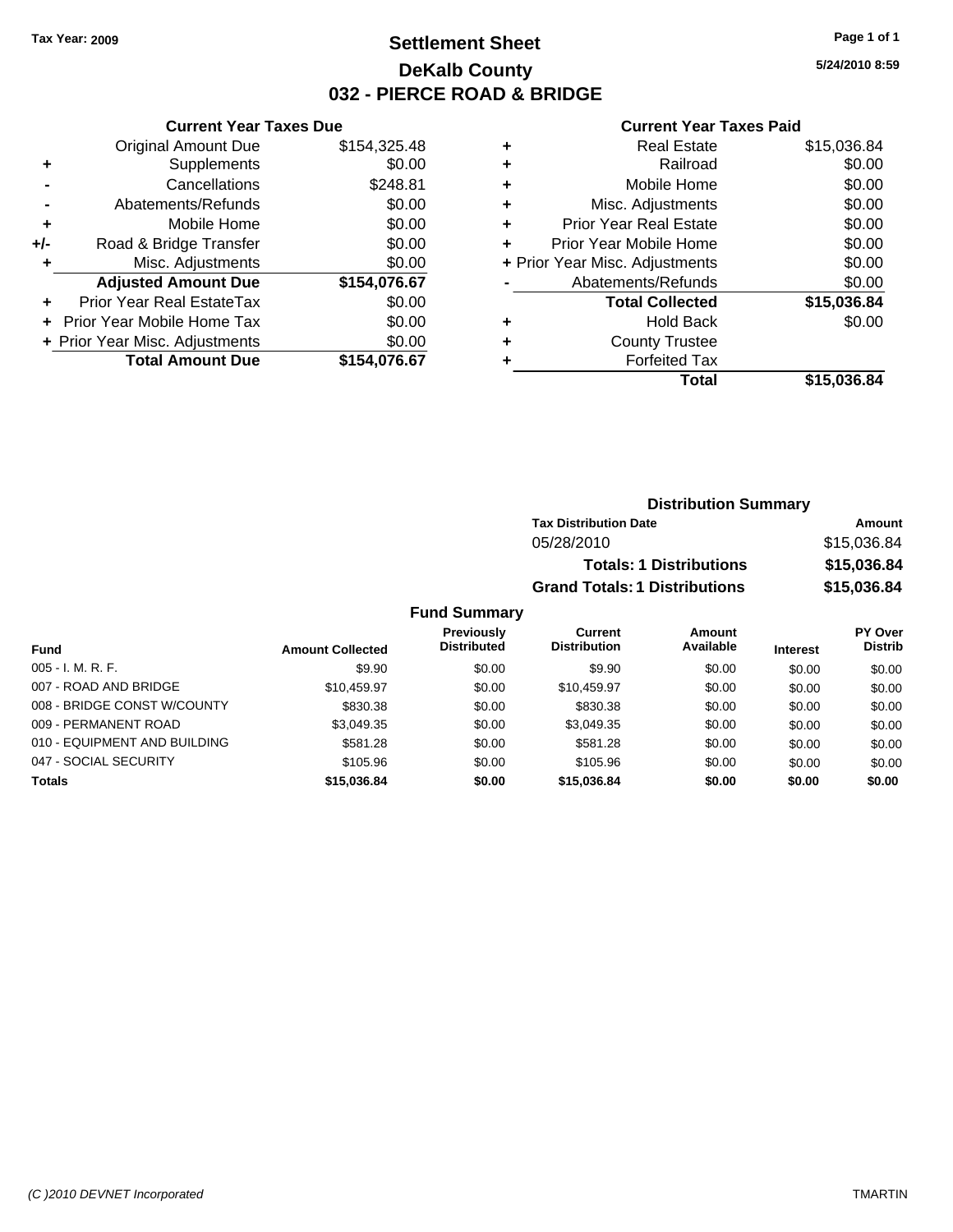Tax Year: 2009

# Settlement Sheet
## DeKalb County
## 032 - PIERCE ROAD & BRIDGE

5/24/2010 8:59

### Current Year Taxes Due

| | | |
|---|---|---|
| | Original Amount Due | $154,325.48 |
| + | Supplements | $0.00 |
| - | Cancellations | $248.81 |
| - | Abatements/Refunds | $0.00 |
| + | Mobile Home | $0.00 |
| +/- | Road & Bridge Transfer | $0.00 |
| + | Misc. Adjustments | $0.00 |
| | **Adjusted Amount Due** | **$154,076.67** |
| + | Prior Year Real EstateTax | $0.00 |
| + | Prior Year Mobile Home Tax | $0.00 |
| + | Prior Year Misc. Adjustments | $0.00 |
| | **Total Amount Due** | **$154,076.67** |

### Current Year Taxes Paid

| | | |
|---|---|---|
| + | Real Estate | $15,036.84 |
| + | Railroad | $0.00 |
| + | Mobile Home | $0.00 |
| + | Misc. Adjustments | $0.00 |
| + | Prior Year Real Estate | $0.00 |
| + | Prior Year Mobile Home | $0.00 |
| + | Prior Year Misc. Adjustments | $0.00 |
| - | Abatements/Refunds | $0.00 |
| | **Total Collected** | **$15,036.84** |
| + | Hold Back | $0.00 |
| + | County Trustee | |
| + | Forfeited Tax | |
| | **Total** | **$15,036.84** |

### Distribution Summary

| Tax Distribution Date | Amount |
|---|---|
| 05/28/2010 | $15,036.84 |
| **Totals: 1 Distributions** | **$15,036.84** |
| **Grand Totals: 1 Distributions** | **$15,036.84** |

### Fund Summary

| Fund | Amount Collected | Previously Distributed | Current Distribution | Amount Available | Interest | PY Over Distrib |
|---|---|---|---|---|---|---|
| 005 - I. M. R. F. | $9.90 | $0.00 | $9.90 | $0.00 | $0.00 | $0.00 |
| 007 - ROAD AND BRIDGE | $10,459.97 | $0.00 | $10,459.97 | $0.00 | $0.00 | $0.00 |
| 008 - BRIDGE CONST W/COUNTY | $830.38 | $0.00 | $830.38 | $0.00 | $0.00 | $0.00 |
| 009 - PERMANENT ROAD | $3,049.35 | $0.00 | $3,049.35 | $0.00 | $0.00 | $0.00 |
| 010 - EQUIPMENT AND BUILDING | $581.28 | $0.00 | $581.28 | $0.00 | $0.00 | $0.00 |
| 047 - SOCIAL SECURITY | $105.96 | $0.00 | $105.96 | $0.00 | $0.00 | $0.00 |
| **Totals** | **$15,036.84** | **$0.00** | **$15,036.84** | **$0.00** | **$0.00** | **$0.00** |

(C )2010 DEVNET Incorporated

TMARTIN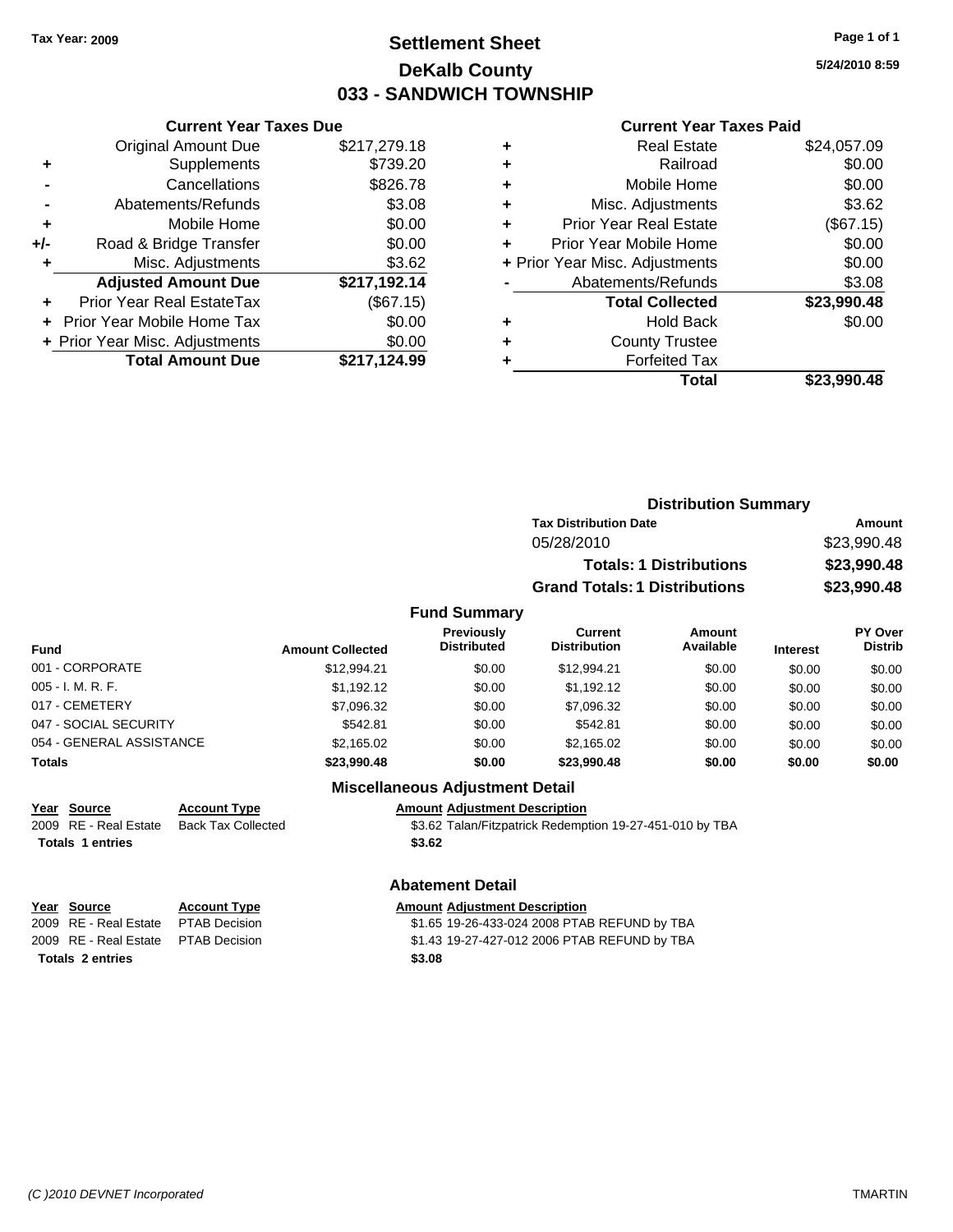Tax Year: 2009

# Settlement Sheet
## DeKalb County
## 033 - SANDWICH TOWNSHIP

5/24/2010 8:59

### Current Year Taxes Due

| | | |
|---|---|---|
| | Original Amount Due | $217,279.18 |
| + | Supplements | $739.20 |
| - | Cancellations | $826.78 |
| - | Abatements/Refunds | $3.08 |
| + | Mobile Home | $0.00 |
| +/- | Road & Bridge Transfer | $0.00 |
| + | Misc. Adjustments | $3.62 |
| | **Adjusted Amount Due** | **$217,192.14** |
| + | Prior Year Real EstateTax | ($67.15) |
| + | Prior Year Mobile Home Tax | $0.00 |
| + | Prior Year Misc. Adjustments | $0.00 |
| | **Total Amount Due** | **$217,124.99** |

### Current Year Taxes Paid

| | | |
|---|---|---|
| + | Real Estate | $24,057.09 |
| + | Railroad | $0.00 |
| + | Mobile Home | $0.00 |
| + | Misc. Adjustments | $3.62 |
| + | Prior Year Real Estate | ($67.15) |
| + | Prior Year Mobile Home | $0.00 |
| + | Prior Year Misc. Adjustments | $0.00 |
| - | Abatements/Refunds | $3.08 |
| | **Total Collected** | **$23,990.48** |
| + | Hold Back | $0.00 |
| + | County Trustee | |
| + | Forfeited Tax | |
| | **Total** | **$23,990.48** |

### Distribution Summary

| Tax Distribution Date | Amount |
|---|---|
| 05/28/2010 | $23,990.48 |
| **Totals: 1 Distributions** | **$23,990.48** |
| **Grand Totals: 1 Distributions** | **$23,990.48** |

### Fund Summary

| Fund | Amount Collected | Previously Distributed | Current Distribution | Amount Available | Interest | PY Over Distrib |
|---|---|---|---|---|---|---|
| 001 - CORPORATE | $12,994.21 | $0.00 | $12,994.21 | $0.00 | $0.00 | $0.00 |
| 005 - I. M. R. F. | $1,192.12 | $0.00 | $1,192.12 | $0.00 | $0.00 | $0.00 |
| 017 - CEMETERY | $7,096.32 | $0.00 | $7,096.32 | $0.00 | $0.00 | $0.00 |
| 047 - SOCIAL SECURITY | $542.81 | $0.00 | $542.81 | $0.00 | $0.00 | $0.00 |
| 054 - GENERAL ASSISTANCE | $2,165.02 | $0.00 | $2,165.02 | $0.00 | $0.00 | $0.00 |
| **Totals** | **$23,990.48** | **$0.00** | **$23,990.48** | **$0.00** | **$0.00** | **$0.00** |

### Miscellaneous Adjustment Detail

| Year | Source | Account Type | Amount | Adjustment Description |
|---|---|---|---|---|
| 2009 | RE - Real Estate | Back Tax Collected | $3.62 | Talan/Fitzpatrick Redemption 19-27-451-010 by TBA |
| **Totals 1 entries** | | | **$3.62** | |

### Abatement Detail

| Year | Source | Account Type | Amount | Adjustment Description |
|---|---|---|---|---|
| 2009 | RE - Real Estate | PTAB Decision | $1.65 | 19-26-433-024 2008 PTAB REFUND by TBA |
| 2009 | RE - Real Estate | PTAB Decision | $1.43 | 19-27-427-012 2006 PTAB REFUND by TBA |
| **Totals 2 entries** | | | **$3.08** | |

(C )2010 DEVNET Incorporated TMARTIN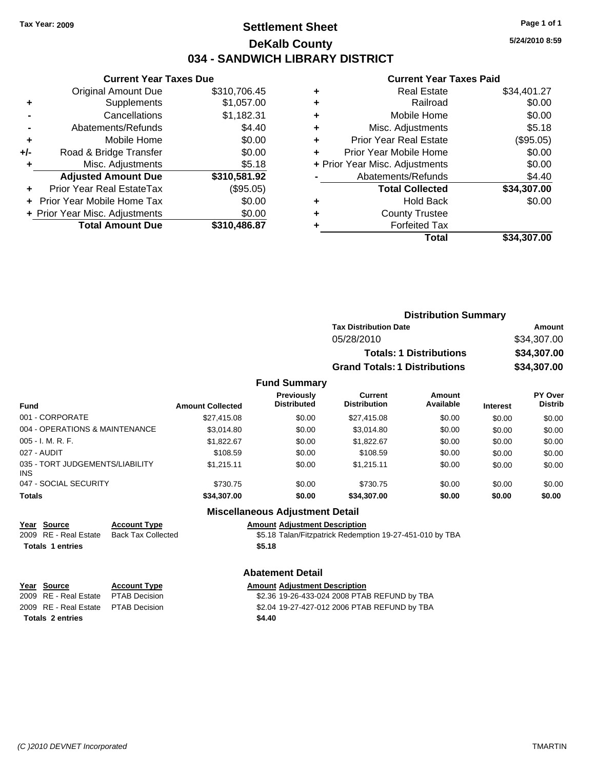Tax Year: 2009

# Settlement Sheet
## DeKalb County
## 034 - SANDWICH LIBRARY DISTRICT

5/24/2010 8:59

### Current Year Taxes Due

| | | |
|---|---|---|
| | Original Amount Due | $310,706.45 |
| + | Supplements | $1,057.00 |
| - | Cancellations | $1,182.31 |
| - | Abatements/Refunds | $4.40 |
| + | Mobile Home | $0.00 |
| +/- | Road & Bridge Transfer | $0.00 |
| + | Misc. Adjustments | $5.18 |
| | **Adjusted Amount Due** | **$310,581.92** |
| + | Prior Year Real EstateTax | ($95.05) |
| + | Prior Year Mobile Home Tax | $0.00 |
| + | Prior Year Misc. Adjustments | $0.00 |
| | **Total Amount Due** | **$310,486.87** |

### Current Year Taxes Paid

| | | |
|---|---|---|
| + | Real Estate | $34,401.27 |
| + | Railroad | $0.00 |
| + | Mobile Home | $0.00 |
| + | Misc. Adjustments | $5.18 |
| + | Prior Year Real Estate | ($95.05) |
| + | Prior Year Mobile Home | $0.00 |
| + | Prior Year Misc. Adjustments | $0.00 |
| - | Abatements/Refunds | $4.40 |
| | **Total Collected** | **$34,307.00** |
| + | Hold Back | $0.00 |
| + | County Trustee | |
| + | Forfeited Tax | |
| | **Total** | **$34,307.00** |

### Distribution Summary

| Tax Distribution Date | Amount |
|---|---|
| 05/28/2010 | $34,307.00 |
| **Totals: 1 Distributions** | **$34,307.00** |
| **Grand Totals: 1 Distributions** | **$34,307.00** |

### Fund Summary

| Fund | Amount Collected | Previously Distributed | Current Distribution | Amount Available | Interest | PY Over Distrib |
|---|---|---|---|---|---|---|
| 001 - CORPORATE | $27,415.08 | $0.00 | $27,415.08 | $0.00 | $0.00 | $0.00 |
| 004 - OPERATIONS & MAINTENANCE | $3,014.80 | $0.00 | $3,014.80 | $0.00 | $0.00 | $0.00 |
| 005 - I. M. R. F. | $1,822.67 | $0.00 | $1,822.67 | $0.00 | $0.00 | $0.00 |
| 027 - AUDIT | $108.59 | $0.00 | $108.59 | $0.00 | $0.00 | $0.00 |
| 035 - TORT JUDGEMENTS/LIABILITY INS | $1,215.11 | $0.00 | $1,215.11 | $0.00 | $0.00 | $0.00 |
| 047 - SOCIAL SECURITY | $730.75 | $0.00 | $730.75 | $0.00 | $0.00 | $0.00 |
| **Totals** | **$34,307.00** | **$0.00** | **$34,307.00** | **$0.00** | **$0.00** | **$0.00** |

### Miscellaneous Adjustment Detail

| Year | Source | Account Type | Amount | Adjustment Description |
|---|---|---|---|---|
| 2009 | RE - Real Estate | Back Tax Collected | $5.18 | Talan/Fitzpatrick Redemption 19-27-451-010 by TBA |
| **Totals 1 entries** | | | **$5.18** | |

### Abatement Detail

| Year | Source | Account Type | Amount | Adjustment Description |
|---|---|---|---|---|
| 2009 | RE - Real Estate | PTAB Decision | $2.36 | 19-26-433-024 2008 PTAB REFUND by TBA |
| 2009 | RE - Real Estate | PTAB Decision | $2.04 | 19-27-427-012 2006 PTAB REFUND by TBA |
| **Totals 2 entries** | | | **$4.40** | |

(C )2010 DEVNET Incorporated — TMARTIN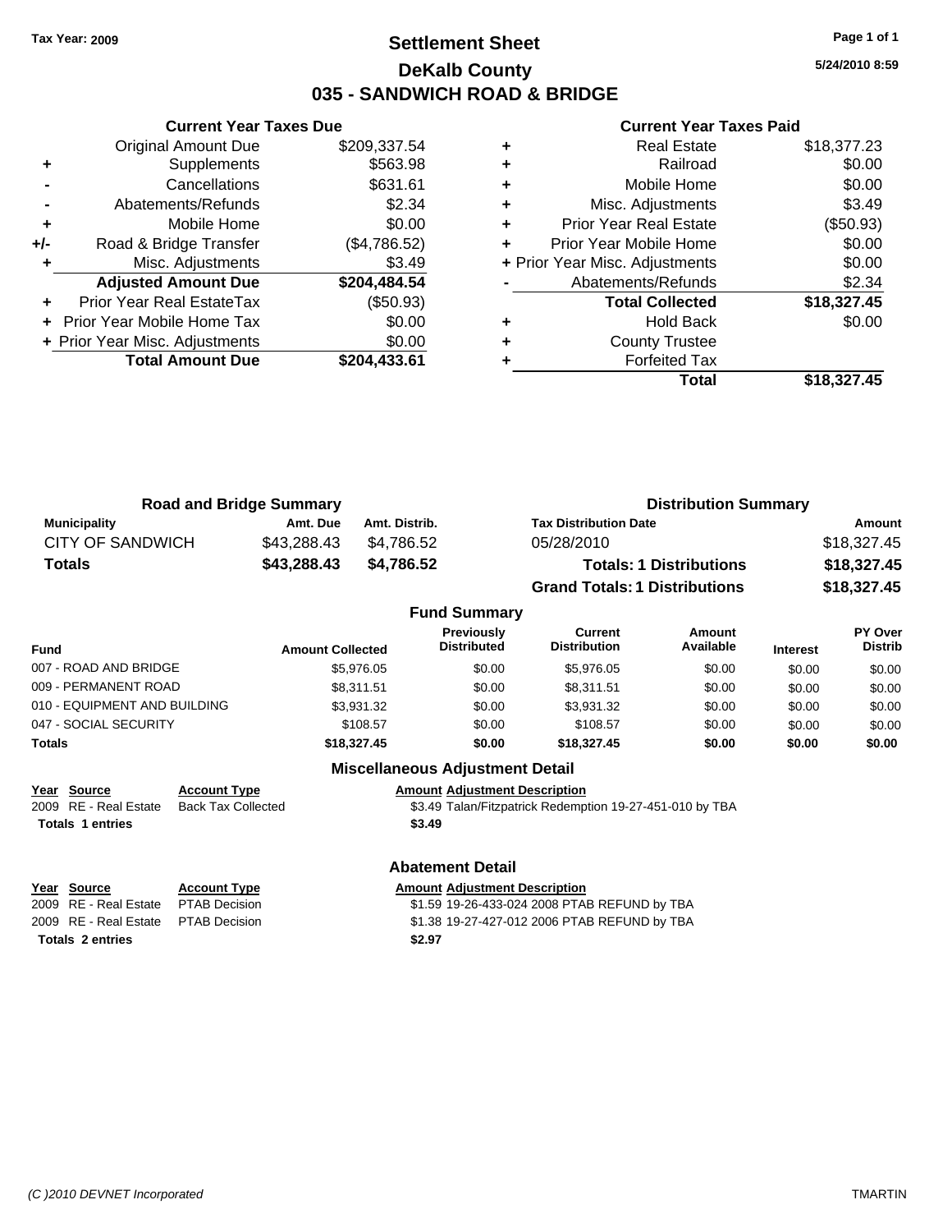**Tax Year: 2009**

# Settlement Sheet
## DeKalb County
## 035 - SANDWICH ROAD & BRIDGE

5/24/2010 8:59

### Current Year Taxes Due

| | | |
|---|---|---|
| | Original Amount Due | $209,337.54 |
| + | Supplements | $563.98 |
| - | Cancellations | $631.61 |
| - | Abatements/Refunds | $2.34 |
| + | Mobile Home | $0.00 |
| +/- | Road & Bridge Transfer | ($4,786.52) |
| + | Misc. Adjustments | $3.49 |
| | **Adjusted Amount Due** | **$204,484.54** |
| + | Prior Year Real EstateTax | ($50.93) |
| + | Prior Year Mobile Home Tax | $0.00 |
| + | Prior Year Misc. Adjustments | $0.00 |
| | **Total Amount Due** | **$204,433.61** |

### Current Year Taxes Paid

| | | |
|---|---|---|
| + | Real Estate | $18,377.23 |
| + | Railroad | $0.00 |
| + | Mobile Home | $0.00 |
| + | Misc. Adjustments | $3.49 |
| + | Prior Year Real Estate | ($50.93) |
| + | Prior Year Mobile Home | $0.00 |
| + | Prior Year Misc. Adjustments | $0.00 |
| - | Abatements/Refunds | $2.34 |
| | **Total Collected** | **$18,327.45** |
| + | Hold Back | $0.00 |
| + | County Trustee | |
| + | Forfeited Tax | |
| | **Total** | **$18,327.45** |

### Road and Bridge Summary

| Municipality | Amt. Due | Amt. Distrib. |
|---|---|---|
| CITY OF SANDWICH | $43,288.43 | $4,786.52 |
| **Totals** | **$43,288.43** | **$4,786.52** |

### Distribution Summary

| Tax Distribution Date | Amount |
|---|---|
| 05/28/2010 | $18,327.45 |
| **Totals: 1 Distributions** | **$18,327.45** |
| **Grand Totals: 1 Distributions** | **$18,327.45** |

### Fund Summary

| Fund | Amount Collected | Previously Distributed | Current Distribution | Amount Available | Interest | PY Over Distrib |
|---|---|---|---|---|---|---|
| 007 - ROAD AND BRIDGE | $5,976.05 | $0.00 | $5,976.05 | $0.00 | $0.00 | $0.00 |
| 009 - PERMANENT ROAD | $8,311.51 | $0.00 | $8,311.51 | $0.00 | $0.00 | $0.00 |
| 010 - EQUIPMENT AND BUILDING | $3,931.32 | $0.00 | $3,931.32 | $0.00 | $0.00 | $0.00 |
| 047 - SOCIAL SECURITY | $108.57 | $0.00 | $108.57 | $0.00 | $0.00 | $0.00 |
| **Totals** | **$18,327.45** | **$0.00** | **$18,327.45** | **$0.00** | **$0.00** | **$0.00** |

### Miscellaneous Adjustment Detail

| Year | Source | Account Type | Amount | Adjustment Description |
|---|---|---|---|---|
| 2009 | RE - Real Estate | Back Tax Collected | $3.49 | Talan/Fitzpatrick Redemption 19-27-451-010 by TBA |
| **Totals** | **1 entries** | | **$3.49** | |

### Abatement Detail

| Year | Source | Account Type | Amount | Adjustment Description |
|---|---|---|---|---|
| 2009 | RE - Real Estate | PTAB Decision | $1.59 | 19-26-433-024 2008 PTAB REFUND by TBA |
| 2009 | RE - Real Estate | PTAB Decision | $1.38 | 19-27-427-012 2006 PTAB REFUND by TBA |
| **Totals** | **2 entries** | | **$2.97** | |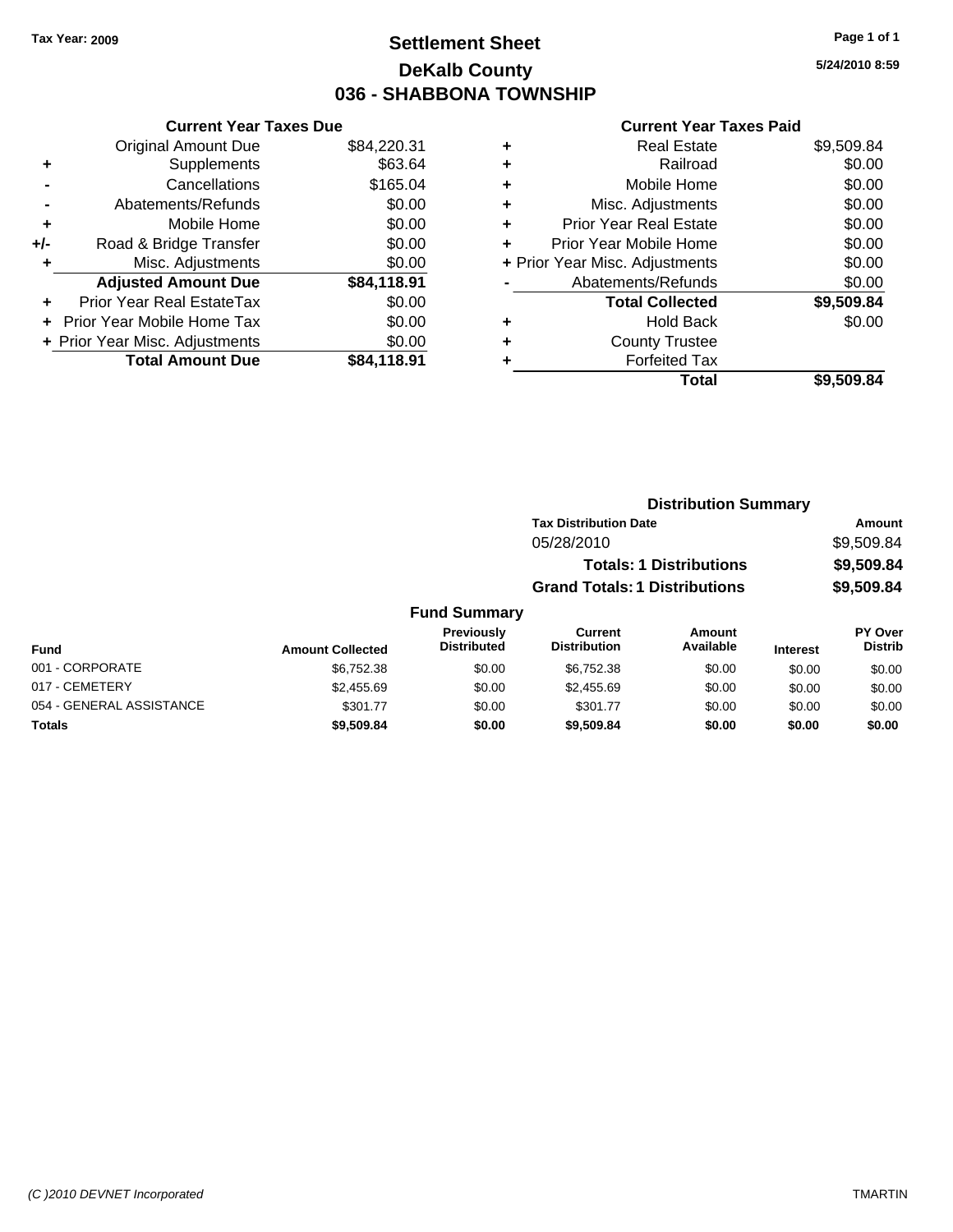Tax Year: 2009

# Settlement Sheet

## DeKalb County

## 036 - SHABBONA TOWNSHIP

5/24/2010 8:59

### Current Year Taxes Due

| | | |
|---|---|---|
| | Original Amount Due | $84,220.31 |
| + | Supplements | $63.64 |
| - | Cancellations | $165.04 |
| - | Abatements/Refunds | $0.00 |
| + | Mobile Home | $0.00 |
| +/- | Road & Bridge Transfer | $0.00 |
| + | Misc. Adjustments | $0.00 |
| | **Adjusted Amount Due** | **$84,118.91** |
| + | Prior Year Real EstateTax | $0.00 |
| + | Prior Year Mobile Home Tax | $0.00 |
| + | Prior Year Misc. Adjustments | $0.00 |
| | **Total Amount Due** | **$84,118.91** |

### Current Year Taxes Paid

| | | |
|---|---|---|
| + | Real Estate | $9,509.84 |
| + | Railroad | $0.00 |
| + | Mobile Home | $0.00 |
| + | Misc. Adjustments | $0.00 |
| + | Prior Year Real Estate | $0.00 |
| + | Prior Year Mobile Home | $0.00 |
| + | Prior Year Misc. Adjustments | $0.00 |
| - | Abatements/Refunds | $0.00 |
| | **Total Collected** | **$9,509.84** |
| + | Hold Back | $0.00 |
| + | County Trustee | |
| + | Forfeited Tax | |
| | **Total** | **$9,509.84** |

### Distribution Summary

| Tax Distribution Date | Amount |
|---|---|
| 05/28/2010 | $9,509.84 |
| **Totals: 1 Distributions** | **$9,509.84** |
| **Grand Totals: 1 Distributions** | **$9,509.84** |

### Fund Summary

| Fund | Amount Collected | Previously Distributed | Current Distribution | Amount Available | Interest | PY Over Distrib |
|---|---|---|---|---|---|---|
| 001 - CORPORATE | $6,752.38 | $0.00 | $6,752.38 | $0.00 | $0.00 | $0.00 |
| 017 - CEMETERY | $2,455.69 | $0.00 | $2,455.69 | $0.00 | $0.00 | $0.00 |
| 054 - GENERAL ASSISTANCE | $301.77 | $0.00 | $301.77 | $0.00 | $0.00 | $0.00 |
| **Totals** | **$9,509.84** | **$0.00** | **$9,509.84** | **$0.00** | **$0.00** | **$0.00** |

(C )2010 DEVNET Incorporated TMARTIN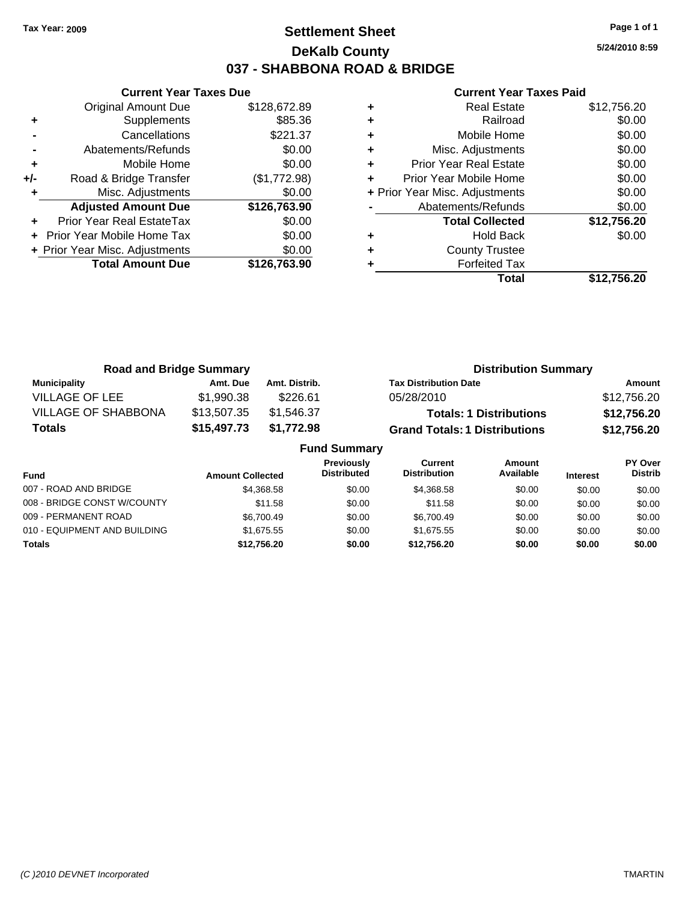Tax Year: 2009

# Settlement Sheet

## DeKalb County

## 037 - SHABBONA ROAD & BRIDGE

5/24/2010 8:59

### Current Year Taxes Due

| | | |
|---|---|---|
| | Original Amount Due | $128,672.89 |
| + | Supplements | $85.36 |
| - | Cancellations | $221.37 |
| - | Abatements/Refunds | $0.00 |
| + | Mobile Home | $0.00 |
| +/- | Road & Bridge Transfer | ($1,772.98) |
| + | Misc. Adjustments | $0.00 |
| | **Adjusted Amount Due** | **$126,763.90** |
| + | Prior Year Real EstateTax | $0.00 |
| + | Prior Year Mobile Home Tax | $0.00 |
| + | Prior Year Misc. Adjustments | $0.00 |
| | **Total Amount Due** | **$126,763.90** |

### Current Year Taxes Paid

| | | |
|---|---|---|
| + | Real Estate | $12,756.20 |
| + | Railroad | $0.00 |
| + | Mobile Home | $0.00 |
| + | Misc. Adjustments | $0.00 |
| + | Prior Year Real Estate | $0.00 |
| + | Prior Year Mobile Home | $0.00 |
| + | Prior Year Misc. Adjustments | $0.00 |
| - | Abatements/Refunds | $0.00 |
| | **Total Collected** | **$12,756.20** |
| + | Hold Back | $0.00 |
| + | County Trustee | |
| + | Forfeited Tax | |
| | **Total** | **$12,756.20** |

### Road and Bridge Summary

| Municipality | Amt. Due | Amt. Distrib. |
|---|---|---|
| VILLAGE OF LEE | $1,990.38 | $226.61 |
| VILLAGE OF SHABBONA | $13,507.35 | $1,546.37 |
| **Totals** | **$15,497.73** | **$1,772.98** |

### Distribution Summary

| Tax Distribution Date | Amount |
|---|---|
| 05/28/2010 | $12,756.20 |
| **Totals: 1 Distributions** | **$12,756.20** |
| **Grand Totals: 1 Distributions** | **$12,756.20** |

### Fund Summary

| Fund | Amount Collected | Previously Distributed | Current Distribution | Amount Available | Interest | PY Over Distrib |
|---|---|---|---|---|---|---|
| 007 - ROAD AND BRIDGE | $4,368.58 | $0.00 | $4,368.58 | $0.00 | $0.00 | $0.00 |
| 008 - BRIDGE CONST W/COUNTY | $11.58 | $0.00 | $11.58 | $0.00 | $0.00 | $0.00 |
| 009 - PERMANENT ROAD | $6,700.49 | $0.00 | $6,700.49 | $0.00 | $0.00 | $0.00 |
| 010 - EQUIPMENT AND BUILDING | $1,675.55 | $0.00 | $1,675.55 | $0.00 | $0.00 | $0.00 |
| **Totals** | **$12,756.20** | **$0.00** | **$12,756.20** | **$0.00** | **$0.00** | **$0.00** |

(C )2010 DEVNET Incorporated TMARTIN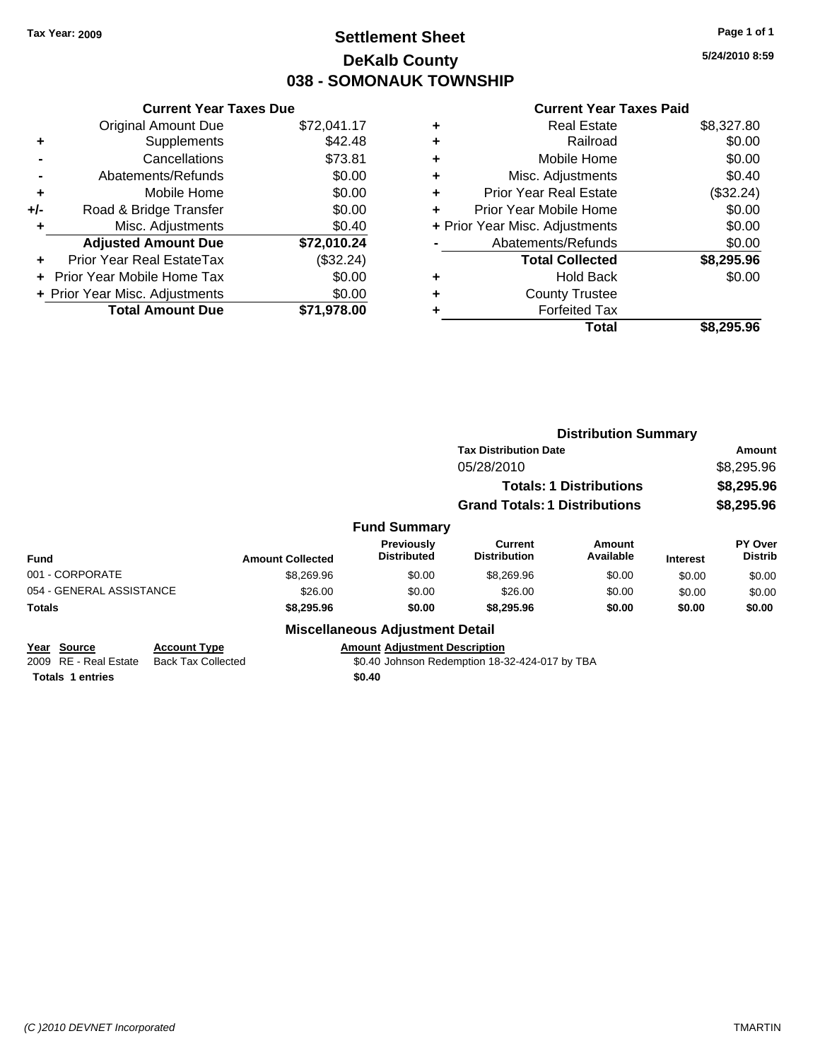Tax Year: 2009

# Settlement Sheet
## DeKalb County
## 038 - SOMONAUK TOWNSHIP

5/24/2010 8:59

### Current Year Taxes Due

| | | |
|---|---|---|
| | Original Amount Due | $72,041.17 |
| + | Supplements | $42.48 |
| - | Cancellations | $73.81 |
| - | Abatements/Refunds | $0.00 |
| + | Mobile Home | $0.00 |
| +/- | Road & Bridge Transfer | $0.00 |
| + | Misc. Adjustments | $0.40 |
| | **Adjusted Amount Due** | **$72,010.24** |
| + | Prior Year Real EstateTax | ($32.24) |
| + | Prior Year Mobile Home Tax | $0.00 |
| + | Prior Year Misc. Adjustments | $0.00 |
| | **Total Amount Due** | **$71,978.00** |

### Current Year Taxes Paid

| | | |
|---|---|---|
| + | Real Estate | $8,327.80 |
| + | Railroad | $0.00 |
| + | Mobile Home | $0.00 |
| + | Misc. Adjustments | $0.40 |
| + | Prior Year Real Estate | ($32.24) |
| + | Prior Year Mobile Home | $0.00 |
| + | Prior Year Misc. Adjustments | $0.00 |
| - | Abatements/Refunds | $0.00 |
| | **Total Collected** | **$8,295.96** |
| + | Hold Back | $0.00 |
| + | County Trustee | |
| + | Forfeited Tax | |
| | **Total** | **$8,295.96** |

### Distribution Summary

| Tax Distribution Date | Amount |
|---|---|
| 05/28/2010 | $8,295.96 |
| **Totals: 1 Distributions** | **$8,295.96** |
| **Grand Totals: 1 Distributions** | **$8,295.96** |

### Fund Summary

| Fund | Amount Collected | Previously Distributed | Current Distribution | Amount Available | Interest | PY Over Distrib |
|---|---|---|---|---|---|---|
| 001 - CORPORATE | $8,269.96 | $0.00 | $8,269.96 | $0.00 | $0.00 | $0.00 |
| 054 - GENERAL ASSISTANCE | $26.00 | $0.00 | $26.00 | $0.00 | $0.00 | $0.00 |
| **Totals** | **$8,295.96** | **$0.00** | **$8,295.96** | **$0.00** | **$0.00** | **$0.00** |

### Miscellaneous Adjustment Detail

| Year | Source | Account Type | Amount | Adjustment Description |
|---|---|---|---|---|
| 2009 | RE - Real Estate | Back Tax Collected | $0.40 | Johnson Redemption 18-32-424-017 by TBA |
| **Totals 1 entries** | | | **$0.40** | |

(C )2010 DEVNET Incorporated — TMARTIN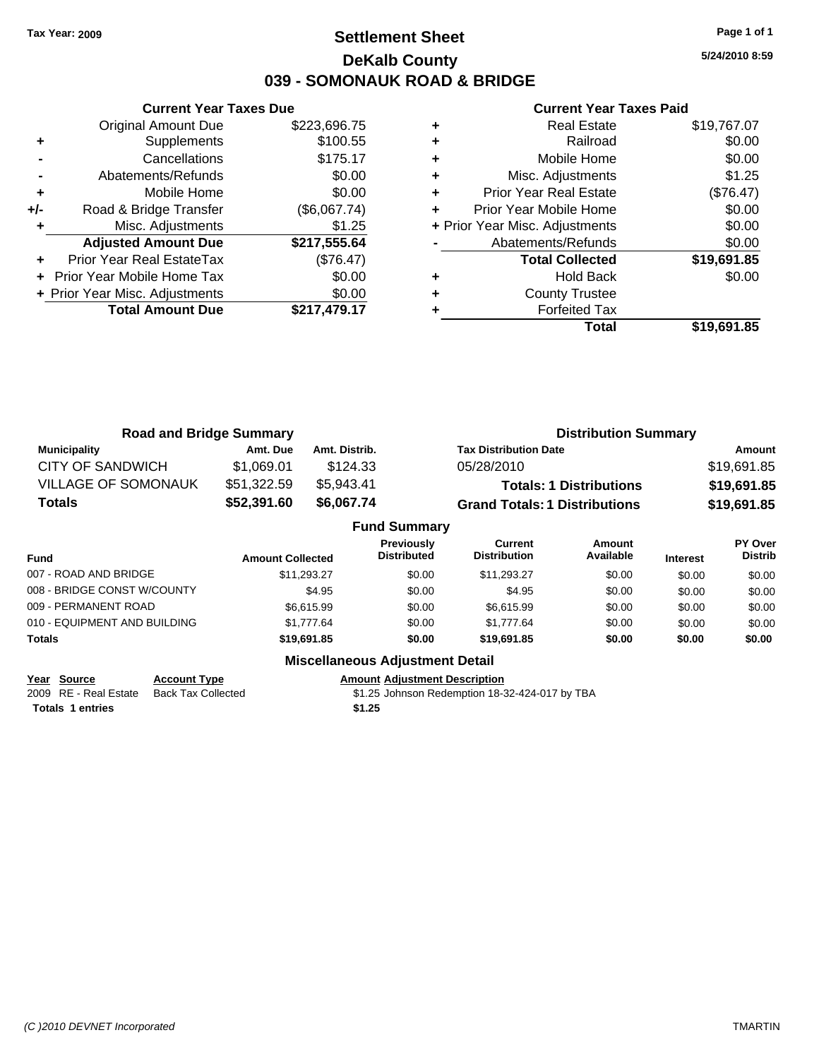**Tax Year: 2009**

# Settlement Sheet
## DeKalb County
## 039 - SOMONAUK ROAD & BRIDGE

5/24/2010 8:59

### Current Year Taxes Due

| | | |
|---|---|---|
| | Original Amount Due | $223,696.75 |
| + | Supplements | $100.55 |
| - | Cancellations | $175.17 |
| - | Abatements/Refunds | $0.00 |
| + | Mobile Home | $0.00 |
| +/- | Road & Bridge Transfer | ($6,067.74) |
| + | Misc. Adjustments | $1.25 |
| | **Adjusted Amount Due** | **$217,555.64** |
| + | Prior Year Real EstateTax | ($76.47) |
| + | Prior Year Mobile Home Tax | $0.00 |
| + | Prior Year Misc. Adjustments | $0.00 |
| | **Total Amount Due** | **$217,479.17** |

### Current Year Taxes Paid

| | | |
|---|---|---|
| + | Real Estate | $19,767.07 |
| + | Railroad | $0.00 |
| + | Mobile Home | $0.00 |
| + | Misc. Adjustments | $1.25 |
| + | Prior Year Real Estate | ($76.47) |
| + | Prior Year Mobile Home | $0.00 |
| + | Prior Year Misc. Adjustments | $0.00 |
| - | Abatements/Refunds | $0.00 |
| | **Total Collected** | **$19,691.85** |
| + | Hold Back | $0.00 |
| + | County Trustee | |
| + | Forfeited Tax | |
| | **Total** | **$19,691.85** |

### Road and Bridge Summary

| Municipality | Amt. Due | Amt. Distrib. |
|---|---|---|
| CITY OF SANDWICH | $1,069.01 | $124.33 |
| VILLAGE OF SOMONAUK | $51,322.59 | $5,943.41 |
| **Totals** | **$52,391.60** | **$6,067.74** |

### Distribution Summary

| Tax Distribution Date | Amount |
|---|---|
| 05/28/2010 | $19,691.85 |
| **Totals: 1 Distributions** | **$19,691.85** |
| **Grand Totals: 1 Distributions** | **$19,691.85** |

### Fund Summary

| Fund | Amount Collected | Previously Distributed | Current Distribution | Amount Available | Interest | PY Over Distrib |
|---|---|---|---|---|---|---|
| 007 - ROAD AND BRIDGE | $11,293.27 | $0.00 | $11,293.27 | $0.00 | $0.00 | $0.00 |
| 008 - BRIDGE CONST W/COUNTY | $4.95 | $0.00 | $4.95 | $0.00 | $0.00 | $0.00 |
| 009 - PERMANENT ROAD | $6,615.99 | $0.00 | $6,615.99 | $0.00 | $0.00 | $0.00 |
| 010 - EQUIPMENT AND BUILDING | $1,777.64 | $0.00 | $1,777.64 | $0.00 | $0.00 | $0.00 |
| **Totals** | **$19,691.85** | **$0.00** | **$19,691.85** | **$0.00** | **$0.00** | **$0.00** |

### Miscellaneous Adjustment Detail

| Year | Source | Account Type | Amount | Adjustment Description |
|---|---|---|---|---|
| 2009 | RE - Real Estate | Back Tax Collected | $1.25 | Johnson Redemption 18-32-424-017 by TBA |
| **Totals 1 entries** | | | **$1.25** | |

(C )2010 DEVNET Incorporated — TMARTIN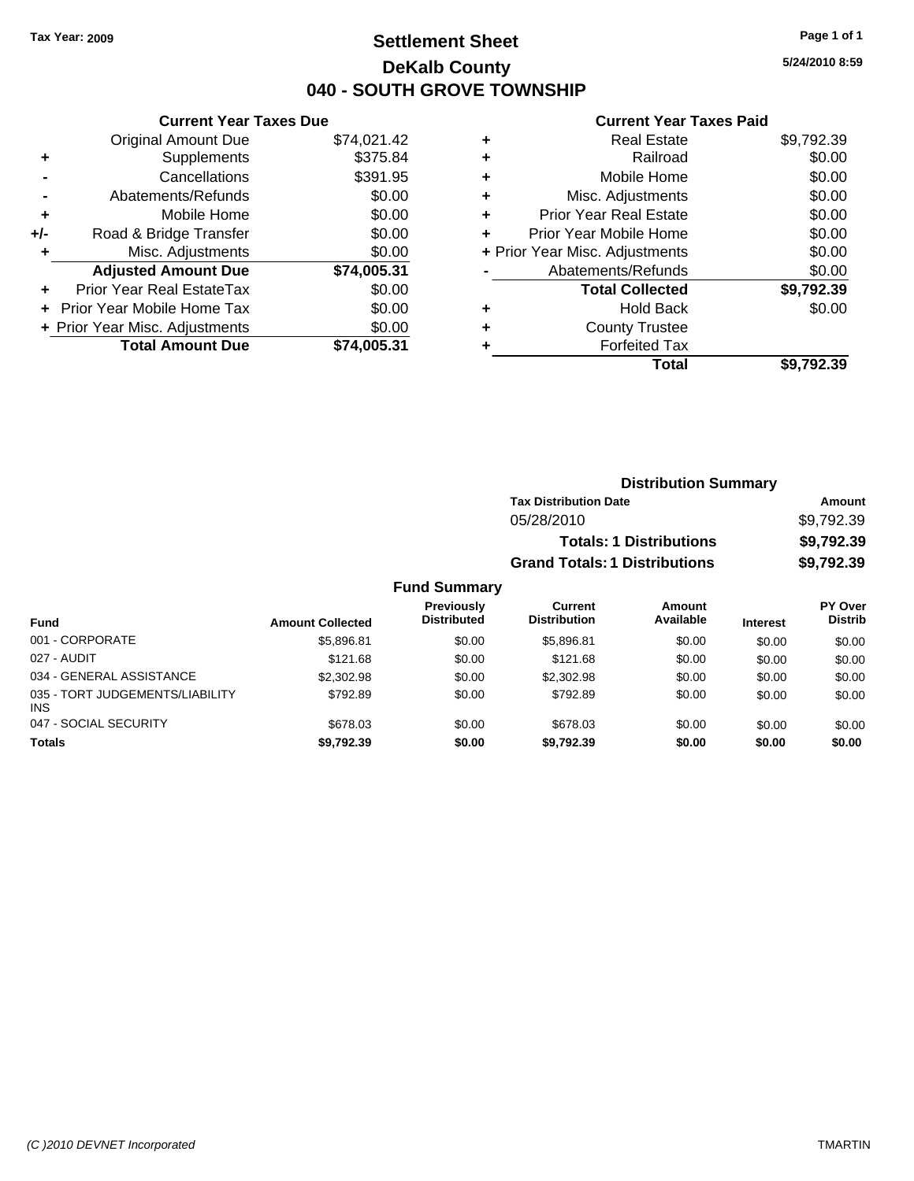**Tax Year: 2009**

# Settlement Sheet
## DeKalb County
## 040 - SOUTH GROVE TOWNSHIP

5/24/2010 8:59

### Current Year Taxes Due

| | | |
|---|---|---|
| | Original Amount Due | $74,021.42 |
| + | Supplements | $375.84 |
| - | Cancellations | $391.95 |
| - | Abatements/Refunds | $0.00 |
| + | Mobile Home | $0.00 |
| +/- | Road & Bridge Transfer | $0.00 |
| + | Misc. Adjustments | $0.00 |
| | **Adjusted Amount Due** | **$74,005.31** |
| + | Prior Year Real EstateTax | $0.00 |
| + | Prior Year Mobile Home Tax | $0.00 |
| + | Prior Year Misc. Adjustments | $0.00 |
| | **Total Amount Due** | **$74,005.31** |

### Current Year Taxes Paid

| | | |
|---|---|---|
| + | Real Estate | $9,792.39 |
| + | Railroad | $0.00 |
| + | Mobile Home | $0.00 |
| + | Misc. Adjustments | $0.00 |
| + | Prior Year Real Estate | $0.00 |
| + | Prior Year Mobile Home | $0.00 |
| + | Prior Year Misc. Adjustments | $0.00 |
| - | Abatements/Refunds | $0.00 |
| | **Total Collected** | **$9,792.39** |
| + | Hold Back | $0.00 |
| + | County Trustee | |
| + | Forfeited Tax | |
| | **Total** | **$9,792.39** |

### Distribution Summary

| Tax Distribution Date | Amount |
|---|---|
| 05/28/2010 | $9,792.39 |
| **Totals: 1 Distributions** | **$9,792.39** |
| **Grand Totals: 1 Distributions** | **$9,792.39** |

### Fund Summary

| Fund | Amount Collected | Previously Distributed | Current Distribution | Amount Available | Interest | PY Over Distrib |
|---|---|---|---|---|---|---|
| 001 - CORPORATE | $5,896.81 | $0.00 | $5,896.81 | $0.00 | $0.00 | $0.00 |
| 027 - AUDIT | $121.68 | $0.00 | $121.68 | $0.00 | $0.00 | $0.00 |
| 034 - GENERAL ASSISTANCE | $2,302.98 | $0.00 | $2,302.98 | $0.00 | $0.00 | $0.00 |
| 035 - TORT JUDGEMENTS/LIABILITY INS | $792.89 | $0.00 | $792.89 | $0.00 | $0.00 | $0.00 |
| 047 - SOCIAL SECURITY | $678.03 | $0.00 | $678.03 | $0.00 | $0.00 | $0.00 |
| **Totals** | **$9,792.39** | **$0.00** | **$9,792.39** | **$0.00** | **$0.00** | **$0.00** |

(C )2010 DEVNET Incorporated — TMARTIN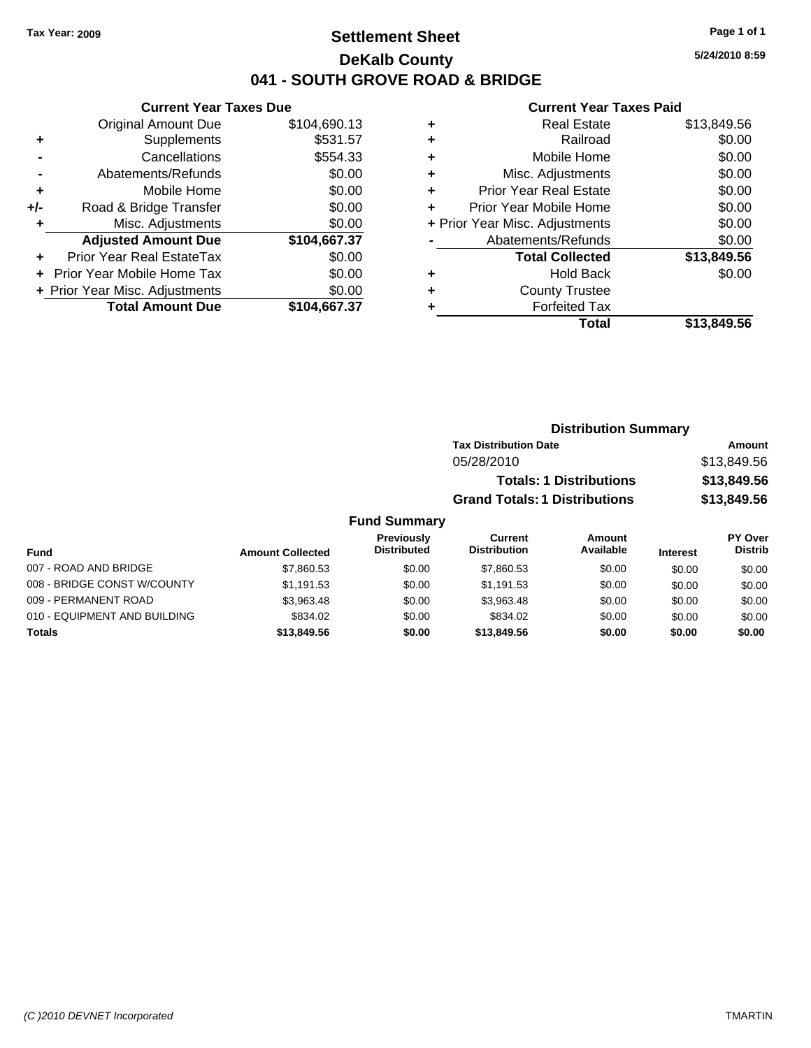Tax Year: 2009

# Settlement Sheet

## DeKalb County

## 041 - SOUTH GROVE ROAD & BRIDGE

5/24/2010 8:59

### Current Year Taxes Due

| | | |
|---|---|---|
| | Original Amount Due | $104,690.13 |
| + | Supplements | $531.57 |
| - | Cancellations | $554.33 |
| - | Abatements/Refunds | $0.00 |
| + | Mobile Home | $0.00 |
| +/- | Road & Bridge Transfer | $0.00 |
| + | Misc. Adjustments | $0.00 |
| | **Adjusted Amount Due** | **$104,667.37** |
| + | Prior Year Real EstateTax | $0.00 |
| + | Prior Year Mobile Home Tax | $0.00 |
| + | Prior Year Misc. Adjustments | $0.00 |
| | **Total Amount Due** | **$104,667.37** |

### Current Year Taxes Paid

| | | |
|---|---|---|
| + | Real Estate | $13,849.56 |
| + | Railroad | $0.00 |
| + | Mobile Home | $0.00 |
| + | Misc. Adjustments | $0.00 |
| + | Prior Year Real Estate | $0.00 |
| + | Prior Year Mobile Home | $0.00 |
| + | Prior Year Misc. Adjustments | $0.00 |
| - | Abatements/Refunds | $0.00 |
| | **Total Collected** | **$13,849.56** |
| + | Hold Back | $0.00 |
| + | County Trustee | |
| + | Forfeited Tax | |
| | **Total** | **$13,849.56** |

### Distribution Summary

| Tax Distribution Date | Amount |
|---|---|
| 05/28/2010 | $13,849.56 |
| **Totals: 1 Distributions** | **$13,849.56** |
| **Grand Totals: 1 Distributions** | **$13,849.56** |

### Fund Summary

| Fund | Amount Collected | Previously Distributed | Current Distribution | Amount Available | Interest | PY Over Distrib |
|---|---|---|---|---|---|---|
| 007 - ROAD AND BRIDGE | $7,860.53 | $0.00 | $7,860.53 | $0.00 | $0.00 | $0.00 |
| 008 - BRIDGE CONST W/COUNTY | $1,191.53 | $0.00 | $1,191.53 | $0.00 | $0.00 | $0.00 |
| 009 - PERMANENT ROAD | $3,963.48 | $0.00 | $3,963.48 | $0.00 | $0.00 | $0.00 |
| 010 - EQUIPMENT AND BUILDING | $834.02 | $0.00 | $834.02 | $0.00 | $0.00 | $0.00 |
| **Totals** | **$13,849.56** | **$0.00** | **$13,849.56** | **$0.00** | **$0.00** | **$0.00** |

(C )2010 DEVNET Incorporated TMARTIN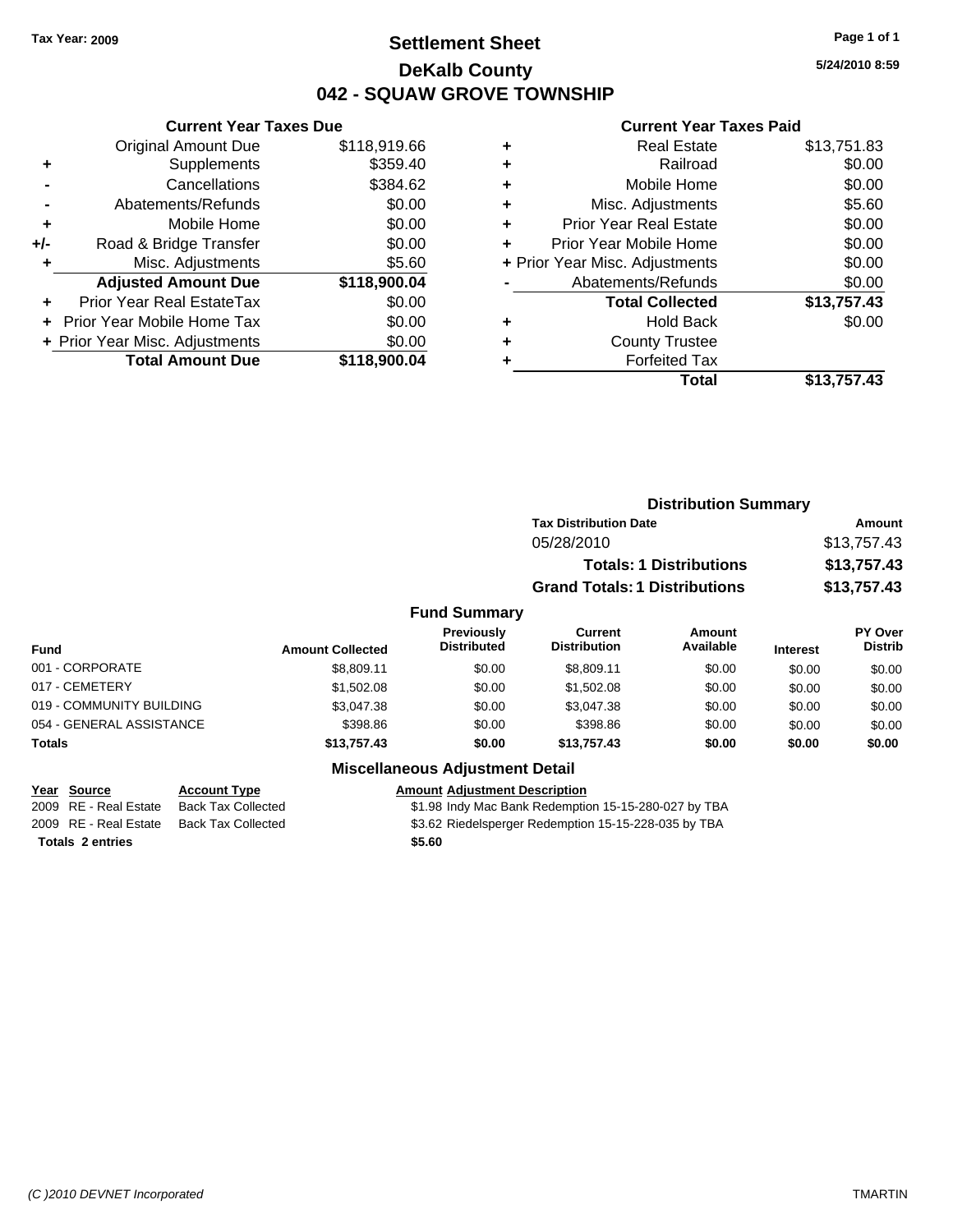Tax Year: 2009

# Settlement Sheet

## DeKalb County

## 042 - SQUAW GROVE TOWNSHIP

5/24/2010 8:59

### Current Year Taxes Due

| | | |
|---|---|---|
| | Original Amount Due | $118,919.66 |
| + | Supplements | $359.40 |
| - | Cancellations | $384.62 |
| - | Abatements/Refunds | $0.00 |
| + | Mobile Home | $0.00 |
| +/- | Road & Bridge Transfer | $0.00 |
| + | Misc. Adjustments | $5.60 |
| | **Adjusted Amount Due** | **$118,900.04** |
| + | Prior Year Real EstateTax | $0.00 |
| + | Prior Year Mobile Home Tax | $0.00 |
| + | Prior Year Misc. Adjustments | $0.00 |
| | **Total Amount Due** | **$118,900.04** |

### Current Year Taxes Paid

| | | |
|---|---|---|
| + | Real Estate | $13,751.83 |
| + | Railroad | $0.00 |
| + | Mobile Home | $0.00 |
| + | Misc. Adjustments | $5.60 |
| + | Prior Year Real Estate | $0.00 |
| + | Prior Year Mobile Home | $0.00 |
| + | Prior Year Misc. Adjustments | $0.00 |
| - | Abatements/Refunds | $0.00 |
| | **Total Collected** | **$13,757.43** |
| + | Hold Back | $0.00 |
| + | County Trustee | |
| + | Forfeited Tax | |
| | **Total** | **$13,757.43** |

### Distribution Summary

| Tax Distribution Date | Amount |
|---|---|
| 05/28/2010 | $13,757.43 |
| **Totals: 1 Distributions** | **$13,757.43** |
| **Grand Totals: 1 Distributions** | **$13,757.43** |

### Fund Summary

| Fund | Amount Collected | Previously Distributed | Current Distribution | Amount Available | Interest | PY Over Distrib |
|---|---|---|---|---|---|---|
| 001 - CORPORATE | $8,809.11 | $0.00 | $8,809.11 | $0.00 | $0.00 | $0.00 |
| 017 - CEMETERY | $1,502.08 | $0.00 | $1,502.08 | $0.00 | $0.00 | $0.00 |
| 019 - COMMUNITY BUILDING | $3,047.38 | $0.00 | $3,047.38 | $0.00 | $0.00 | $0.00 |
| 054 - GENERAL ASSISTANCE | $398.86 | $0.00 | $398.86 | $0.00 | $0.00 | $0.00 |
| **Totals** | **$13,757.43** | **$0.00** | **$13,757.43** | **$0.00** | **$0.00** | **$0.00** |

### Miscellaneous Adjustment Detail

| Year | Source | Account Type | Amount | Adjustment Description |
|---|---|---|---|---|
| 2009 | RE - Real Estate | Back Tax Collected | $1.98 | Indy Mac Bank Redemption 15-15-280-027 by TBA |
| 2009 | RE - Real Estate | Back Tax Collected | $3.62 | Riedelsperger Redemption 15-15-228-035 by TBA |
| **Totals 2 entries** | | | **$5.60** | |

(C )2010 DEVNET Incorporated TMARTIN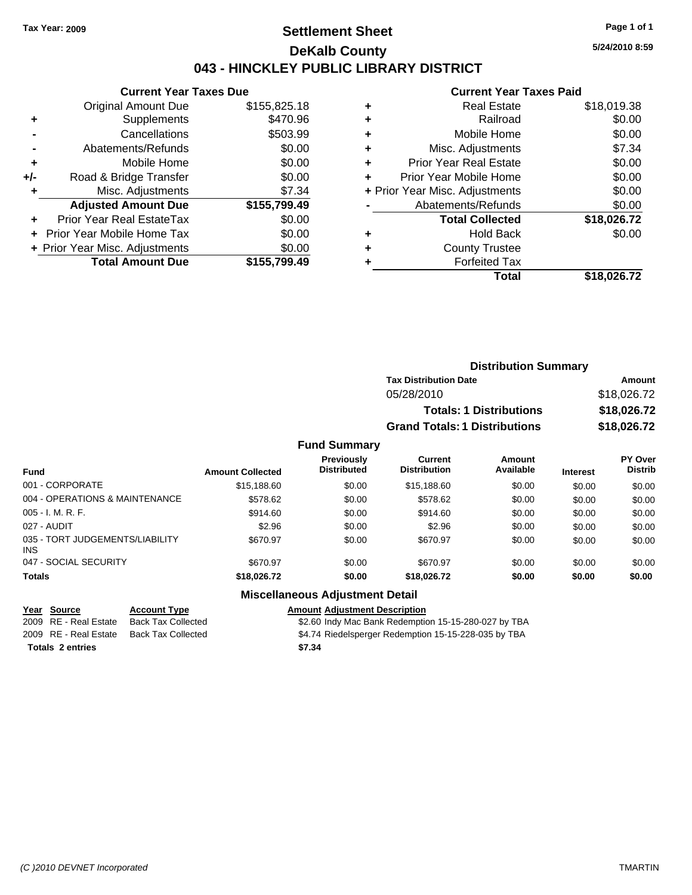Tax Year: 2009

# Settlement Sheet

## DeKalb County

## 043 - HINCKLEY PUBLIC LIBRARY DISTRICT

5/24/2010 8:59

### Current Year Taxes Due

| | | |
|---|---|---|
| | Original Amount Due | $155,825.18 |
| + | Supplements | $470.96 |
| - | Cancellations | $503.99 |
| - | Abatements/Refunds | $0.00 |
| + | Mobile Home | $0.00 |
| +/- | Road & Bridge Transfer | $0.00 |
| + | Misc. Adjustments | $7.34 |
| | **Adjusted Amount Due** | **$155,799.49** |
| + | Prior Year Real EstateTax | $0.00 |
| + | Prior Year Mobile Home Tax | $0.00 |
| + | Prior Year Misc. Adjustments | $0.00 |
| | **Total Amount Due** | **$155,799.49** |

### Current Year Taxes Paid

| | | |
|---|---|---|
| + | Real Estate | $18,019.38 |
| + | Railroad | $0.00 |
| + | Mobile Home | $0.00 |
| + | Misc. Adjustments | $7.34 |
| + | Prior Year Real Estate | $0.00 |
| + | Prior Year Mobile Home | $0.00 |
| + | Prior Year Misc. Adjustments | $0.00 |
| - | Abatements/Refunds | $0.00 |
| | **Total Collected** | **$18,026.72** |
| + | Hold Back | $0.00 |
| + | County Trustee | |
| + | Forfeited Tax | |
| | **Total** | **$18,026.72** |

### Distribution Summary

| Tax Distribution Date | Amount |
|---|---|
| 05/28/2010 | $18,026.72 |
| **Totals: 1 Distributions** | **$18,026.72** |
| **Grand Totals: 1 Distributions** | **$18,026.72** |

### Fund Summary

| Fund | Amount Collected | Previously Distributed | Current Distribution | Amount Available | Interest | PY Over Distrib |
|---|---|---|---|---|---|---|
| 001 - CORPORATE | $15,188.60 | $0.00 | $15,188.60 | $0.00 | $0.00 | $0.00 |
| 004 - OPERATIONS & MAINTENANCE | $578.62 | $0.00 | $578.62 | $0.00 | $0.00 | $0.00 |
| 005 - I. M. R. F. | $914.60 | $0.00 | $914.60 | $0.00 | $0.00 | $0.00 |
| 027 - AUDIT | $2.96 | $0.00 | $2.96 | $0.00 | $0.00 | $0.00 |
| 035 - TORT JUDGEMENTS/LIABILITY INS | $670.97 | $0.00 | $670.97 | $0.00 | $0.00 | $0.00 |
| 047 - SOCIAL SECURITY | $670.97 | $0.00 | $670.97 | $0.00 | $0.00 | $0.00 |
| **Totals** | **$18,026.72** | **$0.00** | **$18,026.72** | **$0.00** | **$0.00** | **$0.00** |

### Miscellaneous Adjustment Detail

| Year | Source | Account Type | Amount | Adjustment Description |
|---|---|---|---|---|
| 2009 | RE - Real Estate | Back Tax Collected | $2.60 | Indy Mac Bank Redemption 15-15-280-027 by TBA |
| 2009 | RE - Real Estate | Back Tax Collected | $4.74 | Riedelsperger Redemption 15-15-228-035 by TBA |
| **Totals** | **2 entries** | | **$7.34** | |

(C )2010 DEVNET Incorporated TMARTIN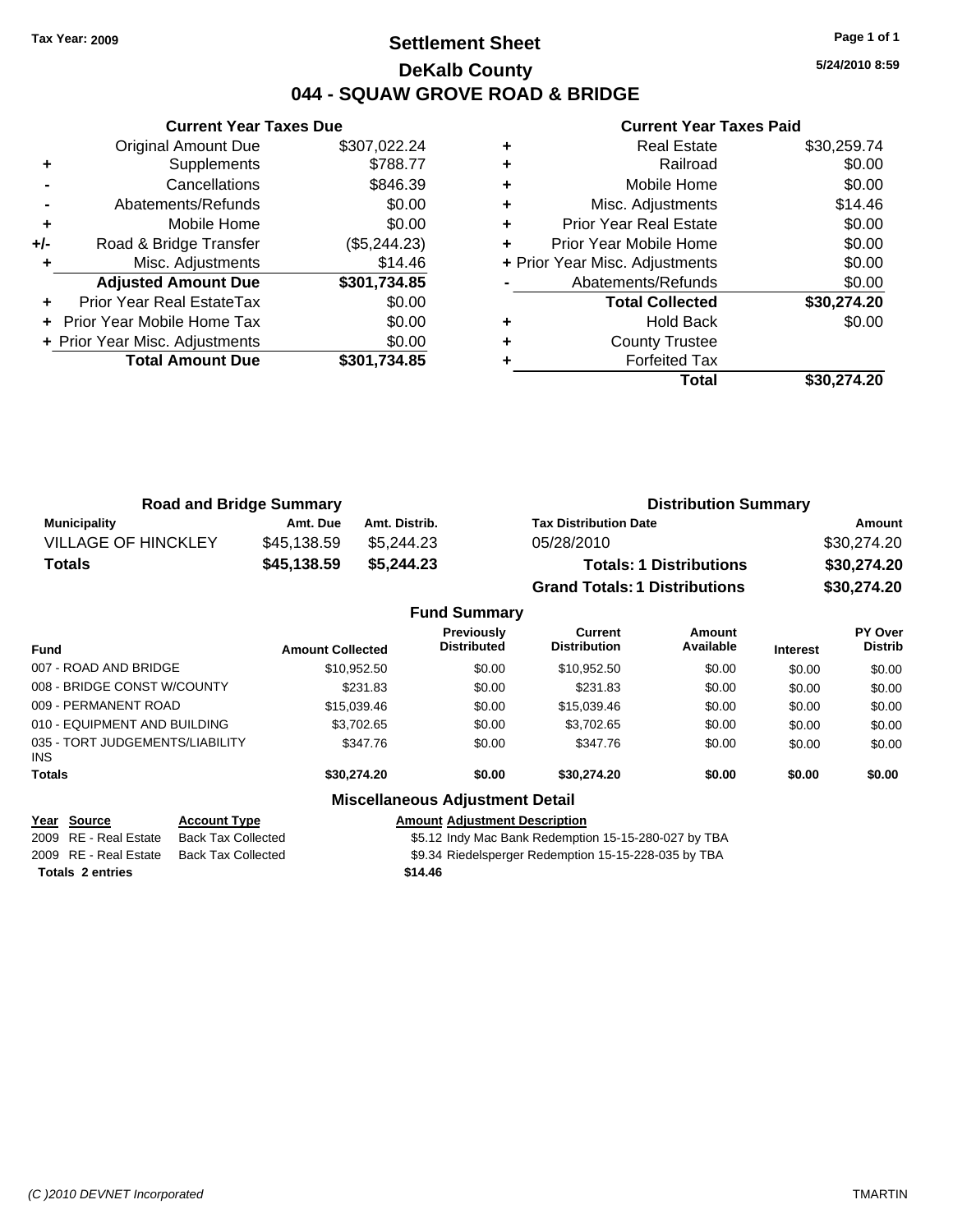Tax Year: 2009

# Settlement Sheet
## DeKalb County
## 044 - SQUAW GROVE ROAD & BRIDGE

5/24/2010 8:59

### Current Year Taxes Due

| | | |
|---|---|---|
| | Original Amount Due | $307,022.24 |
| + | Supplements | $788.77 |
| - | Cancellations | $846.39 |
| - | Abatements/Refunds | $0.00 |
| + | Mobile Home | $0.00 |
| +/- | Road & Bridge Transfer | ($5,244.23) |
| + | Misc. Adjustments | $14.46 |
| | **Adjusted Amount Due** | **$301,734.85** |
| + | Prior Year Real EstateTax | $0.00 |
| + | Prior Year Mobile Home Tax | $0.00 |
| + | Prior Year Misc. Adjustments | $0.00 |
| | **Total Amount Due** | **$301,734.85** |

### Current Year Taxes Paid

| | | |
|---|---|---|
| + | Real Estate | $30,259.74 |
| + | Railroad | $0.00 |
| + | Mobile Home | $0.00 |
| + | Misc. Adjustments | $14.46 |
| + | Prior Year Real Estate | $0.00 |
| + | Prior Year Mobile Home | $0.00 |
| + | Prior Year Misc. Adjustments | $0.00 |
| - | Abatements/Refunds | $0.00 |
| | **Total Collected** | **$30,274.20** |
| + | Hold Back | $0.00 |
| + | County Trustee | |
| + | Forfeited Tax | |
| | **Total** | **$30,274.20** |

### Road and Bridge Summary

| Municipality | Amt. Due | Amt. Distrib. |
|---|---|---|
| VILLAGE OF HINCKLEY | $45,138.59 | $5,244.23 |
| **Totals** | **$45,138.59** | **$5,244.23** |

### Distribution Summary

| Tax Distribution Date | Amount |
|---|---|
| 05/28/2010 | $30,274.20 |
| **Totals: 1 Distributions** | **$30,274.20** |
| **Grand Totals: 1 Distributions** | **$30,274.20** |

### Fund Summary

| Fund | Amount Collected | Previously Distributed | Current Distribution | Amount Available | Interest | PY Over Distrib |
|---|---|---|---|---|---|---|
| 007 - ROAD AND BRIDGE | $10,952.50 | $0.00 | $10,952.50 | $0.00 | $0.00 | $0.00 |
| 008 - BRIDGE CONST W/COUNTY | $231.83 | $0.00 | $231.83 | $0.00 | $0.00 | $0.00 |
| 009 - PERMANENT ROAD | $15,039.46 | $0.00 | $15,039.46 | $0.00 | $0.00 | $0.00 |
| 010 - EQUIPMENT AND BUILDING | $3,702.65 | $0.00 | $3,702.65 | $0.00 | $0.00 | $0.00 |
| 035 - TORT JUDGEMENTS/LIABILITY INS | $347.76 | $0.00 | $347.76 | $0.00 | $0.00 | $0.00 |
| **Totals** | **$30,274.20** | **$0.00** | **$30,274.20** | **$0.00** | **$0.00** | **$0.00** |

### Miscellaneous Adjustment Detail

| Year | Source | Account Type | Amount | Adjustment Description |
|---|---|---|---|---|
| 2009 | RE - Real Estate | Back Tax Collected | $5.12 | Indy Mac Bank Redemption 15-15-280-027 by TBA |
| 2009 | RE - Real Estate | Back Tax Collected | $9.34 | Riedelsperger Redemption 15-15-228-035 by TBA |
| **Totals 2 entries** | | | **$14.46** | |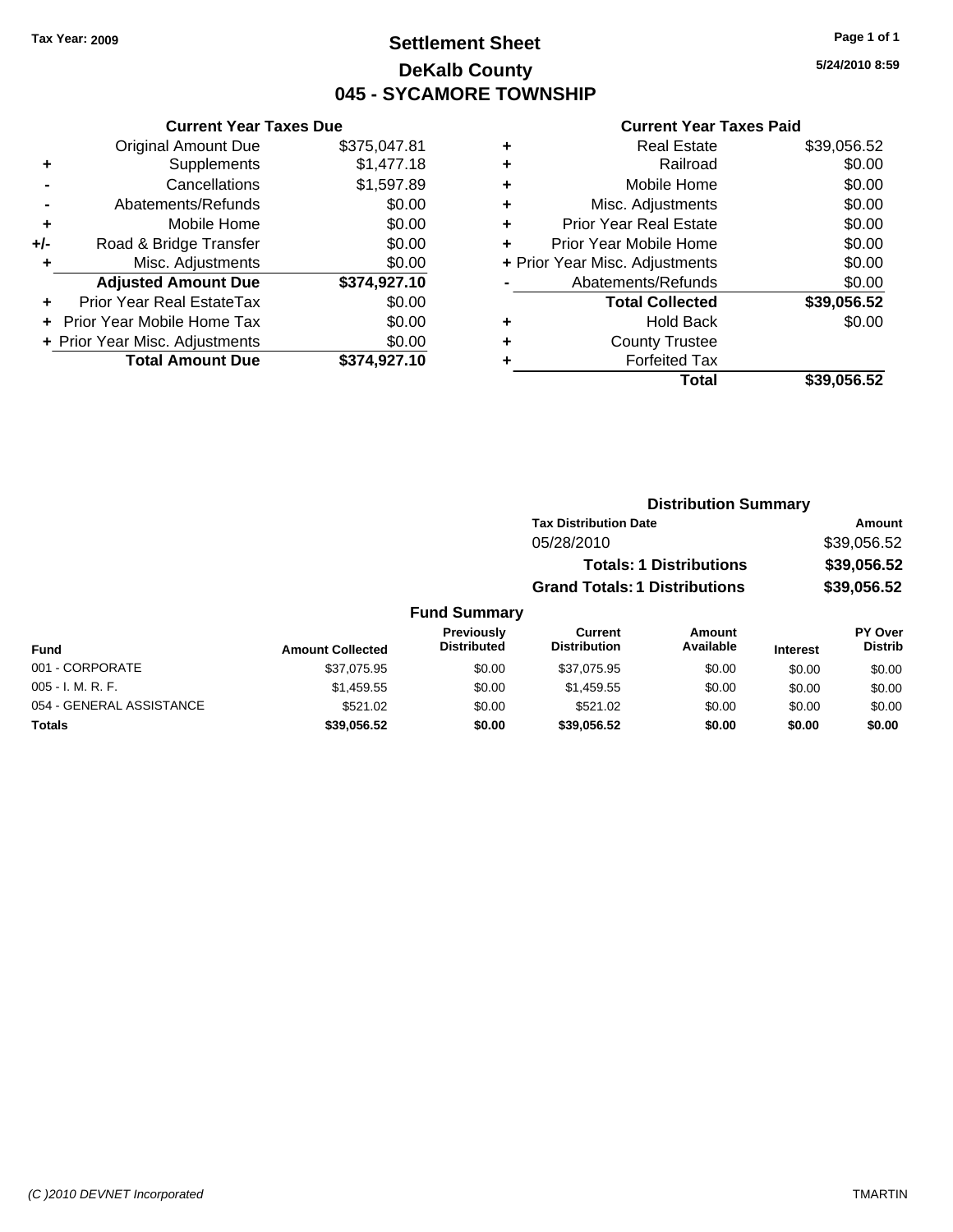Tax Year: 2009

# Settlement Sheet
## DeKalb County
## 045 - SYCAMORE TOWNSHIP

5/24/2010 8:59

### Current Year Taxes Due

| | | |
|---|---|---|
| | Original Amount Due | $375,047.81 |
| + | Supplements | $1,477.18 |
| - | Cancellations | $1,597.89 |
| - | Abatements/Refunds | $0.00 |
| + | Mobile Home | $0.00 |
| +/- | Road & Bridge Transfer | $0.00 |
| + | Misc. Adjustments | $0.00 |
| | **Adjusted Amount Due** | **$374,927.10** |
| + | Prior Year Real EstateTax | $0.00 |
| + | Prior Year Mobile Home Tax | $0.00 |
| + | Prior Year Misc. Adjustments | $0.00 |
| | **Total Amount Due** | **$374,927.10** |

### Current Year Taxes Paid

| | | |
|---|---|---|
| + | Real Estate | $39,056.52 |
| + | Railroad | $0.00 |
| + | Mobile Home | $0.00 |
| + | Misc. Adjustments | $0.00 |
| + | Prior Year Real Estate | $0.00 |
| + | Prior Year Mobile Home | $0.00 |
| + | Prior Year Misc. Adjustments | $0.00 |
| - | Abatements/Refunds | $0.00 |
| | **Total Collected** | **$39,056.52** |
| + | Hold Back | $0.00 |
| + | County Trustee | |
| + | Forfeited Tax | |
| | **Total** | **$39,056.52** |

### Distribution Summary

| Tax Distribution Date | Amount |
|---|---|
| 05/28/2010 | $39,056.52 |
| **Totals: 1 Distributions** | **$39,056.52** |
| **Grand Totals: 1 Distributions** | **$39,056.52** |

### Fund Summary

| Fund | Amount Collected | Previously Distributed | Current Distribution | Amount Available | Interest | PY Over Distrib |
|---|---|---|---|---|---|---|
| 001 - CORPORATE | $37,075.95 | $0.00 | $37,075.95 | $0.00 | $0.00 | $0.00 |
| 005 - I. M. R. F. | $1,459.55 | $0.00 | $1,459.55 | $0.00 | $0.00 | $0.00 |
| 054 - GENERAL ASSISTANCE | $521.02 | $0.00 | $521.02 | $0.00 | $0.00 | $0.00 |
| **Totals** | **$39,056.52** | **$0.00** | **$39,056.52** | **$0.00** | **$0.00** | **$0.00** |

(C )2010 DEVNET Incorporated TMARTIN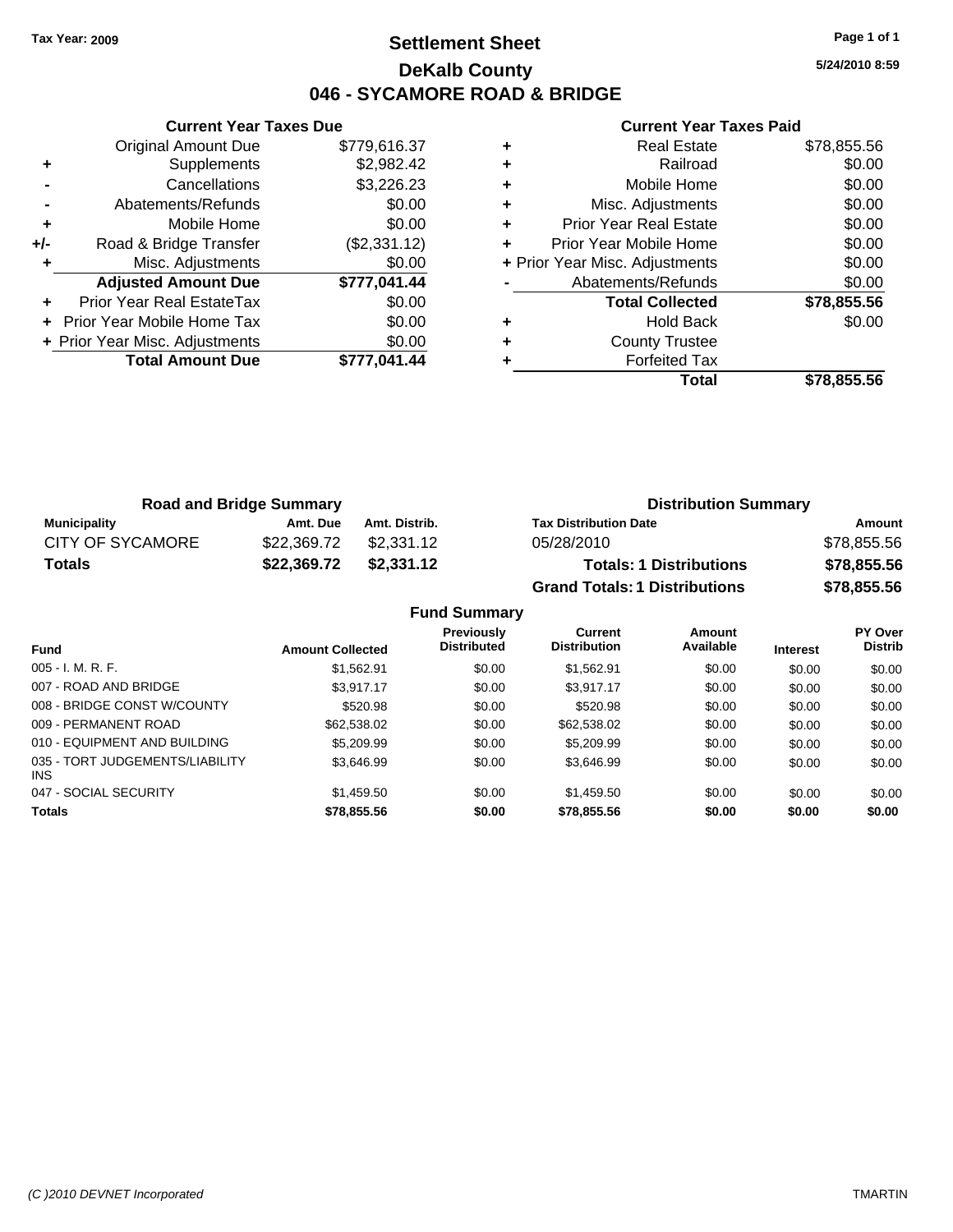**Tax Year: 2009**

# Settlement Sheet

## DeKalb County

## 046 - SYCAMORE ROAD & BRIDGE

5/24/2010 8:59

### Current Year Taxes Due

| | | |
|---|---|---|
| | Original Amount Due | $779,616.37 |
| + | Supplements | $2,982.42 |
| - | Cancellations | $3,226.23 |
| - | Abatements/Refunds | $0.00 |
| + | Mobile Home | $0.00 |
| +/- | Road & Bridge Transfer | ($2,331.12) |
| + | Misc. Adjustments | $0.00 |
| | **Adjusted Amount Due** | **$777,041.44** |
| + | Prior Year Real EstateTax | $0.00 |
| + | Prior Year Mobile Home Tax | $0.00 |
| + | Prior Year Misc. Adjustments | $0.00 |
| | **Total Amount Due** | **$777,041.44** |

### Current Year Taxes Paid

| | | |
|---|---|---|
| + | Real Estate | $78,855.56 |
| + | Railroad | $0.00 |
| + | Mobile Home | $0.00 |
| + | Misc. Adjustments | $0.00 |
| + | Prior Year Real Estate | $0.00 |
| + | Prior Year Mobile Home | $0.00 |
| + | Prior Year Misc. Adjustments | $0.00 |
| - | Abatements/Refunds | $0.00 |
| | **Total Collected** | **$78,855.56** |
| + | Hold Back | $0.00 |
| + | County Trustee | |
| + | Forfeited Tax | |
| | **Total** | **$78,855.56** |

### Road and Bridge Summary

| Municipality | Amt. Due | Amt. Distrib. |
|---|---|---|
| CITY OF SYCAMORE | $22,369.72 | $2,331.12 |
| **Totals** | **$22,369.72** | **$2,331.12** |

### Distribution Summary

| Tax Distribution Date | Amount |
|---|---|
| 05/28/2010 | $78,855.56 |
| **Totals: 1 Distributions** | **$78,855.56** |
| **Grand Totals: 1 Distributions** | **$78,855.56** |

### Fund Summary

| Fund | Amount Collected | Previously Distributed | Current Distribution | Amount Available | Interest | PY Over Distrib |
|---|---|---|---|---|---|---|
| 005 - I. M. R. F. | $1,562.91 | $0.00 | $1,562.91 | $0.00 | $0.00 | $0.00 |
| 007 - ROAD AND BRIDGE | $3,917.17 | $0.00 | $3,917.17 | $0.00 | $0.00 | $0.00 |
| 008 - BRIDGE CONST W/COUNTY | $520.98 | $0.00 | $520.98 | $0.00 | $0.00 | $0.00 |
| 009 - PERMANENT ROAD | $62,538.02 | $0.00 | $62,538.02 | $0.00 | $0.00 | $0.00 |
| 010 - EQUIPMENT AND BUILDING | $5,209.99 | $0.00 | $5,209.99 | $0.00 | $0.00 | $0.00 |
| 035 - TORT JUDGEMENTS/LIABILITY INS | $3,646.99 | $0.00 | $3,646.99 | $0.00 | $0.00 | $0.00 |
| 047 - SOCIAL SECURITY | $1,459.50 | $0.00 | $1,459.50 | $0.00 | $0.00 | $0.00 |
| **Totals** | **$78,855.56** | **$0.00** | **$78,855.56** | **$0.00** | **$0.00** | **$0.00** |

(C )2010 DEVNET Incorporated — TMARTIN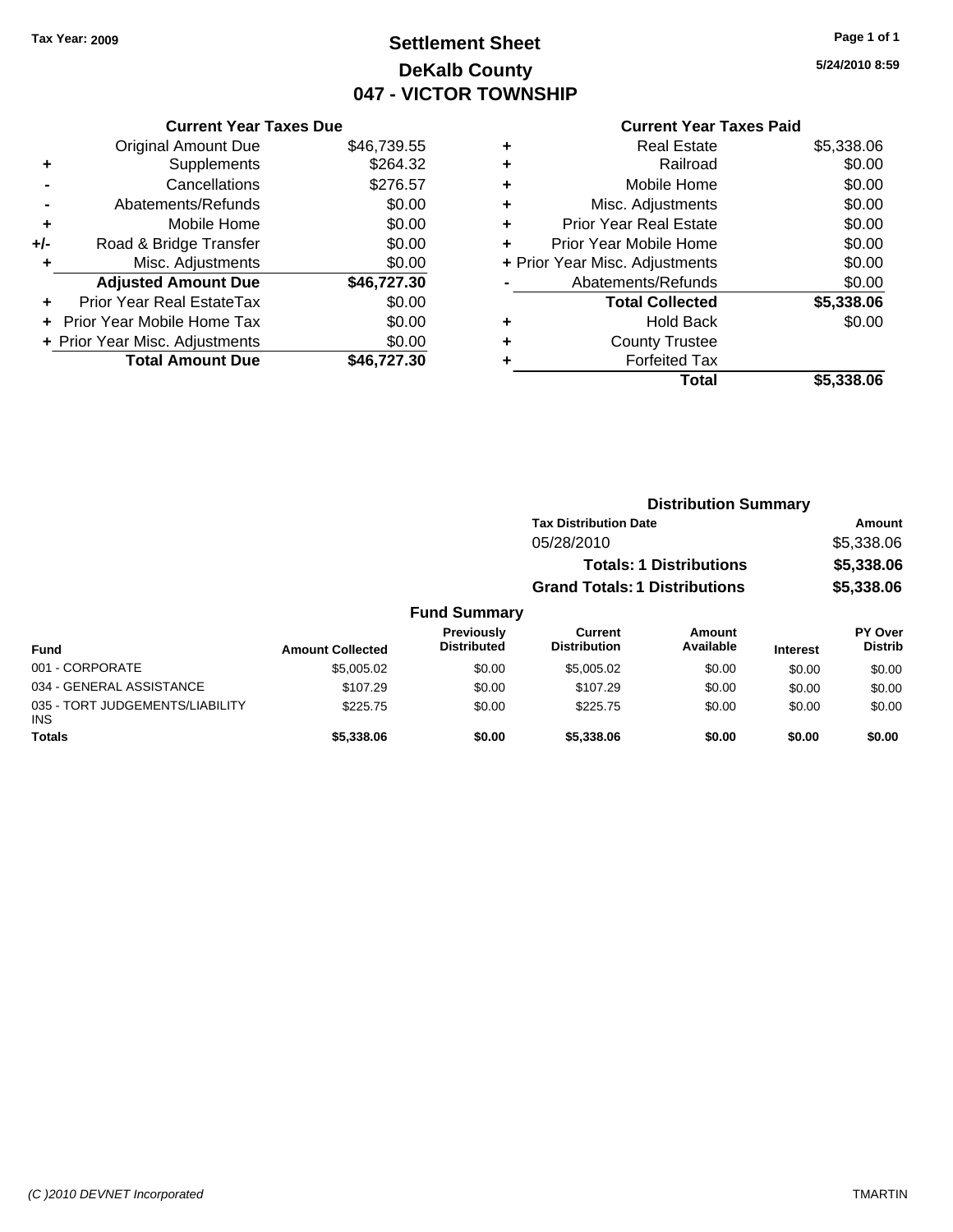Tax Year: 2009

# Settlement Sheet
## DeKalb County
## 047 - VICTOR TOWNSHIP

5/24/2010 8:59

| | Current Year Taxes Due | |
|---|---|---|
| | Original Amount Due | $46,739.55 |
| + | Supplements | $264.32 |
| - | Cancellations | $276.57 |
| - | Abatements/Refunds | $0.00 |
| + | Mobile Home | $0.00 |
| +/- | Road & Bridge Transfer | $0.00 |
| + | Misc. Adjustments | $0.00 |
| | **Adjusted Amount Due** | **$46,727.30** |
| + | Prior Year Real EstateTax | $0.00 |
| + | Prior Year Mobile Home Tax | $0.00 |
| + | Prior Year Misc. Adjustments | $0.00 |
| | **Total Amount Due** | **$46,727.30** |

| | Current Year Taxes Paid | |
|---|---|---|
| + | Real Estate | $5,338.06 |
| + | Railroad | $0.00 |
| + | Mobile Home | $0.00 |
| + | Misc. Adjustments | $0.00 |
| + | Prior Year Real Estate | $0.00 |
| + | Prior Year Mobile Home | $0.00 |
| + | Prior Year Misc. Adjustments | $0.00 |
| - | Abatements/Refunds | $0.00 |
| | **Total Collected** | **$5,338.06** |
| + | Hold Back | $0.00 |
| + | County Trustee | |
| + | Forfeited Tax | |
| | **Total** | **$5,338.06** |

### Distribution Summary

| Tax Distribution Date | Amount |
|---|---|
| 05/28/2010 | $5,338.06 |
| **Totals: 1 Distributions** | **$5,338.06** |
| **Grand Totals: 1 Distributions** | **$5,338.06** |

### Fund Summary

| Fund | Amount Collected | Previously Distributed | Current Distribution | Amount Available | Interest | PY Over Distrib |
|---|---|---|---|---|---|---|
| 001 - CORPORATE | $5,005.02 | $0.00 | $5,005.02 | $0.00 | $0.00 | $0.00 |
| 034 - GENERAL ASSISTANCE | $107.29 | $0.00 | $107.29 | $0.00 | $0.00 | $0.00 |
| 035 - TORT JUDGEMENTS/LIABILITY INS | $225.75 | $0.00 | $225.75 | $0.00 | $0.00 | $0.00 |
| **Totals** | **$5,338.06** | **$0.00** | **$5,338.06** | **$0.00** | **$0.00** | **$0.00** |

(C )2010 DEVNET Incorporated TMARTIN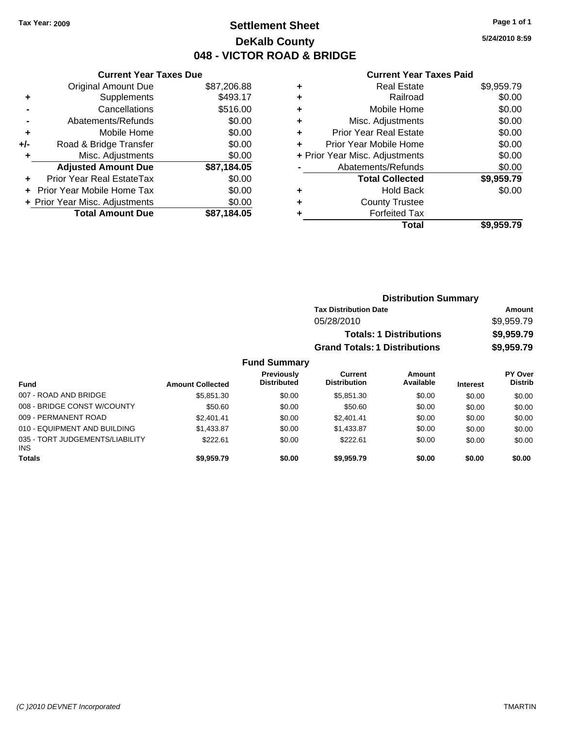**Tax Year: 2009**

# Settlement Sheet
## DeKalb County
## 048 - VICTOR ROAD & BRIDGE

5/24/2010 8:59

### Current Year Taxes Due

| | | |
|---|---|---|
| | Original Amount Due | $87,206.88 |
| + | Supplements | $493.17 |
| - | Cancellations | $516.00 |
| - | Abatements/Refunds | $0.00 |
| + | Mobile Home | $0.00 |
| +/- | Road & Bridge Transfer | $0.00 |
| + | Misc. Adjustments | $0.00 |
| | **Adjusted Amount Due** | **$87,184.05** |
| + | Prior Year Real EstateTax | $0.00 |
| + | Prior Year Mobile Home Tax | $0.00 |
| + | Prior Year Misc. Adjustments | $0.00 |
| | **Total Amount Due** | **$87,184.05** |

### Current Year Taxes Paid

| | | |
|---|---|---|
| + | Real Estate | $9,959.79 |
| + | Railroad | $0.00 |
| + | Mobile Home | $0.00 |
| + | Misc. Adjustments | $0.00 |
| + | Prior Year Real Estate | $0.00 |
| + | Prior Year Mobile Home | $0.00 |
| + | Prior Year Misc. Adjustments | $0.00 |
| - | Abatements/Refunds | $0.00 |
| | **Total Collected** | **$9,959.79** |
| + | Hold Back | $0.00 |
| + | County Trustee | |
| + | Forfeited Tax | |
| | **Total** | **$9,959.79** |

### Distribution Summary

| Tax Distribution Date | Amount |
|---|---|
| 05/28/2010 | $9,959.79 |
| **Totals: 1 Distributions** | **$9,959.79** |
| **Grand Totals: 1 Distributions** | **$9,959.79** |

### Fund Summary

| Fund | Amount Collected | Previously Distributed | Current Distribution | Amount Available | Interest | PY Over Distrib |
|---|---|---|---|---|---|---|
| 007 - ROAD AND BRIDGE | $5,851.30 | $0.00 | $5,851.30 | $0.00 | $0.00 | $0.00 |
| 008 - BRIDGE CONST W/COUNTY | $50.60 | $0.00 | $50.60 | $0.00 | $0.00 | $0.00 |
| 009 - PERMANENT ROAD | $2,401.41 | $0.00 | $2,401.41 | $0.00 | $0.00 | $0.00 |
| 010 - EQUIPMENT AND BUILDING | $1,433.87 | $0.00 | $1,433.87 | $0.00 | $0.00 | $0.00 |
| 035 - TORT JUDGEMENTS/LIABILITY INS | $222.61 | $0.00 | $222.61 | $0.00 | $0.00 | $0.00 |
| **Totals** | **$9,959.79** | **$0.00** | **$9,959.79** | **$0.00** | **$0.00** | **$0.00** |

(C )2010 DEVNET Incorporated TMARTIN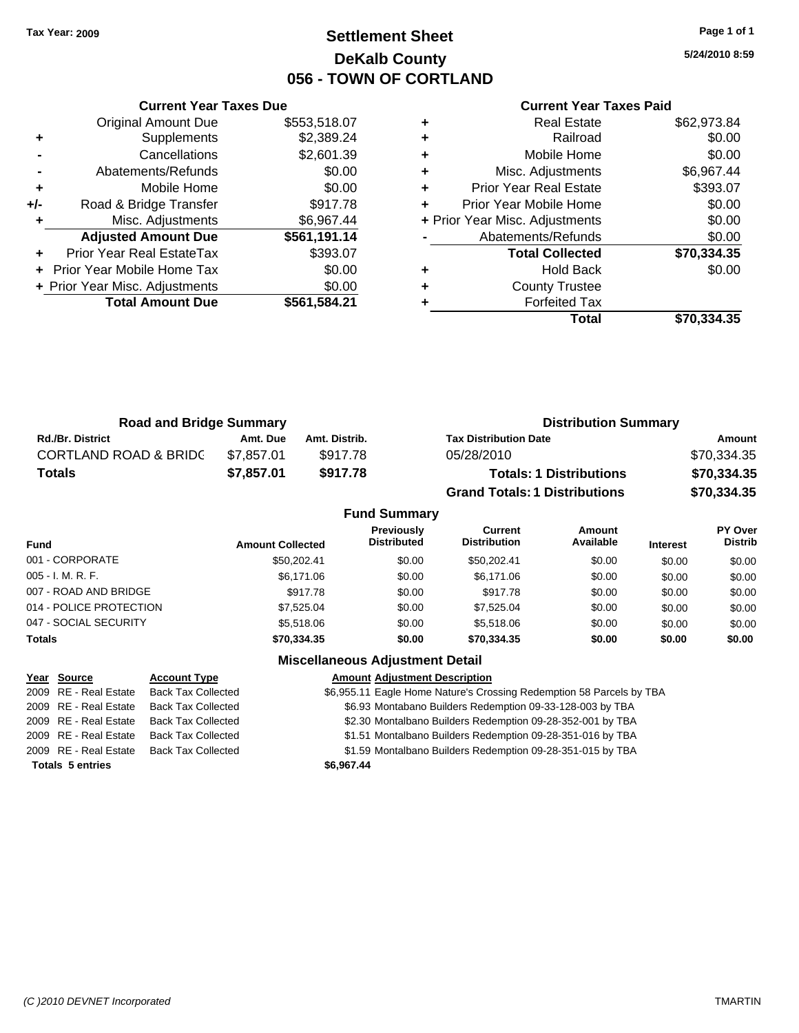**Tax Year: 2009**

# Settlement Sheet
## DeKalb County
## 056 - TOWN OF CORTLAND

5/24/2010 8:59

### Current Year Taxes Due

| | | |
|---|---|---|
| | Original Amount Due | $553,518.07 |
| + | Supplements | $2,389.24 |
| - | Cancellations | $2,601.39 |
| - | Abatements/Refunds | $0.00 |
| + | Mobile Home | $0.00 |
| +/- | Road & Bridge Transfer | $917.78 |
| + | Misc. Adjustments | $6,967.44 |
| | **Adjusted Amount Due** | **$561,191.14** |
| + | Prior Year Real EstateTax | $393.07 |
| + | Prior Year Mobile Home Tax | $0.00 |
| + | Prior Year Misc. Adjustments | $0.00 |
| | **Total Amount Due** | **$561,584.21** |

### Current Year Taxes Paid

| | | |
|---|---|---|
| + | Real Estate | $62,973.84 |
| + | Railroad | $0.00 |
| + | Mobile Home | $0.00 |
| + | Misc. Adjustments | $6,967.44 |
| + | Prior Year Real Estate | $393.07 |
| + | Prior Year Mobile Home | $0.00 |
| + | Prior Year Misc. Adjustments | $0.00 |
| - | Abatements/Refunds | $0.00 |
| | **Total Collected** | **$70,334.35** |
| + | Hold Back | $0.00 |
| + | County Trustee | |
| + | Forfeited Tax | |
| | **Total** | **$70,334.35** |

### Road and Bridge Summary

| Rd./Br. District | Amt. Due | Amt. Distrib. |
|---|---|---|
| CORTLAND ROAD & BRIDG | $7,857.01 | $917.78 |
| **Totals** | **$7,857.01** | **$917.78** |

### Distribution Summary

| Tax Distribution Date | Amount |
|---|---|
| 05/28/2010 | $70,334.35 |
| **Totals: 1 Distributions** | **$70,334.35** |
| **Grand Totals: 1 Distributions** | **$70,334.35** |

### Fund Summary

| Fund | Amount Collected | Previously Distributed | Current Distribution | Amount Available | Interest | PY Over Distrib |
|---|---|---|---|---|---|---|
| 001 - CORPORATE | $50,202.41 | $0.00 | $50,202.41 | $0.00 | $0.00 | $0.00 |
| 005 - I. M. R. F. | $6,171.06 | $0.00 | $6,171.06 | $0.00 | $0.00 | $0.00 |
| 007 - ROAD AND BRIDGE | $917.78 | $0.00 | $917.78 | $0.00 | $0.00 | $0.00 |
| 014 - POLICE PROTECTION | $7,525.04 | $0.00 | $7,525.04 | $0.00 | $0.00 | $0.00 |
| 047 - SOCIAL SECURITY | $5,518.06 | $0.00 | $5,518.06 | $0.00 | $0.00 | $0.00 |
| **Totals** | **$70,334.35** | **$0.00** | **$70,334.35** | **$0.00** | **$0.00** | **$0.00** |

### Miscellaneous Adjustment Detail

| Year | Source | Account Type | Amount | Adjustment Description |
|---|---|---|---|---|
| 2009 | RE - Real Estate | Back Tax Collected | $6,955.11 | Eagle Home Nature's Crossing Redemption 58 Parcels by TBA |
| 2009 | RE - Real Estate | Back Tax Collected | $6.93 | Montabano Builders Redemption 09-33-128-003 by TBA |
| 2009 | RE - Real Estate | Back Tax Collected | $2.30 | Montalbano Builders Redemption 09-28-352-001 by TBA |
| 2009 | RE - Real Estate | Back Tax Collected | $1.51 | Montalbano Builders Redemption 09-28-351-016 by TBA |
| 2009 | RE - Real Estate | Back Tax Collected | $1.59 | Montalbano Builders Redemption 09-28-351-015 by TBA |
| **Totals 5 entries** | | | **$6,967.44** | |

(C )2010 DEVNET Incorporated TMARTIN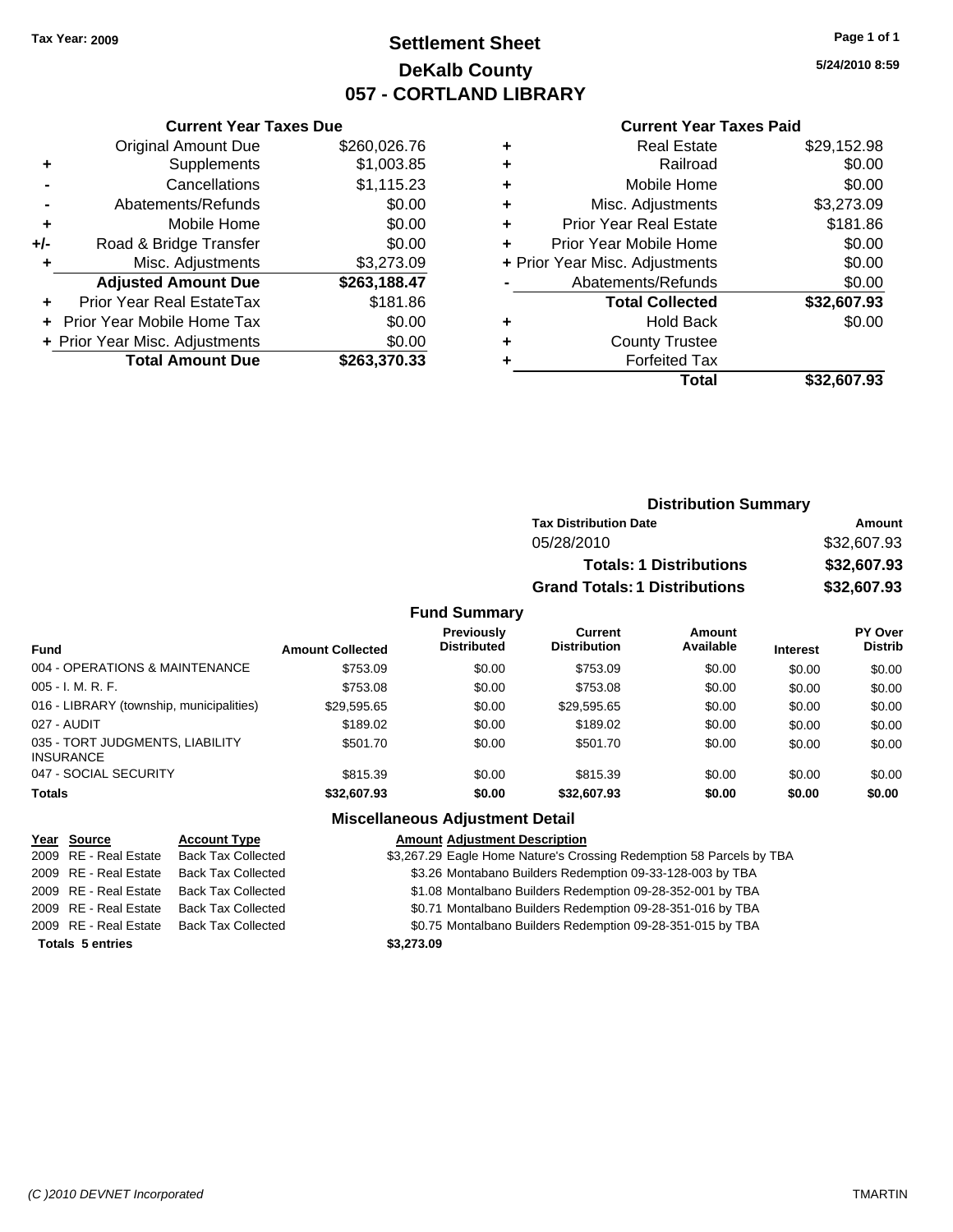Tax Year: 2009

# Settlement Sheet
## DeKalb County
## 057 - CORTLAND LIBRARY

5/24/2010 8:59

### Current Year Taxes Due

| | | |
|---|---|---|
| | Original Amount Due | $260,026.76 |
| + | Supplements | $1,003.85 |
| - | Cancellations | $1,115.23 |
| - | Abatements/Refunds | $0.00 |
| + | Mobile Home | $0.00 |
| +/- | Road & Bridge Transfer | $0.00 |
| + | Misc. Adjustments | $3,273.09 |
| | **Adjusted Amount Due** | **$263,188.47** |
| + | Prior Year Real EstateTax | $181.86 |
| + | Prior Year Mobile Home Tax | $0.00 |
| + | Prior Year Misc. Adjustments | $0.00 |
| | **Total Amount Due** | **$263,370.33** |

### Current Year Taxes Paid

| | | |
|---|---|---|
| + | Real Estate | $29,152.98 |
| + | Railroad | $0.00 |
| + | Mobile Home | $0.00 |
| + | Misc. Adjustments | $3,273.09 |
| + | Prior Year Real Estate | $181.86 |
| + | Prior Year Mobile Home | $0.00 |
| + | Prior Year Misc. Adjustments | $0.00 |
| - | Abatements/Refunds | $0.00 |
| | **Total Collected** | **$32,607.93** |
| + | Hold Back | $0.00 |
| + | County Trustee | |
| + | Forfeited Tax | |
| | **Total** | **$32,607.93** |

### Distribution Summary

| Tax Distribution Date | Amount |
|---|---|
| 05/28/2010 | $32,607.93 |
| **Totals: 1 Distributions** | **$32,607.93** |
| **Grand Totals: 1 Distributions** | **$32,607.93** |

### Fund Summary

| Fund | Amount Collected | Previously Distributed | Current Distribution | Amount Available | Interest | PY Over Distrib |
|---|---|---|---|---|---|---|
| 004 - OPERATIONS & MAINTENANCE | $753.09 | $0.00 | $753.09 | $0.00 | $0.00 | $0.00 |
| 005 - I. M. R. F. | $753.08 | $0.00 | $753.08 | $0.00 | $0.00 | $0.00 |
| 016 - LIBRARY (township, municipalities) | $29,595.65 | $0.00 | $29,595.65 | $0.00 | $0.00 | $0.00 |
| 027 - AUDIT | $189.02 | $0.00 | $189.02 | $0.00 | $0.00 | $0.00 |
| 035 - TORT JUDGMENTS, LIABILITY INSURANCE | $501.70 | $0.00 | $501.70 | $0.00 | $0.00 | $0.00 |
| 047 - SOCIAL SECURITY | $815.39 | $0.00 | $815.39 | $0.00 | $0.00 | $0.00 |
| **Totals** | **$32,607.93** | **$0.00** | **$32,607.93** | **$0.00** | **$0.00** | **$0.00** |

### Miscellaneous Adjustment Detail

| Year | Source | Account Type | Amount | Adjustment Description |
|---|---|---|---|---|
| 2009 | RE - Real Estate | Back Tax Collected | $3,267.29 | Eagle Home Nature's Crossing Redemption 58 Parcels by TBA |
| 2009 | RE - Real Estate | Back Tax Collected | $3.26 | Montabano Builders Redemption 09-33-128-003 by TBA |
| 2009 | RE - Real Estate | Back Tax Collected | $1.08 | Montalbano Builders Redemption 09-28-352-001 by TBA |
| 2009 | RE - Real Estate | Back Tax Collected | $0.71 | Montalbano Builders Redemption 09-28-351-016 by TBA |
| 2009 | RE - Real Estate | Back Tax Collected | $0.75 | Montalbano Builders Redemption 09-28-351-015 by TBA |
| **Totals** | **5 entries** | | **$3,273.09** | |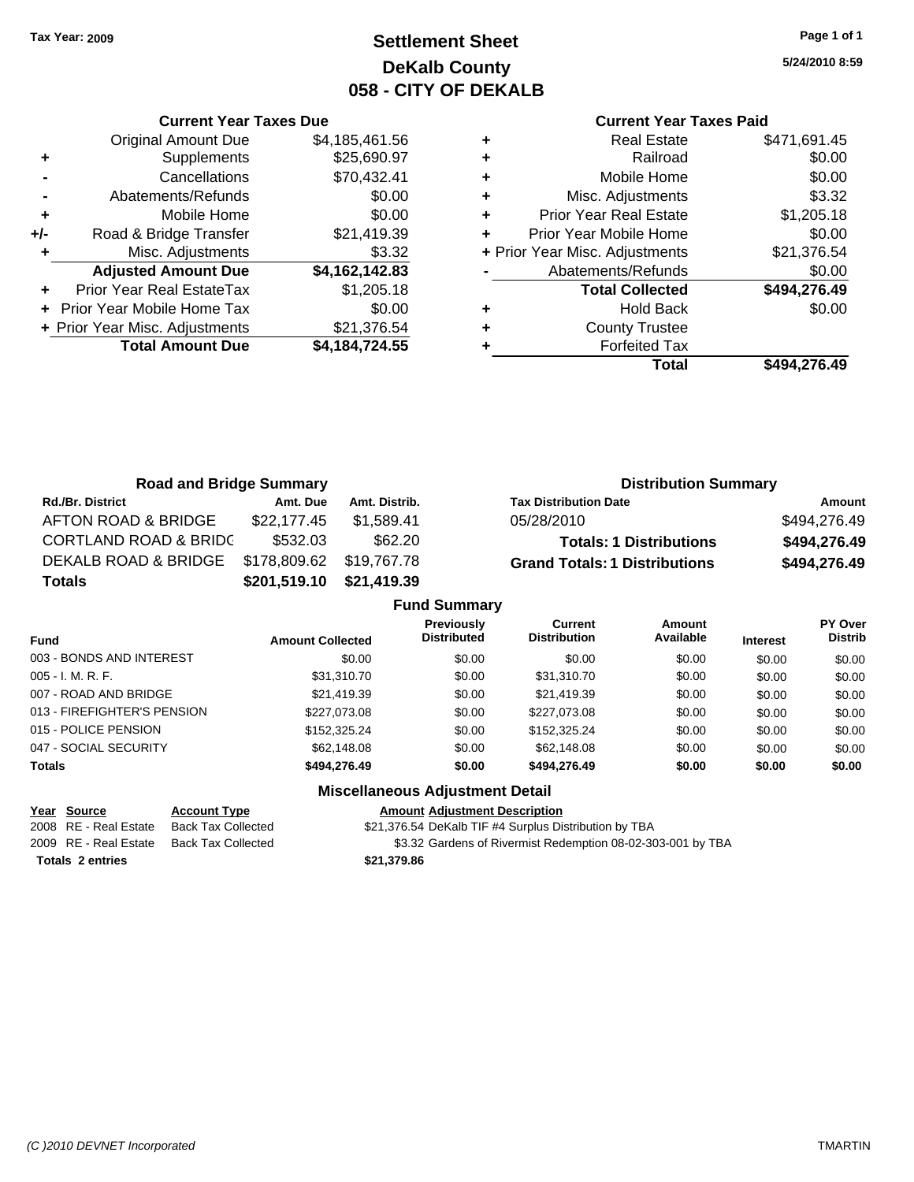Tax Year: 2009

# Settlement Sheet
## DeKalb County
## 058 - CITY OF DEKALB

5/24/2010 8:59

### Current Year Taxes Due

| | | |
|---|---|---|
| | Original Amount Due | $4,185,461.56 |
| + | Supplements | $25,690.97 |
| - | Cancellations | $70,432.41 |
| - | Abatements/Refunds | $0.00 |
| + | Mobile Home | $0.00 |
| +/- | Road & Bridge Transfer | $21,419.39 |
| + | Misc. Adjustments | $3.32 |
| | **Adjusted Amount Due** | **$4,162,142.83** |
| + | Prior Year Real EstateTax | $1,205.18 |
| + | Prior Year Mobile Home Tax | $0.00 |
| + | Prior Year Misc. Adjustments | $21,376.54 |
| | **Total Amount Due** | **$4,184,724.55** |

### Current Year Taxes Paid

| | | |
|---|---|---|
| + | Real Estate | $471,691.45 |
| + | Railroad | $0.00 |
| + | Mobile Home | $0.00 |
| + | Misc. Adjustments | $3.32 |
| + | Prior Year Real Estate | $1,205.18 |
| + | Prior Year Mobile Home | $0.00 |
| + | Prior Year Misc. Adjustments | $21,376.54 |
| - | Abatements/Refunds | $0.00 |
| | **Total Collected** | **$494,276.49** |
| + | Hold Back | $0.00 |
| + | County Trustee | |
| + | Forfeited Tax | |
| | **Total** | **$494,276.49** |

### Road and Bridge Summary

| Rd./Br. District | Amt. Due | Amt. Distrib. |
|---|---|---|
| AFTON ROAD & BRIDGE | $22,177.45 | $1,589.41 |
| CORTLAND ROAD & BRIDG | $532.03 | $62.20 |
| DEKALB ROAD & BRIDGE | $178,809.62 | $19,767.78 |
| **Totals** | **$201,519.10** | **$21,419.39** |

### Distribution Summary

| Tax Distribution Date | Amount |
|---|---|
| 05/28/2010 | $494,276.49 |
| **Totals: 1 Distributions** | **$494,276.49** |
| **Grand Totals: 1 Distributions** | **$494,276.49** |

### Fund Summary

| Fund | Amount Collected | Previously Distributed | Current Distribution | Amount Available | Interest | PY Over Distrib |
|---|---|---|---|---|---|---|
| 003 - BONDS AND INTEREST | $0.00 | $0.00 | $0.00 | $0.00 | $0.00 | $0.00 |
| 005 - I. M. R. F. | $31,310.70 | $0.00 | $31,310.70 | $0.00 | $0.00 | $0.00 |
| 007 - ROAD AND BRIDGE | $21,419.39 | $0.00 | $21,419.39 | $0.00 | $0.00 | $0.00 |
| 013 - FIREFIGHTER'S PENSION | $227,073.08 | $0.00 | $227,073.08 | $0.00 | $0.00 | $0.00 |
| 015 - POLICE PENSION | $152,325.24 | $0.00 | $152,325.24 | $0.00 | $0.00 | $0.00 |
| 047 - SOCIAL SECURITY | $62,148.08 | $0.00 | $62,148.08 | $0.00 | $0.00 | $0.00 |
| **Totals** | **$494,276.49** | **$0.00** | **$494,276.49** | **$0.00** | **$0.00** | **$0.00** |

### Miscellaneous Adjustment Detail

| Year | Source | Account Type | Amount | Adjustment Description |
|---|---|---|---|---|
| 2008 | RE - Real Estate | Back Tax Collected | $21,376.54 | DeKalb TIF #4 Surplus Distribution by TBA |
| 2009 | RE - Real Estate | Back Tax Collected | $3.32 | Gardens of Rivermist Redemption 08-02-303-001 by TBA |
| **Totals** | **2 entries** | | **$21,379.86** | |

(C )2010 DEVNET Incorporated — TMARTIN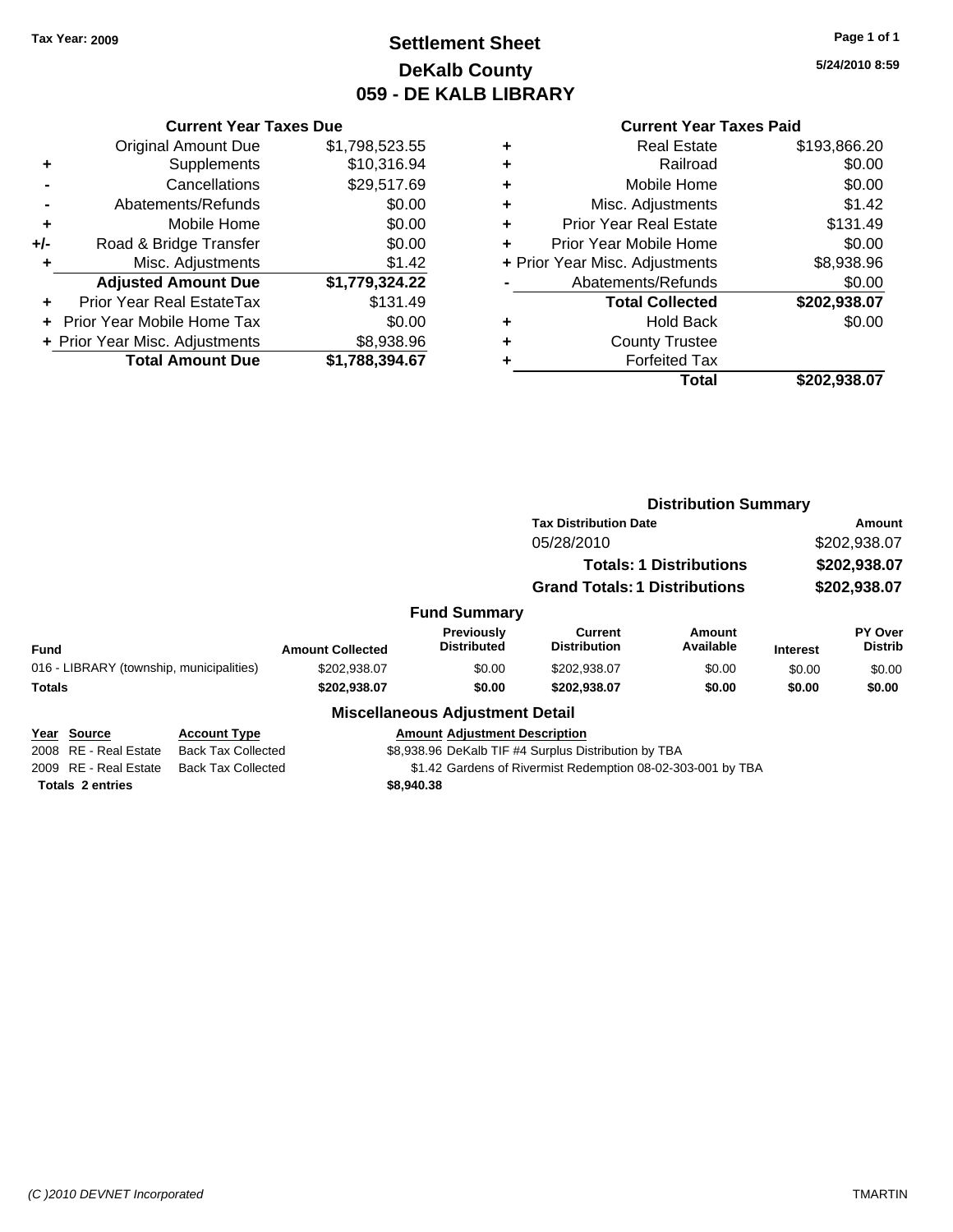Tax Year: 2009

# Settlement Sheet
## DeKalb County
## 059 - DE KALB LIBRARY

5/24/2010 8:59

### Current Year Taxes Due

| | | |
|---|---|---|
| | Original Amount Due | $1,798,523.55 |
| + | Supplements | $10,316.94 |
| - | Cancellations | $29,517.69 |
| - | Abatements/Refunds | $0.00 |
| + | Mobile Home | $0.00 |
| +/- | Road & Bridge Transfer | $0.00 |
| + | Misc. Adjustments | $1.42 |
| | **Adjusted Amount Due** | **$1,779,324.22** |
| + | Prior Year Real EstateTax | $131.49 |
| + | Prior Year Mobile Home Tax | $0.00 |
| + | Prior Year Misc. Adjustments | $8,938.96 |
| | **Total Amount Due** | **$1,788,394.67** |

### Current Year Taxes Paid

| | | |
|---|---|---|
| + | Real Estate | $193,866.20 |
| + | Railroad | $0.00 |
| + | Mobile Home | $0.00 |
| + | Misc. Adjustments | $1.42 |
| + | Prior Year Real Estate | $131.49 |
| + | Prior Year Mobile Home | $0.00 |
| + | Prior Year Misc. Adjustments | $8,938.96 |
| - | Abatements/Refunds | $0.00 |
| | **Total Collected** | **$202,938.07** |
| + | Hold Back | $0.00 |
| + | County Trustee | |
| + | Forfeited Tax | |
| | **Total** | **$202,938.07** |

### Distribution Summary

| Tax Distribution Date | Amount |
|---|---|
| 05/28/2010 | $202,938.07 |
| **Totals: 1 Distributions** | **$202,938.07** |
| **Grand Totals: 1 Distributions** | **$202,938.07** |

### Fund Summary

| Fund | Amount Collected | Previously Distributed | Current Distribution | Amount Available | Interest | PY Over Distrib |
|---|---|---|---|---|---|---|
| 016 - LIBRARY (township, municipalities) | $202,938.07 | $0.00 | $202,938.07 | $0.00 | $0.00 | $0.00 |
| **Totals** | **$202,938.07** | **$0.00** | **$202,938.07** | **$0.00** | **$0.00** | **$0.00** |

### Miscellaneous Adjustment Detail

| Year | Source | Account Type | Amount | Adjustment Description |
|---|---|---|---|---|
| 2008 | RE - Real Estate | Back Tax Collected | $8,938.96 | DeKalb TIF #4 Surplus Distribution by TBA |
| 2009 | RE - Real Estate | Back Tax Collected | $1.42 | Gardens of Rivermist Redemption 08-02-303-001 by TBA |
| **Totals 2 entries** | | | **$8,940.38** | |

(C )2010 DEVNET Incorporated — TMARTIN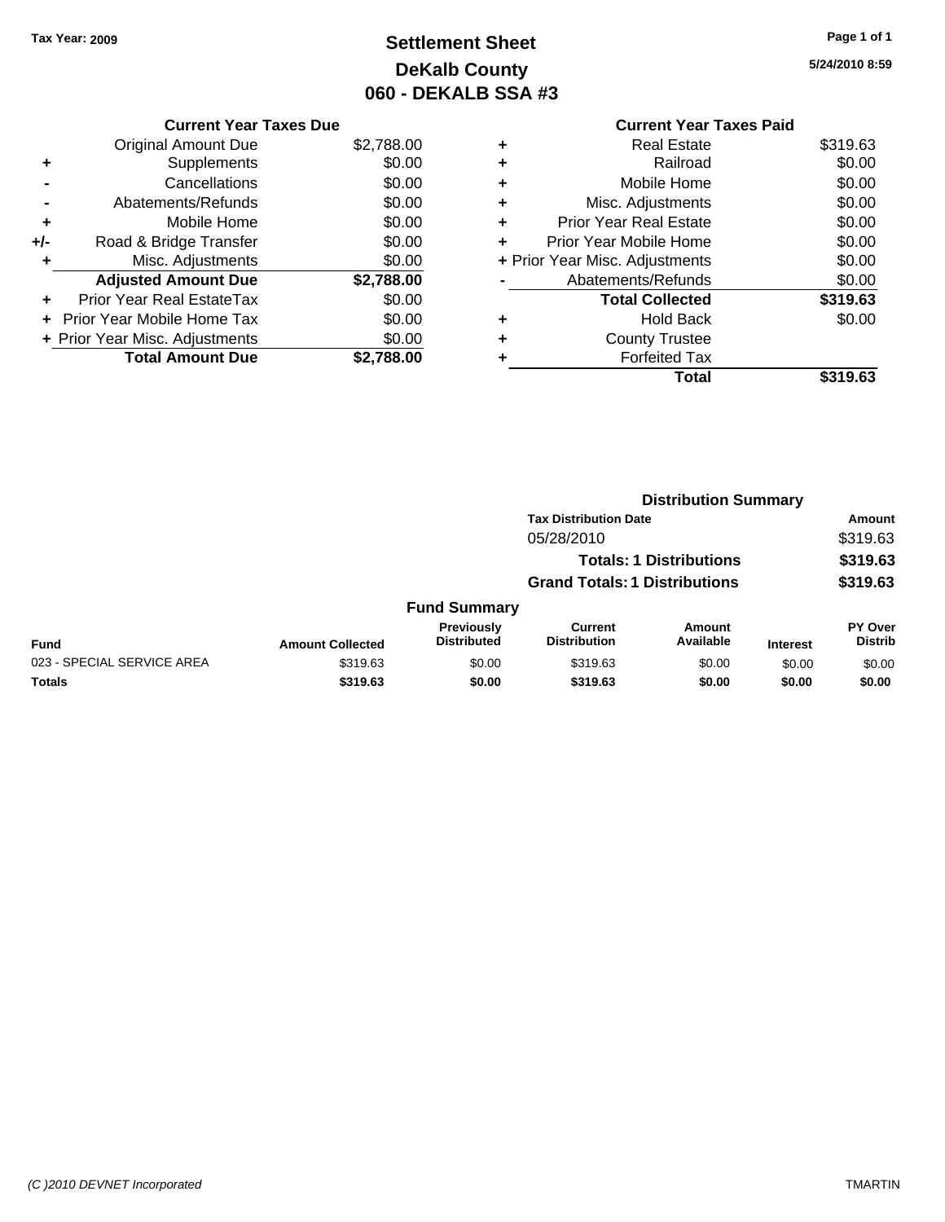**Tax Year: 2009**

# Settlement Sheet
## DeKalb County
## 060 - DEKALB SSA #3

5/24/2010 8:59

### Current Year Taxes Due

| | | |
|---|---|---|
| | Original Amount Due | $2,788.00 |
| + | Supplements | $0.00 |
| - | Cancellations | $0.00 |
| - | Abatements/Refunds | $0.00 |
| + | Mobile Home | $0.00 |
| +/- | Road & Bridge Transfer | $0.00 |
| + | Misc. Adjustments | $0.00 |
| | **Adjusted Amount Due** | **$2,788.00** |
| + | Prior Year Real EstateTax | $0.00 |
| + | Prior Year Mobile Home Tax | $0.00 |
| + | Prior Year Misc. Adjustments | $0.00 |
| | **Total Amount Due** | **$2,788.00** |

### Current Year Taxes Paid

| | | |
|---|---|---|
| + | Real Estate | $319.63 |
| + | Railroad | $0.00 |
| + | Mobile Home | $0.00 |
| + | Misc. Adjustments | $0.00 |
| + | Prior Year Real Estate | $0.00 |
| + | Prior Year Mobile Home | $0.00 |
| + | Prior Year Misc. Adjustments | $0.00 |
| - | Abatements/Refunds | $0.00 |
| | **Total Collected** | **$319.63** |
| + | Hold Back | $0.00 |
| + | County Trustee | |
| + | Forfeited Tax | |
| | **Total** | **$319.63** |

### Distribution Summary

| Tax Distribution Date | Amount |
|---|---|
| 05/28/2010 | $319.63 |
| **Totals: 1 Distributions** | **$319.63** |
| **Grand Totals: 1 Distributions** | **$319.63** |

### Fund Summary

| Fund | Amount Collected | Previously Distributed | Current Distribution | Amount Available | Interest | PY Over Distrib |
|---|---|---|---|---|---|---|
| 023 - SPECIAL SERVICE AREA | $319.63 | $0.00 | $319.63 | $0.00 | $0.00 | $0.00 |
| **Totals** | **$319.63** | **$0.00** | **$319.63** | **$0.00** | **$0.00** | **$0.00** |

*(C )2010 DEVNET Incorporated* TMARTIN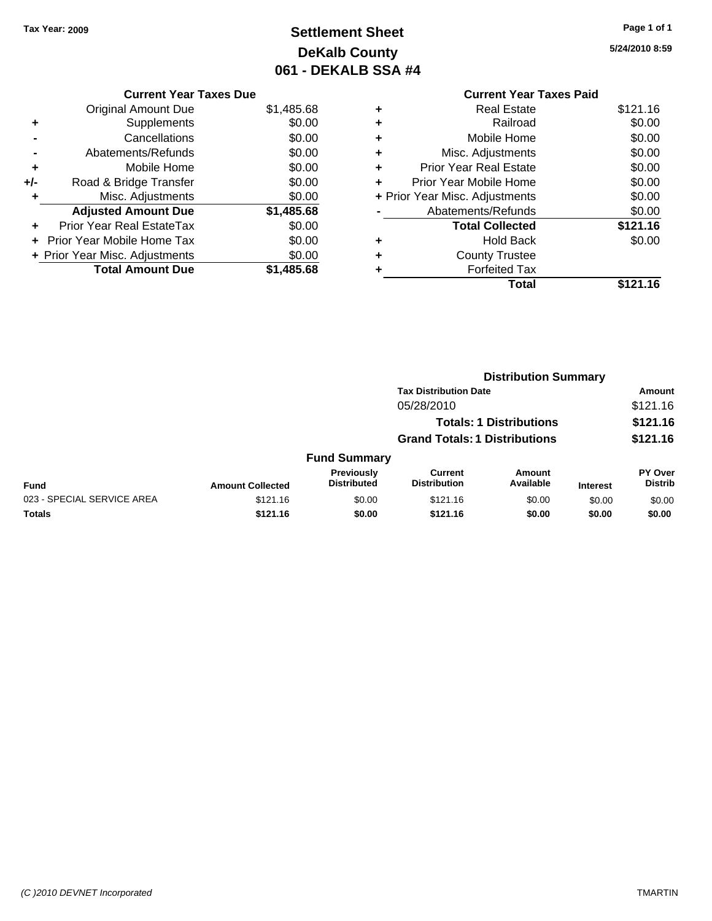Tax Year: 2009

# Settlement Sheet
## DeKalb County
## 061 - DEKALB SSA #4

5/24/2010 8:59

| | Current Year Taxes Due | |
|---|---|---|
| | Original Amount Due | $1,485.68 |
| + | Supplements | $0.00 |
| - | Cancellations | $0.00 |
| - | Abatements/Refunds | $0.00 |
| + | Mobile Home | $0.00 |
| +/- | Road & Bridge Transfer | $0.00 |
| + | Misc. Adjustments | $0.00 |
| | **Adjusted Amount Due** | **$1,485.68** |
| + | Prior Year Real EstateTax | $0.00 |
| + | Prior Year Mobile Home Tax | $0.00 |
| + | Prior Year Misc. Adjustments | $0.00 |
| | **Total Amount Due** | **$1,485.68** |

| | Current Year Taxes Paid | |
|---|---|---|
| + | Real Estate | $121.16 |
| + | Railroad | $0.00 |
| + | Mobile Home | $0.00 |
| + | Misc. Adjustments | $0.00 |
| + | Prior Year Real Estate | $0.00 |
| + | Prior Year Mobile Home | $0.00 |
| + | Prior Year Misc. Adjustments | $0.00 |
| - | Abatements/Refunds | $0.00 |
| | **Total Collected** | **$121.16** |
| + | Hold Back | $0.00 |
| + | County Trustee | |
| + | Forfeited Tax | |
| | **Total** | **$121.16** |

### Distribution Summary

| Tax Distribution Date | Amount |
|---|---|
| 05/28/2010 | $121.16 |
| **Totals: 1 Distributions** | **$121.16** |
| **Grand Totals: 1 Distributions** | **$121.16** |

### Fund Summary

| Fund | Amount Collected | Previously Distributed | Current Distribution | Amount Available | Interest | PY Over Distrib |
|---|---|---|---|---|---|---|
| 023 - SPECIAL SERVICE AREA | $121.16 | $0.00 | $121.16 | $0.00 | $0.00 | $0.00 |
| **Totals** | **$121.16** | **$0.00** | **$121.16** | **$0.00** | **$0.00** | **$0.00** |

(C )2010 DEVNET Incorporated TMARTIN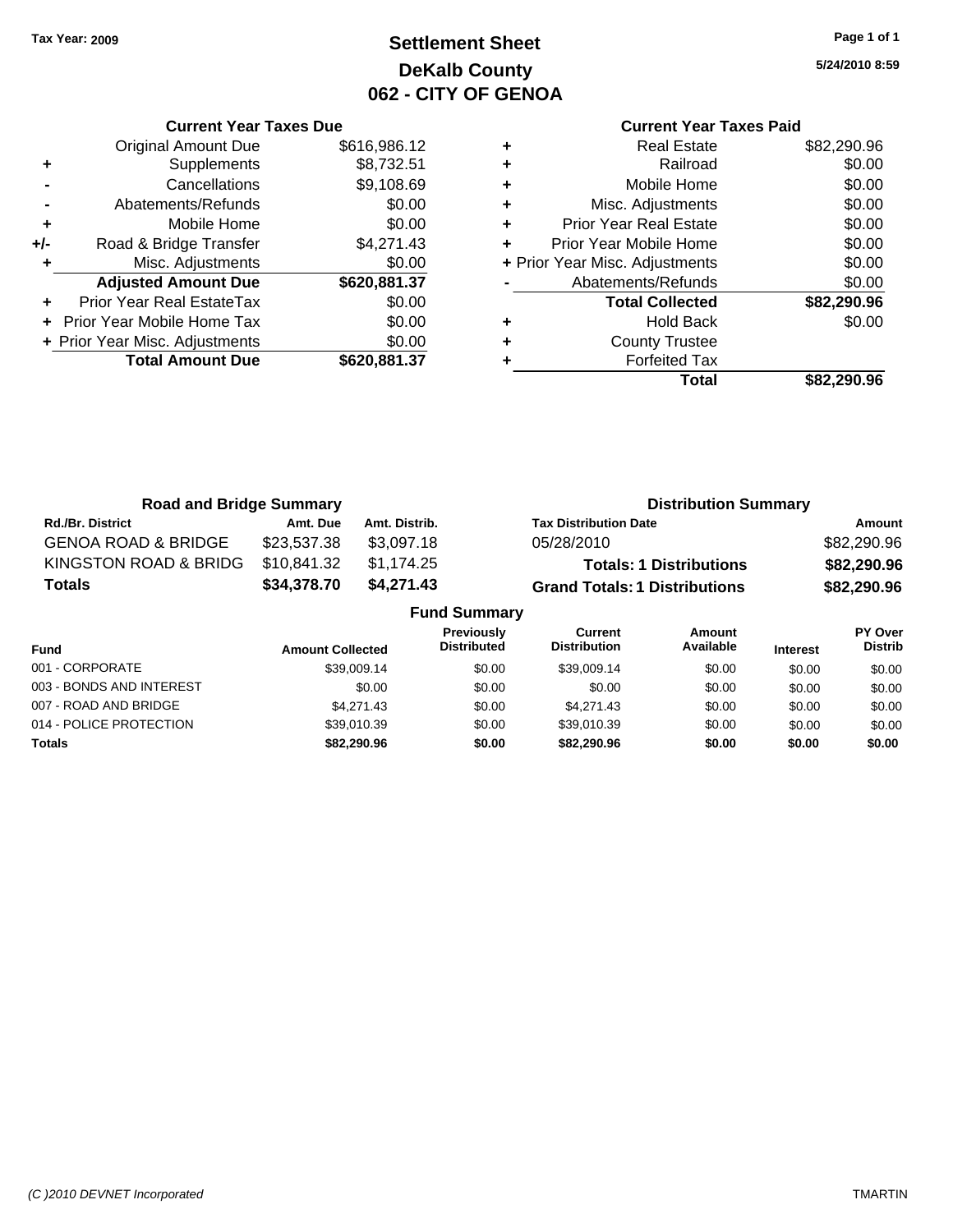Tax Year: 2009

# Settlement Sheet
## DeKalb County
## 062 - CITY OF GENOA

5/24/2010 8:59

### Current Year Taxes Due

| | | |
|---|---|---|
| | Original Amount Due | $616,986.12 |
| + | Supplements | $8,732.51 |
| - | Cancellations | $9,108.69 |
| - | Abatements/Refunds | $0.00 |
| + | Mobile Home | $0.00 |
| +/- | Road & Bridge Transfer | $4,271.43 |
| + | Misc. Adjustments | $0.00 |
| | **Adjusted Amount Due** | **$620,881.37** |
| + | Prior Year Real EstateTax | $0.00 |
| + | Prior Year Mobile Home Tax | $0.00 |
| + | Prior Year Misc. Adjustments | $0.00 |
| | **Total Amount Due** | **$620,881.37** |

### Current Year Taxes Paid

| | | |
|---|---|---|
| + | Real Estate | $82,290.96 |
| + | Railroad | $0.00 |
| + | Mobile Home | $0.00 |
| + | Misc. Adjustments | $0.00 |
| + | Prior Year Real Estate | $0.00 |
| + | Prior Year Mobile Home | $0.00 |
| + | Prior Year Misc. Adjustments | $0.00 |
| - | Abatements/Refunds | $0.00 |
| | **Total Collected** | **$82,290.96** |
| + | Hold Back | $0.00 |
| + | County Trustee | |
| + | Forfeited Tax | |
| | **Total** | **$82,290.96** |

### Road and Bridge Summary

| Rd./Br. District | Amt. Due | Amt. Distrib. |
|---|---|---|
| GENOA ROAD & BRIDGE | $23,537.38 | $3,097.18 |
| KINGSTON ROAD & BRIDG | $10,841.32 | $1,174.25 |
| **Totals** | **$34,378.70** | **$4,271.43** |

### Distribution Summary

| Tax Distribution Date | Amount |
|---|---|
| 05/28/2010 | $82,290.96 |
| **Totals: 1 Distributions** | **$82,290.96** |
| **Grand Totals: 1 Distributions** | **$82,290.96** |

### Fund Summary

| Fund | Amount Collected | Previously Distributed | Current Distribution | Amount Available | Interest | PY Over Distrib |
|---|---|---|---|---|---|---|
| 001 - CORPORATE | $39,009.14 | $0.00 | $39,009.14 | $0.00 | $0.00 | $0.00 |
| 003 - BONDS AND INTEREST | $0.00 | $0.00 | $0.00 | $0.00 | $0.00 | $0.00 |
| 007 - ROAD AND BRIDGE | $4,271.43 | $0.00 | $4,271.43 | $0.00 | $0.00 | $0.00 |
| 014 - POLICE PROTECTION | $39,010.39 | $0.00 | $39,010.39 | $0.00 | $0.00 | $0.00 |
| **Totals** | **$82,290.96** | **$0.00** | **$82,290.96** | **$0.00** | **$0.00** | **$0.00** |

(C )2010 DEVNET Incorporated TMARTIN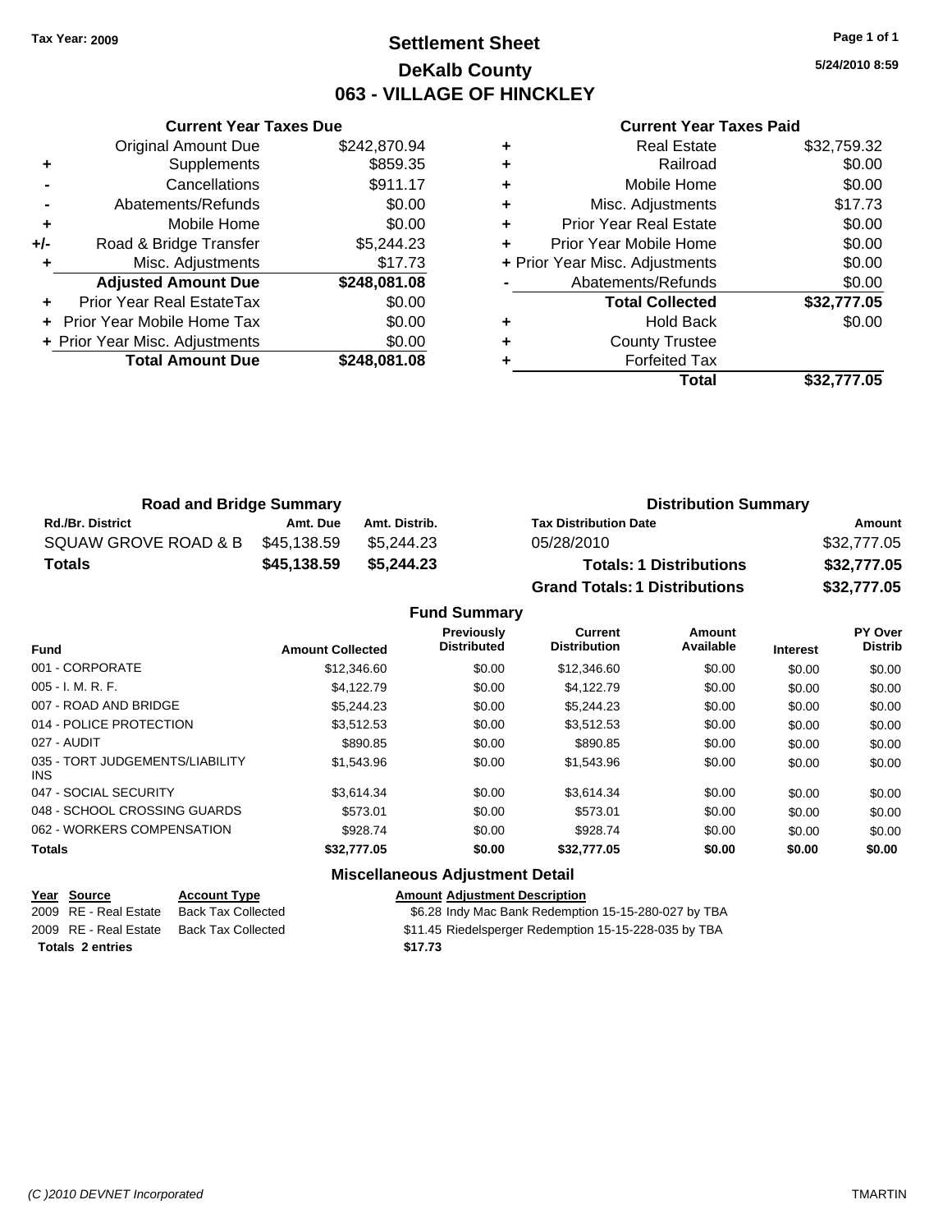**Tax Year: 2009**

# Settlement Sheet
## DeKalb County
## 063 - VILLAGE OF HINCKLEY

5/24/2010 8:59

### Current Year Taxes Due

| | | |
|---|---|---|
| | Original Amount Due | $242,870.94 |
| + | Supplements | $859.35 |
| - | Cancellations | $911.17 |
| - | Abatements/Refunds | $0.00 |
| + | Mobile Home | $0.00 |
| +/- | Road & Bridge Transfer | $5,244.23 |
| + | Misc. Adjustments | $17.73 |
| | **Adjusted Amount Due** | **$248,081.08** |
| + | Prior Year Real EstateTax | $0.00 |
| + | Prior Year Mobile Home Tax | $0.00 |
| + | Prior Year Misc. Adjustments | $0.00 |
| | **Total Amount Due** | **$248,081.08** |

### Current Year Taxes Paid

| | | |
|---|---|---|
| + | Real Estate | $32,759.32 |
| + | Railroad | $0.00 |
| + | Mobile Home | $0.00 |
| + | Misc. Adjustments | $17.73 |
| + | Prior Year Real Estate | $0.00 |
| + | Prior Year Mobile Home | $0.00 |
| + | Prior Year Misc. Adjustments | $0.00 |
| - | Abatements/Refunds | $0.00 |
| | **Total Collected** | **$32,777.05** |
| + | Hold Back | $0.00 |
| + | County Trustee | |
| + | Forfeited Tax | |
| | **Total** | **$32,777.05** |

### Road and Bridge Summary

| Rd./Br. District | Amt. Due | Amt. Distrib. |
|---|---|---|
| SQUAW GROVE ROAD & B | $45,138.59 | $5,244.23 |
| **Totals** | **$45,138.59** | **$5,244.23** |

### Distribution Summary

| Tax Distribution Date | Amount |
|---|---|
| 05/28/2010 | $32,777.05 |
| **Totals: 1 Distributions** | **$32,777.05** |
| **Grand Totals: 1 Distributions** | **$32,777.05** |

### Fund Summary

| Fund | Amount Collected | Previously Distributed | Current Distribution | Amount Available | Interest | PY Over Distrib |
|---|---|---|---|---|---|---|
| 001 - CORPORATE | $12,346.60 | $0.00 | $12,346.60 | $0.00 | $0.00 | $0.00 |
| 005 - I. M. R. F. | $4,122.79 | $0.00 | $4,122.79 | $0.00 | $0.00 | $0.00 |
| 007 - ROAD AND BRIDGE | $5,244.23 | $0.00 | $5,244.23 | $0.00 | $0.00 | $0.00 |
| 014 - POLICE PROTECTION | $3,512.53 | $0.00 | $3,512.53 | $0.00 | $0.00 | $0.00 |
| 027 - AUDIT | $890.85 | $0.00 | $890.85 | $0.00 | $0.00 | $0.00 |
| 035 - TORT JUDGEMENTS/LIABILITY INS | $1,543.96 | $0.00 | $1,543.96 | $0.00 | $0.00 | $0.00 |
| 047 - SOCIAL SECURITY | $3,614.34 | $0.00 | $3,614.34 | $0.00 | $0.00 | $0.00 |
| 048 - SCHOOL CROSSING GUARDS | $573.01 | $0.00 | $573.01 | $0.00 | $0.00 | $0.00 |
| 062 - WORKERS COMPENSATION | $928.74 | $0.00 | $928.74 | $0.00 | $0.00 | $0.00 |
| **Totals** | **$32,777.05** | **$0.00** | **$32,777.05** | **$0.00** | **$0.00** | **$0.00** |

### Miscellaneous Adjustment Detail

| Year | Source | Account Type | Amount | Adjustment Description |
|---|---|---|---|---|
| 2009 | RE - Real Estate | Back Tax Collected | $6.28 | Indy Mac Bank Redemption 15-15-280-027 by TBA |
| 2009 | RE - Real Estate | Back Tax Collected | $11.45 | Riedelsperger Redemption 15-15-228-035 by TBA |
| **Totals** | **2 entries** | | **$17.73** | |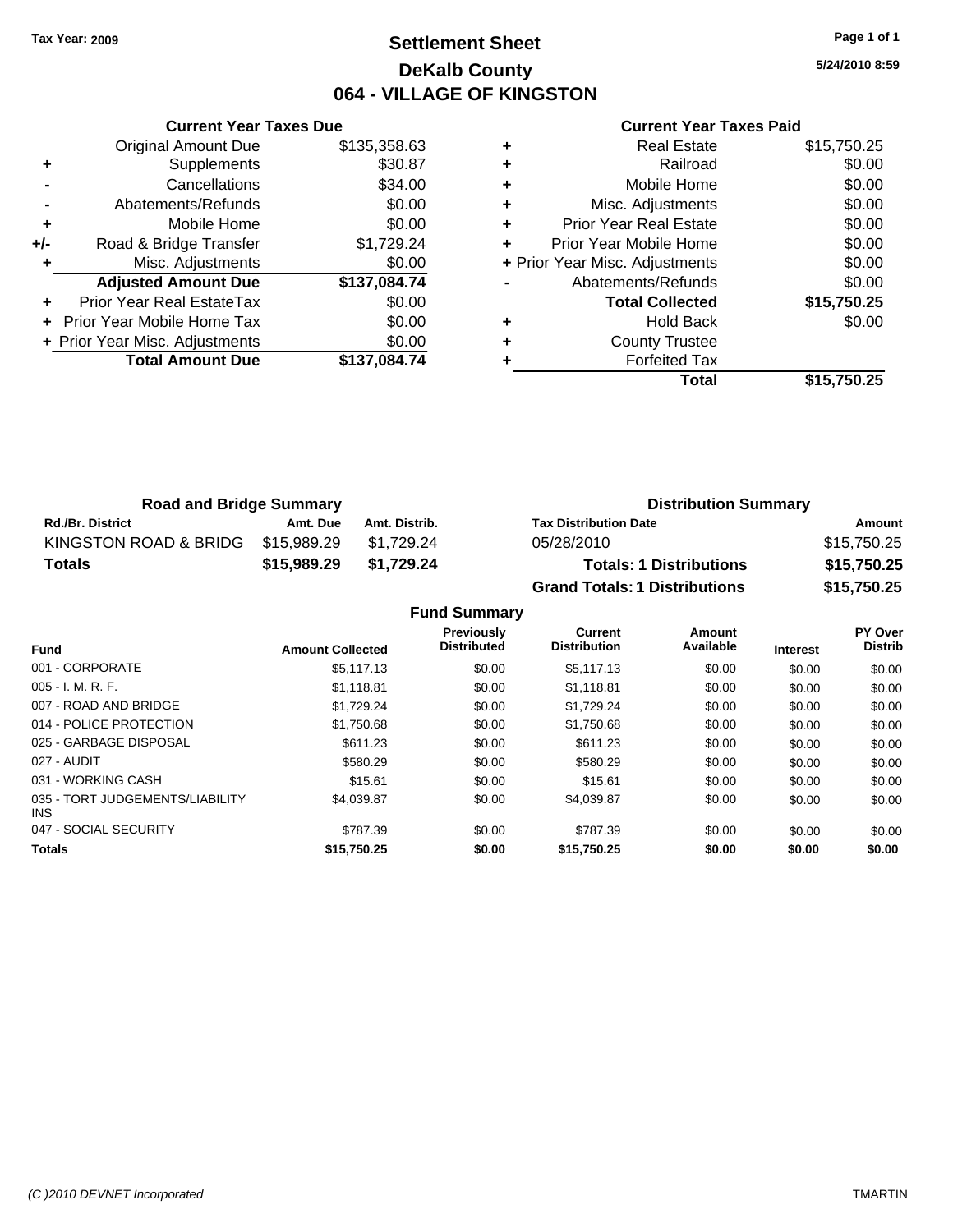Tax Year: 2009

# Settlement Sheet
## DeKalb County
## 064 - VILLAGE OF KINGSTON

5/24/2010 8:59

| | Current Year Taxes Due | |
|---|---|---|
| | Original Amount Due | $135,358.63 |
| + | Supplements | $30.87 |
| - | Cancellations | $34.00 |
| - | Abatements/Refunds | $0.00 |
| + | Mobile Home | $0.00 |
| +/- | Road & Bridge Transfer | $1,729.24 |
| + | Misc. Adjustments | $0.00 |
| | **Adjusted Amount Due** | **$137,084.74** |
| + | Prior Year Real EstateTax | $0.00 |
| + | Prior Year Mobile Home Tax | $0.00 |
| + | Prior Year Misc. Adjustments | $0.00 |
| | **Total Amount Due** | **$137,084.74** |

| | Current Year Taxes Paid | |
|---|---|---|
| + | Real Estate | $15,750.25 |
| + | Railroad | $0.00 |
| + | Mobile Home | $0.00 |
| + | Misc. Adjustments | $0.00 |
| + | Prior Year Real Estate | $0.00 |
| + | Prior Year Mobile Home | $0.00 |
| + | Prior Year Misc. Adjustments | $0.00 |
| - | Abatements/Refunds | $0.00 |
| | **Total Collected** | **$15,750.25** |
| + | Hold Back | $0.00 |
| + | County Trustee | |
| + | Forfeited Tax | |
| | **Total** | **$15,750.25** |

### Road and Bridge Summary

| Rd./Br. District | Amt. Due | Amt. Distrib. |
|---|---|---|
| KINGSTON ROAD & BRIDG | $15,989.29 | $1,729.24 |
| **Totals** | **$15,989.29** | **$1,729.24** |

### Distribution Summary

| Tax Distribution Date | Amount |
|---|---|
| 05/28/2010 | $15,750.25 |
| **Totals: 1 Distributions** | **$15,750.25** |
| **Grand Totals: 1 Distributions** | **$15,750.25** |

### Fund Summary

| Fund | Amount Collected | Previously Distributed | Current Distribution | Amount Available | Interest | PY Over Distrib |
|---|---|---|---|---|---|---|
| 001 - CORPORATE | $5,117.13 | $0.00 | $5,117.13 | $0.00 | $0.00 | $0.00 |
| 005 - I. M. R. F. | $1,118.81 | $0.00 | $1,118.81 | $0.00 | $0.00 | $0.00 |
| 007 - ROAD AND BRIDGE | $1,729.24 | $0.00 | $1,729.24 | $0.00 | $0.00 | $0.00 |
| 014 - POLICE PROTECTION | $1,750.68 | $0.00 | $1,750.68 | $0.00 | $0.00 | $0.00 |
| 025 - GARBAGE DISPOSAL | $611.23 | $0.00 | $611.23 | $0.00 | $0.00 | $0.00 |
| 027 - AUDIT | $580.29 | $0.00 | $580.29 | $0.00 | $0.00 | $0.00 |
| 031 - WORKING CASH | $15.61 | $0.00 | $15.61 | $0.00 | $0.00 | $0.00 |
| 035 - TORT JUDGEMENTS/LIABILITY INS | $4,039.87 | $0.00 | $4,039.87 | $0.00 | $0.00 | $0.00 |
| 047 - SOCIAL SECURITY | $787.39 | $0.00 | $787.39 | $0.00 | $0.00 | $0.00 |
| **Totals** | **$15,750.25** | **$0.00** | **$15,750.25** | **$0.00** | **$0.00** | **$0.00** |

(C )2010 DEVNET Incorporated TMARTIN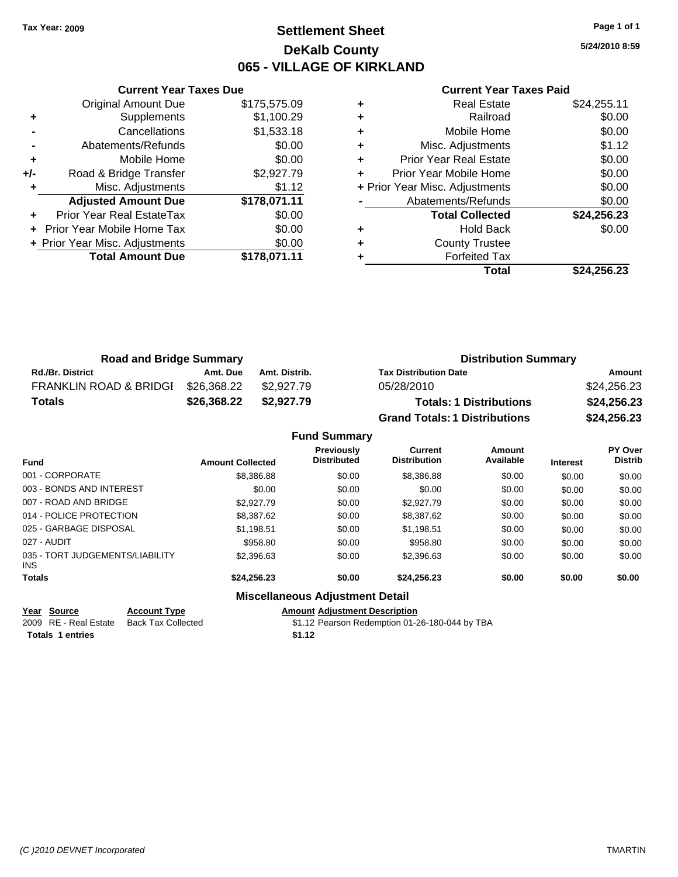**Tax Year: 2009**

# Settlement Sheet
## DeKalb County
## 065 - VILLAGE OF KIRKLAND

5/24/2010 8:59

### Current Year Taxes Due

| | | |
|---|---|---|
| | Original Amount Due | $175,575.09 |
| + | Supplements | $1,100.29 |
| - | Cancellations | $1,533.18 |
| - | Abatements/Refunds | $0.00 |
| + | Mobile Home | $0.00 |
| +/- | Road & Bridge Transfer | $2,927.79 |
| + | Misc. Adjustments | $1.12 |
| | **Adjusted Amount Due** | **$178,071.11** |
| + | Prior Year Real EstateTax | $0.00 |
| + | Prior Year Mobile Home Tax | $0.00 |
| + | Prior Year Misc. Adjustments | $0.00 |
| | **Total Amount Due** | **$178,071.11** |

### Current Year Taxes Paid

| | | |
|---|---|---|
| + | Real Estate | $24,255.11 |
| + | Railroad | $0.00 |
| + | Mobile Home | $0.00 |
| + | Misc. Adjustments | $1.12 |
| + | Prior Year Real Estate | $0.00 |
| + | Prior Year Mobile Home | $0.00 |
| + | Prior Year Misc. Adjustments | $0.00 |
| - | Abatements/Refunds | $0.00 |
| | **Total Collected** | **$24,256.23** |
| + | Hold Back | $0.00 |
| + | County Trustee | |
| + | Forfeited Tax | |
| | **Total** | **$24,256.23** |

### Road and Bridge Summary

| Rd./Br. District | Amt. Due | Amt. Distrib. |
|---|---|---|
| FRANKLIN ROAD & BRIDGE | $26,368.22 | $2,927.79 |
| **Totals** | **$26,368.22** | **$2,927.79** |

### Distribution Summary

| Tax Distribution Date | Amount |
|---|---|
| 05/28/2010 | $24,256.23 |
| **Totals: 1 Distributions** | **$24,256.23** |
| **Grand Totals: 1 Distributions** | **$24,256.23** |

### Fund Summary

| Fund | Amount Collected | Previously Distributed | Current Distribution | Amount Available | Interest | PY Over Distrib |
|---|---|---|---|---|---|---|
| 001 - CORPORATE | $8,386.88 | $0.00 | $8,386.88 | $0.00 | $0.00 | $0.00 |
| 003 - BONDS AND INTEREST | $0.00 | $0.00 | $0.00 | $0.00 | $0.00 | $0.00 |
| 007 - ROAD AND BRIDGE | $2,927.79 | $0.00 | $2,927.79 | $0.00 | $0.00 | $0.00 |
| 014 - POLICE PROTECTION | $8,387.62 | $0.00 | $8,387.62 | $0.00 | $0.00 | $0.00 |
| 025 - GARBAGE DISPOSAL | $1,198.51 | $0.00 | $1,198.51 | $0.00 | $0.00 | $0.00 |
| 027 - AUDIT | $958.80 | $0.00 | $958.80 | $0.00 | $0.00 | $0.00 |
| 035 - TORT JUDGEMENTS/LIABILITY INS | $2,396.63 | $0.00 | $2,396.63 | $0.00 | $0.00 | $0.00 |
| **Totals** | **$24,256.23** | **$0.00** | **$24,256.23** | **$0.00** | **$0.00** | **$0.00** |

### Miscellaneous Adjustment Detail

| Year | Source | Account Type | Amount | Adjustment Description |
|---|---|---|---|---|
| 2009 | RE - Real Estate | Back Tax Collected | $1.12 | Pearson Redemption 01-26-180-044 by TBA |
| **Totals** | **1 entries** | | **$1.12** | |

*(C )2010 DEVNET Incorporated* TMARTIN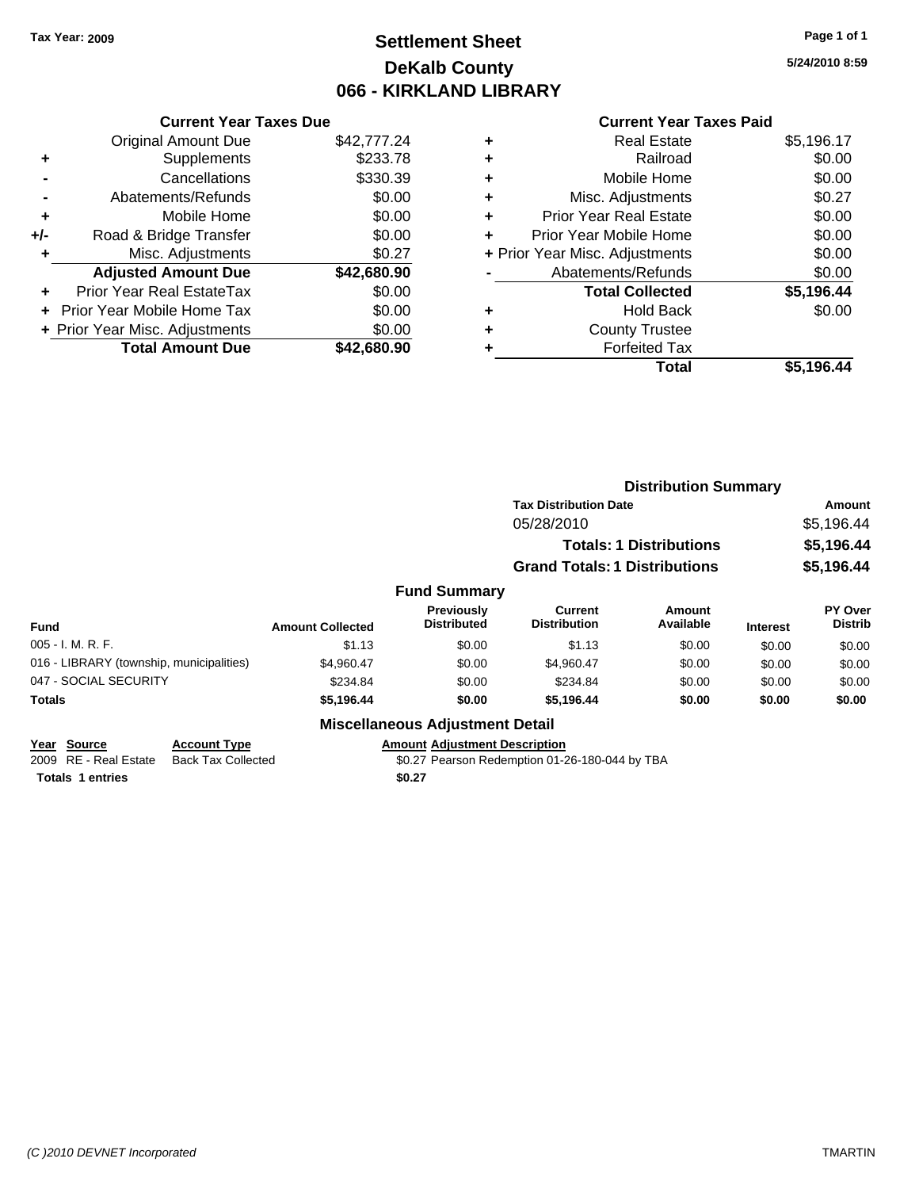Tax Year: 2009

# Settlement Sheet
## DeKalb County
## 066 - KIRKLAND LIBRARY

5/24/2010 8:59

| | Current Year Taxes Due | |
|---|---|---|
| | Original Amount Due | $42,777.24 |
| + | Supplements | $233.78 |
| - | Cancellations | $330.39 |
| - | Abatements/Refunds | $0.00 |
| + | Mobile Home | $0.00 |
| +/- | Road & Bridge Transfer | $0.00 |
| + | Misc. Adjustments | $0.27 |
| | **Adjusted Amount Due** | **$42,680.90** |
| + | Prior Year Real EstateTax | $0.00 |
| + | Prior Year Mobile Home Tax | $0.00 |
| + | Prior Year Misc. Adjustments | $0.00 |
| | **Total Amount Due** | **$42,680.90** |

| | Current Year Taxes Paid | |
|---|---|---|
| + | Real Estate | $5,196.17 |
| + | Railroad | $0.00 |
| + | Mobile Home | $0.00 |
| + | Misc. Adjustments | $0.27 |
| + | Prior Year Real Estate | $0.00 |
| + | Prior Year Mobile Home | $0.00 |
| + | Prior Year Misc. Adjustments | $0.00 |
| - | Abatements/Refunds | $0.00 |
| | **Total Collected** | **$5,196.44** |
| + | Hold Back | $0.00 |
| + | County Trustee | |
| + | Forfeited Tax | |
| | **Total** | **$5,196.44** |

### Distribution Summary

| Tax Distribution Date | Amount |
|---|---|
| 05/28/2010 | $5,196.44 |
| **Totals: 1 Distributions** | **$5,196.44** |
| **Grand Totals: 1 Distributions** | **$5,196.44** |

### Fund Summary

| Fund | Amount Collected | Previously Distributed | Current Distribution | Amount Available | Interest | PY Over Distrib |
|---|---|---|---|---|---|---|
| 005 - I. M. R. F. | $1.13 | $0.00 | $1.13 | $0.00 | $0.00 | $0.00 |
| 016 - LIBRARY (township, municipalities) | $4,960.47 | $0.00 | $4,960.47 | $0.00 | $0.00 | $0.00 |
| 047 - SOCIAL SECURITY | $234.84 | $0.00 | $234.84 | $0.00 | $0.00 | $0.00 |
| **Totals** | **$5,196.44** | **$0.00** | **$5,196.44** | **$0.00** | **$0.00** | **$0.00** |

### Miscellaneous Adjustment Detail

| Year | Source | Account Type | Amount | Adjustment Description |
|---|---|---|---|---|
| 2009 | RE - Real Estate | Back Tax Collected | $0.27 | Pearson Redemption 01-26-180-044 by TBA |
| **Totals 1 entries** | | | **$0.27** | |

(C )2010 DEVNET Incorporated — TMARTIN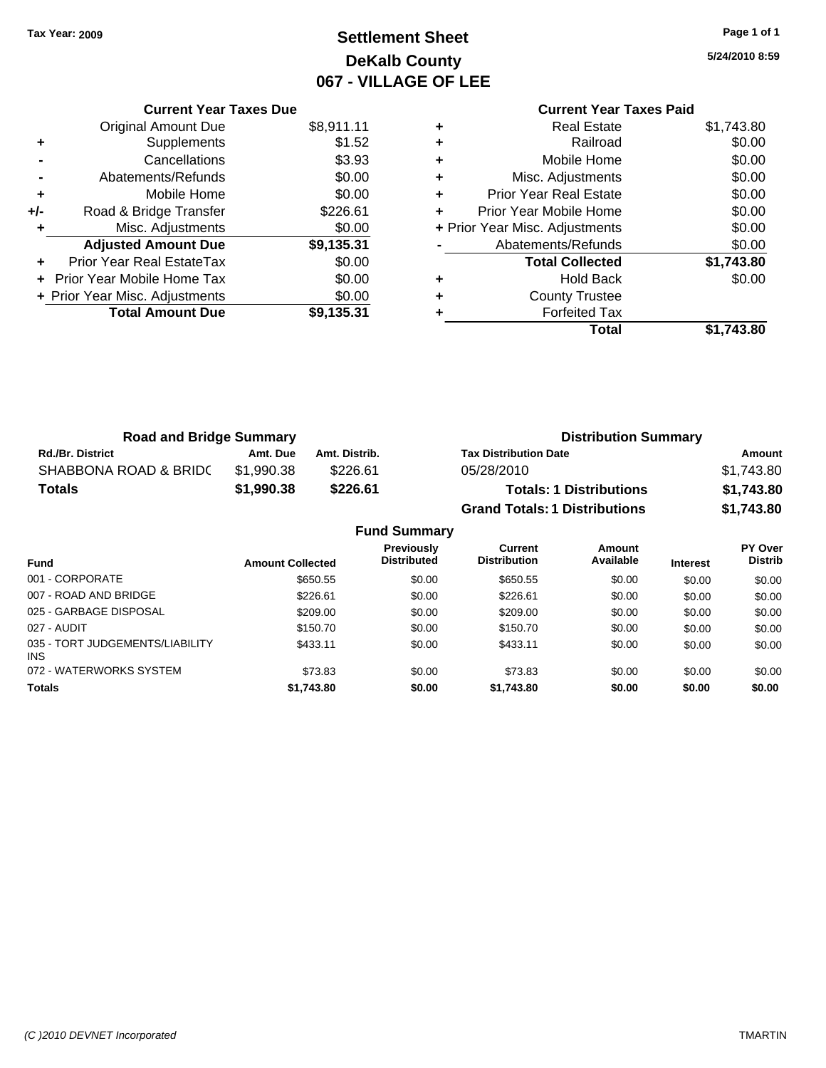Tax Year: 2009

# Settlement Sheet
## DeKalb County
## 067 - VILLAGE OF LEE

5/24/2010 8:59

### Current Year Taxes Due

| | | |
|---|---|---|
| | Original Amount Due | $8,911.11 |
| + | Supplements | $1.52 |
| - | Cancellations | $3.93 |
| - | Abatements/Refunds | $0.00 |
| + | Mobile Home | $0.00 |
| +/- | Road & Bridge Transfer | $226.61 |
| + | Misc. Adjustments | $0.00 |
| | **Adjusted Amount Due** | **$9,135.31** |
| + | Prior Year Real EstateTax | $0.00 |
| + | Prior Year Mobile Home Tax | $0.00 |
| + | Prior Year Misc. Adjustments | $0.00 |
| | **Total Amount Due** | **$9,135.31** |

### Current Year Taxes Paid

| | | |
|---|---|---|
| + | Real Estate | $1,743.80 |
| + | Railroad | $0.00 |
| + | Mobile Home | $0.00 |
| + | Misc. Adjustments | $0.00 |
| + | Prior Year Real Estate | $0.00 |
| + | Prior Year Mobile Home | $0.00 |
| + | Prior Year Misc. Adjustments | $0.00 |
| - | Abatements/Refunds | $0.00 |
| | **Total Collected** | **$1,743.80** |
| + | Hold Back | $0.00 |
| + | County Trustee | |
| + | Forfeited Tax | |
| | **Total** | **$1,743.80** |

### Road and Bridge Summary

| Rd./Br. District | Amt. Due | Amt. Distrib. |
|---|---|---|
| SHABBONA ROAD & BRIDC | $1,990.38 | $226.61 |
| **Totals** | **$1,990.38** | **$226.61** |

### Distribution Summary

| Tax Distribution Date | Amount |
|---|---|
| 05/28/2010 | $1,743.80 |
| **Totals: 1 Distributions** | **$1,743.80** |
| **Grand Totals: 1 Distributions** | **$1,743.80** |

### Fund Summary

| Fund | Amount Collected | Previously Distributed | Current Distribution | Amount Available | Interest | PY Over Distrib |
|---|---|---|---|---|---|---|
| 001 - CORPORATE | $650.55 | $0.00 | $650.55 | $0.00 | $0.00 | $0.00 |
| 007 - ROAD AND BRIDGE | $226.61 | $0.00 | $226.61 | $0.00 | $0.00 | $0.00 |
| 025 - GARBAGE DISPOSAL | $209.00 | $0.00 | $209.00 | $0.00 | $0.00 | $0.00 |
| 027 - AUDIT | $150.70 | $0.00 | $150.70 | $0.00 | $0.00 | $0.00 |
| 035 - TORT JUDGEMENTS/LIABILITY INS | $433.11 | $0.00 | $433.11 | $0.00 | $0.00 | $0.00 |
| 072 - WATERWORKS SYSTEM | $73.83 | $0.00 | $73.83 | $0.00 | $0.00 | $0.00 |
| **Totals** | **$1,743.80** | **$0.00** | **$1,743.80** | **$0.00** | **$0.00** | **$0.00** |

(C )2010 DEVNET Incorporated

TMARTIN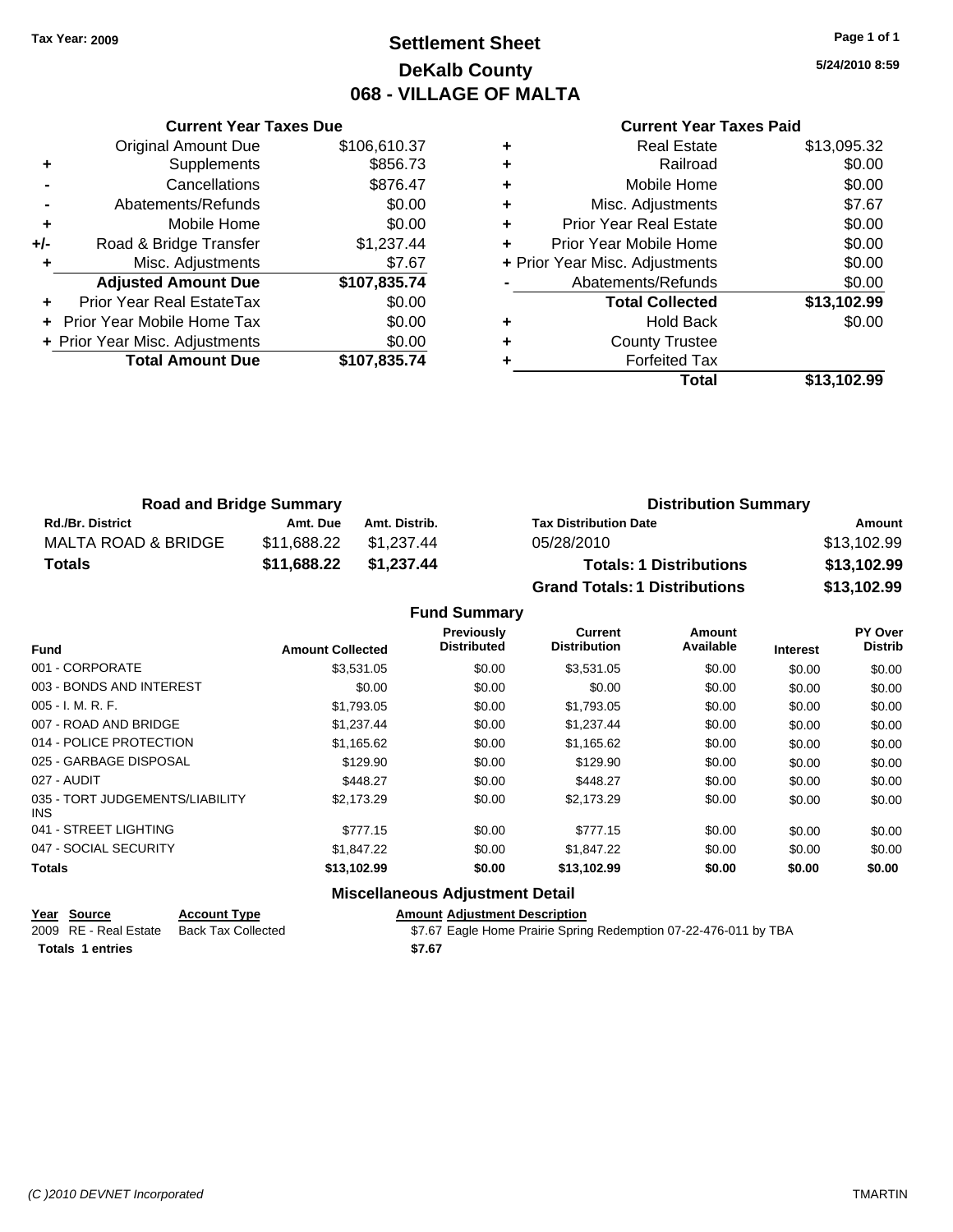Tax Year: 2009

# Settlement Sheet
## DeKalb County
## 068 - VILLAGE OF MALTA

5/24/2010 8:59

### Current Year Taxes Due

| | | |
|---|---|---|
| | Original Amount Due | $106,610.37 |
| + | Supplements | $856.73 |
| - | Cancellations | $876.47 |
| - | Abatements/Refunds | $0.00 |
| + | Mobile Home | $0.00 |
| +/- | Road & Bridge Transfer | $1,237.44 |
| + | Misc. Adjustments | $7.67 |
| | **Adjusted Amount Due** | **$107,835.74** |
| + | Prior Year Real EstateTax | $0.00 |
| + | Prior Year Mobile Home Tax | $0.00 |
| + | Prior Year Misc. Adjustments | $0.00 |
| | **Total Amount Due** | **$107,835.74** |

### Current Year Taxes Paid

| | | |
|---|---|---|
| + | Real Estate | $13,095.32 |
| + | Railroad | $0.00 |
| + | Mobile Home | $0.00 |
| + | Misc. Adjustments | $7.67 |
| + | Prior Year Real Estate | $0.00 |
| + | Prior Year Mobile Home | $0.00 |
| + | Prior Year Misc. Adjustments | $0.00 |
| - | Abatements/Refunds | $0.00 |
| | **Total Collected** | **$13,102.99** |
| + | Hold Back | $0.00 |
| + | County Trustee | |
| + | Forfeited Tax | |
| | **Total** | **$13,102.99** |

### Road and Bridge Summary

| Rd./Br. District | Amt. Due | Amt. Distrib. |
|---|---|---|
| MALTA ROAD & BRIDGE | $11,688.22 | $1,237.44 |
| **Totals** | **$11,688.22** | **$1,237.44** |

### Distribution Summary

| Tax Distribution Date | Amount |
|---|---|
| 05/28/2010 | $13,102.99 |
| **Totals: 1 Distributions** | **$13,102.99** |
| **Grand Totals: 1 Distributions** | **$13,102.99** |

### Fund Summary

| Fund | Amount Collected | Previously Distributed | Current Distribution | Amount Available | Interest | PY Over Distrib |
|---|---|---|---|---|---|---|
| 001 - CORPORATE | $3,531.05 | $0.00 | $3,531.05 | $0.00 | $0.00 | $0.00 |
| 003 - BONDS AND INTEREST | $0.00 | $0.00 | $0.00 | $0.00 | $0.00 | $0.00 |
| 005 - I. M. R. F. | $1,793.05 | $0.00 | $1,793.05 | $0.00 | $0.00 | $0.00 |
| 007 - ROAD AND BRIDGE | $1,237.44 | $0.00 | $1,237.44 | $0.00 | $0.00 | $0.00 |
| 014 - POLICE PROTECTION | $1,165.62 | $0.00 | $1,165.62 | $0.00 | $0.00 | $0.00 |
| 025 - GARBAGE DISPOSAL | $129.90 | $0.00 | $129.90 | $0.00 | $0.00 | $0.00 |
| 027 - AUDIT | $448.27 | $0.00 | $448.27 | $0.00 | $0.00 | $0.00 |
| 035 - TORT JUDGEMENTS/LIABILITY INS | $2,173.29 | $0.00 | $2,173.29 | $0.00 | $0.00 | $0.00 |
| 041 - STREET LIGHTING | $777.15 | $0.00 | $777.15 | $0.00 | $0.00 | $0.00 |
| 047 - SOCIAL SECURITY | $1,847.22 | $0.00 | $1,847.22 | $0.00 | $0.00 | $0.00 |
| **Totals** | **$13,102.99** | **$0.00** | **$13,102.99** | **$0.00** | **$0.00** | **$0.00** |

### Miscellaneous Adjustment Detail

| Year | Source | Account Type | Amount | Adjustment Description |
|---|---|---|---|---|
| 2009 | RE - Real Estate | Back Tax Collected | $7.67 | Eagle Home Prairie Spring Redemption 07-22-476-011 by TBA |
| **Totals** | **1 entries** | | **$7.67** | |

(C )2010 DEVNET Incorporated  TMARTIN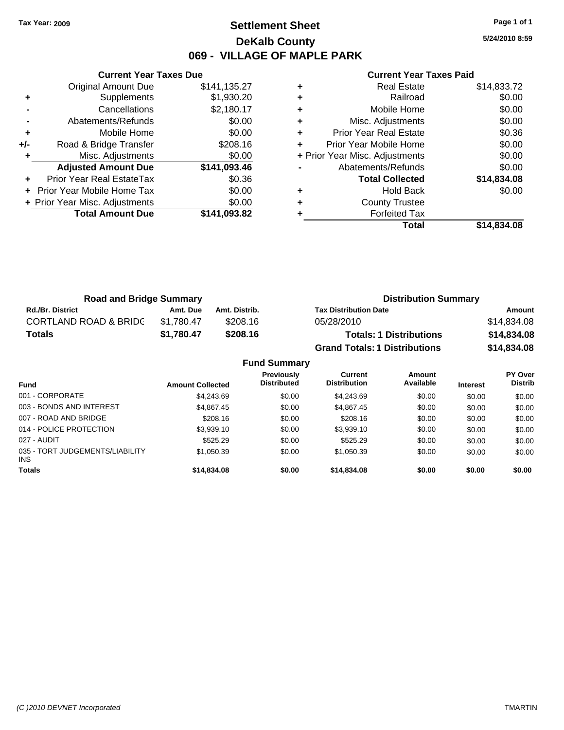Tax Year: 2009

# Settlement Sheet
## DeKalb County
## 069 - VILLAGE OF MAPLE PARK

5/24/2010 8:59

### Current Year Taxes Due

| | | |
|---|---|---|
| | Original Amount Due | $141,135.27 |
| + | Supplements | $1,930.20 |
| - | Cancellations | $2,180.17 |
| - | Abatements/Refunds | $0.00 |
| + | Mobile Home | $0.00 |
| +/- | Road & Bridge Transfer | $208.16 |
| + | Misc. Adjustments | $0.00 |
| | **Adjusted Amount Due** | **$141,093.46** |
| + | Prior Year Real EstateTax | $0.36 |
| + | Prior Year Mobile Home Tax | $0.00 |
| + | Prior Year Misc. Adjustments | $0.00 |
| | **Total Amount Due** | **$141,093.82** |

### Current Year Taxes Paid

| | | |
|---|---|---|
| + | Real Estate | $14,833.72 |
| + | Railroad | $0.00 |
| + | Mobile Home | $0.00 |
| + | Misc. Adjustments | $0.00 |
| + | Prior Year Real Estate | $0.36 |
| + | Prior Year Mobile Home | $0.00 |
| + | Prior Year Misc. Adjustments | $0.00 |
| - | Abatements/Refunds | $0.00 |
| | **Total Collected** | **$14,834.08** |
| + | Hold Back | $0.00 |
| + | County Trustee | |
| + | Forfeited Tax | |
| | **Total** | **$14,834.08** |

### Road and Bridge Summary

| Rd./Br. District | Amt. Due | Amt. Distrib. |
|---|---|---|
| CORTLAND ROAD & BRIDG | $1,780.47 | $208.16 |
| **Totals** | **$1,780.47** | **$208.16** |

### Distribution Summary

| Tax Distribution Date | Amount |
|---|---|
| 05/28/2010 | $14,834.08 |
| **Totals: 1 Distributions** | **$14,834.08** |
| **Grand Totals: 1 Distributions** | **$14,834.08** |

### Fund Summary

| Fund | Amount Collected | Previously Distributed | Current Distribution | Amount Available | Interest | PY Over Distrib |
|---|---|---|---|---|---|---|
| 001 - CORPORATE | $4,243.69 | $0.00 | $4,243.69 | $0.00 | $0.00 | $0.00 |
| 003 - BONDS AND INTEREST | $4,867.45 | $0.00 | $4,867.45 | $0.00 | $0.00 | $0.00 |
| 007 - ROAD AND BRIDGE | $208.16 | $0.00 | $208.16 | $0.00 | $0.00 | $0.00 |
| 014 - POLICE PROTECTION | $3,939.10 | $0.00 | $3,939.10 | $0.00 | $0.00 | $0.00 |
| 027 - AUDIT | $525.29 | $0.00 | $525.29 | $0.00 | $0.00 | $0.00 |
| 035 - TORT JUDGEMENTS/LIABILITY INS | $1,050.39 | $0.00 | $1,050.39 | $0.00 | $0.00 | $0.00 |
| **Totals** | **$14,834.08** | **$0.00** | **$14,834.08** | **$0.00** | **$0.00** | **$0.00** |

(C )2010 DEVNET Incorporated TMARTIN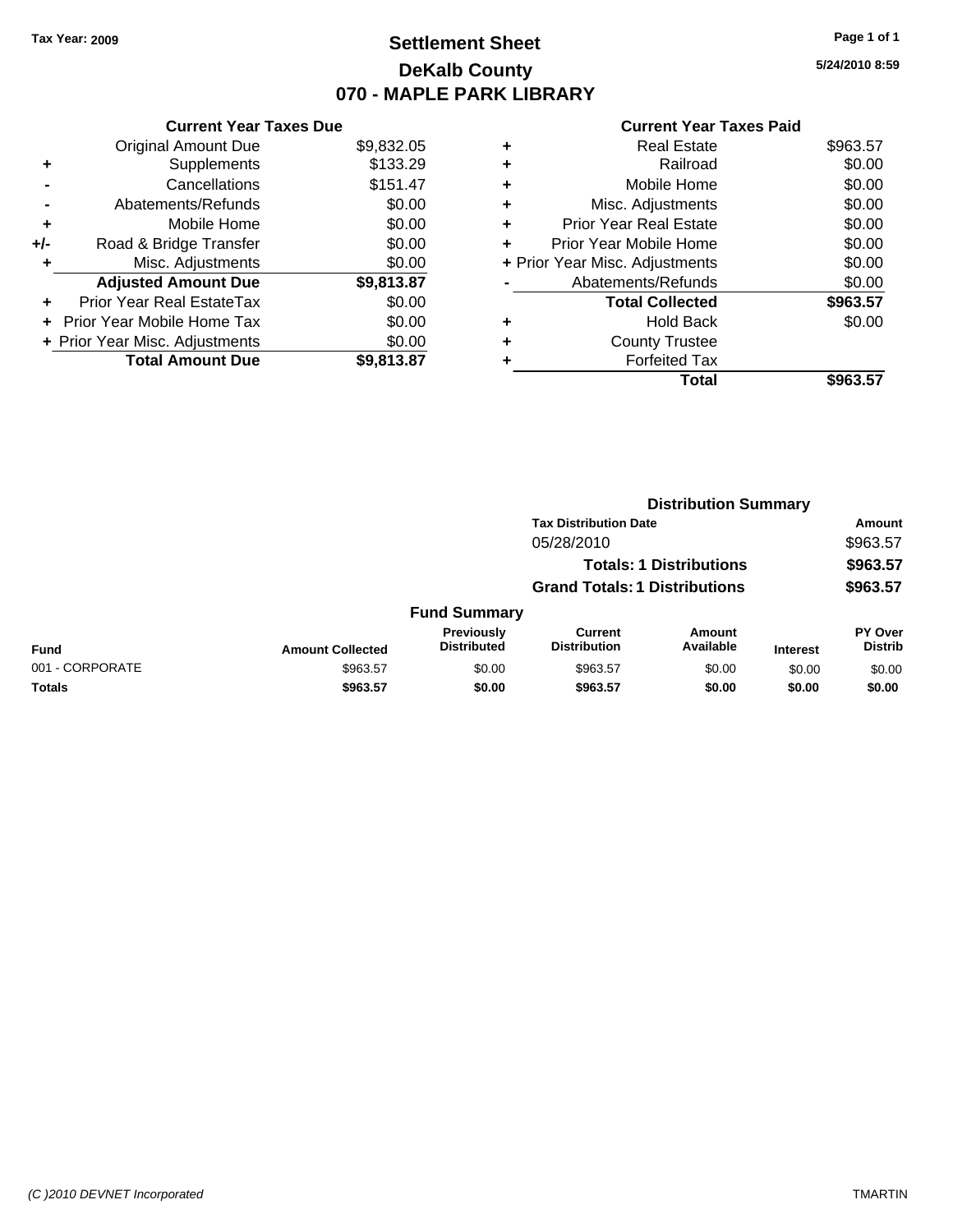Tax Year: 2009

# Settlement Sheet
## DeKalb County
## 070 - MAPLE PARK LIBRARY

5/24/2010 8:59

### Current Year Taxes Due

| | | |
|---|---|---|
| | Original Amount Due | $9,832.05 |
| + | Supplements | $133.29 |
| - | Cancellations | $151.47 |
| - | Abatements/Refunds | $0.00 |
| + | Mobile Home | $0.00 |
| +/- | Road & Bridge Transfer | $0.00 |
| + | Misc. Adjustments | $0.00 |
| | **Adjusted Amount Due** | **$9,813.87** |
| + | Prior Year Real EstateTax | $0.00 |
| + | Prior Year Mobile Home Tax | $0.00 |
| + | Prior Year Misc. Adjustments | $0.00 |
| | **Total Amount Due** | **$9,813.87** |

### Current Year Taxes Paid

| | | |
|---|---|---|
| + | Real Estate | $963.57 |
| + | Railroad | $0.00 |
| + | Mobile Home | $0.00 |
| + | Misc. Adjustments | $0.00 |
| + | Prior Year Real Estate | $0.00 |
| + | Prior Year Mobile Home | $0.00 |
| + | Prior Year Misc. Adjustments | $0.00 |
| - | Abatements/Refunds | $0.00 |
| | **Total Collected** | **$963.57** |
| + | Hold Back | $0.00 |
| + | County Trustee | |
| + | Forfeited Tax | |
| | **Total** | **$963.57** |

### Distribution Summary

| Tax Distribution Date | Amount |
|---|---|
| 05/28/2010 | $963.57 |
| **Totals: 1 Distributions** | **$963.57** |
| **Grand Totals: 1 Distributions** | **$963.57** |

### Fund Summary

| Fund | Amount Collected | Previously Distributed | Current Distribution | Amount Available | Interest | PY Over Distrib |
|---|---|---|---|---|---|---|
| 001 - CORPORATE | $963.57 | $0.00 | $963.57 | $0.00 | $0.00 | $0.00 |
| **Totals** | **$963.57** | **$0.00** | **$963.57** | **$0.00** | **$0.00** | **$0.00** |

(C )2010 DEVNET Incorporated TMARTIN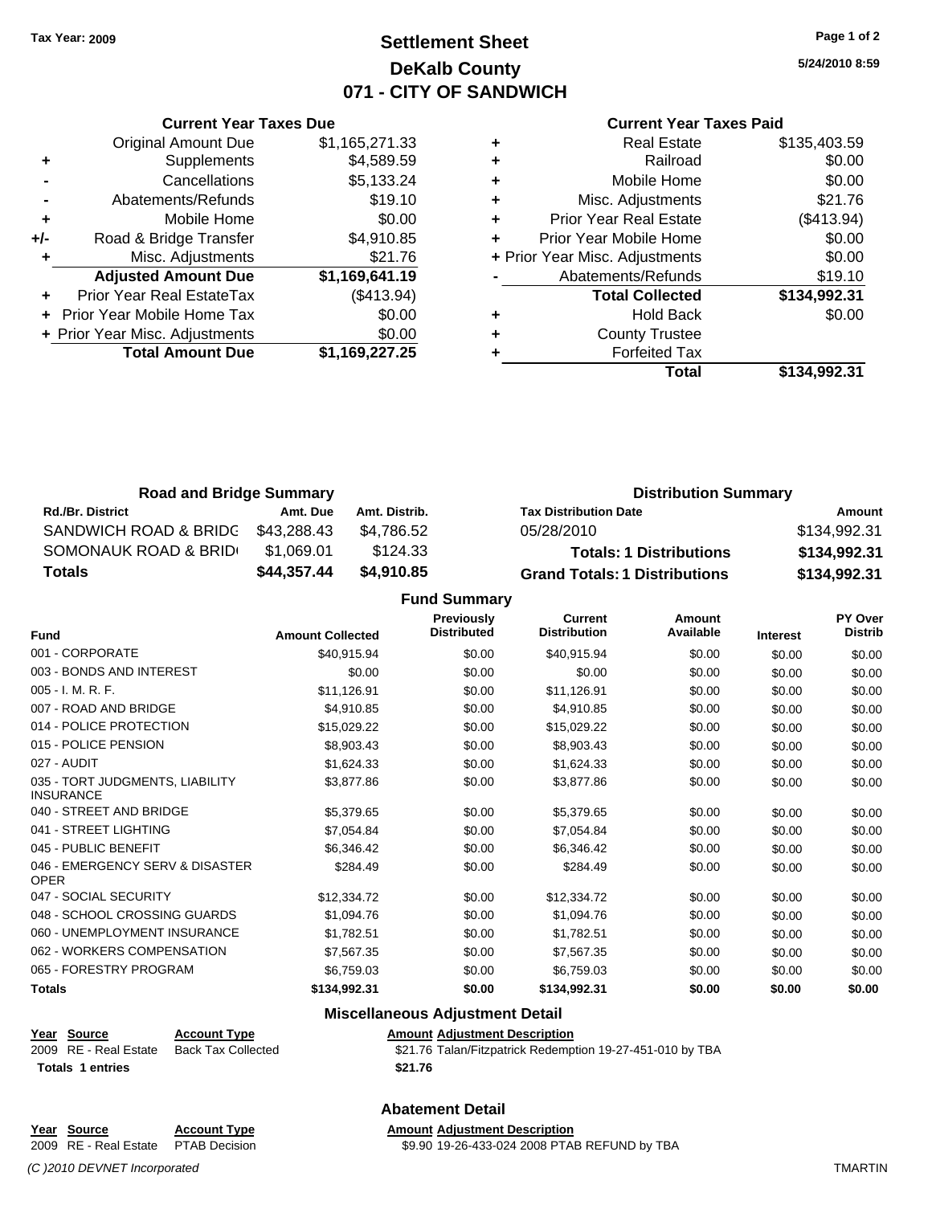Tax Year: 2009

# Settlement Sheet
## DeKalb County
## 071 - CITY OF SANDWICH

5/24/2010 8:59

| | Current Year Taxes Due | |
|---|---|---|
| | Original Amount Due | $1,165,271.33 |
| + | Supplements | $4,589.59 |
| - | Cancellations | $5,133.24 |
| - | Abatements/Refunds | $19.10 |
| + | Mobile Home | $0.00 |
| +/- | Road & Bridge Transfer | $4,910.85 |
| + | Misc. Adjustments | $21.76 |
| | **Adjusted Amount Due** | **$1,169,641.19** |
| + | Prior Year Real EstateTax | ($413.94) |
| + | Prior Year Mobile Home Tax | $0.00 |
| + | Prior Year Misc. Adjustments | $0.00 |
| | **Total Amount Due** | **$1,169,227.25** |

| | Current Year Taxes Paid | |
|---|---|---|
| + | Real Estate | $135,403.59 |
| + | Railroad | $0.00 |
| + | Mobile Home | $0.00 |
| + | Misc. Adjustments | $21.76 |
| + | Prior Year Real Estate | ($413.94) |
| + | Prior Year Mobile Home | $0.00 |
| + | Prior Year Misc. Adjustments | $0.00 |
| - | Abatements/Refunds | $19.10 |
| | **Total Collected** | **$134,992.31** |
| + | Hold Back | $0.00 |
| + | County Trustee | |
| + | Forfeited Tax | |
| | **Total** | **$134,992.31** |

### Road and Bridge Summary

| Rd./Br. District | Amt. Due | Amt. Distrib. |
|---|---|---|
| SANDWICH ROAD & BRIDG | $43,288.43 | $4,786.52 |
| SOMONAUK ROAD & BRID | $1,069.01 | $124.33 |
| **Totals** | **$44,357.44** | **$4,910.85** |

### Distribution Summary

| Tax Distribution Date | Amount |
|---|---|
| 05/28/2010 | $134,992.31 |
| **Totals: 1 Distributions** | **$134,992.31** |
| **Grand Totals: 1 Distributions** | **$134,992.31** |

### Fund Summary

| Fund | Amount Collected | Previously Distributed | Current Distribution | Amount Available | Interest | PY Over Distrib |
|---|---|---|---|---|---|---|
| 001 - CORPORATE | $40,915.94 | $0.00 | $40,915.94 | $0.00 | $0.00 | $0.00 |
| 003 - BONDS AND INTEREST | $0.00 | $0.00 | $0.00 | $0.00 | $0.00 | $0.00 |
| 005 - I. M. R. F. | $11,126.91 | $0.00 | $11,126.91 | $0.00 | $0.00 | $0.00 |
| 007 - ROAD AND BRIDGE | $4,910.85 | $0.00 | $4,910.85 | $0.00 | $0.00 | $0.00 |
| 014 - POLICE PROTECTION | $15,029.22 | $0.00 | $15,029.22 | $0.00 | $0.00 | $0.00 |
| 015 - POLICE PENSION | $8,903.43 | $0.00 | $8,903.43 | $0.00 | $0.00 | $0.00 |
| 027 - AUDIT | $1,624.33 | $0.00 | $1,624.33 | $0.00 | $0.00 | $0.00 |
| 035 - TORT JUDGMENTS, LIABILITY INSURANCE | $3,877.86 | $0.00 | $3,877.86 | $0.00 | $0.00 | $0.00 |
| 040 - STREET AND BRIDGE | $5,379.65 | $0.00 | $5,379.65 | $0.00 | $0.00 | $0.00 |
| 041 - STREET LIGHTING | $7,054.84 | $0.00 | $7,054.84 | $0.00 | $0.00 | $0.00 |
| 045 - PUBLIC BENEFIT | $6,346.42 | $0.00 | $6,346.42 | $0.00 | $0.00 | $0.00 |
| 046 - EMERGENCY SERV & DISASTER OPER | $284.49 | $0.00 | $284.49 | $0.00 | $0.00 | $0.00 |
| 047 - SOCIAL SECURITY | $12,334.72 | $0.00 | $12,334.72 | $0.00 | $0.00 | $0.00 |
| 048 - SCHOOL CROSSING GUARDS | $1,094.76 | $0.00 | $1,094.76 | $0.00 | $0.00 | $0.00 |
| 060 - UNEMPLOYMENT INSURANCE | $1,782.51 | $0.00 | $1,782.51 | $0.00 | $0.00 | $0.00 |
| 062 - WORKERS COMPENSATION | $7,567.35 | $0.00 | $7,567.35 | $0.00 | $0.00 | $0.00 |
| 065 - FORESTRY PROGRAM | $6,759.03 | $0.00 | $6,759.03 | $0.00 | $0.00 | $0.00 |
| **Totals** | **$134,992.31** | **$0.00** | **$134,992.31** | **$0.00** | **$0.00** | **$0.00** |

### Miscellaneous Adjustment Detail

| Year | Source | Account Type | Amount | Adjustment Description |
|---|---|---|---|---|
| 2009 | RE - Real Estate | Back Tax Collected | $21.76 | Talan/Fitzpatrick Redemption 19-27-451-010 by TBA |
| **Totals 1 entries** | | | **$21.76** | |

### Abatement Detail

| Year | Source | Account Type | Amount | Adjustment Description |
|---|---|---|---|---|
| 2009 | RE - Real Estate | PTAB Decision | $9.90 | 19-26-433-024 2008 PTAB REFUND by TBA |

(C )2010 DEVNET Incorporated TMARTIN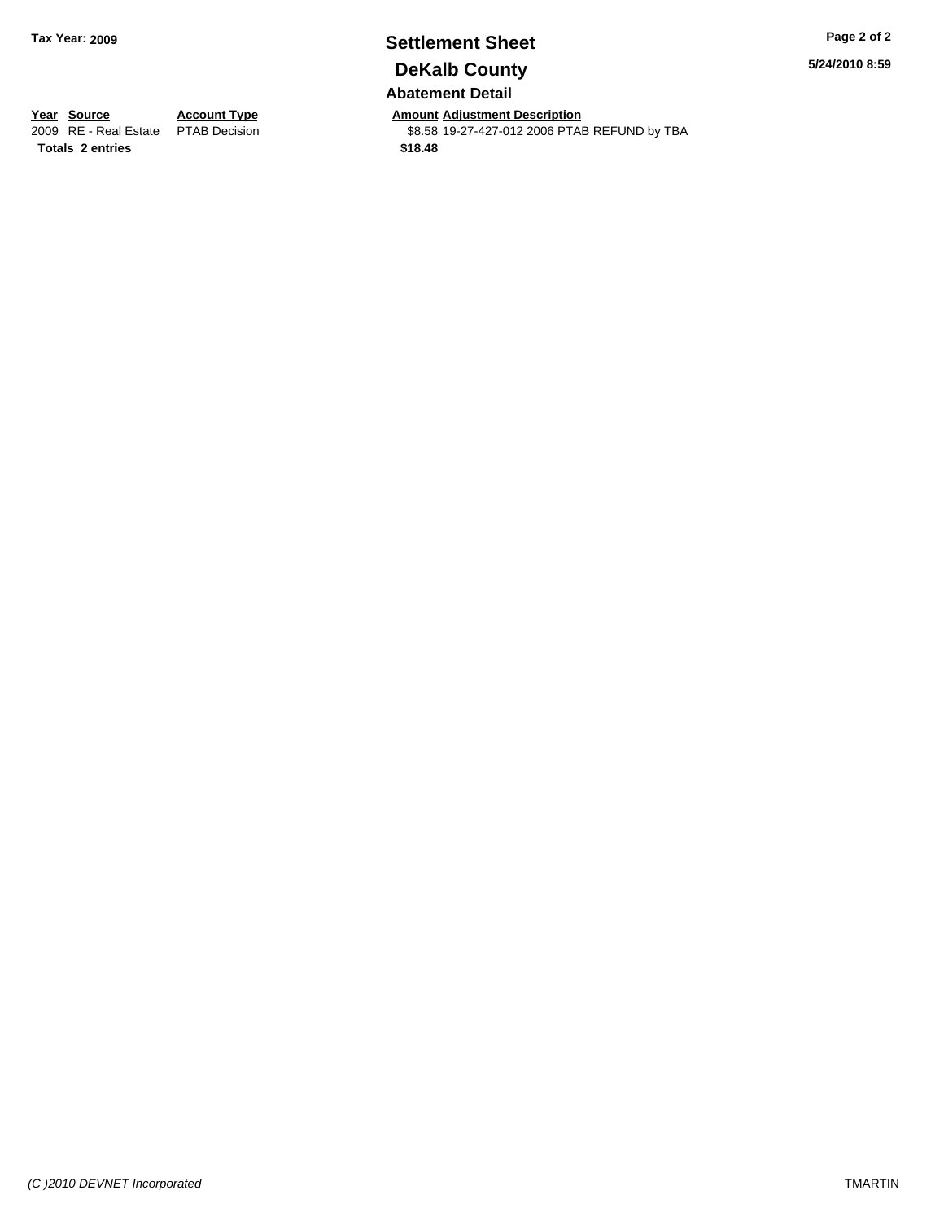## Settlement Sheet

## DeKalb County

Tax Year: 2009

5/24/2010 8:59

### Abatement Detail

| Year | Source | Account Type | Amount | Adjustment Description |
|---|---|---|---|---|
| 2009 | RE - Real Estate | PTAB Decision | $8.58 | 19-27-427-012 2006 PTAB REFUND by TBA |
| **Totals** | **2 entries** | | **$18.48** | |

*(C )2010 DEVNET Incorporated*

TMARTIN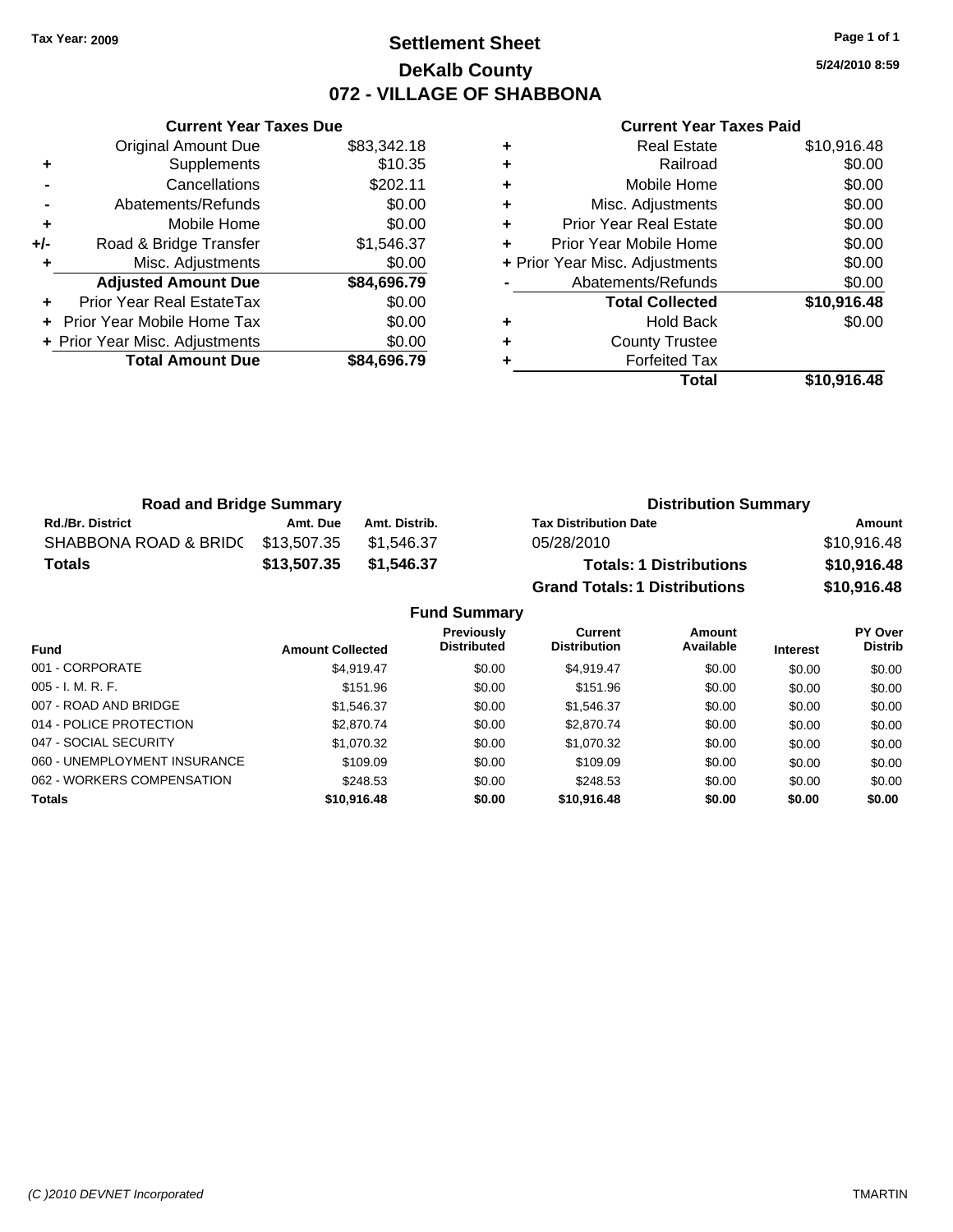**Tax Year: 2009**

# Settlement Sheet
## DeKalb County
## 072 - VILLAGE OF SHABBONA

5/24/2010 8:59

### Current Year Taxes Due

| | | |
|---|---|---|
| | Original Amount Due | $83,342.18 |
| + | Supplements | $10.35 |
| - | Cancellations | $202.11 |
| - | Abatements/Refunds | $0.00 |
| + | Mobile Home | $0.00 |
| +/- | Road & Bridge Transfer | $1,546.37 |
| + | Misc. Adjustments | $0.00 |
| | **Adjusted Amount Due** | **$84,696.79** |
| + | Prior Year Real EstateTax | $0.00 |
| + | Prior Year Mobile Home Tax | $0.00 |
| + | Prior Year Misc. Adjustments | $0.00 |
| | **Total Amount Due** | **$84,696.79** |

### Current Year Taxes Paid

| | | |
|---|---|---|
| + | Real Estate | $10,916.48 |
| + | Railroad | $0.00 |
| + | Mobile Home | $0.00 |
| + | Misc. Adjustments | $0.00 |
| + | Prior Year Real Estate | $0.00 |
| + | Prior Year Mobile Home | $0.00 |
| + | Prior Year Misc. Adjustments | $0.00 |
| - | Abatements/Refunds | $0.00 |
| | **Total Collected** | **$10,916.48** |
| + | Hold Back | $0.00 |
| + | County Trustee | |
| + | Forfeited Tax | |
| | **Total** | **$10,916.48** |

### Road and Bridge Summary

| Rd./Br. District | Amt. Due | Amt. Distrib. |
|---|---|---|
| SHABBONA ROAD & BRIDC | $13,507.35 | $1,546.37 |
| **Totals** | **$13,507.35** | **$1,546.37** |

### Distribution Summary

| Tax Distribution Date | Amount |
|---|---|
| 05/28/2010 | $10,916.48 |
| **Totals: 1 Distributions** | **$10,916.48** |
| **Grand Totals: 1 Distributions** | **$10,916.48** |

### Fund Summary

| Fund | Amount Collected | Previously Distributed | Current Distribution | Amount Available | Interest | PY Over Distrib |
|---|---|---|---|---|---|---|
| 001 - CORPORATE | $4,919.47 | $0.00 | $4,919.47 | $0.00 | $0.00 | $0.00 |
| 005 - I. M. R. F. | $151.96 | $0.00 | $151.96 | $0.00 | $0.00 | $0.00 |
| 007 - ROAD AND BRIDGE | $1,546.37 | $0.00 | $1,546.37 | $0.00 | $0.00 | $0.00 |
| 014 - POLICE PROTECTION | $2,870.74 | $0.00 | $2,870.74 | $0.00 | $0.00 | $0.00 |
| 047 - SOCIAL SECURITY | $1,070.32 | $0.00 | $1,070.32 | $0.00 | $0.00 | $0.00 |
| 060 - UNEMPLOYMENT INSURANCE | $109.09 | $0.00 | $109.09 | $0.00 | $0.00 | $0.00 |
| 062 - WORKERS COMPENSATION | $248.53 | $0.00 | $248.53 | $0.00 | $0.00 | $0.00 |
| **Totals** | **$10,916.48** | **$0.00** | **$10,916.48** | **$0.00** | **$0.00** | **$0.00** |

(C )2010 DEVNET Incorporated — TMARTIN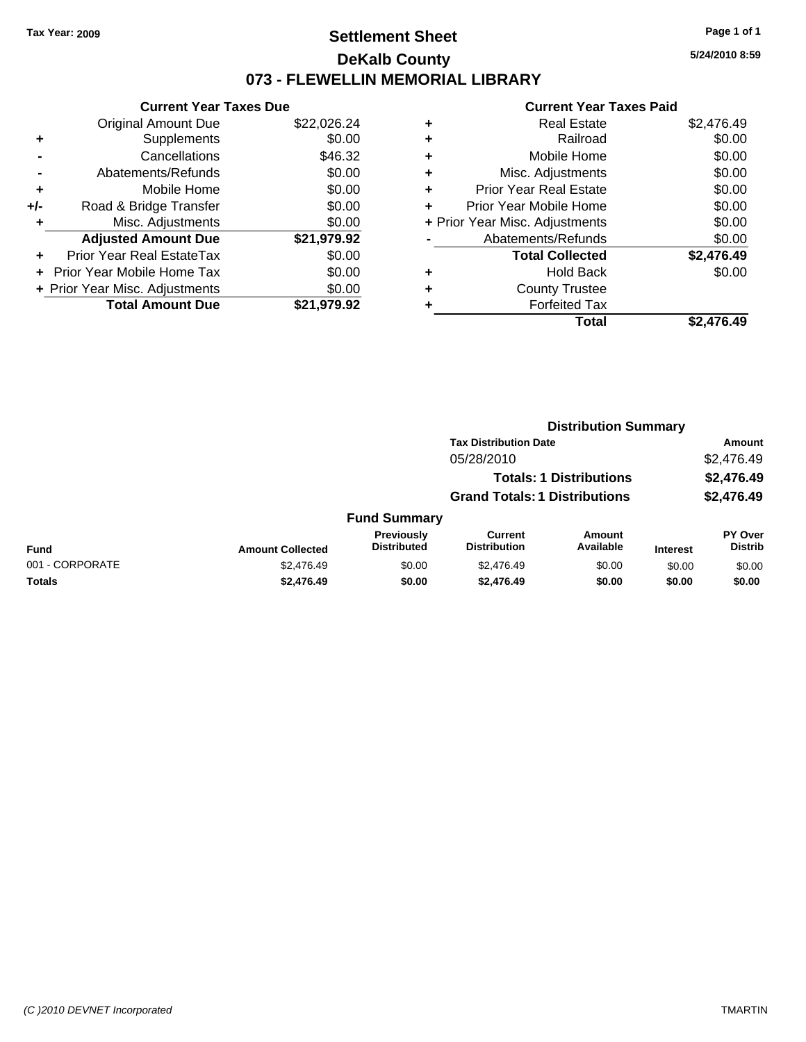Tax Year: 2009

# Settlement Sheet

## DeKalb County

## 073 - FLEWELLIN MEMORIAL LIBRARY

5/24/2010 8:59

### Current Year Taxes Due

| | | |
|---|---|---|
| | Original Amount Due | $22,026.24 |
| + | Supplements | $0.00 |
| - | Cancellations | $46.32 |
| - | Abatements/Refunds | $0.00 |
| + | Mobile Home | $0.00 |
| +/- | Road & Bridge Transfer | $0.00 |
| + | Misc. Adjustments | $0.00 |
| | **Adjusted Amount Due** | **$21,979.92** |
| + | Prior Year Real EstateTax | $0.00 |
| + | Prior Year Mobile Home Tax | $0.00 |
| + | Prior Year Misc. Adjustments | $0.00 |
| | **Total Amount Due** | **$21,979.92** |

### Current Year Taxes Paid

| | | |
|---|---|---|
| + | Real Estate | $2,476.49 |
| + | Railroad | $0.00 |
| + | Mobile Home | $0.00 |
| + | Misc. Adjustments | $0.00 |
| + | Prior Year Real Estate | $0.00 |
| + | Prior Year Mobile Home | $0.00 |
| + | Prior Year Misc. Adjustments | $0.00 |
| - | Abatements/Refunds | $0.00 |
| | **Total Collected** | **$2,476.49** |
| + | Hold Back | $0.00 |
| + | County Trustee | |
| + | Forfeited Tax | |
| | **Total** | **$2,476.49** |

### Distribution Summary

| Tax Distribution Date | Amount |
|---|---|
| 05/28/2010 | $2,476.49 |
| **Totals: 1 Distributions** | **$2,476.49** |
| **Grand Totals: 1 Distributions** | **$2,476.49** |

### Fund Summary

| Fund | Amount Collected | Previously Distributed | Current Distribution | Amount Available | Interest | PY Over Distrib |
|---|---|---|---|---|---|---|
| 001 - CORPORATE | $2,476.49 | $0.00 | $2,476.49 | $0.00 | $0.00 | $0.00 |
| **Totals** | **$2,476.49** | **$0.00** | **$2,476.49** | **$0.00** | **$0.00** | **$0.00** |

(C )2010 DEVNET Incorporated — TMARTIN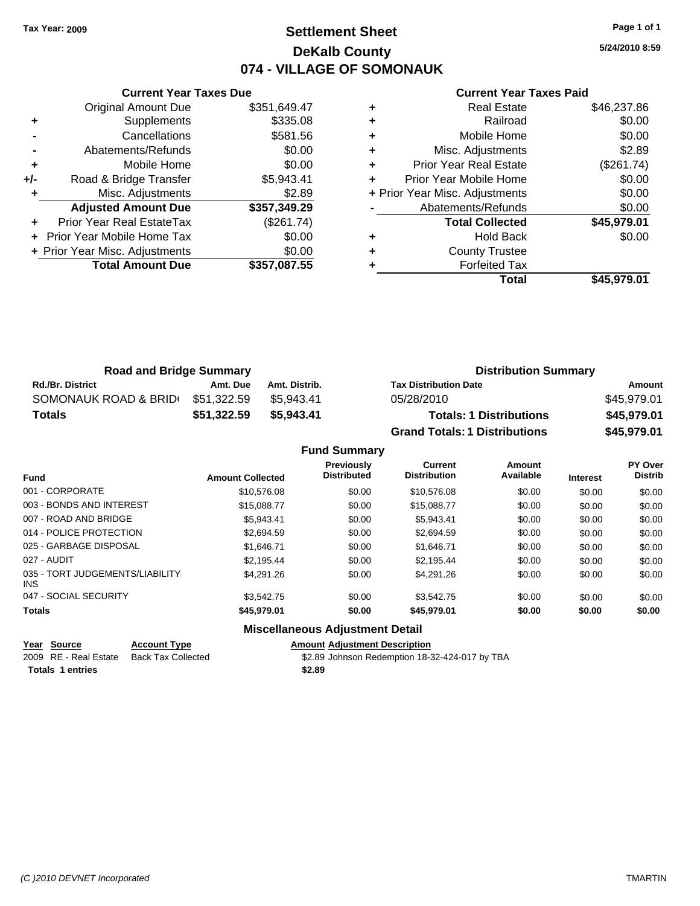Tax Year: 2009

# Settlement Sheet

## DeKalb County

## 074 - VILLAGE OF SOMONAUK

5/24/2010 8:59

### Current Year Taxes Due

| | | |
|---|---|---|
| | Original Amount Due | $351,649.47 |
| + | Supplements | $335.08 |
| - | Cancellations | $581.56 |
| - | Abatements/Refunds | $0.00 |
| + | Mobile Home | $0.00 |
| +/- | Road & Bridge Transfer | $5,943.41 |
| + | Misc. Adjustments | $2.89 |
| | **Adjusted Amount Due** | **$357,349.29** |
| + | Prior Year Real EstateTax | ($261.74) |
| + | Prior Year Mobile Home Tax | $0.00 |
| + | Prior Year Misc. Adjustments | $0.00 |
| | **Total Amount Due** | **$357,087.55** |

### Current Year Taxes Paid

| | | |
|---|---|---|
| + | Real Estate | $46,237.86 |
| + | Railroad | $0.00 |
| + | Mobile Home | $0.00 |
| + | Misc. Adjustments | $2.89 |
| + | Prior Year Real Estate | ($261.74) |
| + | Prior Year Mobile Home | $0.00 |
| + | Prior Year Misc. Adjustments | $0.00 |
| - | Abatements/Refunds | $0.00 |
| | **Total Collected** | **$45,979.01** |
| + | Hold Back | $0.00 |
| + | County Trustee | |
| + | Forfeited Tax | |
| | **Total** | **$45,979.01** |

### Road and Bridge Summary

| Rd./Br. District | Amt. Due | Amt. Distrib. |
|---|---|---|
| SOMONAUK ROAD & BRID | $51,322.59 | $5,943.41 |
| **Totals** | **$51,322.59** | **$5,943.41** |

### Distribution Summary

| Tax Distribution Date | Amount |
|---|---|
| 05/28/2010 | $45,979.01 |
| **Totals: 1 Distributions** | **$45,979.01** |
| **Grand Totals: 1 Distributions** | **$45,979.01** |

### Fund Summary

| Fund | Amount Collected | Previously Distributed | Current Distribution | Amount Available | Interest | PY Over Distrib |
|---|---|---|---|---|---|---|
| 001 - CORPORATE | $10,576.08 | $0.00 | $10,576.08 | $0.00 | $0.00 | $0.00 |
| 003 - BONDS AND INTEREST | $15,088.77 | $0.00 | $15,088.77 | $0.00 | $0.00 | $0.00 |
| 007 - ROAD AND BRIDGE | $5,943.41 | $0.00 | $5,943.41 | $0.00 | $0.00 | $0.00 |
| 014 - POLICE PROTECTION | $2,694.59 | $0.00 | $2,694.59 | $0.00 | $0.00 | $0.00 |
| 025 - GARBAGE DISPOSAL | $1,646.71 | $0.00 | $1,646.71 | $0.00 | $0.00 | $0.00 |
| 027 - AUDIT | $2,195.44 | $0.00 | $2,195.44 | $0.00 | $0.00 | $0.00 |
| 035 - TORT JUDGEMENTS/LIABILITY INS | $4,291.26 | $0.00 | $4,291.26 | $0.00 | $0.00 | $0.00 |
| 047 - SOCIAL SECURITY | $3,542.75 | $0.00 | $3,542.75 | $0.00 | $0.00 | $0.00 |
| **Totals** | **$45,979.01** | **$0.00** | **$45,979.01** | **$0.00** | **$0.00** | **$0.00** |

### Miscellaneous Adjustment Detail

| Year | Source | Account Type | Amount | Adjustment Description |
|---|---|---|---|---|
| 2009 | RE - Real Estate | Back Tax Collected | $2.89 | Johnson Redemption 18-32-424-017 by TBA |
| **Totals** | **1 entries** | | **$2.89** | |

(C )2010 DEVNET Incorporated TMARTIN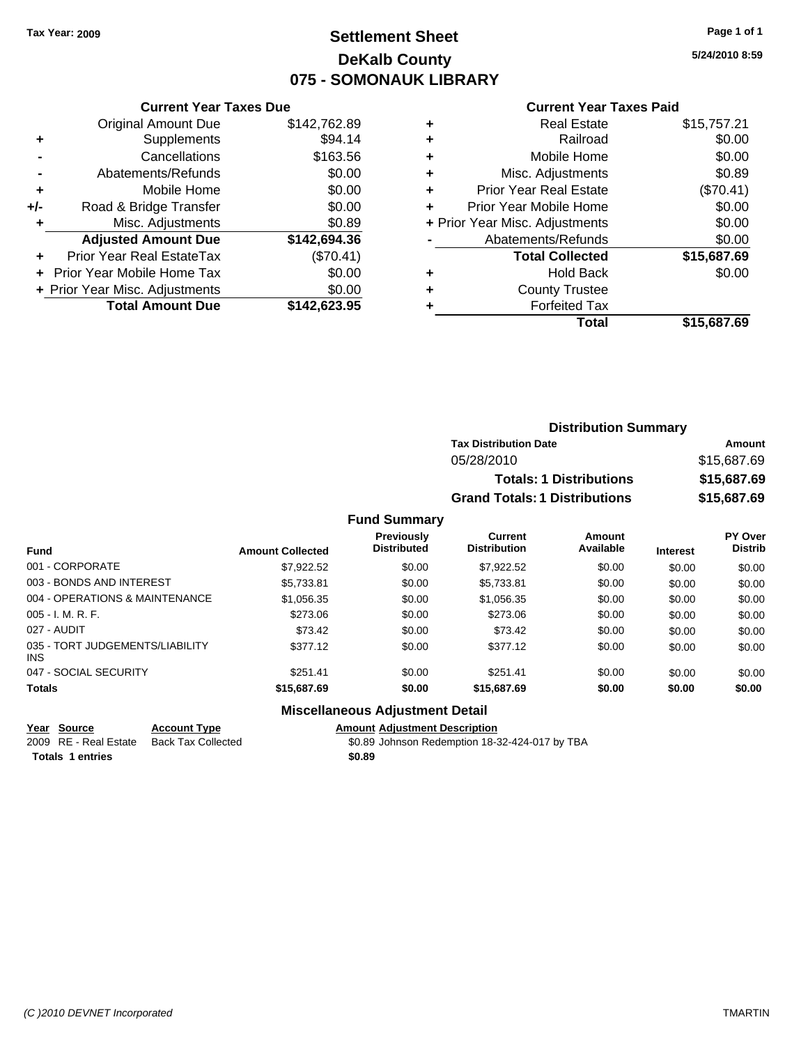Tax Year: 2009

# Settlement Sheet
## DeKalb County
## 075 - SOMONAUK LIBRARY

5/24/2010 8:59

### Current Year Taxes Due

| | | |
|---|---|---|
| | Original Amount Due | $142,762.89 |
| + | Supplements | $94.14 |
| - | Cancellations | $163.56 |
| - | Abatements/Refunds | $0.00 |
| + | Mobile Home | $0.00 |
| +/- | Road & Bridge Transfer | $0.00 |
| + | Misc. Adjustments | $0.89 |
| | **Adjusted Amount Due** | **$142,694.36** |
| + | Prior Year Real EstateTax | ($70.41) |
| + | Prior Year Mobile Home Tax | $0.00 |
| + | Prior Year Misc. Adjustments | $0.00 |
| | **Total Amount Due** | **$142,623.95** |

### Current Year Taxes Paid

| | | |
|---|---|---|
| + | Real Estate | $15,757.21 |
| + | Railroad | $0.00 |
| + | Mobile Home | $0.00 |
| + | Misc. Adjustments | $0.89 |
| + | Prior Year Real Estate | ($70.41) |
| + | Prior Year Mobile Home | $0.00 |
| + | Prior Year Misc. Adjustments | $0.00 |
| - | Abatements/Refunds | $0.00 |
| | **Total Collected** | **$15,687.69** |
| + | Hold Back | $0.00 |
| + | County Trustee | |
| + | Forfeited Tax | |
| | **Total** | **$15,687.69** |

### Distribution Summary

| Tax Distribution Date | Amount |
|---|---|
| 05/28/2010 | $15,687.69 |
| **Totals: 1 Distributions** | **$15,687.69** |
| **Grand Totals: 1 Distributions** | **$15,687.69** |

### Fund Summary

| Fund | Amount Collected | Previously Distributed | Current Distribution | Amount Available | Interest | PY Over Distrib |
|---|---|---|---|---|---|---|
| 001 - CORPORATE | $7,922.52 | $0.00 | $7,922.52 | $0.00 | $0.00 | $0.00 |
| 003 - BONDS AND INTEREST | $5,733.81 | $0.00 | $5,733.81 | $0.00 | $0.00 | $0.00 |
| 004 - OPERATIONS & MAINTENANCE | $1,056.35 | $0.00 | $1,056.35 | $0.00 | $0.00 | $0.00 |
| 005 - I. M. R. F. | $273.06 | $0.00 | $273.06 | $0.00 | $0.00 | $0.00 |
| 027 - AUDIT | $73.42 | $0.00 | $73.42 | $0.00 | $0.00 | $0.00 |
| 035 - TORT JUDGEMENTS/LIABILITY INS | $377.12 | $0.00 | $377.12 | $0.00 | $0.00 | $0.00 |
| 047 - SOCIAL SECURITY | $251.41 | $0.00 | $251.41 | $0.00 | $0.00 | $0.00 |
| **Totals** | **$15,687.69** | **$0.00** | **$15,687.69** | **$0.00** | **$0.00** | **$0.00** |

### Miscellaneous Adjustment Detail

| Year | Source | Account Type | Amount | Adjustment Description |
|---|---|---|---|---|
| 2009 | RE - Real Estate | Back Tax Collected | $0.89 | Johnson Redemption 18-32-424-017 by TBA |
| **Totals** | **1 entries** | | **$0.89** | |

(C )2010 DEVNET Incorporated — TMARTIN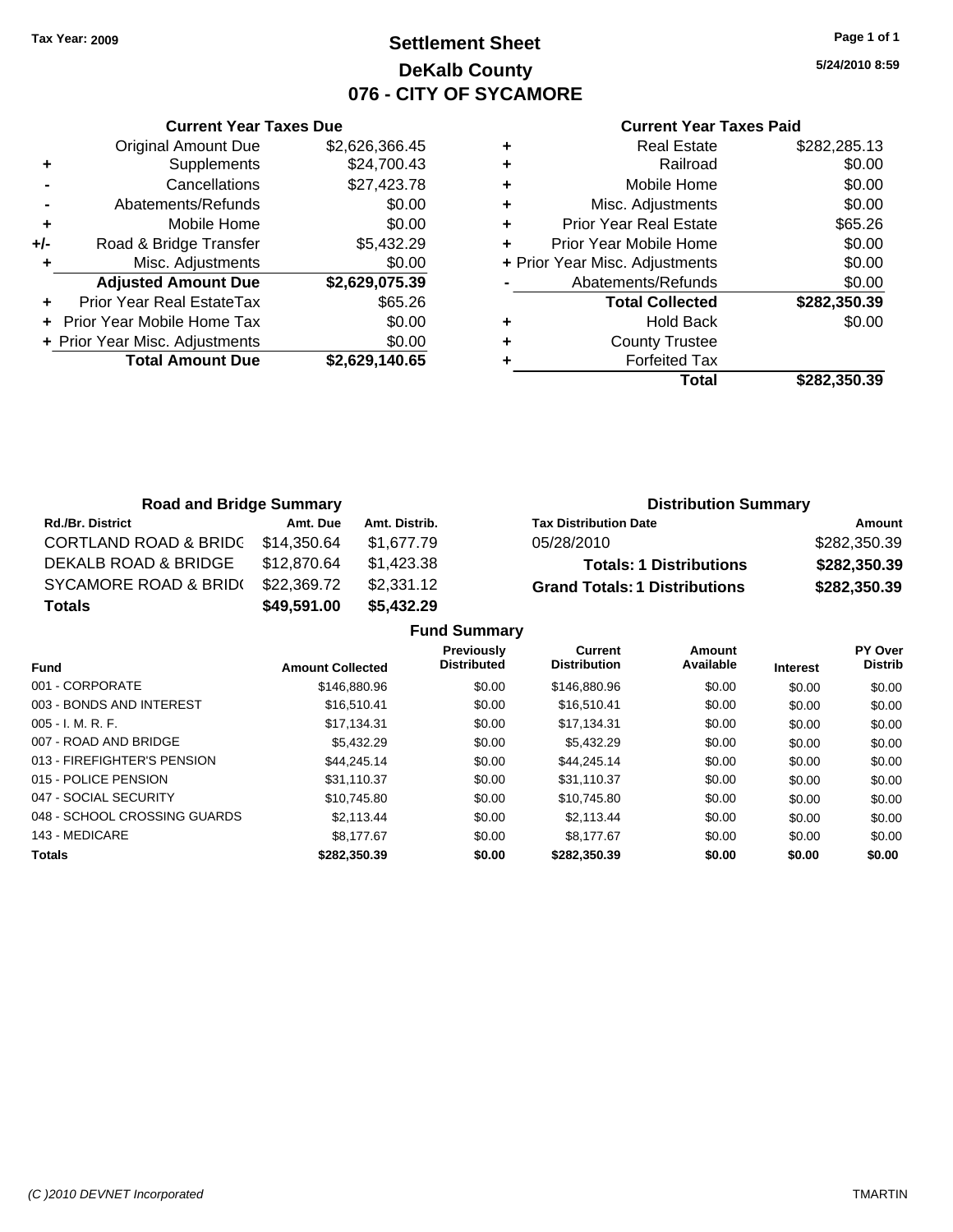Tax Year: 2009

# Settlement Sheet
## DeKalb County
## 076 - CITY OF SYCAMORE

5/24/2010 8:59

### Current Year Taxes Due

| | | |
|---|---|---|
| | Original Amount Due | $2,626,366.45 |
| + | Supplements | $24,700.43 |
| - | Cancellations | $27,423.78 |
| - | Abatements/Refunds | $0.00 |
| + | Mobile Home | $0.00 |
| +/- | Road & Bridge Transfer | $5,432.29 |
| + | Misc. Adjustments | $0.00 |
| | **Adjusted Amount Due** | **$2,629,075.39** |
| + | Prior Year Real EstateTax | $65.26 |
| + | Prior Year Mobile Home Tax | $0.00 |
| + | Prior Year Misc. Adjustments | $0.00 |
| | **Total Amount Due** | **$2,629,140.65** |

### Current Year Taxes Paid

| | | |
|---|---|---|
| + | Real Estate | $282,285.13 |
| + | Railroad | $0.00 |
| + | Mobile Home | $0.00 |
| + | Misc. Adjustments | $0.00 |
| + | Prior Year Real Estate | $65.26 |
| + | Prior Year Mobile Home | $0.00 |
| + | Prior Year Misc. Adjustments | $0.00 |
| - | Abatements/Refunds | $0.00 |
| | **Total Collected** | **$282,350.39** |
| + | Hold Back | $0.00 |
| + | County Trustee | |
| + | Forfeited Tax | |
| | **Total** | **$282,350.39** |

### Road and Bridge Summary

| Rd./Br. District | Amt. Due | Amt. Distrib. |
|---|---|---|
| CORTLAND ROAD & BRIDG | $14,350.64 | $1,677.79 |
| DEKALB ROAD & BRIDGE | $12,870.64 | $1,423.38 |
| SYCAMORE ROAD & BRID( | $22,369.72 | $2,331.12 |
| **Totals** | **$49,591.00** | **$5,432.29** |

### Distribution Summary

| Tax Distribution Date | Amount |
|---|---|
| 05/28/2010 | $282,350.39 |
| **Totals: 1 Distributions** | **$282,350.39** |
| **Grand Totals: 1 Distributions** | **$282,350.39** |

### Fund Summary

| Fund | Amount Collected | Previously Distributed | Current Distribution | Amount Available | Interest | PY Over Distrib |
|---|---|---|---|---|---|---|
| 001 - CORPORATE | $146,880.96 | $0.00 | $146,880.96 | $0.00 | $0.00 | $0.00 |
| 003 - BONDS AND INTEREST | $16,510.41 | $0.00 | $16,510.41 | $0.00 | $0.00 | $0.00 |
| 005 - I. M. R. F. | $17,134.31 | $0.00 | $17,134.31 | $0.00 | $0.00 | $0.00 |
| 007 - ROAD AND BRIDGE | $5,432.29 | $0.00 | $5,432.29 | $0.00 | $0.00 | $0.00 |
| 013 - FIREFIGHTER'S PENSION | $44,245.14 | $0.00 | $44,245.14 | $0.00 | $0.00 | $0.00 |
| 015 - POLICE PENSION | $31,110.37 | $0.00 | $31,110.37 | $0.00 | $0.00 | $0.00 |
| 047 - SOCIAL SECURITY | $10,745.80 | $0.00 | $10,745.80 | $0.00 | $0.00 | $0.00 |
| 048 - SCHOOL CROSSING GUARDS | $2,113.44 | $0.00 | $2,113.44 | $0.00 | $0.00 | $0.00 |
| 143 - MEDICARE | $8,177.67 | $0.00 | $8,177.67 | $0.00 | $0.00 | $0.00 |
| **Totals** | **$282,350.39** | **$0.00** | **$282,350.39** | **$0.00** | **$0.00** | **$0.00** |

(C )2010 DEVNET Incorporated — TMARTIN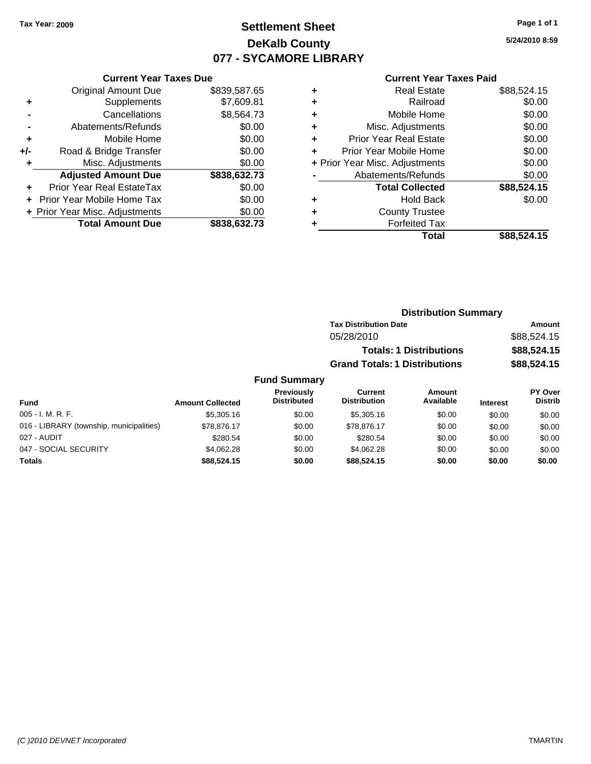Tax Year: 2009

# Settlement Sheet
## DeKalb County
## 077 - SYCAMORE LIBRARY

5/24/2010 8:59

### Current Year Taxes Due

| | | |
|---|---|---|
| | Original Amount Due | $839,587.65 |
| + | Supplements | $7,609.81 |
| - | Cancellations | $8,564.73 |
| - | Abatements/Refunds | $0.00 |
| + | Mobile Home | $0.00 |
| +/- | Road & Bridge Transfer | $0.00 |
| + | Misc. Adjustments | $0.00 |
| | **Adjusted Amount Due** | **$838,632.73** |
| + | Prior Year Real EstateTax | $0.00 |
| + | Prior Year Mobile Home Tax | $0.00 |
| + | Prior Year Misc. Adjustments | $0.00 |
| | **Total Amount Due** | **$838,632.73** |

### Current Year Taxes Paid

| | | |
|---|---|---|
| + | Real Estate | $88,524.15 |
| + | Railroad | $0.00 |
| + | Mobile Home | $0.00 |
| + | Misc. Adjustments | $0.00 |
| + | Prior Year Real Estate | $0.00 |
| + | Prior Year Mobile Home | $0.00 |
| + | Prior Year Misc. Adjustments | $0.00 |
| - | Abatements/Refunds | $0.00 |
| | **Total Collected** | **$88,524.15** |
| + | Hold Back | $0.00 |
| + | County Trustee | |
| + | Forfeited Tax | |
| | **Total** | **$88,524.15** |

### Distribution Summary

| Tax Distribution Date | Amount |
|---|---|
| 05/28/2010 | $88,524.15 |
| **Totals: 1 Distributions** | **$88,524.15** |
| **Grand Totals: 1 Distributions** | **$88,524.15** |

### Fund Summary

| Fund | Amount Collected | Previously Distributed | Current Distribution | Amount Available | Interest | PY Over Distrib |
|---|---|---|---|---|---|---|
| 005 - I. M. R. F. | $5,305.16 | $0.00 | $5,305.16 | $0.00 | $0.00 | $0.00 |
| 016 - LIBRARY (township, municipalities) | $78,876.17 | $0.00 | $78,876.17 | $0.00 | $0.00 | $0.00 |
| 027 - AUDIT | $280.54 | $0.00 | $280.54 | $0.00 | $0.00 | $0.00 |
| 047 - SOCIAL SECURITY | $4,062.28 | $0.00 | $4,062.28 | $0.00 | $0.00 | $0.00 |
| **Totals** | **$88,524.15** | **$0.00** | **$88,524.15** | **$0.00** | **$0.00** | **$0.00** |

(C )2010 DEVNET Incorporated TMARTIN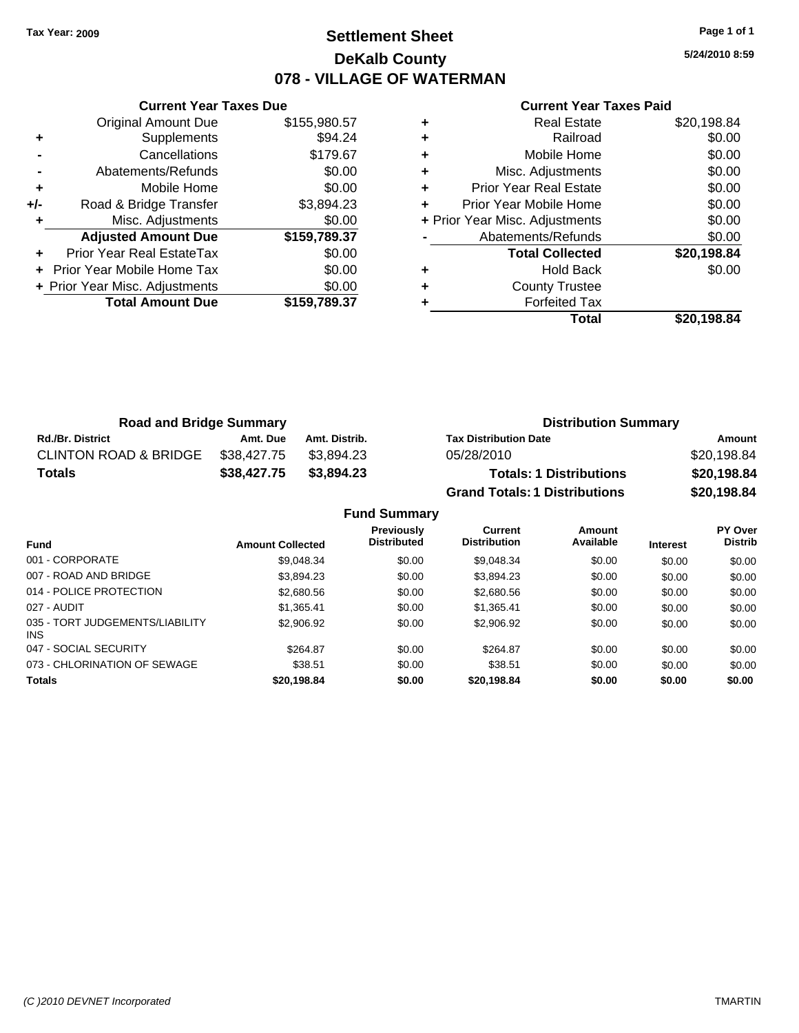Tax Year: 2009

# Settlement Sheet
## DeKalb County
## 078 - VILLAGE OF WATERMAN

5/24/2010 8:59

### Current Year Taxes Due

| | | |
|---|---|---|
| | Original Amount Due | $155,980.57 |
| + | Supplements | $94.24 |
| - | Cancellations | $179.67 |
| - | Abatements/Refunds | $0.00 |
| + | Mobile Home | $0.00 |
| +/- | Road & Bridge Transfer | $3,894.23 |
| + | Misc. Adjustments | $0.00 |
| | **Adjusted Amount Due** | **$159,789.37** |
| + | Prior Year Real EstateTax | $0.00 |
| + | Prior Year Mobile Home Tax | $0.00 |
| + | Prior Year Misc. Adjustments | $0.00 |
| | **Total Amount Due** | **$159,789.37** |

### Current Year Taxes Paid

| | | |
|---|---|---|
| + | Real Estate | $20,198.84 |
| + | Railroad | $0.00 |
| + | Mobile Home | $0.00 |
| + | Misc. Adjustments | $0.00 |
| + | Prior Year Real Estate | $0.00 |
| + | Prior Year Mobile Home | $0.00 |
| + | Prior Year Misc. Adjustments | $0.00 |
| - | Abatements/Refunds | $0.00 |
| | **Total Collected** | **$20,198.84** |
| + | Hold Back | $0.00 |
| + | County Trustee | |
| + | Forfeited Tax | |
| | **Total** | **$20,198.84** |

### Road and Bridge Summary

| Rd./Br. District | Amt. Due | Amt. Distrib. |
|---|---|---|
| CLINTON ROAD & BRIDGE | $38,427.75 | $3,894.23 |
| **Totals** | **$38,427.75** | **$3,894.23** |

### Distribution Summary

| Tax Distribution Date | Amount |
|---|---|
| 05/28/2010 | $20,198.84 |
| **Totals: 1 Distributions** | **$20,198.84** |
| **Grand Totals: 1 Distributions** | **$20,198.84** |

### Fund Summary

| Fund | Amount Collected | Previously Distributed | Current Distribution | Amount Available | Interest | PY Over Distrib |
|---|---|---|---|---|---|---|
| 001 - CORPORATE | $9,048.34 | $0.00 | $9,048.34 | $0.00 | $0.00 | $0.00 |
| 007 - ROAD AND BRIDGE | $3,894.23 | $0.00 | $3,894.23 | $0.00 | $0.00 | $0.00 |
| 014 - POLICE PROTECTION | $2,680.56 | $0.00 | $2,680.56 | $0.00 | $0.00 | $0.00 |
| 027 - AUDIT | $1,365.41 | $0.00 | $1,365.41 | $0.00 | $0.00 | $0.00 |
| 035 - TORT JUDGEMENTS/LIABILITY INS | $2,906.92 | $0.00 | $2,906.92 | $0.00 | $0.00 | $0.00 |
| 047 - SOCIAL SECURITY | $264.87 | $0.00 | $264.87 | $0.00 | $0.00 | $0.00 |
| 073 - CHLORINATION OF SEWAGE | $38.51 | $0.00 | $38.51 | $0.00 | $0.00 | $0.00 |
| **Totals** | **$20,198.84** | **$0.00** | **$20,198.84** | **$0.00** | **$0.00** | **$0.00** |

(C )2010 DEVNET Incorporated TMARTIN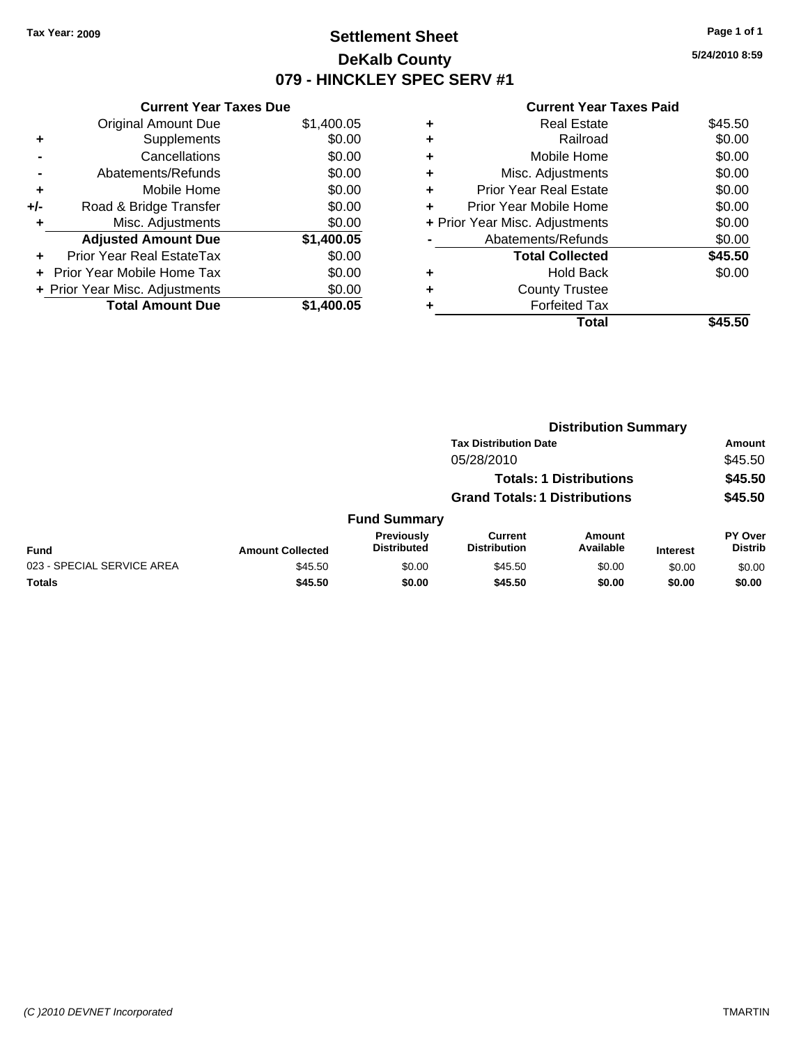Tax Year: 2009

# Settlement Sheet
## DeKalb County
## 079 - HINCKLEY SPEC SERV #1

5/24/2010 8:59

**Current Year Taxes Due**

| | | |
|---|---|---|
| | Original Amount Due | $1,400.05 |
| + | Supplements | $0.00 |
| - | Cancellations | $0.00 |
| - | Abatements/Refunds | $0.00 |
| + | Mobile Home | $0.00 |
| +/- | Road & Bridge Transfer | $0.00 |
| + | Misc. Adjustments | $0.00 |
| | **Adjusted Amount Due** | **$1,400.05** |
| + | Prior Year Real EstateTax | $0.00 |
| + | Prior Year Mobile Home Tax | $0.00 |
| + | Prior Year Misc. Adjustments | $0.00 |
| | **Total Amount Due** | **$1,400.05** |

**Current Year Taxes Paid**

| | | |
|---|---|---|
| + | Real Estate | $45.50 |
| + | Railroad | $0.00 |
| + | Mobile Home | $0.00 |
| + | Misc. Adjustments | $0.00 |
| + | Prior Year Real Estate | $0.00 |
| + | Prior Year Mobile Home | $0.00 |
| + | Prior Year Misc. Adjustments | $0.00 |
| - | Abatements/Refunds | $0.00 |
| | **Total Collected** | **$45.50** |
| + | Hold Back | $0.00 |
| + | County Trustee | |
| + | Forfeited Tax | |
| | **Total** | **$45.50** |

**Distribution Summary**

| Tax Distribution Date | Amount |
|---|---|
| 05/28/2010 | $45.50 |
| **Totals: 1 Distributions** | **$45.50** |
| **Grand Totals: 1 Distributions** | **$45.50** |

**Fund Summary**

| Fund | Amount Collected | Previously Distributed | Current Distribution | Amount Available | Interest | PY Over Distrib |
|---|---|---|---|---|---|---|
| 023 - SPECIAL SERVICE AREA | $45.50 | $0.00 | $45.50 | $0.00 | $0.00 | $0.00 |
| **Totals** | **$45.50** | **$0.00** | **$45.50** | **$0.00** | **$0.00** | **$0.00** |

(C )2010 DEVNET Incorporated TMARTIN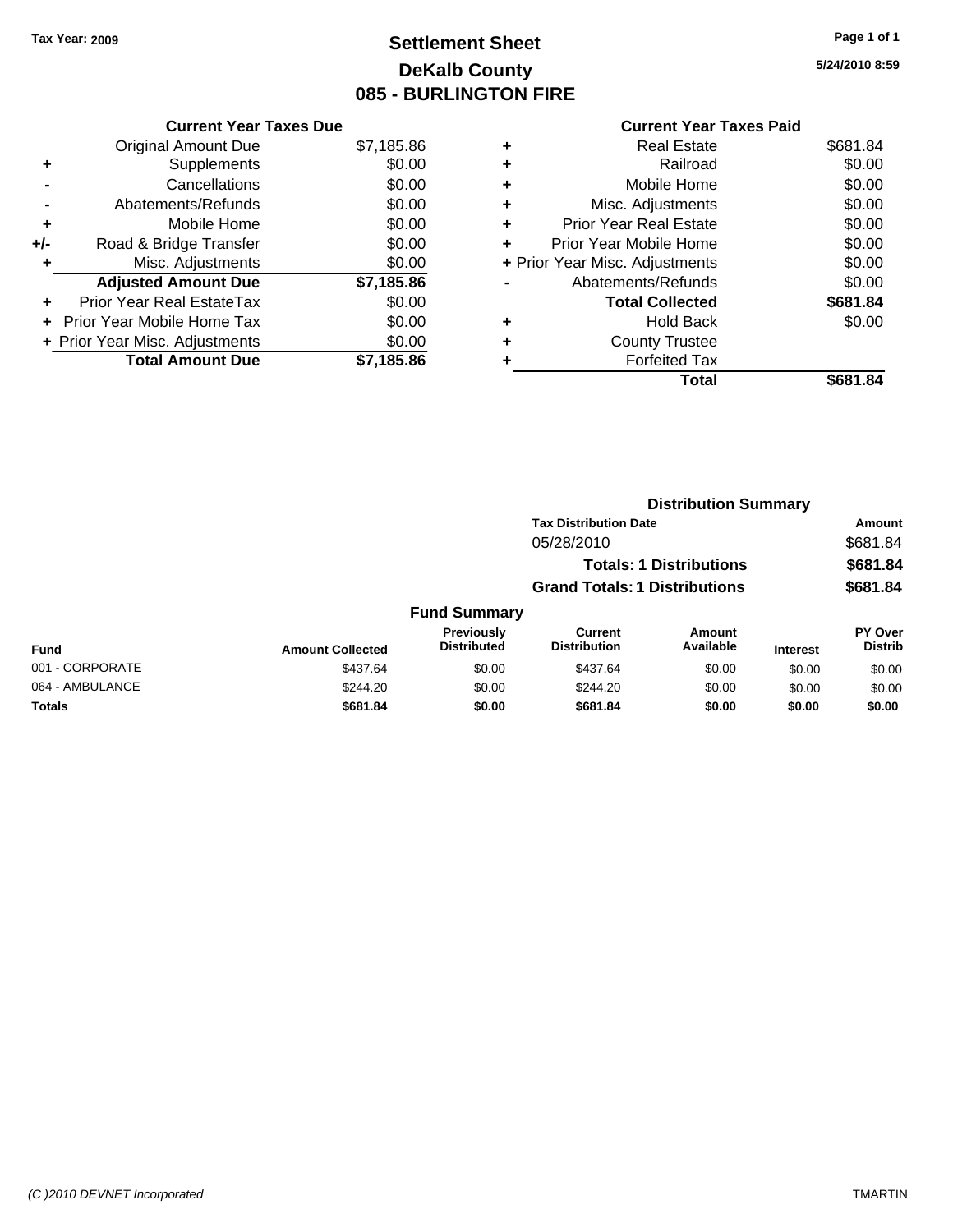Tax Year: 2009

# Settlement Sheet
## DeKalb County
## 085 - BURLINGTON FIRE

5/24/2010 8:59

### Current Year Taxes Due

| | | |
|---|---|---|
| | Original Amount Due | $7,185.86 |
| + | Supplements | $0.00 |
| - | Cancellations | $0.00 |
| - | Abatements/Refunds | $0.00 |
| + | Mobile Home | $0.00 |
| +/- | Road & Bridge Transfer | $0.00 |
| + | Misc. Adjustments | $0.00 |
| | **Adjusted Amount Due** | **$7,185.86** |
| + | Prior Year Real EstateTax | $0.00 |
| + | Prior Year Mobile Home Tax | $0.00 |
| + | Prior Year Misc. Adjustments | $0.00 |
| | **Total Amount Due** | **$7,185.86** |

### Current Year Taxes Paid

| | | |
|---|---|---|
| + | Real Estate | $681.84 |
| + | Railroad | $0.00 |
| + | Mobile Home | $0.00 |
| + | Misc. Adjustments | $0.00 |
| + | Prior Year Real Estate | $0.00 |
| + | Prior Year Mobile Home | $0.00 |
| + | Prior Year Misc. Adjustments | $0.00 |
| - | Abatements/Refunds | $0.00 |
| | **Total Collected** | **$681.84** |
| + | Hold Back | $0.00 |
| + | County Trustee | |
| + | Forfeited Tax | |
| | **Total** | **$681.84** |

### Distribution Summary

| Tax Distribution Date | Amount |
|---|---|
| 05/28/2010 | $681.84 |
| **Totals: 1 Distributions** | **$681.84** |
| **Grand Totals: 1 Distributions** | **$681.84** |

### Fund Summary

| Fund | Amount Collected | Previously Distributed | Current Distribution | Amount Available | Interest | PY Over Distrib |
|---|---|---|---|---|---|---|
| 001 - CORPORATE | $437.64 | $0.00 | $437.64 | $0.00 | $0.00 | $0.00 |
| 064 - AMBULANCE | $244.20 | $0.00 | $244.20 | $0.00 | $0.00 | $0.00 |
| **Totals** | **$681.84** | **$0.00** | **$681.84** | **$0.00** | **$0.00** | **$0.00** |

(C )2010 DEVNET Incorporated TMARTIN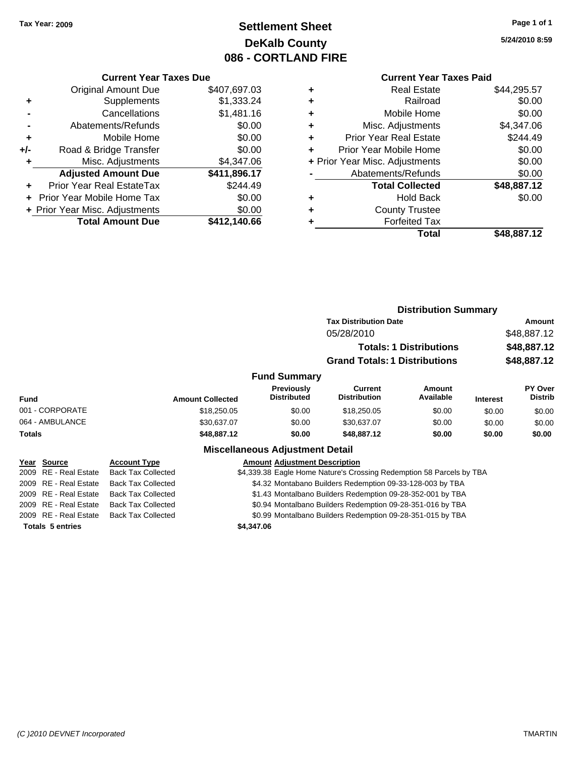Tax Year: 2009

# Settlement Sheet
## DeKalb County
## 086 - CORTLAND FIRE

5/24/2010 8:59

### Current Year Taxes Due

| | | |
|---|---|---|
| | Original Amount Due | $407,697.03 |
| + | Supplements | $1,333.24 |
| - | Cancellations | $1,481.16 |
| - | Abatements/Refunds | $0.00 |
| + | Mobile Home | $0.00 |
| +/- | Road & Bridge Transfer | $0.00 |
| + | Misc. Adjustments | $4,347.06 |
| | **Adjusted Amount Due** | **$411,896.17** |
| + | Prior Year Real EstateTax | $244.49 |
| + | Prior Year Mobile Home Tax | $0.00 |
| + | Prior Year Misc. Adjustments | $0.00 |
| | **Total Amount Due** | **$412,140.66** |

### Current Year Taxes Paid

| | | |
|---|---|---|
| + | Real Estate | $44,295.57 |
| + | Railroad | $0.00 |
| + | Mobile Home | $0.00 |
| + | Misc. Adjustments | $4,347.06 |
| + | Prior Year Real Estate | $244.49 |
| + | Prior Year Mobile Home | $0.00 |
| + | Prior Year Misc. Adjustments | $0.00 |
| - | Abatements/Refunds | $0.00 |
| | **Total Collected** | **$48,887.12** |
| + | Hold Back | $0.00 |
| + | County Trustee | |
| + | Forfeited Tax | |
| | **Total** | **$48,887.12** |

### Distribution Summary

| Tax Distribution Date | Amount |
|---|---|
| 05/28/2010 | $48,887.12 |
| **Totals: 1 Distributions** | **$48,887.12** |
| **Grand Totals: 1 Distributions** | **$48,887.12** |

### Fund Summary

| Fund | Amount Collected | Previously Distributed | Current Distribution | Amount Available | Interest | PY Over Distrib |
|---|---|---|---|---|---|---|
| 001 - CORPORATE | $18,250.05 | $0.00 | $18,250.05 | $0.00 | $0.00 | $0.00 |
| 064 - AMBULANCE | $30,637.07 | $0.00 | $30,637.07 | $0.00 | $0.00 | $0.00 |
| **Totals** | **$48,887.12** | **$0.00** | **$48,887.12** | **$0.00** | **$0.00** | **$0.00** |

### Miscellaneous Adjustment Detail

| Year | Source | Account Type | Amount | Adjustment Description |
|---|---|---|---|---|
| 2009 | RE - Real Estate | Back Tax Collected | $4,339.38 | Eagle Home Nature's Crossing Redemption 58 Parcels by TBA |
| 2009 | RE - Real Estate | Back Tax Collected | $4.32 | Montabano Builders Redemption 09-33-128-003 by TBA |
| 2009 | RE - Real Estate | Back Tax Collected | $1.43 | Montalbano Builders Redemption 09-28-352-001 by TBA |
| 2009 | RE - Real Estate | Back Tax Collected | $0.94 | Montalbano Builders Redemption 09-28-351-016 by TBA |
| 2009 | RE - Real Estate | Back Tax Collected | $0.99 | Montalbano Builders Redemption 09-28-351-015 by TBA |
| **Totals 5 entries** | | | **$4,347.06** | |

(C )2010 DEVNET Incorporated TMARTIN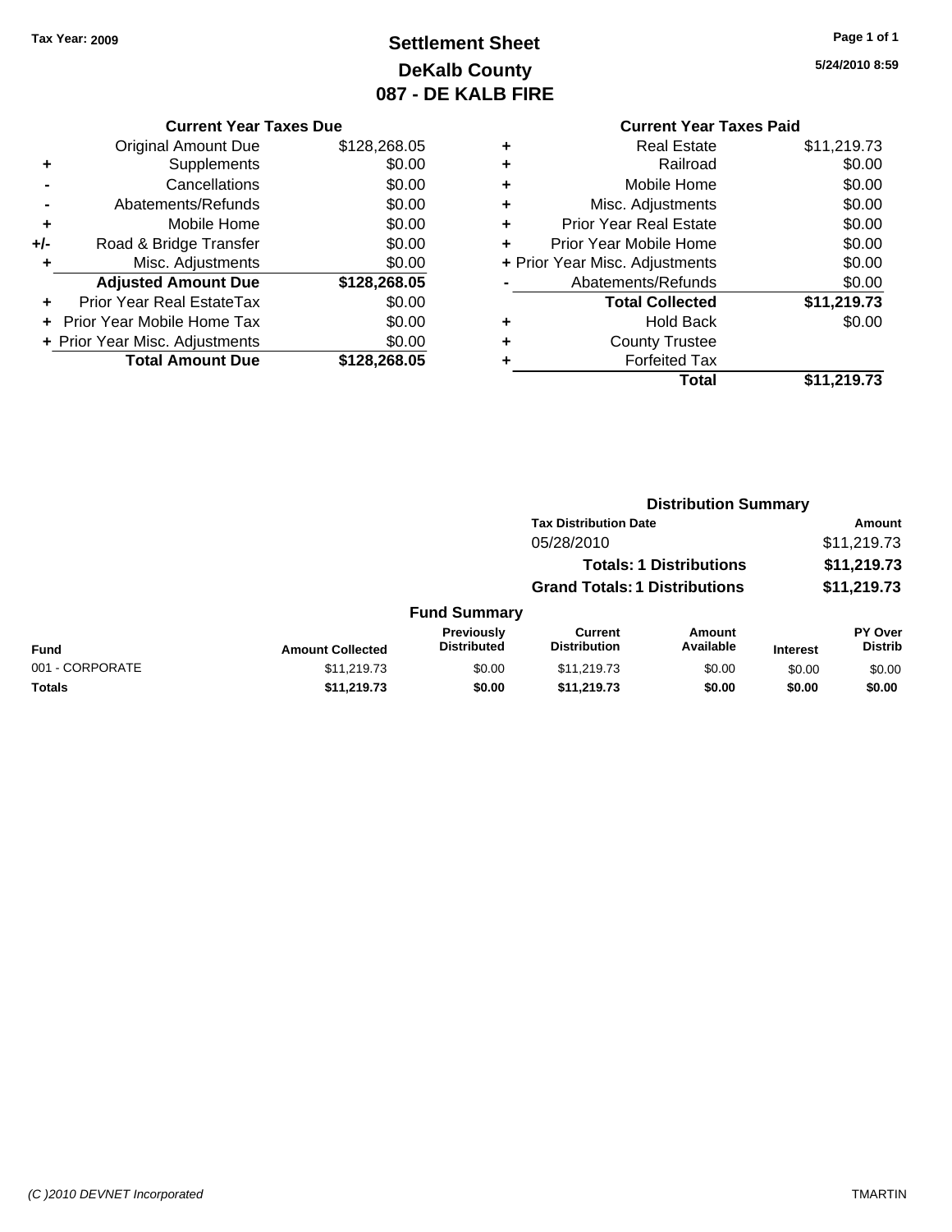Tax Year: 2009

# Settlement Sheet
## DeKalb County
## 087 - DE KALB FIRE

5/24/2010 8:59

### Current Year Taxes Due

| | | |
|---|---|---|
| | Original Amount Due | $128,268.05 |
| + | Supplements | $0.00 |
| - | Cancellations | $0.00 |
| - | Abatements/Refunds | $0.00 |
| + | Mobile Home | $0.00 |
| +/- | Road & Bridge Transfer | $0.00 |
| + | Misc. Adjustments | $0.00 |
| | **Adjusted Amount Due** | **$128,268.05** |
| + | Prior Year Real EstateTax | $0.00 |
| + | Prior Year Mobile Home Tax | $0.00 |
| + | Prior Year Misc. Adjustments | $0.00 |
| | **Total Amount Due** | **$128,268.05** |

### Current Year Taxes Paid

| | | |
|---|---|---|
| + | Real Estate | $11,219.73 |
| + | Railroad | $0.00 |
| + | Mobile Home | $0.00 |
| + | Misc. Adjustments | $0.00 |
| + | Prior Year Real Estate | $0.00 |
| + | Prior Year Mobile Home | $0.00 |
| + | Prior Year Misc. Adjustments | $0.00 |
| - | Abatements/Refunds | $0.00 |
| | **Total Collected** | **$11,219.73** |
| + | Hold Back | $0.00 |
| + | County Trustee | |
| + | Forfeited Tax | |
| | **Total** | **$11,219.73** |

### Distribution Summary

| Tax Distribution Date | Amount |
|---|---|
| 05/28/2010 | $11,219.73 |
| **Totals: 1 Distributions** | **$11,219.73** |
| **Grand Totals: 1 Distributions** | **$11,219.73** |

### Fund Summary

| Fund | Amount Collected | Previously Distributed | Current Distribution | Amount Available | Interest | PY Over Distrib |
|---|---|---|---|---|---|---|
| 001 - CORPORATE | $11,219.73 | $0.00 | $11,219.73 | $0.00 | $0.00 | $0.00 |
| **Totals** | **$11,219.73** | **$0.00** | **$11,219.73** | **$0.00** | **$0.00** | **$0.00** |

(C )2010 DEVNET Incorporated — TMARTIN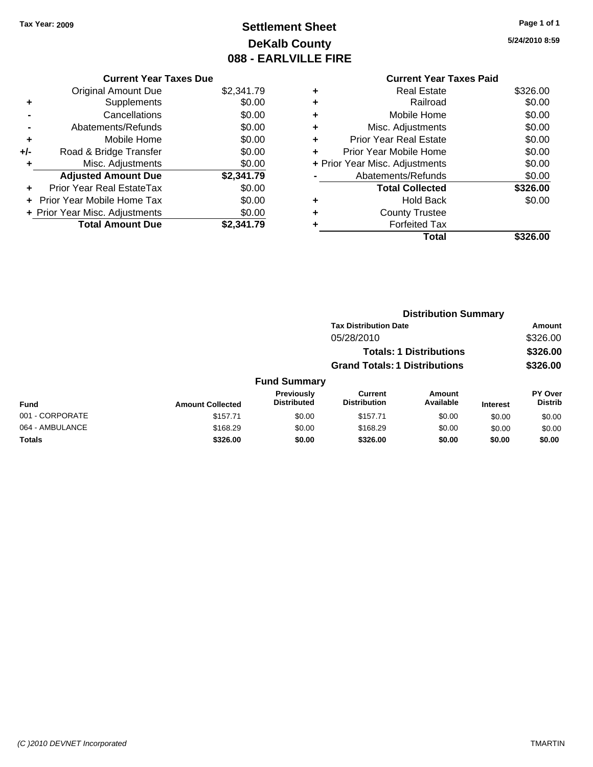Tax Year: 2009

# Settlement Sheet
## DeKalb County
## 088 - EARLVILLE FIRE

5/24/2010 8:59

### Current Year Taxes Due

| | | |
|---|---|---|
| | Original Amount Due | $2,341.79 |
| + | Supplements | $0.00 |
| - | Cancellations | $0.00 |
| - | Abatements/Refunds | $0.00 |
| + | Mobile Home | $0.00 |
| +/- | Road & Bridge Transfer | $0.00 |
| + | Misc. Adjustments | $0.00 |
| | **Adjusted Amount Due** | **$2,341.79** |
| + | Prior Year Real EstateTax | $0.00 |
| + | Prior Year Mobile Home Tax | $0.00 |
| + | Prior Year Misc. Adjustments | $0.00 |
| | **Total Amount Due** | **$2,341.79** |

### Current Year Taxes Paid

| | | |
|---|---|---|
| + | Real Estate | $326.00 |
| + | Railroad | $0.00 |
| + | Mobile Home | $0.00 |
| + | Misc. Adjustments | $0.00 |
| + | Prior Year Real Estate | $0.00 |
| + | Prior Year Mobile Home | $0.00 |
| + | Prior Year Misc. Adjustments | $0.00 |
| - | Abatements/Refunds | $0.00 |
| | **Total Collected** | **$326.00** |
| + | Hold Back | $0.00 |
| + | County Trustee | |
| + | Forfeited Tax | |
| | **Total** | **$326.00** |

### Distribution Summary

| Tax Distribution Date | Amount |
|---|---|
| 05/28/2010 | $326.00 |
| **Totals: 1 Distributions** | **$326.00** |
| **Grand Totals: 1 Distributions** | **$326.00** |

### Fund Summary

| Fund | Amount Collected | Previously Distributed | Current Distribution | Amount Available | Interest | PY Over Distrib |
|---|---|---|---|---|---|---|
| 001 - CORPORATE | $157.71 | $0.00 | $157.71 | $0.00 | $0.00 | $0.00 |
| 064 - AMBULANCE | $168.29 | $0.00 | $168.29 | $0.00 | $0.00 | $0.00 |
| **Totals** | **$326.00** | **$0.00** | **$326.00** | **$0.00** | **$0.00** | **$0.00** |

(C )2010 DEVNET Incorporated

TMARTIN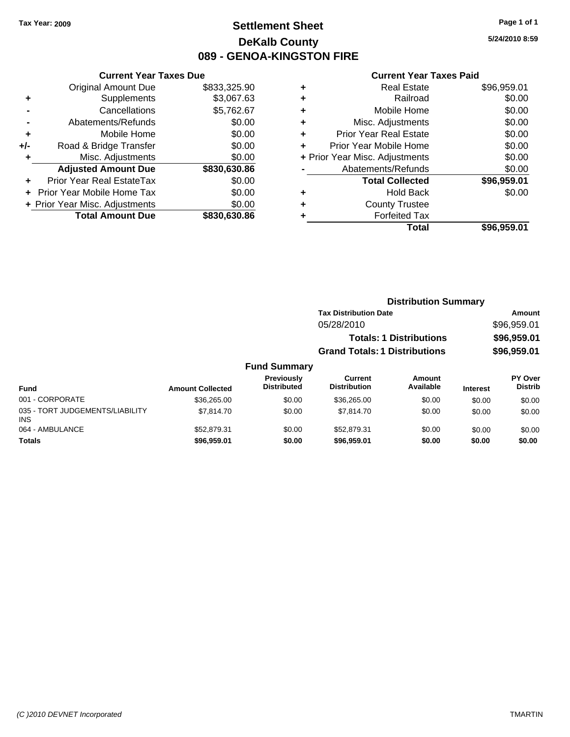Tax Year: 2009

# Settlement Sheet
## DeKalb County
## 089 - GENOA-KINGSTON FIRE

5/24/2010 8:59

**Current Year Taxes Due**

| | | |
|---|---|---|
| | Original Amount Due | $833,325.90 |
| + | Supplements | $3,067.63 |
| - | Cancellations | $5,762.67 |
| - | Abatements/Refunds | $0.00 |
| + | Mobile Home | $0.00 |
| +/- | Road & Bridge Transfer | $0.00 |
| + | Misc. Adjustments | $0.00 |
| | **Adjusted Amount Due** | **$830,630.86** |
| + | Prior Year Real EstateTax | $0.00 |
| + | Prior Year Mobile Home Tax | $0.00 |
| + | Prior Year Misc. Adjustments | $0.00 |
| | **Total Amount Due** | **$830,630.86** |

**Current Year Taxes Paid**

| | | |
|---|---|---|
| + | Real Estate | $96,959.01 |
| + | Railroad | $0.00 |
| + | Mobile Home | $0.00 |
| + | Misc. Adjustments | $0.00 |
| + | Prior Year Real Estate | $0.00 |
| + | Prior Year Mobile Home | $0.00 |
| + | Prior Year Misc. Adjustments | $0.00 |
| - | Abatements/Refunds | $0.00 |
| | **Total Collected** | **$96,959.01** |
| + | Hold Back | $0.00 |
| + | County Trustee | |
| + | Forfeited Tax | |
| | **Total** | **$96,959.01** |

**Distribution Summary**

| Tax Distribution Date | Amount |
|---|---|
| 05/28/2010 | $96,959.01 |
| **Totals: 1 Distributions** | **$96,959.01** |
| **Grand Totals: 1 Distributions** | **$96,959.01** |

**Fund Summary**

| Fund | Amount Collected | Previously Distributed | Current Distribution | Amount Available | Interest | PY Over Distrib |
|---|---|---|---|---|---|---|
| 001 - CORPORATE | $36,265.00 | $0.00 | $36,265.00 | $0.00 | $0.00 | $0.00 |
| 035 - TORT JUDGEMENTS/LIABILITY INS | $7,814.70 | $0.00 | $7,814.70 | $0.00 | $0.00 | $0.00 |
| 064 - AMBULANCE | $52,879.31 | $0.00 | $52,879.31 | $0.00 | $0.00 | $0.00 |
| **Totals** | **$96,959.01** | **$0.00** | **$96,959.01** | **$0.00** | **$0.00** | **$0.00** |

(C )2010 DEVNET Incorporated TMARTIN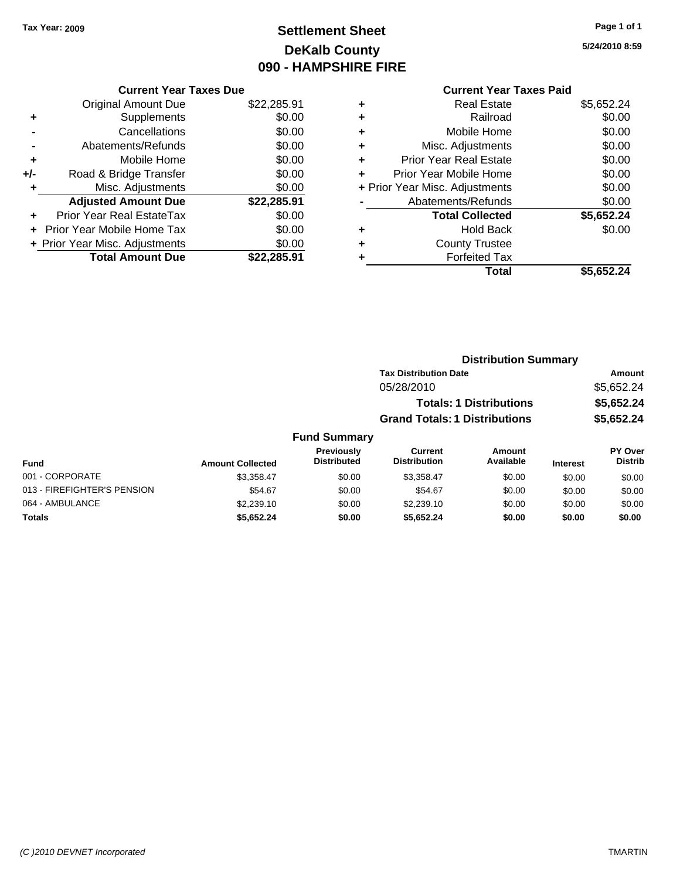Tax Year: 2009

# Settlement Sheet
## DeKalb County
## 090 - HAMPSHIRE FIRE

5/24/2010 8:59

### Current Year Taxes Due

| | | |
|---|---|---|
| | Original Amount Due | $22,285.91 |
| + | Supplements | $0.00 |
| - | Cancellations | $0.00 |
| - | Abatements/Refunds | $0.00 |
| + | Mobile Home | $0.00 |
| +/- | Road & Bridge Transfer | $0.00 |
| + | Misc. Adjustments | $0.00 |
| | **Adjusted Amount Due** | **$22,285.91** |
| + | Prior Year Real EstateTax | $0.00 |
| + | Prior Year Mobile Home Tax | $0.00 |
| + | Prior Year Misc. Adjustments | $0.00 |
| | **Total Amount Due** | **$22,285.91** |

### Current Year Taxes Paid

| | | |
|---|---|---|
| + | Real Estate | $5,652.24 |
| + | Railroad | $0.00 |
| + | Mobile Home | $0.00 |
| + | Misc. Adjustments | $0.00 |
| + | Prior Year Real Estate | $0.00 |
| + | Prior Year Mobile Home | $0.00 |
| + | Prior Year Misc. Adjustments | $0.00 |
| - | Abatements/Refunds | $0.00 |
| | **Total Collected** | **$5,652.24** |
| + | Hold Back | $0.00 |
| + | County Trustee | |
| + | Forfeited Tax | |
| | **Total** | **$5,652.24** |

### Distribution Summary

| Tax Distribution Date | Amount |
|---|---|
| 05/28/2010 | $5,652.24 |
| **Totals: 1 Distributions** | **$5,652.24** |
| **Grand Totals: 1 Distributions** | **$5,652.24** |

### Fund Summary

| Fund | Amount Collected | Previously Distributed | Current Distribution | Amount Available | Interest | PY Over Distrib |
|---|---|---|---|---|---|---|
| 001 - CORPORATE | $3,358.47 | $0.00 | $3,358.47 | $0.00 | $0.00 | $0.00 |
| 013 - FIREFIGHTER'S PENSION | $54.67 | $0.00 | $54.67 | $0.00 | $0.00 | $0.00 |
| 064 - AMBULANCE | $2,239.10 | $0.00 | $2,239.10 | $0.00 | $0.00 | $0.00 |
| **Totals** | **$5,652.24** | **$0.00** | **$5,652.24** | **$0.00** | **$0.00** | **$0.00** |

(C )2010 DEVNET Incorporated

TMARTIN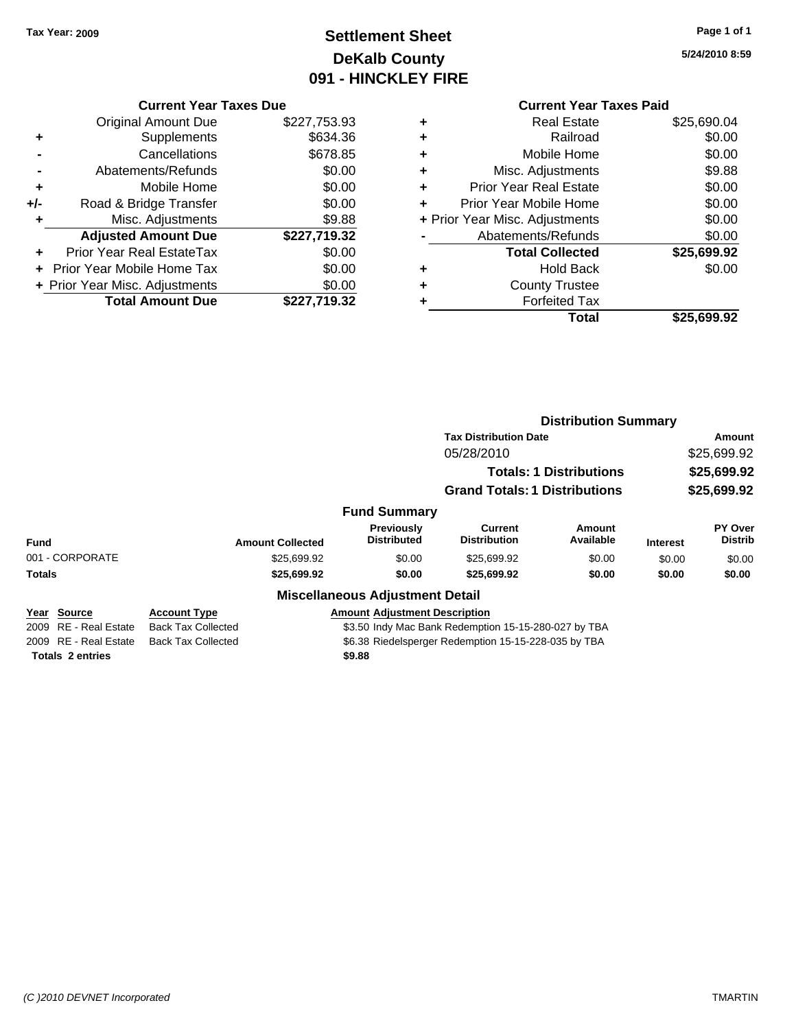**Tax Year: 2009**

# Settlement Sheet
## DeKalb County
## 091 - HINCKLEY FIRE

5/24/2010 8:59

### Current Year Taxes Due

| | | |
|---|---|---|
| | Original Amount Due | $227,753.93 |
| + | Supplements | $634.36 |
| - | Cancellations | $678.85 |
| - | Abatements/Refunds | $0.00 |
| + | Mobile Home | $0.00 |
| +/- | Road & Bridge Transfer | $0.00 |
| + | Misc. Adjustments | $9.88 |
| | **Adjusted Amount Due** | **$227,719.32** |
| + | Prior Year Real EstateTax | $0.00 |
| + | Prior Year Mobile Home Tax | $0.00 |
| + | Prior Year Misc. Adjustments | $0.00 |
| | **Total Amount Due** | **$227,719.32** |

### Current Year Taxes Paid

| | | |
|---|---|---|
| + | Real Estate | $25,690.04 |
| + | Railroad | $0.00 |
| + | Mobile Home | $0.00 |
| + | Misc. Adjustments | $9.88 |
| + | Prior Year Real Estate | $0.00 |
| + | Prior Year Mobile Home | $0.00 |
| + | Prior Year Misc. Adjustments | $0.00 |
| - | Abatements/Refunds | $0.00 |
| | **Total Collected** | **$25,699.92** |
| + | Hold Back | $0.00 |
| + | County Trustee | |
| + | Forfeited Tax | |
| | **Total** | **$25,699.92** |

### Distribution Summary

| Tax Distribution Date | Amount |
|---|---|
| 05/28/2010 | $25,699.92 |
| **Totals: 1 Distributions** | **$25,699.92** |
| **Grand Totals: 1 Distributions** | **$25,699.92** |

### Fund Summary

| Fund | Amount Collected | Previously Distributed | Current Distribution | Amount Available | Interest | PY Over Distrib |
|---|---|---|---|---|---|---|
| 001 - CORPORATE | $25,699.92 | $0.00 | $25,699.92 | $0.00 | $0.00 | $0.00 |
| **Totals** | **$25,699.92** | **$0.00** | **$25,699.92** | **$0.00** | **$0.00** | **$0.00** |

### Miscellaneous Adjustment Detail

| Year | Source | Account Type | Amount | Adjustment Description |
|---|---|---|---|---|
| 2009 | RE - Real Estate | Back Tax Collected | $3.50 | Indy Mac Bank Redemption 15-15-280-027 by TBA |
| 2009 | RE - Real Estate | Back Tax Collected | $6.38 | Riedelsperger Redemption 15-15-228-035 by TBA |
| **Totals 2 entries** | | | **$9.88** | |

(C )2010 DEVNET Incorporated TMARTIN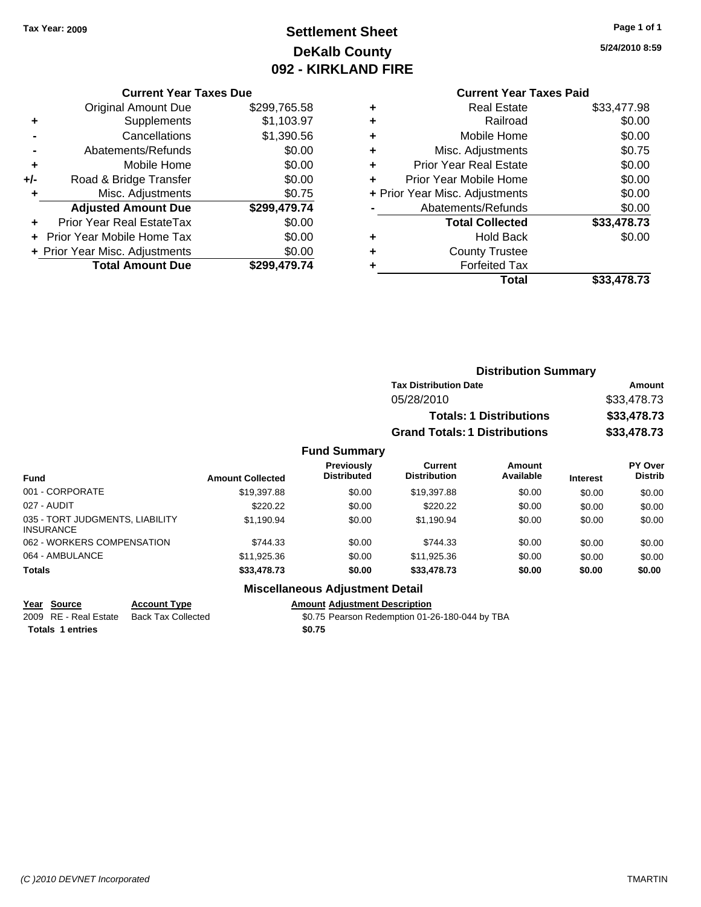**Tax Year: 2009**

# Settlement Sheet
## DeKalb County
## 092 - KIRKLAND FIRE

5/24/2010 8:59

### Current Year Taxes Due

| | | |
|---|---|---|
| | Original Amount Due | $299,765.58 |
| + | Supplements | $1,103.97 |
| - | Cancellations | $1,390.56 |
| - | Abatements/Refunds | $0.00 |
| + | Mobile Home | $0.00 |
| +/- | Road & Bridge Transfer | $0.00 |
| + | Misc. Adjustments | $0.75 |
| | **Adjusted Amount Due** | **$299,479.74** |
| + | Prior Year Real EstateTax | $0.00 |
| + | Prior Year Mobile Home Tax | $0.00 |
| + | Prior Year Misc. Adjustments | $0.00 |
| | **Total Amount Due** | **$299,479.74** |

### Current Year Taxes Paid

| | | |
|---|---|---|
| + | Real Estate | $33,477.98 |
| + | Railroad | $0.00 |
| + | Mobile Home | $0.00 |
| + | Misc. Adjustments | $0.75 |
| + | Prior Year Real Estate | $0.00 |
| + | Prior Year Mobile Home | $0.00 |
| + | Prior Year Misc. Adjustments | $0.00 |
| - | Abatements/Refunds | $0.00 |
| | **Total Collected** | **$33,478.73** |
| + | Hold Back | $0.00 |
| + | County Trustee | |
| + | Forfeited Tax | |
| | **Total** | **$33,478.73** |

### Distribution Summary

| Tax Distribution Date | Amount |
|---|---|
| 05/28/2010 | $33,478.73 |
| **Totals: 1 Distributions** | **$33,478.73** |
| **Grand Totals: 1 Distributions** | **$33,478.73** |

### Fund Summary

| Fund | Amount Collected | Previously Distributed | Current Distribution | Amount Available | Interest | PY Over Distrib |
|---|---|---|---|---|---|---|
| 001 - CORPORATE | $19,397.88 | $0.00 | $19,397.88 | $0.00 | $0.00 | $0.00 |
| 027 - AUDIT | $220.22 | $0.00 | $220.22 | $0.00 | $0.00 | $0.00 |
| 035 - TORT JUDGMENTS, LIABILITY INSURANCE | $1,190.94 | $0.00 | $1,190.94 | $0.00 | $0.00 | $0.00 |
| 062 - WORKERS COMPENSATION | $744.33 | $0.00 | $744.33 | $0.00 | $0.00 | $0.00 |
| 064 - AMBULANCE | $11,925.36 | $0.00 | $11,925.36 | $0.00 | $0.00 | $0.00 |
| **Totals** | **$33,478.73** | **$0.00** | **$33,478.73** | **$0.00** | **$0.00** | **$0.00** |

### Miscellaneous Adjustment Detail

| Year | Source | Account Type | Amount | Adjustment Description |
|---|---|---|---|---|
| 2009 | RE - Real Estate | Back Tax Collected | $0.75 | Pearson Redemption 01-26-180-044 by TBA |
| **Totals** | **1 entries** | | **$0.75** | |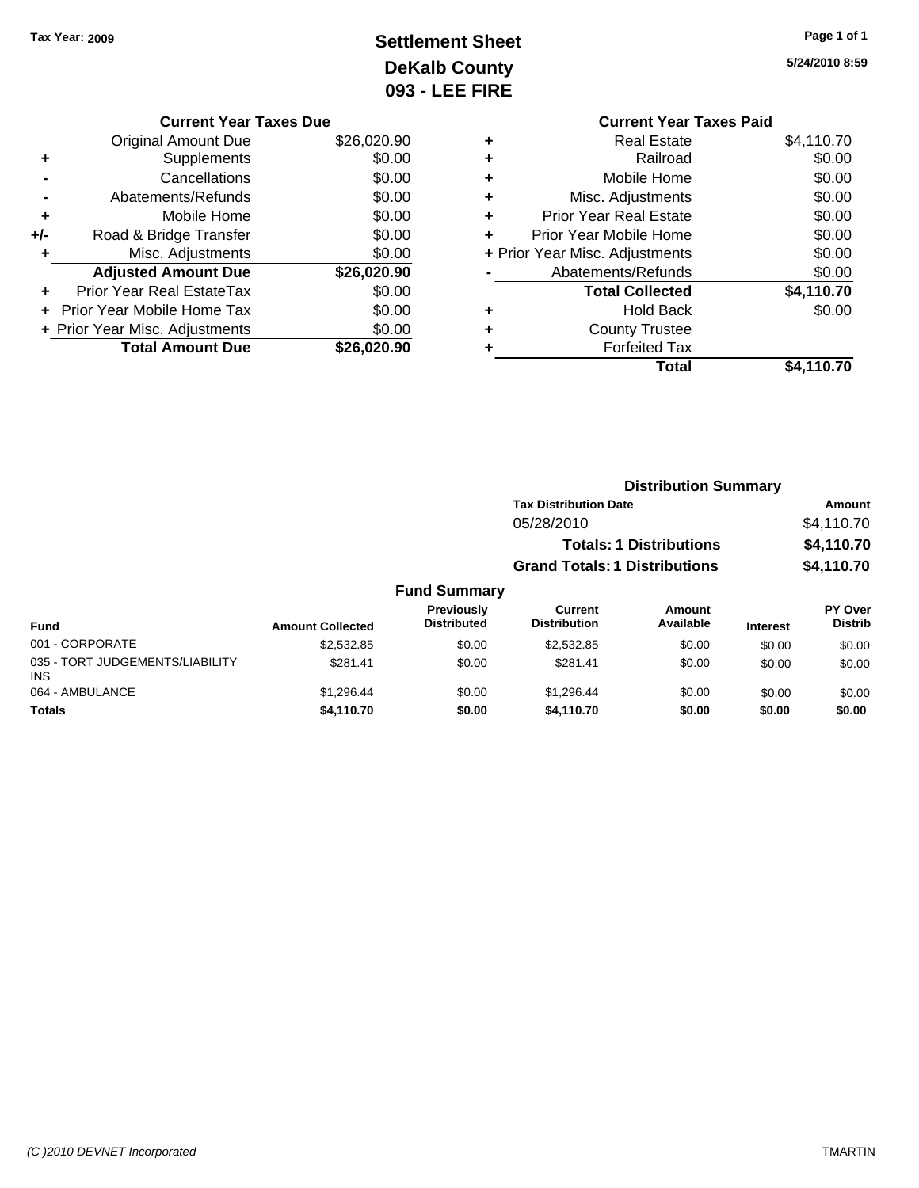Tax Year: 2009

# Settlement Sheet
## DeKalb County
## 093 - LEE FIRE

5/24/2010 8:59

### Current Year Taxes Due

| | | |
|---|---|---|
| | Original Amount Due | $26,020.90 |
| + | Supplements | $0.00 |
| - | Cancellations | $0.00 |
| - | Abatements/Refunds | $0.00 |
| + | Mobile Home | $0.00 |
| +/- | Road & Bridge Transfer | $0.00 |
| + | Misc. Adjustments | $0.00 |
| | **Adjusted Amount Due** | **$26,020.90** |
| + | Prior Year Real EstateTax | $0.00 |
| + | Prior Year Mobile Home Tax | $0.00 |
| + | Prior Year Misc. Adjustments | $0.00 |
| | **Total Amount Due** | **$26,020.90** |

### Current Year Taxes Paid

| | | |
|---|---|---|
| + | Real Estate | $4,110.70 |
| + | Railroad | $0.00 |
| + | Mobile Home | $0.00 |
| + | Misc. Adjustments | $0.00 |
| + | Prior Year Real Estate | $0.00 |
| + | Prior Year Mobile Home | $0.00 |
| + | Prior Year Misc. Adjustments | $0.00 |
| - | Abatements/Refunds | $0.00 |
| | **Total Collected** | **$4,110.70** |
| + | Hold Back | $0.00 |
| + | County Trustee | |
| + | Forfeited Tax | |
| | **Total** | **$4,110.70** |

### Distribution Summary

| Tax Distribution Date | Amount |
|---|---|
| 05/28/2010 | $4,110.70 |
| **Totals: 1 Distributions** | **$4,110.70** |
| **Grand Totals: 1 Distributions** | **$4,110.70** |

### Fund Summary

| Fund | Amount Collected | Previously Distributed | Current Distribution | Amount Available | Interest | PY Over Distrib |
|---|---|---|---|---|---|---|
| 001 - CORPORATE | $2,532.85 | $0.00 | $2,532.85 | $0.00 | $0.00 | $0.00 |
| 035 - TORT JUDGEMENTS/LIABILITY INS | $281.41 | $0.00 | $281.41 | $0.00 | $0.00 | $0.00 |
| 064 - AMBULANCE | $1,296.44 | $0.00 | $1,296.44 | $0.00 | $0.00 | $0.00 |
| **Totals** | **$4,110.70** | **$0.00** | **$4,110.70** | **$0.00** | **$0.00** | **$0.00** |

(C )2010 DEVNET Incorporated TMARTIN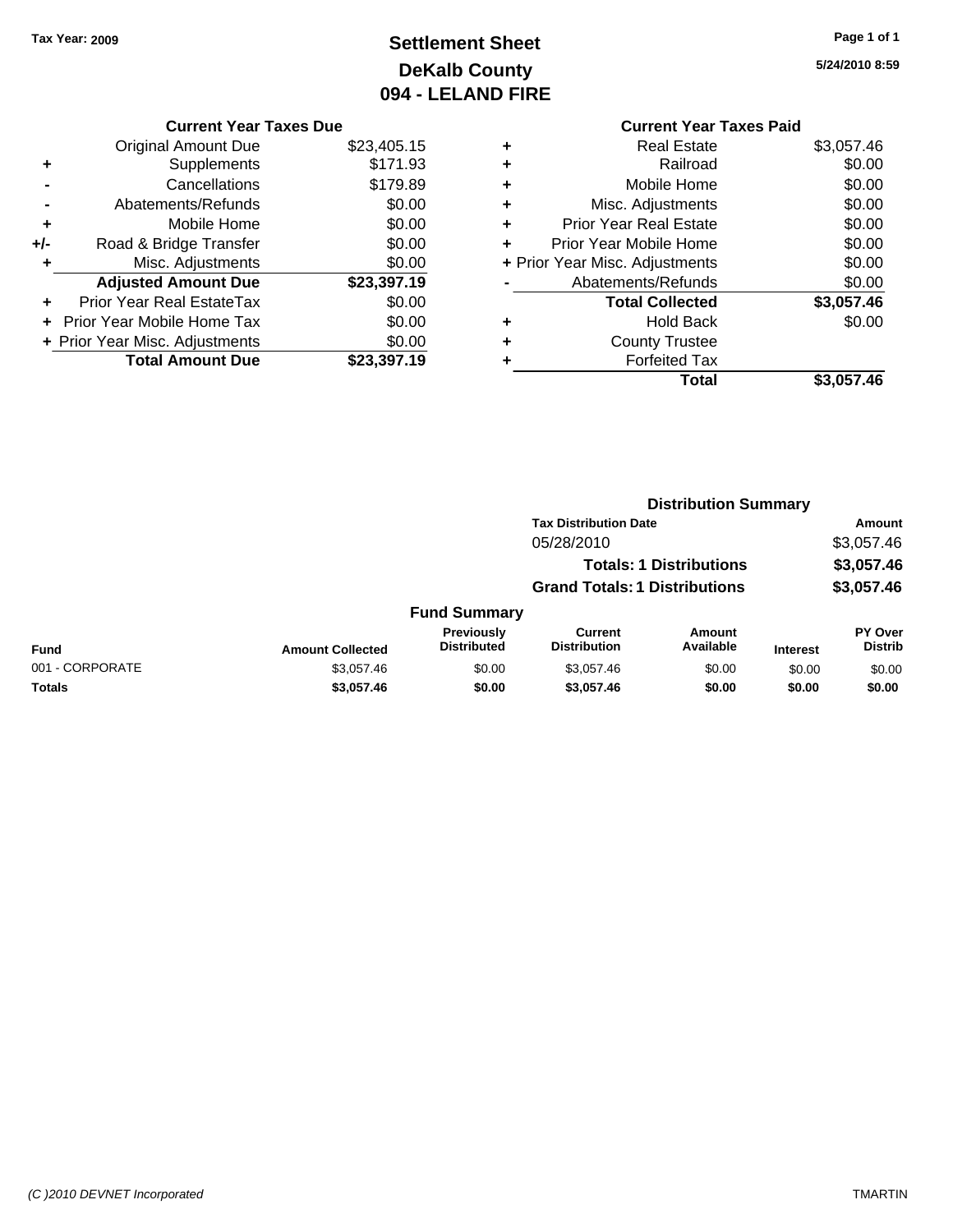Tax Year: 2009

# Settlement Sheet
## DeKalb County
## 094 - LELAND FIRE

5/24/2010 8:59

### Current Year Taxes Due

| | | |
|---|---|---|
| | Original Amount Due | $23,405.15 |
| + | Supplements | $171.93 |
| - | Cancellations | $179.89 |
| - | Abatements/Refunds | $0.00 |
| + | Mobile Home | $0.00 |
| +/- | Road & Bridge Transfer | $0.00 |
| + | Misc. Adjustments | $0.00 |
| | **Adjusted Amount Due** | **$23,397.19** |
| + | Prior Year Real EstateTax | $0.00 |
| + | Prior Year Mobile Home Tax | $0.00 |
| + | Prior Year Misc. Adjustments | $0.00 |
| | **Total Amount Due** | **$23,397.19** |

### Current Year Taxes Paid

| | | |
|---|---|---|
| + | Real Estate | $3,057.46 |
| + | Railroad | $0.00 |
| + | Mobile Home | $0.00 |
| + | Misc. Adjustments | $0.00 |
| + | Prior Year Real Estate | $0.00 |
| + | Prior Year Mobile Home | $0.00 |
| + | Prior Year Misc. Adjustments | $0.00 |
| - | Abatements/Refunds | $0.00 |
| | **Total Collected** | **$3,057.46** |
| + | Hold Back | $0.00 |
| + | County Trustee | |
| + | Forfeited Tax | |
| | **Total** | **$3,057.46** |

### Distribution Summary

| Tax Distribution Date | Amount |
|---|---|
| 05/28/2010 | $3,057.46 |
| **Totals: 1 Distributions** | **$3,057.46** |
| **Grand Totals: 1 Distributions** | **$3,057.46** |

### Fund Summary

| Fund | Amount Collected | Previously Distributed | Current Distribution | Amount Available | Interest | PY Over Distrib |
|---|---|---|---|---|---|---|
| 001 - CORPORATE | $3,057.46 | $0.00 | $3,057.46 | $0.00 | $0.00 | $0.00 |
| **Totals** | **$3,057.46** | **$0.00** | **$3,057.46** | **$0.00** | **$0.00** | **$0.00** |

(C )2010 DEVNET Incorporated TMARTIN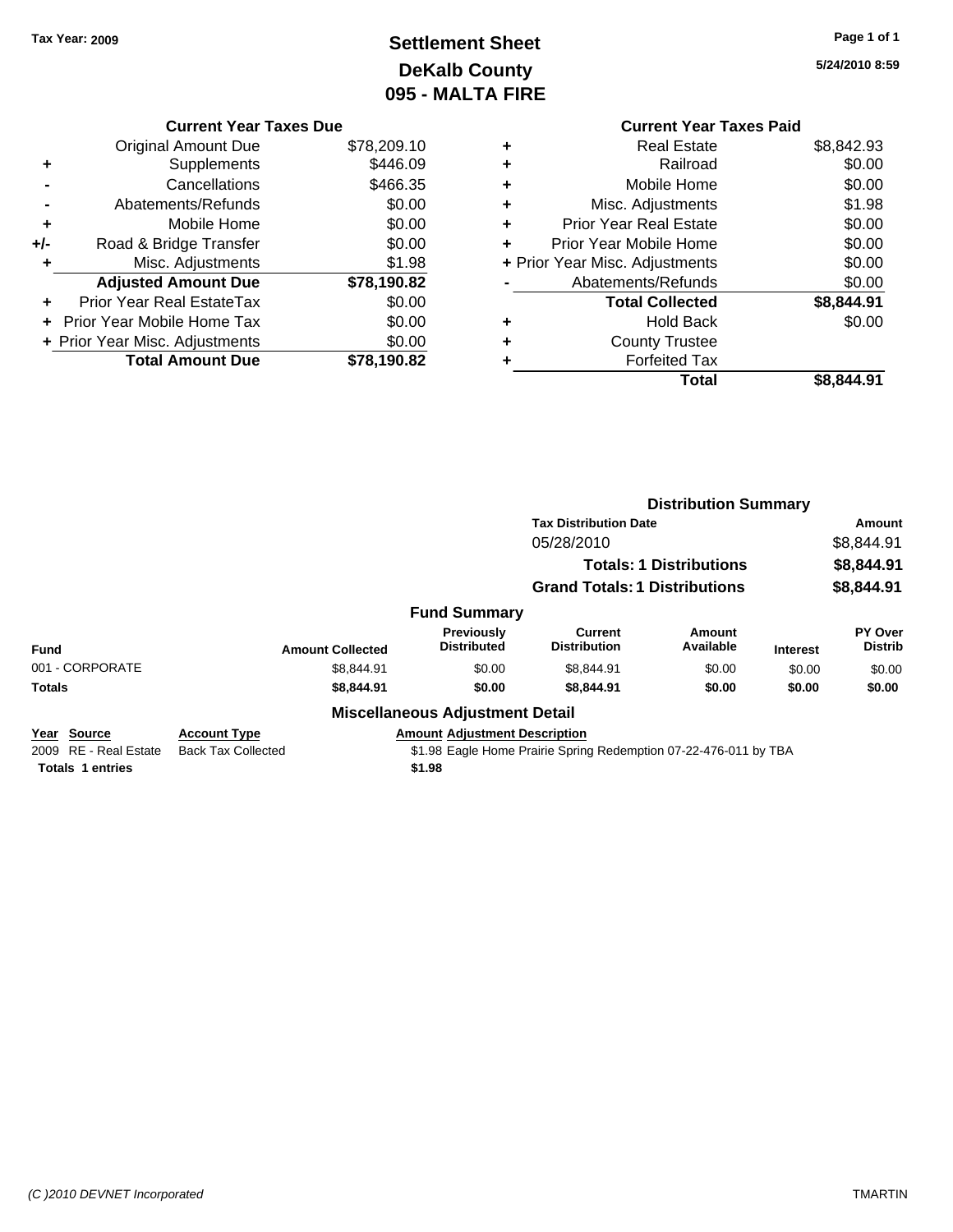**Tax Year: 2009**

# Settlement Sheet
## DeKalb County
## 095 - MALTA FIRE

5/24/2010 8:59

### Current Year Taxes Due

| | | |
|---|---|---|
| | Original Amount Due | $78,209.10 |
| + | Supplements | $446.09 |
| - | Cancellations | $466.35 |
| - | Abatements/Refunds | $0.00 |
| + | Mobile Home | $0.00 |
| +/- | Road & Bridge Transfer | $0.00 |
| + | Misc. Adjustments | $1.98 |
| | **Adjusted Amount Due** | **$78,190.82** |
| + | Prior Year Real EstateTax | $0.00 |
| + | Prior Year Mobile Home Tax | $0.00 |
| + | Prior Year Misc. Adjustments | $0.00 |
| | **Total Amount Due** | **$78,190.82** |

### Current Year Taxes Paid

| | | |
|---|---|---|
| + | Real Estate | $8,842.93 |
| + | Railroad | $0.00 |
| + | Mobile Home | $0.00 |
| + | Misc. Adjustments | $1.98 |
| + | Prior Year Real Estate | $0.00 |
| + | Prior Year Mobile Home | $0.00 |
| + | Prior Year Misc. Adjustments | $0.00 |
| - | Abatements/Refunds | $0.00 |
| | **Total Collected** | **$8,844.91** |
| + | Hold Back | $0.00 |
| + | County Trustee | |
| + | Forfeited Tax | |
| | **Total** | **$8,844.91** |

### Distribution Summary

| Tax Distribution Date | Amount |
|---|---|
| 05/28/2010 | $8,844.91 |
| **Totals: 1 Distributions** | **$8,844.91** |
| **Grand Totals: 1 Distributions** | **$8,844.91** |

### Fund Summary

| Fund | Amount Collected | Previously Distributed | Current Distribution | Amount Available | Interest | PY Over Distrib |
|---|---|---|---|---|---|---|
| 001 - CORPORATE | $8,844.91 | $0.00 | $8,844.91 | $0.00 | $0.00 | $0.00 |
| **Totals** | **$8,844.91** | **$0.00** | **$8,844.91** | **$0.00** | **$0.00** | **$0.00** |

### Miscellaneous Adjustment Detail

| Year | Source | Account Type | Amount | Adjustment Description |
|---|---|---|---|---|
| 2009 | RE - Real Estate | Back Tax Collected | $1.98 | Eagle Home Prairie Spring Redemption 07-22-476-011 by TBA |
| **Totals 1 entries** | | | **$1.98** | |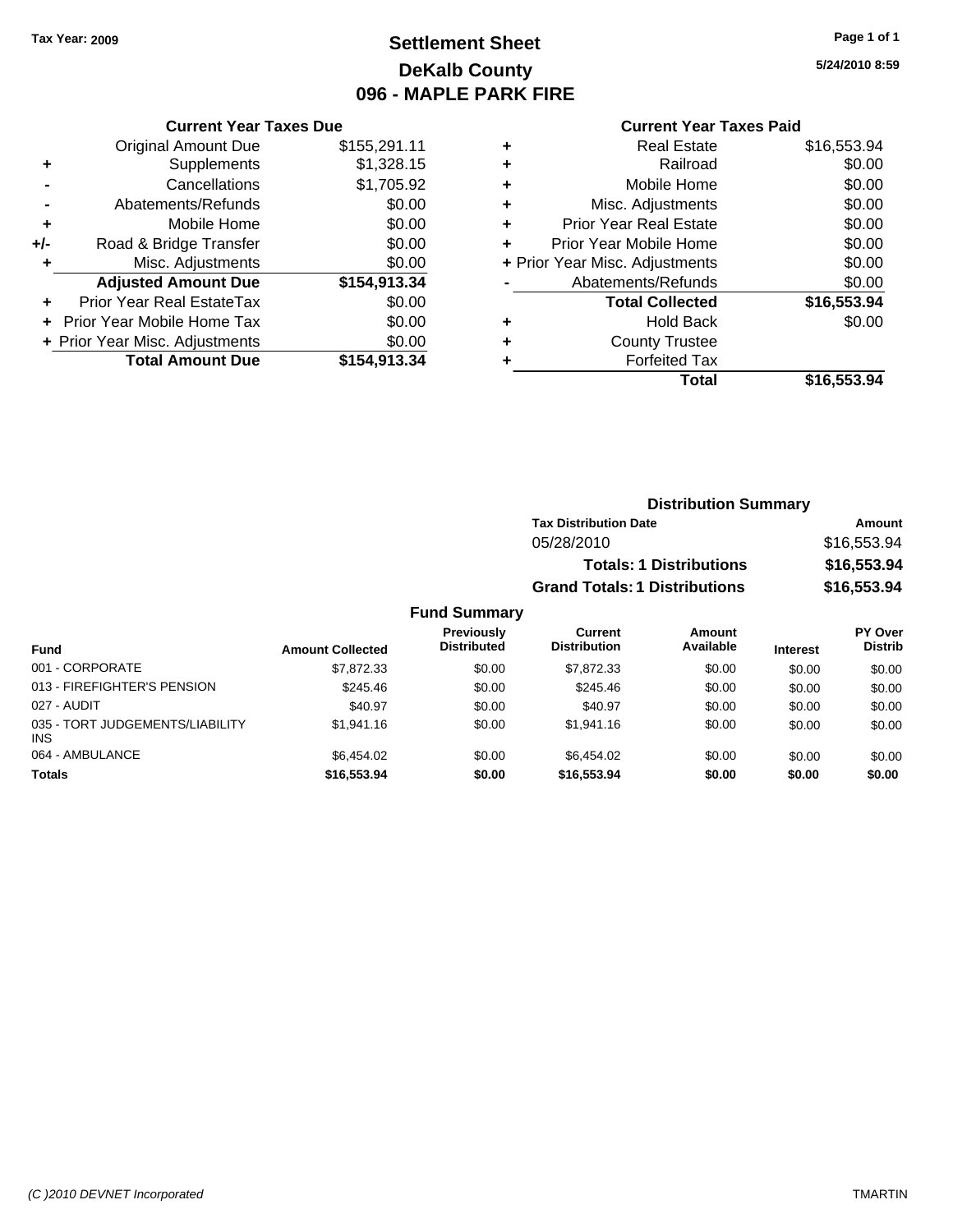**Tax Year: 2009**

# Settlement Sheet
# DeKalb County
# 096 - MAPLE PARK FIRE

5/24/2010 8:59

### Current Year Taxes Due

| | | |
|---|---|---|
| | Original Amount Due | $155,291.11 |
| + | Supplements | $1,328.15 |
| - | Cancellations | $1,705.92 |
| - | Abatements/Refunds | $0.00 |
| + | Mobile Home | $0.00 |
| +/- | Road & Bridge Transfer | $0.00 |
| + | Misc. Adjustments | $0.00 |
| | **Adjusted Amount Due** | **$154,913.34** |
| + | Prior Year Real EstateTax | $0.00 |
| + | Prior Year Mobile Home Tax | $0.00 |
| + | Prior Year Misc. Adjustments | $0.00 |
| | **Total Amount Due** | **$154,913.34** |

### Current Year Taxes Paid

| | | |
|---|---|---|
| + | Real Estate | $16,553.94 |
| + | Railroad | $0.00 |
| + | Mobile Home | $0.00 |
| + | Misc. Adjustments | $0.00 |
| + | Prior Year Real Estate | $0.00 |
| + | Prior Year Mobile Home | $0.00 |
| + | Prior Year Misc. Adjustments | $0.00 |
| - | Abatements/Refunds | $0.00 |
| | **Total Collected** | **$16,553.94** |
| + | Hold Back | $0.00 |
| + | County Trustee | |
| + | Forfeited Tax | |
| | **Total** | **$16,553.94** |

### Distribution Summary

| Tax Distribution Date | Amount |
|---|---|
| 05/28/2010 | $16,553.94 |
| **Totals: 1 Distributions** | **$16,553.94** |
| **Grand Totals: 1 Distributions** | **$16,553.94** |

### Fund Summary

| Fund | Amount Collected | Previously Distributed | Current Distribution | Amount Available | Interest | PY Over Distrib |
|---|---|---|---|---|---|---|
| 001 - CORPORATE | $7,872.33 | $0.00 | $7,872.33 | $0.00 | $0.00 | $0.00 |
| 013 - FIREFIGHTER'S PENSION | $245.46 | $0.00 | $245.46 | $0.00 | $0.00 | $0.00 |
| 027 - AUDIT | $40.97 | $0.00 | $40.97 | $0.00 | $0.00 | $0.00 |
| 035 - TORT JUDGEMENTS/LIABILITY INS | $1,941.16 | $0.00 | $1,941.16 | $0.00 | $0.00 | $0.00 |
| 064 - AMBULANCE | $6,454.02 | $0.00 | $6,454.02 | $0.00 | $0.00 | $0.00 |
| **Totals** | **$16,553.94** | **$0.00** | **$16,553.94** | **$0.00** | **$0.00** | **$0.00** |

(C )2010 DEVNET Incorporated TMARTIN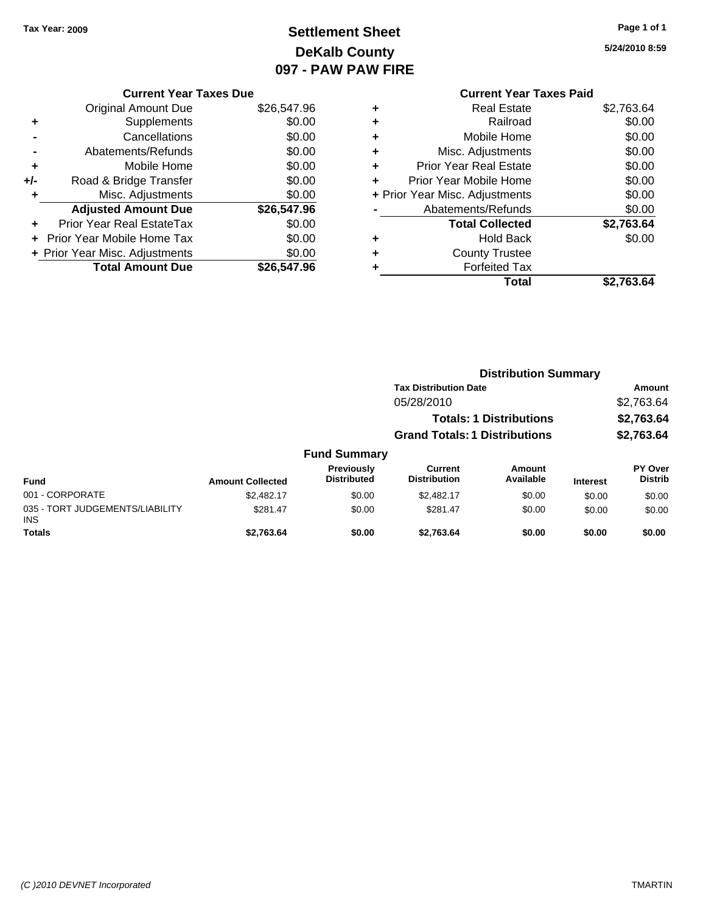Tax Year: 2009

# Settlement Sheet
## DeKalb County
## 097 - PAW PAW FIRE

5/24/2010 8:59

### Current Year Taxes Due

| | | |
|---|---|---|
| | Original Amount Due | $26,547.96 |
| + | Supplements | $0.00 |
| - | Cancellations | $0.00 |
| - | Abatements/Refunds | $0.00 |
| + | Mobile Home | $0.00 |
| +/- | Road & Bridge Transfer | $0.00 |
| + | Misc. Adjustments | $0.00 |
| | **Adjusted Amount Due** | **$26,547.96** |
| + | Prior Year Real EstateTax | $0.00 |
| + | Prior Year Mobile Home Tax | $0.00 |
| + | Prior Year Misc. Adjustments | $0.00 |
| | **Total Amount Due** | **$26,547.96** |

### Current Year Taxes Paid

| | | |
|---|---|---|
| + | Real Estate | $2,763.64 |
| + | Railroad | $0.00 |
| + | Mobile Home | $0.00 |
| + | Misc. Adjustments | $0.00 |
| + | Prior Year Real Estate | $0.00 |
| + | Prior Year Mobile Home | $0.00 |
| + | Prior Year Misc. Adjustments | $0.00 |
| - | Abatements/Refunds | $0.00 |
| | **Total Collected** | **$2,763.64** |
| + | Hold Back | $0.00 |
| + | County Trustee | |
| + | Forfeited Tax | |
| | **Total** | **$2,763.64** |

### Distribution Summary

| Tax Distribution Date | Amount |
|---|---|
| 05/28/2010 | $2,763.64 |
| **Totals: 1 Distributions** | **$2,763.64** |
| **Grand Totals: 1 Distributions** | **$2,763.64** |

### Fund Summary

| Fund | Amount Collected | Previously Distributed | Current Distribution | Amount Available | Interest | PY Over Distrib |
|---|---|---|---|---|---|---|
| 001 - CORPORATE | $2,482.17 | $0.00 | $2,482.17 | $0.00 | $0.00 | $0.00 |
| 035 - TORT JUDGEMENTS/LIABILITY INS | $281.47 | $0.00 | $281.47 | $0.00 | $0.00 | $0.00 |
| **Totals** | **$2,763.64** | **$0.00** | **$2,763.64** | **$0.00** | **$0.00** | **$0.00** |

(C )2010 DEVNET Incorporated TMARTIN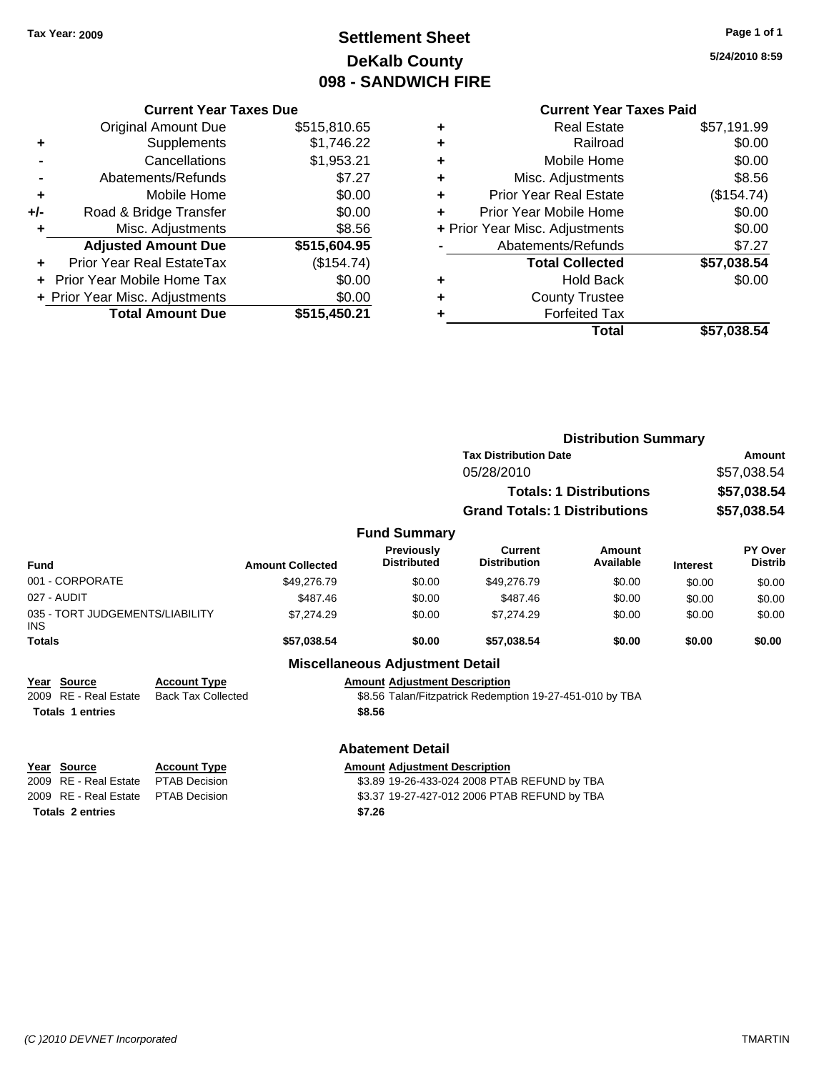**Tax Year: 2009**

# Settlement Sheet
## DeKalb County
## 098 - SANDWICH FIRE

5/24/2010 8:59

### Current Year Taxes Due

| | | |
|---|---|---|
| | Original Amount Due | $515,810.65 |
| + | Supplements | $1,746.22 |
| - | Cancellations | $1,953.21 |
| - | Abatements/Refunds | $7.27 |
| + | Mobile Home | $0.00 |
| +/- | Road & Bridge Transfer | $0.00 |
| + | Misc. Adjustments | $8.56 |
| | **Adjusted Amount Due** | **$515,604.95** |
| + | Prior Year Real EstateTax | ($154.74) |
| + | Prior Year Mobile Home Tax | $0.00 |
| + | Prior Year Misc. Adjustments | $0.00 |
| | **Total Amount Due** | **$515,450.21** |

### Current Year Taxes Paid

| | | |
|---|---|---|
| + | Real Estate | $57,191.99 |
| + | Railroad | $0.00 |
| + | Mobile Home | $0.00 |
| + | Misc. Adjustments | $8.56 |
| + | Prior Year Real Estate | ($154.74) |
| + | Prior Year Mobile Home | $0.00 |
| + | Prior Year Misc. Adjustments | $0.00 |
| - | Abatements/Refunds | $7.27 |
| | **Total Collected** | **$57,038.54** |
| + | Hold Back | $0.00 |
| + | County Trustee | |
| + | Forfeited Tax | |
| | **Total** | **$57,038.54** |

### Distribution Summary

| Tax Distribution Date | Amount |
|---|---|
| 05/28/2010 | $57,038.54 |
| **Totals: 1 Distributions** | **$57,038.54** |
| **Grand Totals: 1 Distributions** | **$57,038.54** |

### Fund Summary

| Fund | Amount Collected | Previously Distributed | Current Distribution | Amount Available | Interest | PY Over Distrib |
|---|---|---|---|---|---|---|
| 001 - CORPORATE | $49,276.79 | $0.00 | $49,276.79 | $0.00 | $0.00 | $0.00 |
| 027 - AUDIT | $487.46 | $0.00 | $487.46 | $0.00 | $0.00 | $0.00 |
| 035 - TORT JUDGEMENTS/LIABILITY INS | $7,274.29 | $0.00 | $7,274.29 | $0.00 | $0.00 | $0.00 |
| **Totals** | **$57,038.54** | **$0.00** | **$57,038.54** | **$0.00** | **$0.00** | **$0.00** |

### Miscellaneous Adjustment Detail

| Year | Source | Account Type | Amount | Adjustment Description |
|---|---|---|---|---|
| 2009 | RE - Real Estate | Back Tax Collected | $8.56 | Talan/Fitzpatrick Redemption 19-27-451-010 by TBA |
| **Totals 1 entries** | | | **$8.56** | |

### Abatement Detail

| Year | Source | Account Type | Amount | Adjustment Description |
|---|---|---|---|---|
| 2009 | RE - Real Estate | PTAB Decision | $3.89 | 19-26-433-024 2008 PTAB REFUND by TBA |
| 2009 | RE - Real Estate | PTAB Decision | $3.37 | 19-27-427-012 2006 PTAB REFUND by TBA |
| **Totals 2 entries** | | | **$7.26** | |

(C )2010 DEVNET Incorporated TMARTIN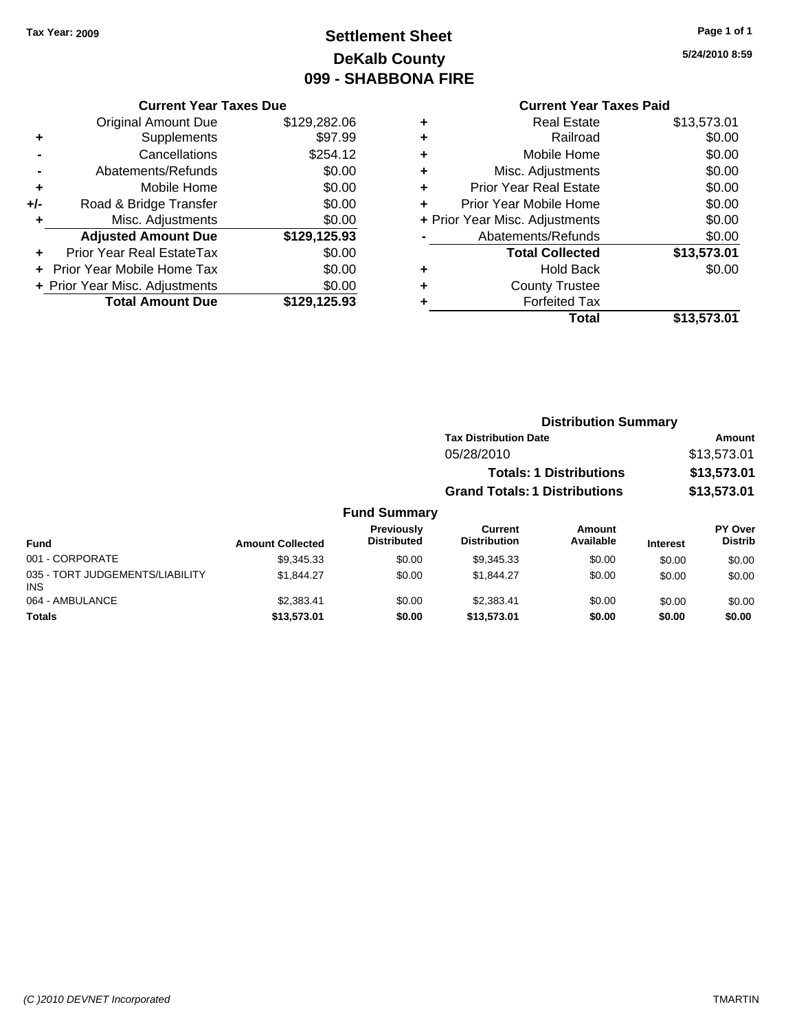Tax Year: 2009

# Settlement Sheet
# DeKalb County
# 099 - SHABBONA FIRE

5/24/2010 8:59

| | Current Year Taxes Due | |
|---|---|---|
| | Original Amount Due | $129,282.06 |
| + | Supplements | $97.99 |
| - | Cancellations | $254.12 |
| - | Abatements/Refunds | $0.00 |
| + | Mobile Home | $0.00 |
| +/- | Road & Bridge Transfer | $0.00 |
| + | Misc. Adjustments | $0.00 |
| | **Adjusted Amount Due** | **$129,125.93** |
| + | Prior Year Real EstateTax | $0.00 |
| + | Prior Year Mobile Home Tax | $0.00 |
| + | Prior Year Misc. Adjustments | $0.00 |
| | **Total Amount Due** | **$129,125.93** |

| | Current Year Taxes Paid | |
|---|---|---|
| + | Real Estate | $13,573.01 |
| + | Railroad | $0.00 |
| + | Mobile Home | $0.00 |
| + | Misc. Adjustments | $0.00 |
| + | Prior Year Real Estate | $0.00 |
| + | Prior Year Mobile Home | $0.00 |
| + | Prior Year Misc. Adjustments | $0.00 |
| - | Abatements/Refunds | $0.00 |
| | **Total Collected** | **$13,573.01** |
| + | Hold Back | $0.00 |
| + | County Trustee | |
| + | Forfeited Tax | |
| | **Total** | **$13,573.01** |

### Distribution Summary

| Tax Distribution Date | Amount |
|---|---|
| 05/28/2010 | $13,573.01 |
| **Totals: 1 Distributions** | **$13,573.01** |
| **Grand Totals: 1 Distributions** | **$13,573.01** |

### Fund Summary

| Fund | Amount Collected | Previously Distributed | Current Distribution | Amount Available | Interest | PY Over Distrib |
|---|---|---|---|---|---|---|
| 001 - CORPORATE | $9,345.33 | $0.00 | $9,345.33 | $0.00 | $0.00 | $0.00 |
| 035 - TORT JUDGEMENTS/LIABILITY INS | $1,844.27 | $0.00 | $1,844.27 | $0.00 | $0.00 | $0.00 |
| 064 - AMBULANCE | $2,383.41 | $0.00 | $2,383.41 | $0.00 | $0.00 | $0.00 |
| **Totals** | **$13,573.01** | **$0.00** | **$13,573.01** | **$0.00** | **$0.00** | **$0.00** |

(C )2010 DEVNET Incorporated TMARTIN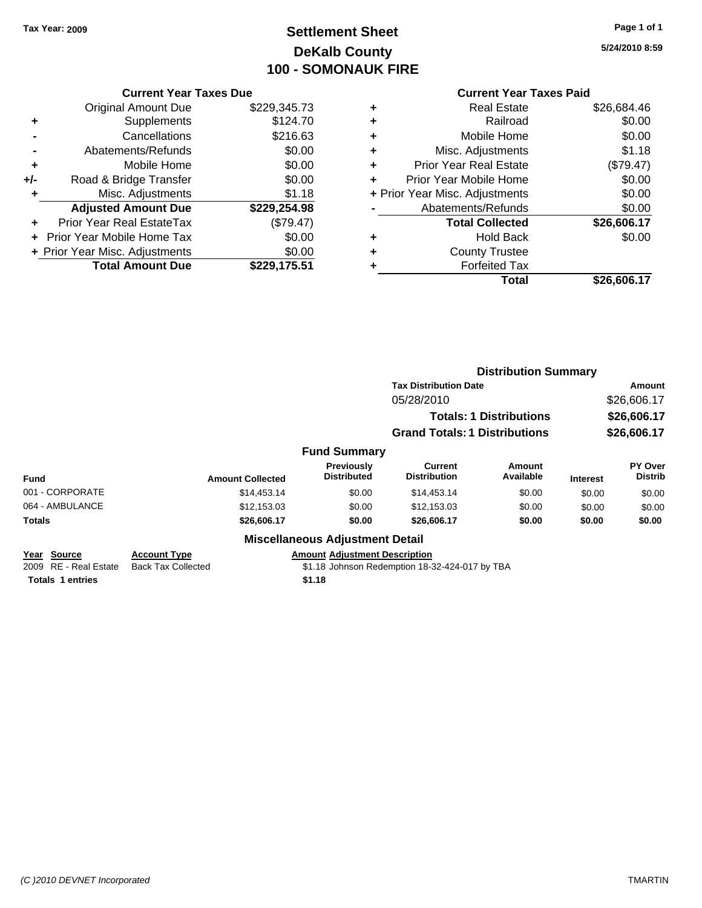Tax Year: 2009

# Settlement Sheet
## DeKalb County
## 100 - SOMONAUK FIRE

5/24/2010 8:59

### Current Year Taxes Due

| | | |
|---|---|---|
| | Original Amount Due | $229,345.73 |
| + | Supplements | $124.70 |
| - | Cancellations | $216.63 |
| - | Abatements/Refunds | $0.00 |
| + | Mobile Home | $0.00 |
| +/- | Road & Bridge Transfer | $0.00 |
| + | Misc. Adjustments | $1.18 |
| | **Adjusted Amount Due** | **$229,254.98** |
| + | Prior Year Real EstateTax | ($79.47) |
| + | Prior Year Mobile Home Tax | $0.00 |
| + | Prior Year Misc. Adjustments | $0.00 |
| | **Total Amount Due** | **$229,175.51** |

### Current Year Taxes Paid

| | | |
|---|---|---|
| + | Real Estate | $26,684.46 |
| + | Railroad | $0.00 |
| + | Mobile Home | $0.00 |
| + | Misc. Adjustments | $1.18 |
| + | Prior Year Real Estate | ($79.47) |
| + | Prior Year Mobile Home | $0.00 |
| + | Prior Year Misc. Adjustments | $0.00 |
| - | Abatements/Refunds | $0.00 |
| | **Total Collected** | **$26,606.17** |
| + | Hold Back | $0.00 |
| + | County Trustee | |
| + | Forfeited Tax | |
| | **Total** | **$26,606.17** |

### Distribution Summary

| Tax Distribution Date | Amount |
|---|---|
| 05/28/2010 | $26,606.17 |
| **Totals: 1 Distributions** | **$26,606.17** |
| **Grand Totals: 1 Distributions** | **$26,606.17** |

### Fund Summary

| Fund | Amount Collected | Previously Distributed | Current Distribution | Amount Available | Interest | PY Over Distrib |
|---|---|---|---|---|---|---|
| 001 - CORPORATE | $14,453.14 | $0.00 | $14,453.14 | $0.00 | $0.00 | $0.00 |
| 064 - AMBULANCE | $12,153.03 | $0.00 | $12,153.03 | $0.00 | $0.00 | $0.00 |
| **Totals** | **$26,606.17** | **$0.00** | **$26,606.17** | **$0.00** | **$0.00** | **$0.00** |

### Miscellaneous Adjustment Detail

| Year | Source | Account Type | Amount | Adjustment Description |
|---|---|---|---|---|
| 2009 | RE - Real Estate | Back Tax Collected | $1.18 | Johnson Redemption 18-32-424-017 by TBA |
| **Totals** | **1 entries** | | **$1.18** | |

(C )2010 DEVNET Incorporated — TMARTIN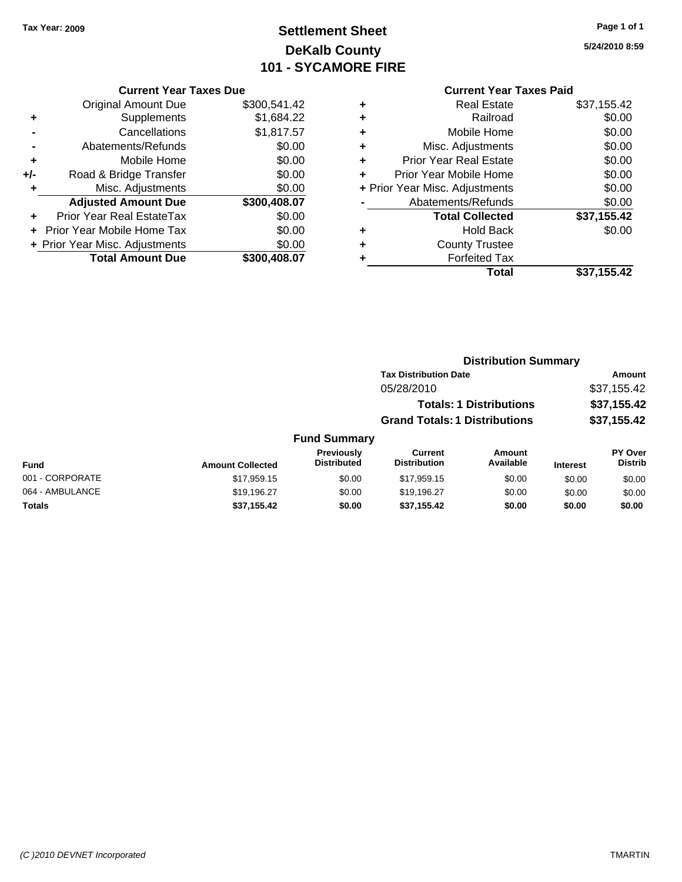Tax Year: 2009

# Settlement Sheet
# DeKalb County
# 101 - SYCAMORE FIRE

5/24/2010 8:59

### Current Year Taxes Due

| | | |
|---|---|---|
| | Original Amount Due | $300,541.42 |
| + | Supplements | $1,684.22 |
| - | Cancellations | $1,817.57 |
| - | Abatements/Refunds | $0.00 |
| + | Mobile Home | $0.00 |
| +/- | Road & Bridge Transfer | $0.00 |
| + | Misc. Adjustments | $0.00 |
| | **Adjusted Amount Due** | **$300,408.07** |
| + | Prior Year Real EstateTax | $0.00 |
| + | Prior Year Mobile Home Tax | $0.00 |
| + | Prior Year Misc. Adjustments | $0.00 |
| | **Total Amount Due** | **$300,408.07** |

### Current Year Taxes Paid

| | | |
|---|---|---|
| + | Real Estate | $37,155.42 |
| + | Railroad | $0.00 |
| + | Mobile Home | $0.00 |
| + | Misc. Adjustments | $0.00 |
| + | Prior Year Real Estate | $0.00 |
| + | Prior Year Mobile Home | $0.00 |
| + | Prior Year Misc. Adjustments | $0.00 |
| - | Abatements/Refunds | $0.00 |
| | **Total Collected** | **$37,155.42** |
| + | Hold Back | $0.00 |
| + | County Trustee | |
| + | Forfeited Tax | |
| | **Total** | **$37,155.42** |

### Distribution Summary

| Tax Distribution Date | Amount |
|---|---|
| 05/28/2010 | $37,155.42 |
| **Totals: 1 Distributions** | **$37,155.42** |
| **Grand Totals: 1 Distributions** | **$37,155.42** |

### Fund Summary

| Fund | Amount Collected | Previously Distributed | Current Distribution | Amount Available | Interest | PY Over Distrib |
|---|---|---|---|---|---|---|
| 001 - CORPORATE | $17,959.15 | $0.00 | $17,959.15 | $0.00 | $0.00 | $0.00 |
| 064 - AMBULANCE | $19,196.27 | $0.00 | $19,196.27 | $0.00 | $0.00 | $0.00 |
| **Totals** | **$37,155.42** | **$0.00** | **$37,155.42** | **$0.00** | **$0.00** | **$0.00** |

(C )2010 DEVNET Incorporated TMARTIN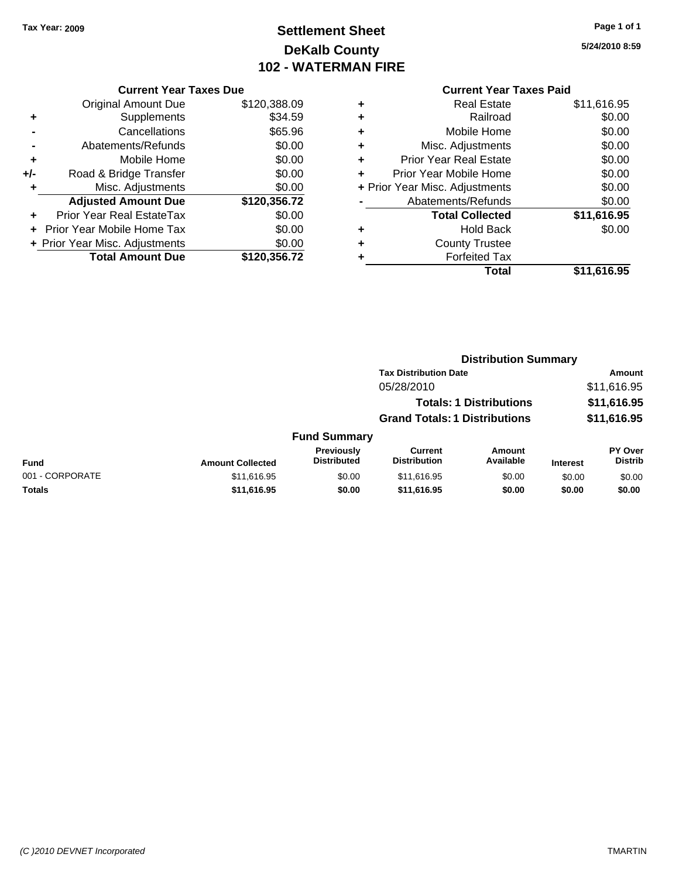Tax Year: 2009

# Settlement Sheet
## DeKalb County
## 102 - WATERMAN FIRE

5/24/2010 8:59

### Current Year Taxes Due

| | | |
|---|---|---|
| | Original Amount Due | $120,388.09 |
| + | Supplements | $34.59 |
| - | Cancellations | $65.96 |
| - | Abatements/Refunds | $0.00 |
| + | Mobile Home | $0.00 |
| +/- | Road & Bridge Transfer | $0.00 |
| + | Misc. Adjustments | $0.00 |
| | **Adjusted Amount Due** | **$120,356.72** |
| + | Prior Year Real EstateTax | $0.00 |
| + | Prior Year Mobile Home Tax | $0.00 |
| + | Prior Year Misc. Adjustments | $0.00 |
| | **Total Amount Due** | **$120,356.72** |

### Current Year Taxes Paid

| | | |
|---|---|---|
| + | Real Estate | $11,616.95 |
| + | Railroad | $0.00 |
| + | Mobile Home | $0.00 |
| + | Misc. Adjustments | $0.00 |
| + | Prior Year Real Estate | $0.00 |
| + | Prior Year Mobile Home | $0.00 |
| + | Prior Year Misc. Adjustments | $0.00 |
| - | Abatements/Refunds | $0.00 |
| | **Total Collected** | **$11,616.95** |
| + | Hold Back | $0.00 |
| + | County Trustee | |
| + | Forfeited Tax | |
| | **Total** | **$11,616.95** |

### Distribution Summary

| Tax Distribution Date | Amount |
|---|---|
| 05/28/2010 | $11,616.95 |
| **Totals: 1 Distributions** | **$11,616.95** |
| **Grand Totals: 1 Distributions** | **$11,616.95** |

### Fund Summary

| Fund | Amount Collected | Previously Distributed | Current Distribution | Amount Available | Interest | PY Over Distrib |
|---|---|---|---|---|---|---|
| 001 - CORPORATE | $11,616.95 | $0.00 | $11,616.95 | $0.00 | $0.00 | $0.00 |
| **Totals** | **$11,616.95** | **$0.00** | **$11,616.95** | **$0.00** | **$0.00** | **$0.00** |

(C )2010 DEVNET Incorporated

TMARTIN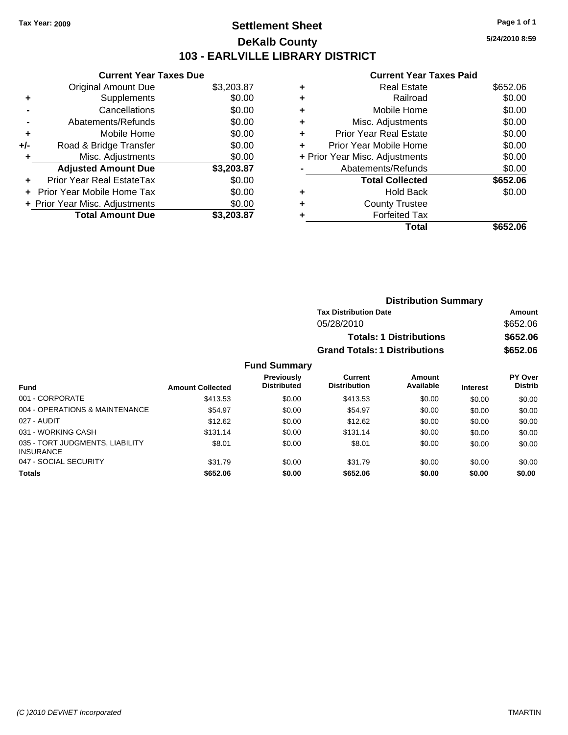Tax Year: 2009

# Settlement Sheet

## DeKalb County

## 103 - EARLVILLE LIBRARY DISTRICT

5/24/2010 8:59

### Current Year Taxes Due

| | | |
|---|---|---|
| | Original Amount Due | $3,203.87 |
| + | Supplements | $0.00 |
| - | Cancellations | $0.00 |
| - | Abatements/Refunds | $0.00 |
| + | Mobile Home | $0.00 |
| +/- | Road & Bridge Transfer | $0.00 |
| + | Misc. Adjustments | $0.00 |
| | **Adjusted Amount Due** | **$3,203.87** |
| + | Prior Year Real EstateTax | $0.00 |
| + | Prior Year Mobile Home Tax | $0.00 |
| + | Prior Year Misc. Adjustments | $0.00 |
| | **Total Amount Due** | **$3,203.87** |

### Current Year Taxes Paid

| | | |
|---|---|---|
| + | Real Estate | $652.06 |
| + | Railroad | $0.00 |
| + | Mobile Home | $0.00 |
| + | Misc. Adjustments | $0.00 |
| + | Prior Year Real Estate | $0.00 |
| + | Prior Year Mobile Home | $0.00 |
| + | Prior Year Misc. Adjustments | $0.00 |
| - | Abatements/Refunds | $0.00 |
| | **Total Collected** | **$652.06** |
| + | Hold Back | $0.00 |
| + | County Trustee | |
| + | Forfeited Tax | |
| | **Total** | **$652.06** |

### Distribution Summary

| Tax Distribution Date | Amount |
|---|---|
| 05/28/2010 | $652.06 |
| **Totals: 1 Distributions** | **$652.06** |
| **Grand Totals: 1 Distributions** | **$652.06** |

### Fund Summary

| Fund | Amount Collected | Previously Distributed | Current Distribution | Amount Available | Interest | PY Over Distrib |
|---|---|---|---|---|---|---|
| 001 - CORPORATE | $413.53 | $0.00 | $413.53 | $0.00 | $0.00 | $0.00 |
| 004 - OPERATIONS & MAINTENANCE | $54.97 | $0.00 | $54.97 | $0.00 | $0.00 | $0.00 |
| 027 - AUDIT | $12.62 | $0.00 | $12.62 | $0.00 | $0.00 | $0.00 |
| 031 - WORKING CASH | $131.14 | $0.00 | $131.14 | $0.00 | $0.00 | $0.00 |
| 035 - TORT JUDGMENTS, LIABILITY INSURANCE | $8.01 | $0.00 | $8.01 | $0.00 | $0.00 | $0.00 |
| 047 - SOCIAL SECURITY | $31.79 | $0.00 | $31.79 | $0.00 | $0.00 | $0.00 |
| **Totals** | **$652.06** | **$0.00** | **$652.06** | **$0.00** | **$0.00** | **$0.00** |

(C )2010 DEVNET Incorporated TMARTIN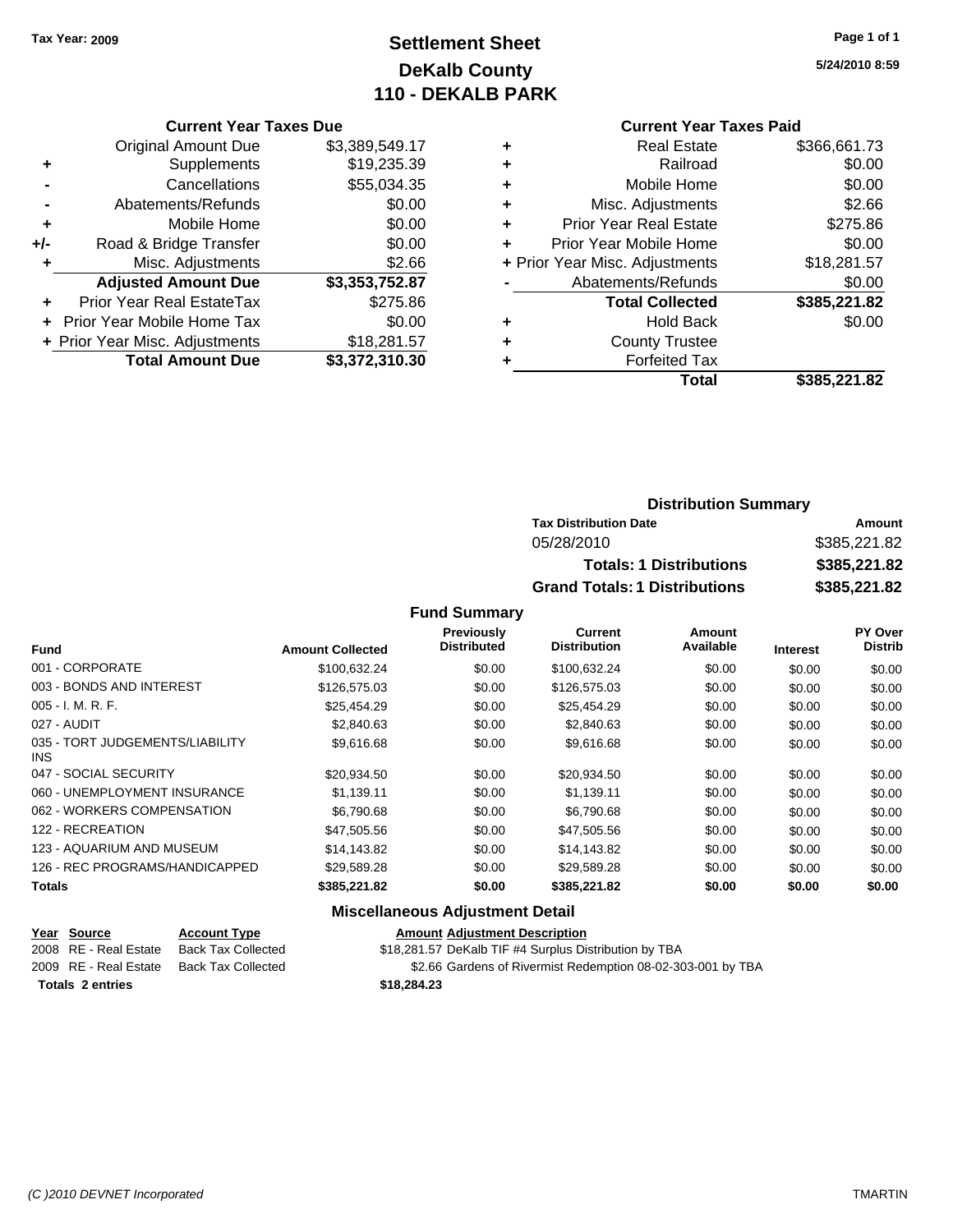Tax Year: 2009

# Settlement Sheet
## DeKalb County
## 110 - DEKALB PARK

5/24/2010 8:59

### Current Year Taxes Due

| | | |
|---|---|---|
| | Original Amount Due | $3,389,549.17 |
| + | Supplements | $19,235.39 |
| - | Cancellations | $55,034.35 |
| - | Abatements/Refunds | $0.00 |
| + | Mobile Home | $0.00 |
| +/- | Road & Bridge Transfer | $0.00 |
| + | Misc. Adjustments | $2.66 |
| | **Adjusted Amount Due** | **$3,353,752.87** |
| + | Prior Year Real EstateTax | $275.86 |
| + | Prior Year Mobile Home Tax | $0.00 |
| + | Prior Year Misc. Adjustments | $18,281.57 |
| | **Total Amount Due** | **$3,372,310.30** |

### Current Year Taxes Paid

| | | |
|---|---|---|
| + | Real Estate | $366,661.73 |
| + | Railroad | $0.00 |
| + | Mobile Home | $0.00 |
| + | Misc. Adjustments | $2.66 |
| + | Prior Year Real Estate | $275.86 |
| + | Prior Year Mobile Home | $0.00 |
| + | Prior Year Misc. Adjustments | $18,281.57 |
| - | Abatements/Refunds | $0.00 |
| | **Total Collected** | **$385,221.82** |
| + | Hold Back | $0.00 |
| + | County Trustee | |
| + | Forfeited Tax | |
| | **Total** | **$385,221.82** |

### Distribution Summary

| Tax Distribution Date | Amount |
|---|---|
| 05/28/2010 | $385,221.82 |
| **Totals: 1 Distributions** | **$385,221.82** |
| **Grand Totals: 1 Distributions** | **$385,221.82** |

### Fund Summary

| Fund | Amount Collected | Previously Distributed | Current Distribution | Amount Available | Interest | PY Over Distrib |
|---|---|---|---|---|---|---|
| 001 - CORPORATE | $100,632.24 | $0.00 | $100,632.24 | $0.00 | $0.00 | $0.00 |
| 003 - BONDS AND INTEREST | $126,575.03 | $0.00 | $126,575.03 | $0.00 | $0.00 | $0.00 |
| 005 - I. M. R. F. | $25,454.29 | $0.00 | $25,454.29 | $0.00 | $0.00 | $0.00 |
| 027 - AUDIT | $2,840.63 | $0.00 | $2,840.63 | $0.00 | $0.00 | $0.00 |
| 035 - TORT JUDGEMENTS/LIABILITY INS | $9,616.68 | $0.00 | $9,616.68 | $0.00 | $0.00 | $0.00 |
| 047 - SOCIAL SECURITY | $20,934.50 | $0.00 | $20,934.50 | $0.00 | $0.00 | $0.00 |
| 060 - UNEMPLOYMENT INSURANCE | $1,139.11 | $0.00 | $1,139.11 | $0.00 | $0.00 | $0.00 |
| 062 - WORKERS COMPENSATION | $6,790.68 | $0.00 | $6,790.68 | $0.00 | $0.00 | $0.00 |
| 122 - RECREATION | $47,505.56 | $0.00 | $47,505.56 | $0.00 | $0.00 | $0.00 |
| 123 - AQUARIUM AND MUSEUM | $14,143.82 | $0.00 | $14,143.82 | $0.00 | $0.00 | $0.00 |
| 126 - REC PROGRAMS/HANDICAPPED | $29,589.28 | $0.00 | $29,589.28 | $0.00 | $0.00 | $0.00 |
| **Totals** | **$385,221.82** | **$0.00** | **$385,221.82** | **$0.00** | **$0.00** | **$0.00** |

### Miscellaneous Adjustment Detail

| Year | Source | Account Type | Amount | Adjustment Description |
|---|---|---|---|---|
| 2008 | RE - Real Estate | Back Tax Collected | $18,281.57 | DeKalb TIF #4 Surplus Distribution by TBA |
| 2009 | RE - Real Estate | Back Tax Collected | $2.66 | Gardens of Rivermist Redemption 08-02-303-001 by TBA |
| **Totals 2 entries** | | | **$18,284.23** | |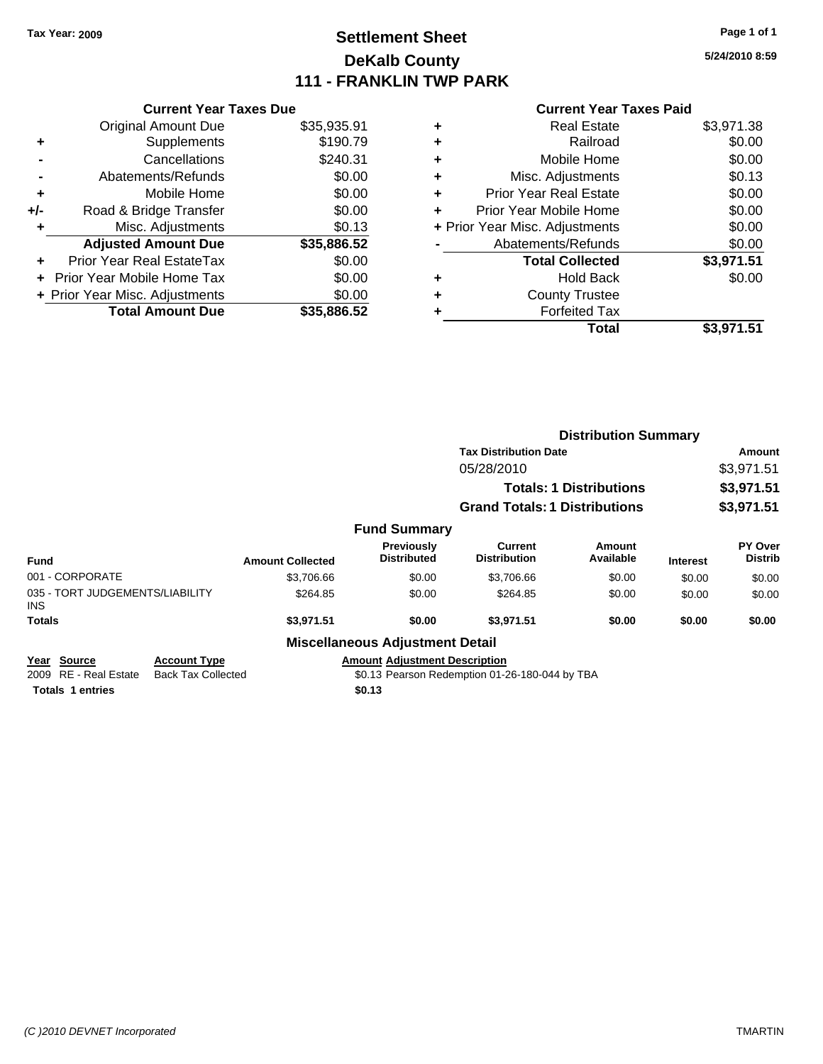**Tax Year: 2009**

# Settlement Sheet
## DeKalb County
## 111 - FRANKLIN TWP PARK

5/24/2010 8:59

### Current Year Taxes Due

| | | |
|---|---|---|
| | Original Amount Due | $35,935.91 |
| + | Supplements | $190.79 |
| - | Cancellations | $240.31 |
| - | Abatements/Refunds | $0.00 |
| + | Mobile Home | $0.00 |
| +/- | Road & Bridge Transfer | $0.00 |
| + | Misc. Adjustments | $0.13 |
| | **Adjusted Amount Due** | **$35,886.52** |
| + | Prior Year Real EstateTax | $0.00 |
| + | Prior Year Mobile Home Tax | $0.00 |
| + | Prior Year Misc. Adjustments | $0.00 |
| | **Total Amount Due** | **$35,886.52** |

### Current Year Taxes Paid

| | | |
|---|---|---|
| + | Real Estate | $3,971.38 |
| + | Railroad | $0.00 |
| + | Mobile Home | $0.00 |
| + | Misc. Adjustments | $0.13 |
| + | Prior Year Real Estate | $0.00 |
| + | Prior Year Mobile Home | $0.00 |
| + | Prior Year Misc. Adjustments | $0.00 |
| - | Abatements/Refunds | $0.00 |
| | **Total Collected** | **$3,971.51** |
| + | Hold Back | $0.00 |
| + | County Trustee | |
| + | Forfeited Tax | |
| | **Total** | **$3,971.51** |

### Distribution Summary

| Tax Distribution Date | Amount |
|---|---|
| 05/28/2010 | $3,971.51 |
| **Totals: 1 Distributions** | **$3,971.51** |
| **Grand Totals: 1 Distributions** | **$3,971.51** |

### Fund Summary

| Fund | Amount Collected | Previously Distributed | Current Distribution | Amount Available | Interest | PY Over Distrib |
|---|---|---|---|---|---|---|
| 001 - CORPORATE | $3,706.66 | $0.00 | $3,706.66 | $0.00 | $0.00 | $0.00 |
| 035 - TORT JUDGEMENTS/LIABILITY INS | $264.85 | $0.00 | $264.85 | $0.00 | $0.00 | $0.00 |
| **Totals** | **$3,971.51** | **$0.00** | **$3,971.51** | **$0.00** | **$0.00** | **$0.00** |

### Miscellaneous Adjustment Detail

| Year | Source | Account Type | Amount | Adjustment Description |
|---|---|---|---|---|
| 2009 | RE - Real Estate | Back Tax Collected | $0.13 | Pearson Redemption 01-26-180-044 by TBA |
| **Totals** | **1 entries** | | **$0.13** | |

*(C )2010 DEVNET Incorporated* TMARTIN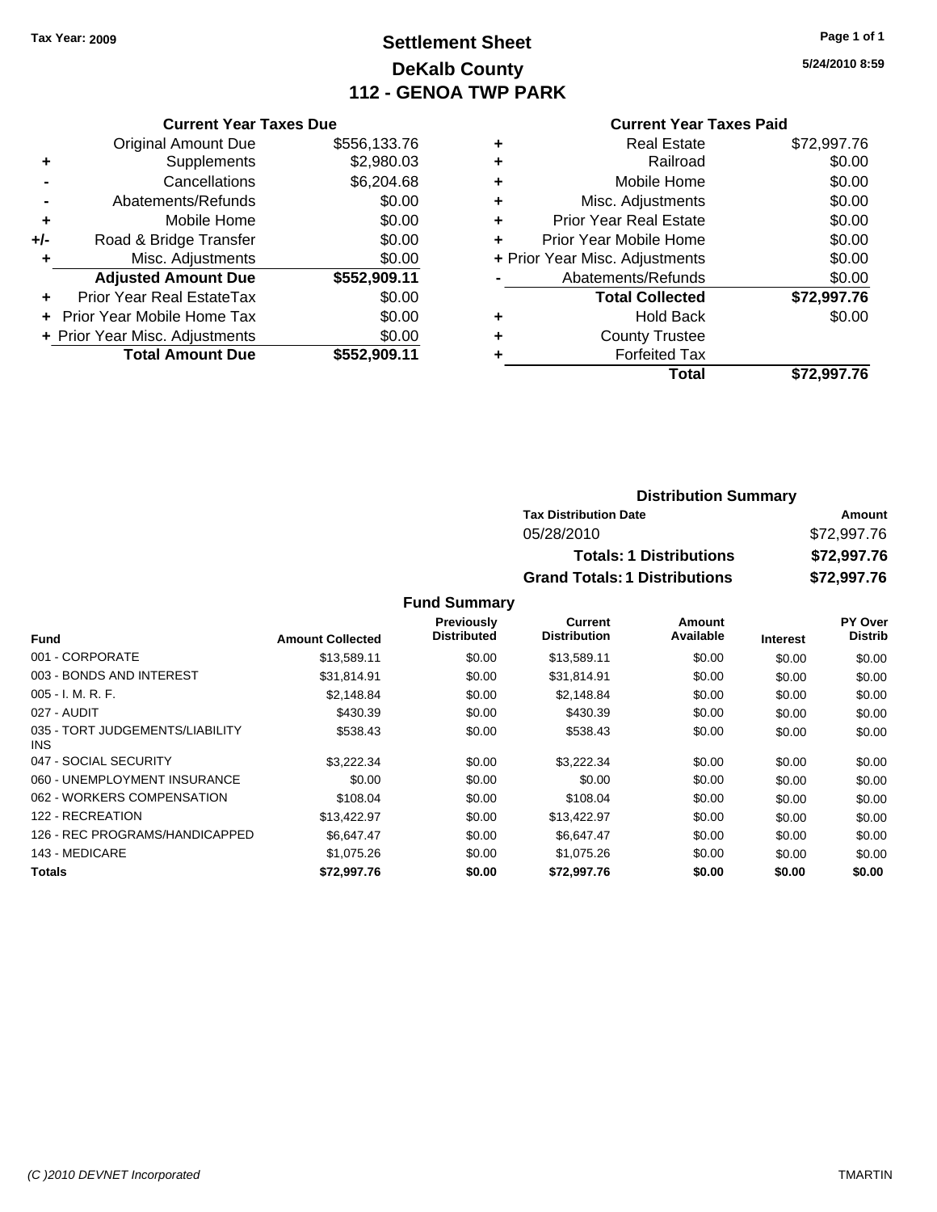**Tax Year: 2009**

# Settlement Sheet
## DeKalb County
## 112 - GENOA TWP PARK

5/24/2010 8:59

### Current Year Taxes Due

| | | |
|---|---|---|
| | Original Amount Due | $556,133.76 |
| + | Supplements | $2,980.03 |
| - | Cancellations | $6,204.68 |
| - | Abatements/Refunds | $0.00 |
| + | Mobile Home | $0.00 |
| +/- | Road & Bridge Transfer | $0.00 |
| + | Misc. Adjustments | $0.00 |
| | **Adjusted Amount Due** | **$552,909.11** |
| + | Prior Year Real EstateTax | $0.00 |
| + | Prior Year Mobile Home Tax | $0.00 |
| + | Prior Year Misc. Adjustments | $0.00 |
| | **Total Amount Due** | **$552,909.11** |

### Current Year Taxes Paid

| | | |
|---|---|---|
| + | Real Estate | $72,997.76 |
| + | Railroad | $0.00 |
| + | Mobile Home | $0.00 |
| + | Misc. Adjustments | $0.00 |
| + | Prior Year Real Estate | $0.00 |
| + | Prior Year Mobile Home | $0.00 |
| + | Prior Year Misc. Adjustments | $0.00 |
| - | Abatements/Refunds | $0.00 |
| | **Total Collected** | **$72,997.76** |
| + | Hold Back | $0.00 |
| + | County Trustee | |
| + | Forfeited Tax | |
| | **Total** | **$72,997.76** |

### Distribution Summary

| Tax Distribution Date | Amount |
|---|---|
| 05/28/2010 | $72,997.76 |
| **Totals: 1 Distributions** | **$72,997.76** |
| **Grand Totals: 1 Distributions** | **$72,997.76** |

### Fund Summary

| Fund | Amount Collected | Previously Distributed | Current Distribution | Amount Available | Interest | PY Over Distrib |
|---|---|---|---|---|---|---|
| 001 - CORPORATE | $13,589.11 | $0.00 | $13,589.11 | $0.00 | $0.00 | $0.00 |
| 003 - BONDS AND INTEREST | $31,814.91 | $0.00 | $31,814.91 | $0.00 | $0.00 | $0.00 |
| 005 - I. M. R. F. | $2,148.84 | $0.00 | $2,148.84 | $0.00 | $0.00 | $0.00 |
| 027 - AUDIT | $430.39 | $0.00 | $430.39 | $0.00 | $0.00 | $0.00 |
| 035 - TORT JUDGEMENTS/LIABILITY INS | $538.43 | $0.00 | $538.43 | $0.00 | $0.00 | $0.00 |
| 047 - SOCIAL SECURITY | $3,222.34 | $0.00 | $3,222.34 | $0.00 | $0.00 | $0.00 |
| 060 - UNEMPLOYMENT INSURANCE | $0.00 | $0.00 | $0.00 | $0.00 | $0.00 | $0.00 |
| 062 - WORKERS COMPENSATION | $108.04 | $0.00 | $108.04 | $0.00 | $0.00 | $0.00 |
| 122 - RECREATION | $13,422.97 | $0.00 | $13,422.97 | $0.00 | $0.00 | $0.00 |
| 126 - REC PROGRAMS/HANDICAPPED | $6,647.47 | $0.00 | $6,647.47 | $0.00 | $0.00 | $0.00 |
| 143 - MEDICARE | $1,075.26 | $0.00 | $1,075.26 | $0.00 | $0.00 | $0.00 |
| **Totals** | **$72,997.76** | **$0.00** | **$72,997.76** | **$0.00** | **$0.00** | **$0.00** |

*(C )2010 DEVNET Incorporated* TMARTIN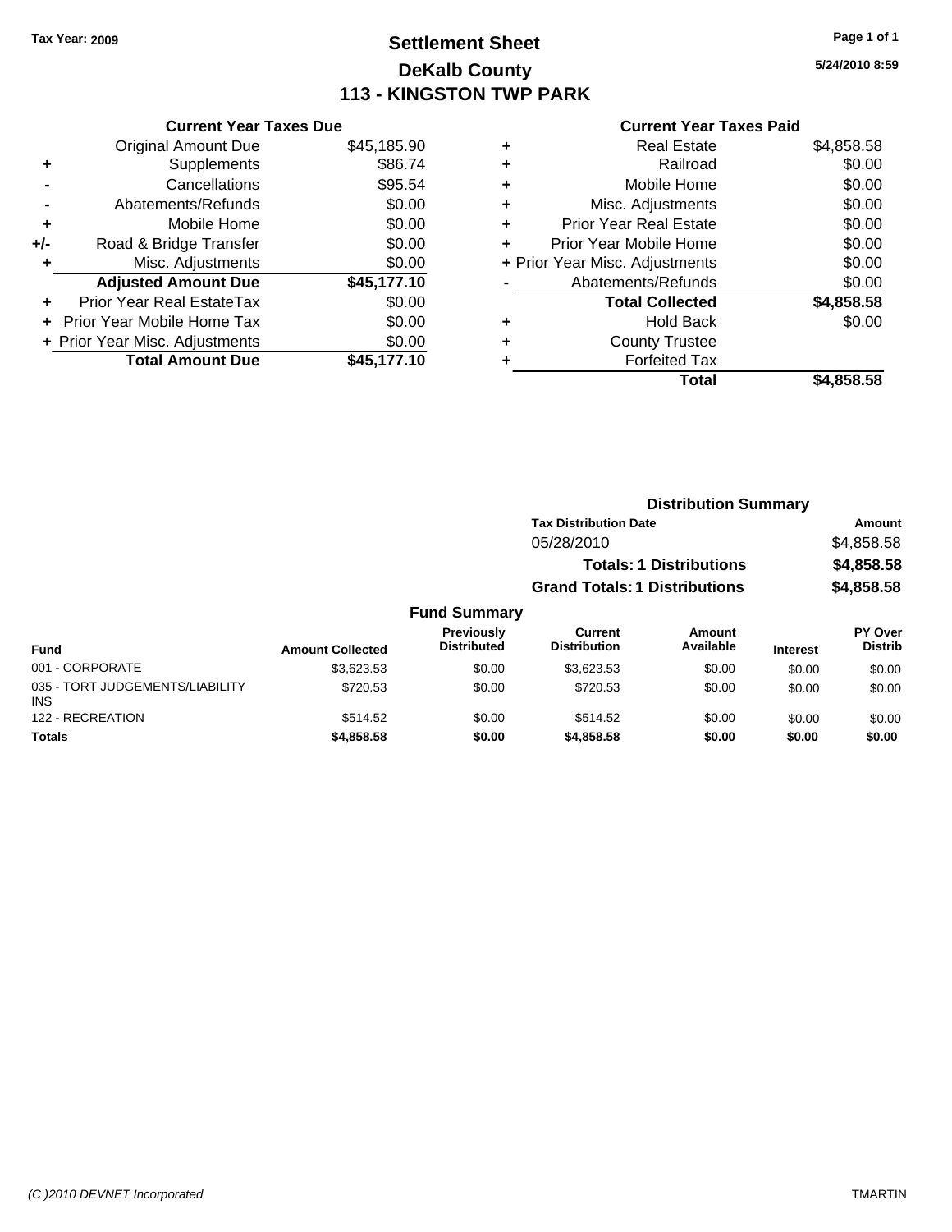Tax Year: 2009

# Settlement Sheet
# DeKalb County
# 113 - KINGSTON TWP PARK

5/24/2010 8:59

| | Current Year Taxes Due | |
|---|---|---|
| | Original Amount Due | $45,185.90 |
| + | Supplements | $86.74 |
| - | Cancellations | $95.54 |
| - | Abatements/Refunds | $0.00 |
| + | Mobile Home | $0.00 |
| +/- | Road & Bridge Transfer | $0.00 |
| + | Misc. Adjustments | $0.00 |
| | **Adjusted Amount Due** | **$45,177.10** |
| + | Prior Year Real EstateTax | $0.00 |
| + | Prior Year Mobile Home Tax | $0.00 |
| + | Prior Year Misc. Adjustments | $0.00 |
| | **Total Amount Due** | **$45,177.10** |

| | Current Year Taxes Paid | |
|---|---|---|
| + | Real Estate | $4,858.58 |
| + | Railroad | $0.00 |
| + | Mobile Home | $0.00 |
| + | Misc. Adjustments | $0.00 |
| + | Prior Year Real Estate | $0.00 |
| + | Prior Year Mobile Home | $0.00 |
| + | Prior Year Misc. Adjustments | $0.00 |
| - | Abatements/Refunds | $0.00 |
| | **Total Collected** | **$4,858.58** |
| + | Hold Back | $0.00 |
| + | County Trustee | |
| + | Forfeited Tax | |
| | **Total** | **$4,858.58** |

### Distribution Summary

| Tax Distribution Date | Amount |
|---|---|
| 05/28/2010 | $4,858.58 |
| **Totals: 1 Distributions** | **$4,858.58** |
| **Grand Totals: 1 Distributions** | **$4,858.58** |

### Fund Summary

| Fund | Amount Collected | Previously Distributed | Current Distribution | Amount Available | Interest | PY Over Distrib |
|---|---|---|---|---|---|---|
| 001 - CORPORATE | $3,623.53 | $0.00 | $3,623.53 | $0.00 | $0.00 | $0.00 |
| 035 - TORT JUDGEMENTS/LIABILITY INS | $720.53 | $0.00 | $720.53 | $0.00 | $0.00 | $0.00 |
| 122 - RECREATION | $514.52 | $0.00 | $514.52 | $0.00 | $0.00 | $0.00 |
| **Totals** | **$4,858.58** | **$0.00** | **$4,858.58** | **$0.00** | **$0.00** | **$0.00** |

(C )2010 DEVNET Incorporated — TMARTIN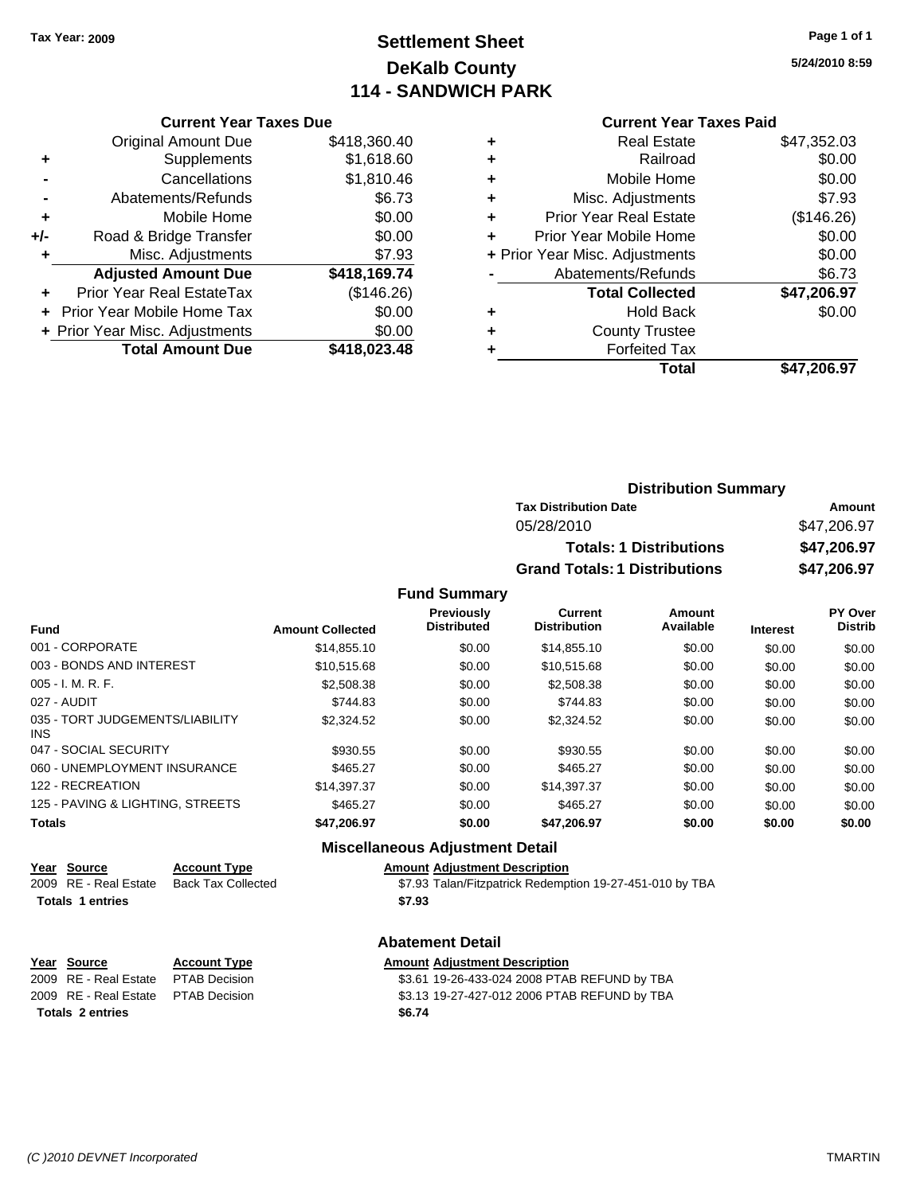Tax Year: 2009

# Settlement Sheet
## DeKalb County
## 114 - SANDWICH PARK

5/24/2010 8:59

### Current Year Taxes Due

| | | |
|---|---|---|
| | Original Amount Due | $418,360.40 |
| + | Supplements | $1,618.60 |
| - | Cancellations | $1,810.46 |
| - | Abatements/Refunds | $6.73 |
| + | Mobile Home | $0.00 |
| +/- | Road & Bridge Transfer | $0.00 |
| + | Misc. Adjustments | $7.93 |
| | **Adjusted Amount Due** | **$418,169.74** |
| + | Prior Year Real EstateTax | ($146.26) |
| + | Prior Year Mobile Home Tax | $0.00 |
| + | Prior Year Misc. Adjustments | $0.00 |
| | **Total Amount Due** | **$418,023.48** |

### Current Year Taxes Paid

| | | |
|---|---|---|
| + | Real Estate | $47,352.03 |
| + | Railroad | $0.00 |
| + | Mobile Home | $0.00 |
| + | Misc. Adjustments | $7.93 |
| + | Prior Year Real Estate | ($146.26) |
| + | Prior Year Mobile Home | $0.00 |
| + | Prior Year Misc. Adjustments | $0.00 |
| - | Abatements/Refunds | $6.73 |
| | **Total Collected** | **$47,206.97** |
| + | Hold Back | $0.00 |
| + | County Trustee | |
| + | Forfeited Tax | |
| | **Total** | **$47,206.97** |

### Distribution Summary

| Tax Distribution Date | Amount |
|---|---|
| 05/28/2010 | $47,206.97 |
| **Totals: 1 Distributions** | **$47,206.97** |
| **Grand Totals: 1 Distributions** | **$47,206.97** |

### Fund Summary

| Fund | Amount Collected | Previously Distributed | Current Distribution | Amount Available | Interest | PY Over Distrib |
|---|---|---|---|---|---|---|
| 001 - CORPORATE | $14,855.10 | $0.00 | $14,855.10 | $0.00 | $0.00 | $0.00 |
| 003 - BONDS AND INTEREST | $10,515.68 | $0.00 | $10,515.68 | $0.00 | $0.00 | $0.00 |
| 005 - I. M. R. F. | $2,508.38 | $0.00 | $2,508.38 | $0.00 | $0.00 | $0.00 |
| 027 - AUDIT | $744.83 | $0.00 | $744.83 | $0.00 | $0.00 | $0.00 |
| 035 - TORT JUDGEMENTS/LIABILITY INS | $2,324.52 | $0.00 | $2,324.52 | $0.00 | $0.00 | $0.00 |
| 047 - SOCIAL SECURITY | $930.55 | $0.00 | $930.55 | $0.00 | $0.00 | $0.00 |
| 060 - UNEMPLOYMENT INSURANCE | $465.27 | $0.00 | $465.27 | $0.00 | $0.00 | $0.00 |
| 122 - RECREATION | $14,397.37 | $0.00 | $14,397.37 | $0.00 | $0.00 | $0.00 |
| 125 - PAVING & LIGHTING, STREETS | $465.27 | $0.00 | $465.27 | $0.00 | $0.00 | $0.00 |
| **Totals** | **$47,206.97** | **$0.00** | **$47,206.97** | **$0.00** | **$0.00** | **$0.00** |

### Miscellaneous Adjustment Detail

| Year | Source | Account Type | Amount | Adjustment Description |
|---|---|---|---|---|
| 2009 | RE - Real Estate | Back Tax Collected | $7.93 | Talan/Fitzpatrick Redemption 19-27-451-010 by TBA |
| **Totals** | **1 entries** | | **$7.93** | |

### Abatement Detail

| Year | Source | Account Type | Amount | Adjustment Description |
|---|---|---|---|---|
| 2009 | RE - Real Estate | PTAB Decision | $3.61 | 19-26-433-024 2008 PTAB REFUND by TBA |
| 2009 | RE - Real Estate | PTAB Decision | $3.13 | 19-27-427-012 2006 PTAB REFUND by TBA |
| **Totals** | **2 entries** | | **$6.74** | |

(C )2010 DEVNET Incorporated TMARTIN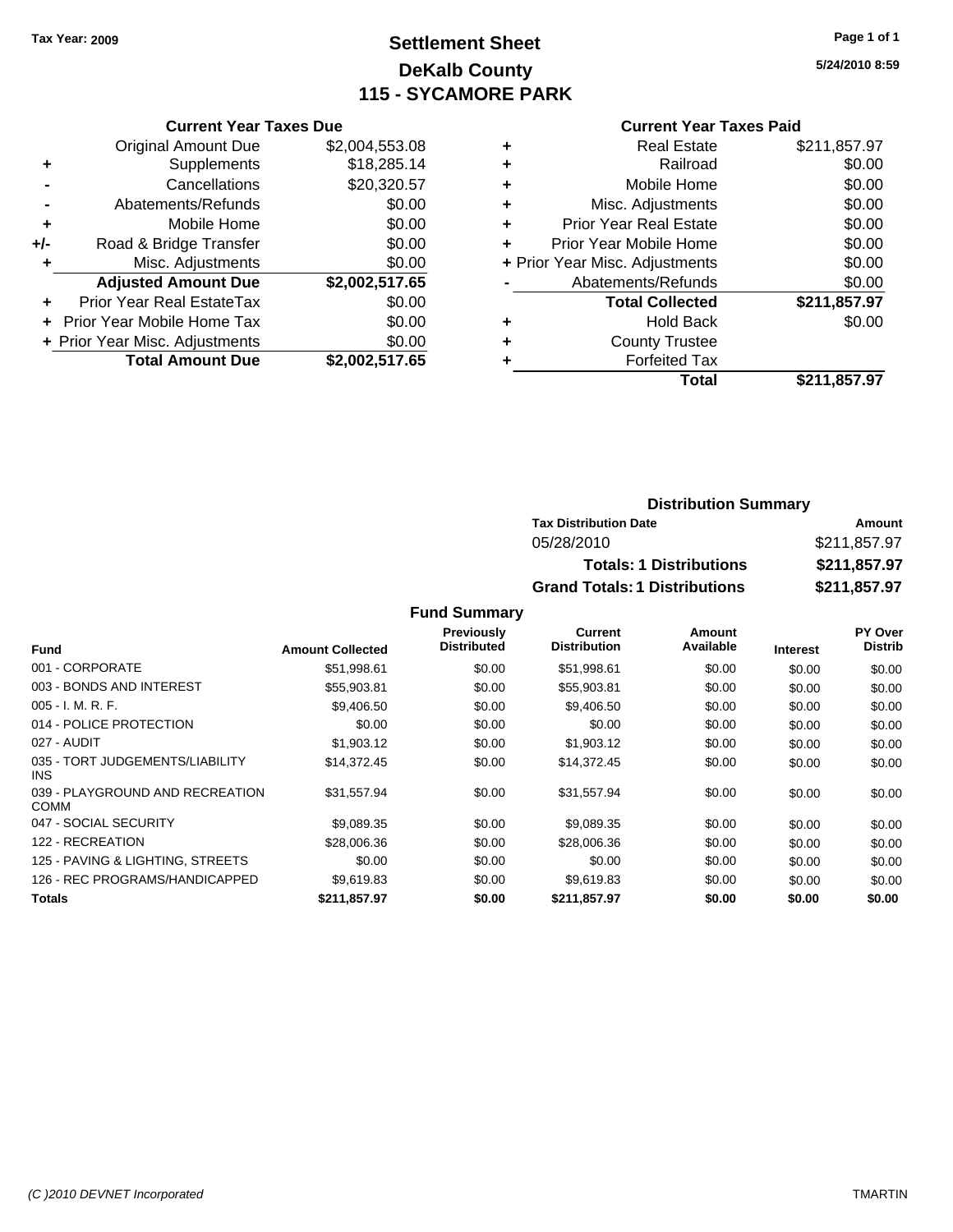**Tax Year: 2009**

# Settlement Sheet
## DeKalb County
## 115 - SYCAMORE PARK

5/24/2010 8:59

### Current Year Taxes Due

| | | |
|---|---|---|
| | Original Amount Due | $2,004,553.08 |
| + | Supplements | $18,285.14 |
| - | Cancellations | $20,320.57 |
| - | Abatements/Refunds | $0.00 |
| + | Mobile Home | $0.00 |
| +/- | Road & Bridge Transfer | $0.00 |
| + | Misc. Adjustments | $0.00 |
| | **Adjusted Amount Due** | **$2,002,517.65** |
| + | Prior Year Real EstateTax | $0.00 |
| + | Prior Year Mobile Home Tax | $0.00 |
| + | Prior Year Misc. Adjustments | $0.00 |
| | **Total Amount Due** | **$2,002,517.65** |

### Current Year Taxes Paid

| | | |
|---|---|---|
| + | Real Estate | $211,857.97 |
| + | Railroad | $0.00 |
| + | Mobile Home | $0.00 |
| + | Misc. Adjustments | $0.00 |
| + | Prior Year Real Estate | $0.00 |
| + | Prior Year Mobile Home | $0.00 |
| + | Prior Year Misc. Adjustments | $0.00 |
| - | Abatements/Refunds | $0.00 |
| | **Total Collected** | **$211,857.97** |
| + | Hold Back | $0.00 |
| + | County Trustee | |
| + | Forfeited Tax | |
| | **Total** | **$211,857.97** |

### Distribution Summary

| Tax Distribution Date | Amount |
|---|---|
| 05/28/2010 | $211,857.97 |
| **Totals: 1 Distributions** | **$211,857.97** |
| **Grand Totals: 1 Distributions** | **$211,857.97** |

### Fund Summary

| Fund | Amount Collected | Previously Distributed | Current Distribution | Amount Available | Interest | PY Over Distrib |
|---|---|---|---|---|---|---|
| 001 - CORPORATE | $51,998.61 | $0.00 | $51,998.61 | $0.00 | $0.00 | $0.00 |
| 003 - BONDS AND INTEREST | $55,903.81 | $0.00 | $55,903.81 | $0.00 | $0.00 | $0.00 |
| 005 - I. M. R. F. | $9,406.50 | $0.00 | $9,406.50 | $0.00 | $0.00 | $0.00 |
| 014 - POLICE PROTECTION | $0.00 | $0.00 | $0.00 | $0.00 | $0.00 | $0.00 |
| 027 - AUDIT | $1,903.12 | $0.00 | $1,903.12 | $0.00 | $0.00 | $0.00 |
| 035 - TORT JUDGEMENTS/LIABILITY INS | $14,372.45 | $0.00 | $14,372.45 | $0.00 | $0.00 | $0.00 |
| 039 - PLAYGROUND AND RECREATION COMM | $31,557.94 | $0.00 | $31,557.94 | $0.00 | $0.00 | $0.00 |
| 047 - SOCIAL SECURITY | $9,089.35 | $0.00 | $9,089.35 | $0.00 | $0.00 | $0.00 |
| 122 - RECREATION | $28,006.36 | $0.00 | $28,006.36 | $0.00 | $0.00 | $0.00 |
| 125 - PAVING & LIGHTING, STREETS | $0.00 | $0.00 | $0.00 | $0.00 | $0.00 | $0.00 |
| 126 - REC PROGRAMS/HANDICAPPED | $9,619.83 | $0.00 | $9,619.83 | $0.00 | $0.00 | $0.00 |
| **Totals** | **$211,857.97** | **$0.00** | **$211,857.97** | **$0.00** | **$0.00** | **$0.00** |

(C )2010 DEVNET Incorporated — TMARTIN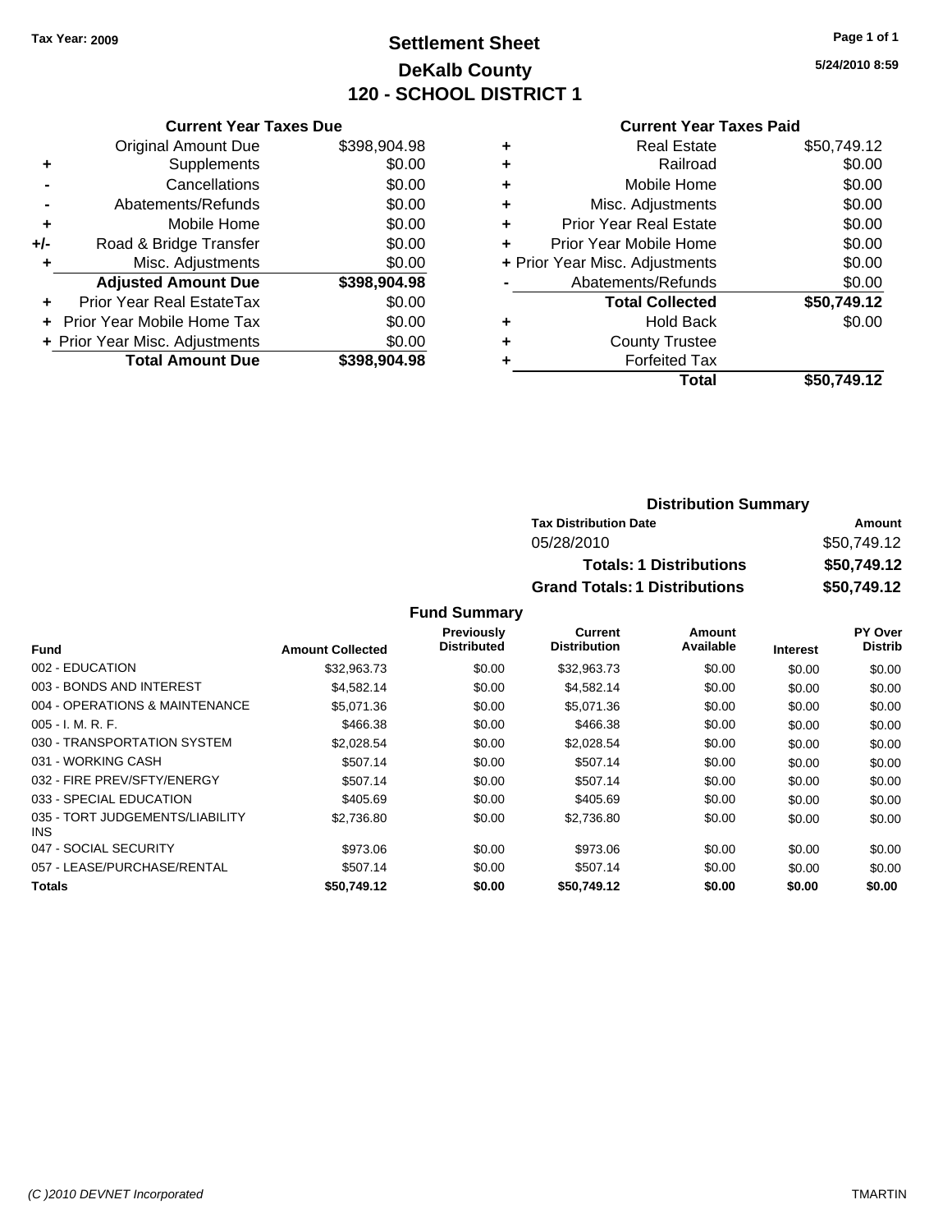Tax Year: 2009

# Settlement Sheet
# DeKalb County
# 120 - SCHOOL DISTRICT 1

5/24/2010 8:59

### Current Year Taxes Due

| | | |
|---|---|---|
| | Original Amount Due | $398,904.98 |
| + | Supplements | $0.00 |
| - | Cancellations | $0.00 |
| - | Abatements/Refunds | $0.00 |
| + | Mobile Home | $0.00 |
| +/- | Road & Bridge Transfer | $0.00 |
| + | Misc. Adjustments | $0.00 |
| | **Adjusted Amount Due** | **$398,904.98** |
| + | Prior Year Real EstateTax | $0.00 |
| + | Prior Year Mobile Home Tax | $0.00 |
| + | Prior Year Misc. Adjustments | $0.00 |
| | **Total Amount Due** | **$398,904.98** |

### Current Year Taxes Paid

| | | |
|---|---|---|
| + | Real Estate | $50,749.12 |
| + | Railroad | $0.00 |
| + | Mobile Home | $0.00 |
| + | Misc. Adjustments | $0.00 |
| + | Prior Year Real Estate | $0.00 |
| + | Prior Year Mobile Home | $0.00 |
| + | Prior Year Misc. Adjustments | $0.00 |
| - | Abatements/Refunds | $0.00 |
| | **Total Collected** | **$50,749.12** |
| + | Hold Back | $0.00 |
| + | County Trustee | |
| + | Forfeited Tax | |
| | **Total** | **$50,749.12** |

### Distribution Summary

| Tax Distribution Date | Amount |
|---|---|
| 05/28/2010 | $50,749.12 |
| **Totals: 1 Distributions** | **$50,749.12** |
| **Grand Totals: 1 Distributions** | **$50,749.12** |

### Fund Summary

| Fund | Amount Collected | Previously Distributed | Current Distribution | Amount Available | Interest | PY Over Distrib |
|---|---|---|---|---|---|---|
| 002 - EDUCATION | $32,963.73 | $0.00 | $32,963.73 | $0.00 | $0.00 | $0.00 |
| 003 - BONDS AND INTEREST | $4,582.14 | $0.00 | $4,582.14 | $0.00 | $0.00 | $0.00 |
| 004 - OPERATIONS & MAINTENANCE | $5,071.36 | $0.00 | $5,071.36 | $0.00 | $0.00 | $0.00 |
| 005 - I. M. R. F. | $466.38 | $0.00 | $466.38 | $0.00 | $0.00 | $0.00 |
| 030 - TRANSPORTATION SYSTEM | $2,028.54 | $0.00 | $2,028.54 | $0.00 | $0.00 | $0.00 |
| 031 - WORKING CASH | $507.14 | $0.00 | $507.14 | $0.00 | $0.00 | $0.00 |
| 032 - FIRE PREV/SFTY/ENERGY | $507.14 | $0.00 | $507.14 | $0.00 | $0.00 | $0.00 |
| 033 - SPECIAL EDUCATION | $405.69 | $0.00 | $405.69 | $0.00 | $0.00 | $0.00 |
| 035 - TORT JUDGEMENTS/LIABILITY INS | $2,736.80 | $0.00 | $2,736.80 | $0.00 | $0.00 | $0.00 |
| 047 - SOCIAL SECURITY | $973.06 | $0.00 | $973.06 | $0.00 | $0.00 | $0.00 |
| 057 - LEASE/PURCHASE/RENTAL | $507.14 | $0.00 | $507.14 | $0.00 | $0.00 | $0.00 |
| **Totals** | **$50,749.12** | **$0.00** | **$50,749.12** | **$0.00** | **$0.00** | **$0.00** |

(C )2010 DEVNET Incorporated TMARTIN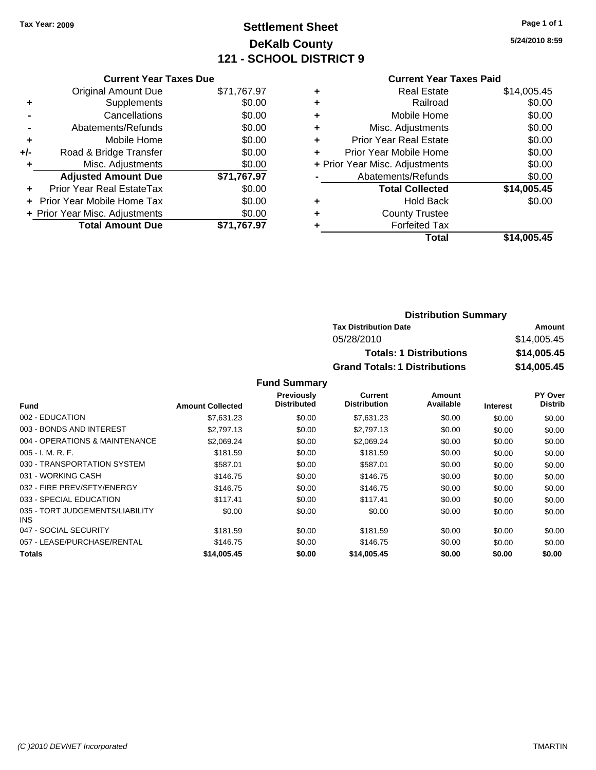**Tax Year: 2009**

# Settlement Sheet
## DeKalb County
## 121 - SCHOOL DISTRICT 9

5/24/2010 8:59

### Current Year Taxes Due

| | | |
|---|---|---|
| | Original Amount Due | $71,767.97 |
| + | Supplements | $0.00 |
| - | Cancellations | $0.00 |
| - | Abatements/Refunds | $0.00 |
| + | Mobile Home | $0.00 |
| +/- | Road & Bridge Transfer | $0.00 |
| + | Misc. Adjustments | $0.00 |
| | **Adjusted Amount Due** | **$71,767.97** |
| + | Prior Year Real EstateTax | $0.00 |
| + | Prior Year Mobile Home Tax | $0.00 |
| + | Prior Year Misc. Adjustments | $0.00 |
| | **Total Amount Due** | **$71,767.97** |

### Current Year Taxes Paid

| | | |
|---|---|---|
| + | Real Estate | $14,005.45 |
| + | Railroad | $0.00 |
| + | Mobile Home | $0.00 |
| + | Misc. Adjustments | $0.00 |
| + | Prior Year Real Estate | $0.00 |
| + | Prior Year Mobile Home | $0.00 |
| + | Prior Year Misc. Adjustments | $0.00 |
| - | Abatements/Refunds | $0.00 |
| | **Total Collected** | **$14,005.45** |
| + | Hold Back | $0.00 |
| + | County Trustee | |
| + | Forfeited Tax | |
| | **Total** | **$14,005.45** |

### Distribution Summary

| Tax Distribution Date | Amount |
|---|---|
| 05/28/2010 | $14,005.45 |
| **Totals: 1 Distributions** | **$14,005.45** |
| **Grand Totals: 1 Distributions** | **$14,005.45** |

### Fund Summary

| Fund | Amount Collected | Previously Distributed | Current Distribution | Amount Available | Interest | PY Over Distrib |
|---|---|---|---|---|---|---|
| 002 - EDUCATION | $7,631.23 | $0.00 | $7,631.23 | $0.00 | $0.00 | $0.00 |
| 003 - BONDS AND INTEREST | $2,797.13 | $0.00 | $2,797.13 | $0.00 | $0.00 | $0.00 |
| 004 - OPERATIONS & MAINTENANCE | $2,069.24 | $0.00 | $2,069.24 | $0.00 | $0.00 | $0.00 |
| 005 - I. M. R. F. | $181.59 | $0.00 | $181.59 | $0.00 | $0.00 | $0.00 |
| 030 - TRANSPORTATION SYSTEM | $587.01 | $0.00 | $587.01 | $0.00 | $0.00 | $0.00 |
| 031 - WORKING CASH | $146.75 | $0.00 | $146.75 | $0.00 | $0.00 | $0.00 |
| 032 - FIRE PREV/SFTY/ENERGY | $146.75 | $0.00 | $146.75 | $0.00 | $0.00 | $0.00 |
| 033 - SPECIAL EDUCATION | $117.41 | $0.00 | $117.41 | $0.00 | $0.00 | $0.00 |
| 035 - TORT JUDGEMENTS/LIABILITY INS | $0.00 | $0.00 | $0.00 | $0.00 | $0.00 | $0.00 |
| 047 - SOCIAL SECURITY | $181.59 | $0.00 | $181.59 | $0.00 | $0.00 | $0.00 |
| 057 - LEASE/PURCHASE/RENTAL | $146.75 | $0.00 | $146.75 | $0.00 | $0.00 | $0.00 |
| **Totals** | **$14,005.45** | **$0.00** | **$14,005.45** | **$0.00** | **$0.00** | **$0.00** |

(C )2010 DEVNET Incorporated — TMARTIN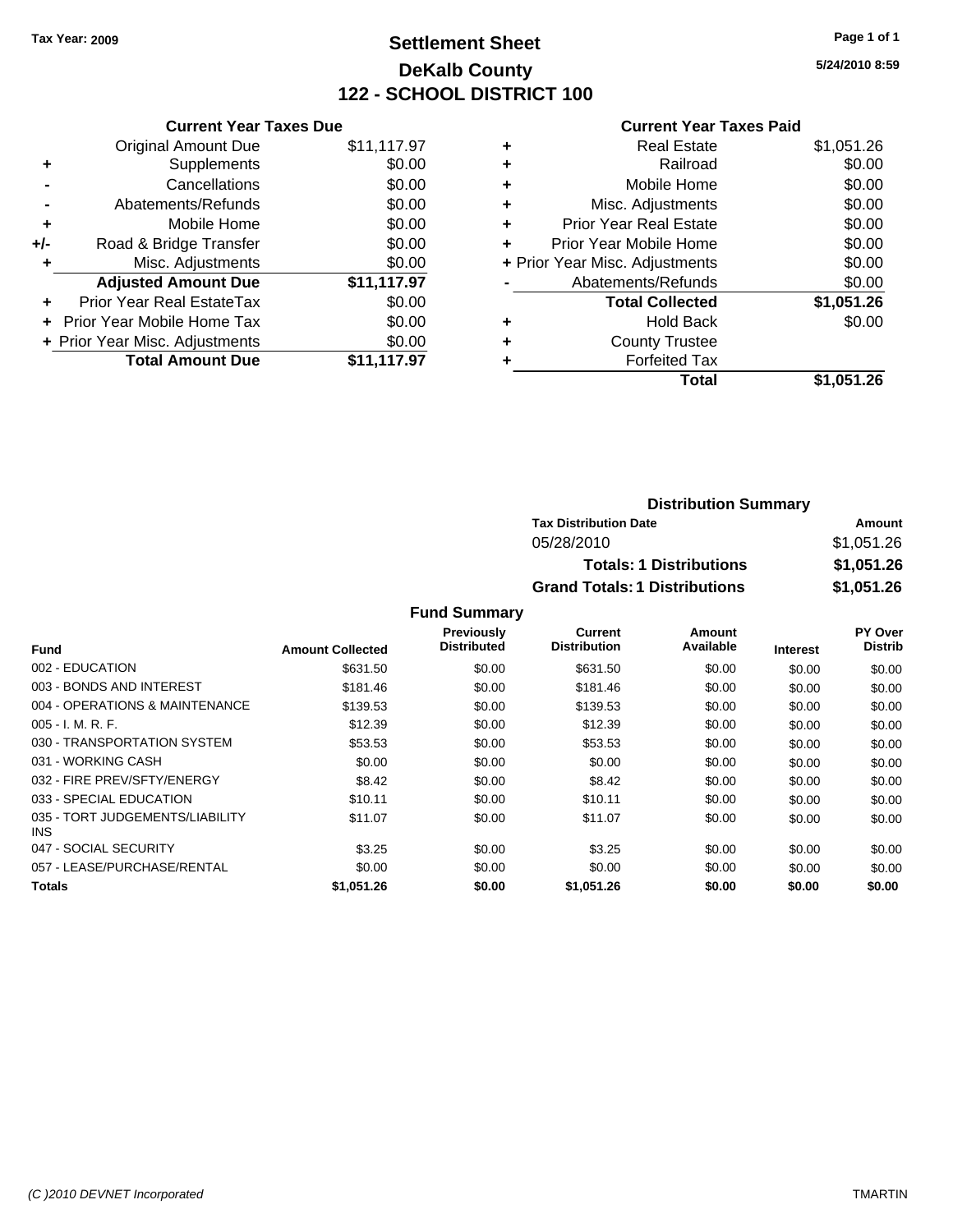**Tax Year: 2009**

# Settlement Sheet
## DeKalb County
## 122 - SCHOOL DISTRICT 100

5/24/2010 8:59

### Current Year Taxes Due

| | | |
|---|---|---|
| | Original Amount Due | $11,117.97 |
| + | Supplements | $0.00 |
| - | Cancellations | $0.00 |
| - | Abatements/Refunds | $0.00 |
| + | Mobile Home | $0.00 |
| +/- | Road & Bridge Transfer | $0.00 |
| + | Misc. Adjustments | $0.00 |
| | **Adjusted Amount Due** | **$11,117.97** |
| + | Prior Year Real EstateTax | $0.00 |
| + | Prior Year Mobile Home Tax | $0.00 |
| + | Prior Year Misc. Adjustments | $0.00 |
| | **Total Amount Due** | **$11,117.97** |

### Current Year Taxes Paid

| | | |
|---|---|---|
| + | Real Estate | $1,051.26 |
| + | Railroad | $0.00 |
| + | Mobile Home | $0.00 |
| + | Misc. Adjustments | $0.00 |
| + | Prior Year Real Estate | $0.00 |
| + | Prior Year Mobile Home | $0.00 |
| + | Prior Year Misc. Adjustments | $0.00 |
| - | Abatements/Refunds | $0.00 |
| | **Total Collected** | **$1,051.26** |
| + | Hold Back | $0.00 |
| + | County Trustee | |
| + | Forfeited Tax | |
| | **Total** | **$1,051.26** |

### Distribution Summary

| Tax Distribution Date | Amount |
|---|---|
| 05/28/2010 | $1,051.26 |
| **Totals: 1 Distributions** | **$1,051.26** |
| **Grand Totals: 1 Distributions** | **$1,051.26** |

### Fund Summary

| Fund | Amount Collected | Previously Distributed | Current Distribution | Amount Available | Interest | PY Over Distrib |
|---|---|---|---|---|---|---|
| 002 - EDUCATION | $631.50 | $0.00 | $631.50 | $0.00 | $0.00 | $0.00 |
| 003 - BONDS AND INTEREST | $181.46 | $0.00 | $181.46 | $0.00 | $0.00 | $0.00 |
| 004 - OPERATIONS & MAINTENANCE | $139.53 | $0.00 | $139.53 | $0.00 | $0.00 | $0.00 |
| 005 - I. M. R. F. | $12.39 | $0.00 | $12.39 | $0.00 | $0.00 | $0.00 |
| 030 - TRANSPORTATION SYSTEM | $53.53 | $0.00 | $53.53 | $0.00 | $0.00 | $0.00 |
| 031 - WORKING CASH | $0.00 | $0.00 | $0.00 | $0.00 | $0.00 | $0.00 |
| 032 - FIRE PREV/SFTY/ENERGY | $8.42 | $0.00 | $8.42 | $0.00 | $0.00 | $0.00 |
| 033 - SPECIAL EDUCATION | $10.11 | $0.00 | $10.11 | $0.00 | $0.00 | $0.00 |
| 035 - TORT JUDGEMENTS/LIABILITY INS | $11.07 | $0.00 | $11.07 | $0.00 | $0.00 | $0.00 |
| 047 - SOCIAL SECURITY | $3.25 | $0.00 | $3.25 | $0.00 | $0.00 | $0.00 |
| 057 - LEASE/PURCHASE/RENTAL | $0.00 | $0.00 | $0.00 | $0.00 | $0.00 | $0.00 |
| **Totals** | **$1,051.26** | **$0.00** | **$1,051.26** | **$0.00** | **$0.00** | **$0.00** |

(C )2010 DEVNET Incorporated TMARTIN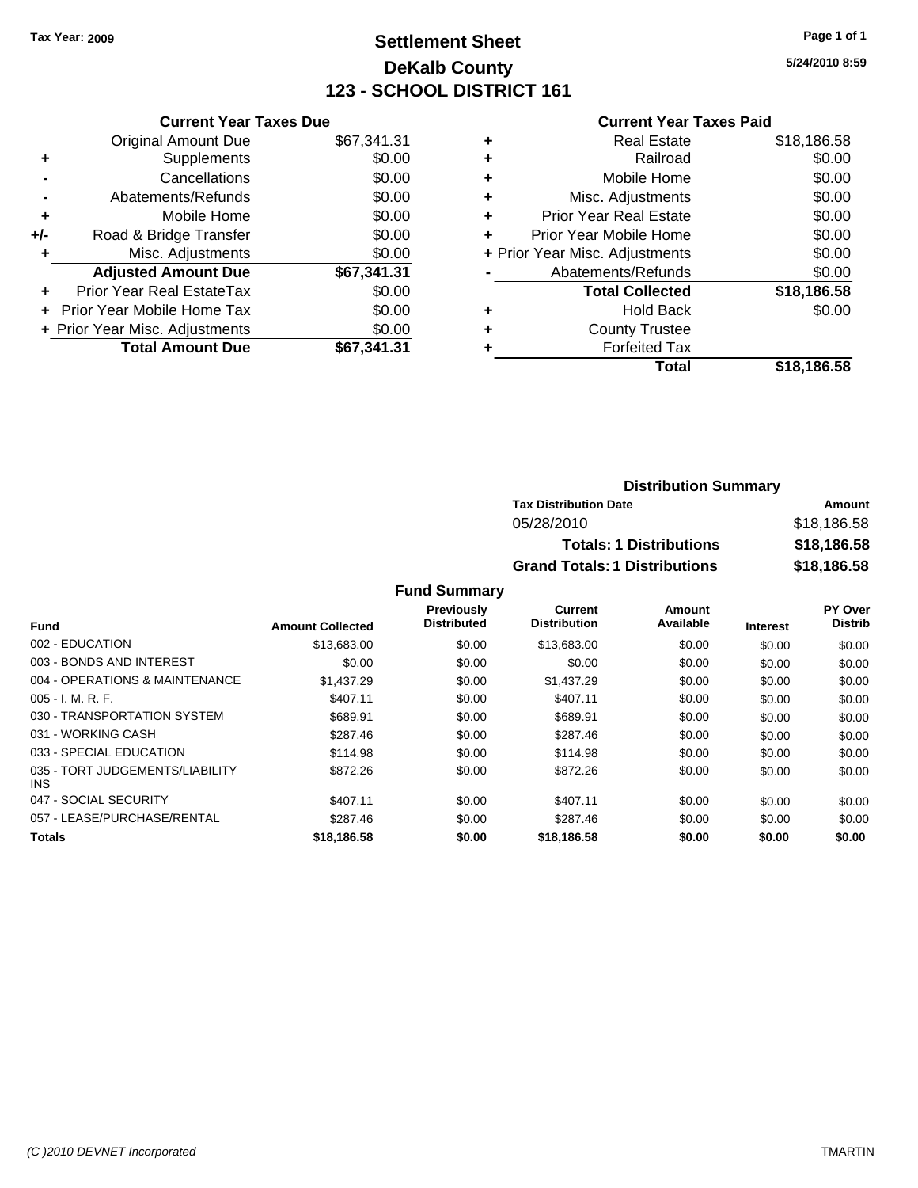Tax Year: 2009

# Settlement Sheet

## DeKalb County

## 123 - SCHOOL DISTRICT 161

5/24/2010 8:59

### Current Year Taxes Due

| | | |
|---|---|---|
| | Original Amount Due | $67,341.31 |
| + | Supplements | $0.00 |
| - | Cancellations | $0.00 |
| - | Abatements/Refunds | $0.00 |
| + | Mobile Home | $0.00 |
| +/- | Road & Bridge Transfer | $0.00 |
| + | Misc. Adjustments | $0.00 |
| | **Adjusted Amount Due** | **$67,341.31** |
| + | Prior Year Real EstateTax | $0.00 |
| + | Prior Year Mobile Home Tax | $0.00 |
| + | Prior Year Misc. Adjustments | $0.00 |
| | **Total Amount Due** | **$67,341.31** |

### Current Year Taxes Paid

| | | |
|---|---|---|
| + | Real Estate | $18,186.58 |
| + | Railroad | $0.00 |
| + | Mobile Home | $0.00 |
| + | Misc. Adjustments | $0.00 |
| + | Prior Year Real Estate | $0.00 |
| + | Prior Year Mobile Home | $0.00 |
| + | Prior Year Misc. Adjustments | $0.00 |
| - | Abatements/Refunds | $0.00 |
| | **Total Collected** | **$18,186.58** |
| + | Hold Back | $0.00 |
| + | County Trustee | |
| + | Forfeited Tax | |
| | **Total** | **$18,186.58** |

### Distribution Summary

| Tax Distribution Date | Amount |
|---|---|
| 05/28/2010 | $18,186.58 |
| **Totals: 1 Distributions** | **$18,186.58** |
| **Grand Totals: 1 Distributions** | **$18,186.58** |

### Fund Summary

| Fund | Amount Collected | Previously Distributed | Current Distribution | Amount Available | Interest | PY Over Distrib |
|---|---|---|---|---|---|---|
| 002 - EDUCATION | $13,683.00 | $0.00 | $13,683.00 | $0.00 | $0.00 | $0.00 |
| 003 - BONDS AND INTEREST | $0.00 | $0.00 | $0.00 | $0.00 | $0.00 | $0.00 |
| 004 - OPERATIONS & MAINTENANCE | $1,437.29 | $0.00 | $1,437.29 | $0.00 | $0.00 | $0.00 |
| 005 - I. M. R. F. | $407.11 | $0.00 | $407.11 | $0.00 | $0.00 | $0.00 |
| 030 - TRANSPORTATION SYSTEM | $689.91 | $0.00 | $689.91 | $0.00 | $0.00 | $0.00 |
| 031 - WORKING CASH | $287.46 | $0.00 | $287.46 | $0.00 | $0.00 | $0.00 |
| 033 - SPECIAL EDUCATION | $114.98 | $0.00 | $114.98 | $0.00 | $0.00 | $0.00 |
| 035 - TORT JUDGEMENTS/LIABILITY INS | $872.26 | $0.00 | $872.26 | $0.00 | $0.00 | $0.00 |
| 047 - SOCIAL SECURITY | $407.11 | $0.00 | $407.11 | $0.00 | $0.00 | $0.00 |
| 057 - LEASE/PURCHASE/RENTAL | $287.46 | $0.00 | $287.46 | $0.00 | $0.00 | $0.00 |
| **Totals** | **$18,186.58** | **$0.00** | **$18,186.58** | **$0.00** | **$0.00** | **$0.00** |

(C )2010 DEVNET Incorporated TMARTIN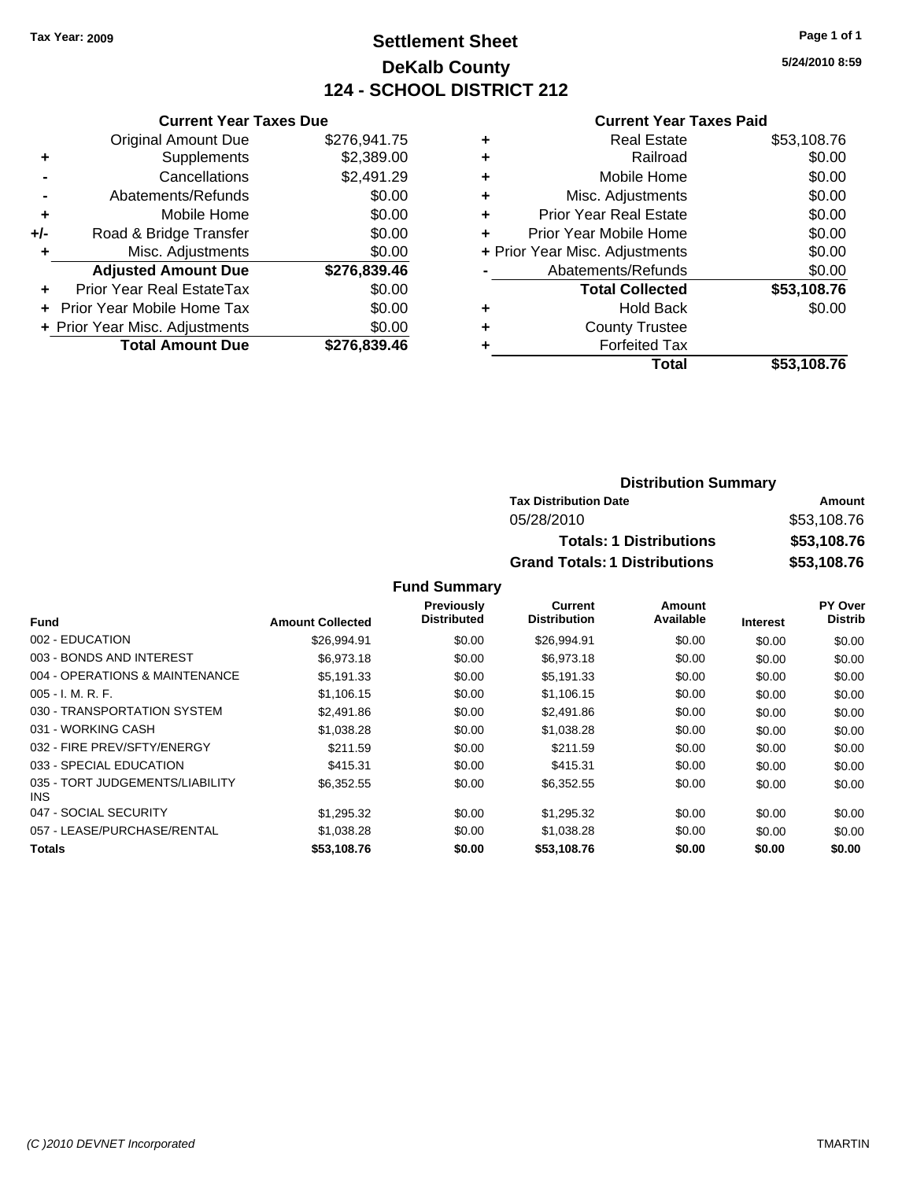Tax Year: 2009

# Settlement Sheet
## DeKalb County
## 124 - SCHOOL DISTRICT 212

5/24/2010 8:59

### Current Year Taxes Due

| | | |
|---|---|---|
| | Original Amount Due | $276,941.75 |
| + | Supplements | $2,389.00 |
| - | Cancellations | $2,491.29 |
| - | Abatements/Refunds | $0.00 |
| + | Mobile Home | $0.00 |
| +/- | Road & Bridge Transfer | $0.00 |
| + | Misc. Adjustments | $0.00 |
| | **Adjusted Amount Due** | **$276,839.46** |
| + | Prior Year Real EstateTax | $0.00 |
| + | Prior Year Mobile Home Tax | $0.00 |
| + | Prior Year Misc. Adjustments | $0.00 |
| | **Total Amount Due** | **$276,839.46** |

### Current Year Taxes Paid

| | | |
|---|---|---|
| + | Real Estate | $53,108.76 |
| + | Railroad | $0.00 |
| + | Mobile Home | $0.00 |
| + | Misc. Adjustments | $0.00 |
| + | Prior Year Real Estate | $0.00 |
| + | Prior Year Mobile Home | $0.00 |
| + | Prior Year Misc. Adjustments | $0.00 |
| - | Abatements/Refunds | $0.00 |
| | **Total Collected** | **$53,108.76** |
| + | Hold Back | $0.00 |
| + | County Trustee | |
| + | Forfeited Tax | |
| | **Total** | **$53,108.76** |

### Distribution Summary

| Tax Distribution Date | Amount |
|---|---|
| 05/28/2010 | $53,108.76 |
| **Totals: 1 Distributions** | **$53,108.76** |
| **Grand Totals: 1 Distributions** | **$53,108.76** |

### Fund Summary

| Fund | Amount Collected | Previously Distributed | Current Distribution | Amount Available | Interest | PY Over Distrib |
|---|---|---|---|---|---|---|
| 002 - EDUCATION | $26,994.91 | $0.00 | $26,994.91 | $0.00 | $0.00 | $0.00 |
| 003 - BONDS AND INTEREST | $6,973.18 | $0.00 | $6,973.18 | $0.00 | $0.00 | $0.00 |
| 004 - OPERATIONS & MAINTENANCE | $5,191.33 | $0.00 | $5,191.33 | $0.00 | $0.00 | $0.00 |
| 005 - I. M. R. F. | $1,106.15 | $0.00 | $1,106.15 | $0.00 | $0.00 | $0.00 |
| 030 - TRANSPORTATION SYSTEM | $2,491.86 | $0.00 | $2,491.86 | $0.00 | $0.00 | $0.00 |
| 031 - WORKING CASH | $1,038.28 | $0.00 | $1,038.28 | $0.00 | $0.00 | $0.00 |
| 032 - FIRE PREV/SFTY/ENERGY | $211.59 | $0.00 | $211.59 | $0.00 | $0.00 | $0.00 |
| 033 - SPECIAL EDUCATION | $415.31 | $0.00 | $415.31 | $0.00 | $0.00 | $0.00 |
| 035 - TORT JUDGEMENTS/LIABILITY INS | $6,352.55 | $0.00 | $6,352.55 | $0.00 | $0.00 | $0.00 |
| 047 - SOCIAL SECURITY | $1,295.32 | $0.00 | $1,295.32 | $0.00 | $0.00 | $0.00 |
| 057 - LEASE/PURCHASE/RENTAL | $1,038.28 | $0.00 | $1,038.28 | $0.00 | $0.00 | $0.00 |
| **Totals** | **$53,108.76** | **$0.00** | **$53,108.76** | **$0.00** | **$0.00** | **$0.00** |

(C )2010 DEVNET Incorporated — TMARTIN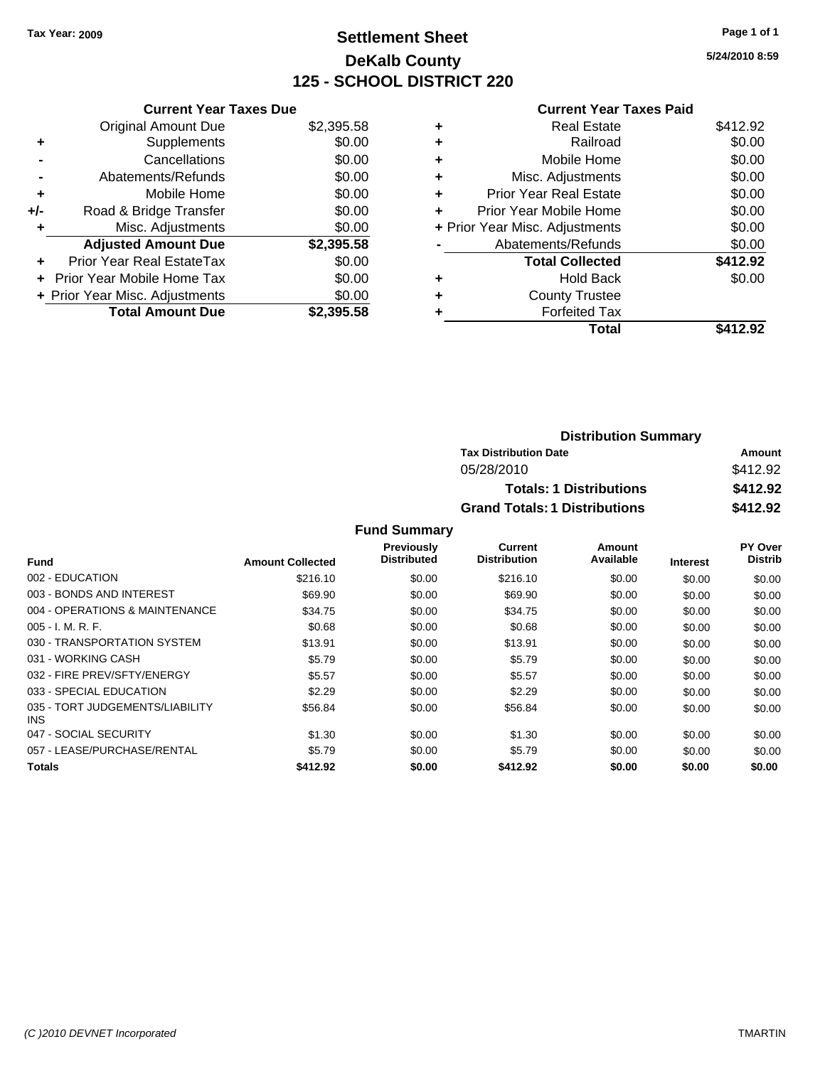Tax Year: 2009

# Settlement Sheet

## DeKalb County

## 125 - SCHOOL DISTRICT 220

5/24/2010 8:59

### Current Year Taxes Due

| | | |
|---|---|---|
| | Original Amount Due | $2,395.58 |
| + | Supplements | $0.00 |
| - | Cancellations | $0.00 |
| - | Abatements/Refunds | $0.00 |
| + | Mobile Home | $0.00 |
| +/- | Road & Bridge Transfer | $0.00 |
| + | Misc. Adjustments | $0.00 |
| | **Adjusted Amount Due** | **$2,395.58** |
| + | Prior Year Real EstateTax | $0.00 |
| + | Prior Year Mobile Home Tax | $0.00 |
| + | Prior Year Misc. Adjustments | $0.00 |
| | **Total Amount Due** | **$2,395.58** |

### Current Year Taxes Paid

| | | |
|---|---|---|
| + | Real Estate | $412.92 |
| + | Railroad | $0.00 |
| + | Mobile Home | $0.00 |
| + | Misc. Adjustments | $0.00 |
| + | Prior Year Real Estate | $0.00 |
| + | Prior Year Mobile Home | $0.00 |
| + | Prior Year Misc. Adjustments | $0.00 |
| - | Abatements/Refunds | $0.00 |
| | **Total Collected** | **$412.92** |
| + | Hold Back | $0.00 |
| + | County Trustee | |
| + | Forfeited Tax | |
| | **Total** | **$412.92** |

### Distribution Summary

| Tax Distribution Date | Amount |
|---|---|
| 05/28/2010 | $412.92 |
| **Totals: 1 Distributions** | **$412.92** |
| **Grand Totals: 1 Distributions** | **$412.92** |

### Fund Summary

| Fund | Amount Collected | Previously Distributed | Current Distribution | Amount Available | Interest | PY Over Distrib |
|---|---|---|---|---|---|---|
| 002 - EDUCATION | $216.10 | $0.00 | $216.10 | $0.00 | $0.00 | $0.00 |
| 003 - BONDS AND INTEREST | $69.90 | $0.00 | $69.90 | $0.00 | $0.00 | $0.00 |
| 004 - OPERATIONS & MAINTENANCE | $34.75 | $0.00 | $34.75 | $0.00 | $0.00 | $0.00 |
| 005 - I. M. R. F. | $0.68 | $0.00 | $0.68 | $0.00 | $0.00 | $0.00 |
| 030 - TRANSPORTATION SYSTEM | $13.91 | $0.00 | $13.91 | $0.00 | $0.00 | $0.00 |
| 031 - WORKING CASH | $5.79 | $0.00 | $5.79 | $0.00 | $0.00 | $0.00 |
| 032 - FIRE PREV/SFTY/ENERGY | $5.57 | $0.00 | $5.57 | $0.00 | $0.00 | $0.00 |
| 033 - SPECIAL EDUCATION | $2.29 | $0.00 | $2.29 | $0.00 | $0.00 | $0.00 |
| 035 - TORT JUDGEMENTS/LIABILITY INS | $56.84 | $0.00 | $56.84 | $0.00 | $0.00 | $0.00 |
| 047 - SOCIAL SECURITY | $1.30 | $0.00 | $1.30 | $0.00 | $0.00 | $0.00 |
| 057 - LEASE/PURCHASE/RENTAL | $5.79 | $0.00 | $5.79 | $0.00 | $0.00 | $0.00 |
| **Totals** | **$412.92** | **$0.00** | **$412.92** | **$0.00** | **$0.00** | **$0.00** |

(C )2010 DEVNET Incorporated

TMARTIN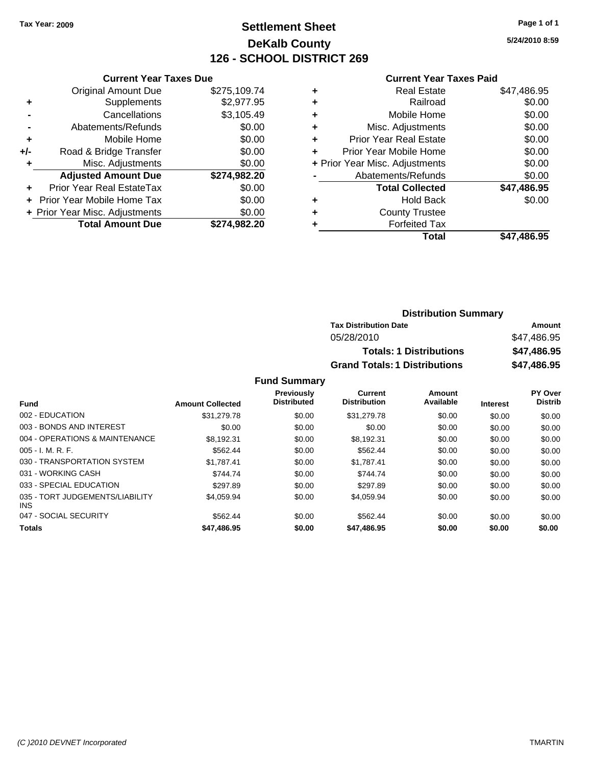Tax Year: 2009

# Settlement Sheet
## DeKalb County
## 126 - SCHOOL DISTRICT 269

5/24/2010 8:59

### Current Year Taxes Due

| | | |
|---|---|---|
| | Original Amount Due | $275,109.74 |
| + | Supplements | $2,977.95 |
| - | Cancellations | $3,105.49 |
| - | Abatements/Refunds | $0.00 |
| + | Mobile Home | $0.00 |
| +/- | Road & Bridge Transfer | $0.00 |
| + | Misc. Adjustments | $0.00 |
| | **Adjusted Amount Due** | **$274,982.20** |
| + | Prior Year Real EstateTax | $0.00 |
| + | Prior Year Mobile Home Tax | $0.00 |
| + | Prior Year Misc. Adjustments | $0.00 |
| | **Total Amount Due** | **$274,982.20** |

### Current Year Taxes Paid

| | | |
|---|---|---|
| + | Real Estate | $47,486.95 |
| + | Railroad | $0.00 |
| + | Mobile Home | $0.00 |
| + | Misc. Adjustments | $0.00 |
| + | Prior Year Real Estate | $0.00 |
| + | Prior Year Mobile Home | $0.00 |
| + | Prior Year Misc. Adjustments | $0.00 |
| - | Abatements/Refunds | $0.00 |
| | **Total Collected** | **$47,486.95** |
| + | Hold Back | $0.00 |
| + | County Trustee | |
| + | Forfeited Tax | |
| | **Total** | **$47,486.95** |

### Distribution Summary

| Tax Distribution Date | Amount |
|---|---|
| 05/28/2010 | $47,486.95 |
| **Totals: 1 Distributions** | **$47,486.95** |
| **Grand Totals: 1 Distributions** | **$47,486.95** |

### Fund Summary

| Fund | Amount Collected | Previously Distributed | Current Distribution | Amount Available | Interest | PY Over Distrib |
|---|---|---|---|---|---|---|
| 002 - EDUCATION | $31,279.78 | $0.00 | $31,279.78 | $0.00 | $0.00 | $0.00 |
| 003 - BONDS AND INTEREST | $0.00 | $0.00 | $0.00 | $0.00 | $0.00 | $0.00 |
| 004 - OPERATIONS & MAINTENANCE | $8,192.31 | $0.00 | $8,192.31 | $0.00 | $0.00 | $0.00 |
| 005 - I. M. R. F. | $562.44 | $0.00 | $562.44 | $0.00 | $0.00 | $0.00 |
| 030 - TRANSPORTATION SYSTEM | $1,787.41 | $0.00 | $1,787.41 | $0.00 | $0.00 | $0.00 |
| 031 - WORKING CASH | $744.74 | $0.00 | $744.74 | $0.00 | $0.00 | $0.00 |
| 033 - SPECIAL EDUCATION | $297.89 | $0.00 | $297.89 | $0.00 | $0.00 | $0.00 |
| 035 - TORT JUDGEMENTS/LIABILITY INS | $4,059.94 | $0.00 | $4,059.94 | $0.00 | $0.00 | $0.00 |
| 047 - SOCIAL SECURITY | $562.44 | $0.00 | $562.44 | $0.00 | $0.00 | $0.00 |
| **Totals** | **$47,486.95** | **$0.00** | **$47,486.95** | **$0.00** | **$0.00** | **$0.00** |

(C )2010 DEVNET Incorporated — TMARTIN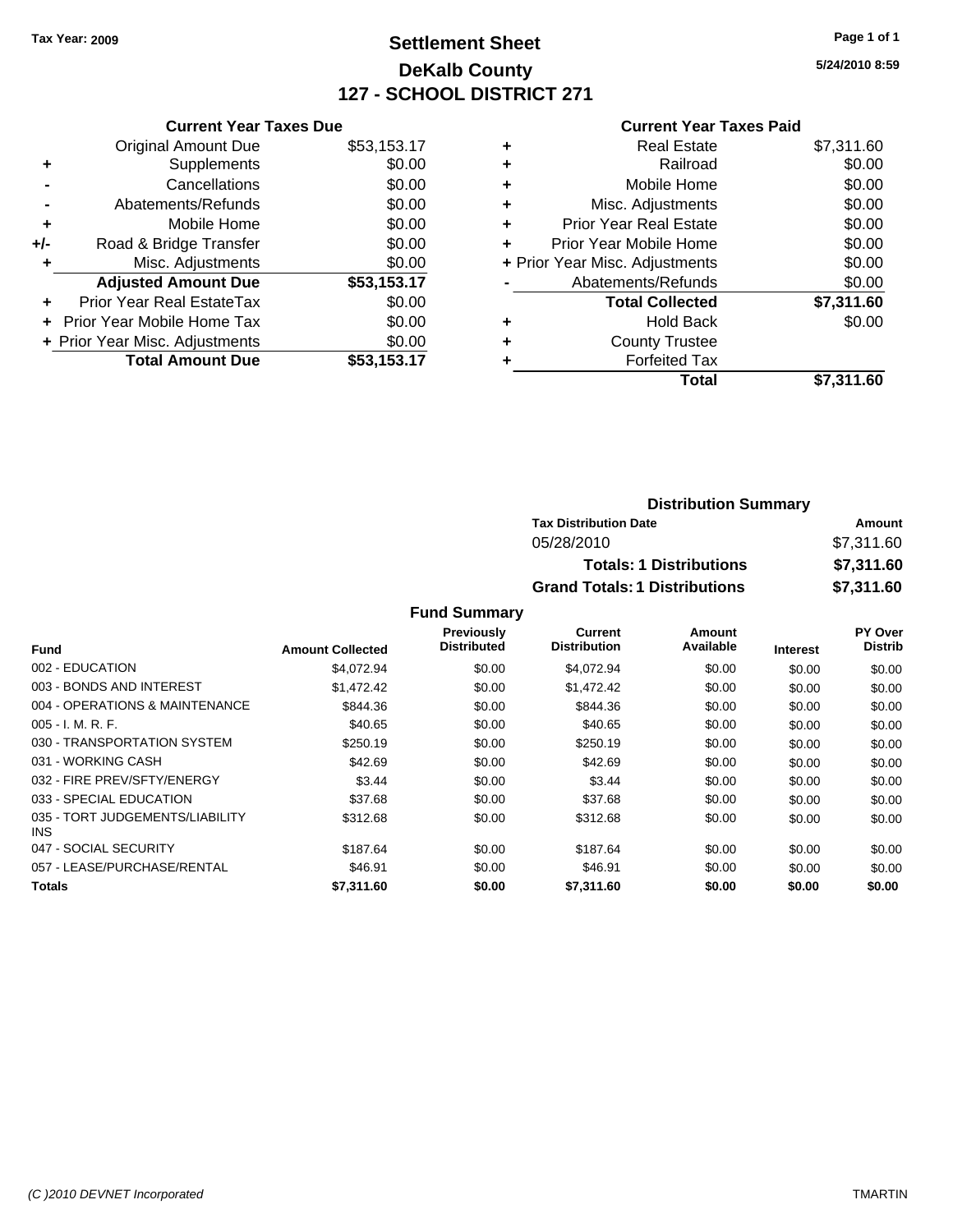Tax Year: 2009

# Settlement Sheet
## DeKalb County
## 127 - SCHOOL DISTRICT 271

5/24/2010 8:59

### Current Year Taxes Due

| | | |
|---|---|---|
| | Original Amount Due | $53,153.17 |
| + | Supplements | $0.00 |
| - | Cancellations | $0.00 |
| - | Abatements/Refunds | $0.00 |
| + | Mobile Home | $0.00 |
| +/- | Road & Bridge Transfer | $0.00 |
| + | Misc. Adjustments | $0.00 |
| | **Adjusted Amount Due** | **$53,153.17** |
| + | Prior Year Real EstateTax | $0.00 |
| + | Prior Year Mobile Home Tax | $0.00 |
| + | Prior Year Misc. Adjustments | $0.00 |
| | **Total Amount Due** | **$53,153.17** |

### Current Year Taxes Paid

| | | |
|---|---|---|
| + | Real Estate | $7,311.60 |
| + | Railroad | $0.00 |
| + | Mobile Home | $0.00 |
| + | Misc. Adjustments | $0.00 |
| + | Prior Year Real Estate | $0.00 |
| + | Prior Year Mobile Home | $0.00 |
| + | Prior Year Misc. Adjustments | $0.00 |
| - | Abatements/Refunds | $0.00 |
| | **Total Collected** | **$7,311.60** |
| + | Hold Back | $0.00 |
| + | County Trustee | |
| + | Forfeited Tax | |
| | **Total** | **$7,311.60** |

### Distribution Summary

| Tax Distribution Date | Amount |
|---|---|
| 05/28/2010 | $7,311.60 |
| **Totals: 1 Distributions** | **$7,311.60** |
| **Grand Totals: 1 Distributions** | **$7,311.60** |

### Fund Summary

| Fund | Amount Collected | Previously Distributed | Current Distribution | Amount Available | Interest | PY Over Distrib |
|---|---|---|---|---|---|---|
| 002 - EDUCATION | $4,072.94 | $0.00 | $4,072.94 | $0.00 | $0.00 | $0.00 |
| 003 - BONDS AND INTEREST | $1,472.42 | $0.00 | $1,472.42 | $0.00 | $0.00 | $0.00 |
| 004 - OPERATIONS & MAINTENANCE | $844.36 | $0.00 | $844.36 | $0.00 | $0.00 | $0.00 |
| 005 - I. M. R. F. | $40.65 | $0.00 | $40.65 | $0.00 | $0.00 | $0.00 |
| 030 - TRANSPORTATION SYSTEM | $250.19 | $0.00 | $250.19 | $0.00 | $0.00 | $0.00 |
| 031 - WORKING CASH | $42.69 | $0.00 | $42.69 | $0.00 | $0.00 | $0.00 |
| 032 - FIRE PREV/SFTY/ENERGY | $3.44 | $0.00 | $3.44 | $0.00 | $0.00 | $0.00 |
| 033 - SPECIAL EDUCATION | $37.68 | $0.00 | $37.68 | $0.00 | $0.00 | $0.00 |
| 035 - TORT JUDGEMENTS/LIABILITY INS | $312.68 | $0.00 | $312.68 | $0.00 | $0.00 | $0.00 |
| 047 - SOCIAL SECURITY | $187.64 | $0.00 | $187.64 | $0.00 | $0.00 | $0.00 |
| 057 - LEASE/PURCHASE/RENTAL | $46.91 | $0.00 | $46.91 | $0.00 | $0.00 | $0.00 |
| **Totals** | **$7,311.60** | **$0.00** | **$7,311.60** | **$0.00** | **$0.00** | **$0.00** |

(C )2010 DEVNET Incorporated TMARTIN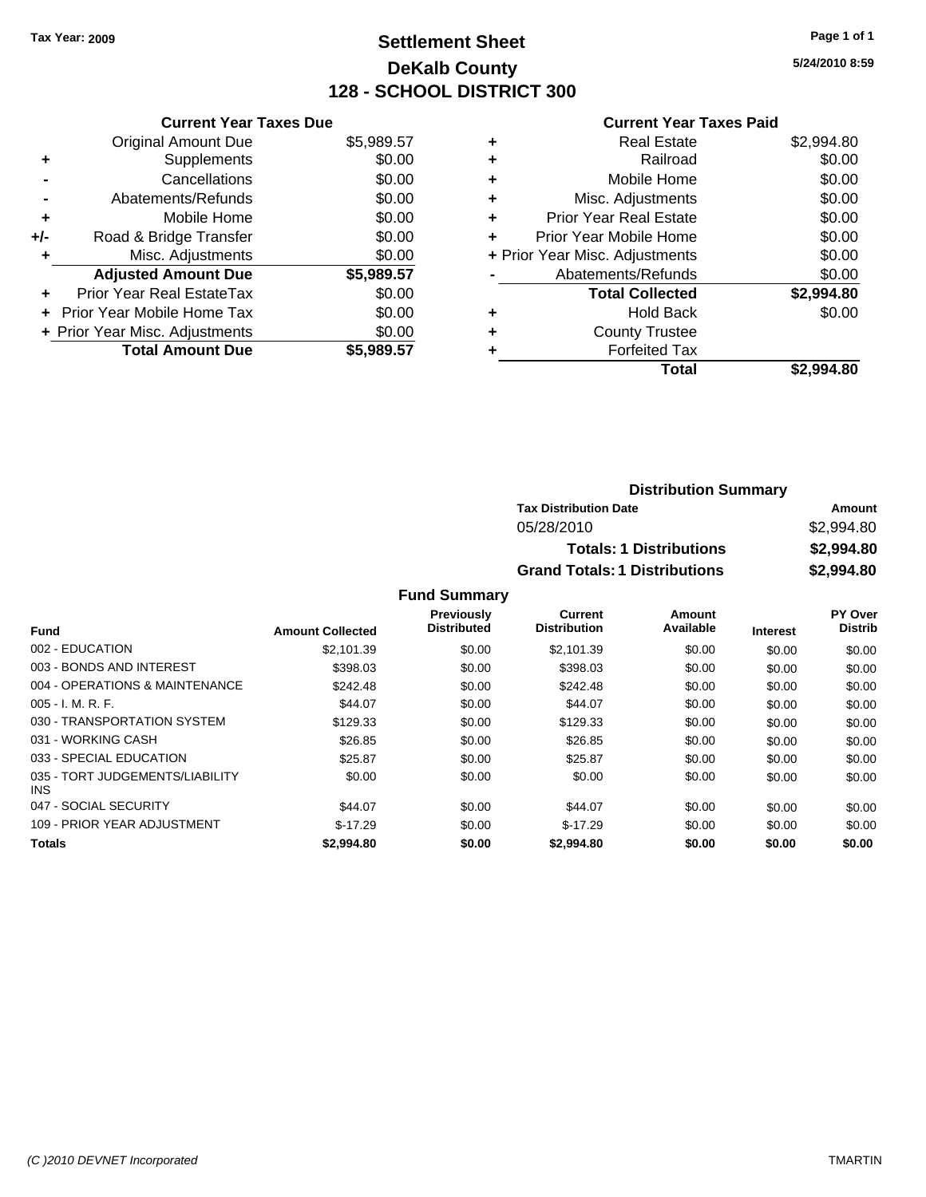**Tax Year: 2009**

# Settlement Sheet

## DeKalb County

## 128 - SCHOOL DISTRICT 300

5/24/2010 8:59

### Current Year Taxes Due

| | | |
|---|---|---|
| | Original Amount Due | $5,989.57 |
| + | Supplements | $0.00 |
| - | Cancellations | $0.00 |
| - | Abatements/Refunds | $0.00 |
| + | Mobile Home | $0.00 |
| +/- | Road & Bridge Transfer | $0.00 |
| + | Misc. Adjustments | $0.00 |
| | **Adjusted Amount Due** | **$5,989.57** |
| + | Prior Year Real EstateTax | $0.00 |
| + | Prior Year Mobile Home Tax | $0.00 |
| + | Prior Year Misc. Adjustments | $0.00 |
| | **Total Amount Due** | **$5,989.57** |

### Current Year Taxes Paid

| | | |
|---|---|---|
| + | Real Estate | $2,994.80 |
| + | Railroad | $0.00 |
| + | Mobile Home | $0.00 |
| + | Misc. Adjustments | $0.00 |
| + | Prior Year Real Estate | $0.00 |
| + | Prior Year Mobile Home | $0.00 |
| + | Prior Year Misc. Adjustments | $0.00 |
| - | Abatements/Refunds | $0.00 |
| | **Total Collected** | **$2,994.80** |
| + | Hold Back | $0.00 |
| + | County Trustee | |
| + | Forfeited Tax | |
| | **Total** | **$2,994.80** |

### Distribution Summary

| Tax Distribution Date | Amount |
|---|---|
| 05/28/2010 | $2,994.80 |
| **Totals: 1 Distributions** | **$2,994.80** |
| **Grand Totals: 1 Distributions** | **$2,994.80** |

### Fund Summary

| Fund | Amount Collected | Previously Distributed | Current Distribution | Amount Available | Interest | PY Over Distrib |
|---|---|---|---|---|---|---|
| 002 - EDUCATION | $2,101.39 | $0.00 | $2,101.39 | $0.00 | $0.00 | $0.00 |
| 003 - BONDS AND INTEREST | $398.03 | $0.00 | $398.03 | $0.00 | $0.00 | $0.00 |
| 004 - OPERATIONS & MAINTENANCE | $242.48 | $0.00 | $242.48 | $0.00 | $0.00 | $0.00 |
| 005 - I. M. R. F. | $44.07 | $0.00 | $44.07 | $0.00 | $0.00 | $0.00 |
| 030 - TRANSPORTATION SYSTEM | $129.33 | $0.00 | $129.33 | $0.00 | $0.00 | $0.00 |
| 031 - WORKING CASH | $26.85 | $0.00 | $26.85 | $0.00 | $0.00 | $0.00 |
| 033 - SPECIAL EDUCATION | $25.87 | $0.00 | $25.87 | $0.00 | $0.00 | $0.00 |
| 035 - TORT JUDGEMENTS/LIABILITY INS | $0.00 | $0.00 | $0.00 | $0.00 | $0.00 | $0.00 |
| 047 - SOCIAL SECURITY | $44.07 | $0.00 | $44.07 | $0.00 | $0.00 | $0.00 |
| 109 - PRIOR YEAR ADJUSTMENT | $-17.29 | $0.00 | $-17.29 | $0.00 | $0.00 | $0.00 |
| **Totals** | **$2,994.80** | **$0.00** | **$2,994.80** | **$0.00** | **$0.00** | **$0.00** |

(C )2010 DEVNET Incorporated TMARTIN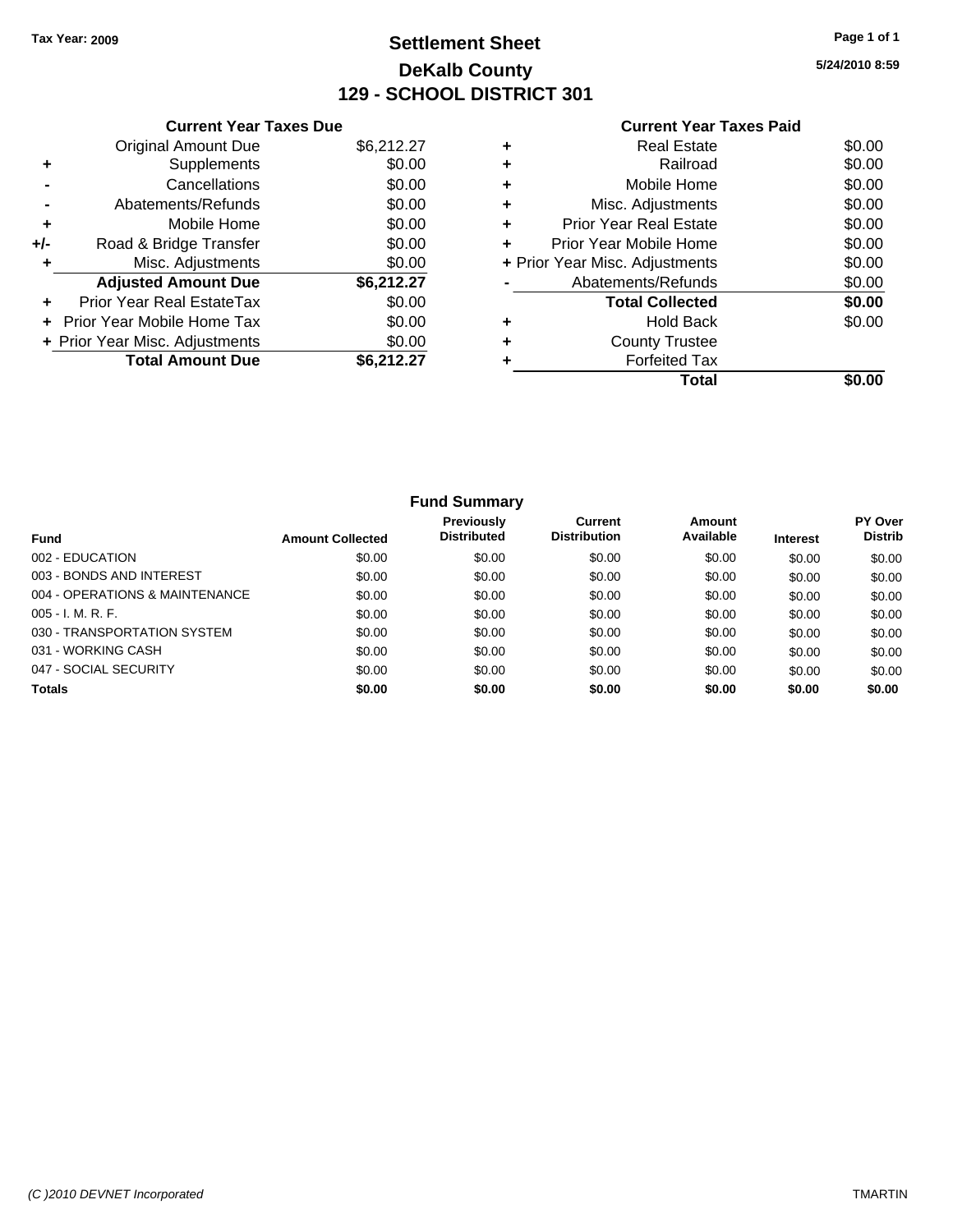Tax Year: 2009

# Settlement Sheet
## DeKalb County
## 129 - SCHOOL DISTRICT 301

5/24/2010 8:59

### Current Year Taxes Due

| | | |
|---|---|---|
| | Original Amount Due | $6,212.27 |
| + | Supplements | $0.00 |
| - | Cancellations | $0.00 |
| - | Abatements/Refunds | $0.00 |
| + | Mobile Home | $0.00 |
| +/- | Road & Bridge Transfer | $0.00 |
| + | Misc. Adjustments | $0.00 |
| | **Adjusted Amount Due** | **$6,212.27** |
| + | Prior Year Real EstateTax | $0.00 |
| + | Prior Year Mobile Home Tax | $0.00 |
| + | Prior Year Misc. Adjustments | $0.00 |
| | **Total Amount Due** | **$6,212.27** |

### Current Year Taxes Paid

| | | |
|---|---|---|
| + | Real Estate | $0.00 |
| + | Railroad | $0.00 |
| + | Mobile Home | $0.00 |
| + | Misc. Adjustments | $0.00 |
| + | Prior Year Real Estate | $0.00 |
| + | Prior Year Mobile Home | $0.00 |
| + | Prior Year Misc. Adjustments | $0.00 |
| - | Abatements/Refunds | $0.00 |
| | **Total Collected** | **$0.00** |
| + | Hold Back | $0.00 |
| + | County Trustee | |
| + | Forfeited Tax | |
| | **Total** | **$0.00** |

### Fund Summary

| Fund | Amount Collected | Previously Distributed | Current Distribution | Amount Available | Interest | PY Over Distrib |
|---|---|---|---|---|---|---|
| 002 - EDUCATION | $0.00 | $0.00 | $0.00 | $0.00 | $0.00 | $0.00 |
| 003 - BONDS AND INTEREST | $0.00 | $0.00 | $0.00 | $0.00 | $0.00 | $0.00 |
| 004 - OPERATIONS & MAINTENANCE | $0.00 | $0.00 | $0.00 | $0.00 | $0.00 | $0.00 |
| 005 - I. M. R. F. | $0.00 | $0.00 | $0.00 | $0.00 | $0.00 | $0.00 |
| 030 - TRANSPORTATION SYSTEM | $0.00 | $0.00 | $0.00 | $0.00 | $0.00 | $0.00 |
| 031 - WORKING CASH | $0.00 | $0.00 | $0.00 | $0.00 | $0.00 | $0.00 |
| 047 - SOCIAL SECURITY | $0.00 | $0.00 | $0.00 | $0.00 | $0.00 | $0.00 |
| **Totals** | **$0.00** | **$0.00** | **$0.00** | **$0.00** | **$0.00** | **$0.00** |

(C )2010 DEVNET Incorporated

TMARTIN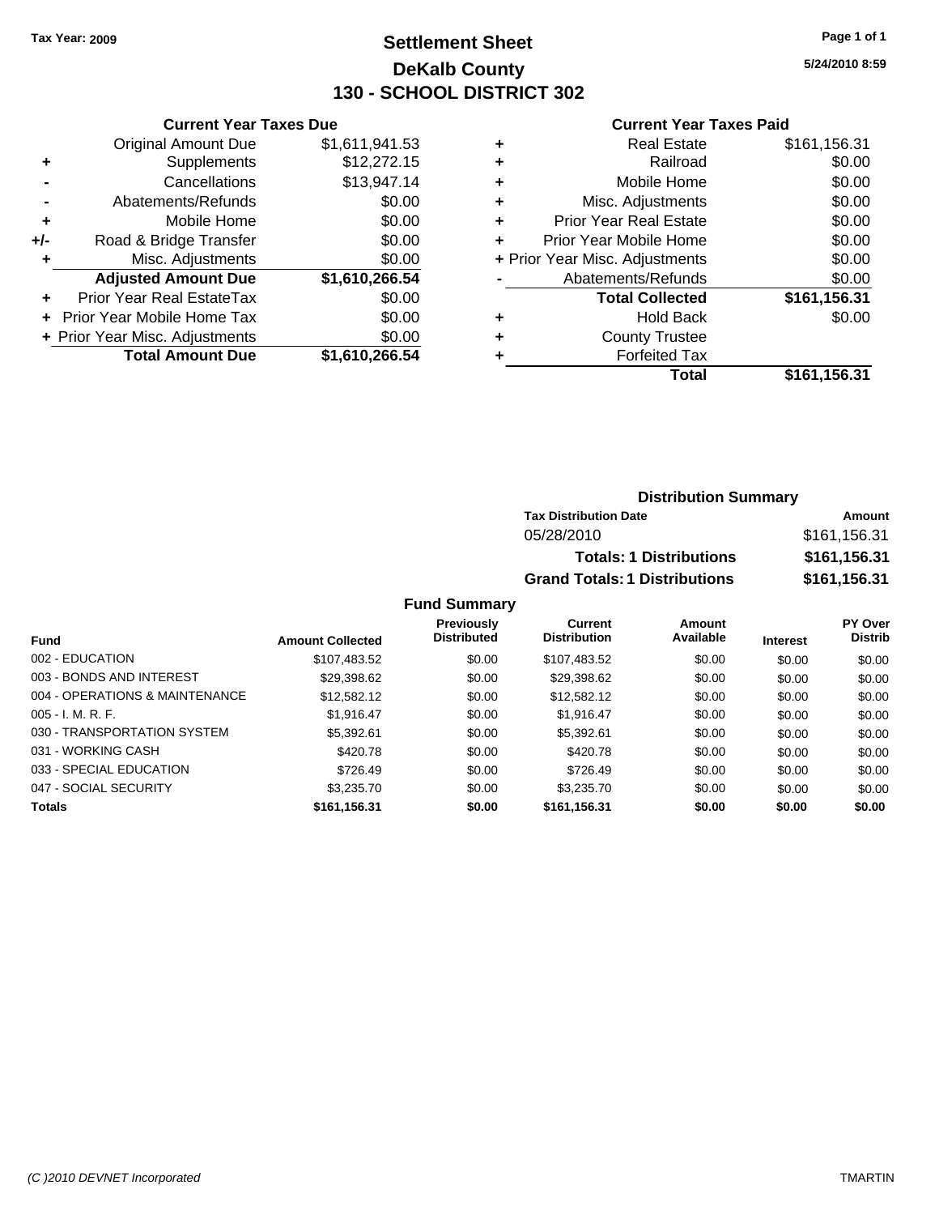**Tax Year: 2009**

# Settlement Sheet
## DeKalb County
## 130 - SCHOOL DISTRICT 302

5/24/2010 8:59

### Current Year Taxes Due

| | | |
|---|---|---|
| | Original Amount Due | $1,611,941.53 |
| + | Supplements | $12,272.15 |
| - | Cancellations | $13,947.14 |
| - | Abatements/Refunds | $0.00 |
| + | Mobile Home | $0.00 |
| +/- | Road & Bridge Transfer | $0.00 |
| + | Misc. Adjustments | $0.00 |
| | **Adjusted Amount Due** | **$1,610,266.54** |
| + | Prior Year Real EstateTax | $0.00 |
| + | Prior Year Mobile Home Tax | $0.00 |
| + | Prior Year Misc. Adjustments | $0.00 |
| | **Total Amount Due** | **$1,610,266.54** |

### Current Year Taxes Paid

| | | |
|---|---|---|
| + | Real Estate | $161,156.31 |
| + | Railroad | $0.00 |
| + | Mobile Home | $0.00 |
| + | Misc. Adjustments | $0.00 |
| + | Prior Year Real Estate | $0.00 |
| + | Prior Year Mobile Home | $0.00 |
| + | Prior Year Misc. Adjustments | $0.00 |
| - | Abatements/Refunds | $0.00 |
| | **Total Collected** | **$161,156.31** |
| + | Hold Back | $0.00 |
| + | County Trustee | |
| + | Forfeited Tax | |
| | **Total** | **$161,156.31** |

### Distribution Summary

| Tax Distribution Date | Amount |
|---|---|
| 05/28/2010 | $161,156.31 |
| **Totals: 1 Distributions** | **$161,156.31** |
| **Grand Totals: 1 Distributions** | **$161,156.31** |

### Fund Summary

| Fund | Amount Collected | Previously Distributed | Current Distribution | Amount Available | Interest | PY Over Distrib |
|---|---|---|---|---|---|---|
| 002 - EDUCATION | $107,483.52 | $0.00 | $107,483.52 | $0.00 | $0.00 | $0.00 |
| 003 - BONDS AND INTEREST | $29,398.62 | $0.00 | $29,398.62 | $0.00 | $0.00 | $0.00 |
| 004 - OPERATIONS & MAINTENANCE | $12,582.12 | $0.00 | $12,582.12 | $0.00 | $0.00 | $0.00 |
| 005 - I. M. R. F. | $1,916.47 | $0.00 | $1,916.47 | $0.00 | $0.00 | $0.00 |
| 030 - TRANSPORTATION SYSTEM | $5,392.61 | $0.00 | $5,392.61 | $0.00 | $0.00 | $0.00 |
| 031 - WORKING CASH | $420.78 | $0.00 | $420.78 | $0.00 | $0.00 | $0.00 |
| 033 - SPECIAL EDUCATION | $726.49 | $0.00 | $726.49 | $0.00 | $0.00 | $0.00 |
| 047 - SOCIAL SECURITY | $3,235.70 | $0.00 | $3,235.70 | $0.00 | $0.00 | $0.00 |
| **Totals** | **$161,156.31** | **$0.00** | **$161,156.31** | **$0.00** | **$0.00** | **$0.00** |

(C )2010 DEVNET Incorporated TMARTIN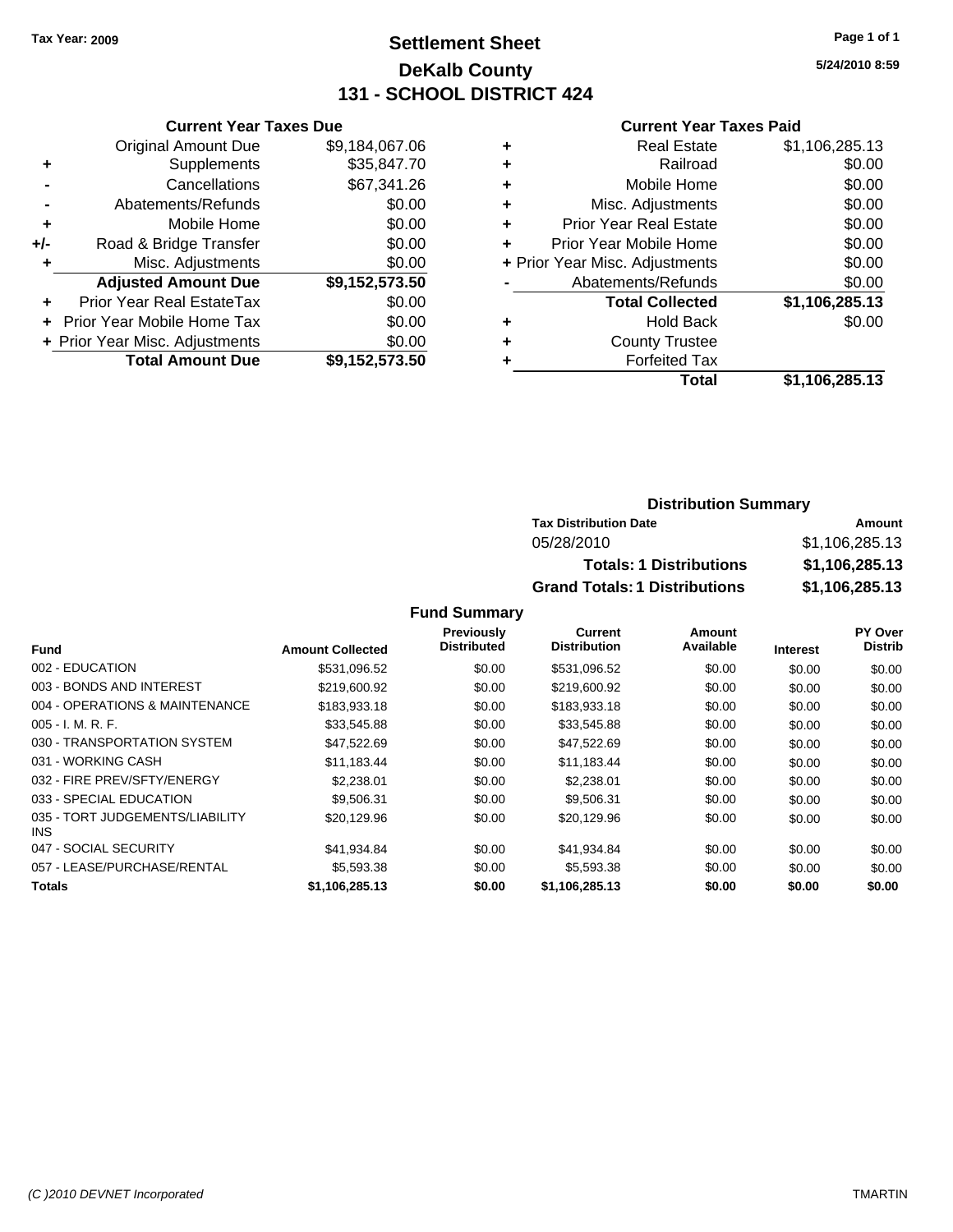**Tax Year: 2009**

# Settlement Sheet
## DeKalb County
## 131 - SCHOOL DISTRICT 424

5/24/2010 8:59

### Current Year Taxes Due

| | | |
|---|---|---|
| | Original Amount Due | $9,184,067.06 |
| + | Supplements | $35,847.70 |
| - | Cancellations | $67,341.26 |
| - | Abatements/Refunds | $0.00 |
| + | Mobile Home | $0.00 |
| +/- | Road & Bridge Transfer | $0.00 |
| + | Misc. Adjustments | $0.00 |
| | **Adjusted Amount Due** | **$9,152,573.50** |
| + | Prior Year Real EstateTax | $0.00 |
| + | Prior Year Mobile Home Tax | $0.00 |
| + | Prior Year Misc. Adjustments | $0.00 |
| | **Total Amount Due** | **$9,152,573.50** |

### Current Year Taxes Paid

| | | |
|---|---|---|
| + | Real Estate | $1,106,285.13 |
| + | Railroad | $0.00 |
| + | Mobile Home | $0.00 |
| + | Misc. Adjustments | $0.00 |
| + | Prior Year Real Estate | $0.00 |
| + | Prior Year Mobile Home | $0.00 |
| + | Prior Year Misc. Adjustments | $0.00 |
| - | Abatements/Refunds | $0.00 |
| | **Total Collected** | **$1,106,285.13** |
| + | Hold Back | $0.00 |
| + | County Trustee | |
| + | Forfeited Tax | |
| | **Total** | **$1,106,285.13** |

### Distribution Summary

| Tax Distribution Date | Amount |
|---|---|
| 05/28/2010 | $1,106,285.13 |
| **Totals: 1 Distributions** | **$1,106,285.13** |
| **Grand Totals: 1 Distributions** | **$1,106,285.13** |

### Fund Summary

| Fund | Amount Collected | Previously Distributed | Current Distribution | Amount Available | Interest | PY Over Distrib |
|---|---|---|---|---|---|---|
| 002 - EDUCATION | $531,096.52 | $0.00 | $531,096.52 | $0.00 | $0.00 | $0.00 |
| 003 - BONDS AND INTEREST | $219,600.92 | $0.00 | $219,600.92 | $0.00 | $0.00 | $0.00 |
| 004 - OPERATIONS & MAINTENANCE | $183,933.18 | $0.00 | $183,933.18 | $0.00 | $0.00 | $0.00 |
| 005 - I. M. R. F. | $33,545.88 | $0.00 | $33,545.88 | $0.00 | $0.00 | $0.00 |
| 030 - TRANSPORTATION SYSTEM | $47,522.69 | $0.00 | $47,522.69 | $0.00 | $0.00 | $0.00 |
| 031 - WORKING CASH | $11,183.44 | $0.00 | $11,183.44 | $0.00 | $0.00 | $0.00 |
| 032 - FIRE PREV/SFTY/ENERGY | $2,238.01 | $0.00 | $2,238.01 | $0.00 | $0.00 | $0.00 |
| 033 - SPECIAL EDUCATION | $9,506.31 | $0.00 | $9,506.31 | $0.00 | $0.00 | $0.00 |
| 035 - TORT JUDGEMENTS/LIABILITY INS | $20,129.96 | $0.00 | $20,129.96 | $0.00 | $0.00 | $0.00 |
| 047 - SOCIAL SECURITY | $41,934.84 | $0.00 | $41,934.84 | $0.00 | $0.00 | $0.00 |
| 057 - LEASE/PURCHASE/RENTAL | $5,593.38 | $0.00 | $5,593.38 | $0.00 | $0.00 | $0.00 |
| **Totals** | **$1,106,285.13** | **$0.00** | **$1,106,285.13** | **$0.00** | **$0.00** | **$0.00** |

(C )2010 DEVNET Incorporated TMARTIN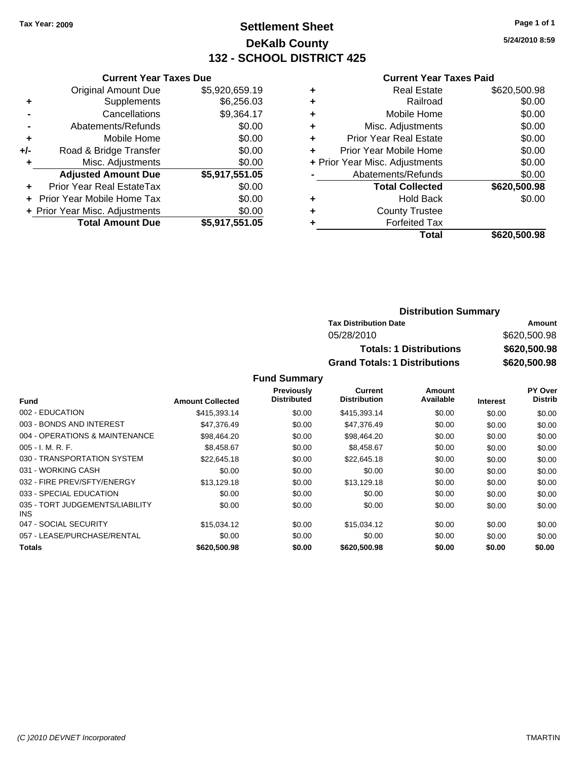Tax Year: 2009

# Settlement Sheet
## DeKalb County
## 132 - SCHOOL DISTRICT 425

5/24/2010 8:59

### Current Year Taxes Due

| | | |
|---|---|---|
| | Original Amount Due | $5,920,659.19 |
| + | Supplements | $6,256.03 |
| - | Cancellations | $9,364.17 |
| - | Abatements/Refunds | $0.00 |
| + | Mobile Home | $0.00 |
| +/- | Road & Bridge Transfer | $0.00 |
| + | Misc. Adjustments | $0.00 |
| | **Adjusted Amount Due** | **$5,917,551.05** |
| + | Prior Year Real EstateTax | $0.00 |
| + | Prior Year Mobile Home Tax | $0.00 |
| + | Prior Year Misc. Adjustments | $0.00 |
| | **Total Amount Due** | **$5,917,551.05** |

### Current Year Taxes Paid

| | | |
|---|---|---|
| + | Real Estate | $620,500.98 |
| + | Railroad | $0.00 |
| + | Mobile Home | $0.00 |
| + | Misc. Adjustments | $0.00 |
| + | Prior Year Real Estate | $0.00 |
| + | Prior Year Mobile Home | $0.00 |
| + | Prior Year Misc. Adjustments | $0.00 |
| - | Abatements/Refunds | $0.00 |
| | **Total Collected** | **$620,500.98** |
| + | Hold Back | $0.00 |
| + | County Trustee | |
| + | Forfeited Tax | |
| | **Total** | **$620,500.98** |

### Distribution Summary

| Tax Distribution Date | Amount |
|---|---|
| 05/28/2010 | $620,500.98 |
| **Totals: 1 Distributions** | **$620,500.98** |
| **Grand Totals: 1 Distributions** | **$620,500.98** |

### Fund Summary

| Fund | Amount Collected | Previously Distributed | Current Distribution | Amount Available | Interest | PY Over Distrib |
|---|---|---|---|---|---|---|
| 002 - EDUCATION | $415,393.14 | $0.00 | $415,393.14 | $0.00 | $0.00 | $0.00 |
| 003 - BONDS AND INTEREST | $47,376.49 | $0.00 | $47,376.49 | $0.00 | $0.00 | $0.00 |
| 004 - OPERATIONS & MAINTENANCE | $98,464.20 | $0.00 | $98,464.20 | $0.00 | $0.00 | $0.00 |
| 005 - I. M. R. F. | $8,458.67 | $0.00 | $8,458.67 | $0.00 | $0.00 | $0.00 |
| 030 - TRANSPORTATION SYSTEM | $22,645.18 | $0.00 | $22,645.18 | $0.00 | $0.00 | $0.00 |
| 031 - WORKING CASH | $0.00 | $0.00 | $0.00 | $0.00 | $0.00 | $0.00 |
| 032 - FIRE PREV/SFTY/ENERGY | $13,129.18 | $0.00 | $13,129.18 | $0.00 | $0.00 | $0.00 |
| 033 - SPECIAL EDUCATION | $0.00 | $0.00 | $0.00 | $0.00 | $0.00 | $0.00 |
| 035 - TORT JUDGEMENTS/LIABILITY INS | $0.00 | $0.00 | $0.00 | $0.00 | $0.00 | $0.00 |
| 047 - SOCIAL SECURITY | $15,034.12 | $0.00 | $15,034.12 | $0.00 | $0.00 | $0.00 |
| 057 - LEASE/PURCHASE/RENTAL | $0.00 | $0.00 | $0.00 | $0.00 | $0.00 | $0.00 |
| **Totals** | **$620,500.98** | **$0.00** | **$620,500.98** | **$0.00** | **$0.00** | **$0.00** |

(C )2010 DEVNET Incorporated — TMARTIN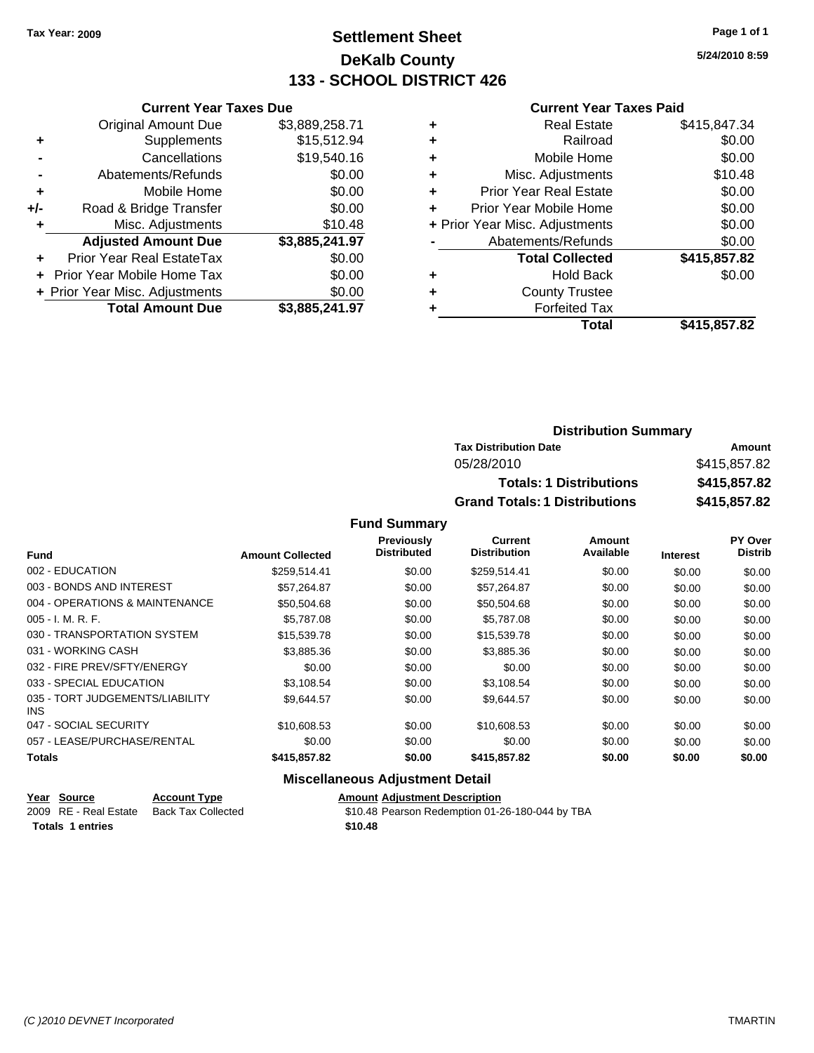Tax Year: 2009

# Settlement Sheet
## DeKalb County
## 133 - SCHOOL DISTRICT 426

5/24/2010 8:59

### Current Year Taxes Due

| | | |
|---|---|---|
| | Original Amount Due | $3,889,258.71 |
| + | Supplements | $15,512.94 |
| - | Cancellations | $19,540.16 |
| - | Abatements/Refunds | $0.00 |
| + | Mobile Home | $0.00 |
| +/- | Road & Bridge Transfer | $0.00 |
| + | Misc. Adjustments | $10.48 |
| | **Adjusted Amount Due** | **$3,885,241.97** |
| + | Prior Year Real EstateTax | $0.00 |
| + | Prior Year Mobile Home Tax | $0.00 |
| + | Prior Year Misc. Adjustments | $0.00 |
| | **Total Amount Due** | **$3,885,241.97** |

### Current Year Taxes Paid

| | | |
|---|---|---|
| + | Real Estate | $415,847.34 |
| + | Railroad | $0.00 |
| + | Mobile Home | $0.00 |
| + | Misc. Adjustments | $10.48 |
| + | Prior Year Real Estate | $0.00 |
| + | Prior Year Mobile Home | $0.00 |
| + | Prior Year Misc. Adjustments | $0.00 |
| - | Abatements/Refunds | $0.00 |
| | **Total Collected** | **$415,857.82** |
| + | Hold Back | $0.00 |
| + | County Trustee | |
| + | Forfeited Tax | |
| | **Total** | **$415,857.82** |

### Distribution Summary

| Tax Distribution Date | Amount |
|---|---|
| 05/28/2010 | $415,857.82 |
| **Totals: 1 Distributions** | **$415,857.82** |
| **Grand Totals: 1 Distributions** | **$415,857.82** |

### Fund Summary

| Fund | Amount Collected | Previously Distributed | Current Distribution | Amount Available | Interest | PY Over Distrib |
|---|---|---|---|---|---|---|
| 002 - EDUCATION | $259,514.41 | $0.00 | $259,514.41 | $0.00 | $0.00 | $0.00 |
| 003 - BONDS AND INTEREST | $57,264.87 | $0.00 | $57,264.87 | $0.00 | $0.00 | $0.00 |
| 004 - OPERATIONS & MAINTENANCE | $50,504.68 | $0.00 | $50,504.68 | $0.00 | $0.00 | $0.00 |
| 005 - I. M. R. F. | $5,787.08 | $0.00 | $5,787.08 | $0.00 | $0.00 | $0.00 |
| 030 - TRANSPORTATION SYSTEM | $15,539.78 | $0.00 | $15,539.78 | $0.00 | $0.00 | $0.00 |
| 031 - WORKING CASH | $3,885.36 | $0.00 | $3,885.36 | $0.00 | $0.00 | $0.00 |
| 032 - FIRE PREV/SFTY/ENERGY | $0.00 | $0.00 | $0.00 | $0.00 | $0.00 | $0.00 |
| 033 - SPECIAL EDUCATION | $3,108.54 | $0.00 | $3,108.54 | $0.00 | $0.00 | $0.00 |
| 035 - TORT JUDGEMENTS/LIABILITY INS | $9,644.57 | $0.00 | $9,644.57 | $0.00 | $0.00 | $0.00 |
| 047 - SOCIAL SECURITY | $10,608.53 | $0.00 | $10,608.53 | $0.00 | $0.00 | $0.00 |
| 057 - LEASE/PURCHASE/RENTAL | $0.00 | $0.00 | $0.00 | $0.00 | $0.00 | $0.00 |
| **Totals** | **$415,857.82** | **$0.00** | **$415,857.82** | **$0.00** | **$0.00** | **$0.00** |

### Miscellaneous Adjustment Detail

| Year | Source | Account Type | Amount | Adjustment Description |
|---|---|---|---|---|
| 2009 | RE - Real Estate | Back Tax Collected | $10.48 | Pearson Redemption 01-26-180-044 by TBA |
| **Totals** | **1 entries** | | **$10.48** | |

(C )2010 DEVNET Incorporated TMARTIN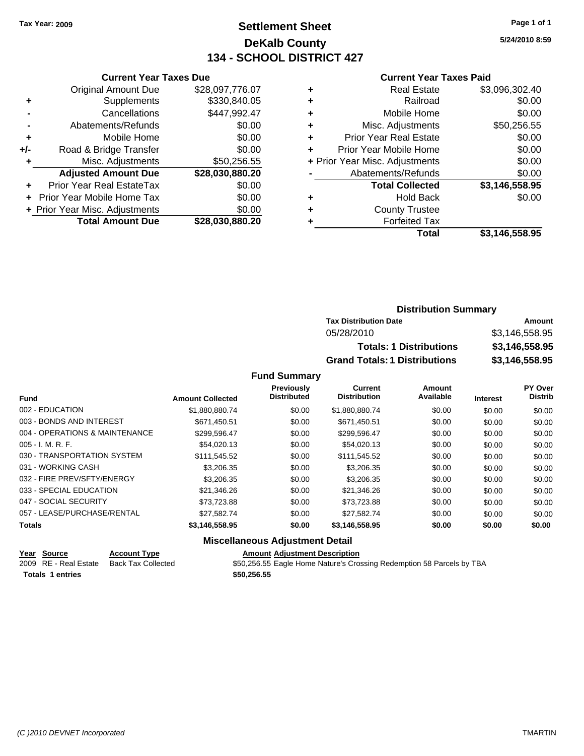**Tax Year: 2009**

# Settlement Sheet
## DeKalb County
## 134 - SCHOOL DISTRICT 427

5/24/2010 8:59

### Current Year Taxes Due

| | | |
|---|---|---|
| | Original Amount Due | $28,097,776.07 |
| + | Supplements | $330,840.05 |
| - | Cancellations | $447,992.47 |
| - | Abatements/Refunds | $0.00 |
| + | Mobile Home | $0.00 |
| +/- | Road & Bridge Transfer | $0.00 |
| + | Misc. Adjustments | $50,256.55 |
| | **Adjusted Amount Due** | **$28,030,880.20** |
| + | Prior Year Real EstateTax | $0.00 |
| + | Prior Year Mobile Home Tax | $0.00 |
| + | Prior Year Misc. Adjustments | $0.00 |
| | **Total Amount Due** | **$28,030,880.20** |

### Current Year Taxes Paid

| | | |
|---|---|---|
| + | Real Estate | $3,096,302.40 |
| + | Railroad | $0.00 |
| + | Mobile Home | $0.00 |
| + | Misc. Adjustments | $50,256.55 |
| + | Prior Year Real Estate | $0.00 |
| + | Prior Year Mobile Home | $0.00 |
| + | Prior Year Misc. Adjustments | $0.00 |
| - | Abatements/Refunds | $0.00 |
| | **Total Collected** | **$3,146,558.95** |
| + | Hold Back | $0.00 |
| + | County Trustee | |
| + | Forfeited Tax | |
| | **Total** | **$3,146,558.95** |

### Distribution Summary

| Tax Distribution Date | Amount |
|---|---|
| 05/28/2010 | $3,146,558.95 |
| **Totals: 1 Distributions** | **$3,146,558.95** |
| **Grand Totals: 1 Distributions** | **$3,146,558.95** |

### Fund Summary

| Fund | Amount Collected | Previously Distributed | Current Distribution | Amount Available | Interest | PY Over Distrib |
|---|---|---|---|---|---|---|
| 002 - EDUCATION | $1,880,880.74 | $0.00 | $1,880,880.74 | $0.00 | $0.00 | $0.00 |
| 003 - BONDS AND INTEREST | $671,450.51 | $0.00 | $671,450.51 | $0.00 | $0.00 | $0.00 |
| 004 - OPERATIONS & MAINTENANCE | $299,596.47 | $0.00 | $299,596.47 | $0.00 | $0.00 | $0.00 |
| 005 - I. M. R. F. | $54,020.13 | $0.00 | $54,020.13 | $0.00 | $0.00 | $0.00 |
| 030 - TRANSPORTATION SYSTEM | $111,545.52 | $0.00 | $111,545.52 | $0.00 | $0.00 | $0.00 |
| 031 - WORKING CASH | $3,206.35 | $0.00 | $3,206.35 | $0.00 | $0.00 | $0.00 |
| 032 - FIRE PREV/SFTY/ENERGY | $3,206.35 | $0.00 | $3,206.35 | $0.00 | $0.00 | $0.00 |
| 033 - SPECIAL EDUCATION | $21,346.26 | $0.00 | $21,346.26 | $0.00 | $0.00 | $0.00 |
| 047 - SOCIAL SECURITY | $73,723.88 | $0.00 | $73,723.88 | $0.00 | $0.00 | $0.00 |
| 057 - LEASE/PURCHASE/RENTAL | $27,582.74 | $0.00 | $27,582.74 | $0.00 | $0.00 | $0.00 |
| **Totals** | **$3,146,558.95** | **$0.00** | **$3,146,558.95** | **$0.00** | **$0.00** | **$0.00** |

### Miscellaneous Adjustment Detail

| Year | Source | Account Type | Amount | Adjustment Description |
|---|---|---|---|---|
| 2009 | RE - Real Estate | Back Tax Collected | $50,256.55 | Eagle Home Nature's Crossing Redemption 58 Parcels by TBA |
| **Totals 1 entries** | | | **$50,256.55** | |

*(C )2010 DEVNET Incorporated* TMARTIN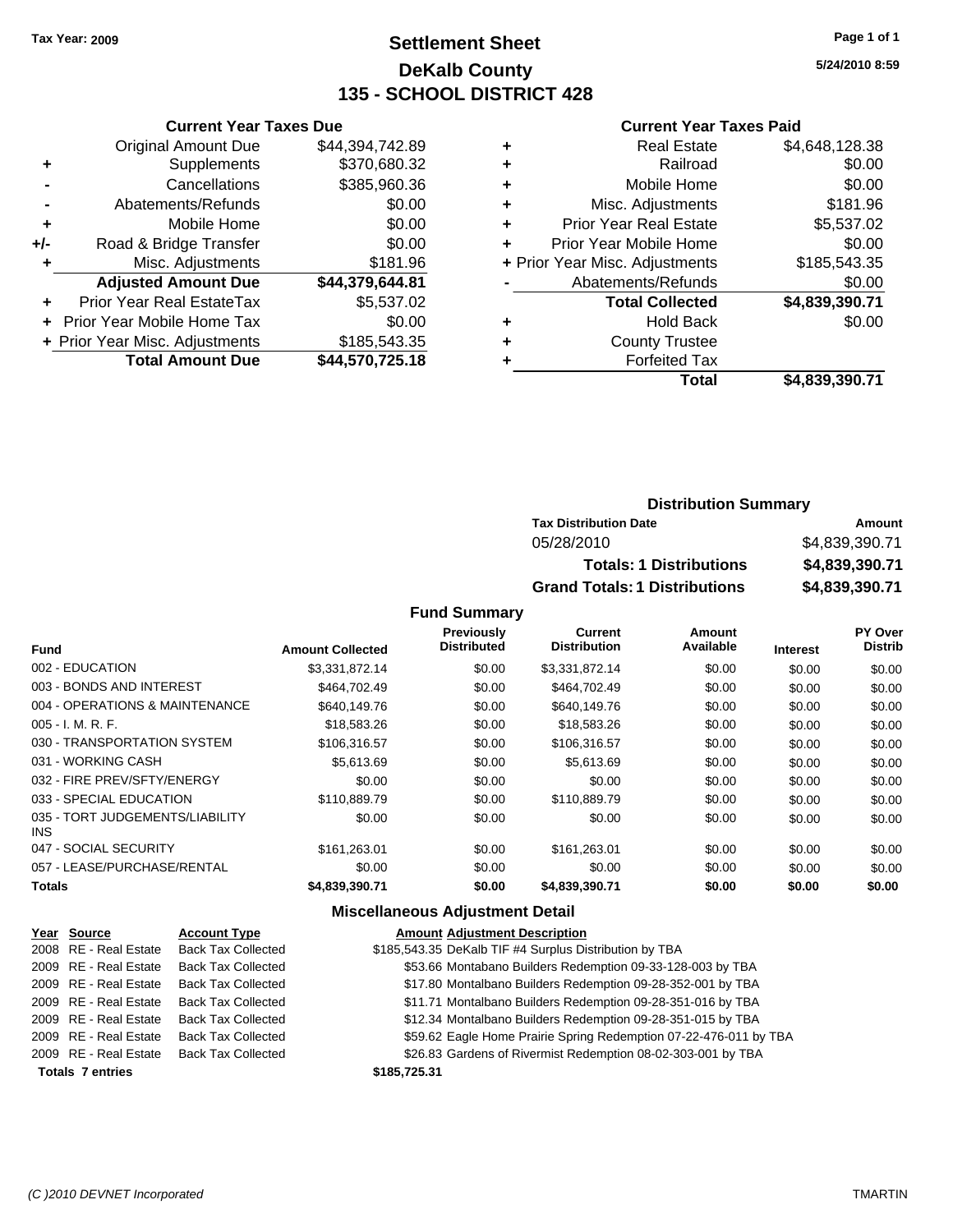**Tax Year: 2009**

# Settlement Sheet
## DeKalb County
## 135 - SCHOOL DISTRICT 428

5/24/2010 8:59

### Current Year Taxes Due

| | | |
|---|---|---|
| | Original Amount Due | $44,394,742.89 |
| + | Supplements | $370,680.32 |
| - | Cancellations | $385,960.36 |
| - | Abatements/Refunds | $0.00 |
| + | Mobile Home | $0.00 |
| +/- | Road & Bridge Transfer | $0.00 |
| + | Misc. Adjustments | $181.96 |
| | **Adjusted Amount Due** | **$44,379,644.81** |
| + | Prior Year Real EstateTax | $5,537.02 |
| + | Prior Year Mobile Home Tax | $0.00 |
| + | Prior Year Misc. Adjustments | $185,543.35 |
| | **Total Amount Due** | **$44,570,725.18** |

### Current Year Taxes Paid

| | | |
|---|---|---|
| + | Real Estate | $4,648,128.38 |
| + | Railroad | $0.00 |
| + | Mobile Home | $0.00 |
| + | Misc. Adjustments | $181.96 |
| + | Prior Year Real Estate | $5,537.02 |
| + | Prior Year Mobile Home | $0.00 |
| + | Prior Year Misc. Adjustments | $185,543.35 |
| - | Abatements/Refunds | $0.00 |
| | **Total Collected** | **$4,839,390.71** |
| + | Hold Back | $0.00 |
| + | County Trustee | |
| + | Forfeited Tax | |
| | **Total** | **$4,839,390.71** |

### Distribution Summary

| Tax Distribution Date | Amount |
|---|---|
| 05/28/2010 | $4,839,390.71 |
| **Totals: 1 Distributions** | **$4,839,390.71** |
| **Grand Totals: 1 Distributions** | **$4,839,390.71** |

### Fund Summary

| Fund | Amount Collected | Previously Distributed | Current Distribution | Amount Available | Interest | PY Over Distrib |
|---|---|---|---|---|---|---|
| 002 - EDUCATION | $3,331,872.14 | $0.00 | $3,331,872.14 | $0.00 | $0.00 | $0.00 |
| 003 - BONDS AND INTEREST | $464,702.49 | $0.00 | $464,702.49 | $0.00 | $0.00 | $0.00 |
| 004 - OPERATIONS & MAINTENANCE | $640,149.76 | $0.00 | $640,149.76 | $0.00 | $0.00 | $0.00 |
| 005 - I. M. R. F. | $18,583.26 | $0.00 | $18,583.26 | $0.00 | $0.00 | $0.00 |
| 030 - TRANSPORTATION SYSTEM | $106,316.57 | $0.00 | $106,316.57 | $0.00 | $0.00 | $0.00 |
| 031 - WORKING CASH | $5,613.69 | $0.00 | $5,613.69 | $0.00 | $0.00 | $0.00 |
| 032 - FIRE PREV/SFTY/ENERGY | $0.00 | $0.00 | $0.00 | $0.00 | $0.00 | $0.00 |
| 033 - SPECIAL EDUCATION | $110,889.79 | $0.00 | $110,889.79 | $0.00 | $0.00 | $0.00 |
| 035 - TORT JUDGEMENTS/LIABILITY INS | $0.00 | $0.00 | $0.00 | $0.00 | $0.00 | $0.00 |
| 047 - SOCIAL SECURITY | $161,263.01 | $0.00 | $161,263.01 | $0.00 | $0.00 | $0.00 |
| 057 - LEASE/PURCHASE/RENTAL | $0.00 | $0.00 | $0.00 | $0.00 | $0.00 | $0.00 |
| **Totals** | **$4,839,390.71** | **$0.00** | **$4,839,390.71** | **$0.00** | **$0.00** | **$0.00** |

### Miscellaneous Adjustment Detail

| Year | Source | Account Type | Amount | Adjustment Description |
|---|---|---|---|---|
| 2008 | RE - Real Estate | Back Tax Collected | $185,543.35 | DeKalb TIF #4 Surplus Distribution by TBA |
| 2009 | RE - Real Estate | Back Tax Collected | $53.66 | Montabano Builders Redemption 09-33-128-003 by TBA |
| 2009 | RE - Real Estate | Back Tax Collected | $17.80 | Montalbano Builders Redemption 09-28-352-001 by TBA |
| 2009 | RE - Real Estate | Back Tax Collected | $11.71 | Montalbano Builders Redemption 09-28-351-016 by TBA |
| 2009 | RE - Real Estate | Back Tax Collected | $12.34 | Montalbano Builders Redemption 09-28-351-015 by TBA |
| 2009 | RE - Real Estate | Back Tax Collected | $59.62 | Eagle Home Prairie Spring Redemption 07-22-476-011 by TBA |
| 2009 | RE - Real Estate | Back Tax Collected | $26.83 | Gardens of Rivermist Redemption 08-02-303-001 by TBA |
| **Totals 7 entries** | | | **$185,725.31** | |

(C )2010 DEVNET Incorporated TMARTIN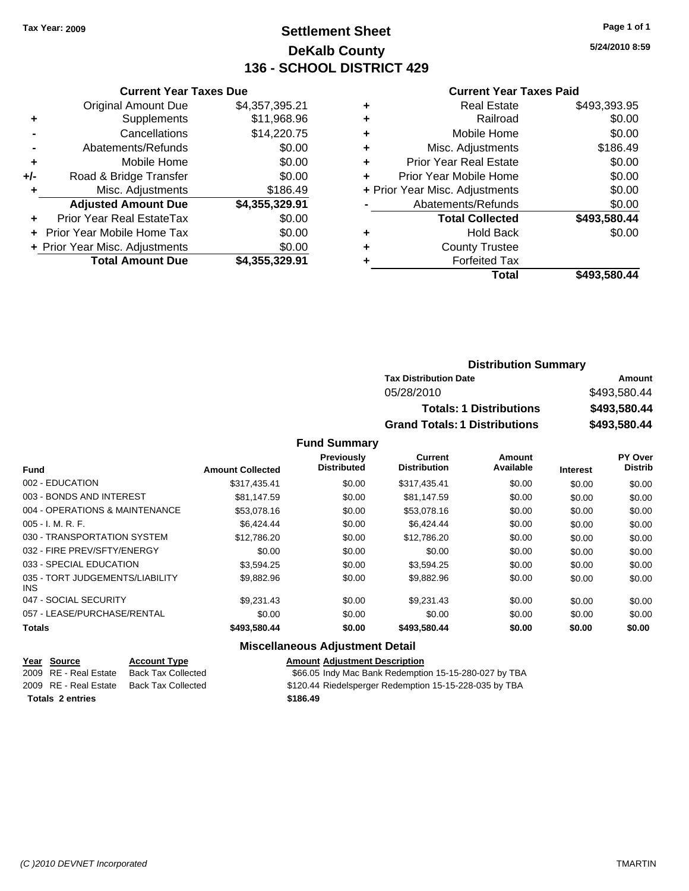Tax Year: 2009

# Settlement Sheet
## DeKalb County
## 136 - SCHOOL DISTRICT 429

5/24/2010 8:59

### Current Year Taxes Due

| | | |
|---|---|---|
| | Original Amount Due | $4,357,395.21 |
| + | Supplements | $11,968.96 |
| - | Cancellations | $14,220.75 |
| - | Abatements/Refunds | $0.00 |
| + | Mobile Home | $0.00 |
| +/- | Road & Bridge Transfer | $0.00 |
| + | Misc. Adjustments | $186.49 |
| | **Adjusted Amount Due** | **$4,355,329.91** |
| + | Prior Year Real EstateTax | $0.00 |
| + | Prior Year Mobile Home Tax | $0.00 |
| + | Prior Year Misc. Adjustments | $0.00 |
| | **Total Amount Due** | **$4,355,329.91** |

### Current Year Taxes Paid

| | | |
|---|---|---|
| + | Real Estate | $493,393.95 |
| + | Railroad | $0.00 |
| + | Mobile Home | $0.00 |
| + | Misc. Adjustments | $186.49 |
| + | Prior Year Real Estate | $0.00 |
| + | Prior Year Mobile Home | $0.00 |
| + | Prior Year Misc. Adjustments | $0.00 |
| - | Abatements/Refunds | $0.00 |
| | **Total Collected** | **$493,580.44** |
| + | Hold Back | $0.00 |
| + | County Trustee | |
| + | Forfeited Tax | |
| | **Total** | **$493,580.44** |

### Distribution Summary

| Tax Distribution Date | Amount |
|---|---|
| 05/28/2010 | $493,580.44 |
| **Totals: 1 Distributions** | **$493,580.44** |
| **Grand Totals: 1 Distributions** | **$493,580.44** |

### Fund Summary

| Fund | Amount Collected | Previously Distributed | Current Distribution | Amount Available | Interest | PY Over Distrib |
|---|---|---|---|---|---|---|
| 002 - EDUCATION | $317,435.41 | $0.00 | $317,435.41 | $0.00 | $0.00 | $0.00 |
| 003 - BONDS AND INTEREST | $81,147.59 | $0.00 | $81,147.59 | $0.00 | $0.00 | $0.00 |
| 004 - OPERATIONS & MAINTENANCE | $53,078.16 | $0.00 | $53,078.16 | $0.00 | $0.00 | $0.00 |
| 005 - I. M. R. F. | $6,424.44 | $0.00 | $6,424.44 | $0.00 | $0.00 | $0.00 |
| 030 - TRANSPORTATION SYSTEM | $12,786.20 | $0.00 | $12,786.20 | $0.00 | $0.00 | $0.00 |
| 032 - FIRE PREV/SFTY/ENERGY | $0.00 | $0.00 | $0.00 | $0.00 | $0.00 | $0.00 |
| 033 - SPECIAL EDUCATION | $3,594.25 | $0.00 | $3,594.25 | $0.00 | $0.00 | $0.00 |
| 035 - TORT JUDGEMENTS/LIABILITY INS | $9,882.96 | $0.00 | $9,882.96 | $0.00 | $0.00 | $0.00 |
| 047 - SOCIAL SECURITY | $9,231.43 | $0.00 | $9,231.43 | $0.00 | $0.00 | $0.00 |
| 057 - LEASE/PURCHASE/RENTAL | $0.00 | $0.00 | $0.00 | $0.00 | $0.00 | $0.00 |
| **Totals** | **$493,580.44** | **$0.00** | **$493,580.44** | **$0.00** | **$0.00** | **$0.00** |

### Miscellaneous Adjustment Detail

| Year | Source | Account Type | Amount | Adjustment Description |
|---|---|---|---|---|
| 2009 | RE - Real Estate | Back Tax Collected | $66.05 | Indy Mac Bank Redemption 15-15-280-027 by TBA |
| 2009 | RE - Real Estate | Back Tax Collected | $120.44 | Riedelsperger Redemption 15-15-228-035 by TBA |
| **Totals** | **2 entries** | | **$186.49** | |

(C )2010 DEVNET Incorporated TMARTIN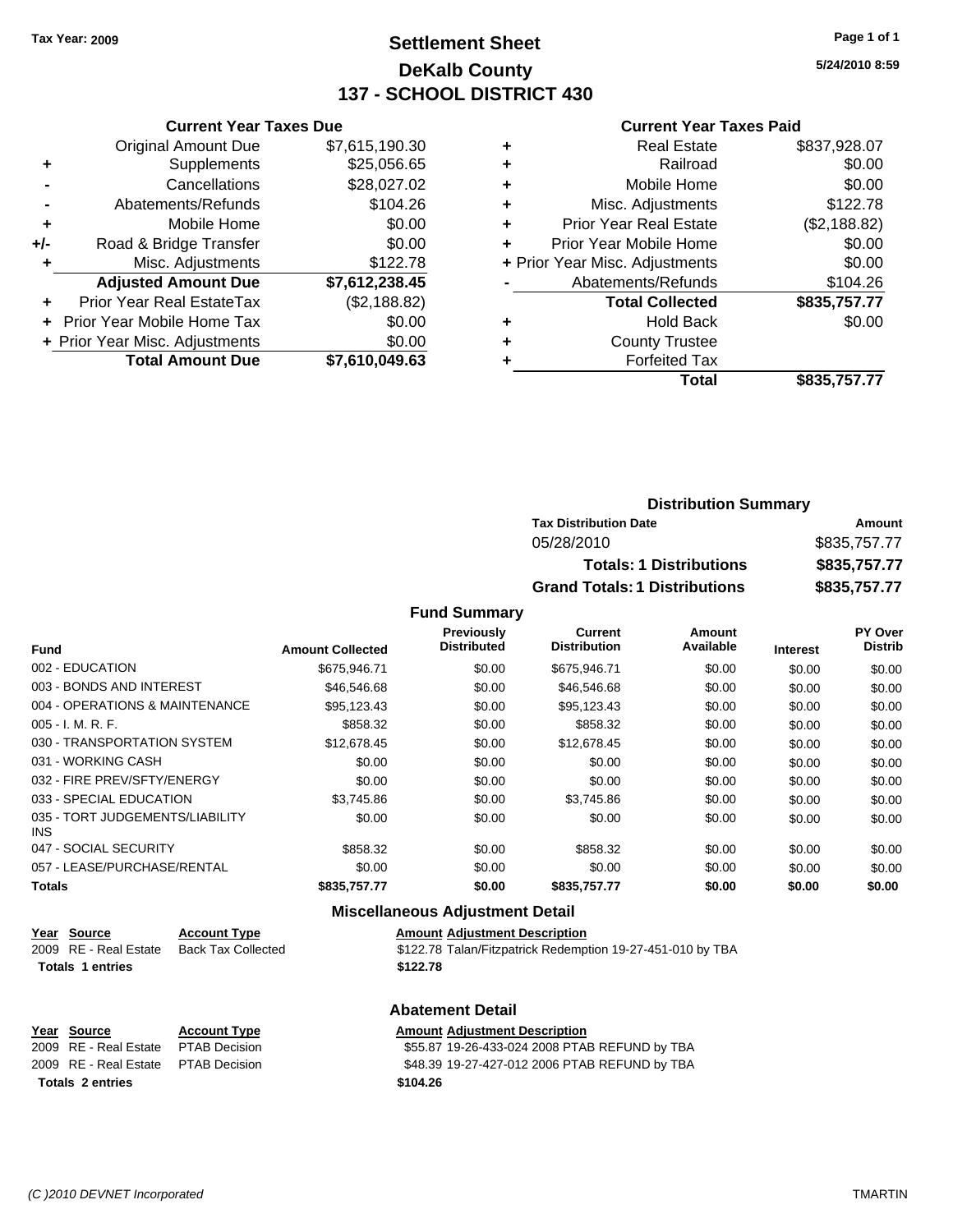Tax Year: 2009

# Settlement Sheet
## DeKalb County
## 137 - SCHOOL DISTRICT 430

5/24/2010 8:59

### Current Year Taxes Due

| | | |
|---|---|---|
| | Original Amount Due | $7,615,190.30 |
| + | Supplements | $25,056.65 |
| - | Cancellations | $28,027.02 |
| - | Abatements/Refunds | $104.26 |
| + | Mobile Home | $0.00 |
| +/- | Road & Bridge Transfer | $0.00 |
| + | Misc. Adjustments | $122.78 |
| | **Adjusted Amount Due** | **$7,612,238.45** |
| + | Prior Year Real EstateTax | ($2,188.82) |
| + | Prior Year Mobile Home Tax | $0.00 |
| + | Prior Year Misc. Adjustments | $0.00 |
| | **Total Amount Due** | **$7,610,049.63** |

### Current Year Taxes Paid

| | | |
|---|---|---|
| + | Real Estate | $837,928.07 |
| + | Railroad | $0.00 |
| + | Mobile Home | $0.00 |
| + | Misc. Adjustments | $122.78 |
| + | Prior Year Real Estate | ($2,188.82) |
| + | Prior Year Mobile Home | $0.00 |
| + | Prior Year Misc. Adjustments | $0.00 |
| - | Abatements/Refunds | $104.26 |
| | **Total Collected** | **$835,757.77** |
| + | Hold Back | $0.00 |
| + | County Trustee | |
| + | Forfeited Tax | |
| | **Total** | **$835,757.77** |

### Distribution Summary

| Tax Distribution Date | Amount |
|---|---|
| 05/28/2010 | $835,757.77 |
| **Totals: 1 Distributions** | **$835,757.77** |
| **Grand Totals: 1 Distributions** | **$835,757.77** |

### Fund Summary

| Fund | Amount Collected | Previously Distributed | Current Distribution | Amount Available | Interest | PY Over Distrib |
|---|---|---|---|---|---|---|
| 002 - EDUCATION | $675,946.71 | $0.00 | $675,946.71 | $0.00 | $0.00 | $0.00 |
| 003 - BONDS AND INTEREST | $46,546.68 | $0.00 | $46,546.68 | $0.00 | $0.00 | $0.00 |
| 004 - OPERATIONS & MAINTENANCE | $95,123.43 | $0.00 | $95,123.43 | $0.00 | $0.00 | $0.00 |
| 005 - I. M. R. F. | $858.32 | $0.00 | $858.32 | $0.00 | $0.00 | $0.00 |
| 030 - TRANSPORTATION SYSTEM | $12,678.45 | $0.00 | $12,678.45 | $0.00 | $0.00 | $0.00 |
| 031 - WORKING CASH | $0.00 | $0.00 | $0.00 | $0.00 | $0.00 | $0.00 |
| 032 - FIRE PREV/SFTY/ENERGY | $0.00 | $0.00 | $0.00 | $0.00 | $0.00 | $0.00 |
| 033 - SPECIAL EDUCATION | $3,745.86 | $0.00 | $3,745.86 | $0.00 | $0.00 | $0.00 |
| 035 - TORT JUDGEMENTS/LIABILITY INS | $0.00 | $0.00 | $0.00 | $0.00 | $0.00 | $0.00 |
| 047 - SOCIAL SECURITY | $858.32 | $0.00 | $858.32 | $0.00 | $0.00 | $0.00 |
| 057 - LEASE/PURCHASE/RENTAL | $0.00 | $0.00 | $0.00 | $0.00 | $0.00 | $0.00 |
| **Totals** | **$835,757.77** | **$0.00** | **$835,757.77** | **$0.00** | **$0.00** | **$0.00** |

### Miscellaneous Adjustment Detail

| Year | Source | Account Type | Amount | Adjustment Description |
|---|---|---|---|---|
| 2009 | RE - Real Estate | Back Tax Collected | $122.78 | Talan/Fitzpatrick Redemption 19-27-451-010 by TBA |
| **Totals 1 entries** | | | **$122.78** | |

### Abatement Detail

| Year | Source | Account Type | Amount | Adjustment Description |
|---|---|---|---|---|
| 2009 | RE - Real Estate | PTAB Decision | $55.87 | 19-26-433-024 2008 PTAB REFUND by TBA |
| 2009 | RE - Real Estate | PTAB Decision | $48.39 | 19-27-427-012 2006 PTAB REFUND by TBA |
| **Totals 2 entries** | | | **$104.26** | |

(C )2010 DEVNET Incorporated TMARTIN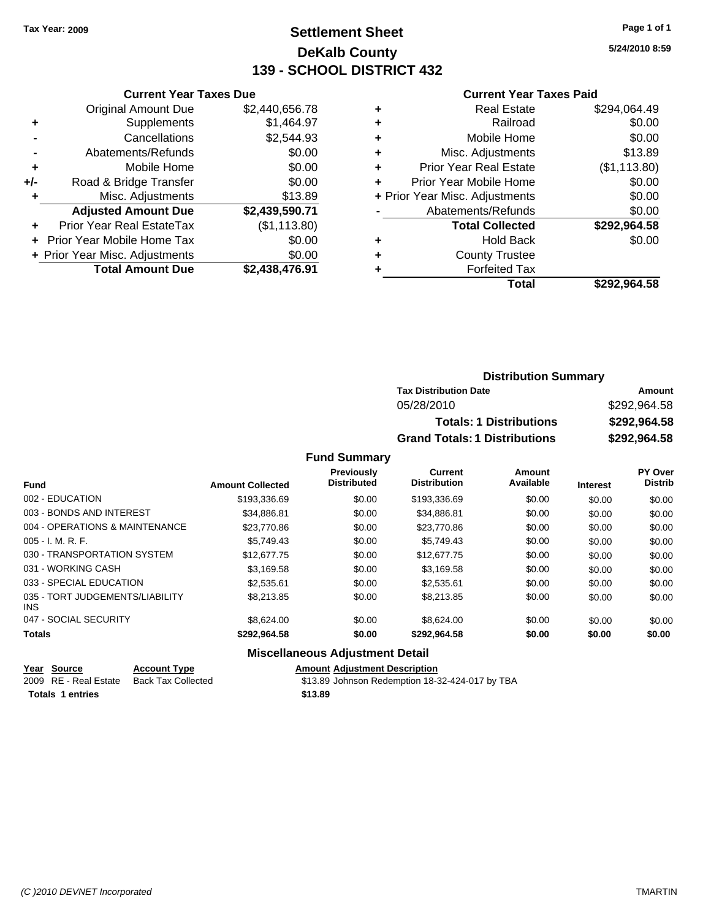**Tax Year: 2009**

# Settlement Sheet
## DeKalb County
## 139 - SCHOOL DISTRICT 432

5/24/2010 8:59

### Current Year Taxes Due

| | | |
|---|---|---|
| | Original Amount Due | $2,440,656.78 |
| + | Supplements | $1,464.97 |
| - | Cancellations | $2,544.93 |
| - | Abatements/Refunds | $0.00 |
| + | Mobile Home | $0.00 |
| +/- | Road & Bridge Transfer | $0.00 |
| + | Misc. Adjustments | $13.89 |
| | **Adjusted Amount Due** | **$2,439,590.71** |
| + | Prior Year Real EstateTax | ($1,113.80) |
| + | Prior Year Mobile Home Tax | $0.00 |
| + | Prior Year Misc. Adjustments | $0.00 |
| | **Total Amount Due** | **$2,438,476.91** |

### Current Year Taxes Paid

| | | |
|---|---|---|
| + | Real Estate | $294,064.49 |
| + | Railroad | $0.00 |
| + | Mobile Home | $0.00 |
| + | Misc. Adjustments | $13.89 |
| + | Prior Year Real Estate | ($1,113.80) |
| + | Prior Year Mobile Home | $0.00 |
| + | Prior Year Misc. Adjustments | $0.00 |
| - | Abatements/Refunds | $0.00 |
| | **Total Collected** | **$292,964.58** |
| + | Hold Back | $0.00 |
| + | County Trustee | |
| + | Forfeited Tax | |
| | **Total** | **$292,964.58** |

### Distribution Summary

| Tax Distribution Date | Amount |
|---|---|
| 05/28/2010 | $292,964.58 |
| **Totals: 1 Distributions** | **$292,964.58** |
| **Grand Totals: 1 Distributions** | **$292,964.58** |

### Fund Summary

| Fund | Amount Collected | Previously Distributed | Current Distribution | Amount Available | Interest | PY Over Distrib |
|---|---|---|---|---|---|---|
| 002 - EDUCATION | $193,336.69 | $0.00 | $193,336.69 | $0.00 | $0.00 | $0.00 |
| 003 - BONDS AND INTEREST | $34,886.81 | $0.00 | $34,886.81 | $0.00 | $0.00 | $0.00 |
| 004 - OPERATIONS & MAINTENANCE | $23,770.86 | $0.00 | $23,770.86 | $0.00 | $0.00 | $0.00 |
| 005 - I. M. R. F. | $5,749.43 | $0.00 | $5,749.43 | $0.00 | $0.00 | $0.00 |
| 030 - TRANSPORTATION SYSTEM | $12,677.75 | $0.00 | $12,677.75 | $0.00 | $0.00 | $0.00 |
| 031 - WORKING CASH | $3,169.58 | $0.00 | $3,169.58 | $0.00 | $0.00 | $0.00 |
| 033 - SPECIAL EDUCATION | $2,535.61 | $0.00 | $2,535.61 | $0.00 | $0.00 | $0.00 |
| 035 - TORT JUDGEMENTS/LIABILITY INS | $8,213.85 | $0.00 | $8,213.85 | $0.00 | $0.00 | $0.00 |
| 047 - SOCIAL SECURITY | $8,624.00 | $0.00 | $8,624.00 | $0.00 | $0.00 | $0.00 |
| **Totals** | **$292,964.58** | **$0.00** | **$292,964.58** | **$0.00** | **$0.00** | **$0.00** |

### Miscellaneous Adjustment Detail

| Year | Source | Account Type | Amount | Adjustment Description |
|---|---|---|---|---|
| 2009 | RE - Real Estate | Back Tax Collected | $13.89 | Johnson Redemption 18-32-424-017 by TBA |
| **Totals 1 entries** | | | **$13.89** | |

*(C )2010 DEVNET Incorporated* TMARTIN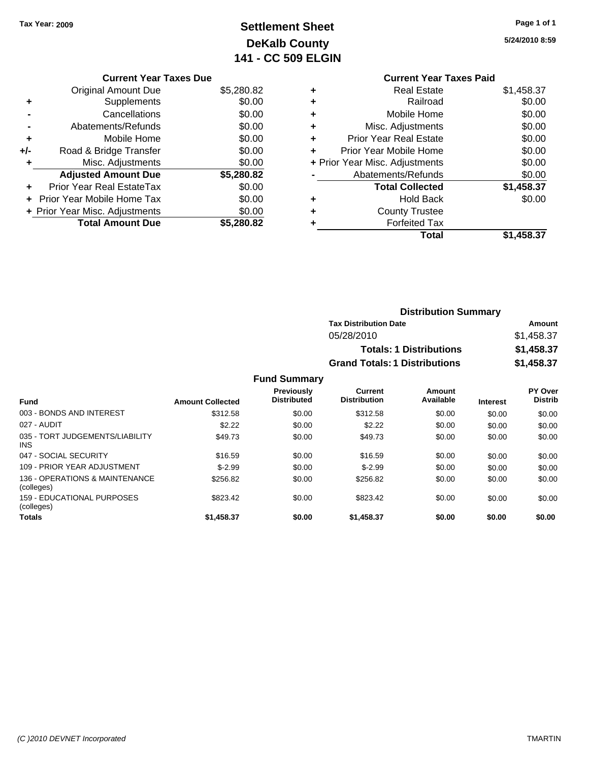Tax Year: 2009

# Settlement Sheet
## DeKalb County
## 141 - CC 509 ELGIN

5/24/2010 8:59

### Current Year Taxes Due

| | | |
|---|---|---|
| | Original Amount Due | $5,280.82 |
| + | Supplements | $0.00 |
| - | Cancellations | $0.00 |
| - | Abatements/Refunds | $0.00 |
| + | Mobile Home | $0.00 |
| +/- | Road & Bridge Transfer | $0.00 |
| + | Misc. Adjustments | $0.00 |
| | **Adjusted Amount Due** | **$5,280.82** |
| + | Prior Year Real EstateTax | $0.00 |
| + | Prior Year Mobile Home Tax | $0.00 |
| + | Prior Year Misc. Adjustments | $0.00 |
| | **Total Amount Due** | **$5,280.82** |

### Current Year Taxes Paid

| | | |
|---|---|---|
| + | Real Estate | $1,458.37 |
| + | Railroad | $0.00 |
| + | Mobile Home | $0.00 |
| + | Misc. Adjustments | $0.00 |
| + | Prior Year Real Estate | $0.00 |
| + | Prior Year Mobile Home | $0.00 |
| + | Prior Year Misc. Adjustments | $0.00 |
| - | Abatements/Refunds | $0.00 |
| | **Total Collected** | **$1,458.37** |
| + | Hold Back | $0.00 |
| + | County Trustee | |
| + | Forfeited Tax | |
| | **Total** | **$1,458.37** |

### Distribution Summary

| Tax Distribution Date | Amount |
|---|---|
| 05/28/2010 | $1,458.37 |
| **Totals: 1 Distributions** | **$1,458.37** |
| **Grand Totals: 1 Distributions** | **$1,458.37** |

### Fund Summary

| Fund | Amount Collected | Previously Distributed | Current Distribution | Amount Available | Interest | PY Over Distrib |
|---|---|---|---|---|---|---|
| 003 - BONDS AND INTEREST | $312.58 | $0.00 | $312.58 | $0.00 | $0.00 | $0.00 |
| 027 - AUDIT | $2.22 | $0.00 | $2.22 | $0.00 | $0.00 | $0.00 |
| 035 - TORT JUDGEMENTS/LIABILITY INS | $49.73 | $0.00 | $49.73 | $0.00 | $0.00 | $0.00 |
| 047 - SOCIAL SECURITY | $16.59 | $0.00 | $16.59 | $0.00 | $0.00 | $0.00 |
| 109 - PRIOR YEAR ADJUSTMENT | $-2.99 | $0.00 | $-2.99 | $0.00 | $0.00 | $0.00 |
| 136 - OPERATIONS & MAINTENANCE (colleges) | $256.82 | $0.00 | $256.82 | $0.00 | $0.00 | $0.00 |
| 159 - EDUCATIONAL PURPOSES (colleges) | $823.42 | $0.00 | $823.42 | $0.00 | $0.00 | $0.00 |
| **Totals** | **$1,458.37** | **$0.00** | **$1,458.37** | **$0.00** | **$0.00** | **$0.00** |

(C )2010 DEVNET Incorporated    TMARTIN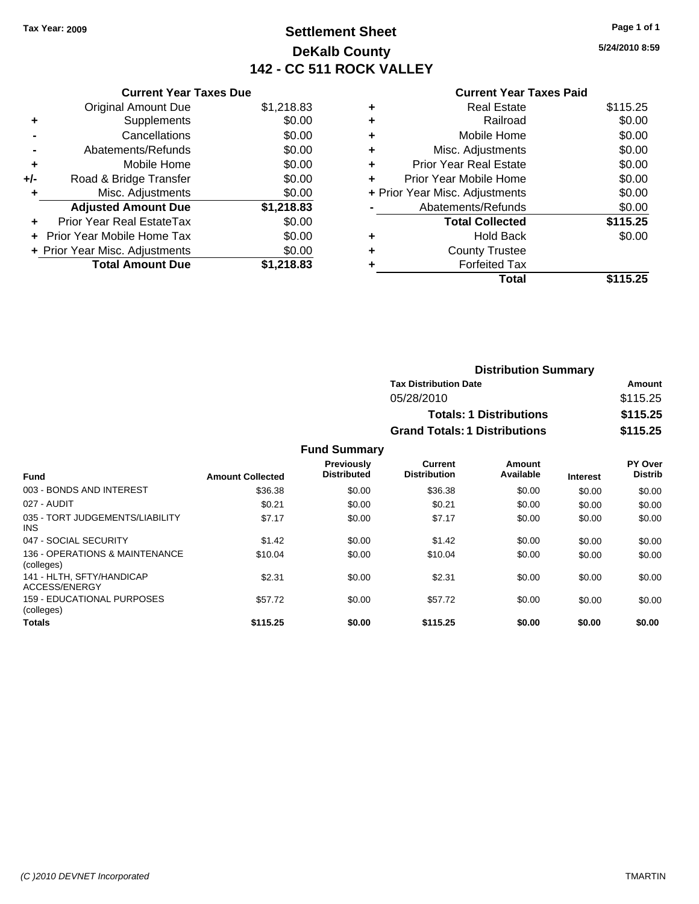Tax Year: 2009

# Settlement Sheet
## DeKalb County
## 142 - CC 511 ROCK VALLEY

5/24/2010 8:59

| | Current Year Taxes Due | |
|---|---|---|
| | Original Amount Due | $1,218.83 |
| + | Supplements | $0.00 |
| - | Cancellations | $0.00 |
| - | Abatements/Refunds | $0.00 |
| + | Mobile Home | $0.00 |
| +/- | Road & Bridge Transfer | $0.00 |
| + | Misc. Adjustments | $0.00 |
| | **Adjusted Amount Due** | **$1,218.83** |
| + | Prior Year Real EstateTax | $0.00 |
| + | Prior Year Mobile Home Tax | $0.00 |
| + | Prior Year Misc. Adjustments | $0.00 |
| | **Total Amount Due** | **$1,218.83** |

| | Current Year Taxes Paid | |
|---|---|---|
| + | Real Estate | $115.25 |
| + | Railroad | $0.00 |
| + | Mobile Home | $0.00 |
| + | Misc. Adjustments | $0.00 |
| + | Prior Year Real Estate | $0.00 |
| + | Prior Year Mobile Home | $0.00 |
| + | Prior Year Misc. Adjustments | $0.00 |
| - | Abatements/Refunds | $0.00 |
| | **Total Collected** | **$115.25** |
| + | Hold Back | $0.00 |
| + | County Trustee | |
| + | Forfeited Tax | |
| | **Total** | **$115.25** |

### Distribution Summary

| Tax Distribution Date | Amount |
|---|---|
| 05/28/2010 | $115.25 |
| **Totals: 1 Distributions** | **$115.25** |
| **Grand Totals: 1 Distributions** | **$115.25** |

### Fund Summary

| Fund | Amount Collected | Previously Distributed | Current Distribution | Amount Available | Interest | PY Over Distrib |
|---|---|---|---|---|---|---|
| 003 - BONDS AND INTEREST | $36.38 | $0.00 | $36.38 | $0.00 | $0.00 | $0.00 |
| 027 - AUDIT | $0.21 | $0.00 | $0.21 | $0.00 | $0.00 | $0.00 |
| 035 - TORT JUDGEMENTS/LIABILITY INS | $7.17 | $0.00 | $7.17 | $0.00 | $0.00 | $0.00 |
| 047 - SOCIAL SECURITY | $1.42 | $0.00 | $1.42 | $0.00 | $0.00 | $0.00 |
| 136 - OPERATIONS & MAINTENANCE (colleges) | $10.04 | $0.00 | $10.04 | $0.00 | $0.00 | $0.00 |
| 141 - HLTH, SFTY/HANDICAP ACCESS/ENERGY | $2.31 | $0.00 | $2.31 | $0.00 | $0.00 | $0.00 |
| 159 - EDUCATIONAL PURPOSES (colleges) | $57.72 | $0.00 | $57.72 | $0.00 | $0.00 | $0.00 |
| **Totals** | **$115.25** | **$0.00** | **$115.25** | **$0.00** | **$0.00** | **$0.00** |

(C )2010 DEVNET Incorporated TMARTIN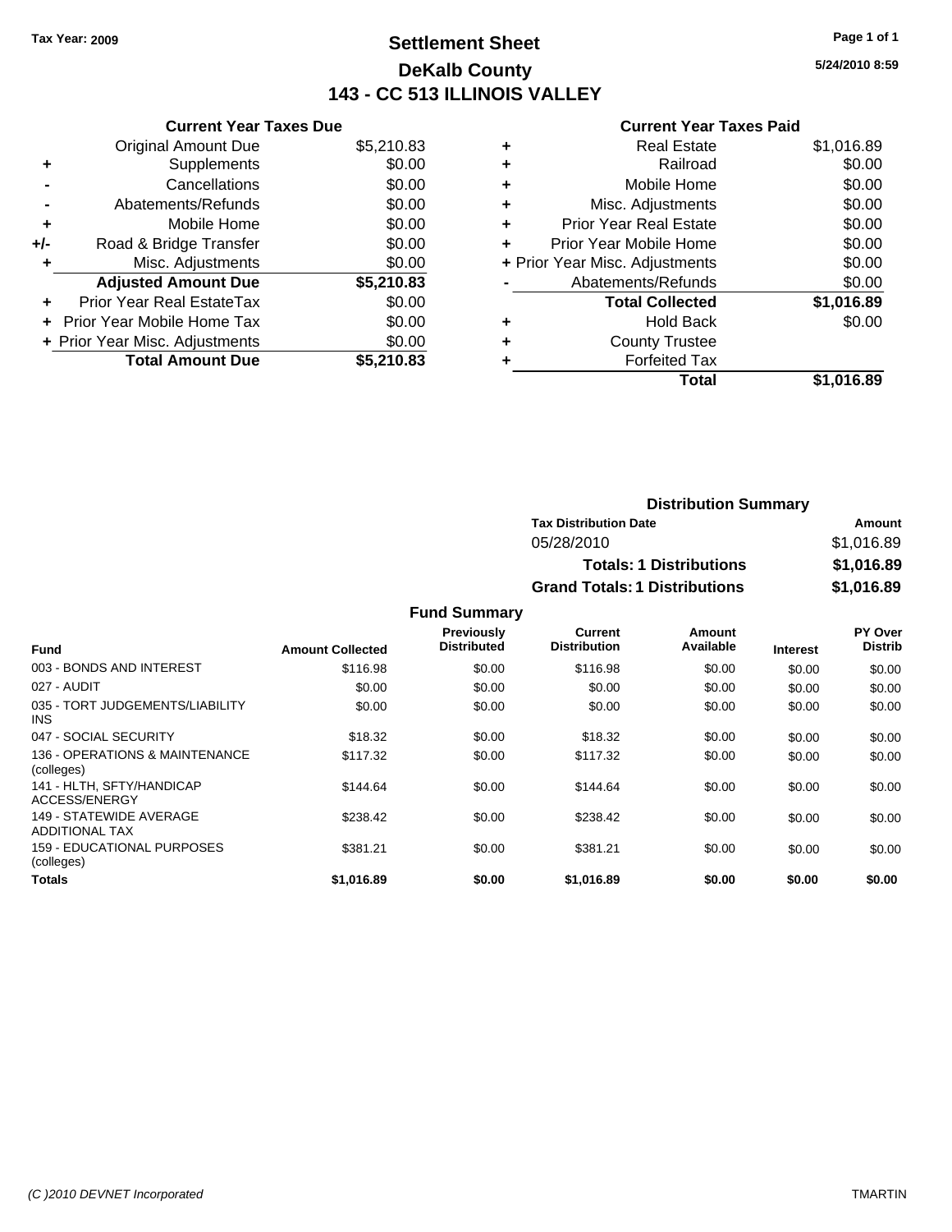**Tax Year: 2009**

# Settlement Sheet

## DeKalb County

## 143 - CC 513 ILLINOIS VALLEY

5/24/2010 8:59

### Current Year Taxes Due

| | | |
|---|---|---|
| | Original Amount Due | $5,210.83 |
| + | Supplements | $0.00 |
| - | Cancellations | $0.00 |
| - | Abatements/Refunds | $0.00 |
| + | Mobile Home | $0.00 |
| +/- | Road & Bridge Transfer | $0.00 |
| + | Misc. Adjustments | $0.00 |
| | **Adjusted Amount Due** | **$5,210.83** |
| + | Prior Year Real EstateTax | $0.00 |
| + | Prior Year Mobile Home Tax | $0.00 |
| + | Prior Year Misc. Adjustments | $0.00 |
| | **Total Amount Due** | **$5,210.83** |

### Current Year Taxes Paid

| | | |
|---|---|---|
| + | Real Estate | $1,016.89 |
| + | Railroad | $0.00 |
| + | Mobile Home | $0.00 |
| + | Misc. Adjustments | $0.00 |
| + | Prior Year Real Estate | $0.00 |
| + | Prior Year Mobile Home | $0.00 |
| + | Prior Year Misc. Adjustments | $0.00 |
| - | Abatements/Refunds | $0.00 |
| | **Total Collected** | **$1,016.89** |
| + | Hold Back | $0.00 |
| + | County Trustee | |
| + | Forfeited Tax | |
| | **Total** | **$1,016.89** |

### Distribution Summary

| Tax Distribution Date | Amount |
|---|---|
| 05/28/2010 | $1,016.89 |
| **Totals: 1 Distributions** | **$1,016.89** |
| **Grand Totals: 1 Distributions** | **$1,016.89** |

### Fund Summary

| Fund | Amount Collected | Previously Distributed | Current Distribution | Amount Available | Interest | PY Over Distrib |
|---|---|---|---|---|---|---|
| 003 - BONDS AND INTEREST | $116.98 | $0.00 | $116.98 | $0.00 | $0.00 | $0.00 |
| 027 - AUDIT | $0.00 | $0.00 | $0.00 | $0.00 | $0.00 | $0.00 |
| 035 - TORT JUDGEMENTS/LIABILITY INS | $0.00 | $0.00 | $0.00 | $0.00 | $0.00 | $0.00 |
| 047 - SOCIAL SECURITY | $18.32 | $0.00 | $18.32 | $0.00 | $0.00 | $0.00 |
| 136 - OPERATIONS & MAINTENANCE (colleges) | $117.32 | $0.00 | $117.32 | $0.00 | $0.00 | $0.00 |
| 141 - HLTH, SFTY/HANDICAP ACCESS/ENERGY | $144.64 | $0.00 | $144.64 | $0.00 | $0.00 | $0.00 |
| 149 - STATEWIDE AVERAGE ADDITIONAL TAX | $238.42 | $0.00 | $238.42 | $0.00 | $0.00 | $0.00 |
| 159 - EDUCATIONAL PURPOSES (colleges) | $381.21 | $0.00 | $381.21 | $0.00 | $0.00 | $0.00 |
| **Totals** | **$1,016.89** | **$0.00** | **$1,016.89** | **$0.00** | **$0.00** | **$0.00** |

(C )2010 DEVNET Incorporated TMARTIN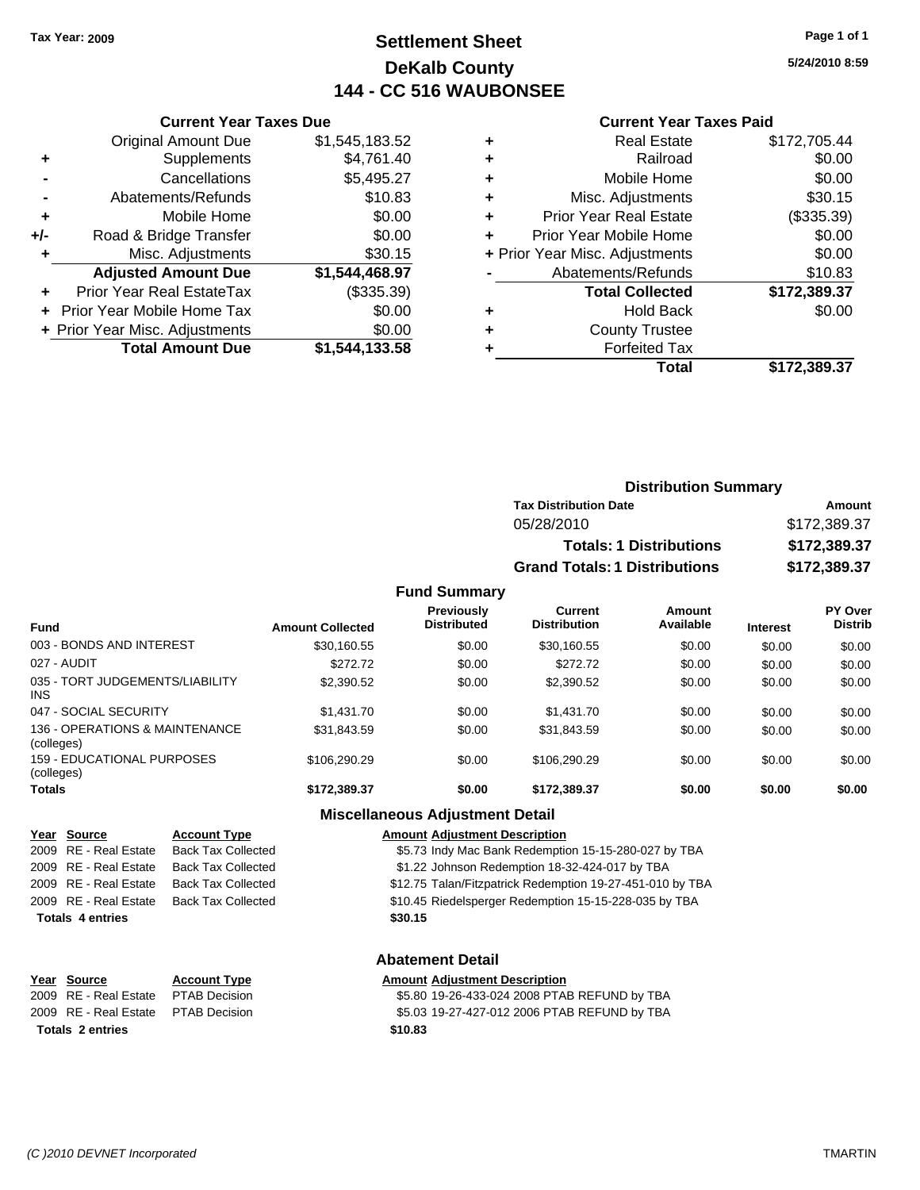Tax Year: 2009

# Settlement Sheet
## DeKalb County
## 144 - CC 516 WAUBONSEE

5/24/2010 8:59

### Current Year Taxes Due

| | | |
|---|---|---|
| | Original Amount Due | $1,545,183.52 |
| + | Supplements | $4,761.40 |
| - | Cancellations | $5,495.27 |
| - | Abatements/Refunds | $10.83 |
| + | Mobile Home | $0.00 |
| +/- | Road & Bridge Transfer | $0.00 |
| + | Misc. Adjustments | $30.15 |
| | **Adjusted Amount Due** | **$1,544,468.97** |
| + | Prior Year Real EstateTax | ($335.39) |
| + | Prior Year Mobile Home Tax | $0.00 |
| + | Prior Year Misc. Adjustments | $0.00 |
| | **Total Amount Due** | **$1,544,133.58** |

### Current Year Taxes Paid

| | | |
|---|---|---|
| + | Real Estate | $172,705.44 |
| + | Railroad | $0.00 |
| + | Mobile Home | $0.00 |
| + | Misc. Adjustments | $30.15 |
| + | Prior Year Real Estate | ($335.39) |
| + | Prior Year Mobile Home | $0.00 |
| + | Prior Year Misc. Adjustments | $0.00 |
| - | Abatements/Refunds | $10.83 |
| | **Total Collected** | **$172,389.37** |
| + | Hold Back | $0.00 |
| + | County Trustee | |
| + | Forfeited Tax | |
| | **Total** | **$172,389.37** |

### Distribution Summary

| Tax Distribution Date | Amount |
|---|---|
| 05/28/2010 | $172,389.37 |
| **Totals: 1 Distributions** | **$172,389.37** |
| **Grand Totals: 1 Distributions** | **$172,389.37** |

### Fund Summary

| Fund | Amount Collected | Previously Distributed | Current Distribution | Amount Available | Interest | PY Over Distrib |
|---|---|---|---|---|---|---|
| 003 - BONDS AND INTEREST | $30,160.55 | $0.00 | $30,160.55 | $0.00 | $0.00 | $0.00 |
| 027 - AUDIT | $272.72 | $0.00 | $272.72 | $0.00 | $0.00 | $0.00 |
| 035 - TORT JUDGEMENTS/LIABILITY INS | $2,390.52 | $0.00 | $2,390.52 | $0.00 | $0.00 | $0.00 |
| 047 - SOCIAL SECURITY | $1,431.70 | $0.00 | $1,431.70 | $0.00 | $0.00 | $0.00 |
| 136 - OPERATIONS & MAINTENANCE (colleges) | $31,843.59 | $0.00 | $31,843.59 | $0.00 | $0.00 | $0.00 |
| 159 - EDUCATIONAL PURPOSES (colleges) | $106,290.29 | $0.00 | $106,290.29 | $0.00 | $0.00 | $0.00 |
| **Totals** | **$172,389.37** | **$0.00** | **$172,389.37** | **$0.00** | **$0.00** | **$0.00** |

### Miscellaneous Adjustment Detail

| Year | Source | Account Type | Amount | Adjustment Description |
|---|---|---|---|---|
| 2009 | RE - Real Estate | Back Tax Collected | $5.73 | Indy Mac Bank Redemption 15-15-280-027 by TBA |
| 2009 | RE - Real Estate | Back Tax Collected | $1.22 | Johnson Redemption 18-32-424-017 by TBA |
| 2009 | RE - Real Estate | Back Tax Collected | $12.75 | Talan/Fitzpatrick Redemption 19-27-451-010 by TBA |
| 2009 | RE - Real Estate | Back Tax Collected | $10.45 | Riedelsperger Redemption 15-15-228-035 by TBA |
| **Totals 4 entries** | | | **$30.15** | |

### Abatement Detail

| Year | Source | Account Type | Amount | Adjustment Description |
|---|---|---|---|---|
| 2009 | RE - Real Estate | PTAB Decision | $5.80 | 19-26-433-024 2008 PTAB REFUND by TBA |
| 2009 | RE - Real Estate | PTAB Decision | $5.03 | 19-27-427-012 2006 PTAB REFUND by TBA |
| **Totals 2 entries** | | | **$10.83** | |

(C )2010 DEVNET Incorporated — TMARTIN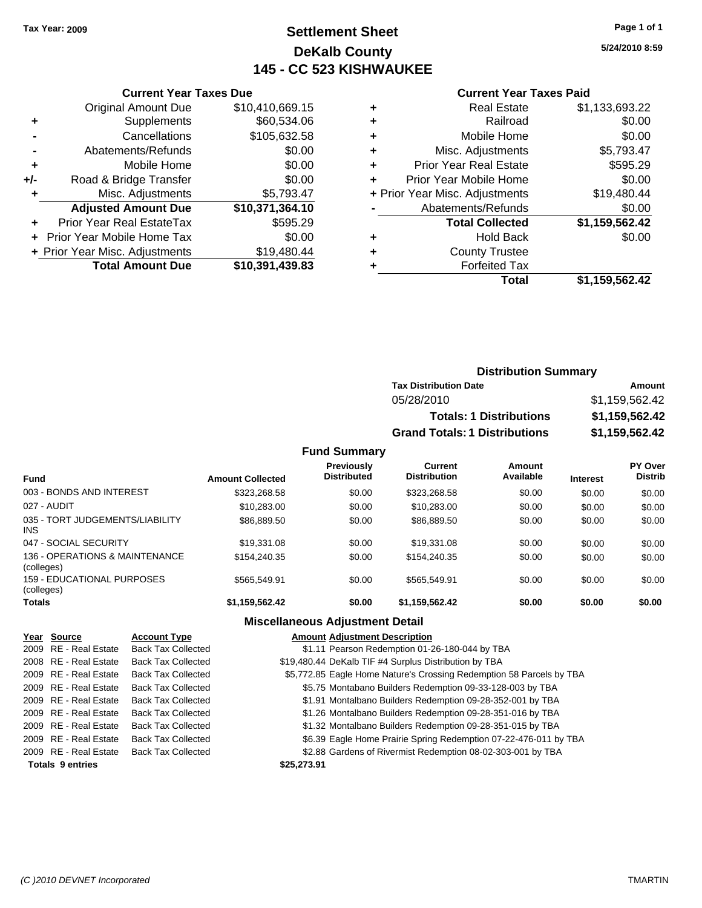Tax Year: 2009

# Settlement Sheet
## DeKalb County
## 145 - CC 523 KISHWAUKEE

5/24/2010 8:59

### Current Year Taxes Due

| | | |
|---|---|---|
| | Original Amount Due | $10,410,669.15 |
| + | Supplements | $60,534.06 |
| - | Cancellations | $105,632.58 |
| - | Abatements/Refunds | $0.00 |
| + | Mobile Home | $0.00 |
| +/- | Road & Bridge Transfer | $0.00 |
| + | Misc. Adjustments | $5,793.47 |
| | **Adjusted Amount Due** | **$10,371,364.10** |
| + | Prior Year Real EstateTax | $595.29 |
| + | Prior Year Mobile Home Tax | $0.00 |
| + | Prior Year Misc. Adjustments | $19,480.44 |
| | **Total Amount Due** | **$10,391,439.83** |

### Current Year Taxes Paid

| | | |
|---|---|---|
| + | Real Estate | $1,133,693.22 |
| + | Railroad | $0.00 |
| + | Mobile Home | $0.00 |
| + | Misc. Adjustments | $5,793.47 |
| + | Prior Year Real Estate | $595.29 |
| + | Prior Year Mobile Home | $0.00 |
| + | Prior Year Misc. Adjustments | $19,480.44 |
| - | Abatements/Refunds | $0.00 |
| | **Total Collected** | **$1,159,562.42** |
| + | Hold Back | $0.00 |
| + | County Trustee | |
| + | Forfeited Tax | |
| | **Total** | **$1,159,562.42** |

### Distribution Summary

| Tax Distribution Date | Amount |
|---|---|
| 05/28/2010 | $1,159,562.42 |
| **Totals: 1 Distributions** | **$1,159,562.42** |
| **Grand Totals: 1 Distributions** | **$1,159,562.42** |

### Fund Summary

| Fund | Amount Collected | Previously Distributed | Current Distribution | Amount Available | Interest | PY Over Distrib |
|---|---|---|---|---|---|---|
| 003 - BONDS AND INTEREST | $323,268.58 | $0.00 | $323,268.58 | $0.00 | $0.00 | $0.00 |
| 027 - AUDIT | $10,283.00 | $0.00 | $10,283.00 | $0.00 | $0.00 | $0.00 |
| 035 - TORT JUDGEMENTS/LIABILITY INS | $86,889.50 | $0.00 | $86,889.50 | $0.00 | $0.00 | $0.00 |
| 047 - SOCIAL SECURITY | $19,331.08 | $0.00 | $19,331.08 | $0.00 | $0.00 | $0.00 |
| 136 - OPERATIONS & MAINTENANCE (colleges) | $154,240.35 | $0.00 | $154,240.35 | $0.00 | $0.00 | $0.00 |
| 159 - EDUCATIONAL PURPOSES (colleges) | $565,549.91 | $0.00 | $565,549.91 | $0.00 | $0.00 | $0.00 |
| **Totals** | **$1,159,562.42** | **$0.00** | **$1,159,562.42** | **$0.00** | **$0.00** | **$0.00** |

### Miscellaneous Adjustment Detail

| Year | Source | Account Type | Amount | Adjustment Description |
|---|---|---|---|---|
| 2009 | RE - Real Estate | Back Tax Collected | $1.11 | Pearson Redemption 01-26-180-044 by TBA |
| 2008 | RE - Real Estate | Back Tax Collected | $19,480.44 | DeKalb TIF #4 Surplus Distribution by TBA |
| 2009 | RE - Real Estate | Back Tax Collected | $5,772.85 | Eagle Home Nature's Crossing Redemption 58 Parcels by TBA |
| 2009 | RE - Real Estate | Back Tax Collected | $5.75 | Montabano Builders Redemption 09-33-128-003 by TBA |
| 2009 | RE - Real Estate | Back Tax Collected | $1.91 | Montalbano Builders Redemption 09-28-352-001 by TBA |
| 2009 | RE - Real Estate | Back Tax Collected | $1.26 | Montalbano Builders Redemption 09-28-351-016 by TBA |
| 2009 | RE - Real Estate | Back Tax Collected | $1.32 | Montalbano Builders Redemption 09-28-351-015 by TBA |
| 2009 | RE - Real Estate | Back Tax Collected | $6.39 | Eagle Home Prairie Spring Redemption 07-22-476-011 by TBA |
| 2009 | RE - Real Estate | Back Tax Collected | $2.88 | Gardens of Rivermist Redemption 08-02-303-001 by TBA |
| **Totals 9 entries** | | | **$25,273.91** | |

(C )2010 DEVNET Incorporated — TMARTIN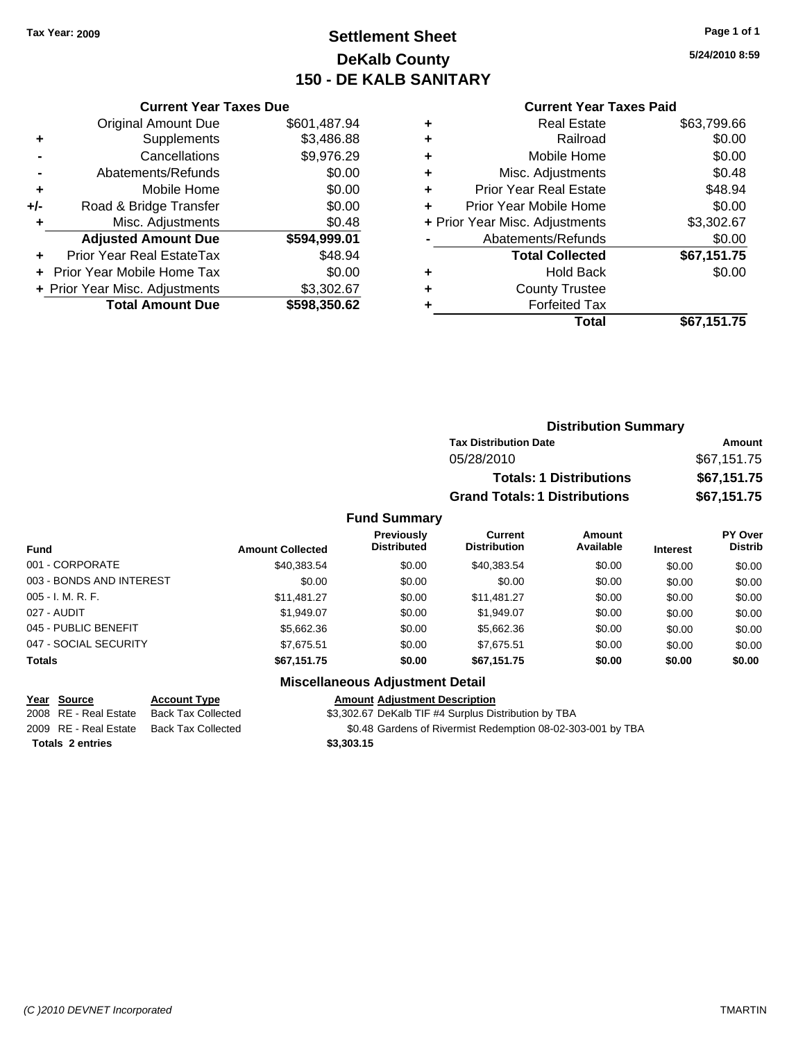**Tax Year: 2009**

# Settlement Sheet
## DeKalb County
## 150 - DE KALB SANITARY

5/24/2010 8:59

### Current Year Taxes Due

| | | |
|---|---|---|
| | Original Amount Due | $601,487.94 |
| + | Supplements | $3,486.88 |
| - | Cancellations | $9,976.29 |
| - | Abatements/Refunds | $0.00 |
| + | Mobile Home | $0.00 |
| +/- | Road & Bridge Transfer | $0.00 |
| + | Misc. Adjustments | $0.48 |
| | **Adjusted Amount Due** | **$594,999.01** |
| + | Prior Year Real EstateTax | $48.94 |
| + | Prior Year Mobile Home Tax | $0.00 |
| + | Prior Year Misc. Adjustments | $3,302.67 |
| | **Total Amount Due** | **$598,350.62** |

### Current Year Taxes Paid

| | | |
|---|---|---|
| + | Real Estate | $63,799.66 |
| + | Railroad | $0.00 |
| + | Mobile Home | $0.00 |
| + | Misc. Adjustments | $0.48 |
| + | Prior Year Real Estate | $48.94 |
| + | Prior Year Mobile Home | $0.00 |
| + | Prior Year Misc. Adjustments | $3,302.67 |
| - | Abatements/Refunds | $0.00 |
| | **Total Collected** | **$67,151.75** |
| + | Hold Back | $0.00 |
| + | County Trustee | |
| + | Forfeited Tax | |
| | **Total** | **$67,151.75** |

### Distribution Summary

| Tax Distribution Date | Amount |
|---|---|
| 05/28/2010 | $67,151.75 |
| **Totals: 1 Distributions** | **$67,151.75** |
| **Grand Totals: 1 Distributions** | **$67,151.75** |

### Fund Summary

| Fund | Amount Collected | Previously Distributed | Current Distribution | Amount Available | Interest | PY Over Distrib |
|---|---|---|---|---|---|---|
| 001 - CORPORATE | $40,383.54 | $0.00 | $40,383.54 | $0.00 | $0.00 | $0.00 |
| 003 - BONDS AND INTEREST | $0.00 | $0.00 | $0.00 | $0.00 | $0.00 | $0.00 |
| 005 - I. M. R. F. | $11,481.27 | $0.00 | $11,481.27 | $0.00 | $0.00 | $0.00 |
| 027 - AUDIT | $1,949.07 | $0.00 | $1,949.07 | $0.00 | $0.00 | $0.00 |
| 045 - PUBLIC BENEFIT | $5,662.36 | $0.00 | $5,662.36 | $0.00 | $0.00 | $0.00 |
| 047 - SOCIAL SECURITY | $7,675.51 | $0.00 | $7,675.51 | $0.00 | $0.00 | $0.00 |
| **Totals** | **$67,151.75** | **$0.00** | **$67,151.75** | **$0.00** | **$0.00** | **$0.00** |

### Miscellaneous Adjustment Detail

| Year | Source | Account Type | Amount | Adjustment Description |
|---|---|---|---|---|
| 2008 | RE - Real Estate | Back Tax Collected | $3,302.67 | DeKalb TIF #4 Surplus Distribution by TBA |
| 2009 | RE - Real Estate | Back Tax Collected | $0.48 | Gardens of Rivermist Redemption 08-02-303-001 by TBA |
| **Totals** | **2 entries** | | **$3,303.15** | |

(C )2010 DEVNET Incorporated TMARTIN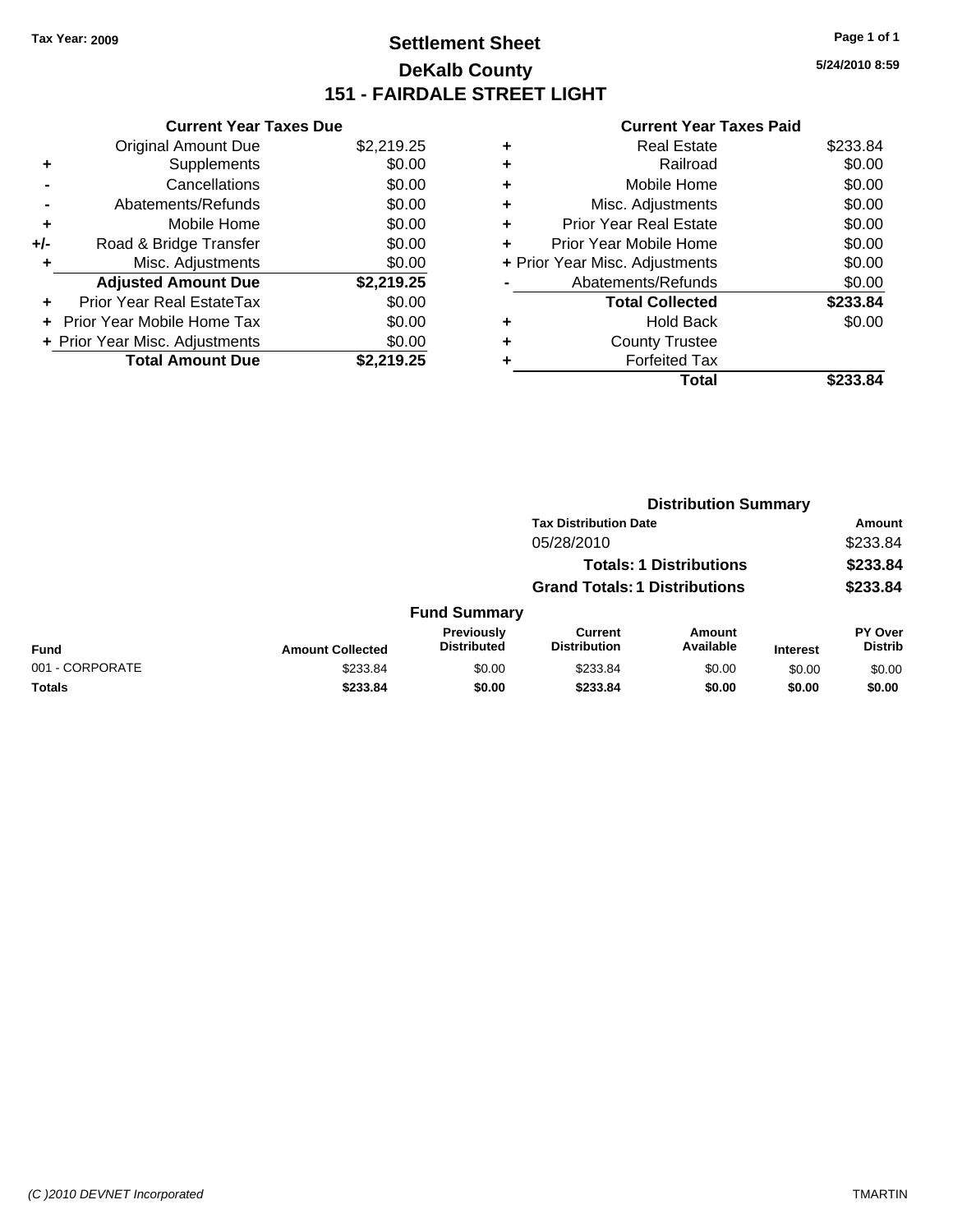Tax Year: 2009

# Settlement Sheet
## DeKalb County
## 151 - FAIRDALE STREET LIGHT

5/24/2010 8:59

### Current Year Taxes Due

| | | |
|---|---|---|
| | Original Amount Due | $2,219.25 |
| + | Supplements | $0.00 |
| - | Cancellations | $0.00 |
| - | Abatements/Refunds | $0.00 |
| + | Mobile Home | $0.00 |
| +/- | Road & Bridge Transfer | $0.00 |
| + | Misc. Adjustments | $0.00 |
| | **Adjusted Amount Due** | **$2,219.25** |
| + | Prior Year Real EstateTax | $0.00 |
| + | Prior Year Mobile Home Tax | $0.00 |
| + | Prior Year Misc. Adjustments | $0.00 |
| | **Total Amount Due** | **$2,219.25** |

### Current Year Taxes Paid

| | | |
|---|---|---|
| + | Real Estate | $233.84 |
| + | Railroad | $0.00 |
| + | Mobile Home | $0.00 |
| + | Misc. Adjustments | $0.00 |
| + | Prior Year Real Estate | $0.00 |
| + | Prior Year Mobile Home | $0.00 |
| + | Prior Year Misc. Adjustments | $0.00 |
| - | Abatements/Refunds | $0.00 |
| | **Total Collected** | **$233.84** |
| + | Hold Back | $0.00 |
| + | County Trustee | |
| + | Forfeited Tax | |
| | **Total** | **$233.84** |

### Distribution Summary

| Tax Distribution Date | Amount |
|---|---|
| 05/28/2010 | $233.84 |
| **Totals: 1 Distributions** | **$233.84** |
| **Grand Totals: 1 Distributions** | **$233.84** |

### Fund Summary

| Fund | Amount Collected | Previously Distributed | Current Distribution | Amount Available | Interest | PY Over Distrib |
|---|---|---|---|---|---|---|
| 001 - CORPORATE | $233.84 | $0.00 | $233.84 | $0.00 | $0.00 | $0.00 |
| **Totals** | **$233.84** | **$0.00** | **$233.84** | **$0.00** | **$0.00** | **$0.00** |

(C )2010 DEVNET Incorporated TMARTIN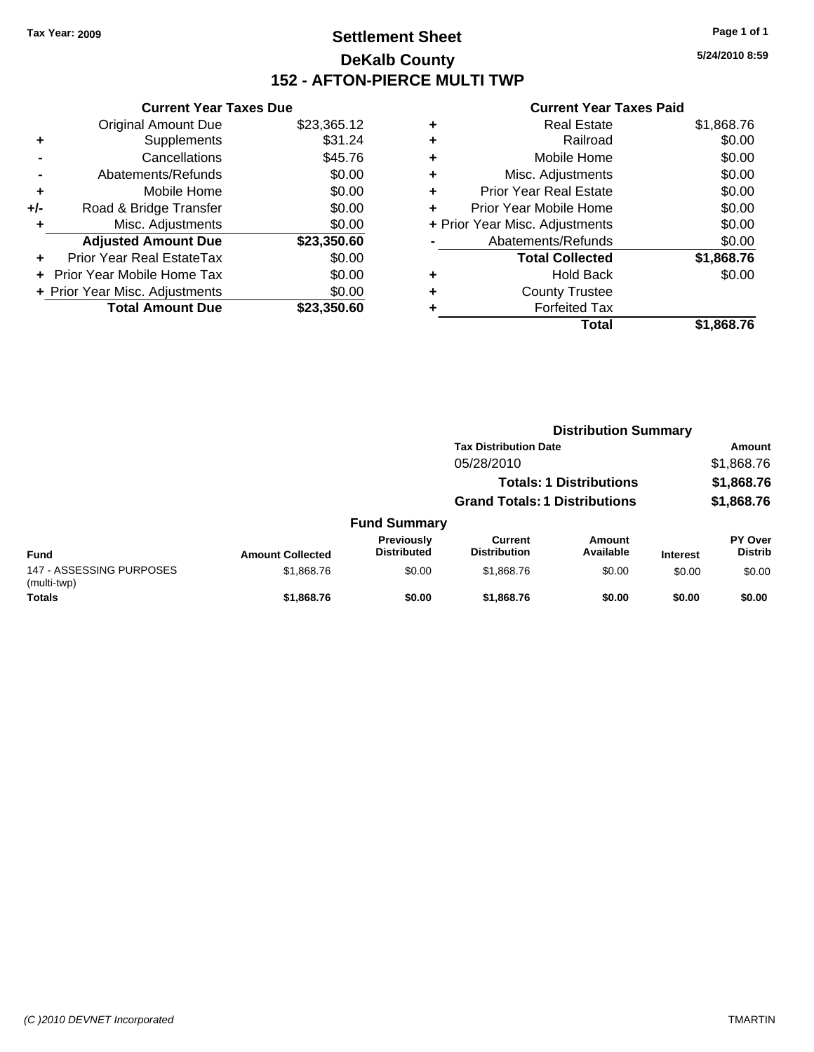Tax Year: 2009

# Settlement Sheet

## DeKalb County

## 152 - AFTON-PIERCE MULTI TWP

5/24/2010 8:59

### Current Year Taxes Due

| | | |
|---|---|---|
| | Original Amount Due | $23,365.12 |
| + | Supplements | $31.24 |
| - | Cancellations | $45.76 |
| - | Abatements/Refunds | $0.00 |
| + | Mobile Home | $0.00 |
| +/- | Road & Bridge Transfer | $0.00 |
| + | Misc. Adjustments | $0.00 |
| | **Adjusted Amount Due** | **$23,350.60** |
| + | Prior Year Real EstateTax | $0.00 |
| + | Prior Year Mobile Home Tax | $0.00 |
| + | Prior Year Misc. Adjustments | $0.00 |
| | **Total Amount Due** | **$23,350.60** |

### Current Year Taxes Paid

| | | |
|---|---|---|
| + | Real Estate | $1,868.76 |
| + | Railroad | $0.00 |
| + | Mobile Home | $0.00 |
| + | Misc. Adjustments | $0.00 |
| + | Prior Year Real Estate | $0.00 |
| + | Prior Year Mobile Home | $0.00 |
| + | Prior Year Misc. Adjustments | $0.00 |
| - | Abatements/Refunds | $0.00 |
| | **Total Collected** | **$1,868.76** |
| + | Hold Back | $0.00 |
| + | County Trustee | |
| + | Forfeited Tax | |
| | **Total** | **$1,868.76** |

### Distribution Summary

| Tax Distribution Date | Amount |
|---|---|
| 05/28/2010 | $1,868.76 |
| **Totals: 1 Distributions** | **$1,868.76** |
| **Grand Totals: 1 Distributions** | **$1,868.76** |

### Fund Summary

| Fund | Amount Collected | Previously Distributed | Current Distribution | Amount Available | Interest | PY Over Distrib |
|---|---|---|---|---|---|---|
| 147 - ASSESSING PURPOSES (multi-twp) | $1,868.76 | $0.00 | $1,868.76 | $0.00 | $0.00 | $0.00 |
| **Totals** | **$1,868.76** | **$0.00** | **$1,868.76** | **$0.00** | **$0.00** | **$0.00** |

(C )2010 DEVNET Incorporated TMARTIN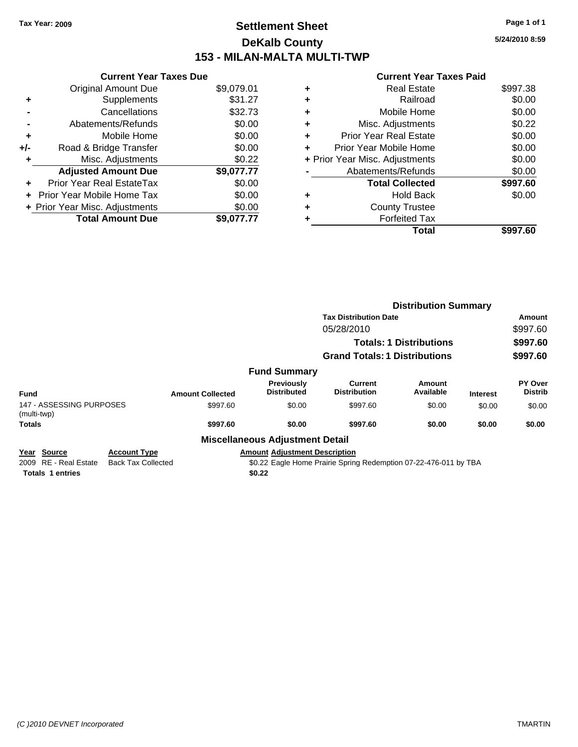**Tax Year: 2009**

# Settlement Sheet
## DeKalb County
## 153 - MILAN-MALTA MULTI-TWP

5/24/2010 8:59

### Current Year Taxes Due

| | | |
|---|---|---|
| | Original Amount Due | $9,079.01 |
| + | Supplements | $31.27 |
| - | Cancellations | $32.73 |
| - | Abatements/Refunds | $0.00 |
| + | Mobile Home | $0.00 |
| +/- | Road & Bridge Transfer | $0.00 |
| + | Misc. Adjustments | $0.22 |
| | **Adjusted Amount Due** | **$9,077.77** |
| + | Prior Year Real EstateTax | $0.00 |
| + | Prior Year Mobile Home Tax | $0.00 |
| + | Prior Year Misc. Adjustments | $0.00 |
| | **Total Amount Due** | **$9,077.77** |

### Current Year Taxes Paid

| | | |
|---|---|---|
| + | Real Estate | $997.38 |
| + | Railroad | $0.00 |
| + | Mobile Home | $0.00 |
| + | Misc. Adjustments | $0.22 |
| + | Prior Year Real Estate | $0.00 |
| + | Prior Year Mobile Home | $0.00 |
| + | Prior Year Misc. Adjustments | $0.00 |
| - | Abatements/Refunds | $0.00 |
| | **Total Collected** | **$997.60** |
| + | Hold Back | $0.00 |
| + | County Trustee | |
| + | Forfeited Tax | |
| | **Total** | **$997.60** |

### Distribution Summary

| Tax Distribution Date | Amount |
|---|---|
| 05/28/2010 | $997.60 |
| **Totals: 1 Distributions** | **$997.60** |
| **Grand Totals: 1 Distributions** | **$997.60** |

### Fund Summary

| Fund | Amount Collected | Previously Distributed | Current Distribution | Amount Available | Interest | PY Over Distrib |
|---|---|---|---|---|---|---|
| 147 - ASSESSING PURPOSES (multi-twp) | $997.60 | $0.00 | $997.60 | $0.00 | $0.00 | $0.00 |
| **Totals** | **$997.60** | **$0.00** | **$997.60** | **$0.00** | **$0.00** | **$0.00** |

### Miscellaneous Adjustment Detail

| Year | Source | Account Type | Amount | Adjustment Description |
|---|---|---|---|---|
| 2009 | RE - Real Estate | Back Tax Collected | $0.22 | Eagle Home Prairie Spring Redemption 07-22-476-011 by TBA |
| **Totals** | **1 entries** | | **$0.22** | |

*(C )2010 DEVNET Incorporated* TMARTIN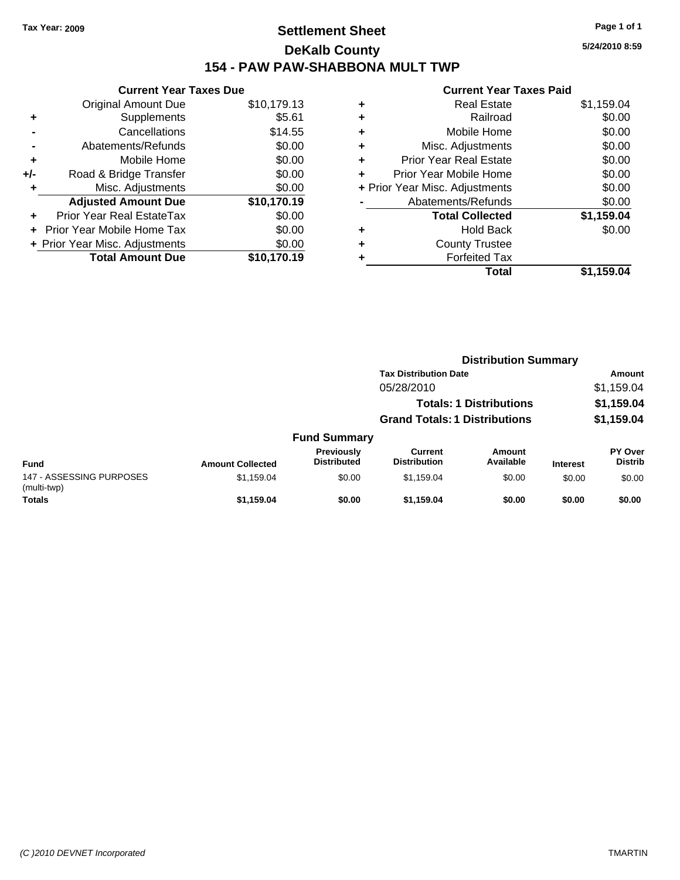Tax Year: 2009

# Settlement Sheet

## DeKalb County

## 154 - PAW PAW-SHABBONA MULT TWP

5/24/2010 8:59

### Current Year Taxes Due

| | | |
|---|---|---|
| | Original Amount Due | $10,179.13 |
| + | Supplements | $5.61 |
| - | Cancellations | $14.55 |
| - | Abatements/Refunds | $0.00 |
| + | Mobile Home | $0.00 |
| +/- | Road & Bridge Transfer | $0.00 |
| + | Misc. Adjustments | $0.00 |
| | **Adjusted Amount Due** | **$10,170.19** |
| + | Prior Year Real EstateTax | $0.00 |
| + | Prior Year Mobile Home Tax | $0.00 |
| + | Prior Year Misc. Adjustments | $0.00 |
| | **Total Amount Due** | **$10,170.19** |

### Current Year Taxes Paid

| | | |
|---|---|---|
| + | Real Estate | $1,159.04 |
| + | Railroad | $0.00 |
| + | Mobile Home | $0.00 |
| + | Misc. Adjustments | $0.00 |
| + | Prior Year Real Estate | $0.00 |
| + | Prior Year Mobile Home | $0.00 |
| + | Prior Year Misc. Adjustments | $0.00 |
| - | Abatements/Refunds | $0.00 |
| | **Total Collected** | **$1,159.04** |
| + | Hold Back | $0.00 |
| + | County Trustee | |
| + | Forfeited Tax | |
| | **Total** | **$1,159.04** |

### Distribution Summary

| Tax Distribution Date | Amount |
|---|---|
| 05/28/2010 | $1,159.04 |
| **Totals: 1 Distributions** | **$1,159.04** |
| **Grand Totals: 1 Distributions** | **$1,159.04** |

### Fund Summary

| Fund | Amount Collected | Previously Distributed | Current Distribution | Amount Available | Interest | PY Over Distrib |
|---|---|---|---|---|---|---|
| 147 - ASSESSING PURPOSES (multi-twp) | $1,159.04 | $0.00 | $1,159.04 | $0.00 | $0.00 | $0.00 |
| **Totals** | **$1,159.04** | **$0.00** | **$1,159.04** | **$0.00** | **$0.00** | **$0.00** |

(C )2010 DEVNET Incorporated TMARTIN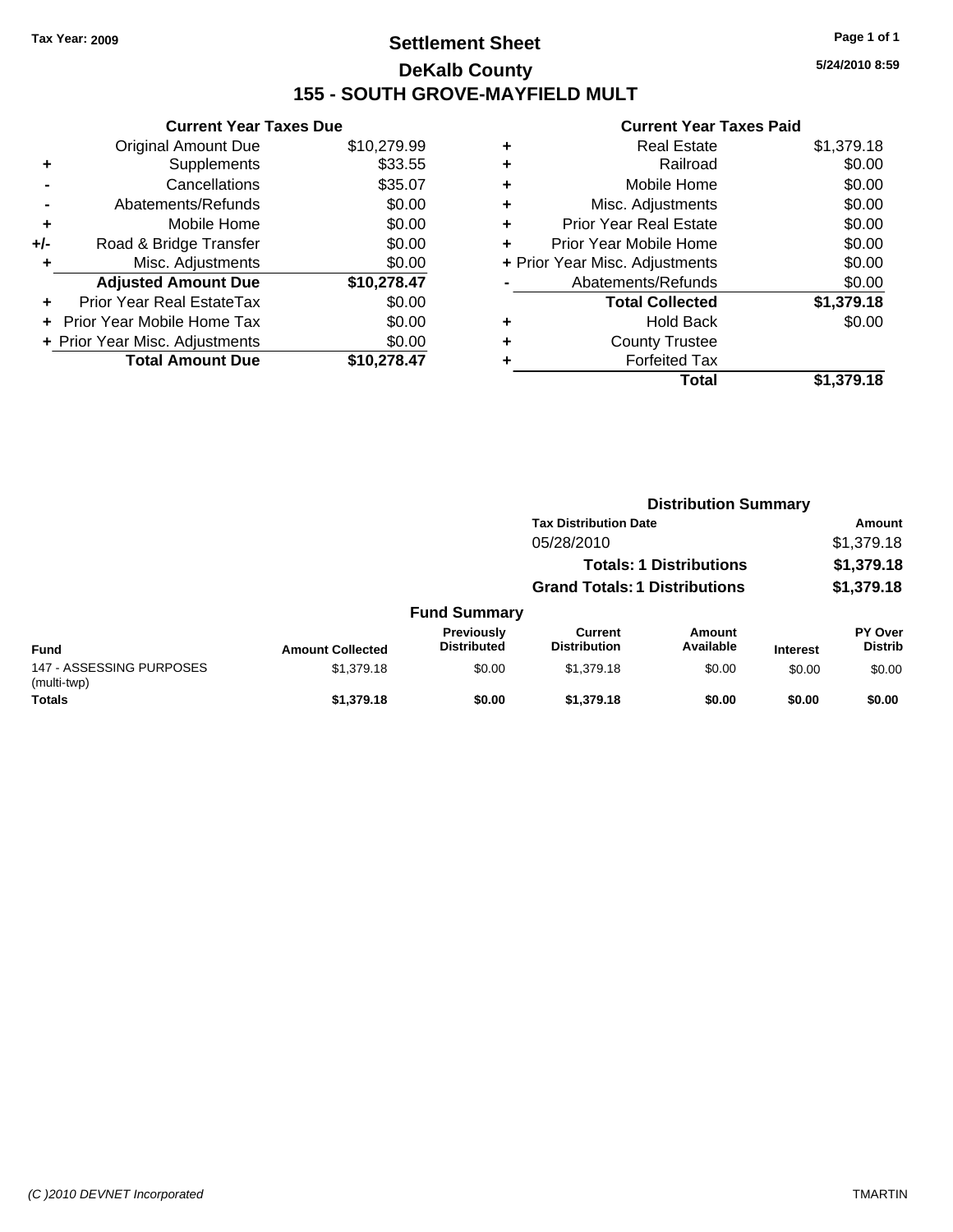Tax Year: 2009

# Settlement Sheet

## DeKalb County

## 155 - SOUTH GROVE-MAYFIELD MULT

5/24/2010 8:59

### Current Year Taxes Due

| | | |
|---|---|---|
| | Original Amount Due | $10,279.99 |
| + | Supplements | $33.55 |
| - | Cancellations | $35.07 |
| - | Abatements/Refunds | $0.00 |
| + | Mobile Home | $0.00 |
| +/- | Road & Bridge Transfer | $0.00 |
| + | Misc. Adjustments | $0.00 |
| | **Adjusted Amount Due** | **$10,278.47** |
| + | Prior Year Real EstateTax | $0.00 |
| + | Prior Year Mobile Home Tax | $0.00 |
| + | Prior Year Misc. Adjustments | $0.00 |
| | **Total Amount Due** | **$10,278.47** |

### Current Year Taxes Paid

| | | |
|---|---|---|
| + | Real Estate | $1,379.18 |
| + | Railroad | $0.00 |
| + | Mobile Home | $0.00 |
| + | Misc. Adjustments | $0.00 |
| + | Prior Year Real Estate | $0.00 |
| + | Prior Year Mobile Home | $0.00 |
| + | Prior Year Misc. Adjustments | $0.00 |
| - | Abatements/Refunds | $0.00 |
| | **Total Collected** | **$1,379.18** |
| + | Hold Back | $0.00 |
| + | County Trustee | |
| + | Forfeited Tax | |
| | **Total** | **$1,379.18** |

### Distribution Summary

| Tax Distribution Date | Amount |
|---|---|
| 05/28/2010 | $1,379.18 |
| **Totals: 1 Distributions** | **$1,379.18** |
| **Grand Totals: 1 Distributions** | **$1,379.18** |

### Fund Summary

| Fund | Amount Collected | Previously Distributed | Current Distribution | Amount Available | Interest | PY Over Distrib |
|---|---|---|---|---|---|---|
| 147 - ASSESSING PURPOSES (multi-twp) | $1,379.18 | $0.00 | $1,379.18 | $0.00 | $0.00 | $0.00 |
| **Totals** | **$1,379.18** | **$0.00** | **$1,379.18** | **$0.00** | **$0.00** | **$0.00** |

(C )2010 DEVNET Incorporated — TMARTIN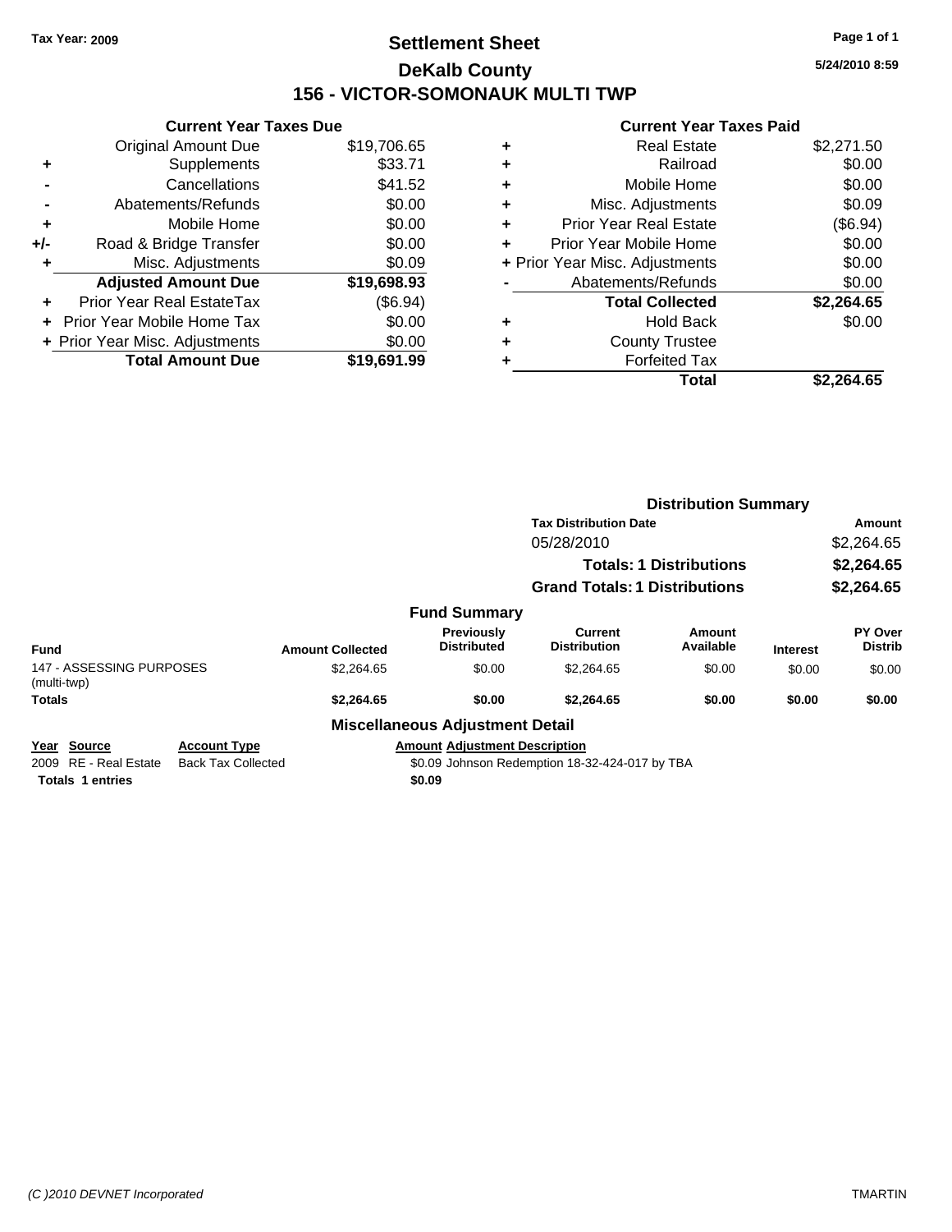Tax Year: 2009

# Settlement Sheet

## DeKalb County

## 156 - VICTOR-SOMONAUK MULTI TWP

5/24/2010 8:59

### Current Year Taxes Due

| | | |
|---|---|---|
| | Original Amount Due | $19,706.65 |
| + | Supplements | $33.71 |
| - | Cancellations | $41.52 |
| - | Abatements/Refunds | $0.00 |
| + | Mobile Home | $0.00 |
| +/- | Road & Bridge Transfer | $0.00 |
| + | Misc. Adjustments | $0.09 |
| | **Adjusted Amount Due** | **$19,698.93** |
| + | Prior Year Real EstateTax | ($6.94) |
| + | Prior Year Mobile Home Tax | $0.00 |
| + | Prior Year Misc. Adjustments | $0.00 |
| | **Total Amount Due** | **$19,691.99** |

### Current Year Taxes Paid

| | | |
|---|---|---|
| + | Real Estate | $2,271.50 |
| + | Railroad | $0.00 |
| + | Mobile Home | $0.00 |
| + | Misc. Adjustments | $0.09 |
| + | Prior Year Real Estate | ($6.94) |
| + | Prior Year Mobile Home | $0.00 |
| + | Prior Year Misc. Adjustments | $0.00 |
| - | Abatements/Refunds | $0.00 |
| | **Total Collected** | **$2,264.65** |
| + | Hold Back | $0.00 |
| + | County Trustee | |
| + | Forfeited Tax | |
| | **Total** | **$2,264.65** |

### Distribution Summary

| Tax Distribution Date | Amount |
|---|---|
| 05/28/2010 | $2,264.65 |
| **Totals: 1 Distributions** | **$2,264.65** |
| **Grand Totals: 1 Distributions** | **$2,264.65** |

### Fund Summary

| Fund | Amount Collected | Previously Distributed | Current Distribution | Amount Available | Interest | PY Over Distrib |
|---|---|---|---|---|---|---|
| 147 - ASSESSING PURPOSES (multi-twp) | $2,264.65 | $0.00 | $2,264.65 | $0.00 | $0.00 | $0.00 |
| **Totals** | **$2,264.65** | **$0.00** | **$2,264.65** | **$0.00** | **$0.00** | **$0.00** |

### Miscellaneous Adjustment Detail

| Year | Source | Account Type | Amount | Adjustment Description |
|---|---|---|---|---|
| 2009 | RE - Real Estate | Back Tax Collected | $0.09 | Johnson Redemption 18-32-424-017 by TBA |
| **Totals** | **1 entries** | | **$0.09** | |

(C )2010 DEVNET Incorporated TMARTIN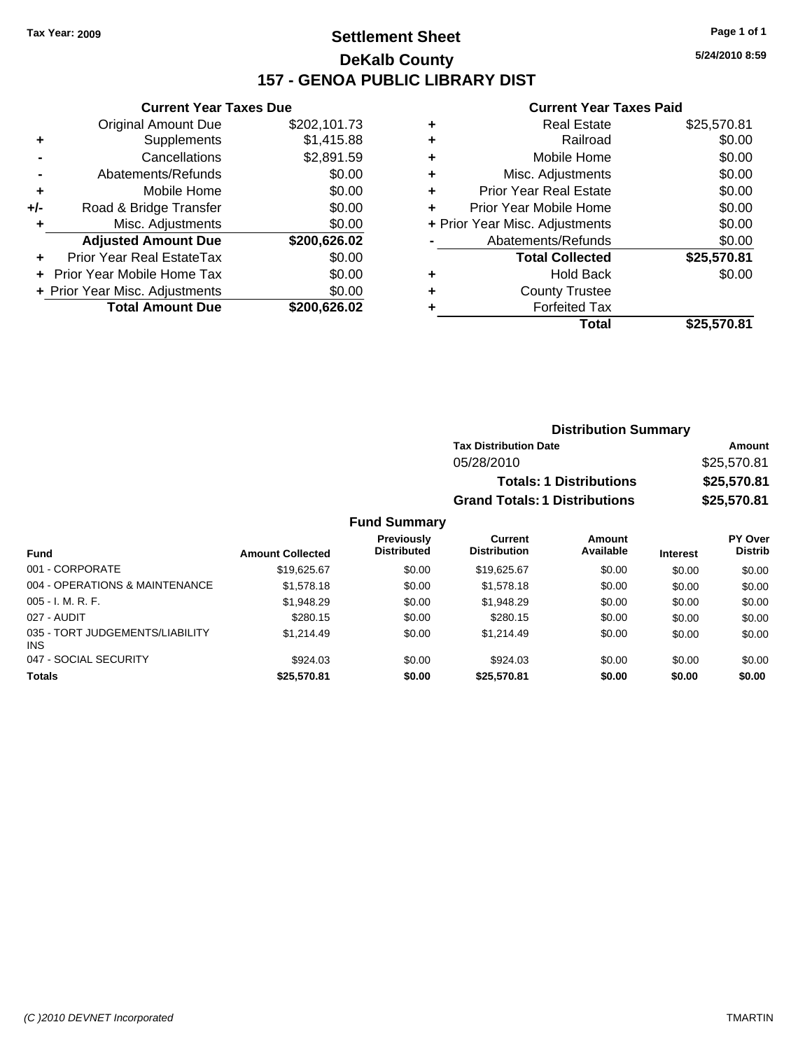Tax Year: 2009

# Settlement Sheet

## DeKalb County

## 157 - GENOA PUBLIC LIBRARY DIST

5/24/2010 8:59

### Current Year Taxes Due

| | | |
|---|---|---|
| | Original Amount Due | $202,101.73 |
| + | Supplements | $1,415.88 |
| - | Cancellations | $2,891.59 |
| - | Abatements/Refunds | $0.00 |
| + | Mobile Home | $0.00 |
| +/- | Road & Bridge Transfer | $0.00 |
| + | Misc. Adjustments | $0.00 |
| | **Adjusted Amount Due** | **$200,626.02** |
| + | Prior Year Real EstateTax | $0.00 |
| + | Prior Year Mobile Home Tax | $0.00 |
| + | Prior Year Misc. Adjustments | $0.00 |
| | **Total Amount Due** | **$200,626.02** |

### Current Year Taxes Paid

| | | |
|---|---|---|
| + | Real Estate | $25,570.81 |
| + | Railroad | $0.00 |
| + | Mobile Home | $0.00 |
| + | Misc. Adjustments | $0.00 |
| + | Prior Year Real Estate | $0.00 |
| + | Prior Year Mobile Home | $0.00 |
| + | Prior Year Misc. Adjustments | $0.00 |
| - | Abatements/Refunds | $0.00 |
| | **Total Collected** | **$25,570.81** |
| + | Hold Back | $0.00 |
| + | County Trustee | |
| + | Forfeited Tax | |
| | **Total** | **$25,570.81** |

### Distribution Summary

| Tax Distribution Date | Amount |
|---|---|
| 05/28/2010 | $25,570.81 |
| **Totals: 1 Distributions** | **$25,570.81** |
| **Grand Totals: 1 Distributions** | **$25,570.81** |

### Fund Summary

| Fund | Amount Collected | Previously Distributed | Current Distribution | Amount Available | Interest | PY Over Distrib |
|---|---|---|---|---|---|---|
| 001 - CORPORATE | $19,625.67 | $0.00 | $19,625.67 | $0.00 | $0.00 | $0.00 |
| 004 - OPERATIONS & MAINTENANCE | $1,578.18 | $0.00 | $1,578.18 | $0.00 | $0.00 | $0.00 |
| 005 - I. M. R. F. | $1,948.29 | $0.00 | $1,948.29 | $0.00 | $0.00 | $0.00 |
| 027 - AUDIT | $280.15 | $0.00 | $280.15 | $0.00 | $0.00 | $0.00 |
| 035 - TORT JUDGEMENTS/LIABILITY INS | $1,214.49 | $0.00 | $1,214.49 | $0.00 | $0.00 | $0.00 |
| 047 - SOCIAL SECURITY | $924.03 | $0.00 | $924.03 | $0.00 | $0.00 | $0.00 |
| **Totals** | **$25,570.81** | **$0.00** | **$25,570.81** | **$0.00** | **$0.00** | **$0.00** |

(C )2010 DEVNET Incorporated TMARTIN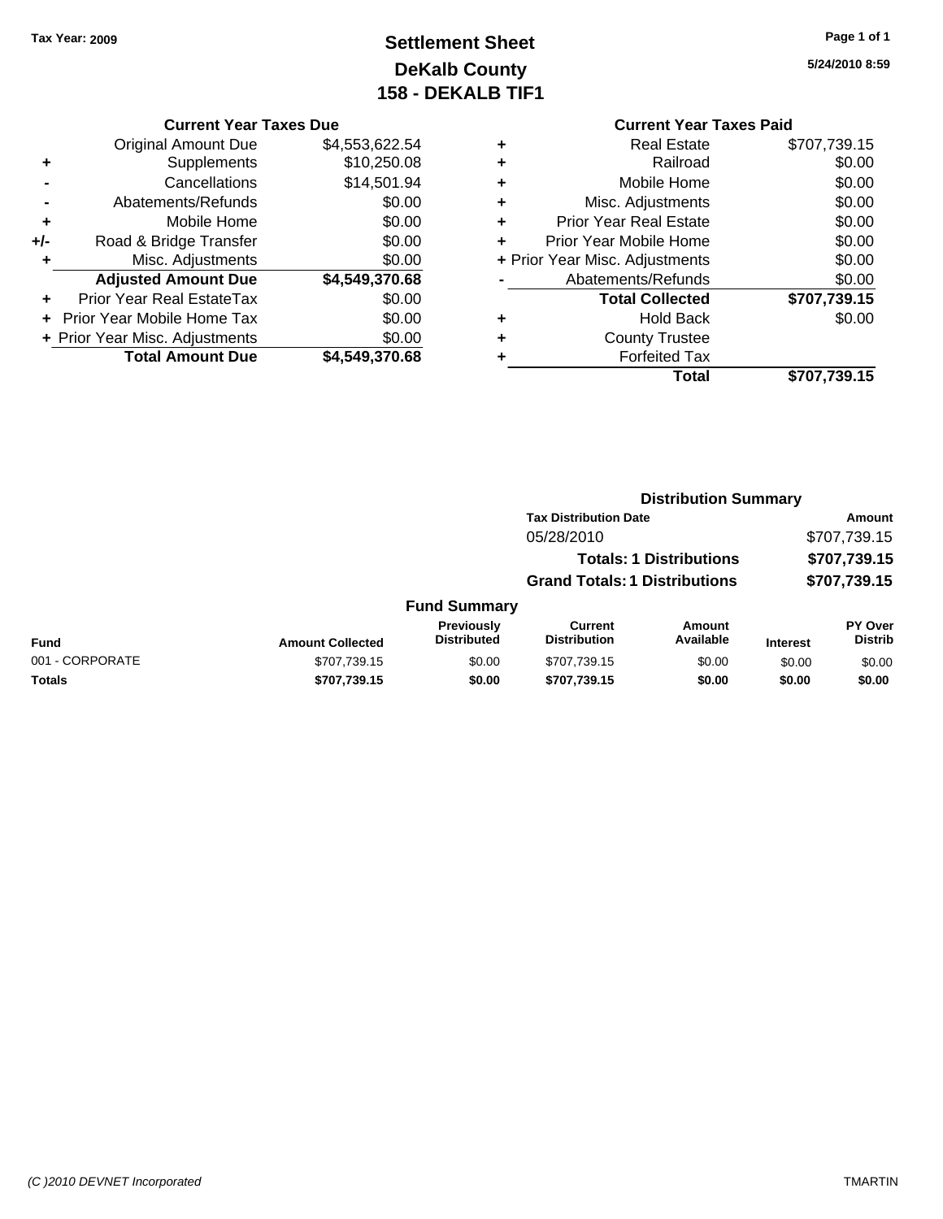Tax Year: 2009

# Settlement Sheet
## DeKalb County
## 158 - DEKALB TIF1

5/24/2010 8:59

**Current Year Taxes Due**

| | | |
|---|---|---|
| | Original Amount Due | $4,553,622.54 |
| + | Supplements | $10,250.08 |
| - | Cancellations | $14,501.94 |
| - | Abatements/Refunds | $0.00 |
| + | Mobile Home | $0.00 |
| +/- | Road & Bridge Transfer | $0.00 |
| + | Misc. Adjustments | $0.00 |
| | **Adjusted Amount Due** | **$4,549,370.68** |
| + | Prior Year Real EstateTax | $0.00 |
| + | Prior Year Mobile Home Tax | $0.00 |
| + | Prior Year Misc. Adjustments | $0.00 |
| | **Total Amount Due** | **$4,549,370.68** |

**Current Year Taxes Paid**

| | | |
|---|---|---|
| + | Real Estate | $707,739.15 |
| + | Railroad | $0.00 |
| + | Mobile Home | $0.00 |
| + | Misc. Adjustments | $0.00 |
| + | Prior Year Real Estate | $0.00 |
| + | Prior Year Mobile Home | $0.00 |
| + | Prior Year Misc. Adjustments | $0.00 |
| - | Abatements/Refunds | $0.00 |
| | **Total Collected** | **$707,739.15** |
| + | Hold Back | $0.00 |
| + | County Trustee | |
| + | Forfeited Tax | |
| | **Total** | **$707,739.15** |

**Distribution Summary**

| Tax Distribution Date | Amount |
|---|---|
| 05/28/2010 | $707,739.15 |
| **Totals: 1 Distributions** | **$707,739.15** |
| **Grand Totals: 1 Distributions** | **$707,739.15** |

**Fund Summary**

| Fund | Amount Collected | Previously Distributed | Current Distribution | Amount Available | Interest | PY Over Distrib |
|---|---|---|---|---|---|---|
| 001 - CORPORATE | $707,739.15 | $0.00 | $707,739.15 | $0.00 | $0.00 | $0.00 |
| **Totals** | **$707,739.15** | **$0.00** | **$707,739.15** | **$0.00** | **$0.00** | **$0.00** |

(C )2010 DEVNET Incorporated TMARTIN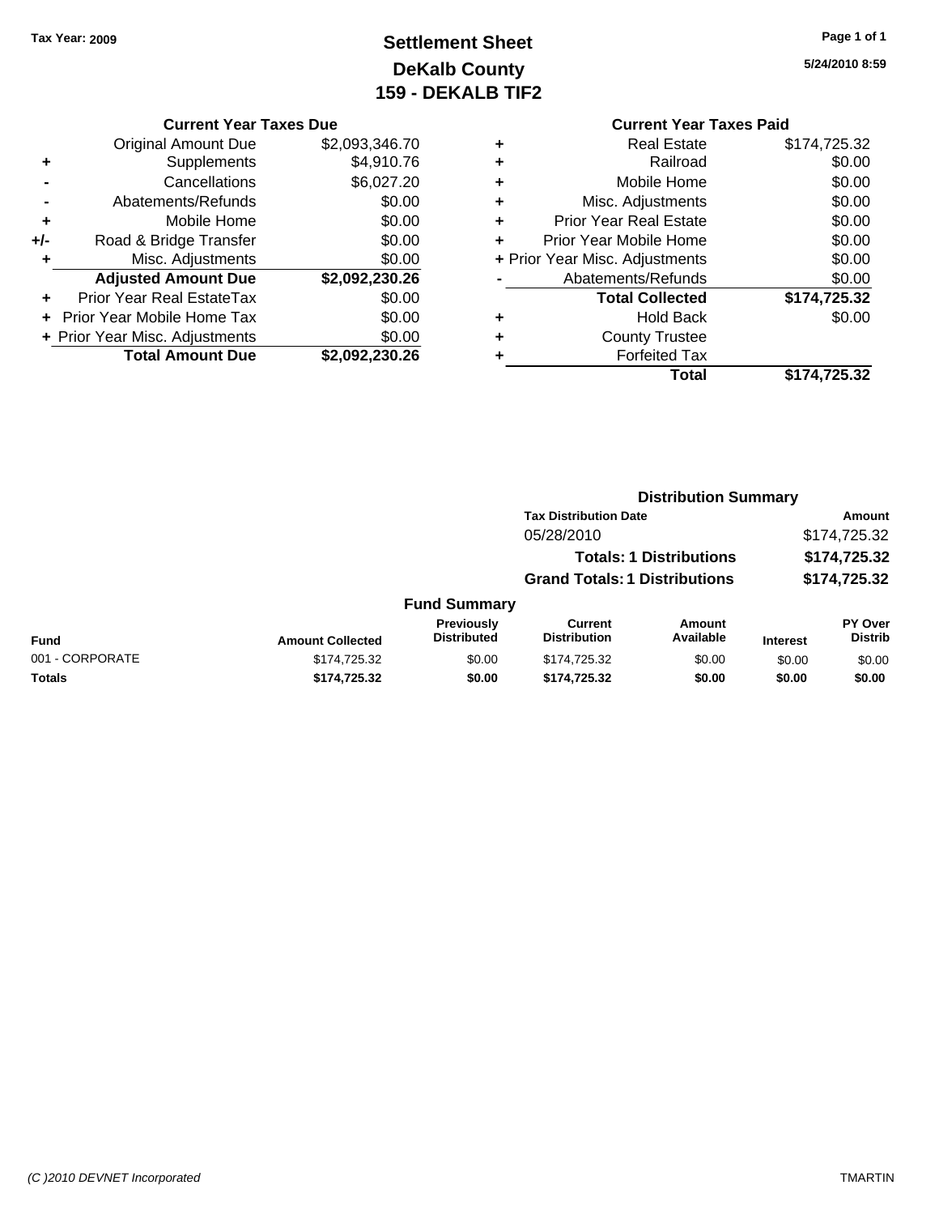Tax Year: 2009

# Settlement Sheet
## DeKalb County
## 159 - DEKALB TIF2

5/24/2010 8:59

### Current Year Taxes Due

| | | |
|---|---|---|
| | Original Amount Due | $2,093,346.70 |
| + | Supplements | $4,910.76 |
| - | Cancellations | $6,027.20 |
| - | Abatements/Refunds | $0.00 |
| + | Mobile Home | $0.00 |
| +/- | Road & Bridge Transfer | $0.00 |
| + | Misc. Adjustments | $0.00 |
| | **Adjusted Amount Due** | **$2,092,230.26** |
| + | Prior Year Real EstateTax | $0.00 |
| + | Prior Year Mobile Home Tax | $0.00 |
| + | Prior Year Misc. Adjustments | $0.00 |
| | **Total Amount Due** | **$2,092,230.26** |

### Current Year Taxes Paid

| | | |
|---|---|---|
| + | Real Estate | $174,725.32 |
| + | Railroad | $0.00 |
| + | Mobile Home | $0.00 |
| + | Misc. Adjustments | $0.00 |
| + | Prior Year Real Estate | $0.00 |
| + | Prior Year Mobile Home | $0.00 |
| + | Prior Year Misc. Adjustments | $0.00 |
| - | Abatements/Refunds | $0.00 |
| | **Total Collected** | **$174,725.32** |
| + | Hold Back | $0.00 |
| + | County Trustee | |
| + | Forfeited Tax | |
| | **Total** | **$174,725.32** |

### Distribution Summary

| Tax Distribution Date | Amount |
|---|---|
| 05/28/2010 | $174,725.32 |
| **Totals: 1 Distributions** | **$174,725.32** |
| **Grand Totals: 1 Distributions** | **$174,725.32** |

### Fund Summary

| Fund | Amount Collected | Previously Distributed | Current Distribution | Amount Available | Interest | PY Over Distrib |
|---|---|---|---|---|---|---|
| 001 - CORPORATE | $174,725.32 | $0.00 | $174,725.32 | $0.00 | $0.00 | $0.00 |
| **Totals** | **$174,725.32** | **$0.00** | **$174,725.32** | **$0.00** | **$0.00** | **$0.00** |

(C )2010 DEVNET Incorporated TMARTIN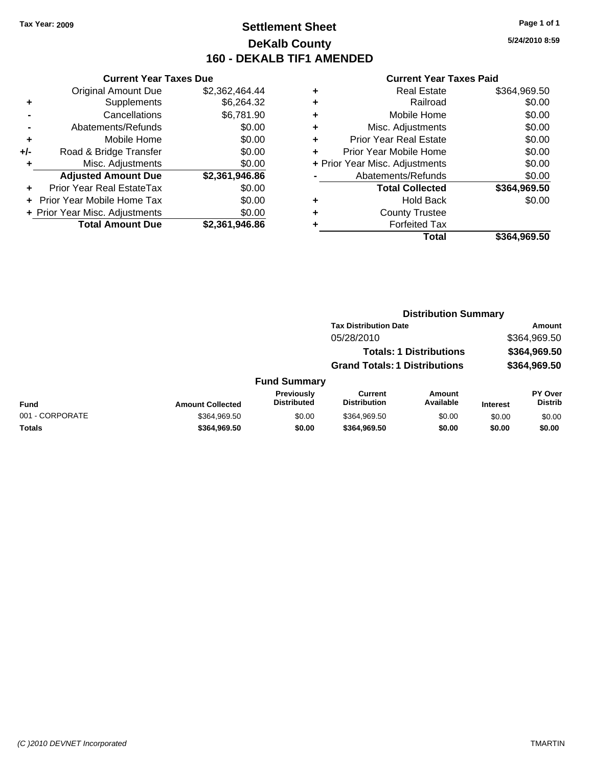Tax Year: 2009

# Settlement Sheet
## DeKalb County
## 160 - DEKALB TIF1 AMENDED

5/24/2010 8:59

### Current Year Taxes Due

| | | |
|---|---|---|
| | Original Amount Due | $2,362,464.44 |
| + | Supplements | $6,264.32 |
| - | Cancellations | $6,781.90 |
| - | Abatements/Refunds | $0.00 |
| + | Mobile Home | $0.00 |
| +/- | Road & Bridge Transfer | $0.00 |
| + | Misc. Adjustments | $0.00 |
| | **Adjusted Amount Due** | **$2,361,946.86** |
| + | Prior Year Real EstateTax | $0.00 |
| + | Prior Year Mobile Home Tax | $0.00 |
| + | Prior Year Misc. Adjustments | $0.00 |
| | **Total Amount Due** | **$2,361,946.86** |

### Current Year Taxes Paid

| | | |
|---|---|---|
| + | Real Estate | $364,969.50 |
| + | Railroad | $0.00 |
| + | Mobile Home | $0.00 |
| + | Misc. Adjustments | $0.00 |
| + | Prior Year Real Estate | $0.00 |
| + | Prior Year Mobile Home | $0.00 |
| + | Prior Year Misc. Adjustments | $0.00 |
| - | Abatements/Refunds | $0.00 |
| | **Total Collected** | **$364,969.50** |
| + | Hold Back | $0.00 |
| + | County Trustee | |
| + | Forfeited Tax | |
| | **Total** | **$364,969.50** |

### Distribution Summary

| Tax Distribution Date | Amount |
|---|---|
| 05/28/2010 | $364,969.50 |
| **Totals: 1 Distributions** | **$364,969.50** |
| **Grand Totals: 1 Distributions** | **$364,969.50** |

### Fund Summary

| Fund | Amount Collected | Previously Distributed | Current Distribution | Amount Available | Interest | PY Over Distrib |
|---|---|---|---|---|---|---|
| 001 - CORPORATE | $364,969.50 | $0.00 | $364,969.50 | $0.00 | $0.00 | $0.00 |
| **Totals** | **$364,969.50** | **$0.00** | **$364,969.50** | **$0.00** | **$0.00** | **$0.00** |

(C )2010 DEVNET Incorporated    TMARTIN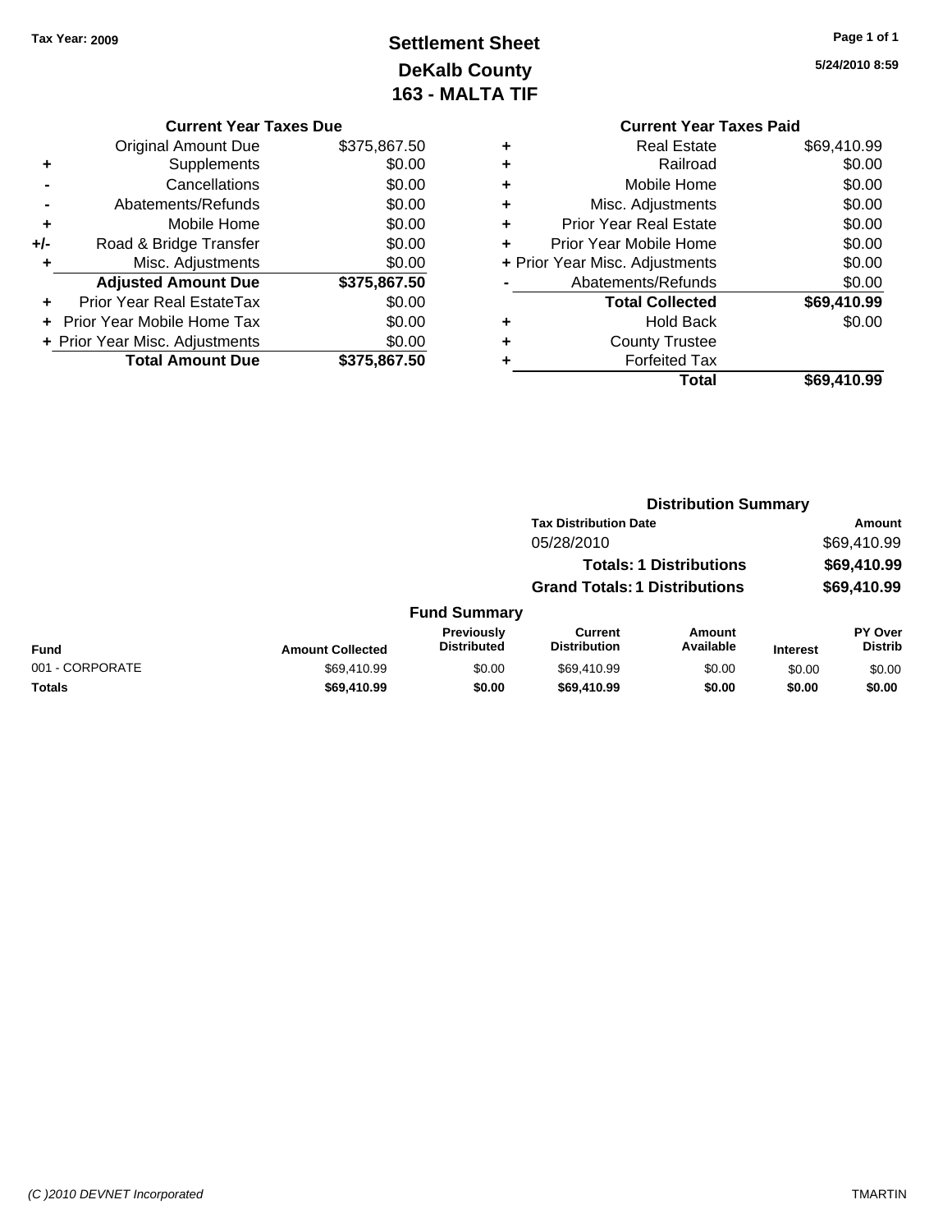Tax Year: 2009

# Settlement Sheet
## DeKalb County
## 163 - MALTA TIF

5/24/2010 8:59

### Current Year Taxes Due

| | | |
|---|---|---|
| | Original Amount Due | $375,867.50 |
| + | Supplements | $0.00 |
| - | Cancellations | $0.00 |
| - | Abatements/Refunds | $0.00 |
| + | Mobile Home | $0.00 |
| +/- | Road & Bridge Transfer | $0.00 |
| + | Misc. Adjustments | $0.00 |
| | **Adjusted Amount Due** | **$375,867.50** |
| + | Prior Year Real EstateTax | $0.00 |
| + | Prior Year Mobile Home Tax | $0.00 |
| + | Prior Year Misc. Adjustments | $0.00 |
| | **Total Amount Due** | **$375,867.50** |

### Current Year Taxes Paid

| | | |
|---|---|---|
| + | Real Estate | $69,410.99 |
| + | Railroad | $0.00 |
| + | Mobile Home | $0.00 |
| + | Misc. Adjustments | $0.00 |
| + | Prior Year Real Estate | $0.00 |
| + | Prior Year Mobile Home | $0.00 |
| + | Prior Year Misc. Adjustments | $0.00 |
| - | Abatements/Refunds | $0.00 |
| | **Total Collected** | **$69,410.99** |
| + | Hold Back | $0.00 |
| + | County Trustee | |
| + | Forfeited Tax | |
| | **Total** | **$69,410.99** |

### Distribution Summary

| Tax Distribution Date | Amount |
|---|---|
| 05/28/2010 | $69,410.99 |
| **Totals: 1 Distributions** | **$69,410.99** |
| **Grand Totals: 1 Distributions** | **$69,410.99** |

### Fund Summary

| Fund | Amount Collected | Previously Distributed | Current Distribution | Amount Available | Interest | PY Over Distrib |
|---|---|---|---|---|---|---|
| 001 - CORPORATE | $69,410.99 | $0.00 | $69,410.99 | $0.00 | $0.00 | $0.00 |
| **Totals** | **$69,410.99** | **$0.00** | **$69,410.99** | **$0.00** | **$0.00** | **$0.00** |

(C )2010 DEVNET Incorporated — TMARTIN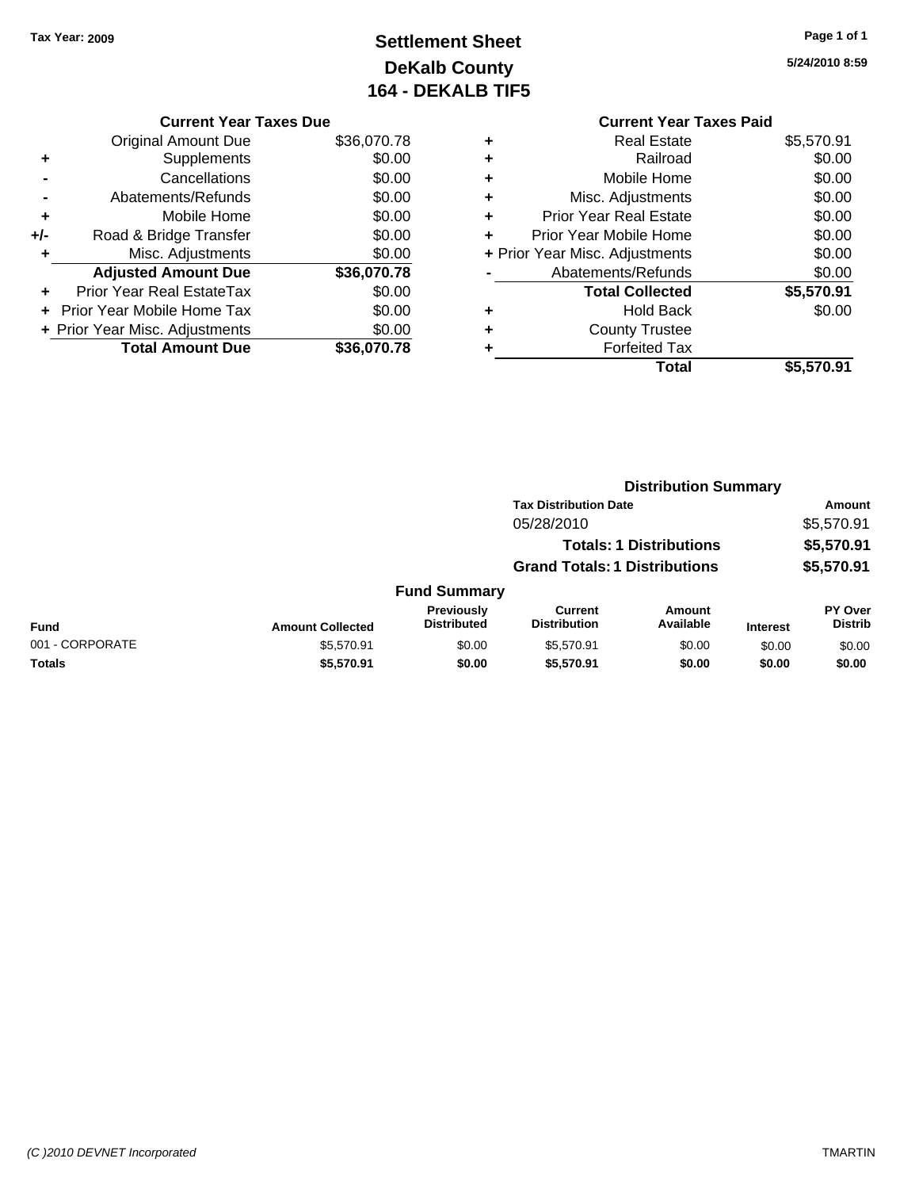Tax Year: 2009

# Settlement Sheet
## DeKalb County
## 164 - DEKALB TIF5

5/24/2010 8:59

### Current Year Taxes Due

| | | |
|---|---|---|
| | Original Amount Due | $36,070.78 |
| + | Supplements | $0.00 |
| - | Cancellations | $0.00 |
| - | Abatements/Refunds | $0.00 |
| + | Mobile Home | $0.00 |
| +/- | Road & Bridge Transfer | $0.00 |
| + | Misc. Adjustments | $0.00 |
| | **Adjusted Amount Due** | **$36,070.78** |
| + | Prior Year Real EstateTax | $0.00 |
| + | Prior Year Mobile Home Tax | $0.00 |
| + | Prior Year Misc. Adjustments | $0.00 |
| | **Total Amount Due** | **$36,070.78** |

### Current Year Taxes Paid

| | | |
|---|---|---|
| + | Real Estate | $5,570.91 |
| + | Railroad | $0.00 |
| + | Mobile Home | $0.00 |
| + | Misc. Adjustments | $0.00 |
| + | Prior Year Real Estate | $0.00 |
| + | Prior Year Mobile Home | $0.00 |
| + | Prior Year Misc. Adjustments | $0.00 |
| - | Abatements/Refunds | $0.00 |
| | **Total Collected** | **$5,570.91** |
| + | Hold Back | $0.00 |
| + | County Trustee | |
| + | Forfeited Tax | |
| | **Total** | **$5,570.91** |

### Distribution Summary

| Tax Distribution Date | Amount |
|---|---|
| 05/28/2010 | $5,570.91 |
| **Totals: 1 Distributions** | **$5,570.91** |
| **Grand Totals: 1 Distributions** | **$5,570.91** |

### Fund Summary

| Fund | Amount Collected | Previously Distributed | Current Distribution | Amount Available | Interest | PY Over Distrib |
|---|---|---|---|---|---|---|
| 001 - CORPORATE | $5,570.91 | $0.00 | $5,570.91 | $0.00 | $0.00 | $0.00 |
| **Totals** | **$5,570.91** | **$0.00** | **$5,570.91** | **$0.00** | **$0.00** | **$0.00** |

(C )2010 DEVNET Incorporated TMARTIN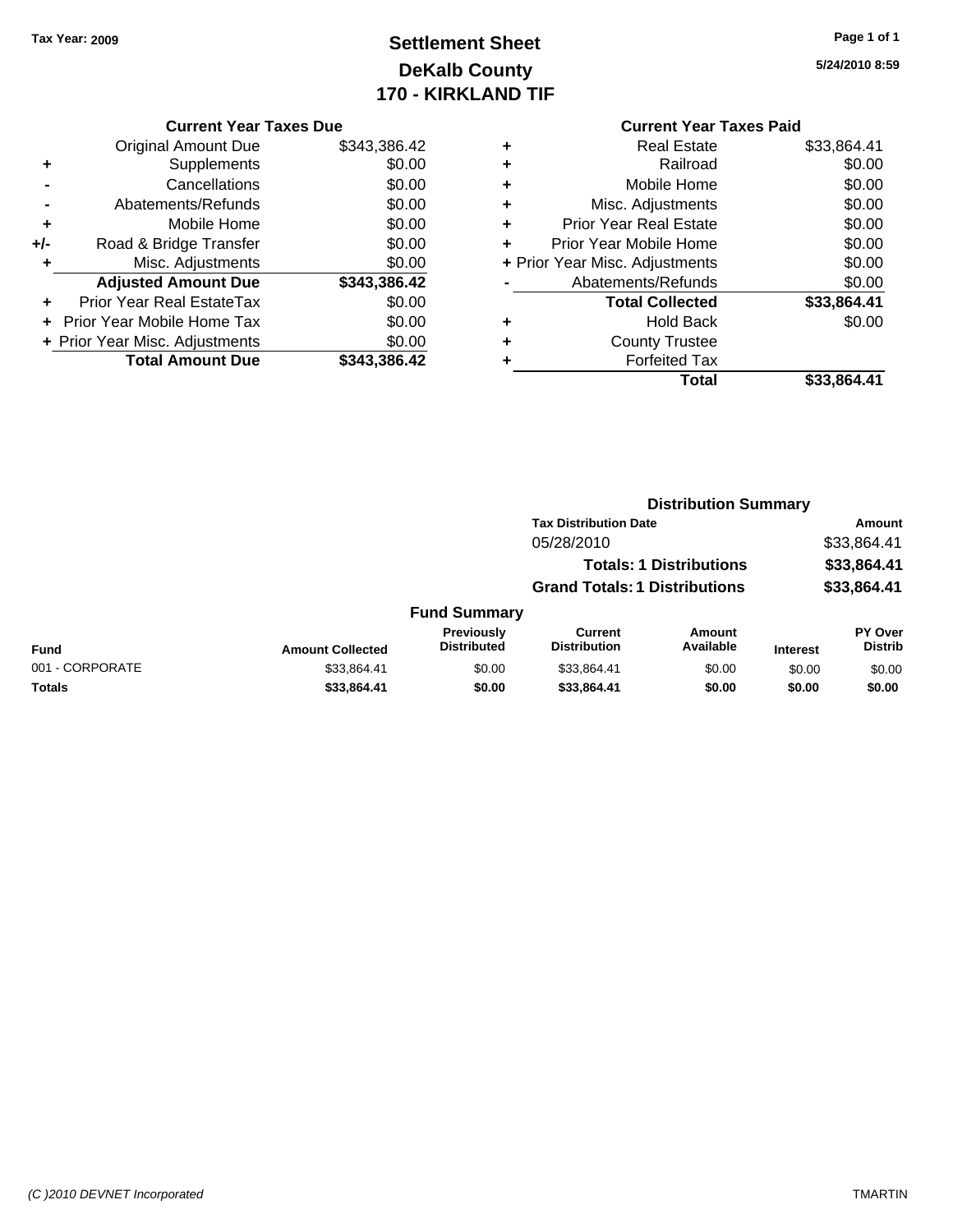Tax Year: 2009

# Settlement Sheet
## DeKalb County
## 170 - KIRKLAND TIF

5/24/2010 8:59

### Current Year Taxes Due

| | | |
|---|---|---|
| | Original Amount Due | $343,386.42 |
| + | Supplements | $0.00 |
| - | Cancellations | $0.00 |
| - | Abatements/Refunds | $0.00 |
| + | Mobile Home | $0.00 |
| +/- | Road & Bridge Transfer | $0.00 |
| + | Misc. Adjustments | $0.00 |
| | **Adjusted Amount Due** | **$343,386.42** |
| + | Prior Year Real EstateTax | $0.00 |
| + | Prior Year Mobile Home Tax | $0.00 |
| + | Prior Year Misc. Adjustments | $0.00 |
| | **Total Amount Due** | **$343,386.42** |

### Current Year Taxes Paid

| | | |
|---|---|---|
| + | Real Estate | $33,864.41 |
| + | Railroad | $0.00 |
| + | Mobile Home | $0.00 |
| + | Misc. Adjustments | $0.00 |
| + | Prior Year Real Estate | $0.00 |
| + | Prior Year Mobile Home | $0.00 |
| + | Prior Year Misc. Adjustments | $0.00 |
| - | Abatements/Refunds | $0.00 |
| | **Total Collected** | **$33,864.41** |
| + | Hold Back | $0.00 |
| + | County Trustee | |
| + | Forfeited Tax | |
| | **Total** | **$33,864.41** |

### Distribution Summary

| Tax Distribution Date | Amount |
|---|---|
| 05/28/2010 | $33,864.41 |
| **Totals: 1 Distributions** | **$33,864.41** |
| **Grand Totals: 1 Distributions** | **$33,864.41** |

### Fund Summary

| Fund | Amount Collected | Previously Distributed | Current Distribution | Amount Available | Interest | PY Over Distrib |
|---|---|---|---|---|---|---|
| 001 - CORPORATE | $33,864.41 | $0.00 | $33,864.41 | $0.00 | $0.00 | $0.00 |
| **Totals** | **$33,864.41** | **$0.00** | **$33,864.41** | **$0.00** | **$0.00** | **$0.00** |

(C )2010 DEVNET Incorporated TMARTIN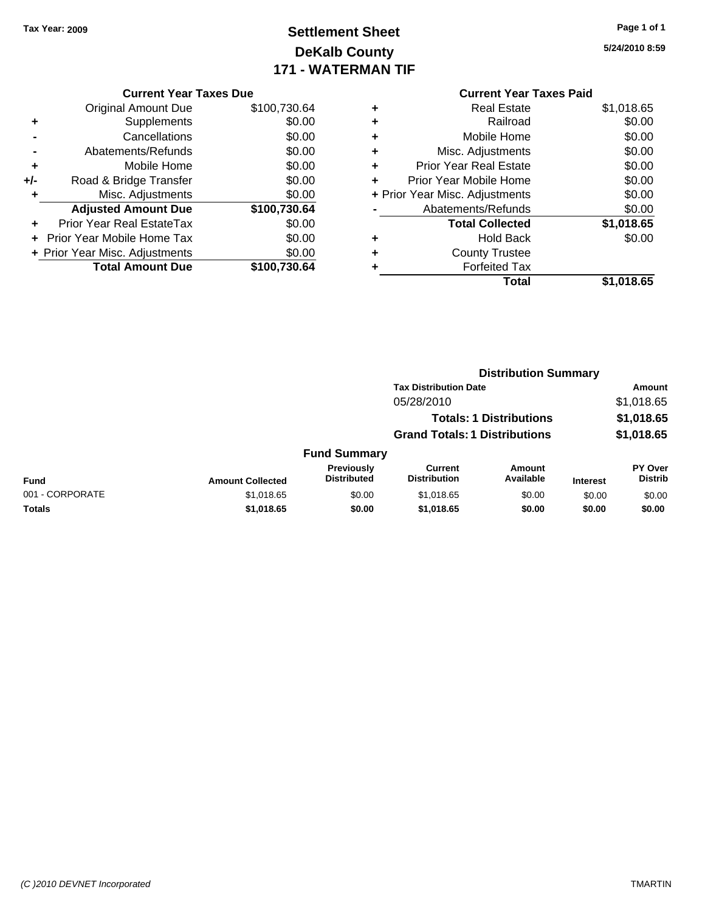Tax Year: 2009

# Settlement Sheet
## DeKalb County
## 171 - WATERMAN TIF

5/24/2010 8:59

### Current Year Taxes Due

| | | |
|---|---|---|
| | Original Amount Due | $100,730.64 |
| + | Supplements | $0.00 |
| - | Cancellations | $0.00 |
| - | Abatements/Refunds | $0.00 |
| + | Mobile Home | $0.00 |
| +/- | Road & Bridge Transfer | $0.00 |
| + | Misc. Adjustments | $0.00 |
| | **Adjusted Amount Due** | **$100,730.64** |
| + | Prior Year Real EstateTax | $0.00 |
| + | Prior Year Mobile Home Tax | $0.00 |
| + | Prior Year Misc. Adjustments | $0.00 |
| | **Total Amount Due** | **$100,730.64** |

### Current Year Taxes Paid

| | | |
|---|---|---|
| + | Real Estate | $1,018.65 |
| + | Railroad | $0.00 |
| + | Mobile Home | $0.00 |
| + | Misc. Adjustments | $0.00 |
| + | Prior Year Real Estate | $0.00 |
| + | Prior Year Mobile Home | $0.00 |
| + | Prior Year Misc. Adjustments | $0.00 |
| - | Abatements/Refunds | $0.00 |
| | **Total Collected** | **$1,018.65** |
| + | Hold Back | $0.00 |
| + | County Trustee | |
| + | Forfeited Tax | |
| | **Total** | **$1,018.65** |

### Distribution Summary

| Tax Distribution Date | Amount |
|---|---|
| 05/28/2010 | $1,018.65 |
| **Totals: 1 Distributions** | **$1,018.65** |
| **Grand Totals: 1 Distributions** | **$1,018.65** |

### Fund Summary

| Fund | Amount Collected | Previously Distributed | Current Distribution | Amount Available | Interest | PY Over Distrib |
|---|---|---|---|---|---|---|
| 001 - CORPORATE | $1,018.65 | $0.00 | $1,018.65 | $0.00 | $0.00 | $0.00 |
| **Totals** | **$1,018.65** | **$0.00** | **$1,018.65** | **$0.00** | **$0.00** | **$0.00** |

(C )2010 DEVNET Incorporated    TMARTIN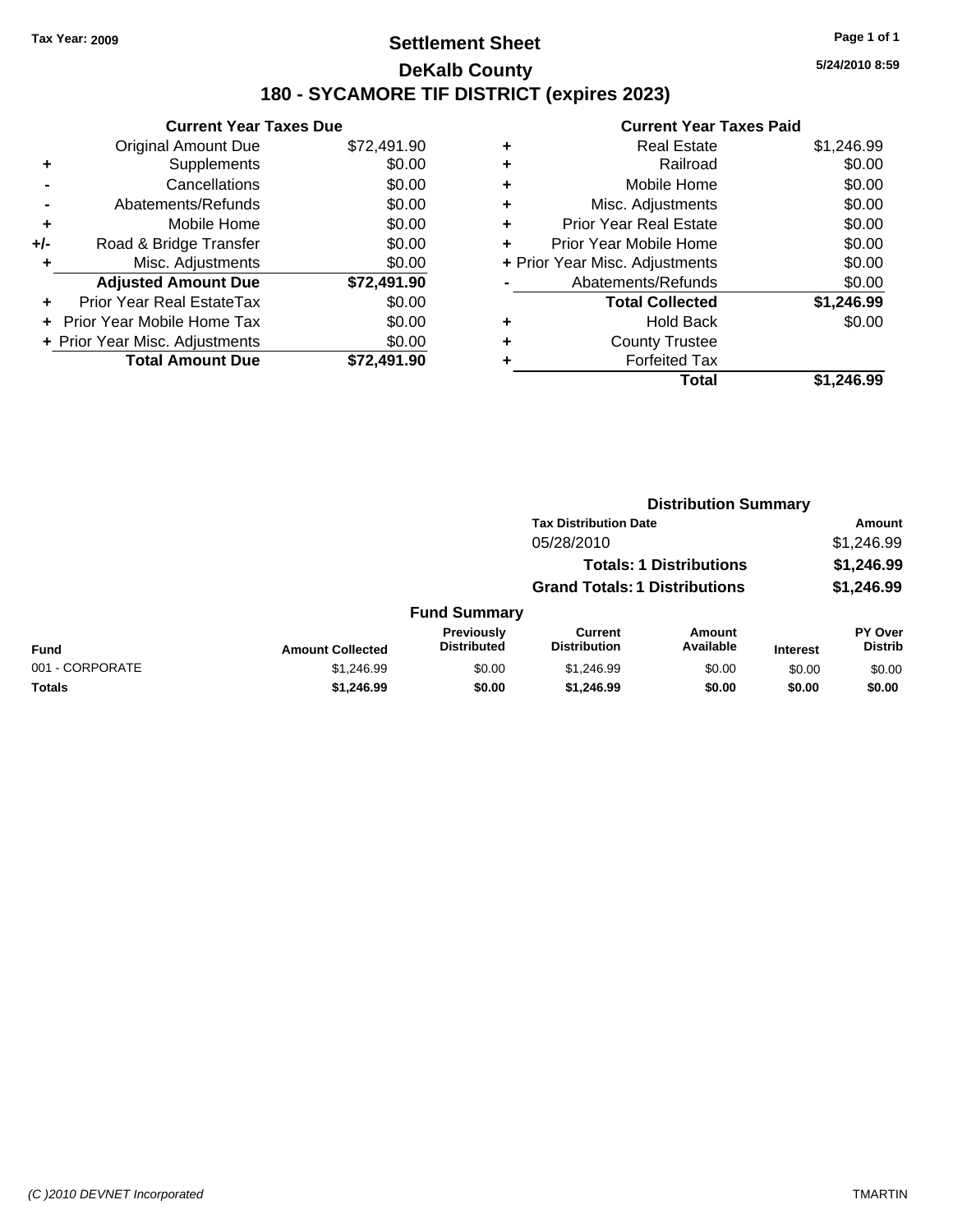Tax Year: 2009

# Settlement Sheet

## DeKalb County

## 180 - SYCAMORE TIF DISTRICT (expires 2023)

5/24/2010 8:59

### Current Year Taxes Due

| | | |
|---|---|---|
| | Original Amount Due | $72,491.90 |
| + | Supplements | $0.00 |
| - | Cancellations | $0.00 |
| - | Abatements/Refunds | $0.00 |
| + | Mobile Home | $0.00 |
| +/- | Road & Bridge Transfer | $0.00 |
| + | Misc. Adjustments | $0.00 |
| | **Adjusted Amount Due** | **$72,491.90** |
| + | Prior Year Real EstateTax | $0.00 |
| + | Prior Year Mobile Home Tax | $0.00 |
| + | Prior Year Misc. Adjustments | $0.00 |
| | **Total Amount Due** | **$72,491.90** |

### Current Year Taxes Paid

| | | |
|---|---|---|
| + | Real Estate | $1,246.99 |
| + | Railroad | $0.00 |
| + | Mobile Home | $0.00 |
| + | Misc. Adjustments | $0.00 |
| + | Prior Year Real Estate | $0.00 |
| + | Prior Year Mobile Home | $0.00 |
| + | Prior Year Misc. Adjustments | $0.00 |
| - | Abatements/Refunds | $0.00 |
| | **Total Collected** | **$1,246.99** |
| + | Hold Back | $0.00 |
| + | County Trustee | |
| + | Forfeited Tax | |
| | **Total** | **$1,246.99** |

### Distribution Summary

| Tax Distribution Date | Amount |
|---|---|
| 05/28/2010 | $1,246.99 |
| **Totals: 1 Distributions** | **$1,246.99** |
| **Grand Totals: 1 Distributions** | **$1,246.99** |

### Fund Summary

| Fund | Amount Collected | Previously Distributed | Current Distribution | Amount Available | Interest | PY Over Distrib |
|---|---|---|---|---|---|---|
| 001 - CORPORATE | $1,246.99 | $0.00 | $1,246.99 | $0.00 | $0.00 | $0.00 |
| **Totals** | **$1,246.99** | **$0.00** | **$1,246.99** | **$0.00** | **$0.00** | **$0.00** |

(C )2010 DEVNET Incorporated TMARTIN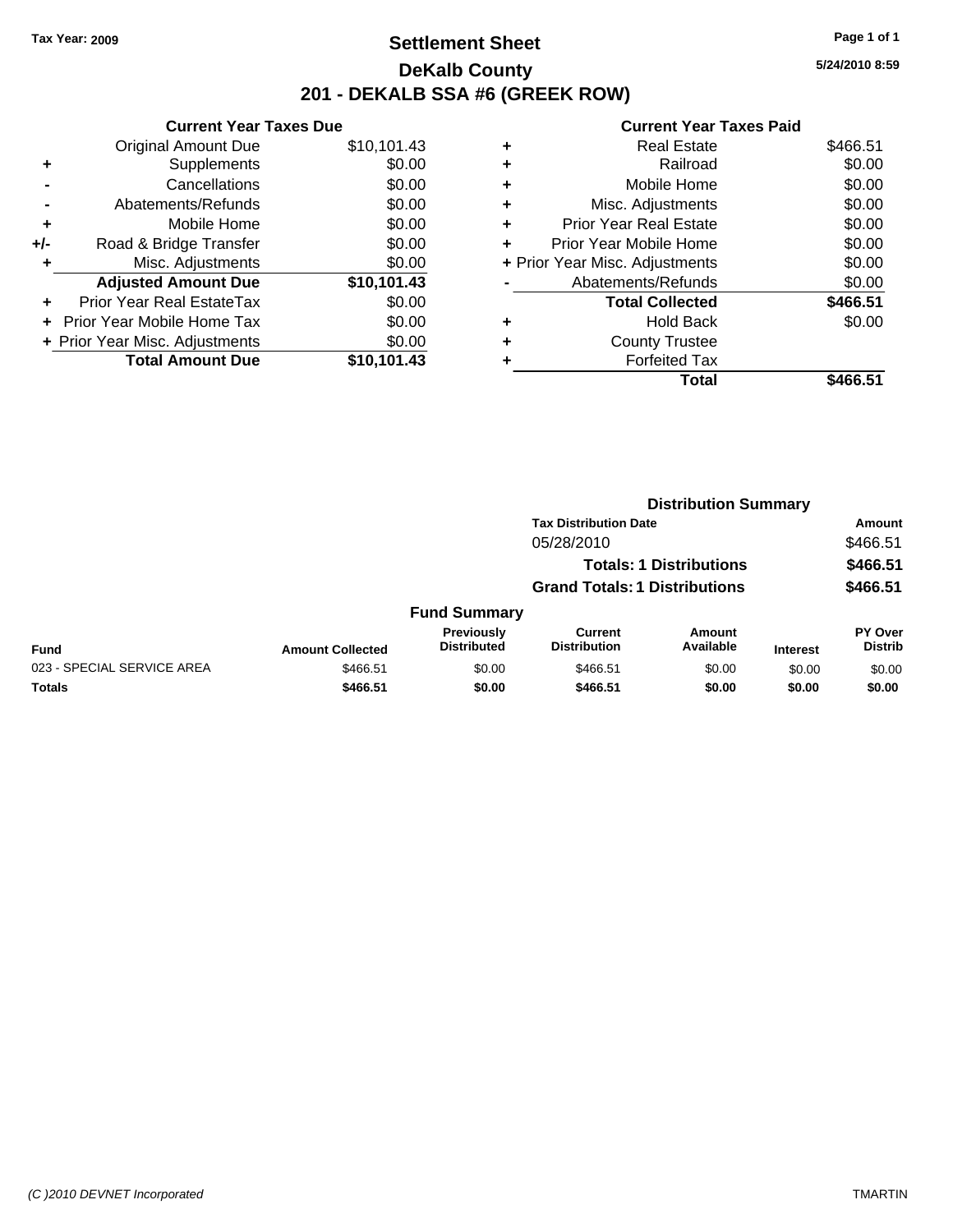Tax Year: 2009

# Settlement Sheet

## DeKalb County

## 201 - DEKALB SSA #6 (GREEK ROW)

5/24/2010 8:59

| | Current Year Taxes Due | |
|---|---|---|
| | Original Amount Due | $10,101.43 |
| + | Supplements | $0.00 |
| - | Cancellations | $0.00 |
| - | Abatements/Refunds | $0.00 |
| + | Mobile Home | $0.00 |
| +/- | Road & Bridge Transfer | $0.00 |
| + | Misc. Adjustments | $0.00 |
| | **Adjusted Amount Due** | **$10,101.43** |
| + | Prior Year Real EstateTax | $0.00 |
| + | Prior Year Mobile Home Tax | $0.00 |
| + | Prior Year Misc. Adjustments | $0.00 |
| | **Total Amount Due** | **$10,101.43** |

| | Current Year Taxes Paid | |
|---|---|---|
| + | Real Estate | $466.51 |
| + | Railroad | $0.00 |
| + | Mobile Home | $0.00 |
| + | Misc. Adjustments | $0.00 |
| + | Prior Year Real Estate | $0.00 |
| + | Prior Year Mobile Home | $0.00 |
| + | Prior Year Misc. Adjustments | $0.00 |
| - | Abatements/Refunds | $0.00 |
| | **Total Collected** | **$466.51** |
| + | Hold Back | $0.00 |
| + | County Trustee | |
| + | Forfeited Tax | |
| | **Total** | **$466.51** |

### Distribution Summary

| Tax Distribution Date | Amount |
|---|---|
| 05/28/2010 | $466.51 |
| **Totals: 1 Distributions** | **$466.51** |
| **Grand Totals: 1 Distributions** | **$466.51** |

### Fund Summary

| Fund | Amount Collected | Previously Distributed | Current Distribution | Amount Available | Interest | PY Over Distrib |
|---|---|---|---|---|---|---|
| 023 - SPECIAL SERVICE AREA | $466.51 | $0.00 | $466.51 | $0.00 | $0.00 | $0.00 |
| **Totals** | **$466.51** | **$0.00** | **$466.51** | **$0.00** | **$0.00** | **$0.00** |

(C )2010 DEVNET Incorporated TMARTIN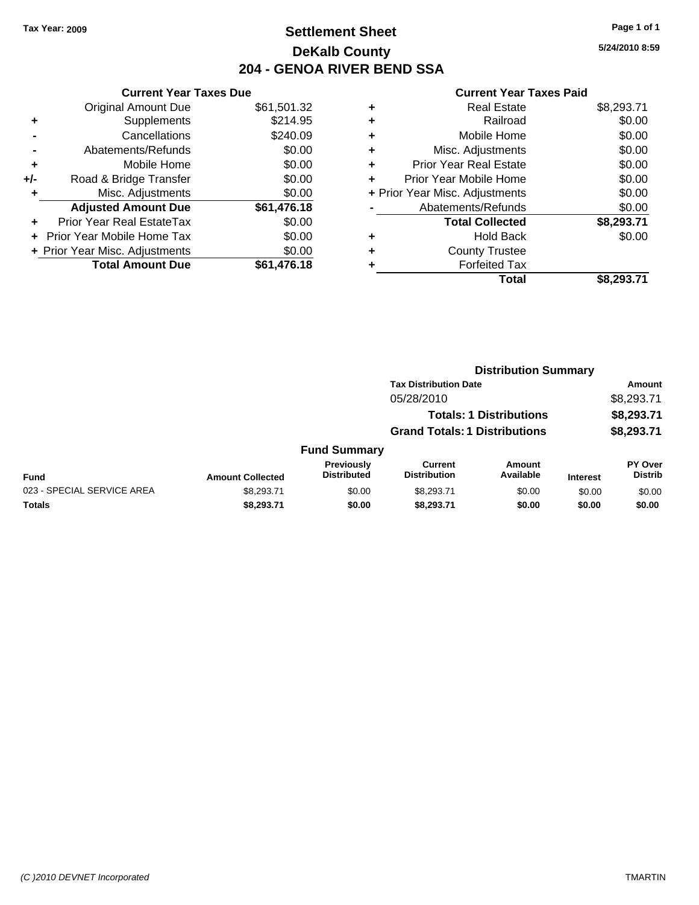**Tax Year: 2009**

# Settlement Sheet
## DeKalb County
## 204 - GENOA RIVER BEND SSA

5/24/2010 8:59

### Current Year Taxes Due

| | | |
|---|---|---|
| | Original Amount Due | $61,501.32 |
| + | Supplements | $214.95 |
| - | Cancellations | $240.09 |
| - | Abatements/Refunds | $0.00 |
| + | Mobile Home | $0.00 |
| +/- | Road & Bridge Transfer | $0.00 |
| + | Misc. Adjustments | $0.00 |
| | **Adjusted Amount Due** | **$61,476.18** |
| + | Prior Year Real EstateTax | $0.00 |
| + | Prior Year Mobile Home Tax | $0.00 |
| + | Prior Year Misc. Adjustments | $0.00 |
| | **Total Amount Due** | **$61,476.18** |

### Current Year Taxes Paid

| | | |
|---|---|---|
| + | Real Estate | $8,293.71 |
| + | Railroad | $0.00 |
| + | Mobile Home | $0.00 |
| + | Misc. Adjustments | $0.00 |
| + | Prior Year Real Estate | $0.00 |
| + | Prior Year Mobile Home | $0.00 |
| + | Prior Year Misc. Adjustments | $0.00 |
| - | Abatements/Refunds | $0.00 |
| | **Total Collected** | **$8,293.71** |
| + | Hold Back | $0.00 |
| + | County Trustee | |
| + | Forfeited Tax | |
| | **Total** | **$8,293.71** |

### Distribution Summary

| Tax Distribution Date | Amount |
|---|---|
| 05/28/2010 | $8,293.71 |
| **Totals: 1 Distributions** | **$8,293.71** |
| **Grand Totals: 1 Distributions** | **$8,293.71** |

### Fund Summary

| Fund | Amount Collected | Previously Distributed | Current Distribution | Amount Available | Interest | PY Over Distrib |
|---|---|---|---|---|---|---|
| 023 - SPECIAL SERVICE AREA | $8,293.71 | $0.00 | $8,293.71 | $0.00 | $0.00 | $0.00 |
| **Totals** | **$8,293.71** | **$0.00** | **$8,293.71** | **$0.00** | **$0.00** | **$0.00** |

(C )2010 DEVNET Incorporated TMARTIN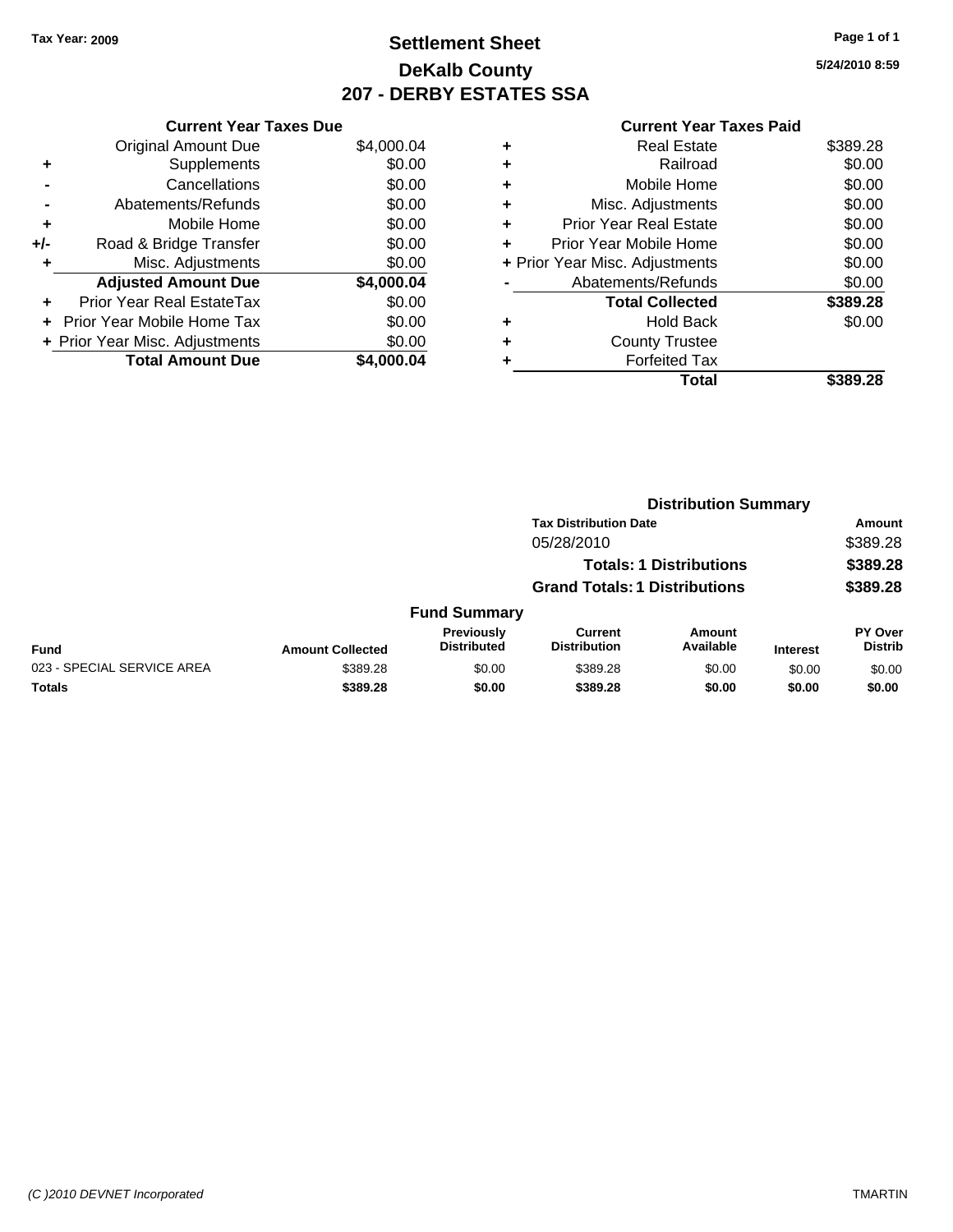Tax Year: 2009

# Settlement Sheet
## DeKalb County
## 207 - DERBY ESTATES SSA

5/24/2010 8:59

### Current Year Taxes Due

| | | |
|---|---|---|
| | Original Amount Due | $4,000.04 |
| + | Supplements | $0.00 |
| - | Cancellations | $0.00 |
| - | Abatements/Refunds | $0.00 |
| + | Mobile Home | $0.00 |
| +/- | Road & Bridge Transfer | $0.00 |
| + | Misc. Adjustments | $0.00 |
| | **Adjusted Amount Due** | **$4,000.04** |
| + | Prior Year Real EstateTax | $0.00 |
| + | Prior Year Mobile Home Tax | $0.00 |
| + | Prior Year Misc. Adjustments | $0.00 |
| | **Total Amount Due** | **$4,000.04** |

### Current Year Taxes Paid

| | | |
|---|---|---|
| + | Real Estate | $389.28 |
| + | Railroad | $0.00 |
| + | Mobile Home | $0.00 |
| + | Misc. Adjustments | $0.00 |
| + | Prior Year Real Estate | $0.00 |
| + | Prior Year Mobile Home | $0.00 |
| + | Prior Year Misc. Adjustments | $0.00 |
| - | Abatements/Refunds | $0.00 |
| | **Total Collected** | **$389.28** |
| + | Hold Back | $0.00 |
| + | County Trustee | |
| + | Forfeited Tax | |
| | **Total** | **$389.28** |

### Distribution Summary

| Tax Distribution Date | Amount |
|---|---|
| 05/28/2010 | $389.28 |
| **Totals: 1 Distributions** | **$389.28** |
| **Grand Totals: 1 Distributions** | **$389.28** |

### Fund Summary

| Fund | Amount Collected | Previously Distributed | Current Distribution | Amount Available | Interest | PY Over Distrib |
|---|---|---|---|---|---|---|
| 023 - SPECIAL SERVICE AREA | $389.28 | $0.00 | $389.28 | $0.00 | $0.00 | $0.00 |
| **Totals** | **$389.28** | **$0.00** | **$389.28** | **$0.00** | **$0.00** | **$0.00** |

(C )2010 DEVNET Incorporated TMARTIN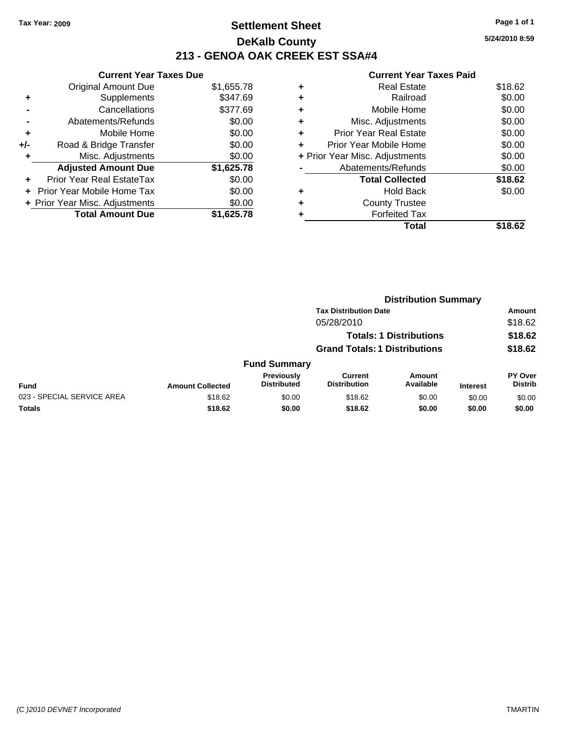Tax Year: 2009

# Settlement Sheet

## DeKalb County

## 213 - GENOA OAK CREEK EST SSA#4

5/24/2010 8:59

### Current Year Taxes Due

| | | |
|---|---|---|
| | Original Amount Due | $1,655.78 |
| + | Supplements | $347.69 |
| - | Cancellations | $377.69 |
| - | Abatements/Refunds | $0.00 |
| + | Mobile Home | $0.00 |
| +/- | Road & Bridge Transfer | $0.00 |
| + | Misc. Adjustments | $0.00 |
| | **Adjusted Amount Due** | **$1,625.78** |
| + | Prior Year Real EstateTax | $0.00 |
| + | Prior Year Mobile Home Tax | $0.00 |
| + | Prior Year Misc. Adjustments | $0.00 |
| | **Total Amount Due** | **$1,625.78** |

### Current Year Taxes Paid

| | | |
|---|---|---|
| + | Real Estate | $18.62 |
| + | Railroad | $0.00 |
| + | Mobile Home | $0.00 |
| + | Misc. Adjustments | $0.00 |
| + | Prior Year Real Estate | $0.00 |
| + | Prior Year Mobile Home | $0.00 |
| + | Prior Year Misc. Adjustments | $0.00 |
| - | Abatements/Refunds | $0.00 |
| | **Total Collected** | **$18.62** |
| + | Hold Back | $0.00 |
| + | County Trustee | |
| + | Forfeited Tax | |
| | **Total** | **$18.62** |

### Distribution Summary

| Tax Distribution Date | Amount |
|---|---|
| 05/28/2010 | $18.62 |
| **Totals: 1 Distributions** | **$18.62** |
| **Grand Totals: 1 Distributions** | **$18.62** |

### Fund Summary

| Fund | Amount Collected | Previously Distributed | Current Distribution | Amount Available | Interest | PY Over Distrib |
|---|---|---|---|---|---|---|
| 023 - SPECIAL SERVICE AREA | $18.62 | $0.00 | $18.62 | $0.00 | $0.00 | $0.00 |
| **Totals** | **$18.62** | **$0.00** | **$18.62** | **$0.00** | **$0.00** | **$0.00** |

(C )2010 DEVNET Incorporated TMARTIN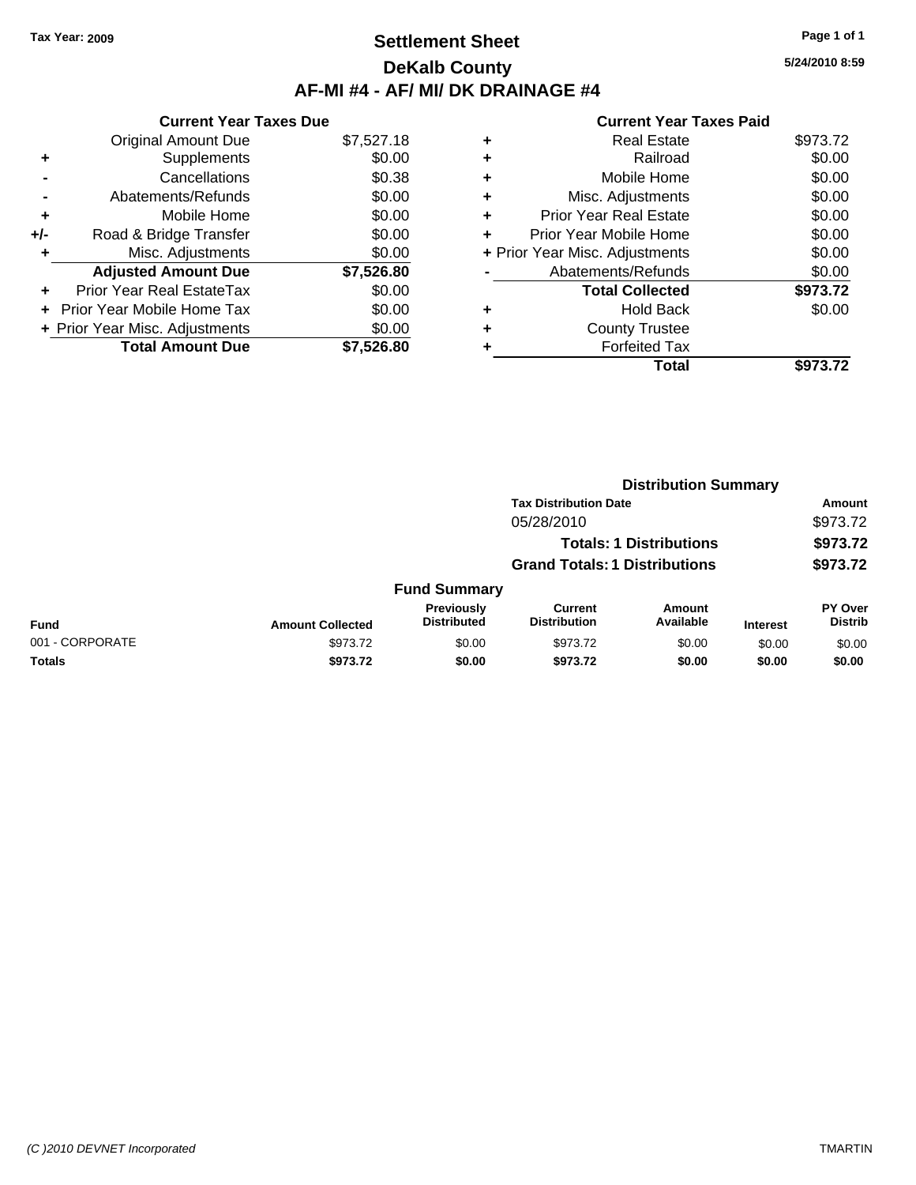Tax Year: 2009

# Settlement Sheet

## DeKalb County

## AF-MI #4 - AF/ MI/ DK DRAINAGE #4

5/24/2010 8:59

### Current Year Taxes Due

| | | |
|---|---|---|
| | Original Amount Due | $7,527.18 |
| + | Supplements | $0.00 |
| - | Cancellations | $0.38 |
| - | Abatements/Refunds | $0.00 |
| + | Mobile Home | $0.00 |
| +/- | Road & Bridge Transfer | $0.00 |
| + | Misc. Adjustments | $0.00 |
| | **Adjusted Amount Due** | **$7,526.80** |
| + | Prior Year Real EstateTax | $0.00 |
| + | Prior Year Mobile Home Tax | $0.00 |
| + | Prior Year Misc. Adjustments | $0.00 |
| | **Total Amount Due** | **$7,526.80** |

### Current Year Taxes Paid

| | | |
|---|---|---|
| + | Real Estate | $973.72 |
| + | Railroad | $0.00 |
| + | Mobile Home | $0.00 |
| + | Misc. Adjustments | $0.00 |
| + | Prior Year Real Estate | $0.00 |
| + | Prior Year Mobile Home | $0.00 |
| + | Prior Year Misc. Adjustments | $0.00 |
| - | Abatements/Refunds | $0.00 |
| | **Total Collected** | **$973.72** |
| + | Hold Back | $0.00 |
| + | County Trustee | |
| + | Forfeited Tax | |
| | **Total** | **$973.72** |

### Distribution Summary

| Tax Distribution Date | Amount |
|---|---|
| 05/28/2010 | $973.72 |
| **Totals: 1 Distributions** | **$973.72** |
| **Grand Totals: 1 Distributions** | **$973.72** |

### Fund Summary

| Fund | Amount Collected | Previously Distributed | Current Distribution | Amount Available | Interest | PY Over Distrib |
|---|---|---|---|---|---|---|
| 001 - CORPORATE | $973.72 | $0.00 | $973.72 | $0.00 | $0.00 | $0.00 |
| **Totals** | **$973.72** | **$0.00** | **$973.72** | **$0.00** | **$0.00** | **$0.00** |

(C )2010 DEVNET Incorporated

TMARTIN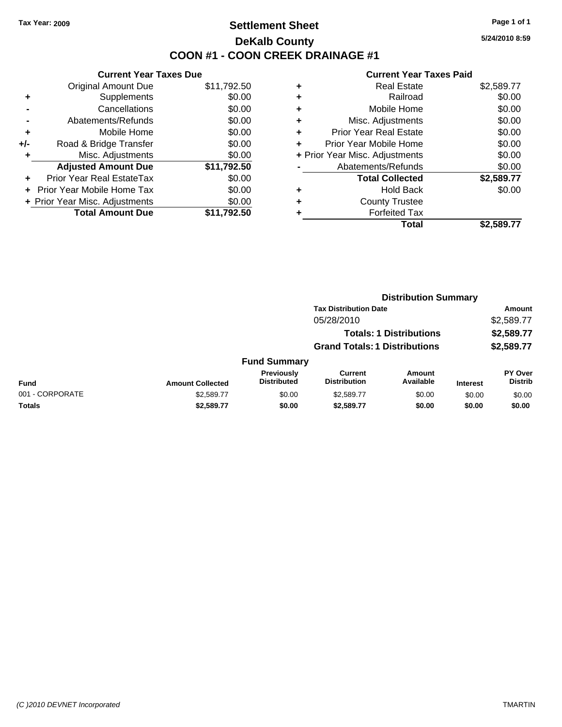Tax Year: 2009

# Settlement Sheet

## DeKalb County

## COON #1 - COON CREEK DRAINAGE #1

5/24/2010 8:59

### Current Year Taxes Due

| | | |
|---|---|---|
| | Original Amount Due | $11,792.50 |
| + | Supplements | $0.00 |
| - | Cancellations | $0.00 |
| - | Abatements/Refunds | $0.00 |
| + | Mobile Home | $0.00 |
| +/- | Road & Bridge Transfer | $0.00 |
| + | Misc. Adjustments | $0.00 |
| | **Adjusted Amount Due** | **$11,792.50** |
| + | Prior Year Real EstateTax | $0.00 |
| + | Prior Year Mobile Home Tax | $0.00 |
| + | Prior Year Misc. Adjustments | $0.00 |
| | **Total Amount Due** | **$11,792.50** |

### Current Year Taxes Paid

| | | |
|---|---|---|
| + | Real Estate | $2,589.77 |
| + | Railroad | $0.00 |
| + | Mobile Home | $0.00 |
| + | Misc. Adjustments | $0.00 |
| + | Prior Year Real Estate | $0.00 |
| + | Prior Year Mobile Home | $0.00 |
| + | Prior Year Misc. Adjustments | $0.00 |
| - | Abatements/Refunds | $0.00 |
| | **Total Collected** | **$2,589.77** |
| + | Hold Back | $0.00 |
| + | County Trustee | |
| + | Forfeited Tax | |
| | **Total** | **$2,589.77** |

### Distribution Summary

| Tax Distribution Date | Amount |
|---|---|
| 05/28/2010 | $2,589.77 |
| **Totals: 1 Distributions** | **$2,589.77** |
| **Grand Totals: 1 Distributions** | **$2,589.77** |

### Fund Summary

| Fund | Amount Collected | Previously Distributed | Current Distribution | Amount Available | Interest | PY Over Distrib |
|---|---|---|---|---|---|---|
| 001 - CORPORATE | $2,589.77 | $0.00 | $2,589.77 | $0.00 | $0.00 | $0.00 |
| **Totals** | **$2,589.77** | **$0.00** | **$2,589.77** | **$0.00** | **$0.00** | **$0.00** |

(C )2010 DEVNET Incorporated TMARTIN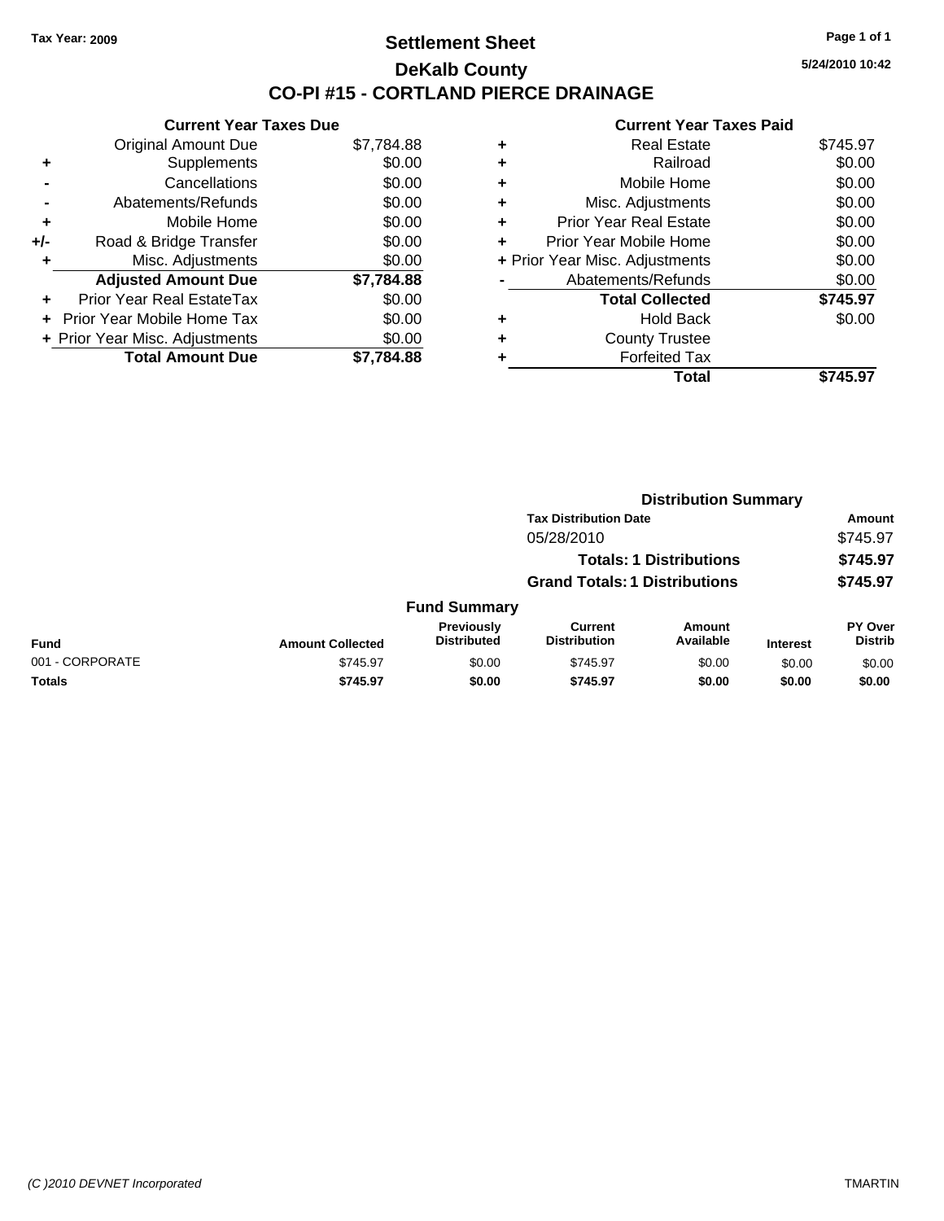Tax Year: 2009

# Settlement Sheet
## DeKalb County
## CO-PI #15 - CORTLAND PIERCE DRAINAGE

5/24/2010 10:42

### Current Year Taxes Due

| | | |
|---|---|---|
| | Original Amount Due | $7,784.88 |
| + | Supplements | $0.00 |
| - | Cancellations | $0.00 |
| - | Abatements/Refunds | $0.00 |
| + | Mobile Home | $0.00 |
| +/- | Road & Bridge Transfer | $0.00 |
| + | Misc. Adjustments | $0.00 |
| | **Adjusted Amount Due** | **$7,784.88** |
| + | Prior Year Real EstateTax | $0.00 |
| + | Prior Year Mobile Home Tax | $0.00 |
| + | Prior Year Misc. Adjustments | $0.00 |
| | **Total Amount Due** | **$7,784.88** |

### Current Year Taxes Paid

| | | |
|---|---|---|
| + | Real Estate | $745.97 |
| + | Railroad | $0.00 |
| + | Mobile Home | $0.00 |
| + | Misc. Adjustments | $0.00 |
| + | Prior Year Real Estate | $0.00 |
| + | Prior Year Mobile Home | $0.00 |
| + | Prior Year Misc. Adjustments | $0.00 |
| - | Abatements/Refunds | $0.00 |
| | **Total Collected** | **$745.97** |
| + | Hold Back | $0.00 |
| + | County Trustee | |
| + | Forfeited Tax | |
| | **Total** | **$745.97** |

### Distribution Summary

| Tax Distribution Date | Amount |
|---|---|
| 05/28/2010 | $745.97 |
| **Totals: 1 Distributions** | **$745.97** |
| **Grand Totals: 1 Distributions** | **$745.97** |

### Fund Summary

| Fund | Amount Collected | Previously Distributed | Current Distribution | Amount Available | Interest | PY Over Distrib |
|---|---|---|---|---|---|---|
| 001 - CORPORATE | $745.97 | $0.00 | $745.97 | $0.00 | $0.00 | $0.00 |
| **Totals** | **$745.97** | **$0.00** | **$745.97** | **$0.00** | **$0.00** | **$0.00** |

(C )2010 DEVNET Incorporated — TMARTIN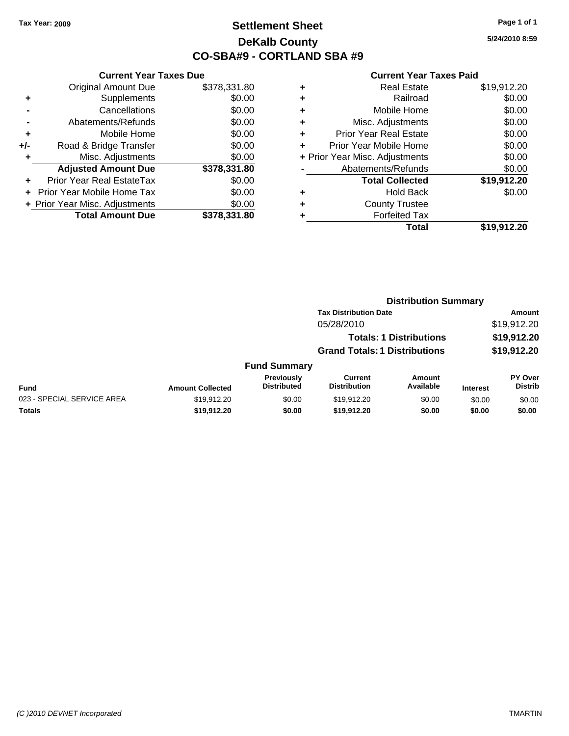Tax Year: 2009

# Settlement Sheet

## DeKalb County

## CO-SBA#9 - CORTLAND SBA #9

5/24/2010 8:59

### Current Year Taxes Due

| | | |
|---|---|---|
| | Original Amount Due | $378,331.80 |
| + | Supplements | $0.00 |
| - | Cancellations | $0.00 |
| - | Abatements/Refunds | $0.00 |
| + | Mobile Home | $0.00 |
| +/- | Road & Bridge Transfer | $0.00 |
| + | Misc. Adjustments | $0.00 |
| | **Adjusted Amount Due** | **$378,331.80** |
| + | Prior Year Real EstateTax | $0.00 |
| + | Prior Year Mobile Home Tax | $0.00 |
| + | Prior Year Misc. Adjustments | $0.00 |
| | **Total Amount Due** | **$378,331.80** |

### Current Year Taxes Paid

| | | |
|---|---|---|
| + | Real Estate | $19,912.20 |
| + | Railroad | $0.00 |
| + | Mobile Home | $0.00 |
| + | Misc. Adjustments | $0.00 |
| + | Prior Year Real Estate | $0.00 |
| + | Prior Year Mobile Home | $0.00 |
| + | Prior Year Misc. Adjustments | $0.00 |
| - | Abatements/Refunds | $0.00 |
| | **Total Collected** | **$19,912.20** |
| + | Hold Back | $0.00 |
| + | County Trustee | |
| + | Forfeited Tax | |
| | **Total** | **$19,912.20** |

### Distribution Summary

| Tax Distribution Date | Amount |
|---|---|
| 05/28/2010 | $19,912.20 |
| **Totals: 1 Distributions** | **$19,912.20** |
| **Grand Totals: 1 Distributions** | **$19,912.20** |

### Fund Summary

| Fund | Amount Collected | Previously Distributed | Current Distribution | Amount Available | Interest | PY Over Distrib |
|---|---|---|---|---|---|---|
| 023 - SPECIAL SERVICE AREA | $19,912.20 | $0.00 | $19,912.20 | $0.00 | $0.00 | $0.00 |
| **Totals** | **$19,912.20** | **$0.00** | **$19,912.20** | **$0.00** | **$0.00** | **$0.00** |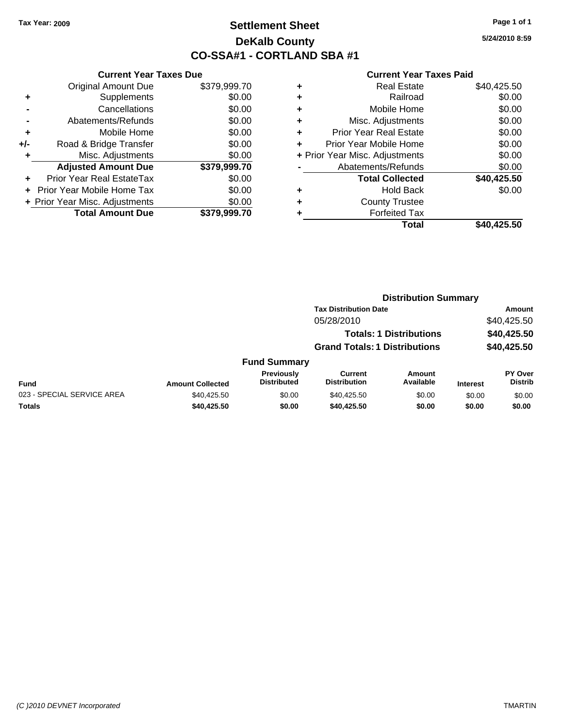Tax Year: 2009

# Settlement Sheet
## DeKalb County
## CO-SSA#1 - CORTLAND SBA #1

5/24/2010 8:59

### Current Year Taxes Due

| | | |
|---|---|---|
| | Original Amount Due | $379,999.70 |
| + | Supplements | $0.00 |
| - | Cancellations | $0.00 |
| - | Abatements/Refunds | $0.00 |
| + | Mobile Home | $0.00 |
| +/- | Road & Bridge Transfer | $0.00 |
| + | Misc. Adjustments | $0.00 |
| | **Adjusted Amount Due** | **$379,999.70** |
| + | Prior Year Real EstateTax | $0.00 |
| + | Prior Year Mobile Home Tax | $0.00 |
| + | Prior Year Misc. Adjustments | $0.00 |
| | **Total Amount Due** | **$379,999.70** |

### Current Year Taxes Paid

| | | |
|---|---|---|
| + | Real Estate | $40,425.50 |
| + | Railroad | $0.00 |
| + | Mobile Home | $0.00 |
| + | Misc. Adjustments | $0.00 |
| + | Prior Year Real Estate | $0.00 |
| + | Prior Year Mobile Home | $0.00 |
| + | Prior Year Misc. Adjustments | $0.00 |
| - | Abatements/Refunds | $0.00 |
| | **Total Collected** | **$40,425.50** |
| + | Hold Back | $0.00 |
| + | County Trustee | |
| + | Forfeited Tax | |
| | **Total** | **$40,425.50** |

### Distribution Summary

| Tax Distribution Date | Amount |
|---|---|
| 05/28/2010 | $40,425.50 |
| **Totals: 1 Distributions** | **$40,425.50** |
| **Grand Totals: 1 Distributions** | **$40,425.50** |

### Fund Summary

| Fund | Amount Collected | Previously Distributed | Current Distribution | Amount Available | Interest | PY Over Distrib |
|---|---|---|---|---|---|---|
| 023 - SPECIAL SERVICE AREA | $40,425.50 | $0.00 | $40,425.50 | $0.00 | $0.00 | $0.00 |
| **Totals** | **$40,425.50** | **$0.00** | **$40,425.50** | **$0.00** | **$0.00** | **$0.00** |

(C )2010 DEVNET Incorporated TMARTIN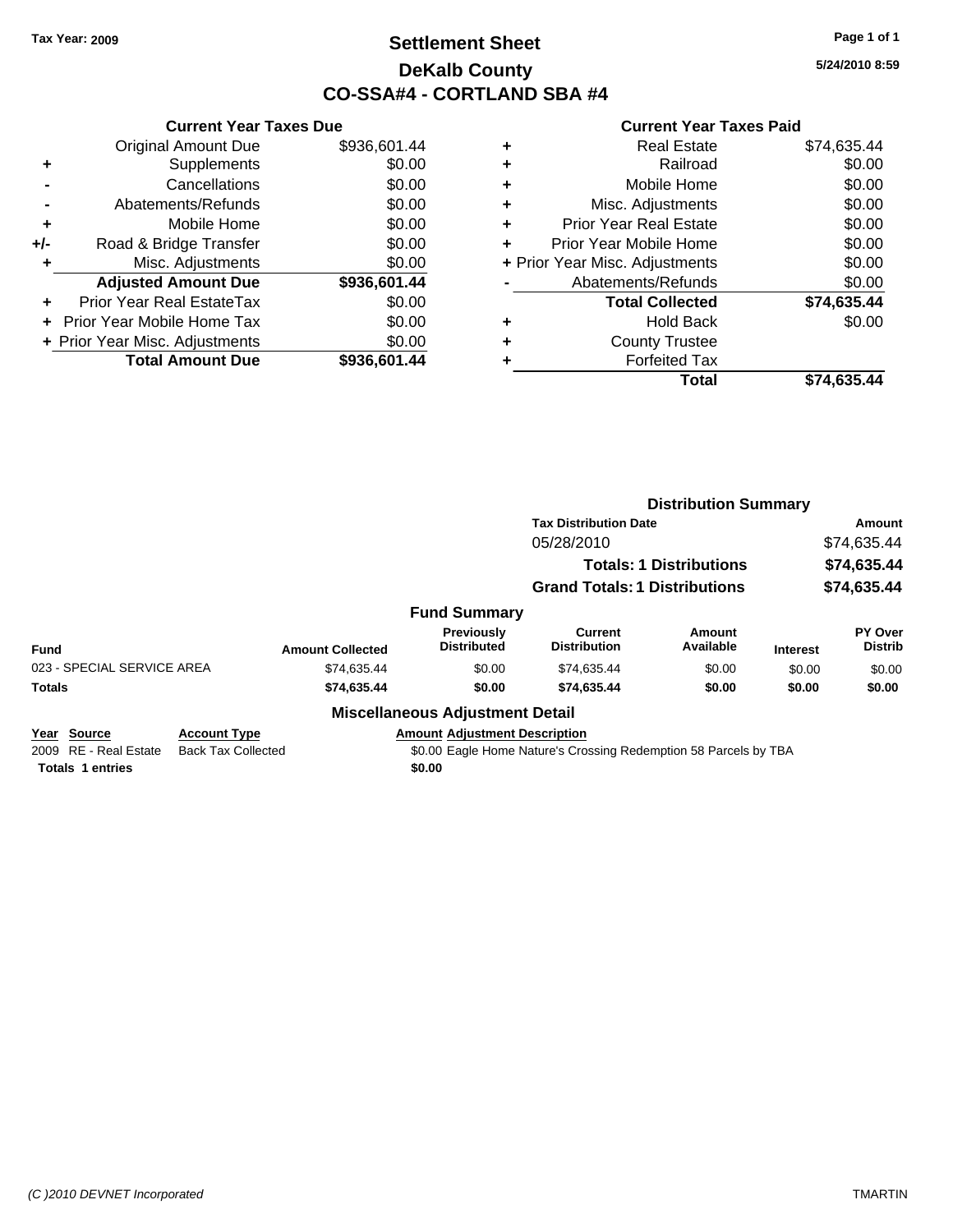Tax Year: 2009

# Settlement Sheet
## DeKalb County
## CO-SSA#4 - CORTLAND SBA #4

5/24/2010 8:59

### Current Year Taxes Due

| | | |
|---|---|---|
| | Original Amount Due | $936,601.44 |
| + | Supplements | $0.00 |
| - | Cancellations | $0.00 |
| - | Abatements/Refunds | $0.00 |
| + | Mobile Home | $0.00 |
| +/- | Road & Bridge Transfer | $0.00 |
| + | Misc. Adjustments | $0.00 |
| | **Adjusted Amount Due** | **$936,601.44** |
| + | Prior Year Real EstateTax | $0.00 |
| + | Prior Year Mobile Home Tax | $0.00 |
| + | Prior Year Misc. Adjustments | $0.00 |
| | **Total Amount Due** | **$936,601.44** |

### Current Year Taxes Paid

| | | |
|---|---|---|
| + | Real Estate | $74,635.44 |
| + | Railroad | $0.00 |
| + | Mobile Home | $0.00 |
| + | Misc. Adjustments | $0.00 |
| + | Prior Year Real Estate | $0.00 |
| + | Prior Year Mobile Home | $0.00 |
| + | Prior Year Misc. Adjustments | $0.00 |
| - | Abatements/Refunds | $0.00 |
| | **Total Collected** | **$74,635.44** |
| + | Hold Back | $0.00 |
| + | County Trustee | |
| + | Forfeited Tax | |
| | **Total** | **$74,635.44** |

### Distribution Summary

| Tax Distribution Date | Amount |
|---|---|
| 05/28/2010 | $74,635.44 |
| **Totals: 1 Distributions** | **$74,635.44** |
| **Grand Totals: 1 Distributions** | **$74,635.44** |

### Fund Summary

| Fund | Amount Collected | Previously Distributed | Current Distribution | Amount Available | Interest | PY Over Distrib |
|---|---|---|---|---|---|---|
| 023 - SPECIAL SERVICE AREA | $74,635.44 | $0.00 | $74,635.44 | $0.00 | $0.00 | $0.00 |
| **Totals** | **$74,635.44** | **$0.00** | **$74,635.44** | **$0.00** | **$0.00** | **$0.00** |

### Miscellaneous Adjustment Detail

| Year | Source | Account Type | Amount | Adjustment Description |
|---|---|---|---|---|
| 2009 | RE - Real Estate | Back Tax Collected | $0.00 | Eagle Home Nature's Crossing Redemption 58 Parcels by TBA |
| **Totals 1 entries** | | | **$0.00** | |

(C )2010 DEVNET Incorporated TMARTIN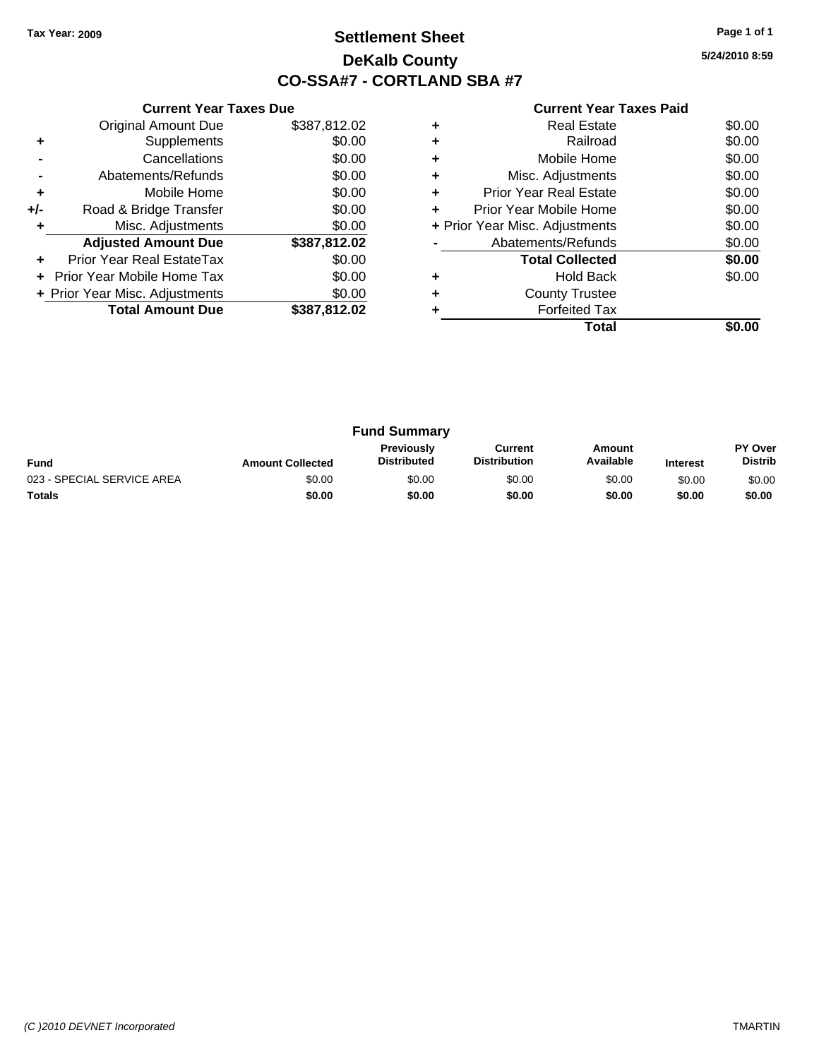Tax Year: 2009

# Settlement Sheet
## DeKalb County
## CO-SSA#7 - CORTLAND SBA #7

5/24/2010 8:59

### Current Year Taxes Due

| | | |
|---|---|---|
| | Original Amount Due | $387,812.02 |
| + | Supplements | $0.00 |
| - | Cancellations | $0.00 |
| - | Abatements/Refunds | $0.00 |
| + | Mobile Home | $0.00 |
| +/- | Road & Bridge Transfer | $0.00 |
| + | Misc. Adjustments | $0.00 |
| | **Adjusted Amount Due** | **$387,812.02** |
| + | Prior Year Real EstateTax | $0.00 |
| + | Prior Year Mobile Home Tax | $0.00 |
| + | Prior Year Misc. Adjustments | $0.00 |
| | **Total Amount Due** | **$387,812.02** |

### Current Year Taxes Paid

| | | |
|---|---|---|
| + | Real Estate | $0.00 |
| + | Railroad | $0.00 |
| + | Mobile Home | $0.00 |
| + | Misc. Adjustments | $0.00 |
| + | Prior Year Real Estate | $0.00 |
| + | Prior Year Mobile Home | $0.00 |
| + | Prior Year Misc. Adjustments | $0.00 |
| - | Abatements/Refunds | $0.00 |
| | **Total Collected** | **$0.00** |
| + | Hold Back | $0.00 |
| + | County Trustee | |
| + | Forfeited Tax | |
| | **Total** | **$0.00** |

### Fund Summary

| Fund | Amount Collected | Previously Distributed | Current Distribution | Amount Available | Interest | PY Over Distrib |
|---|---|---|---|---|---|---|
| 023 - SPECIAL SERVICE AREA | $0.00 | $0.00 | $0.00 | $0.00 | $0.00 | $0.00 |
| **Totals** | **$0.00** | **$0.00** | **$0.00** | **$0.00** | **$0.00** | **$0.00** |

(C )2010 DEVNET Incorporated TMARTIN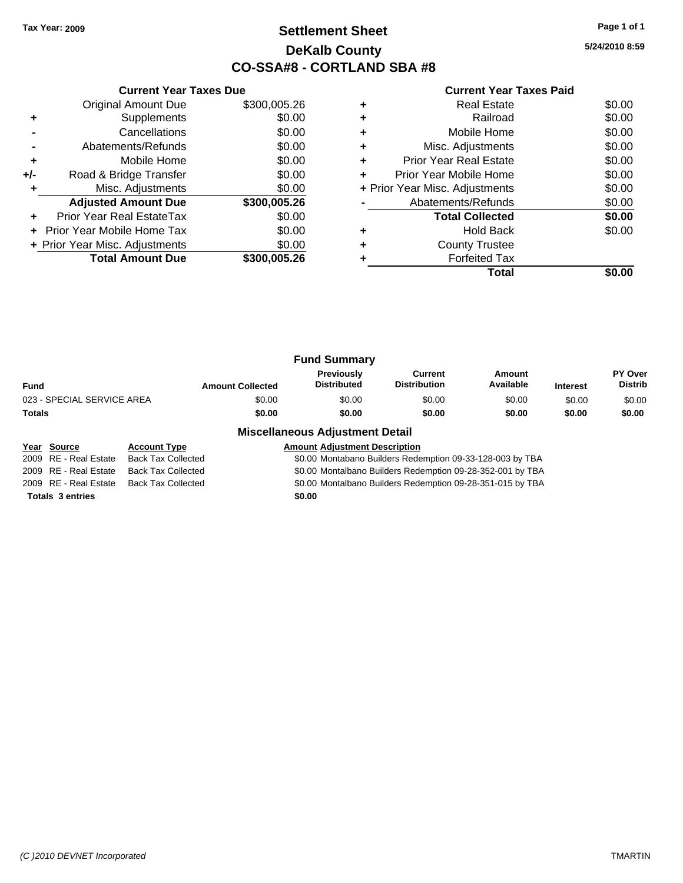Tax Year: 2009

# Settlement Sheet

## DeKalb County

## CO-SSA#8 - CORTLAND SBA #8

5/24/2010 8:59

### Current Year Taxes Due

| | | |
|---|---|---|
| | Original Amount Due | $300,005.26 |
| + | Supplements | $0.00 |
| - | Cancellations | $0.00 |
| - | Abatements/Refunds | $0.00 |
| + | Mobile Home | $0.00 |
| +/- | Road & Bridge Transfer | $0.00 |
| + | Misc. Adjustments | $0.00 |
| | **Adjusted Amount Due** | **$300,005.26** |
| + | Prior Year Real EstateTax | $0.00 |
| + | Prior Year Mobile Home Tax | $0.00 |
| + | Prior Year Misc. Adjustments | $0.00 |
| | **Total Amount Due** | **$300,005.26** |

### Current Year Taxes Paid

| | | |
|---|---|---|
| + | Real Estate | $0.00 |
| + | Railroad | $0.00 |
| + | Mobile Home | $0.00 |
| + | Misc. Adjustments | $0.00 |
| + | Prior Year Real Estate | $0.00 |
| + | Prior Year Mobile Home | $0.00 |
| + | Prior Year Misc. Adjustments | $0.00 |
| - | Abatements/Refunds | $0.00 |
| | **Total Collected** | **$0.00** |
| + | Hold Back | $0.00 |
| + | County Trustee | |
| + | Forfeited Tax | |
| | **Total** | **$0.00** |

### Fund Summary

| Fund | Amount Collected | Previously Distributed | Current Distribution | Amount Available | Interest | PY Over Distrib |
|---|---|---|---|---|---|---|
| 023 - SPECIAL SERVICE AREA | $0.00 | $0.00 | $0.00 | $0.00 | $0.00 | $0.00 |
| **Totals** | **$0.00** | **$0.00** | **$0.00** | **$0.00** | **$0.00** | **$0.00** |

### Miscellaneous Adjustment Detail

| Year | Source | Account Type | Amount | Adjustment Description |
|---|---|---|---|---|
| 2009 | RE - Real Estate | Back Tax Collected | $0.00 | Montabano Builders Redemption 09-33-128-003 by TBA |
| 2009 | RE - Real Estate | Back Tax Collected | $0.00 | Montalbano Builders Redemption 09-28-352-001 by TBA |
| 2009 | RE - Real Estate | Back Tax Collected | $0.00 | Montalbano Builders Redemption 09-28-351-015 by TBA |
| **Totals 3 entries** | | | **$0.00** | |

(C )2010 DEVNET Incorporated TMARTIN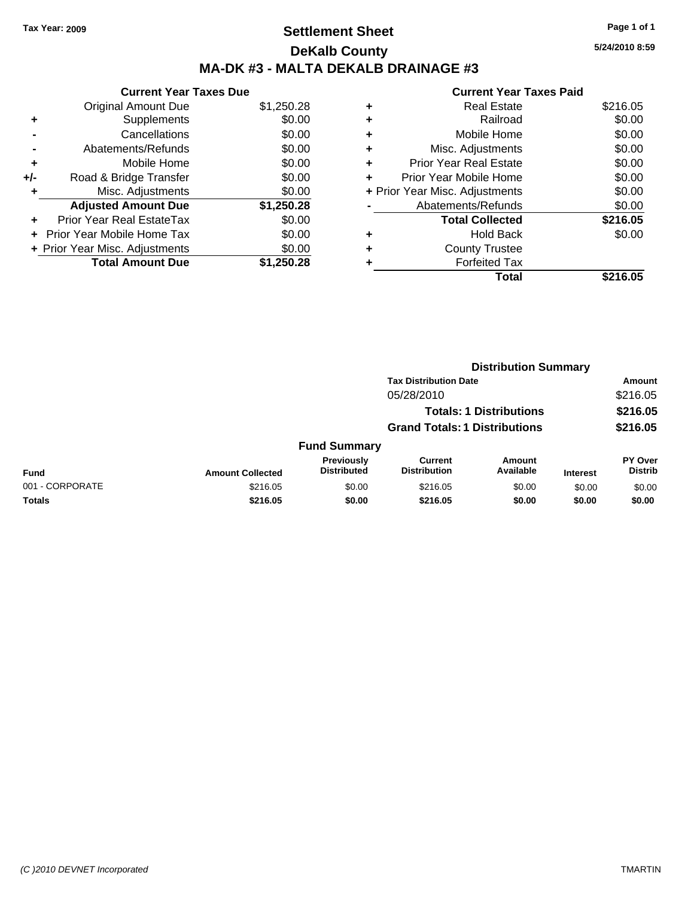Tax Year: 2009

# Settlement Sheet

## DeKalb County

## MA-DK #3 - MALTA DEKALB DRAINAGE #3

5/24/2010 8:59

### Current Year Taxes Due

| | | |
|---|---|---|
| | Original Amount Due | $1,250.28 |
| + | Supplements | $0.00 |
| - | Cancellations | $0.00 |
| - | Abatements/Refunds | $0.00 |
| + | Mobile Home | $0.00 |
| +/- | Road & Bridge Transfer | $0.00 |
| + | Misc. Adjustments | $0.00 |
| | **Adjusted Amount Due** | **$1,250.28** |
| + | Prior Year Real EstateTax | $0.00 |
| + | Prior Year Mobile Home Tax | $0.00 |
| + | Prior Year Misc. Adjustments | $0.00 |
| | **Total Amount Due** | **$1,250.28** |

### Current Year Taxes Paid

| | | |
|---|---|---|
| + | Real Estate | $216.05 |
| + | Railroad | $0.00 |
| + | Mobile Home | $0.00 |
| + | Misc. Adjustments | $0.00 |
| + | Prior Year Real Estate | $0.00 |
| + | Prior Year Mobile Home | $0.00 |
| + | Prior Year Misc. Adjustments | $0.00 |
| - | Abatements/Refunds | $0.00 |
| | **Total Collected** | **$216.05** |
| + | Hold Back | $0.00 |
| + | County Trustee | |
| + | Forfeited Tax | |
| | **Total** | **$216.05** |

### Distribution Summary

| Tax Distribution Date | Amount |
|---|---|
| 05/28/2010 | $216.05 |
| **Totals: 1 Distributions** | **$216.05** |
| **Grand Totals: 1 Distributions** | **$216.05** |

### Fund Summary

| Fund | Amount Collected | Previously Distributed | Current Distribution | Amount Available | Interest | PY Over Distrib |
|---|---|---|---|---|---|---|
| 001 - CORPORATE | $216.05 | $0.00 | $216.05 | $0.00 | $0.00 | $0.00 |
| **Totals** | **$216.05** | **$0.00** | **$216.05** | **$0.00** | **$0.00** | **$0.00** |

(C )2010 DEVNET Incorporated TMARTIN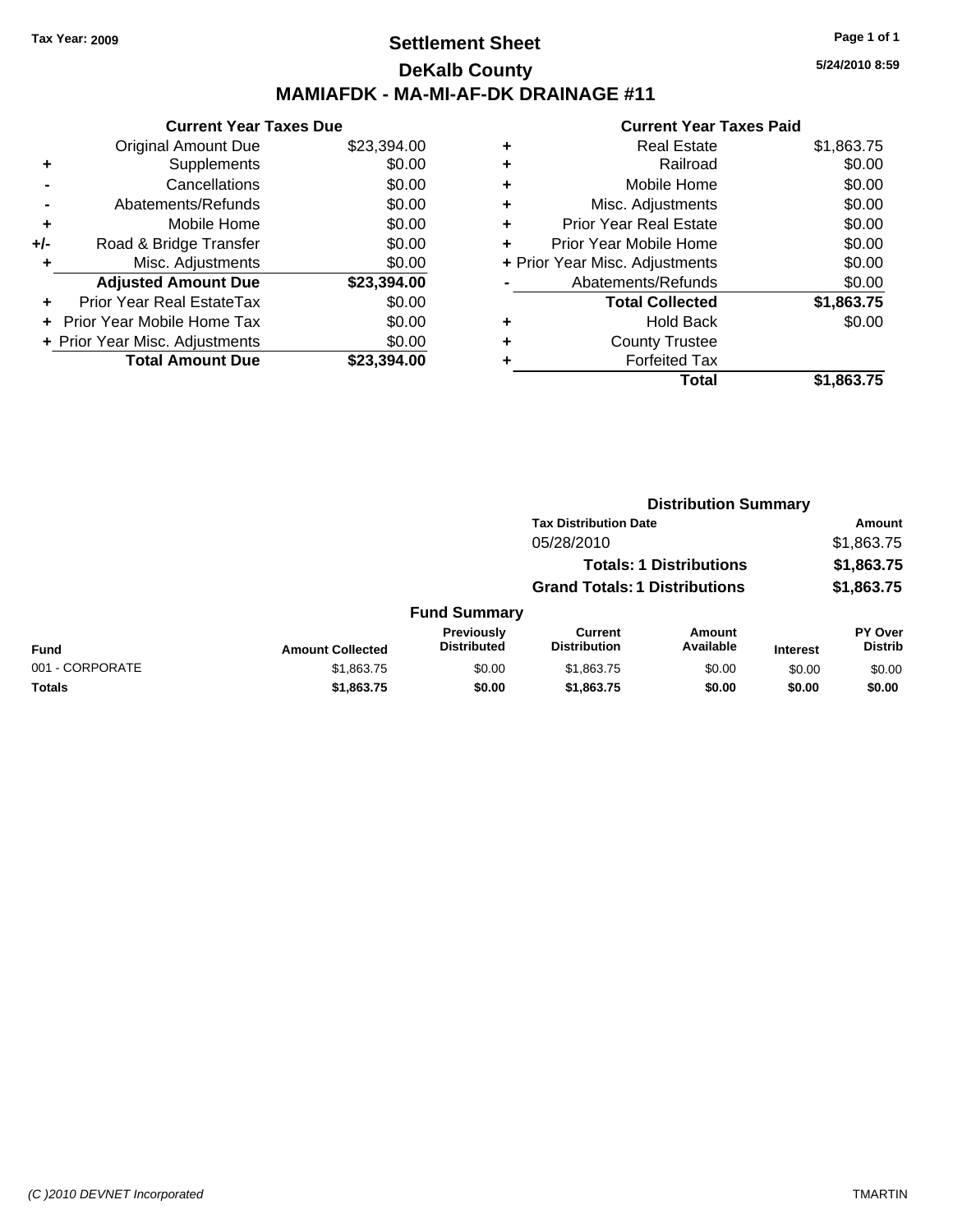Tax Year: 2009

# Settlement Sheet

## DeKalb County

## MAMIAFDK - MA-MI-AF-DK DRAINAGE #11

5/24/2010 8:59

### Current Year Taxes Due

| | | |
|---|---|---|
| | Original Amount Due | $23,394.00 |
| + | Supplements | $0.00 |
| - | Cancellations | $0.00 |
| - | Abatements/Refunds | $0.00 |
| + | Mobile Home | $0.00 |
| +/- | Road & Bridge Transfer | $0.00 |
| + | Misc. Adjustments | $0.00 |
| | **Adjusted Amount Due** | **$23,394.00** |
| + | Prior Year Real EstateTax | $0.00 |
| + | Prior Year Mobile Home Tax | $0.00 |
| + | Prior Year Misc. Adjustments | $0.00 |
| | **Total Amount Due** | **$23,394.00** |

### Current Year Taxes Paid

| | | |
|---|---|---|
| + | Real Estate | $1,863.75 |
| + | Railroad | $0.00 |
| + | Mobile Home | $0.00 |
| + | Misc. Adjustments | $0.00 |
| + | Prior Year Real Estate | $0.00 |
| + | Prior Year Mobile Home | $0.00 |
| + | Prior Year Misc. Adjustments | $0.00 |
| - | Abatements/Refunds | $0.00 |
| | **Total Collected** | **$1,863.75** |
| + | Hold Back | $0.00 |
| + | County Trustee | |
| + | Forfeited Tax | |
| | **Total** | **$1,863.75** |

### Distribution Summary

| Tax Distribution Date | Amount |
|---|---|
| 05/28/2010 | $1,863.75 |
| **Totals: 1 Distributions** | **$1,863.75** |
| **Grand Totals: 1 Distributions** | **$1,863.75** |

### Fund Summary

| Fund | Amount Collected | Previously Distributed | Current Distribution | Amount Available | Interest | PY Over Distrib |
|---|---|---|---|---|---|---|
| 001 - CORPORATE | $1,863.75 | $0.00 | $1,863.75 | $0.00 | $0.00 | $0.00 |
| **Totals** | **$1,863.75** | **$0.00** | **$1,863.75** | **$0.00** | **$0.00** | **$0.00** |

(C )2010 DEVNET Incorporated TMARTIN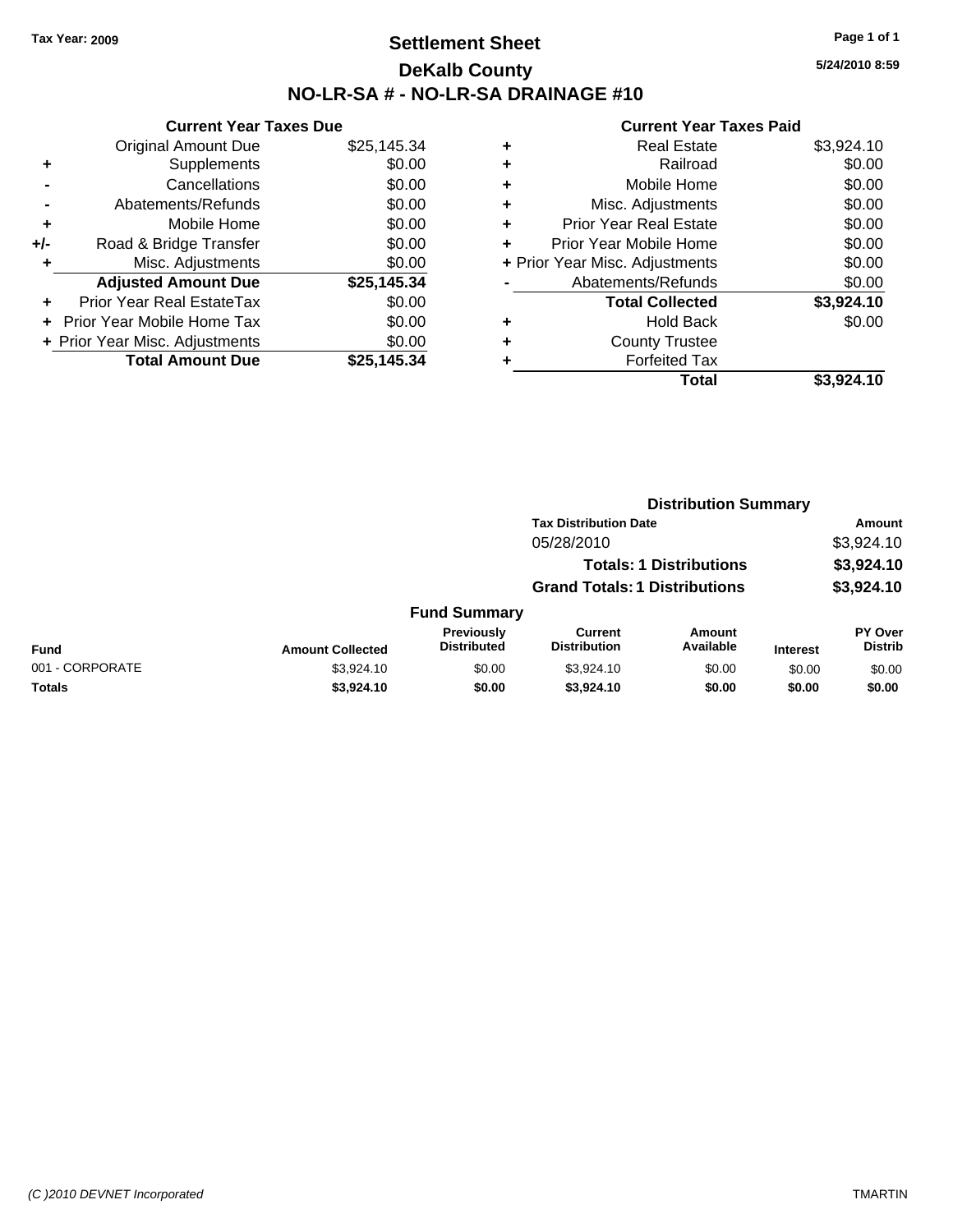Tax Year: 2009

# Settlement Sheet
## DeKalb County
## NO-LR-SA # - NO-LR-SA DRAINAGE #10

5/24/2010 8:59

### Current Year Taxes Due

| | | |
|---|---|---|
| | Original Amount Due | $25,145.34 |
| + | Supplements | $0.00 |
| - | Cancellations | $0.00 |
| - | Abatements/Refunds | $0.00 |
| + | Mobile Home | $0.00 |
| +/- | Road & Bridge Transfer | $0.00 |
| + | Misc. Adjustments | $0.00 |
| | **Adjusted Amount Due** | **$25,145.34** |
| + | Prior Year Real EstateTax | $0.00 |
| + | Prior Year Mobile Home Tax | $0.00 |
| + | Prior Year Misc. Adjustments | $0.00 |
| | **Total Amount Due** | **$25,145.34** |

### Current Year Taxes Paid

| | | |
|---|---|---|
| + | Real Estate | $3,924.10 |
| + | Railroad | $0.00 |
| + | Mobile Home | $0.00 |
| + | Misc. Adjustments | $0.00 |
| + | Prior Year Real Estate | $0.00 |
| + | Prior Year Mobile Home | $0.00 |
| + | Prior Year Misc. Adjustments | $0.00 |
| - | Abatements/Refunds | $0.00 |
| | **Total Collected** | **$3,924.10** |
| + | Hold Back | $0.00 |
| + | County Trustee | |
| + | Forfeited Tax | |
| | **Total** | **$3,924.10** |

### Distribution Summary

| Tax Distribution Date | Amount |
|---|---|
| 05/28/2010 | $3,924.10 |
| **Totals: 1 Distributions** | **$3,924.10** |
| **Grand Totals: 1 Distributions** | **$3,924.10** |

### Fund Summary

| Fund | Amount Collected | Previously Distributed | Current Distribution | Amount Available | Interest | PY Over Distrib |
|---|---|---|---|---|---|---|
| 001 - CORPORATE | $3,924.10 | $0.00 | $3,924.10 | $0.00 | $0.00 | $0.00 |
| **Totals** | **$3,924.10** | **$0.00** | **$3,924.10** | **$0.00** | **$0.00** | **$0.00** |

(C )2010 DEVNET Incorporated TMARTIN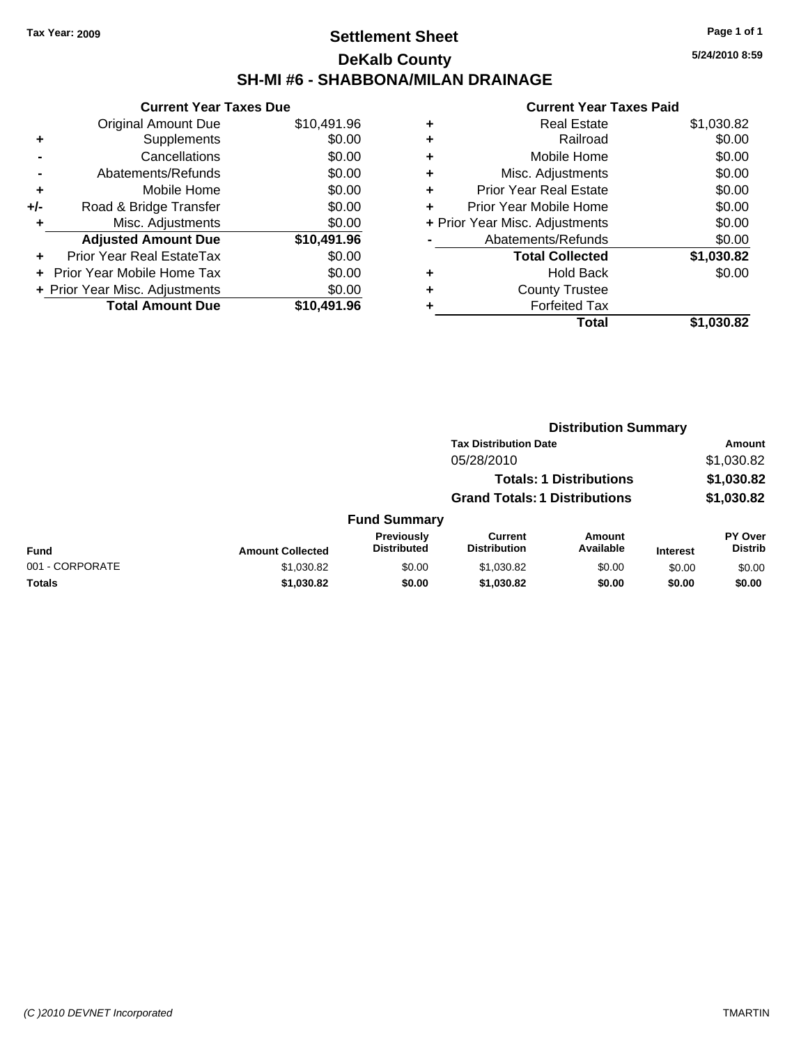Tax Year: 2009

# Settlement Sheet

## DeKalb County

## SH-MI #6 - SHABBONA/MILAN DRAINAGE

5/24/2010 8:59

### Current Year Taxes Due

| | | |
|---|---|---|
| | Original Amount Due | $10,491.96 |
| + | Supplements | $0.00 |
| - | Cancellations | $0.00 |
| - | Abatements/Refunds | $0.00 |
| + | Mobile Home | $0.00 |
| +/- | Road & Bridge Transfer | $0.00 |
| + | Misc. Adjustments | $0.00 |
| | **Adjusted Amount Due** | **$10,491.96** |
| + | Prior Year Real EstateTax | $0.00 |
| + | Prior Year Mobile Home Tax | $0.00 |
| + | Prior Year Misc. Adjustments | $0.00 |
| | **Total Amount Due** | **$10,491.96** |

### Current Year Taxes Paid

| | | |
|---|---|---|
| + | Real Estate | $1,030.82 |
| + | Railroad | $0.00 |
| + | Mobile Home | $0.00 |
| + | Misc. Adjustments | $0.00 |
| + | Prior Year Real Estate | $0.00 |
| + | Prior Year Mobile Home | $0.00 |
| + | Prior Year Misc. Adjustments | $0.00 |
| - | Abatements/Refunds | $0.00 |
| | **Total Collected** | **$1,030.82** |
| + | Hold Back | $0.00 |
| + | County Trustee | |
| + | Forfeited Tax | |
| | **Total** | **$1,030.82** |

### Distribution Summary

| Tax Distribution Date | Amount |
|---|---|
| 05/28/2010 | $1,030.82 |
| **Totals: 1 Distributions** | **$1,030.82** |
| **Grand Totals: 1 Distributions** | **$1,030.82** |

### Fund Summary

| Fund | Amount Collected | Previously Distributed | Current Distribution | Amount Available | Interest | PY Over Distrib |
|---|---|---|---|---|---|---|
| 001 - CORPORATE | $1,030.82 | $0.00 | $1,030.82 | $0.00 | $0.00 | $0.00 |
| **Totals** | **$1,030.82** | **$0.00** | **$1,030.82** | **$0.00** | **$0.00** | **$0.00** |

(C )2010 DEVNET Incorporated — TMARTIN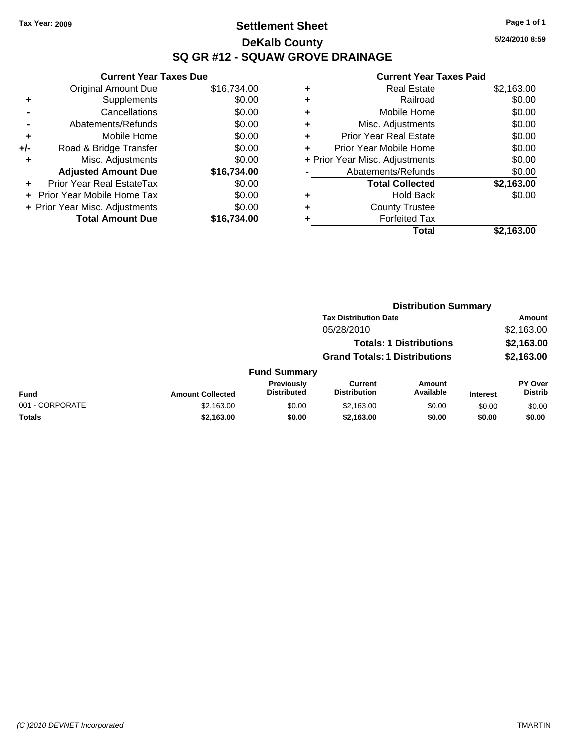Tax Year: 2009

# Settlement Sheet
## DeKalb County
## SQ GR #12 - SQUAW GROVE DRAINAGE

5/24/2010 8:59

### Current Year Taxes Due

| | | |
|---|---|---|
| | Original Amount Due | $16,734.00 |
| + | Supplements | $0.00 |
| - | Cancellations | $0.00 |
| - | Abatements/Refunds | $0.00 |
| + | Mobile Home | $0.00 |
| +/- | Road & Bridge Transfer | $0.00 |
| + | Misc. Adjustments | $0.00 |
| | **Adjusted Amount Due** | **$16,734.00** |
| + | Prior Year Real EstateTax | $0.00 |
| + | Prior Year Mobile Home Tax | $0.00 |
| + | Prior Year Misc. Adjustments | $0.00 |
| | **Total Amount Due** | **$16,734.00** |

### Current Year Taxes Paid

| | | |
|---|---|---|
| + | Real Estate | $2,163.00 |
| + | Railroad | $0.00 |
| + | Mobile Home | $0.00 |
| + | Misc. Adjustments | $0.00 |
| + | Prior Year Real Estate | $0.00 |
| + | Prior Year Mobile Home | $0.00 |
| + | Prior Year Misc. Adjustments | $0.00 |
| - | Abatements/Refunds | $0.00 |
| | **Total Collected** | **$2,163.00** |
| + | Hold Back | $0.00 |
| + | County Trustee | |
| + | Forfeited Tax | |
| | **Total** | **$2,163.00** |

### Distribution Summary

| Tax Distribution Date | Amount |
|---|---|
| 05/28/2010 | $2,163.00 |
| **Totals: 1 Distributions** | **$2,163.00** |
| **Grand Totals: 1 Distributions** | **$2,163.00** |

### Fund Summary

| Fund | Amount Collected | Previously Distributed | Current Distribution | Amount Available | Interest | PY Over Distrib |
|---|---|---|---|---|---|---|
| 001 - CORPORATE | $2,163.00 | $0.00 | $2,163.00 | $0.00 | $0.00 | $0.00 |
| **Totals** | **$2,163.00** | **$0.00** | **$2,163.00** | **$0.00** | **$0.00** | **$0.00** |

(C )2010 DEVNET Incorporated TMARTIN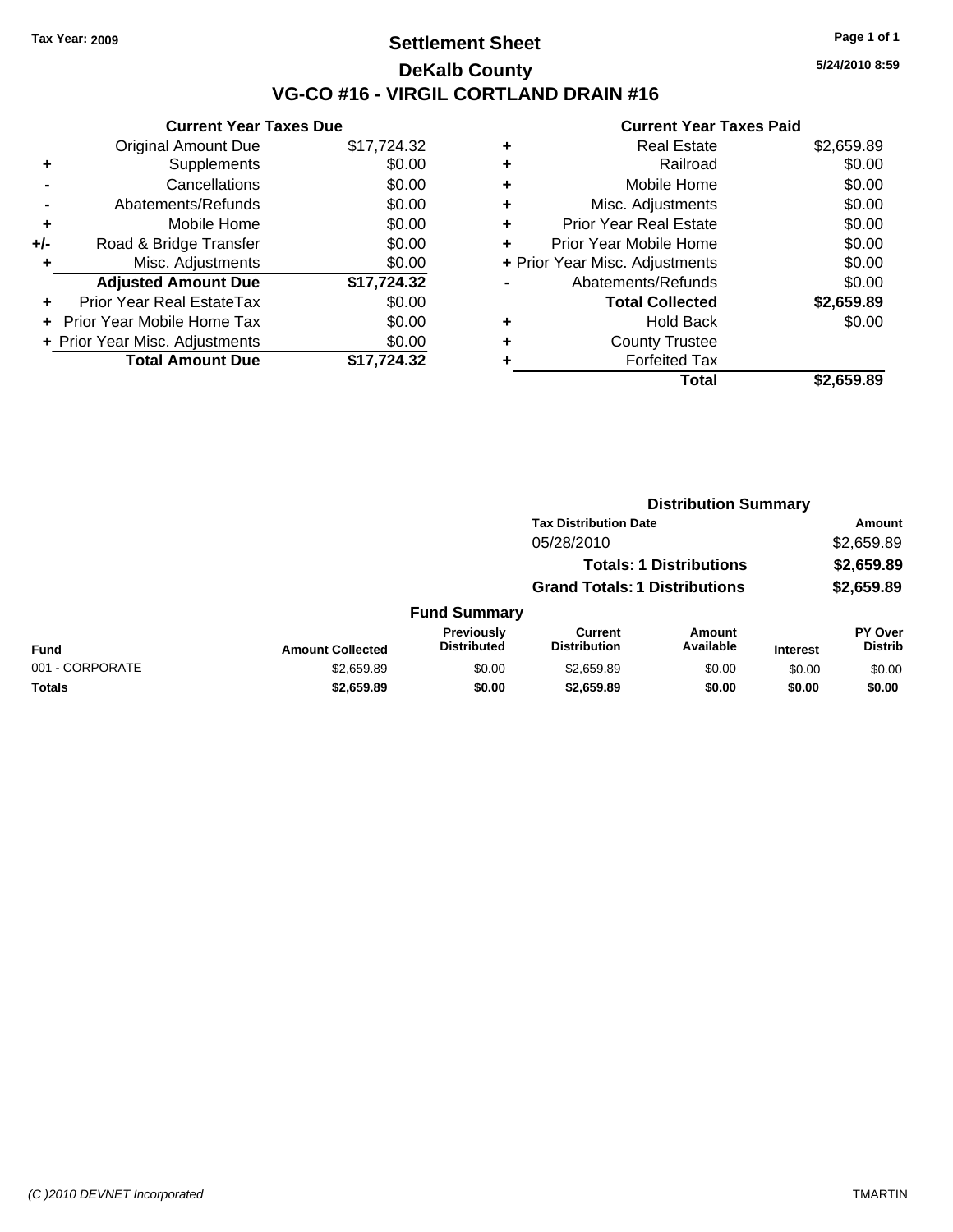Tax Year: 2009

# Settlement Sheet
## DeKalb County
## VG-CO #16 - VIRGIL CORTLAND DRAIN #16

5/24/2010 8:59

| | Current Year Taxes Due | |
|---|---|---|
| | Original Amount Due | $17,724.32 |
| + | Supplements | $0.00 |
| - | Cancellations | $0.00 |
| - | Abatements/Refunds | $0.00 |
| + | Mobile Home | $0.00 |
| +/- | Road & Bridge Transfer | $0.00 |
| + | Misc. Adjustments | $0.00 |
| | **Adjusted Amount Due** | **$17,724.32** |
| + | Prior Year Real EstateTax | $0.00 |
| + | Prior Year Mobile Home Tax | $0.00 |
| + | Prior Year Misc. Adjustments | $0.00 |
| | **Total Amount Due** | **$17,724.32** |

| | Current Year Taxes Paid | |
|---|---|---|
| + | Real Estate | $2,659.89 |
| + | Railroad | $0.00 |
| + | Mobile Home | $0.00 |
| + | Misc. Adjustments | $0.00 |
| + | Prior Year Real Estate | $0.00 |
| + | Prior Year Mobile Home | $0.00 |
| + | Prior Year Misc. Adjustments | $0.00 |
| - | Abatements/Refunds | $0.00 |
| | **Total Collected** | **$2,659.89** |
| + | Hold Back | $0.00 |
| + | County Trustee | |
| + | Forfeited Tax | |
| | **Total** | **$2,659.89** |

**Distribution Summary**

| Tax Distribution Date | Amount |
|---|---|
| 05/28/2010 | $2,659.89 |
| **Totals: 1 Distributions** | **$2,659.89** |
| **Grand Totals: 1 Distributions** | **$2,659.89** |

**Fund Summary**

| Fund | Amount Collected | Previously Distributed | Current Distribution | Amount Available | Interest | PY Over Distrib |
|---|---|---|---|---|---|---|
| 001 - CORPORATE | $2,659.89 | $0.00 | $2,659.89 | $0.00 | $0.00 | $0.00 |
| **Totals** | **$2,659.89** | **$0.00** | **$2,659.89** | **$0.00** | **$0.00** | **$0.00** |

(C )2010 DEVNET Incorporated

TMARTIN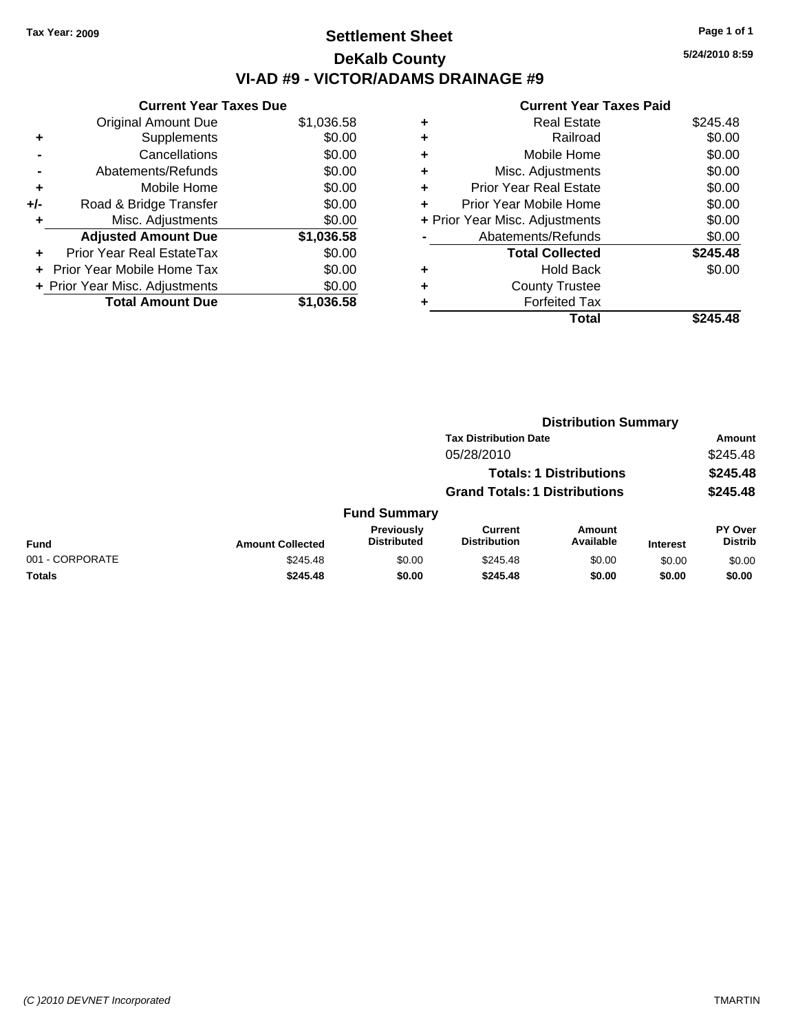Tax Year: 2009

# Settlement Sheet
## DeKalb County
## VI-AD #9 - VICTOR/ADAMS DRAINAGE #9

5/24/2010 8:59

**Current Year Taxes Due**

| | | |
|---|---|---|
| | Original Amount Due | $1,036.58 |
| + | Supplements | $0.00 |
| - | Cancellations | $0.00 |
| - | Abatements/Refunds | $0.00 |
| + | Mobile Home | $0.00 |
| +/- | Road & Bridge Transfer | $0.00 |
| + | Misc. Adjustments | $0.00 |
| | **Adjusted Amount Due** | **$1,036.58** |
| + | Prior Year Real EstateTax | $0.00 |
| + | Prior Year Mobile Home Tax | $0.00 |
| + | Prior Year Misc. Adjustments | $0.00 |
| | **Total Amount Due** | **$1,036.58** |

**Current Year Taxes Paid**

| | | |
|---|---|---|
| + | Real Estate | $245.48 |
| + | Railroad | $0.00 |
| + | Mobile Home | $0.00 |
| + | Misc. Adjustments | $0.00 |
| + | Prior Year Real Estate | $0.00 |
| + | Prior Year Mobile Home | $0.00 |
| + | Prior Year Misc. Adjustments | $0.00 |
| - | Abatements/Refunds | $0.00 |
| | **Total Collected** | **$245.48** |
| + | Hold Back | $0.00 |
| + | County Trustee | |
| + | Forfeited Tax | |
| | **Total** | **$245.48** |

**Distribution Summary**

| Tax Distribution Date | Amount |
|---|---|
| 05/28/2010 | $245.48 |
| **Totals: 1 Distributions** | **$245.48** |
| **Grand Totals: 1 Distributions** | **$245.48** |

**Fund Summary**

| Fund | Amount Collected | Previously Distributed | Current Distribution | Amount Available | Interest | PY Over Distrib |
|---|---|---|---|---|---|---|
| 001 - CORPORATE | $245.48 | $0.00 | $245.48 | $0.00 | $0.00 | $0.00 |
| **Totals** | **$245.48** | **$0.00** | **$245.48** | **$0.00** | **$0.00** | **$0.00** |

(C )2010 DEVNET Incorporated TMARTIN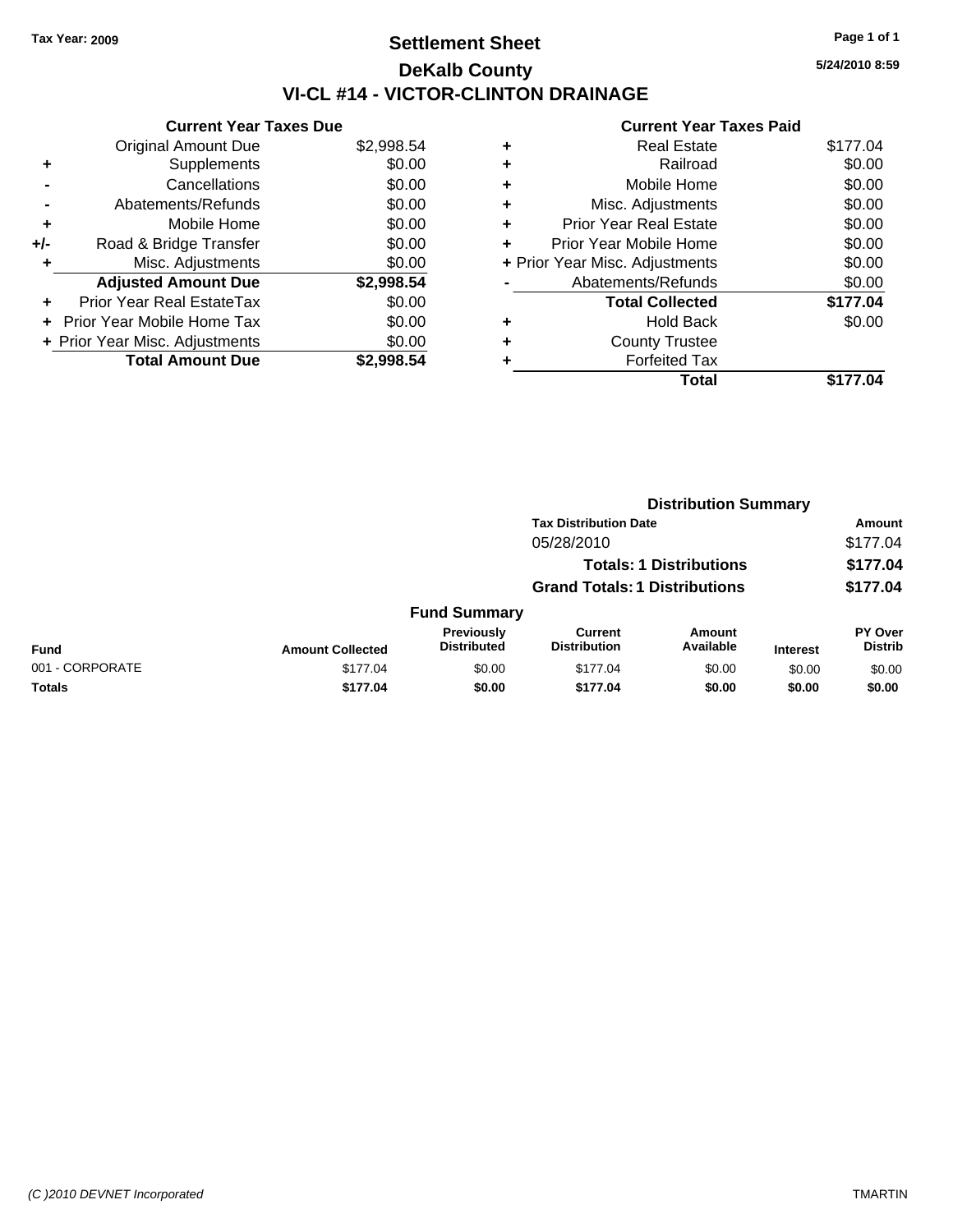Tax Year: 2009

# Settlement Sheet

## DeKalb County

## VI-CL #14 - VICTOR-CLINTON DRAINAGE

5/24/2010 8:59

### Current Year Taxes Due

| | | |
|---|---|---|
| | Original Amount Due | $2,998.54 |
| + | Supplements | $0.00 |
| - | Cancellations | $0.00 |
| - | Abatements/Refunds | $0.00 |
| + | Mobile Home | $0.00 |
| +/- | Road & Bridge Transfer | $0.00 |
| + | Misc. Adjustments | $0.00 |
| | **Adjusted Amount Due** | **$2,998.54** |
| + | Prior Year Real EstateTax | $0.00 |
| + | Prior Year Mobile Home Tax | $0.00 |
| + | Prior Year Misc. Adjustments | $0.00 |
| | **Total Amount Due** | **$2,998.54** |

### Current Year Taxes Paid

| | | |
|---|---|---|
| + | Real Estate | $177.04 |
| + | Railroad | $0.00 |
| + | Mobile Home | $0.00 |
| + | Misc. Adjustments | $0.00 |
| + | Prior Year Real Estate | $0.00 |
| + | Prior Year Mobile Home | $0.00 |
| + | Prior Year Misc. Adjustments | $0.00 |
| - | Abatements/Refunds | $0.00 |
| | **Total Collected** | **$177.04** |
| + | Hold Back | $0.00 |
| + | County Trustee | |
| + | Forfeited Tax | |
| | **Total** | **$177.04** |

### Distribution Summary

| Tax Distribution Date | Amount |
|---|---|
| 05/28/2010 | $177.04 |
| **Totals: 1 Distributions** | **$177.04** |
| **Grand Totals: 1 Distributions** | **$177.04** |

### Fund Summary

| Fund | Amount Collected | Previously Distributed | Current Distribution | Amount Available | Interest | PY Over Distrib |
|---|---|---|---|---|---|---|
| 001 - CORPORATE | $177.04 | $0.00 | $177.04 | $0.00 | $0.00 | $0.00 |
| **Totals** | **$177.04** | **$0.00** | **$177.04** | **$0.00** | **$0.00** | **$0.00** |

(C )2010 DEVNET Incorporated TMARTIN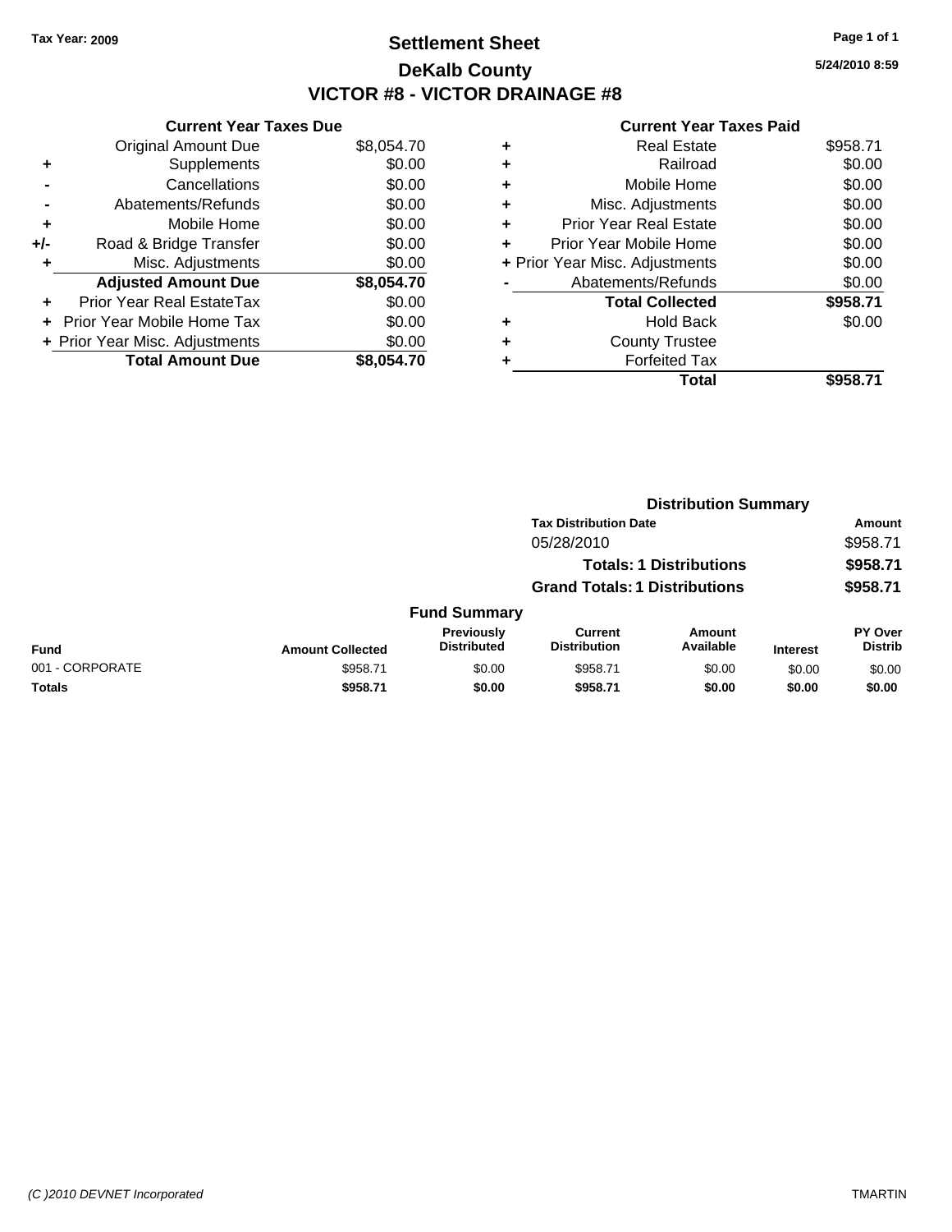Tax Year: 2009

# Settlement Sheet
## DeKalb County
## VICTOR #8 - VICTOR DRAINAGE #8

5/24/2010 8:59

**Current Year Taxes Due**

| | | |
|---|---|---|
| | Original Amount Due | $8,054.70 |
| + | Supplements | $0.00 |
| - | Cancellations | $0.00 |
| - | Abatements/Refunds | $0.00 |
| + | Mobile Home | $0.00 |
| +/- | Road & Bridge Transfer | $0.00 |
| + | Misc. Adjustments | $0.00 |
| | **Adjusted Amount Due** | **$8,054.70** |
| + | Prior Year Real EstateTax | $0.00 |
| + | Prior Year Mobile Home Tax | $0.00 |
| + | Prior Year Misc. Adjustments | $0.00 |
| | **Total Amount Due** | **$8,054.70** |

**Current Year Taxes Paid**

| | | |
|---|---|---|
| + | Real Estate | $958.71 |
| + | Railroad | $0.00 |
| + | Mobile Home | $0.00 |
| + | Misc. Adjustments | $0.00 |
| + | Prior Year Real Estate | $0.00 |
| + | Prior Year Mobile Home | $0.00 |
| + | Prior Year Misc. Adjustments | $0.00 |
| - | Abatements/Refunds | $0.00 |
| | **Total Collected** | **$958.71** |
| + | Hold Back | $0.00 |
| + | County Trustee | |
| + | Forfeited Tax | |
| | **Total** | **$958.71** |

**Distribution Summary**

| Tax Distribution Date | Amount |
|---|---|
| 05/28/2010 | $958.71 |
| **Totals: 1 Distributions** | **$958.71** |
| **Grand Totals: 1 Distributions** | **$958.71** |

**Fund Summary**

| Fund | Amount Collected | Previously Distributed | Current Distribution | Amount Available | Interest | PY Over Distrib |
|---|---|---|---|---|---|---|
| 001 - CORPORATE | $958.71 | $0.00 | $958.71 | $0.00 | $0.00 | $0.00 |
| **Totals** | **$958.71** | **$0.00** | **$958.71** | **$0.00** | **$0.00** | **$0.00** |

(C )2010 DEVNET Incorporated

TMARTIN